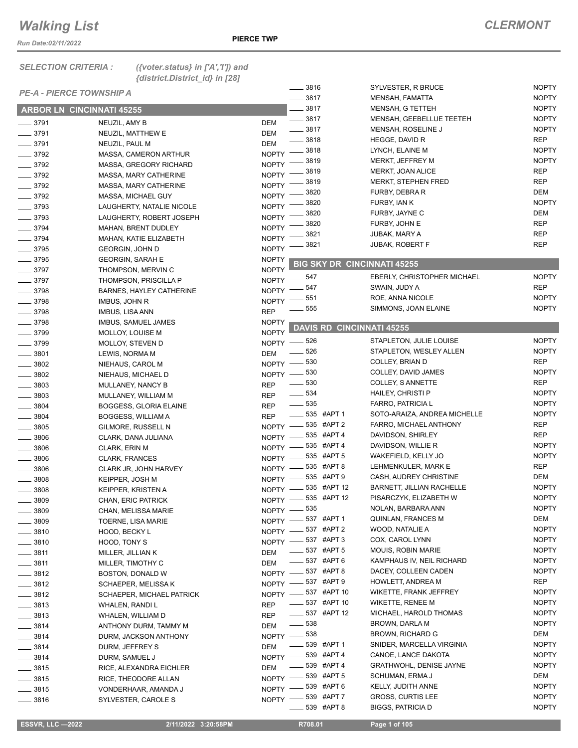# Walking List

**CLERMONT**

Run Date:02/11/2022

**PIERCE TWP**

*SELECTION CRITERIA :* *({voter.status} in ['A','I']) and {district.District_id} in [28]*

*PE-A - PIERCE TOWNSHIP A*

## ARBOR LN CINCINNATI 45255

| No. | Name | Party |
|---|---|---|
| ____ 3791 | NEUZIL, AMY B | DEM |
| ____ 3791 | NEUZIL, MATTHEW E | DEM |
| ____ 3791 | NEUZIL, PAUL M | DEM |
| ____ 3792 | MASSA, CAMERON ARTHUR | NOPTY |
| ____ 3792 | MASSA, GREGORY RICHARD | NOPTY |
| ____ 3792 | MASSA, MARY CATHERINE | NOPTY |
| ____ 3792 | MASSA, MARY CATHERINE | NOPTY |
| ____ 3792 | MASSA, MICHAEL GUY | NOPTY |
| ____ 3793 | LAUGHERTY, NATALIE NICOLE | NOPTY |
| ____ 3793 | LAUGHERTY, ROBERT JOSEPH | NOPTY |
| ____ 3794 | MAHAN, BRENT DUDLEY | NOPTY |
| ____ 3794 | MAHAN, KATIE ELIZABETH | NOPTY |
| ____ 3795 | GEORGIN, JOHN D | NOPTY |
| ____ 3795 | GEORGIN, SARAH E | NOPTY |
| ____ 3797 | THOMPSON, MERVIN C | NOPTY |
| ____ 3797 | THOMPSON, PRISCILLA P | NOPTY |
| ____ 3798 | BARNES, HAYLEY CATHERINE | NOPTY |
| ____ 3798 | IMBUS, JOHN R | NOPTY |
| ____ 3798 | IMBUS, LISA ANN | REP |
| ____ 3798 | IMBUS, SAMUEL JAMES | NOPTY |
| ____ 3799 | MOLLOY, LOUISE M | NOPTY |
| ____ 3799 | MOLLOY, STEVEN D | NOPTY |
| ____ 3801 | LEWIS, NORMA M | DEM |
| ____ 3802 | NIEHAUS, CAROL M | NOPTY |
| ____ 3802 | NIEHAUS, MICHAEL D | NOPTY |
| ____ 3803 | MULLANEY, NANCY B | REP |
| ____ 3803 | MULLANEY, WILLIAM M | REP |
| ____ 3804 | BOGGESS, GLORIA ELAINE | REP |
| ____ 3804 | BOGGESS, WILLIAM A | REP |
| ____ 3805 | GILMORE, RUSSELL N | NOPTY |
| ____ 3806 | CLARK, DANA JULIANA | NOPTY |
| ____ 3806 | CLARK, ERIN M | NOPTY |
| ____ 3806 | CLARK, FRANCES | NOPTY |
| ____ 3806 | CLARK JR, JOHN HARVEY | NOPTY |
| ____ 3808 | KEIPPER, JOSH M | NOPTY |
| ____ 3808 | KEIPPER, KRISTEN A | NOPTY |
| ____ 3809 | CHAN, ERIC PATRICK | NOPTY |
| ____ 3809 | CHAN, MELISSA MARIE | NOPTY |
| ____ 3809 | TOERNE, LISA MARIE | NOPTY |
| ____ 3810 | HOOD, BECKY L | NOPTY |
| ____ 3810 | HOOD, TONY S | NOPTY |
| ____ 3811 | MILLER, JILLIAN K | DEM |
| ____ 3811 | MILLER, TIMOTHY C | DEM |
| ____ 3812 | BOSTON, DONALD W | NOPTY |
| ____ 3812 | SCHAEPER, MELISSA K | NOPTY |
| ____ 3812 | SCHAEPER, MICHAEL PATRICK | NOPTY |
| ____ 3813 | WHALEN, RANDI L | REP |
| ____ 3813 | WHALEN, WILLIAM D | REP |
| ____ 3814 | ANTHONY DURM, TAMMY M | DEM |
| ____ 3814 | DURM, JACKSON ANTHONY | NOPTY |
| ____ 3814 | DURM, JEFFREY S | DEM |
| ____ 3814 | DURM, SAMUEL J | NOPTY |
| ____ 3815 | RICE, ALEXANDRA EICHLER | DEM |
| ____ 3815 | RICE, THEODORE ALLAN | NOPTY |
| ____ 3815 | VONDERHAAR, AMANDA J | NOPTY |
| ____ 3816 | SYLVESTER, CAROLE S | NOPTY |
| ____ 3816 | SYLVESTER, R BRUCE | NOPTY |
| ____ 3817 | MENSAH, FAMATTA | NOPTY |
| ____ 3817 | MENSAH, G TETTEH | NOPTY |
| ____ 3817 | MENSAH, GEEBELLUE TEETEH | NOPTY |
| ____ 3817 | MENSAH, ROSELINE J | NOPTY |
| ____ 3818 | HEGGE, DAVID R | REP |
| ____ 3818 | LYNCH, ELAINE M | NOPTY |
| ____ 3819 | MERKT, JEFFREY M | NOPTY |
| ____ 3819 | MERKT, JOAN ALICE | REP |
| ____ 3819 | MERKT, STEPHEN FRED | REP |
| ____ 3820 | FURBY, DEBRA R | DEM |
| ____ 3820 | FURBY, IAN K | NOPTY |
| ____ 3820 | FURBY, JAYNE C | DEM |
| ____ 3820 | FURBY, JOHN E | REP |
| ____ 3821 | JUBAK, MARY A | REP |
| ____ 3821 | JUBAK, ROBERT F | REP |

## BIG SKY DR CINCINNATI 45255

| No. | Name | Party |
|---|---|---|
| ____ 547 | EBERLY, CHRISTOPHER MICHAEL | NOPTY |
| ____ 547 | SWAIN, JUDY A | REP |
| ____ 551 | ROE, ANNA NICOLE | NOPTY |
| ____ 555 | SIMMONS, JOAN ELAINE | NOPTY |

## DAVIS RD CINCINNATI 45255

| No. | Name | Party |
|---|---|---|
| ____ 526 | STAPLETON, JULIE LOUISE | NOPTY |
| ____ 526 | STAPLETON, WESLEY ALLEN | NOPTY |
| ____ 530 | COLLEY, BRIAN D | REP |
| ____ 530 | COLLEY, DAVID JAMES | NOPTY |
| ____ 530 | COLLEY, S ANNETTE | REP |
| ____ 534 | HAILEY, CHRISTI P | NOPTY |
| ____ 535 | FARRO, PATRICIA L | NOPTY |
| ____ 535 #APT 1 | SOTO-ARAIZA, ANDREA MICHELLE | NOPTY |
| ____ 535 #APT 2 | FARRO, MICHAEL ANTHONY | REP |
| ____ 535 #APT 4 | DAVIDSON, SHIRLEY | REP |
| ____ 535 #APT 4 | DAVIDSON, WILLIE R | NOPTY |
| ____ 535 #APT 5 | WAKEFIELD, KELLY JO | NOPTY |
| ____ 535 #APT 8 | LEHMENKULER, MARK E | REP |
| ____ 535 #APT 9 | CASH, AUDREY CHRISTINE | DEM |
| ____ 535 #APT 12 | BARNETT, JILLIAN RACHELLE | NOPTY |
| ____ 535 #APT 12 | PISARCZYK, ELIZABETH W | NOPTY |
| ____ 535 | NOLAN, BARBARA ANN | NOPTY |
| ____ 537 #APT 1 | QUINLAN, FRANCES M | DEM |
| ____ 537 #APT 2 | WOOD, NATALIE A | NOPTY |
| ____ 537 #APT 3 | COX, CAROL LYNN | NOPTY |
| ____ 537 #APT 5 | MOUIS, ROBIN MARIE | NOPTY |
| ____ 537 #APT 6 | KAMPHAUS IV, NEIL RICHARD | NOPTY |
| ____ 537 #APT 8 | DACEY, COLLEEN CADEN | NOPTY |
| ____ 537 #APT 9 | HOWLETT, ANDREA M | REP |
| ____ 537 #APT 10 | WIKETTE, FRANK JEFFREY | NOPTY |
| ____ 537 #APT 10 | WIKETTE, RENEE M | NOPTY |
| ____ 537 #APT 12 | MICHAEL, HAROLD THOMAS | NOPTY |
| ____ 538 | BROWN, DARLA M | NOPTY |
| ____ 538 | BROWN, RICHARD G | DEM |
| ____ 539 #APT 1 | SNIDER, MARCELLA VIRGINIA | NOPTY |
| ____ 539 #APT 4 | CANOE, LANCE DAKOTA | NOPTY |
| ____ 539 #APT 4 | GRATHWOHL, DENISE JAYNE | NOPTY |
| ____ 539 #APT 5 | SCHUMAN, ERMA J | DEM |
| ____ 539 #APT 6 | KELLY, JUDITH ANNE | NOPTY |
| ____ 539 #APT 7 | GROSS, CURTIS LEE | NOPTY |
| ____ 539 #APT 8 | BIGGS, PATRICIA D | NOPTY |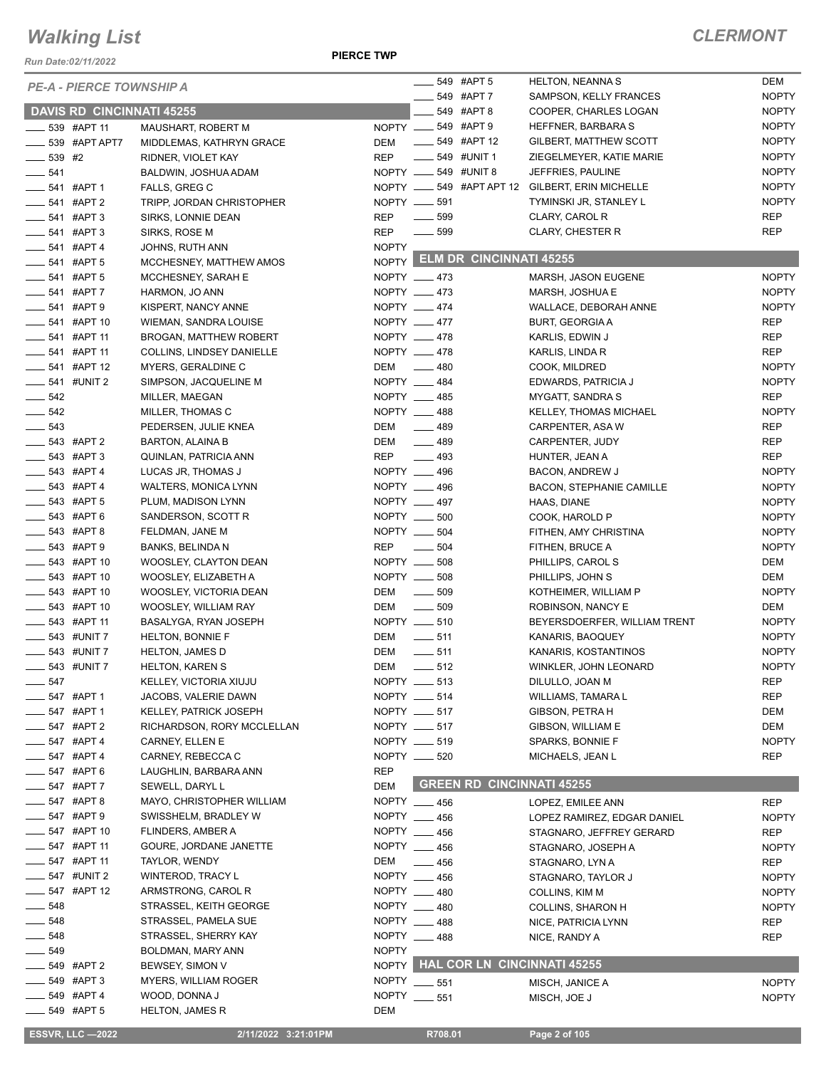# Walking List

## CLERMONT

Run Date:02/11/2022

PIERCE TWP

### PE-A - PIERCE TOWNSHIP A

#### DAVIS RD CINCINNATI 45255

| No. | Unit | Name | Party |
|---|---|---|---|
| 539 | #APT 11 | MAUSHART, ROBERT M | NOPTY |
| 539 | #APT APT7 | MIDDLEMAS, KATHRYN GRACE | DEM |
| 539 | #2 | RIDNER, VIOLET KAY | REP |
| 541 | | BALDWIN, JOSHUA ADAM | NOPTY |
| 541 | #APT 1 | FALLS, GREG C | NOPTY |
| 541 | #APT 2 | TRIPP, JORDAN CHRISTOPHER | NOPTY |
| 541 | #APT 3 | SIRKS, LONNIE DEAN | REP |
| 541 | #APT 3 | SIRKS, ROSE M | REP |
| 541 | #APT 4 | JOHNS, RUTH ANN | NOPTY |
| 541 | #APT 5 | MCCHESNEY, MATTHEW AMOS | NOPTY |
| 541 | #APT 5 | MCCHESNEY, SARAH E | NOPTY |
| 541 | #APT 7 | HARMON, JO ANN | NOPTY |
| 541 | #APT 9 | KISPERT, NANCY ANNE | NOPTY |
| 541 | #APT 10 | WIEMAN, SANDRA LOUISE | NOPTY |
| 541 | #APT 11 | BROGAN, MATTHEW ROBERT | NOPTY |
| 541 | #APT 11 | COLLINS, LINDSEY DANIELLE | NOPTY |
| 541 | #APT 12 | MYERS, GERALDINE C | DEM |
| 541 | #UNIT 2 | SIMPSON, JACQUELINE M | NOPTY |
| 542 | | MILLER, MAEGAN | NOPTY |
| 542 | | MILLER, THOMAS C | NOPTY |
| 543 | | PEDERSEN, JULIE KNEA | DEM |
| 543 | #APT 2 | BARTON, ALAINA B | DEM |
| 543 | #APT 3 | QUINLAN, PATRICIA ANN | REP |
| 543 | #APT 4 | LUCAS JR, THOMAS J | NOPTY |
| 543 | #APT 4 | WALTERS, MONICA LYNN | NOPTY |
| 543 | #APT 5 | PLUM, MADISON LYNN | NOPTY |
| 543 | #APT 6 | SANDERSON, SCOTT R | NOPTY |
| 543 | #APT 8 | FELDMAN, JANE M | NOPTY |
| 543 | #APT 9 | BANKS, BELINDA N | REP |
| 543 | #APT 10 | WOOSLEY, CLAYTON DEAN | NOPTY |
| 543 | #APT 10 | WOOSLEY, ELIZABETH A | NOPTY |
| 543 | #APT 10 | WOOSLEY, VICTORIA DEAN | DEM |
| 543 | #APT 10 | WOOSLEY, WILLIAM RAY | DEM |
| 543 | #APT 11 | BASALYGA, RYAN JOSEPH | NOPTY |
| 543 | #UNIT 7 | HELTON, BONNIE F | DEM |
| 543 | #UNIT 7 | HELTON, JAMES D | DEM |
| 543 | #UNIT 7 | HELTON, KAREN S | DEM |
| 547 | | KELLEY, VICTORIA XIUJU | NOPTY |
| 547 | #APT 1 | JACOBS, VALERIE DAWN | NOPTY |
| 547 | #APT 1 | KELLEY, PATRICK JOSEPH | NOPTY |
| 547 | #APT 2 | RICHARDSON, RORY MCCLELLAN | NOPTY |
| 547 | #APT 4 | CARNEY, ELLEN E | NOPTY |
| 547 | #APT 4 | CARNEY, REBECCA C | NOPTY |
| 547 | #APT 6 | LAUGHLIN, BARBARA ANN | REP |
| 547 | #APT 7 | SEWELL, DARYL L | DEM |
| 547 | #APT 8 | MAYO, CHRISTOPHER WILLIAM | NOPTY |
| 547 | #APT 9 | SWISSHELM, BRADLEY W | NOPTY |
| 547 | #APT 10 | FLINDERS, AMBER A | NOPTY |
| 547 | #APT 11 | GOURE, JORDANE JANETTE | NOPTY |
| 547 | #APT 11 | TAYLOR, WENDY | DEM |
| 547 | #UNIT 2 | WINTEROD, TRACY L | NOPTY |
| 547 | #APT 12 | ARMSTRONG, CAROL R | NOPTY |
| 548 | | STRASSEL, KEITH GEORGE | NOPTY |
| 548 | | STRASSEL, PAMELA SUE | NOPTY |
| 548 | | STRASSEL, SHERRY KAY | NOPTY |
| 549 | | BOLDMAN, MARY ANN | NOPTY |
| 549 | #APT 2 | BEWSEY, SIMON V | NOPTY |
| 549 | #APT 3 | MYERS, WILLIAM ROGER | NOPTY |
| 549 | #APT 4 | WOOD, DONNA J | NOPTY |
| 549 | #APT 5 | HELTON, JAMES R | DEM |
| 549 | #APT 5 | HELTON, NEANNA S | DEM |
| 549 | #APT 7 | SAMPSON, KELLY FRANCES | NOPTY |
| 549 | #APT 8 | COOPER, CHARLES LOGAN | NOPTY |
| 549 | #APT 9 | HEFFNER, BARBARA S | NOPTY |
| 549 | #APT 12 | GILBERT, MATTHEW SCOTT | NOPTY |
| 549 | #UNIT 1 | ZIEGELMEYER, KATIE MARIE | NOPTY |
| 549 | #UNIT 8 | JEFFRIES, PAULINE | NOPTY |
| 549 | #APT APT 12 | GILBERT, ERIN MICHELLE | NOPTY |
| 591 | | TYMINSKI JR, STANLEY L | NOPTY |
| 599 | | CLARY, CAROL R | REP |
| 599 | | CLARY, CHESTER R | REP |

#### ELM DR CINCINNATI 45255

| No. | Unit | Name | Party |
|---|---|---|---|
| 473 | | MARSH, JASON EUGENE | NOPTY |
| 473 | | MARSH, JOSHUA E | NOPTY |
| 474 | | WALLACE, DEBORAH ANNE | NOPTY |
| 477 | | BURT, GEORGIA A | REP |
| 478 | | KARLIS, EDWIN J | REP |
| 478 | | KARLIS, LINDA R | REP |
| 480 | | COOK, MILDRED | NOPTY |
| 484 | | EDWARDS, PATRICIA J | NOPTY |
| 485 | | MYGATT, SANDRA S | REP |
| 488 | | KELLEY, THOMAS MICHAEL | NOPTY |
| 489 | | CARPENTER, ASA W | REP |
| 489 | | CARPENTER, JUDY | REP |
| 493 | | HUNTER, JEAN A | REP |
| 496 | | BACON, ANDREW J | NOPTY |
| 496 | | BACON, STEPHANIE CAMILLE | NOPTY |
| 497 | | HAAS, DIANE | NOPTY |
| 500 | | COOK, HAROLD P | NOPTY |
| 504 | | FITHEN, AMY CHRISTINA | NOPTY |
| 504 | | FITHEN, BRUCE A | NOPTY |
| 508 | | PHILLIPS, CAROL S | DEM |
| 508 | | PHILLIPS, JOHN S | DEM |
| 509 | | KOTHEIMER, WILLIAM P | NOPTY |
| 509 | | ROBINSON, NANCY E | DEM |
| 510 | | BEYERSDOERFER, WILLIAM TRENT | NOPTY |
| 511 | | KANARIS, BAOQUEY | NOPTY |
| 511 | | KANARIS, KOSTANTINOS | NOPTY |
| 512 | | WINKLER, JOHN LEONARD | NOPTY |
| 513 | | DILULLO, JOAN M | REP |
| 514 | | WILLIAMS, TAMARA L | REP |
| 517 | | GIBSON, PETRA H | DEM |
| 517 | | GIBSON, WILLIAM E | DEM |
| 519 | | SPARKS, BONNIE F | NOPTY |
| 520 | | MICHAELS, JEAN L | REP |

#### GREEN RD CINCINNATI 45255

| No. | Unit | Name | Party |
|---|---|---|---|
| 456 | | LOPEZ, EMILEE ANN | REP |
| 456 | | LOPEZ RAMIREZ, EDGAR DANIEL | NOPTY |
| 456 | | STAGNARO, JEFFREY GERARD | REP |
| 456 | | STAGNARO, JOSEPH A | NOPTY |
| 456 | | STAGNARO, LYN A | REP |
| 456 | | STAGNARO, TAYLOR J | NOPTY |
| 480 | | COLLINS, KIM M | NOPTY |
| 480 | | COLLINS, SHARON H | NOPTY |
| 488 | | NICE, PATRICIA LYNN | REP |
| 488 | | NICE, RANDY A | REP |

#### HAL COR LN CINCINNATI 45255

| No. | Unit | Name | Party |
|---|---|---|---|
| 551 | | MISCH, JANICE A | NOPTY |
| 551 | | MISCH, JOE J | NOPTY |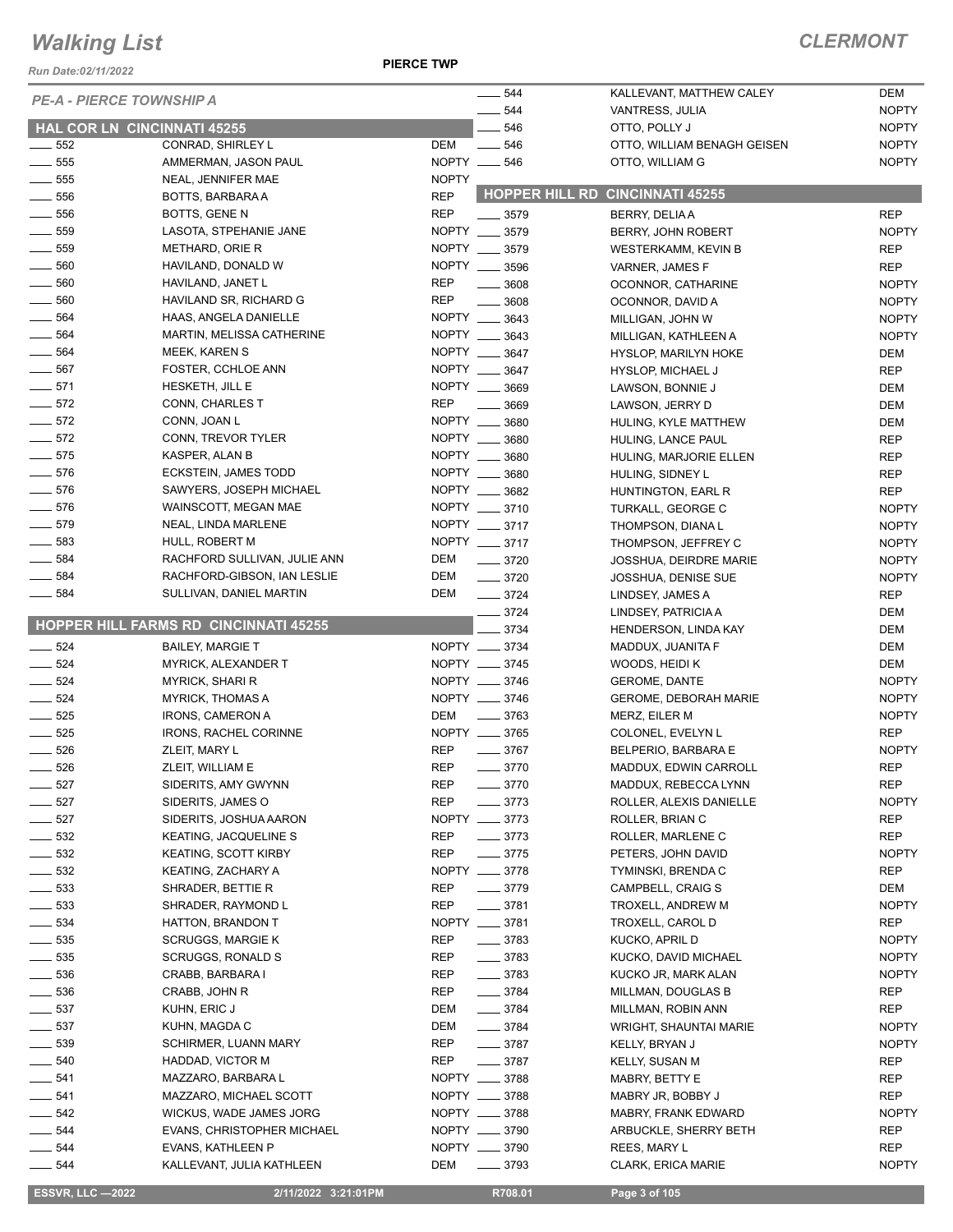# Walking List

**PIERCE TWP** — **CLERMONT**

Run Date:02/11/2022

## PE-A - PIERCE TOWNSHIP A

### HAL COR LN CINCINNATI 45255

| No. | Name | Party |
|---|---|---|
| 552 | CONRAD, SHIRLEY L | DEM |
| 555 | AMMERMAN, JASON PAUL | NOPTY |
| 555 | NEAL, JENNIFER MAE | NOPTY |
| 556 | BOTTS, BARBARA A | REP |
| 556 | BOTTS, GENE N | REP |
| 559 | LASOTA, STPEHANIE JANE | NOPTY |
| 559 | METHARD, ORIE R | NOPTY |
| 560 | HAVILAND, DONALD W | NOPTY |
| 560 | HAVILAND, JANET L | REP |
| 560 | HAVILAND SR, RICHARD G | REP |
| 564 | HAAS, ANGELA DANIELLE | NOPTY |
| 564 | MARTIN, MELISSA CATHERINE | NOPTY |
| 564 | MEEK, KAREN S | NOPTY |
| 567 | FOSTER, CCHLOE ANN | NOPTY |
| 571 | HESKETH, JILL E | NOPTY |
| 572 | CONN, CHARLES T | REP |
| 572 | CONN, JOAN L | NOPTY |
| 572 | CONN, TREVOR TYLER | NOPTY |
| 575 | KASPER, ALAN B | NOPTY |
| 576 | ECKSTEIN, JAMES TODD | NOPTY |
| 576 | SAWYERS, JOSEPH MICHAEL | NOPTY |
| 576 | WAINSCOTT, MEGAN MAE | NOPTY |
| 579 | NEAL, LINDA MARLENE | NOPTY |
| 583 | HULL, ROBERT M | NOPTY |
| 584 | RACHFORD SULLIVAN, JULIE ANN | DEM |
| 584 | RACHFORD-GIBSON, IAN LESLIE | DEM |
| 584 | SULLIVAN, DANIEL MARTIN | DEM |

### HOPPER HILL FARMS RD CINCINNATI 45255

| No. | Name | Party |
|---|---|---|
| 524 | BAILEY, MARGIE T | NOPTY |
| 524 | MYRICK, ALEXANDER T | NOPTY |
| 524 | MYRICK, SHARI R | NOPTY |
| 524 | MYRICK, THOMAS A | NOPTY |
| 525 | IRONS, CAMERON A | DEM |
| 525 | IRONS, RACHEL CORINNE | NOPTY |
| 526 | ZLEIT, MARY L | REP |
| 526 | ZLEIT, WILLIAM E | REP |
| 527 | SIDERITS, AMY GWYNN | REP |
| 527 | SIDERITS, JAMES O | REP |
| 527 | SIDERITS, JOSHUA AARON | NOPTY |
| 532 | KEATING, JACQUELINE S | REP |
| 532 | KEATING, SCOTT KIRBY | REP |
| 532 | KEATING, ZACHARY A | NOPTY |
| 533 | SHRADER, BETTIE R | REP |
| 533 | SHRADER, RAYMOND L | REP |
| 534 | HATTON, BRANDON T | NOPTY |
| 535 | SCRUGGS, MARGIE K | REP |
| 535 | SCRUGGS, RONALD S | REP |
| 536 | CRABB, BARBARA I | REP |
| 536 | CRABB, JOHN R | REP |
| 537 | KUHN, ERIC J | DEM |
| 537 | KUHN, MAGDA C | DEM |
| 539 | SCHIRMER, LUANN MARY | REP |
| 540 | HADDAD, VICTOR M | REP |
| 541 | MAZZARO, BARBARA L | NOPTY |
| 541 | MAZZARO, MICHAEL SCOTT | NOPTY |
| 542 | WICKUS, WADE JAMES JORG | NOPTY |
| 544 | EVANS, CHRISTOPHER MICHAEL | NOPTY |
| 544 | EVANS, KATHLEEN P | NOPTY |
| 544 | KALLEVANT, JULIA KATHLEEN | DEM |
| 544 | KALLEVANT, MATTHEW CALEY | DEM |
| 544 | VANTRESS, JULIA | NOPTY |
| 546 | OTTO, POLLY J | NOPTY |
| 546 | OTTO, WILLIAM BENAGH GEISEN | NOPTY |
| 546 | OTTO, WILLIAM G | NOPTY |

### HOPPER HILL RD CINCINNATI 45255

| No. | Name | Party |
|---|---|---|
| 3579 | BERRY, DELIA A | REP |
| 3579 | BERRY, JOHN ROBERT | NOPTY |
| 3579 | WESTERKAMM, KEVIN B | REP |
| 3596 | VARNER, JAMES F | REP |
| 3608 | OCONNOR, CATHARINE | NOPTY |
| 3608 | OCONNOR, DAVID A | NOPTY |
| 3643 | MILLIGAN, JOHN W | NOPTY |
| 3643 | MILLIGAN, KATHLEEN A | NOPTY |
| 3647 | HYSLOP, MARILYN HOKE | DEM |
| 3647 | HYSLOP, MICHAEL J | REP |
| 3669 | LAWSON, BONNIE J | DEM |
| 3669 | LAWSON, JERRY D | DEM |
| 3680 | HULING, KYLE MATTHEW | DEM |
| 3680 | HULING, LANCE PAUL | REP |
| 3680 | HULING, MARJORIE ELLEN | REP |
| 3680 | HULING, SIDNEY L | REP |
| 3682 | HUNTINGTON, EARL R | REP |
| 3710 | TURKALL, GEORGE C | NOPTY |
| 3717 | THOMPSON, DIANA L | NOPTY |
| 3717 | THOMPSON, JEFFREY C | NOPTY |
| 3720 | JOSSHUA, DEIRDRE MARIE | NOPTY |
| 3720 | JOSSHUA, DENISE SUE | NOPTY |
| 3724 | LINDSEY, JAMES A | REP |
| 3724 | LINDSEY, PATRICIA A | DEM |
| 3734 | HENDERSON, LINDA KAY | DEM |
| 3734 | MADDUX, JUANITA F | DEM |
| 3745 | WOODS, HEIDI K | DEM |
| 3746 | GEROME, DANTE | NOPTY |
| 3746 | GEROME, DEBORAH MARIE | NOPTY |
| 3763 | MERZ, EILER M | NOPTY |
| 3765 | COLONEL, EVELYN L | REP |
| 3767 | BELPERIO, BARBARA E | NOPTY |
| 3770 | MADDUX, EDWIN CARROLL | REP |
| 3770 | MADDUX, REBECCA LYNN | REP |
| 3773 | ROLLER, ALEXIS DANIELLE | NOPTY |
| 3773 | ROLLER, BRIAN C | REP |
| 3773 | ROLLER, MARLENE C | REP |
| 3775 | PETERS, JOHN DAVID | NOPTY |
| 3778 | TYMINSKI, BRENDA C | REP |
| 3779 | CAMPBELL, CRAIG S | DEM |
| 3781 | TROXELL, ANDREW M | NOPTY |
| 3781 | TROXELL, CAROL D | REP |
| 3783 | KUCKO, APRIL D | NOPTY |
| 3783 | KUCKO, DAVID MICHAEL | NOPTY |
| 3783 | KUCKO JR, MARK ALAN | NOPTY |
| 3784 | MILLMAN, DOUGLAS B | REP |
| 3784 | MILLMAN, ROBIN ANN | REP |
| 3784 | WRIGHT, SHAUNTAI MARIE | NOPTY |
| 3787 | KELLY, BRYAN J | NOPTY |
| 3787 | KELLY, SUSAN M | REP |
| 3788 | MABRY, BETTY E | REP |
| 3788 | MABRY JR, BOBBY J | REP |
| 3788 | MABRY, FRANK EDWARD | NOPTY |
| 3790 | ARBUCKLE, SHERRY BETH | REP |
| 3790 | REES, MARY L | REP |
| 3793 | CLARK, ERICA MARIE | NOPTY |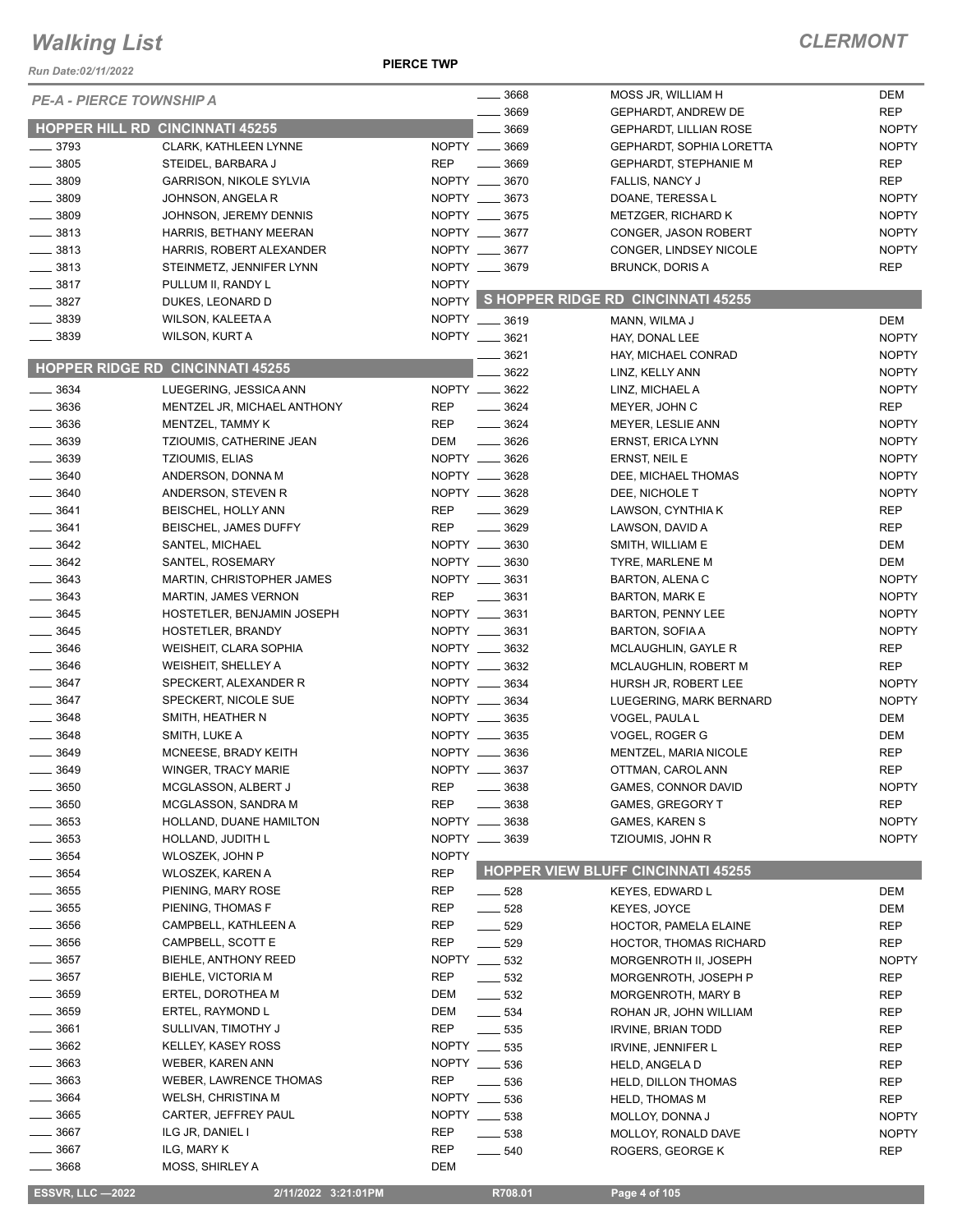# Walking List

**CLERMONT**

Run Date:02/11/2022

**PIERCE TWP**

*PE-A - PIERCE TOWNSHIP A*

## HOPPER HILL RD CINCINNATI 45255

| No. | Name | Party |
|---|---|---|
| 3793 | CLARK, KATHLEEN LYNNE | NOPTY |
| 3805 | STEIDEL, BARBARA J | REP |
| 3809 | GARRISON, NIKOLE SYLVIA | NOPTY |
| 3809 | JOHNSON, ANGELA R | NOPTY |
| 3809 | JOHNSON, JEREMY DENNIS | NOPTY |
| 3813 | HARRIS, BETHANY MEERAN | NOPTY |
| 3813 | HARRIS, ROBERT ALEXANDER | NOPTY |
| 3813 | STEINMETZ, JENNIFER LYNN | NOPTY |
| 3817 | PULLUM II, RANDY L | NOPTY |
| 3827 | DUKES, LEONARD D | NOPTY |
| 3839 | WILSON, KALEETA A | NOPTY |
| 3839 | WILSON, KURT A | NOPTY |

## HOPPER RIDGE RD CINCINNATI 45255

| No. | Name | Party |
|---|---|---|
| 3634 | LUEGERING, JESSICA ANN | NOPTY |
| 3636 | MENTZEL JR, MICHAEL ANTHONY | REP |
| 3636 | MENTZEL, TAMMY K | REP |
| 3639 | TZIOUMIS, CATHERINE JEAN | DEM |
| 3639 | TZIOUMIS, ELIAS | NOPTY |
| 3640 | ANDERSON, DONNA M | NOPTY |
| 3640 | ANDERSON, STEVEN R | NOPTY |
| 3641 | BEISCHEL, HOLLY ANN | REP |
| 3641 | BEISCHEL, JAMES DUFFY | REP |
| 3642 | SANTEL, MICHAEL | NOPTY |
| 3642 | SANTEL, ROSEMARY | NOPTY |
| 3643 | MARTIN, CHRISTOPHER JAMES | NOPTY |
| 3643 | MARTIN, JAMES VERNON | REP |
| 3645 | HOSTETLER, BENJAMIN JOSEPH | NOPTY |
| 3645 | HOSTETLER, BRANDY | NOPTY |
| 3646 | WEISHEIT, CLARA SOPHIA | NOPTY |
| 3646 | WEISHEIT, SHELLEY A | NOPTY |
| 3647 | SPECKERT, ALEXANDER R | NOPTY |
| 3647 | SPECKERT, NICOLE SUE | NOPTY |
| 3648 | SMITH, HEATHER N | NOPTY |
| 3648 | SMITH, LUKE A | NOPTY |
| 3649 | MCNEESE, BRADY KEITH | NOPTY |
| 3649 | WINGER, TRACY MARIE | NOPTY |
| 3650 | MCGLASSON, ALBERT J | REP |
| 3650 | MCGLASSON, SANDRA M | REP |
| 3653 | HOLLAND, DUANE HAMILTON | NOPTY |
| 3653 | HOLLAND, JUDITH L | NOPTY |
| 3654 | WLOSZEK, JOHN P | NOPTY |
| 3654 | WLOSZEK, KAREN A | REP |
| 3655 | PIENING, MARY ROSE | REP |
| 3655 | PIENING, THOMAS F | REP |
| 3656 | CAMPBELL, KATHLEEN A | REP |
| 3656 | CAMPBELL, SCOTT E | REP |
| 3657 | BIEHLE, ANTHONY REED | NOPTY |
| 3657 | BIEHLE, VICTORIA M | REP |
| 3659 | ERTEL, DOROTHEA M | DEM |
| 3659 | ERTEL, RAYMOND L | DEM |
| 3661 | SULLIVAN, TIMOTHY J | REP |
| 3662 | KELLEY, KASEY ROSS | NOPTY |
| 3663 | WEBER, KAREN ANN | NOPTY |
| 3663 | WEBER, LAWRENCE THOMAS | REP |
| 3664 | WELSH, CHRISTINA M | NOPTY |
| 3665 | CARTER, JEFFREY PAUL | NOPTY |
| 3667 | ILG JR, DANIEL I | REP |
| 3667 | ILG, MARY K | REP |
| 3668 | MOSS, SHIRLEY A | DEM |
| 3668 | MOSS JR, WILLIAM H | DEM |
| 3669 | GEPHARDT, ANDREW DE | REP |
| 3669 | GEPHARDT, LILLIAN ROSE | NOPTY |
| 3669 | GEPHARDT, SOPHIA LORETTA | NOPTY |
| 3669 | GEPHARDT, STEPHANIE M | REP |
| 3670 | FALLIS, NANCY J | REP |
| 3673 | DOANE, TERESSA L | NOPTY |
| 3675 | METZGER, RICHARD K | NOPTY |
| 3677 | CONGER, JASON ROBERT | NOPTY |
| 3677 | CONGER, LINDSEY NICOLE | NOPTY |
| 3679 | BRUNCK, DORIS A | REP |

## S HOPPER RIDGE RD CINCINNATI 45255

| No. | Name | Party |
|---|---|---|
| 3619 | MANN, WILMA J | DEM |
| 3621 | HAY, DONAL LEE | NOPTY |
| 3621 | HAY, MICHAEL CONRAD | NOPTY |
| 3622 | LINZ, KELLY ANN | NOPTY |
| 3622 | LINZ, MICHAEL A | NOPTY |
| 3624 | MEYER, JOHN C | REP |
| 3624 | MEYER, LESLIE ANN | NOPTY |
| 3626 | ERNST, ERICA LYNN | NOPTY |
| 3626 | ERNST, NEIL E | NOPTY |
| 3628 | DEE, MICHAEL THOMAS | NOPTY |
| 3628 | DEE, NICHOLE T | NOPTY |
| 3629 | LAWSON, CYNTHIA K | REP |
| 3629 | LAWSON, DAVID A | REP |
| 3630 | SMITH, WILLIAM E | DEM |
| 3630 | TYRE, MARLENE M | DEM |
| 3631 | BARTON, ALENA C | NOPTY |
| 3631 | BARTON, MARK E | NOPTY |
| 3631 | BARTON, PENNY LEE | NOPTY |
| 3631 | BARTON, SOFIA A | NOPTY |
| 3632 | MCLAUGHLIN, GAYLE R | REP |
| 3632 | MCLAUGHLIN, ROBERT M | REP |
| 3634 | HURSH JR, ROBERT LEE | NOPTY |
| 3634 | LUEGERING, MARK BERNARD | NOPTY |
| 3635 | VOGEL, PAULA L | DEM |
| 3635 | VOGEL, ROGER G | DEM |
| 3636 | MENTZEL, MARIA NICOLE | REP |
| 3637 | OTTMAN, CAROL ANN | REP |
| 3638 | GAMES, CONNOR DAVID | NOPTY |
| 3638 | GAMES, GREGORY T | REP |
| 3638 | GAMES, KAREN S | NOPTY |
| 3639 | TZIOUMIS, JOHN R | NOPTY |

## HOPPER VIEW BLUFF CINCINNATI 45255

| No. | Name | Party |
|---|---|---|
| 528 | KEYES, EDWARD L | DEM |
| 528 | KEYES, JOYCE | DEM |
| 529 | HOCTOR, PAMELA ELAINE | REP |
| 529 | HOCTOR, THOMAS RICHARD | REP |
| 532 | MORGENROTH II, JOSEPH | NOPTY |
| 532 | MORGENROTH, JOSEPH P | REP |
| 532 | MORGENROTH, MARY B | REP |
| 534 | ROHAN JR, JOHN WILLIAM | REP |
| 535 | IRVINE, BRIAN TODD | REP |
| 535 | IRVINE, JENNIFER L | REP |
| 536 | HELD, ANGELA D | REP |
| 536 | HELD, DILLON THOMAS | REP |
| 536 | HELD, THOMAS M | REP |
| 538 | MOLLOY, DONNA J | NOPTY |
| 538 | MOLLOY, RONALD DAVE | NOPTY |
| 540 | ROGERS, GEORGE K | REP |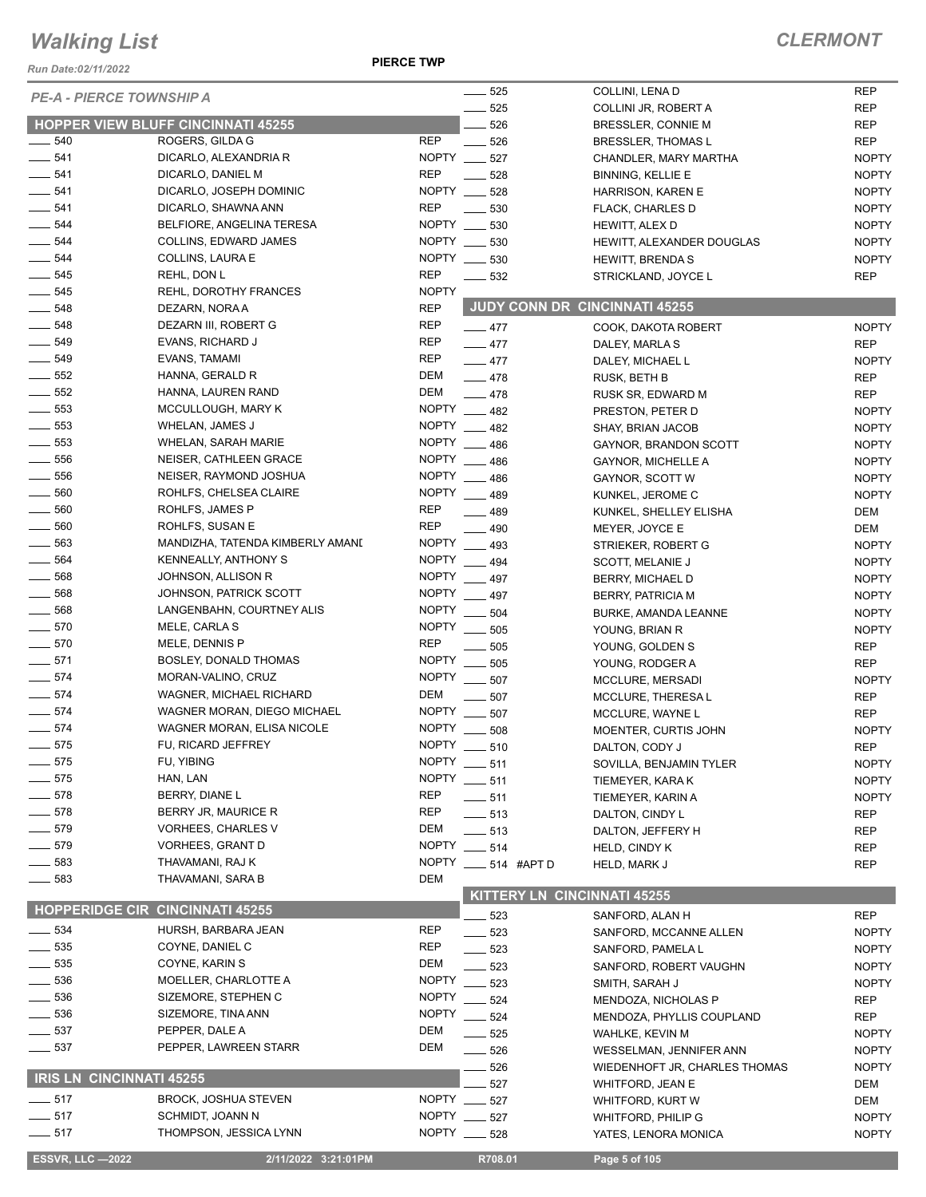# Walking List

**CLERMONT**

Run Date:02/11/2022

**PIERCE TWP**

*PE-A - PIERCE TOWNSHIP A*

## HOPPER VIEW BLUFF CINCINNATI 45255

| No. | Name | Party |
|---|---|---|
| ____ 540 | ROGERS, GILDA G | REP |
| ____ 541 | DICARLO, ALEXANDRIA R | NOPTY |
| ____ 541 | DICARLO, DANIEL M | REP |
| ____ 541 | DICARLO, JOSEPH DOMINIC | NOPTY |
| ____ 541 | DICARLO, SHAWNA ANN | REP |
| ____ 544 | BELFIORE, ANGELINA TERESA | NOPTY |
| ____ 544 | COLLINS, EDWARD JAMES | NOPTY |
| ____ 544 | COLLINS, LAURA E | NOPTY |
| ____ 545 | REHL, DON L | REP |
| ____ 545 | REHL, DOROTHY FRANCES | NOPTY |
| ____ 548 | DEZARN, NORA A | REP |
| ____ 548 | DEZARN III, ROBERT G | REP |
| ____ 549 | EVANS, RICHARD J | REP |
| ____ 549 | EVANS, TAMAMI | REP |
| ____ 552 | HANNA, GERALD R | DEM |
| ____ 552 | HANNA, LAUREN RAND | DEM |
| ____ 553 | MCCULLOUGH, MARY K | NOPTY |
| ____ 553 | WHELAN, JAMES J | NOPTY |
| ____ 553 | WHELAN, SARAH MARIE | NOPTY |
| ____ 556 | NEISER, CATHLEEN GRACE | NOPTY |
| ____ 556 | NEISER, RAYMOND JOSHUA | NOPTY |
| ____ 560 | ROHLFS, CHELSEA CLAIRE | NOPTY |
| ____ 560 | ROHLFS, JAMES P | REP |
| ____ 560 | ROHLFS, SUSAN E | REP |
| ____ 563 | MANDIZHA, TATENDA KIMBERLY AMANI | NOPTY |
| ____ 564 | KENNEALLY, ANTHONY S | NOPTY |
| ____ 568 | JOHNSON, ALLISON R | NOPTY |
| ____ 568 | JOHNSON, PATRICK SCOTT | NOPTY |
| ____ 568 | LANGENBAHN, COURTNEY ALIS | NOPTY |
| ____ 570 | MELE, CARLA S | NOPTY |
| ____ 570 | MELE, DENNIS P | REP |
| ____ 571 | BOSLEY, DONALD THOMAS | NOPTY |
| ____ 574 | MORAN-VALINO, CRUZ | NOPTY |
| ____ 574 | WAGNER, MICHAEL RICHARD | DEM |
| ____ 574 | WAGNER MORAN, DIEGO MICHAEL | NOPTY |
| ____ 574 | WAGNER MORAN, ELISA NICOLE | NOPTY |
| ____ 575 | FU, RICARD JEFFREY | NOPTY |
| ____ 575 | FU, YIBING | NOPTY |
| ____ 575 | HAN, LAN | NOPTY |
| ____ 578 | BERRY, DIANE L | REP |
| ____ 578 | BERRY JR, MAURICE R | REP |
| ____ 579 | VORHEES, CHARLES V | DEM |
| ____ 579 | VORHEES, GRANT D | NOPTY |
| ____ 583 | THAVAMANI, RAJ K | NOPTY |
| ____ 583 | THAVAMANI, SARA B | DEM |

## HOPPERIDGE CIR CINCINNATI 45255

| No. | Name | Party |
|---|---|---|
| ____ 534 | HURSH, BARBARA JEAN | REP |
| ____ 535 | COYNE, DANIEL C | REP |
| ____ 535 | COYNE, KARIN S | DEM |
| ____ 536 | MOELLER, CHARLOTTE A | NOPTY |
| ____ 536 | SIZEMORE, STEPHEN C | NOPTY |
| ____ 536 | SIZEMORE, TINA ANN | NOPTY |
| ____ 537 | PEPPER, DALE A | DEM |
| ____ 537 | PEPPER, LAWREEN STARR | DEM |

## IRIS LN CINCINNATI 45255

| No. | Name | Party |
|---|---|---|
| ____ 517 | BROCK, JOSHUA STEVEN | NOPTY |
| ____ 517 | SCHMIDT, JOANN N | NOPTY |
| ____ 517 | THOMPSON, JESSICA LYNN | NOPTY |
| ____ 525 | COLLINI, LENA D | REP |
| ____ 525 | COLLINI JR, ROBERT A | REP |
| ____ 526 | BRESSLER, CONNIE M | REP |
| ____ 526 | BRESSLER, THOMAS L | REP |
| ____ 527 | CHANDLER, MARY MARTHA | NOPTY |
| ____ 528 | BINNING, KELLIE E | NOPTY |
| ____ 528 | HARRISON, KAREN E | NOPTY |
| ____ 530 | FLACK, CHARLES D | NOPTY |
| ____ 530 | HEWITT, ALEX D | NOPTY |
| ____ 530 | HEWITT, ALEXANDER DOUGLAS | NOPTY |
| ____ 530 | HEWITT, BRENDA S | NOPTY |
| ____ 532 | STRICKLAND, JOYCE L | REP |

## JUDY CONN DR CINCINNATI 45255

| No. | Name | Party |
|---|---|---|
| ____ 477 | COOK, DAKOTA ROBERT | NOPTY |
| ____ 477 | DALEY, MARLA S | REP |
| ____ 477 | DALEY, MICHAEL L | NOPTY |
| ____ 478 | RUSK, BETH B | REP |
| ____ 478 | RUSK SR, EDWARD M | REP |
| ____ 482 | PRESTON, PETER D | NOPTY |
| ____ 482 | SHAY, BRIAN JACOB | NOPTY |
| ____ 486 | GAYNOR, BRANDON SCOTT | NOPTY |
| ____ 486 | GAYNOR, MICHELLE A | NOPTY |
| ____ 486 | GAYNOR, SCOTT W | NOPTY |
| ____ 489 | KUNKEL, JEROME C | NOPTY |
| ____ 489 | KUNKEL, SHELLEY ELISHA | DEM |
| ____ 490 | MEYER, JOYCE E | DEM |
| ____ 493 | STRIEKER, ROBERT G | NOPTY |
| ____ 494 | SCOTT, MELANIE J | NOPTY |
| ____ 497 | BERRY, MICHAEL D | NOPTY |
| ____ 497 | BERRY, PATRICIA M | NOPTY |
| ____ 504 | BURKE, AMANDA LEANNE | NOPTY |
| ____ 505 | YOUNG, BRIAN R | NOPTY |
| ____ 505 | YOUNG, GOLDEN S | REP |
| ____ 505 | YOUNG, RODGER A | REP |
| ____ 507 | MCCLURE, MERSADI | NOPTY |
| ____ 507 | MCCLURE, THERESA L | REP |
| ____ 507 | MCCLURE, WAYNE L | REP |
| ____ 508 | MOENTER, CURTIS JOHN | NOPTY |
| ____ 510 | DALTON, CODY J | REP |
| ____ 511 | SOVILLA, BENJAMIN TYLER | NOPTY |
| ____ 511 | TIEMEYER, KARA K | NOPTY |
| ____ 511 | TIEMEYER, KARIN A | NOPTY |
| ____ 513 | DALTON, CINDY L | REP |
| ____ 513 | DALTON, JEFFERY H | REP |
| ____ 514 | HELD, CINDY K | REP |
| ____ 514 #APT D | HELD, MARK J | REP |

## KITTERY LN CINCINNATI 45255

| No. | Name | Party |
|---|---|---|
| ____ 523 | SANFORD, ALAN H | REP |
| ____ 523 | SANFORD, MCCANNE ALLEN | NOPTY |
| ____ 523 | SANFORD, PAMELA L | NOPTY |
| ____ 523 | SANFORD, ROBERT VAUGHN | NOPTY |
| ____ 523 | SMITH, SARAH J | NOPTY |
| ____ 524 | MENDOZA, NICHOLAS P | REP |
| ____ 524 | MENDOZA, PHYLLIS COUPLAND | REP |
| ____ 525 | WAHLKE, KEVIN M | NOPTY |
| ____ 526 | WESSELMAN, JENNIFER ANN | NOPTY |
| ____ 526 | WIEDENHOFT JR, CHARLES THOMAS | NOPTY |
| ____ 527 | WHITFORD, JEAN E | DEM |
| ____ 527 | WHITFORD, KURT W | DEM |
| ____ 527 | WHITFORD, PHILIP G | NOPTY |
| ____ 528 | YATES, LENORA MONICA | NOPTY |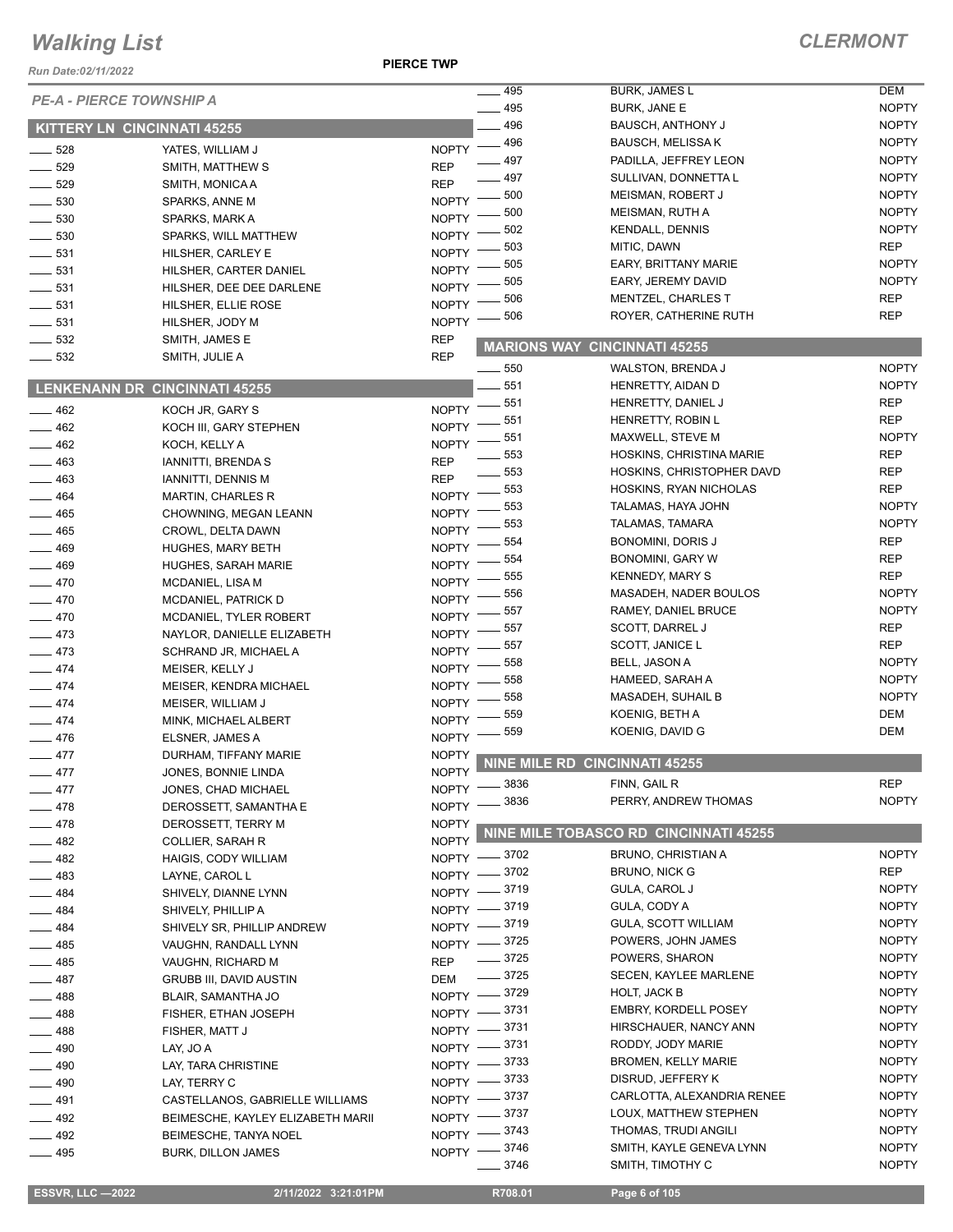# Walking List

## CLERMONT

Run Date:02/11/2022

PIERCE TWP

### PE-A - PIERCE TOWNSHIP A

#### KITTERY LN CINCINNATI 45255

| No. | Name | Party |
|---|---|---|
| 528 | YATES, WILLIAM J | NOPTY |
| 529 | SMITH, MATTHEW S | REP |
| 529 | SMITH, MONICA A | REP |
| 530 | SPARKS, ANNE M | NOPTY |
| 530 | SPARKS, MARK A | NOPTY |
| 530 | SPARKS, WILL MATTHEW | NOPTY |
| 531 | HILSHER, CARLEY E | NOPTY |
| 531 | HILSHER, CARTER DANIEL | NOPTY |
| 531 | HILSHER, DEE DEE DARLENE | NOPTY |
| 531 | HILSHER, ELLIE ROSE | NOPTY |
| 531 | HILSHER, JODY M | NOPTY |
| 532 | SMITH, JAMES E | REP |
| 532 | SMITH, JULIE A | REP |

#### LENKENANN DR CINCINNATI 45255

| No. | Name | Party |
|---|---|---|
| 462 | KOCH JR, GARY S | NOPTY |
| 462 | KOCH III, GARY STEPHEN | NOPTY |
| 462 | KOCH, KELLY A | NOPTY |
| 463 | IANNITTI, BRENDA S | REP |
| 463 | IANNITTI, DENNIS M | REP |
| 464 | MARTIN, CHARLES R | NOPTY |
| 465 | CHOWNING, MEGAN LEANN | NOPTY |
| 465 | CROWL, DELTA DAWN | NOPTY |
| 469 | HUGHES, MARY BETH | NOPTY |
| 469 | HUGHES, SARAH MARIE | NOPTY |
| 470 | MCDANIEL, LISA M | NOPTY |
| 470 | MCDANIEL, PATRICK D | NOPTY |
| 470 | MCDANIEL, TYLER ROBERT | NOPTY |
| 473 | NAYLOR, DANIELLE ELIZABETH | NOPTY |
| 473 | SCHRAND JR, MICHAEL A | NOPTY |
| 474 | MEISER, KELLY J | NOPTY |
| 474 | MEISER, KENDRA MICHAEL | NOPTY |
| 474 | MEISER, WILLIAM J | NOPTY |
| 474 | MINK, MICHAEL ALBERT | NOPTY |
| 476 | ELSNER, JAMES A | NOPTY |
| 477 | DURHAM, TIFFANY MARIE | NOPTY |
| 477 | JONES, BONNIE LINDA | NOPTY |
| 477 | JONES, CHAD MICHAEL | NOPTY |
| 478 | DEROSSETT, SAMANTHA E | NOPTY |
| 478 | DEROSSETT, TERRY M | NOPTY |
| 482 | COLLIER, SARAH R | NOPTY |
| 482 | HAIGIS, CODY WILLIAM | NOPTY |
| 483 | LAYNE, CAROL L | NOPTY |
| 484 | SHIVELY, DIANNE LYNN | NOPTY |
| 484 | SHIVELY, PHILLIP A | NOPTY |
| 484 | SHIVELY SR, PHILLIP ANDREW | NOPTY |
| 485 | VAUGHN, RANDALL LYNN | NOPTY |
| 485 | VAUGHN, RICHARD M | REP |
| 487 | GRUBB III, DAVID AUSTIN | DEM |
| 488 | BLAIR, SAMANTHA JO | NOPTY |
| 488 | FISHER, ETHAN JOSEPH | NOPTY |
| 488 | FISHER, MATT J | NOPTY |
| 490 | LAY, JO A | NOPTY |
| 490 | LAY, TARA CHRISTINE | NOPTY |
| 490 | LAY, TERRY C | NOPTY |
| 491 | CASTELLANOS, GABRIELLE WILLIAMS | NOPTY |
| 492 | BEIMESCHE, KAYLEY ELIZABETH MARII | NOPTY |
| 492 | BEIMESCHE, TANYA NOEL | NOPTY |
| 495 | BURK, DILLON JAMES | NOPTY |
| 495 | BURK, JAMES L | DEM |
| 495 | BURK, JANE E | NOPTY |
| 496 | BAUSCH, ANTHONY J | NOPTY |
| 496 | BAUSCH, MELISSA K | NOPTY |
| 497 | PADILLA, JEFFREY LEON | NOPTY |
| 497 | SULLIVAN, DONNETTA L | NOPTY |
| 500 | MEISMAN, ROBERT J | NOPTY |
| 500 | MEISMAN, RUTH A | NOPTY |
| 502 | KENDALL, DENNIS | NOPTY |
| 503 | MITIC, DAWN | REP |
| 505 | EARY, BRITTANY MARIE | NOPTY |
| 505 | EARY, JEREMY DAVID | NOPTY |
| 506 | MENTZEL, CHARLES T | REP |
| 506 | ROYER, CATHERINE RUTH | REP |

#### MARIONS WAY CINCINNATI 45255

| No. | Name | Party |
|---|---|---|
| 550 | WALSTON, BRENDA J | NOPTY |
| 551 | HENRETTY, AIDAN D | NOPTY |
| 551 | HENRETTY, DANIEL J | REP |
| 551 | HENRETTY, ROBIN L | REP |
| 551 | MAXWELL, STEVE M | NOPTY |
| 553 | HOSKINS, CHRISTINA MARIE | REP |
| 553 | HOSKINS, CHRISTOPHER DAVD | REP |
| 553 | HOSKINS, RYAN NICHOLAS | REP |
| 553 | TALAMAS, HAYA JOHN | NOPTY |
| 553 | TALAMAS, TAMARA | NOPTY |
| 554 | BONOMINI, DORIS J | REP |
| 554 | BONOMINI, GARY W | REP |
| 555 | KENNEDY, MARY S | REP |
| 556 | MASADEH, NADER BOULOS | NOPTY |
| 557 | RAMEY, DANIEL BRUCE | NOPTY |
| 557 | SCOTT, DARREL J | REP |
| 557 | SCOTT, JANICE L | REP |
| 558 | BELL, JASON A | NOPTY |
| 558 | HAMEED, SARAH A | NOPTY |
| 558 | MASADEH, SUHAIL B | NOPTY |
| 559 | KOENIG, BETH A | DEM |
| 559 | KOENIG, DAVID G | DEM |

#### NINE MILE RD CINCINNATI 45255

| No. | Name | Party |
|---|---|---|
| 3836 | FINN, GAIL R | REP |
| 3836 | PERRY, ANDREW THOMAS | NOPTY |

#### NINE MILE TOBASCO RD CINCINNATI 45255

| No. | Name | Party |
|---|---|---|
| 3702 | BRUNO, CHRISTIAN A | NOPTY |
| 3702 | BRUNO, NICK G | REP |
| 3719 | GULA, CAROL J | NOPTY |
| 3719 | GULA, CODY A | NOPTY |
| 3719 | GULA, SCOTT WILLIAM | NOPTY |
| 3725 | POWERS, JOHN JAMES | NOPTY |
| 3725 | POWERS, SHARON | NOPTY |
| 3725 | SECEN, KAYLEE MARLENE | NOPTY |
| 3729 | HOLT, JACK B | NOPTY |
| 3731 | EMBRY, KORDELL POSEY | NOPTY |
| 3731 | HIRSCHAUER, NANCY ANN | NOPTY |
| 3731 | RODDY, JODY MARIE | NOPTY |
| 3733 | BROMEN, KELLY MARIE | NOPTY |
| 3733 | DISRUD, JEFFERY K | NOPTY |
| 3737 | CARLOTTA, ALEXANDRIA RENEE | NOPTY |
| 3737 | LOUX, MATTHEW STEPHEN | NOPTY |
| 3743 | THOMAS, TRUDI ANGILI | NOPTY |
| 3746 | SMITH, KAYLE GENEVA LYNN | NOPTY |
| 3746 | SMITH, TIMOTHY C | NOPTY |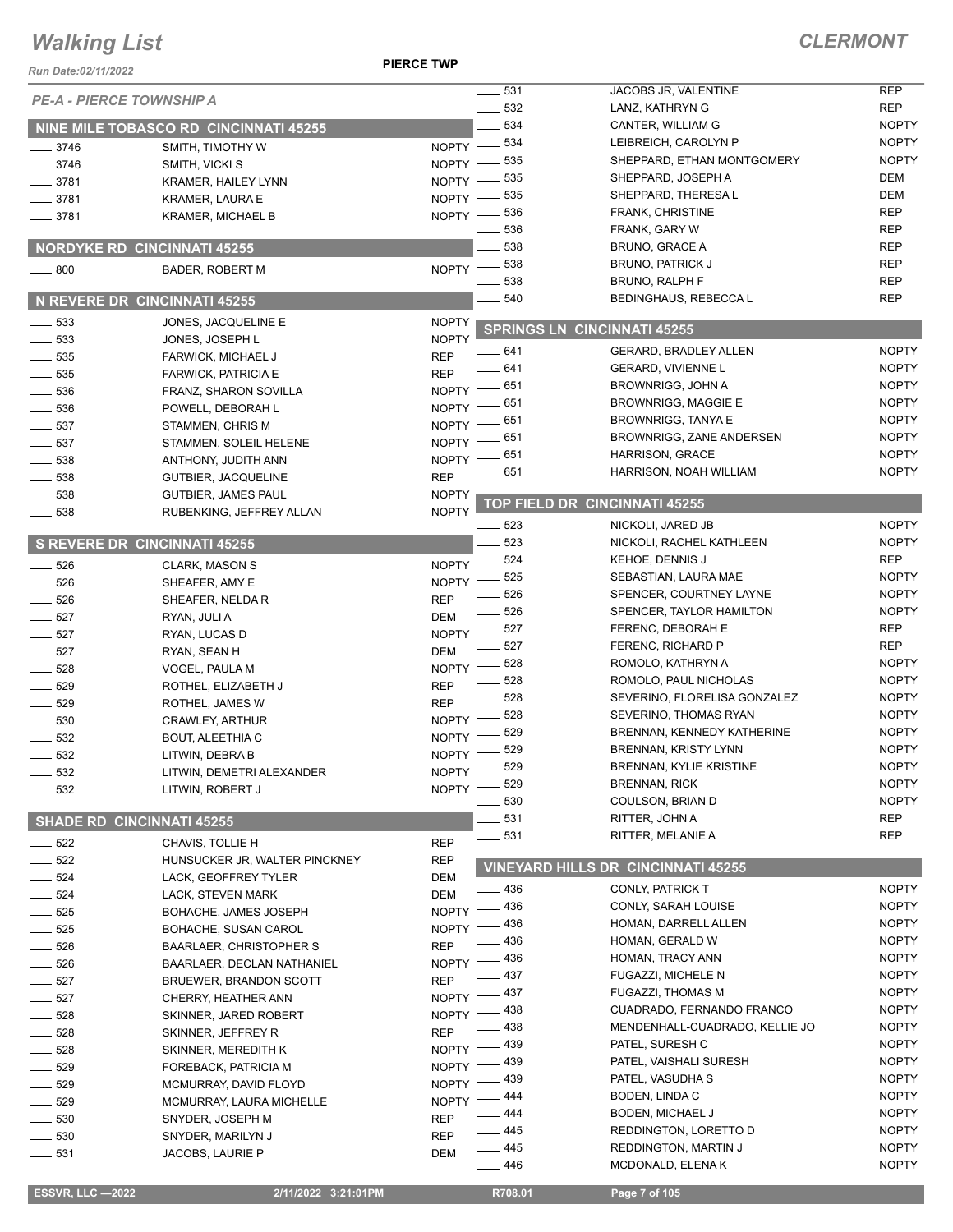# Walking List

## CLERMONT

PIERCE TWP

Run Date:02/11/2022

### PE-A - PIERCE TOWNSHIP A

#### NINE MILE TOBASCO RD CINCINNATI 45255

| No. | Name | Party |
|---|---|---|
| 3746 | SMITH, TIMOTHY W | NOPTY |
| 3746 | SMITH, VICKI S | NOPTY |
| 3781 | KRAMER, HAILEY LYNN | NOPTY |
| 3781 | KRAMER, LAURA E | NOPTY |
| 3781 | KRAMER, MICHAEL B | NOPTY |

#### NORDYKE RD CINCINNATI 45255

| No. | Name | Party |
|---|---|---|
| 800 | BADER, ROBERT M | NOPTY |

#### N REVERE DR CINCINNATI 45255

| No. | Name | Party |
|---|---|---|
| 533 | JONES, JACQUELINE E | NOPTY |
| 533 | JONES, JOSEPH L | NOPTY |
| 535 | FARWICK, MICHAEL J | REP |
| 535 | FARWICK, PATRICIA E | REP |
| 536 | FRANZ, SHARON SOVILLA | NOPTY |
| 536 | POWELL, DEBORAH L | NOPTY |
| 537 | STAMMEN, CHRIS M | NOPTY |
| 537 | STAMMEN, SOLEIL HELENE | NOPTY |
| 538 | ANTHONY, JUDITH ANN | NOPTY |
| 538 | GUTBIER, JACQUELINE | REP |
| 538 | GUTBIER, JAMES PAUL | NOPTY |
| 538 | RUBENKING, JEFFREY ALLAN | NOPTY |

#### S REVERE DR CINCINNATI 45255

| No. | Name | Party |
|---|---|---|
| 526 | CLARK, MASON S | NOPTY |
| 526 | SHEAFER, AMY E | NOPTY |
| 526 | SHEAFER, NELDA R | REP |
| 527 | RYAN, JULI A | DEM |
| 527 | RYAN, LUCAS D | NOPTY |
| 527 | RYAN, SEAN H | DEM |
| 528 | VOGEL, PAULA M | NOPTY |
| 529 | ROTHEL, ELIZABETH J | REP |
| 529 | ROTHEL, JAMES W | REP |
| 530 | CRAWLEY, ARTHUR | NOPTY |
| 532 | BOUT, ALEETHIA C | NOPTY |
| 532 | LITWIN, DEBRA B | NOPTY |
| 532 | LITWIN, DEMETRI ALEXANDER | NOPTY |
| 532 | LITWIN, ROBERT J | NOPTY |

#### SHADE RD CINCINNATI 45255

| No. | Name | Party |
|---|---|---|
| 522 | CHAVIS, TOLLIE H | REP |
| 522 | HUNSUCKER JR, WALTER PINCKNEY | REP |
| 524 | LACK, GEOFFREY TYLER | DEM |
| 524 | LACK, STEVEN MARK | DEM |
| 525 | BOHACHE, JAMES JOSEPH | NOPTY |
| 525 | BOHACHE, SUSAN CAROL | NOPTY |
| 526 | BAARLAER, CHRISTOPHER S | REP |
| 526 | BAARLAER, DECLAN NATHANIEL | NOPTY |
| 527 | BRUEWER, BRANDON SCOTT | REP |
| 527 | CHERRY, HEATHER ANN | NOPTY |
| 528 | SKINNER, JARED ROBERT | NOPTY |
| 528 | SKINNER, JEFFREY R | REP |
| 528 | SKINNER, MEREDITH K | NOPTY |
| 529 | FOREBACK, PATRICIA M | NOPTY |
| 529 | MCMURRAY, DAVID FLOYD | NOPTY |
| 529 | MCMURRAY, LAURA MICHELLE | NOPTY |
| 530 | SNYDER, JOSEPH M | REP |
| 530 | SNYDER, MARILYN J | REP |
| 531 | JACOBS, LAURIE P | DEM |
| 531 | JACOBS JR, VALENTINE | REP |
| 532 | LANZ, KATHRYN G | REP |
| 534 | CANTER, WILLIAM G | NOPTY |
| 534 | LEIBREICH, CAROLYN P | NOPTY |
| 535 | SHEPPARD, ETHAN MONTGOMERY | NOPTY |
| 535 | SHEPPARD, JOSEPH A | DEM |
| 535 | SHEPPARD, THERESA L | DEM |
| 536 | FRANK, CHRISTINE | REP |
| 536 | FRANK, GARY W | REP |
| 538 | BRUNO, GRACE A | REP |
| 538 | BRUNO, PATRICK J | REP |
| 538 | BRUNO, RALPH F | REP |
| 540 | BEDINGHAUS, REBECCA L | REP |

#### SPRINGS LN CINCINNATI 45255

| No. | Name | Party |
|---|---|---|
| 641 | GERARD, BRADLEY ALLEN | NOPTY |
| 641 | GERARD, VIVIENNE L | NOPTY |
| 651 | BROWNRIGG, JOHN A | NOPTY |
| 651 | BROWNRIGG, MAGGIE E | NOPTY |
| 651 | BROWNRIGG, TANYA E | NOPTY |
| 651 | BROWNRIGG, ZANE ANDERSEN | NOPTY |
| 651 | HARRISON, GRACE | NOPTY |
| 651 | HARRISON, NOAH WILLIAM | NOPTY |

#### TOP FIELD DR CINCINNATI 45255

| No. | Name | Party |
|---|---|---|
| 523 | NICKOLI, JARED JB | NOPTY |
| 523 | NICKOLI, RACHEL KATHLEEN | NOPTY |
| 524 | KEHOE, DENNIS J | REP |
| 525 | SEBASTIAN, LAURA MAE | NOPTY |
| 526 | SPENCER, COURTNEY LAYNE | NOPTY |
| 526 | SPENCER, TAYLOR HAMILTON | NOPTY |
| 527 | FERENC, DEBORAH E | REP |
| 527 | FERENC, RICHARD P | REP |
| 528 | ROMOLO, KATHRYN A | NOPTY |
| 528 | ROMOLO, PAUL NICHOLAS | NOPTY |
| 528 | SEVERINO, FLORELISA GONZALEZ | NOPTY |
| 528 | SEVERINO, THOMAS RYAN | NOPTY |
| 529 | BRENNAN, KENNEDY KATHERINE | NOPTY |
| 529 | BRENNAN, KRISTY LYNN | NOPTY |
| 529 | BRENNAN, KYLIE KRISTINE | NOPTY |
| 529 | BRENNAN, RICK | NOPTY |
| 530 | COULSON, BRIAN D | NOPTY |
| 531 | RITTER, JOHN A | REP |
| 531 | RITTER, MELANIE A | REP |

#### VINEYARD HILLS DR CINCINNATI 45255

| No. | Name | Party |
|---|---|---|
| 436 | CONLY, PATRICK T | NOPTY |
| 436 | CONLY, SARAH LOUISE | NOPTY |
| 436 | HOMAN, DARRELL ALLEN | NOPTY |
| 436 | HOMAN, GERALD W | NOPTY |
| 436 | HOMAN, TRACY ANN | NOPTY |
| 437 | FUGAZZI, MICHELE N | NOPTY |
| 437 | FUGAZZI, THOMAS M | NOPTY |
| 438 | CUADRADO, FERNANDO FRANCO | NOPTY |
| 438 | MENDENHALL-CUADRADO, KELLIE JO | NOPTY |
| 439 | PATEL, SURESH C | NOPTY |
| 439 | PATEL, VAISHALI SURESH | NOPTY |
| 439 | PATEL, VASUDHA S | NOPTY |
| 444 | BODEN, LINDA C | NOPTY |
| 444 | BODEN, MICHAEL J | NOPTY |
| 445 | REDDINGTON, LORETTO D | NOPTY |
| 445 | REDDINGTON, MARTIN J | NOPTY |
| 446 | MCDONALD, ELENA K | NOPTY |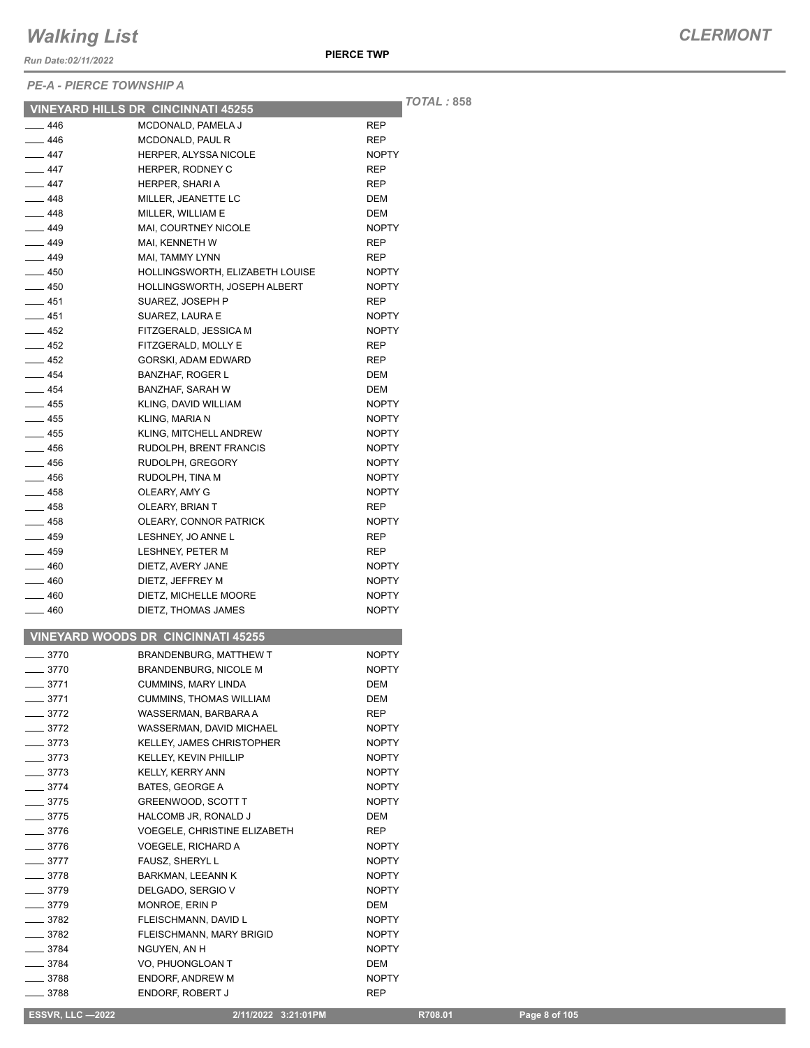# Walking List

**CLERMONT**

*Run Date:02/11/2022*

**PIERCE TWP**

*PE-A - PIERCE TOWNSHIP A*

*TOTAL : 858*

## VINEYARD HILLS DR CINCINNATI 45255

| | | |
|---|---|---|
| ____ 446 | MCDONALD, PAMELA J | REP |
| ____ 446 | MCDONALD, PAUL R | REP |
| ____ 447 | HERPER, ALYSSA NICOLE | NOPTY |
| ____ 447 | HERPER, RODNEY C | REP |
| ____ 447 | HERPER, SHARI A | REP |
| ____ 448 | MILLER, JEANETTE LC | DEM |
| ____ 448 | MILLER, WILLIAM E | DEM |
| ____ 449 | MAI, COURTNEY NICOLE | NOPTY |
| ____ 449 | MAI, KENNETH W | REP |
| ____ 449 | MAI, TAMMY LYNN | REP |
| ____ 450 | HOLLINGSWORTH, ELIZABETH LOUISE | NOPTY |
| ____ 450 | HOLLINGSWORTH, JOSEPH ALBERT | NOPTY |
| ____ 451 | SUAREZ, JOSEPH P | REP |
| ____ 451 | SUAREZ, LAURA E | NOPTY |
| ____ 452 | FITZGERALD, JESSICA M | NOPTY |
| ____ 452 | FITZGERALD, MOLLY E | REP |
| ____ 452 | GORSKI, ADAM EDWARD | REP |
| ____ 454 | BANZHAF, ROGER L | DEM |
| ____ 454 | BANZHAF, SARAH W | DEM |
| ____ 455 | KLING, DAVID WILLIAM | NOPTY |
| ____ 455 | KLING, MARIA N | NOPTY |
| ____ 455 | KLING, MITCHELL ANDREW | NOPTY |
| ____ 456 | RUDOLPH, BRENT FRANCIS | NOPTY |
| ____ 456 | RUDOLPH, GREGORY | NOPTY |
| ____ 456 | RUDOLPH, TINA M | NOPTY |
| ____ 458 | OLEARY, AMY G | NOPTY |
| ____ 458 | OLEARY, BRIAN T | REP |
| ____ 458 | OLEARY, CONNOR PATRICK | NOPTY |
| ____ 459 | LESHNEY, JO ANNE L | REP |
| ____ 459 | LESHNEY, PETER M | REP |
| ____ 460 | DIETZ, AVERY JANE | NOPTY |
| ____ 460 | DIETZ, JEFFREY M | NOPTY |
| ____ 460 | DIETZ, MICHELLE MOORE | NOPTY |
| ____ 460 | DIETZ, THOMAS JAMES | NOPTY |

## VINEYARD WOODS DR CINCINNATI 45255

| | | |
|---|---|---|
| ____ 3770 | BRANDENBURG, MATTHEW T | NOPTY |
| ____ 3770 | BRANDENBURG, NICOLE M | NOPTY |
| ____ 3771 | CUMMINS, MARY LINDA | DEM |
| ____ 3771 | CUMMINS, THOMAS WILLIAM | DEM |
| ____ 3772 | WASSERMAN, BARBARA A | REP |
| ____ 3772 | WASSERMAN, DAVID MICHAEL | NOPTY |
| ____ 3773 | KELLEY, JAMES CHRISTOPHER | NOPTY |
| ____ 3773 | KELLEY, KEVIN PHILLIP | NOPTY |
| ____ 3773 | KELLY, KERRY ANN | NOPTY |
| ____ 3774 | BATES, GEORGE A | NOPTY |
| ____ 3775 | GREENWOOD, SCOTT T | NOPTY |
| ____ 3775 | HALCOMB JR, RONALD J | DEM |
| ____ 3776 | VOEGELE, CHRISTINE ELIZABETH | REP |
| ____ 3776 | VOEGELE, RICHARD A | NOPTY |
| ____ 3777 | FAUSZ, SHERYL L | NOPTY |
| ____ 3778 | BARKMAN, LEEANN K | NOPTY |
| ____ 3779 | DELGADO, SERGIO V | NOPTY |
| ____ 3779 | MONROE, ERIN P | DEM |
| ____ 3782 | FLEISCHMANN, DAVID L | NOPTY |
| ____ 3782 | FLEISCHMANN, MARY BRIGID | NOPTY |
| ____ 3784 | NGUYEN, AN H | NOPTY |
| ____ 3784 | VO, PHUONGLOAN T | DEM |
| ____ 3788 | ENDORF, ANDREW M | NOPTY |
| ____ 3788 | ENDORF, ROBERT J | REP |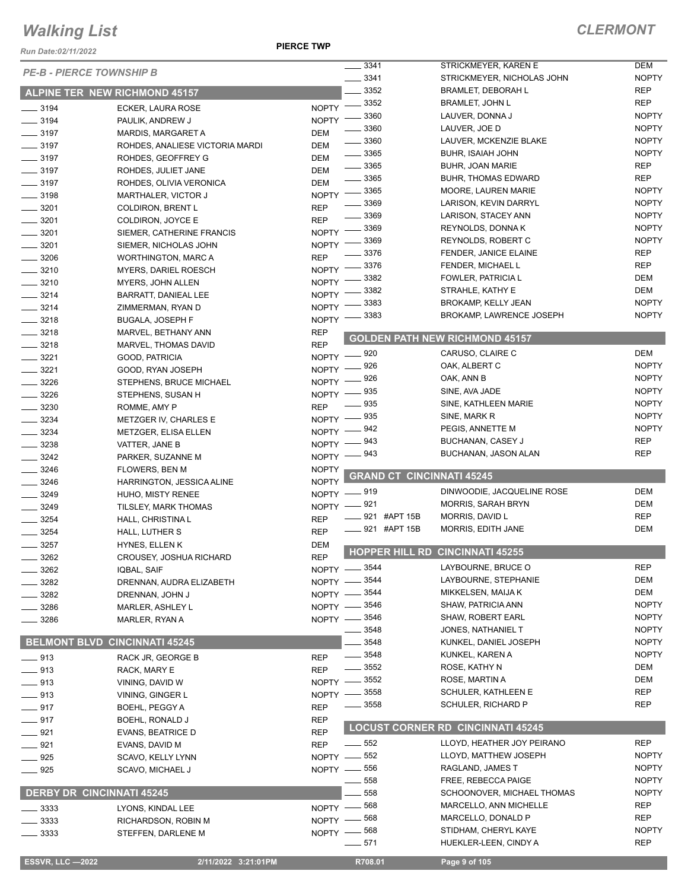# Walking List

## CLERMONT

Run Date:02/11/2022

PIERCE TWP

### PE-B - PIERCE TOWNSHIP B

### ALPINE TER NEW RICHMOND 45157

| No. | Name | Party |
|---|---|---|
| 3194 | ECKER, LAURA ROSE | NOPTY |
| 3194 | PAULIK, ANDREW J | NOPTY |
| 3197 | MARDIS, MARGARET A | DEM |
| 3197 | ROHDES, ANALIESE VICTORIA MARDI | DEM |
| 3197 | ROHDES, GEOFFREY G | DEM |
| 3197 | ROHDES, JULIET JANE | DEM |
| 3197 | ROHDES, OLIVIA VERONICA | DEM |
| 3198 | MARTHALER, VICTOR J | NOPTY |
| 3201 | COLDIRON, BRENT L | REP |
| 3201 | COLDIRON, JOYCE E | REP |
| 3201 | SIEMER, CATHERINE FRANCIS | NOPTY |
| 3201 | SIEMER, NICHOLAS JOHN | NOPTY |
| 3206 | WORTHINGTON, MARC A | REP |
| 3210 | MYERS, DARIEL ROESCH | NOPTY |
| 3210 | MYERS, JOHN ALLEN | NOPTY |
| 3214 | BARRATT, DANIEAL LEE | NOPTY |
| 3214 | ZIMMERMAN, RYAN D | NOPTY |
| 3218 | BUGALA, JOSEPH F | NOPTY |
| 3218 | MARVEL, BETHANY ANN | REP |
| 3218 | MARVEL, THOMAS DAVID | REP |
| 3221 | GOOD, PATRICIA | NOPTY |
| 3221 | GOOD, RYAN JOSEPH | NOPTY |
| 3226 | STEPHENS, BRUCE MICHAEL | NOPTY |
| 3226 | STEPHENS, SUSAN H | NOPTY |
| 3230 | ROMME, AMY P | REP |
| 3234 | METZGER IV, CHARLES E | NOPTY |
| 3234 | METZGER, ELISA ELLEN | NOPTY |
| 3238 | VATTER, JANE B | NOPTY |
| 3242 | PARKER, SUZANNE M | NOPTY |
| 3246 | FLOWERS, BEN M | NOPTY |
| 3246 | HARRINGTON, JESSICA ALINE | NOPTY |
| 3249 | HUHO, MISTY RENEE | NOPTY |
| 3249 | TILSLEY, MARK THOMAS | NOPTY |
| 3254 | HALL, CHRISTINA L | REP |
| 3254 | HALL, LUTHER S | REP |
| 3257 | HYNES, ELLEN K | DEM |
| 3262 | CROUSEY, JOSHUA RICHARD | REP |
| 3262 | IQBAL, SAIF | NOPTY |
| 3282 | DRENNAN, AUDRA ELIZABETH | NOPTY |
| 3282 | DRENNAN, JOHN J | NOPTY |
| 3286 | MARLER, ASHLEY L | NOPTY |
| 3286 | MARLER, RYAN A | NOPTY |

### BELMONT BLVD CINCINNATI 45245

| No. | Name | Party |
|---|---|---|
| 913 | RACK JR, GEORGE B | REP |
| 913 | RACK, MARY E | REP |
| 913 | VINING, DAVID W | NOPTY |
| 913 | VINING, GINGER L | NOPTY |
| 917 | BOEHL, PEGGY A | REP |
| 917 | BOEHL, RONALD J | REP |
| 921 | EVANS, BEATRICE D | REP |
| 921 | EVANS, DAVID M | REP |
| 925 | SCAVO, KELLY LYNN | NOPTY |
| 925 | SCAVO, MICHAEL J | NOPTY |

### DERBY DR CINCINNATI 45245

| No. | Name | Party |
|---|---|---|
| 3333 | LYONS, KINDAL LEE | NOPTY |
| 3333 | RICHARDSON, ROBIN M | NOPTY |
| 3333 | STEFFEN, DARLENE M | NOPTY |
| 3341 | STRICKMEYER, KAREN E | DEM |
| 3341 | STRICKMEYER, NICHOLAS JOHN | NOPTY |
| 3352 | BRAMLET, DEBORAH L | REP |
| 3352 | BRAMLET, JOHN L | REP |
| 3360 | LAUVER, DONNA J | NOPTY |
| 3360 | LAUVER, JOE D | NOPTY |
| 3360 | LAUVER, MCKENZIE BLAKE | NOPTY |
| 3365 | BUHR, ISAIAH JOHN | NOPTY |
| 3365 | BUHR, JOAN MARIE | REP |
| 3365 | BUHR, THOMAS EDWARD | REP |
| 3365 | MOORE, LAUREN MARIE | NOPTY |
| 3369 | LARISON, KEVIN DARRYL | NOPTY |
| 3369 | LARISON, STACEY ANN | NOPTY |
| 3369 | REYNOLDS, DONNA K | NOPTY |
| 3369 | REYNOLDS, ROBERT C | NOPTY |
| 3376 | FENDER, JANICE ELAINE | REP |
| 3376 | FENDER, MICHAEL L | REP |
| 3382 | FOWLER, PATRICIA L | DEM |
| 3382 | STRAHLE, KATHY E | DEM |
| 3383 | BROKAMP, KELLY JEAN | NOPTY |
| 3383 | BROKAMP, LAWRENCE JOSEPH | NOPTY |

### GOLDEN PATH NEW RICHMOND 45157

| No. | Name | Party |
|---|---|---|
| 920 | CARUSO, CLAIRE C | DEM |
| 926 | OAK, ALBERT C | NOPTY |
| 926 | OAK, ANN B | NOPTY |
| 935 | SINE, AVA JADE | NOPTY |
| 935 | SINE, KATHLEEN MARIE | NOPTY |
| 935 | SINE, MARK R | NOPTY |
| 942 | PEGIS, ANNETTE M | NOPTY |
| 943 | BUCHANAN, CASEY J | REP |
| 943 | BUCHANAN, JASON ALAN | REP |

### GRAND CT CINCINNATI 45245

| No. | Name | Party |
|---|---|---|
| 919 | DINWOODIE, JACQUELINE ROSE | DEM |
| 921 | MORRIS, SARAH BRYN | DEM |
| 921 #APT 15B | MORRIS, DAVID L | REP |
| 921 #APT 15B | MORRIS, EDITH JANE | DEM |

### HOPPER HILL RD CINCINNATI 45255

| No. | Name | Party |
|---|---|---|
| 3544 | LAYBOURNE, BRUCE O | REP |
| 3544 | LAYBOURNE, STEPHANIE | DEM |
| 3544 | MIKKELSEN, MAIJA K | DEM |
| 3546 | SHAW, PATRICIA ANN | NOPTY |
| 3546 | SHAW, ROBERT EARL | NOPTY |
| 3548 | JONES, NATHANIEL T | NOPTY |
| 3548 | KUNKEL, DANIEL JOSEPH | NOPTY |
| 3548 | KUNKEL, KAREN A | NOPTY |
| 3552 | ROSE, KATHY N | DEM |
| 3552 | ROSE, MARTIN A | DEM |
| 3558 | SCHULER, KATHLEEN E | REP |
| 3558 | SCHULER, RICHARD P | REP |

### LOCUST CORNER RD CINCINNATI 45245

| No. | Name | Party |
|---|---|---|
| 552 | LLOYD, HEATHER JOY PEIRANO | REP |
| 552 | LLOYD, MATTHEW JOSEPH | NOPTY |
| 556 | RAGLAND, JAMES T | NOPTY |
| 558 | FREE, REBECCA PAIGE | NOPTY |
| 558 | SCHOONOVER, MICHAEL THOMAS | NOPTY |
| 568 | MARCELLO, ANN MICHELLE | REP |
| 568 | MARCELLO, DONALD P | REP |
| 568 | STIDHAM, CHERYL KAYE | NOPTY |
| 571 | HUEKLER-LEEN, CINDY A | REP |

ESSVR, LLC —2022 2/11/2022 3:21:01PM R708.01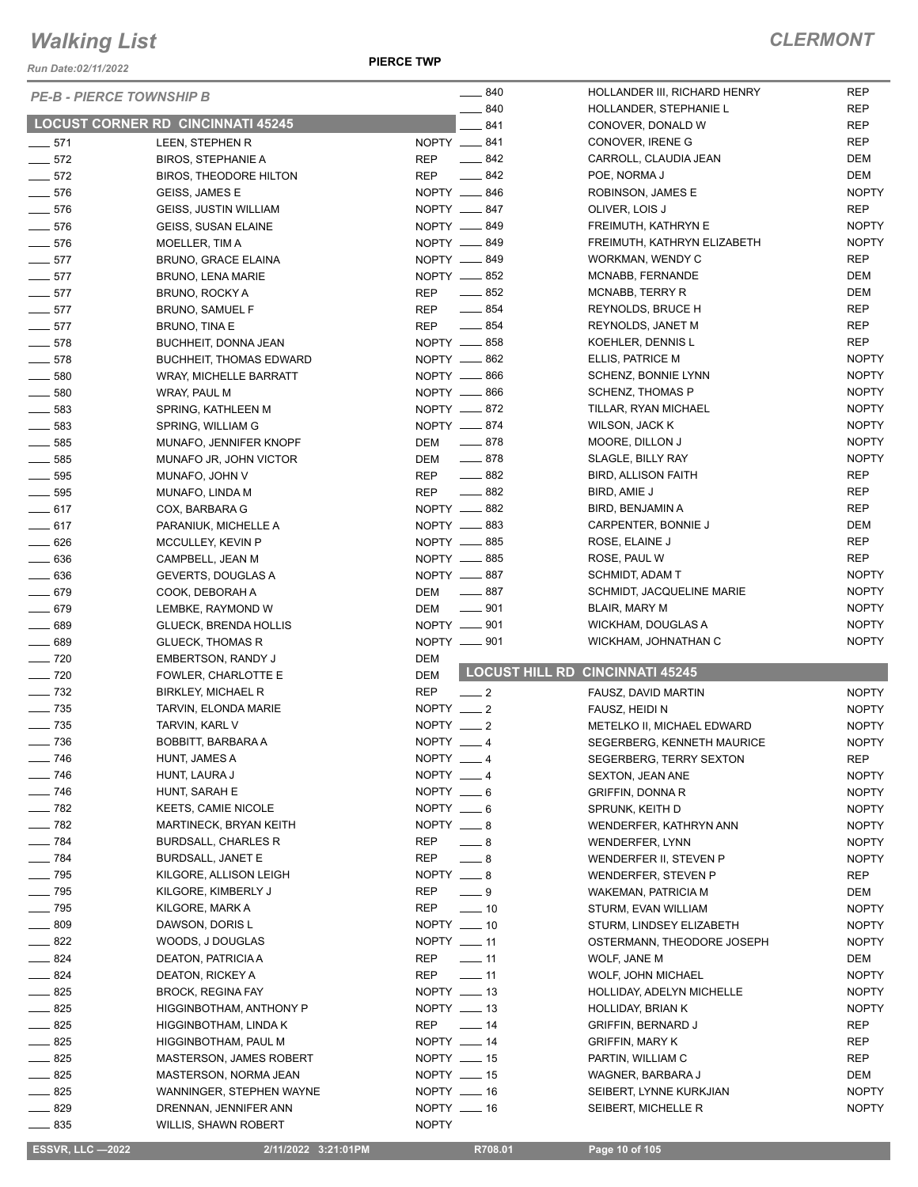# Walking List

**PIERCE TWP**

**CLERMONT**

*Run Date:02/11/2022*

*PE-B - PIERCE TOWNSHIP B*

## LOCUST CORNER RD CINCINNATI 45245

| No. | Name | Party |
|---|---|---|
| ____ 571 | LEEN, STEPHEN R | NOPTY |
| ____ 572 | BIROS, STEPHANIE A | REP |
| ____ 572 | BIROS, THEODORE HILTON | REP |
| ____ 576 | GEISS, JAMES E | NOPTY |
| ____ 576 | GEISS, JUSTIN WILLIAM | NOPTY |
| ____ 576 | GEISS, SUSAN ELAINE | NOPTY |
| ____ 576 | MOELLER, TIM A | NOPTY |
| ____ 577 | BRUNO, GRACE ELAINA | NOPTY |
| ____ 577 | BRUNO, LENA MARIE | NOPTY |
| ____ 577 | BRUNO, ROCKY A | REP |
| ____ 577 | BRUNO, SAMUEL F | REP |
| ____ 577 | BRUNO, TINA E | REP |
| ____ 578 | BUCHHEIT, DONNA JEAN | NOPTY |
| ____ 578 | BUCHHEIT, THOMAS EDWARD | NOPTY |
| ____ 580 | WRAY, MICHELLE BARRATT | NOPTY |
| ____ 580 | WRAY, PAUL M | NOPTY |
| ____ 583 | SPRING, KATHLEEN M | NOPTY |
| ____ 583 | SPRING, WILLIAM G | NOPTY |
| ____ 585 | MUNAFO, JENNIFER KNOPF | DEM |
| ____ 585 | MUNAFO JR, JOHN VICTOR | DEM |
| ____ 595 | MUNAFO, JOHN V | REP |
| ____ 595 | MUNAFO, LINDA M | REP |
| ____ 617 | COX, BARBARA G | NOPTY |
| ____ 617 | PARANIUK, MICHELLE A | NOPTY |
| ____ 626 | MCCULLEY, KEVIN P | NOPTY |
| ____ 636 | CAMPBELL, JEAN M | NOPTY |
| ____ 636 | GEVERTS, DOUGLAS A | NOPTY |
| ____ 679 | COOK, DEBORAH A | DEM |
| ____ 679 | LEMBKE, RAYMOND W | DEM |
| ____ 689 | GLUECK, BRENDA HOLLIS | NOPTY |
| ____ 689 | GLUECK, THOMAS R | NOPTY |
| ____ 720 | EMBERTSON, RANDY J | DEM |
| ____ 720 | FOWLER, CHARLOTTE E | DEM |
| ____ 732 | BIRKLEY, MICHAEL R | REP |
| ____ 735 | TARVIN, ELONDA MARIE | NOPTY |
| ____ 735 | TARVIN, KARL V | NOPTY |
| ____ 736 | BOBBITT, BARBARA A | NOPTY |
| ____ 746 | HUNT, JAMES A | NOPTY |
| ____ 746 | HUNT, LAURA J | NOPTY |
| ____ 746 | HUNT, SARAH E | NOPTY |
| ____ 782 | KEETS, CAMIE NICOLE | NOPTY |
| ____ 782 | MARTINECK, BRYAN KEITH | NOPTY |
| ____ 784 | BURDSALL, CHARLES R | REP |
| ____ 784 | BURDSALL, JANET E | REP |
| ____ 795 | KILGORE, ALLISON LEIGH | NOPTY |
| ____ 795 | KILGORE, KIMBERLY J | REP |
| ____ 795 | KILGORE, MARK A | REP |
| ____ 809 | DAWSON, DORIS L | NOPTY |
| ____ 822 | WOODS, J DOUGLAS | NOPTY |
| ____ 824 | DEATON, PATRICIA A | REP |
| ____ 824 | DEATON, RICKEY A | REP |
| ____ 825 | BROCK, REGINA FAY | NOPTY |
| ____ 825 | HIGGINBOTHAM, ANTHONY P | NOPTY |
| ____ 825 | HIGGINBOTHAM, LINDA K | REP |
| ____ 825 | HIGGINBOTHAM, PAUL M | NOPTY |
| ____ 825 | MASTERSON, JAMES ROBERT | NOPTY |
| ____ 825 | MASTERSON, NORMA JEAN | NOPTY |
| ____ 825 | WANNINGER, STEPHEN WAYNE | NOPTY |
| ____ 829 | DRENNAN, JENNIFER ANN | NOPTY |
| ____ 835 | WILLIS, SHAWN ROBERT | NOPTY |
| ____ 840 | HOLLANDER III, RICHARD HENRY | REP |
| ____ 840 | HOLLANDER, STEPHANIE L | REP |
| ____ 841 | CONOVER, DONALD W | REP |
| ____ 841 | CONOVER, IRENE G | REP |
| ____ 842 | CARROLL, CLAUDIA JEAN | DEM |
| ____ 842 | POE, NORMA J | DEM |
| ____ 846 | ROBINSON, JAMES E | NOPTY |
| ____ 847 | OLIVER, LOIS J | REP |
| ____ 849 | FREIMUTH, KATHRYN E | NOPTY |
| ____ 849 | FREIMUTH, KATHRYN ELIZABETH | NOPTY |
| ____ 849 | WORKMAN, WENDY C | REP |
| ____ 852 | MCNABB, FERNANDE | DEM |
| ____ 852 | MCNABB, TERRY R | DEM |
| ____ 854 | REYNOLDS, BRUCE H | REP |
| ____ 854 | REYNOLDS, JANET M | REP |
| ____ 858 | KOEHLER, DENNIS L | REP |
| ____ 862 | ELLIS, PATRICE M | NOPTY |
| ____ 866 | SCHENZ, BONNIE LYNN | NOPTY |
| ____ 866 | SCHENZ, THOMAS P | NOPTY |
| ____ 872 | TILLAR, RYAN MICHAEL | NOPTY |
| ____ 874 | WILSON, JACK K | NOPTY |
| ____ 878 | MOORE, DILLON J | NOPTY |
| ____ 878 | SLAGLE, BILLY RAY | NOPTY |
| ____ 882 | BIRD, ALLISON FAITH | REP |
| ____ 882 | BIRD, AMIE J | REP |
| ____ 882 | BIRD, BENJAMIN A | REP |
| ____ 883 | CARPENTER, BONNIE J | DEM |
| ____ 885 | ROSE, ELAINE J | REP |
| ____ 885 | ROSE, PAUL W | REP |
| ____ 887 | SCHMIDT, ADAM T | NOPTY |
| ____ 887 | SCHMIDT, JACQUELINE MARIE | NOPTY |
| ____ 901 | BLAIR, MARY M | NOPTY |
| ____ 901 | WICKHAM, DOUGLAS A | NOPTY |
| ____ 901 | WICKHAM, JOHNATHAN C | NOPTY |

## LOCUST HILL RD CINCINNATI 45245

| No. | Name | Party |
|---|---|---|
| ____ 2 | FAUSZ, DAVID MARTIN | NOPTY |
| ____ 2 | FAUSZ, HEIDI N | NOPTY |
| ____ 2 | METELKO II, MICHAEL EDWARD | NOPTY |
| ____ 4 | SEGERBERG, KENNETH MAURICE | NOPTY |
| ____ 4 | SEGERBERG, TERRY SEXTON | REP |
| ____ 4 | SEXTON, JEAN ANE | NOPTY |
| ____ 6 | GRIFFIN, DONNA R | NOPTY |
| ____ 6 | SPRUNK, KEITH D | NOPTY |
| ____ 8 | WENDERFER, KATHRYN ANN | NOPTY |
| ____ 8 | WENDERFER, LYNN | NOPTY |
| ____ 8 | WENDERFER II, STEVEN P | NOPTY |
| ____ 8 | WENDERFER, STEVEN P | REP |
| ____ 9 | WAKEMAN, PATRICIA M | DEM |
| ____ 10 | STURM, EVAN WILLIAM | NOPTY |
| ____ 10 | STURM, LINDSEY ELIZABETH | NOPTY |
| ____ 11 | OSTERMANN, THEODORE JOSEPH | NOPTY |
| ____ 11 | WOLF, JANE M | DEM |
| ____ 11 | WOLF, JOHN MICHAEL | NOPTY |
| ____ 13 | HOLLIDAY, ADELYN MICHELLE | NOPTY |
| ____ 13 | HOLLIDAY, BRIAN K | NOPTY |
| ____ 14 | GRIFFIN, BERNARD J | REP |
| ____ 14 | GRIFFIN, MARY K | REP |
| ____ 15 | PARTIN, WILLIAM C | REP |
| ____ 15 | WAGNER, BARBARA J | DEM |
| ____ 16 | SEIBERT, LYNNE KURKJIAN | NOPTY |
| ____ 16 | SEIBERT, MICHELLE R | NOPTY |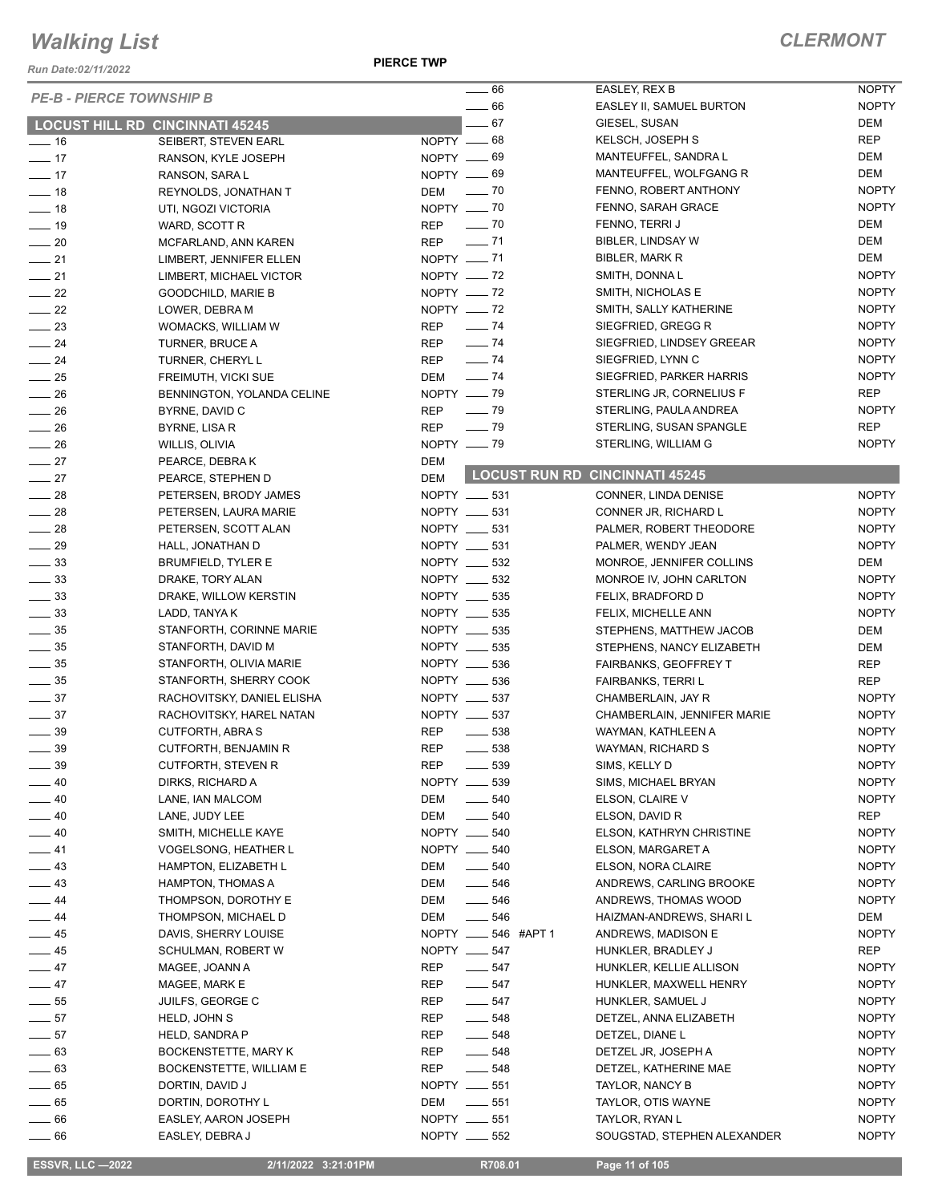# Walking List

## CLERMONT

*Run Date:02/11/2022*

**PIERCE TWP**

*PE-B - PIERCE TOWNSHIP B*

### LOCUST HILL RD CINCINNATI 45245

| No. | Name | Party |
|---|---|---|
| 16 | SEIBERT, STEVEN EARL | NOPTY |
| 17 | RANSON, KYLE JOSEPH | NOPTY |
| 17 | RANSON, SARA L | NOPTY |
| 18 | REYNOLDS, JONATHAN T | DEM |
| 18 | UTI, NGOZI VICTORIA | NOPTY |
| 19 | WARD, SCOTT R | REP |
| 20 | MCFARLAND, ANN KAREN | REP |
| 21 | LIMBERT, JENNIFER ELLEN | NOPTY |
| 21 | LIMBERT, MICHAEL VICTOR | NOPTY |
| 22 | GOODCHILD, MARIE B | NOPTY |
| 22 | LOWER, DEBRA M | NOPTY |
| 23 | WOMACKS, WILLIAM W | REP |
| 24 | TURNER, BRUCE A | REP |
| 24 | TURNER, CHERYL L | REP |
| 25 | FREIMUTH, VICKI SUE | DEM |
| 26 | BENNINGTON, YOLANDA CELINE | NOPTY |
| 26 | BYRNE, DAVID C | REP |
| 26 | BYRNE, LISA R | REP |
| 26 | WILLIS, OLIVIA | NOPTY |
| 27 | PEARCE, DEBRA K | DEM |
| 27 | PEARCE, STEPHEN D | DEM |
| 28 | PETERSEN, BRODY JAMES | NOPTY |
| 28 | PETERSEN, LAURA MARIE | NOPTY |
| 28 | PETERSEN, SCOTT ALAN | NOPTY |
| 29 | HALL, JONATHAN D | NOPTY |
| 33 | BRUMFIELD, TYLER E | NOPTY |
| 33 | DRAKE, TORY ALAN | NOPTY |
| 33 | DRAKE, WILLOW KERSTIN | NOPTY |
| 33 | LADD, TANYA K | NOPTY |
| 35 | STANFORTH, CORINNE MARIE | NOPTY |
| 35 | STANFORTH, DAVID M | NOPTY |
| 35 | STANFORTH, OLIVIA MARIE | NOPTY |
| 35 | STANFORTH, SHERRY COOK | NOPTY |
| 37 | RACHOVITSKY, DANIEL ELISHA | NOPTY |
| 37 | RACHOVITSKY, HAREL NATAN | NOPTY |
| 39 | CUTFORTH, ABRA S | REP |
| 39 | CUTFORTH, BENJAMIN R | REP |
| 39 | CUTFORTH, STEVEN R | REP |
| 40 | DIRKS, RICHARD A | NOPTY |
| 40 | LANE, IAN MALCOM | DEM |
| 40 | LANE, JUDY LEE | DEM |
| 40 | SMITH, MICHELLE KAYE | NOPTY |
| 41 | VOGELSONG, HEATHER L | NOPTY |
| 43 | HAMPTON, ELIZABETH L | DEM |
| 43 | HAMPTON, THOMAS A | DEM |
| 44 | THOMPSON, DOROTHY E | DEM |
| 44 | THOMPSON, MICHAEL D | DEM |
| 45 | DAVIS, SHERRY LOUISE | NOPTY |
| 45 | SCHULMAN, ROBERT W | NOPTY |
| 47 | MAGEE, JOANN A | REP |
| 47 | MAGEE, MARK E | REP |
| 55 | JUILFS, GEORGE C | REP |
| 57 | HELD, JOHN S | REP |
| 57 | HELD, SANDRA P | REP |
| 63 | BOCKENSTETTE, MARY K | REP |
| 63 | BOCKENSTETTE, WILLIAM E | REP |
| 65 | DORTIN, DAVID J | NOPTY |
| 65 | DORTIN, DOROTHY L | DEM |
| 66 | EASLEY, AARON JOSEPH | NOPTY |
| 66 | EASLEY, DEBRA J | NOPTY |
| 66 | EASLEY, REX B | NOPTY |
| 66 | EASLEY II, SAMUEL BURTON | NOPTY |
| 67 | GIESEL, SUSAN | DEM |
| 68 | KELSCH, JOSEPH S | REP |
| 69 | MANTEUFFEL, SANDRA L | DEM |
| 69 | MANTEUFFEL, WOLFGANG R | DEM |
| 70 | FENNO, ROBERT ANTHONY | NOPTY |
| 70 | FENNO, SARAH GRACE | NOPTY |
| 70 | FENNO, TERRI J | DEM |
| 71 | BIBLER, LINDSAY W | DEM |
| 71 | BIBLER, MARK R | DEM |
| 72 | SMITH, DONNA L | NOPTY |
| 72 | SMITH, NICHOLAS E | NOPTY |
| 72 | SMITH, SALLY KATHERINE | NOPTY |
| 74 | SIEGFRIED, GREGG R | NOPTY |
| 74 | SIEGFRIED, LINDSEY GREEAR | NOPTY |
| 74 | SIEGFRIED, LYNN C | NOPTY |
| 74 | SIEGFRIED, PARKER HARRIS | NOPTY |
| 79 | STERLING JR, CORNELIUS F | REP |
| 79 | STERLING, PAULA ANDREA | NOPTY |
| 79 | STERLING, SUSAN SPANGLE | REP |
| 79 | STERLING, WILLIAM G | NOPTY |

### LOCUST RUN RD CINCINNATI 45245

| No. | Name | Party |
|---|---|---|
| 531 | CONNER, LINDA DENISE | NOPTY |
| 531 | CONNER JR, RICHARD L | NOPTY |
| 531 | PALMER, ROBERT THEODORE | NOPTY |
| 531 | PALMER, WENDY JEAN | NOPTY |
| 532 | MONROE, JENNIFER COLLINS | DEM |
| 532 | MONROE IV, JOHN CARLTON | NOPTY |
| 535 | FELIX, BRADFORD D | NOPTY |
| 535 | FELIX, MICHELLE ANN | NOPTY |
| 535 | STEPHENS, MATTHEW JACOB | DEM |
| 535 | STEPHENS, NANCY ELIZABETH | DEM |
| 536 | FAIRBANKS, GEOFFREY T | REP |
| 536 | FAIRBANKS, TERRI L | REP |
| 537 | CHAMBERLAIN, JAY R | NOPTY |
| 537 | CHAMBERLAIN, JENNIFER MARIE | NOPTY |
| 538 | WAYMAN, KATHLEEN A | NOPTY |
| 538 | WAYMAN, RICHARD S | NOPTY |
| 539 | SIMS, KELLY D | NOPTY |
| 539 | SIMS, MICHAEL BRYAN | NOPTY |
| 540 | ELSON, CLAIRE V | NOPTY |
| 540 | ELSON, DAVID R | REP |
| 540 | ELSON, KATHRYN CHRISTINE | NOPTY |
| 540 | ELSON, MARGARET A | NOPTY |
| 540 | ELSON, NORA CLAIRE | NOPTY |
| 546 | ANDREWS, CARLING BROOKE | NOPTY |
| 546 | ANDREWS, THOMAS WOOD | NOPTY |
| 546 | HAIZMAN-ANDREWS, SHARI L | DEM |
| 546 #APT 1 | ANDREWS, MADISON E | NOPTY |
| 547 | HUNKLER, BRADLEY J | REP |
| 547 | HUNKLER, KELLIE ALLISON | NOPTY |
| 547 | HUNKLER, MAXWELL HENRY | NOPTY |
| 547 | HUNKLER, SAMUEL J | NOPTY |
| 548 | DETZEL, ANNA ELIZABETH | NOPTY |
| 548 | DETZEL, DIANE L | NOPTY |
| 548 | DETZEL JR, JOSEPH A | NOPTY |
| 548 | DETZEL, KATHERINE MAE | NOPTY |
| 551 | TAYLOR, NANCY B | NOPTY |
| 551 | TAYLOR, OTIS WAYNE | NOPTY |
| 551 | TAYLOR, RYAN L | NOPTY |
| 552 | SOUGSTAD, STEPHEN ALEXANDER | NOPTY |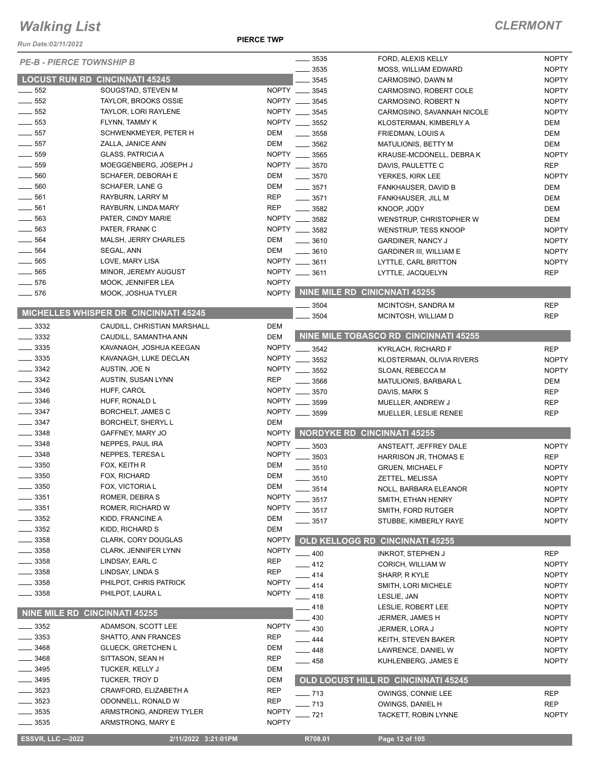# Walking List

**CLERMONT**

**PIERCE TWP**

*Run Date:02/11/2022*

*PE-B - PIERCE TOWNSHIP B*

## LOCUST RUN RD CINCINNATI 45245

| | | |
|---|---|---|
| ____ 552 | SOUGSTAD, STEVEN M | NOPTY |
| ____ 552 | TAYLOR, BROOKS OSSIE | NOPTY |
| ____ 552 | TAYLOR, LORI RAYLENE | NOPTY |
| ____ 553 | FLYNN, TAMMY K | NOPTY |
| ____ 557 | SCHWENKMEYER, PETER H | DEM |
| ____ 557 | ZALLA, JANICE ANN | DEM |
| ____ 559 | GLASS, PATRICIA A | NOPTY |
| ____ 559 | MOEGGENBERG, JOSEPH J | NOPTY |
| ____ 560 | SCHAFER, DEBORAH E | DEM |
| ____ 560 | SCHAFER, LANE G | DEM |
| ____ 561 | RAYBURN, LARRY M | REP |
| ____ 561 | RAYBURN, LINDA MARY | REP |
| ____ 563 | PATER, CINDY MARIE | NOPTY |
| ____ 563 | PATER, FRANK C | NOPTY |
| ____ 564 | MALSH, JERRY CHARLES | DEM |
| ____ 564 | SEGAL, ANN | DEM |
| ____ 565 | LOVE, MARY LISA | NOPTY |
| ____ 565 | MINOR, JEREMY AUGUST | NOPTY |
| ____ 576 | MOOK, JENNIFER LEA | NOPTY |
| ____ 576 | MOOK, JOSHUA TYLER | NOPTY |

## MICHELLES WHISPER DR CINCINNATI 45245

| | | |
|---|---|---|
| ____ 3332 | CAUDILL, CHRISTIAN MARSHALL | DEM |
| ____ 3332 | CAUDILL, SAMANTHA ANN | DEM |
| ____ 3335 | KAVANAGH, JOSHUA KEEGAN | NOPTY |
| ____ 3335 | KAVANAGH, LUKE DECLAN | NOPTY |
| ____ 3342 | AUSTIN, JOE N | NOPTY |
| ____ 3342 | AUSTIN, SUSAN LYNN | REP |
| ____ 3346 | HUFF, CAROL | NOPTY |
| ____ 3346 | HUFF, RONALD L | NOPTY |
| ____ 3347 | BORCHELT, JAMES C | NOPTY |
| ____ 3347 | BORCHELT, SHERYL L | DEM |
| ____ 3348 | GAFFNEY, MARY JO | NOPTY |
| ____ 3348 | NEPPES, PAUL IRA | NOPTY |
| ____ 3348 | NEPPES, TERESA L | NOPTY |
| ____ 3350 | FOX, KEITH R | DEM |
| ____ 3350 | FOX, RICHARD | DEM |
| ____ 3350 | FOX, VICTORIA L | DEM |
| ____ 3351 | ROMER, DEBRA S | NOPTY |
| ____ 3351 | ROMER, RICHARD W | NOPTY |
| ____ 3352 | KIDD, FRANCINE A | DEM |
| ____ 3352 | KIDD, RICHARD S | DEM |
| ____ 3358 | CLARK, CORY DOUGLAS | NOPTY |
| ____ 3358 | CLARK, JENNIFER LYNN | NOPTY |
| ____ 3358 | LINDSAY, EARL C | REP |
| ____ 3358 | LINDSAY, LINDA S | REP |
| ____ 3358 | PHILPOT, CHRIS PATRICK | NOPTY |
| ____ 3358 | PHILPOT, LAURA L | NOPTY |

## NINE MILE RD CINCINNATI 45255

| | | |
|---|---|---|
| ____ 3352 | ADAMSON, SCOTT LEE | NOPTY |
| ____ 3353 | SHATTO, ANN FRANCES | REP |
| ____ 3468 | GLUECK, GRETCHEN L | DEM |
| ____ 3468 | SITTASON, SEAN H | REP |
| ____ 3495 | TUCKER, KELLY J | DEM |
| ____ 3495 | TUCKER, TROY D | DEM |
| ____ 3523 | CRAWFORD, ELIZABETH A | REP |
| ____ 3523 | ODONNELL, RONALD W | REP |
| ____ 3535 | ARMSTRONG, ANDREW TYLER | NOPTY |
| ____ 3535 | ARMSTRONG, MARY E | NOPTY |
| ____ 3535 | FORD, ALEXIS KELLY | NOPTY |
| ____ 3535 | MOSS, WILLIAM EDWARD | NOPTY |
| ____ 3545 | CARMOSINO, DAWN M | NOPTY |
| ____ 3545 | CARMOSINO, ROBERT COLE | NOPTY |
| ____ 3545 | CARMOSINO, ROBERT N | NOPTY |
| ____ 3545 | CARMOSINO, SAVANNAH NICOLE | NOPTY |
| ____ 3552 | KLOSTERMAN, KIMBERLY A | DEM |
| ____ 3558 | FRIEDMAN, LOUIS A | DEM |
| ____ 3562 | MATULIONIS, BETTY M | DEM |
| ____ 3565 | KRAUSE-MCDONELL, DEBRA K | NOPTY |
| ____ 3570 | DAVIS, PAULETTE C | REP |
| ____ 3570 | YERKES, KIRK LEE | NOPTY |
| ____ 3571 | FANKHAUSER, DAVID B | DEM |
| ____ 3571 | FANKHAUSER, JILL M | DEM |
| ____ 3582 | KNOOP, JODY | DEM |
| ____ 3582 | WENSTRUP, CHRISTOPHER W | DEM |
| ____ 3582 | WENSTRUP, TESS KNOOP | NOPTY |
| ____ 3610 | GARDINER, NANCY J | NOPTY |
| ____ 3610 | GARDINER III, WILLIAM E | NOPTY |
| ____ 3611 | LYTTLE, CARL BRITTON | NOPTY |
| ____ 3611 | LYTTLE, JACQUELYN | REP |

## NINE MILE RD CINICNNATI 45255

| | | |
|---|---|---|
| ____ 3504 | MCINTOSH, SANDRA M | REP |
| ____ 3504 | MCINTOSH, WILLIAM D | REP |

## NINE MILE TOBASCO RD CINCINNATI 45255

| | | |
|---|---|---|
| ____ 3542 | KYRLACH, RICHARD F | REP |
| ____ 3552 | KLOSTERMAN, OLIVIA RIVERS | NOPTY |
| ____ 3552 | SLOAN, REBECCA M | NOPTY |
| ____ 3568 | MATULIONIS, BARBARA L | DEM |
| ____ 3570 | DAVIS, MARK S | REP |
| ____ 3599 | MUELLER, ANDREW J | REP |
| ____ 3599 | MUELLER, LESLIE RENEE | REP |

## NORDYKE RD CINCINNATI 45255

| | | |
|---|---|---|
| ____ 3503 | ANSTEATT, JEFFREY DALE | NOPTY |
| ____ 3503 | HARRISON JR, THOMAS E | REP |
| ____ 3510 | GRUEN, MICHAEL F | NOPTY |
| ____ 3510 | ZETTEL, MELISSA | NOPTY |
| ____ 3514 | NOLL, BARBARA ELEANOR | NOPTY |
| ____ 3517 | SMITH, ETHAN HENRY | NOPTY |
| ____ 3517 | SMITH, FORD RUTGER | NOPTY |
| ____ 3517 | STUBBE, KIMBERLY RAYE | NOPTY |

## OLD KELLOGG RD CINCINNATI 45255

| | | |
|---|---|---|
| ____ 400 | INKROT, STEPHEN J | REP |
| ____ 412 | CORICH, WILLIAM W | NOPTY |
| ____ 414 | SHARP, R KYLE | NOPTY |
| ____ 414 | SMITH, LORI MICHELE | NOPTY |
| ____ 418 | LESLIE, JAN | NOPTY |
| ____ 418 | LESLIE, ROBERT LEE | NOPTY |
| ____ 430 | JERMER, JAMES H | NOPTY |
| ____ 430 | JERMER, LORA J | NOPTY |
| ____ 444 | KEITH, STEVEN BAKER | NOPTY |
| ____ 448 | LAWRENCE, DANIEL W | NOPTY |
| ____ 458 | KUHLENBERG, JAMES E | NOPTY |

## OLD LOCUST HILL RD CINCINNATI 45245

| | | |
|---|---|---|
| ____ 713 | OWINGS, CONNIE LEE | REP |
| ____ 713 | OWINGS, DANIEL H | REP |
| ____ 721 | TACKETT, ROBIN LYNNE | NOPTY |

ESSVR, LLC —2022 | 2/11/2022 3:21:01PM | R708.01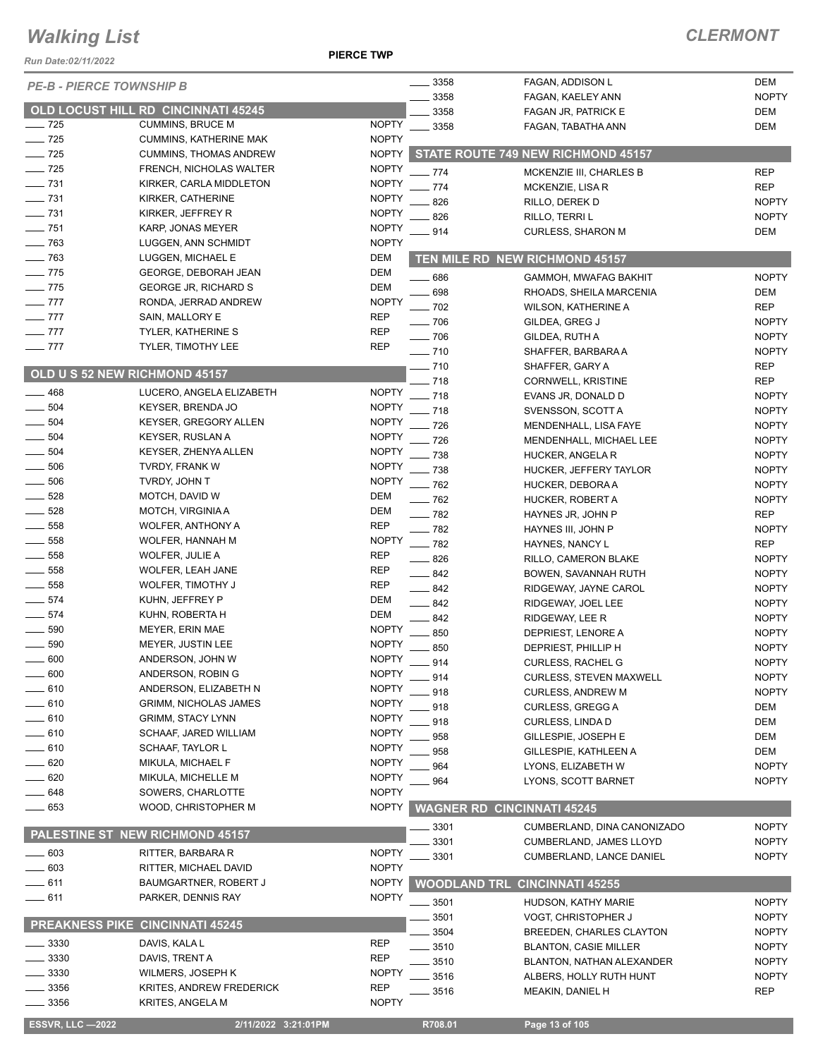# Walking List

**CLERMONT**

Run Date:02/11/2022

**PIERCE TWP**

## PE-B - PIERCE TOWNSHIP B

### OLD LOCUST HILL RD CINCINNATI 45245

| No. | Name | Party |
|---|---|---|
| 725 | CUMMINS, BRUCE M | NOPTY |
| 725 | CUMMINS, KATHERINE MAK | NOPTY |
| 725 | CUMMINS, THOMAS ANDREW | NOPTY |
| 725 | FRENCH, NICHOLAS WALTER | NOPTY |
| 731 | KIRKER, CARLA MIDDLETON | NOPTY |
| 731 | KIRKER, CATHERINE | NOPTY |
| 731 | KIRKER, JEFFREY R | NOPTY |
| 751 | KARP, JONAS MEYER | NOPTY |
| 763 | LUGGEN, ANN SCHMIDT | NOPTY |
| 763 | LUGGEN, MICHAEL E | DEM |
| 775 | GEORGE, DEBORAH JEAN | DEM |
| 775 | GEORGE JR, RICHARD S | DEM |
| 777 | RONDA, JERRAD ANDREW | NOPTY |
| 777 | SAIN, MALLORY E | REP |
| 777 | TYLER, KATHERINE S | REP |
| 777 | TYLER, TIMOTHY LEE | REP |

### OLD U S 52 NEW RICHMOND 45157

| No. | Name | Party |
|---|---|---|
| 468 | LUCERO, ANGELA ELIZABETH | NOPTY |
| 504 | KEYSER, BRENDA JO | NOPTY |
| 504 | KEYSER, GREGORY ALLEN | NOPTY |
| 504 | KEYSER, RUSLAN A | NOPTY |
| 504 | KEYSER, ZHENYA ALLEN | NOPTY |
| 506 | TVRDY, FRANK W | NOPTY |
| 506 | TVRDY, JOHN T | NOPTY |
| 528 | MOTCH, DAVID W | DEM |
| 528 | MOTCH, VIRGINIA A | DEM |
| 558 | WOLFER, ANTHONY A | REP |
| 558 | WOLFER, HANNAH M | NOPTY |
| 558 | WOLFER, JULIE A | REP |
| 558 | WOLFER, LEAH JANE | REP |
| 558 | WOLFER, TIMOTHY J | REP |
| 574 | KUHN, JEFFREY P | DEM |
| 574 | KUHN, ROBERTA H | DEM |
| 590 | MEYER, ERIN MAE | NOPTY |
| 590 | MEYER, JUSTIN LEE | NOPTY |
| 600 | ANDERSON, JOHN W | NOPTY |
| 600 | ANDERSON, ROBIN G | NOPTY |
| 610 | ANDERSON, ELIZABETH N | NOPTY |
| 610 | GRIMM, NICHOLAS JAMES | NOPTY |
| 610 | GRIMM, STACY LYNN | NOPTY |
| 610 | SCHAAF, JARED WILLIAM | NOPTY |
| 610 | SCHAAF, TAYLOR L | NOPTY |
| 620 | MIKULA, MICHAEL F | NOPTY |
| 620 | MIKULA, MICHELLE M | NOPTY |
| 648 | SOWERS, CHARLOTTE | NOPTY |
| 653 | WOOD, CHRISTOPHER M | NOPTY |

### PALESTINE ST NEW RICHMOND 45157

| No. | Name | Party |
|---|---|---|
| 603 | RITTER, BARBARA R | NOPTY |
| 603 | RITTER, MICHAEL DAVID | NOPTY |
| 611 | BAUMGARTNER, ROBERT J | NOPTY |
| 611 | PARKER, DENNIS RAY | NOPTY |

### PREAKNESS PIKE CINCINNATI 45245

| No. | Name | Party |
|---|---|---|
| 3330 | DAVIS, KALA L | REP |
| 3330 | DAVIS, TRENT A | REP |
| 3330 | WILMERS, JOSEPH K | NOPTY |
| 3356 | KRITES, ANDREW FREDERICK | REP |
| 3356 | KRITES, ANGELA M | NOPTY |
| 3358 | FAGAN, ADDISON L | DEM |
| 3358 | FAGAN, KAELEY ANN | NOPTY |
| 3358 | FAGAN JR, PATRICK E | DEM |
| 3358 | FAGAN, TABATHA ANN | DEM |

### STATE ROUTE 749 NEW RICHMOND 45157

| No. | Name | Party |
|---|---|---|
| 774 | MCKENZIE III, CHARLES B | REP |
| 774 | MCKENZIE, LISA R | REP |
| 826 | RILLO, DEREK D | NOPTY |
| 826 | RILLO, TERRI L | NOPTY |
| 914 | CURLESS, SHARON M | DEM |

### TEN MILE RD NEW RICHMOND 45157

| No. | Name | Party |
|---|---|---|
| 686 | GAMMOH, MWAFAG BAKHIT | NOPTY |
| 698 | RHOADS, SHEILA MARCENIA | DEM |
| 702 | WILSON, KATHERINE A | REP |
| 706 | GILDEA, GREG J | NOPTY |
| 706 | GILDEA, RUTH A | NOPTY |
| 710 | SHAFFER, BARBARA A | NOPTY |
| 710 | SHAFFER, GARY A | REP |
| 718 | CORNWELL, KRISTINE | REP |
| 718 | EVANS JR, DONALD D | NOPTY |
| 718 | SVENSSON, SCOTT A | NOPTY |
| 726 | MENDENHALL, LISA FAYE | NOPTY |
| 726 | MENDENHALL, MICHAEL LEE | NOPTY |
| 738 | HUCKER, ANGELA R | NOPTY |
| 738 | HUCKER, JEFFERY TAYLOR | NOPTY |
| 762 | HUCKER, DEBORA A | NOPTY |
| 762 | HUCKER, ROBERT A | NOPTY |
| 782 | HAYNES JR, JOHN P | REP |
| 782 | HAYNES III, JOHN P | NOPTY |
| 782 | HAYNES, NANCY L | REP |
| 826 | RILLO, CAMERON BLAKE | NOPTY |
| 842 | BOWEN, SAVANNAH RUTH | NOPTY |
| 842 | RIDGEWAY, JAYNE CAROL | NOPTY |
| 842 | RIDGEWAY, JOEL LEE | NOPTY |
| 842 | RIDGEWAY, LEE R | NOPTY |
| 850 | DEPRIEST, LENORE A | NOPTY |
| 850 | DEPRIEST, PHILLIP H | NOPTY |
| 914 | CURLESS, RACHEL G | NOPTY |
| 914 | CURLESS, STEVEN MAXWELL | NOPTY |
| 918 | CURLESS, ANDREW M | NOPTY |
| 918 | CURLESS, GREGG A | DEM |
| 918 | CURLESS, LINDA D | DEM |
| 958 | GILLESPIE, JOSEPH E | DEM |
| 958 | GILLESPIE, KATHLEEN A | DEM |
| 964 | LYONS, ELIZABETH W | NOPTY |
| 964 | LYONS, SCOTT BARNET | NOPTY |

### WAGNER RD CINCINNATI 45245

| No. | Name | Party |
|---|---|---|
| 3301 | CUMBERLAND, DINA CANONIZADO | NOPTY |
| 3301 | CUMBERLAND, JAMES LLOYD | NOPTY |
| 3301 | CUMBERLAND, LANCE DANIEL | NOPTY |

### WOODLAND TRL CINCINNATI 45255

| No. | Name | Party |
|---|---|---|
| 3501 | HUDSON, KATHY MARIE | NOPTY |
| 3501 | VOGT, CHRISTOPHER J | NOPTY |
| 3504 | BREEDEN, CHARLES CLAYTON | NOPTY |
| 3510 | BLANTON, CASIE MILLER | NOPTY |
| 3510 | BLANTON, NATHAN ALEXANDER | NOPTY |
| 3516 | ALBERS, HOLLY RUTH HUNT | NOPTY |
| 3516 | MEAKIN, DANIEL H | REP |

ESSVR, LLC —2022 2/11/2022 3:21:01PM R708.01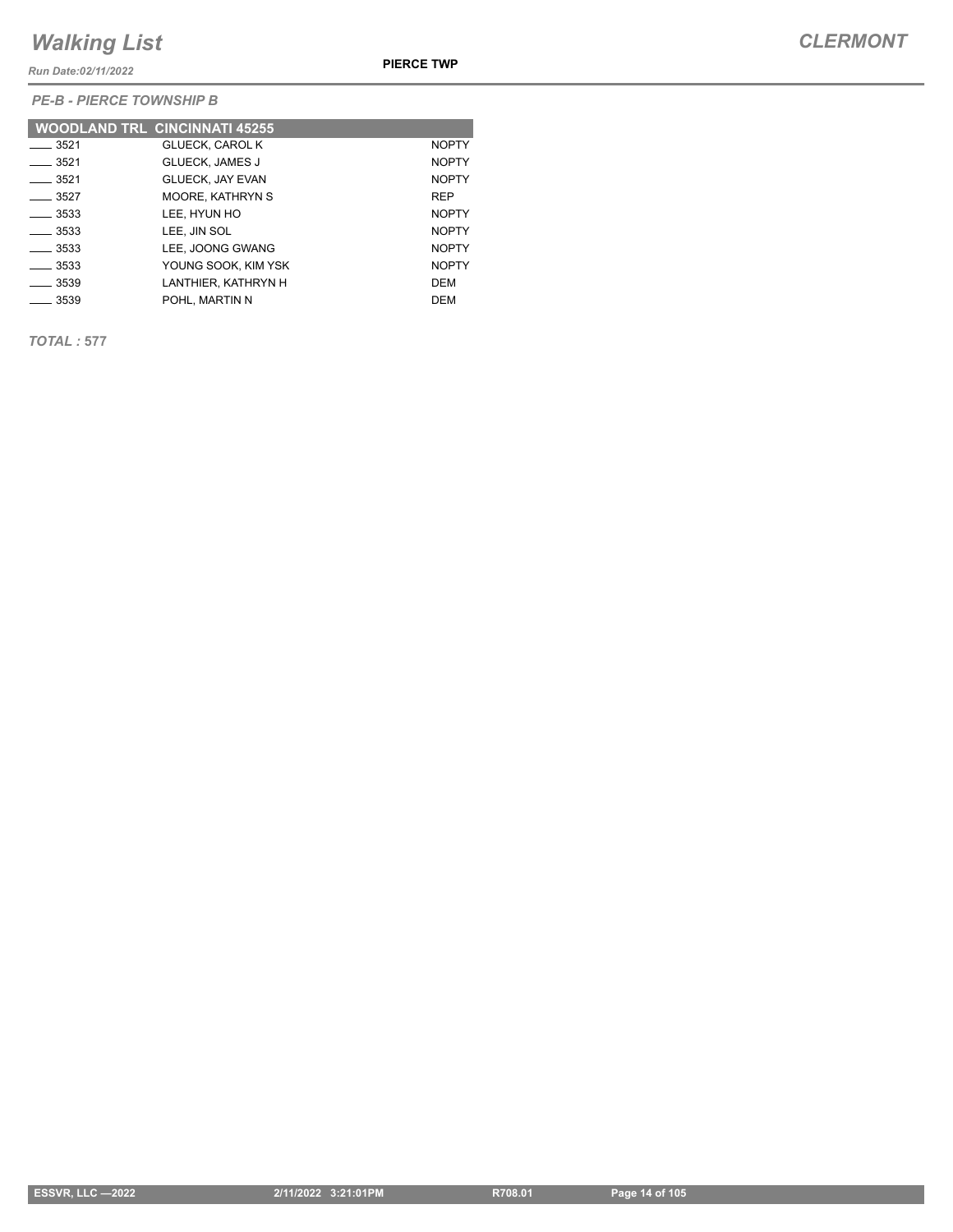*PE-B - PIERCE TOWNSHIP B*

| WOODLAND TRL CINCINNATI 45255 | | |
|---|---|---|
| ____ 3521 | GLUECK, CAROL K | NOPTY |
| ____ 3521 | GLUECK, JAMES J | NOPTY |
| ____ 3521 | GLUECK, JAY EVAN | NOPTY |
| ____ 3527 | MOORE, KATHRYN S | REP |
| ____ 3533 | LEE, HYUN HO | NOPTY |
| ____ 3533 | LEE, JIN SOL | NOPTY |
| ____ 3533 | LEE, JOONG GWANG | NOPTY |
| ____ 3533 | YOUNG SOOK, KIM YSK | NOPTY |
| ____ 3539 | LANTHIER, KATHRYN H | DEM |
| ____ 3539 | POHL, MARTIN N | DEM |

***TOTAL :* 577**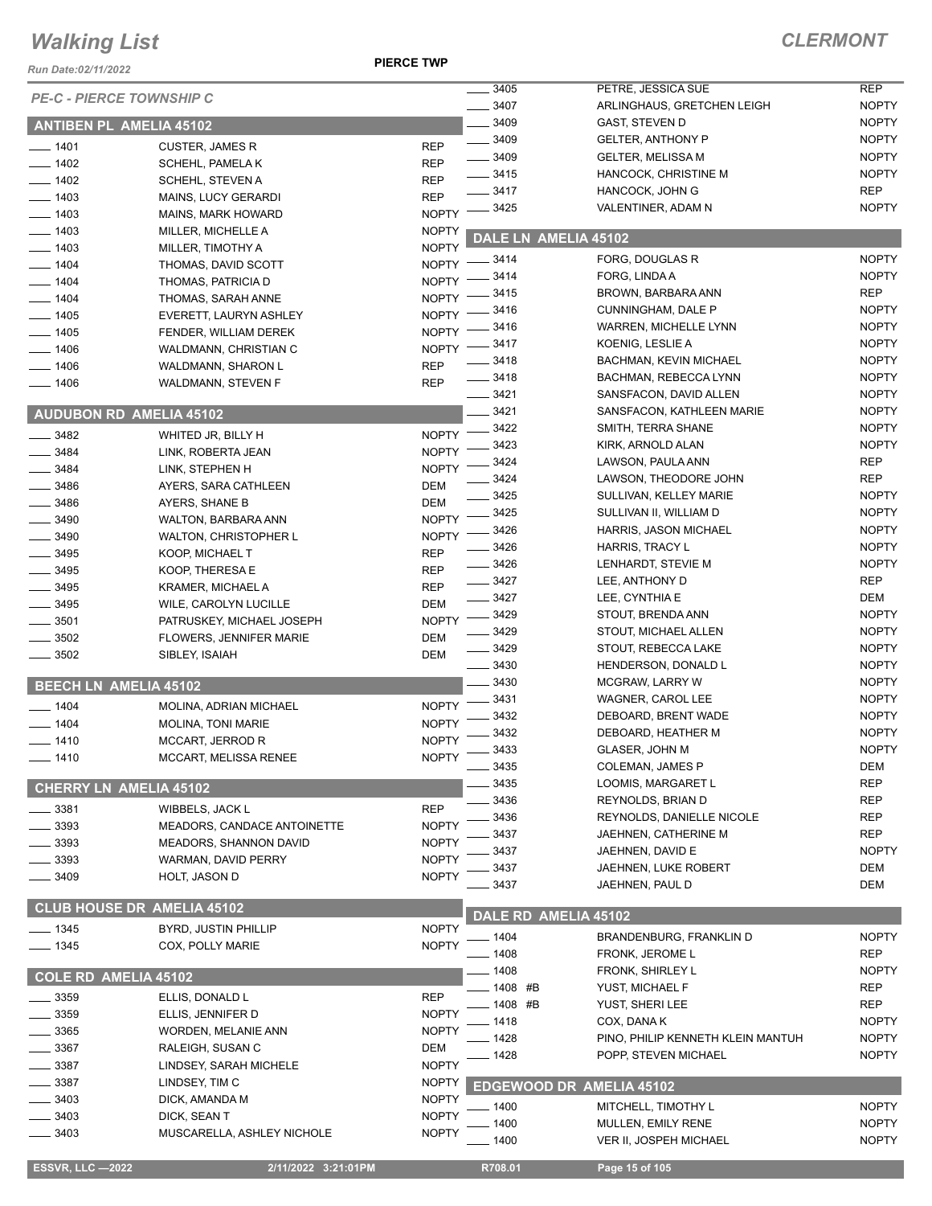# Walking List

**CLERMONT**

Run Date:02/11/2022

**PIERCE TWP**

*PE-C - PIERCE TOWNSHIP C*

## ANTIBEN PL AMELIA 45102

| | | |
|---|---|---|
| ____ 1401 | CUSTER, JAMES R | REP |
| ____ 1402 | SCHEHL, PAMELA K | REP |
| ____ 1402 | SCHEHL, STEVEN A | REP |
| ____ 1403 | MAINS, LUCY GERARDI | REP |
| ____ 1403 | MAINS, MARK HOWARD | NOPTY |
| ____ 1403 | MILLER, MICHELLE A | NOPTY |
| ____ 1403 | MILLER, TIMOTHY A | NOPTY |
| ____ 1404 | THOMAS, DAVID SCOTT | NOPTY |
| ____ 1404 | THOMAS, PATRICIA D | NOPTY |
| ____ 1404 | THOMAS, SARAH ANNE | NOPTY |
| ____ 1405 | EVERETT, LAURYN ASHLEY | NOPTY |
| ____ 1405 | FENDER, WILLIAM DEREK | NOPTY |
| ____ 1406 | WALDMANN, CHRISTIAN C | NOPTY |
| ____ 1406 | WALDMANN, SHARON L | REP |
| ____ 1406 | WALDMANN, STEVEN F | REP |

## AUDUBON RD AMELIA 45102

| | | |
|---|---|---|
| ____ 3482 | WHITED JR, BILLY H | NOPTY |
| ____ 3484 | LINK, ROBERTA JEAN | NOPTY |
| ____ 3484 | LINK, STEPHEN H | NOPTY |
| ____ 3486 | AYERS, SARA CATHLEEN | DEM |
| ____ 3486 | AYERS, SHANE B | DEM |
| ____ 3490 | WALTON, BARBARA ANN | NOPTY |
| ____ 3490 | WALTON, CHRISTOPHER L | NOPTY |
| ____ 3495 | KOOP, MICHAEL T | REP |
| ____ 3495 | KOOP, THERESA E | REP |
| ____ 3495 | KRAMER, MICHAEL A | REP |
| ____ 3495 | WILE, CAROLYN LUCILLE | DEM |
| ____ 3501 | PATRUSKEY, MICHAEL JOSEPH | NOPTY |
| ____ 3502 | FLOWERS, JENNIFER MARIE | DEM |
| ____ 3502 | SIBLEY, ISAIAH | DEM |

## BEECH LN AMELIA 45102

| | | |
|---|---|---|
| ____ 1404 | MOLINA, ADRIAN MICHAEL | NOPTY |
| ____ 1404 | MOLINA, TONI MARIE | NOPTY |
| ____ 1410 | MCCART, JERROD R | NOPTY |
| ____ 1410 | MCCART, MELISSA RENEE | NOPTY |

## CHERRY LN AMELIA 45102

| | | |
|---|---|---|
| ____ 3381 | WIBBELS, JACK L | REP |
| ____ 3393 | MEADORS, CANDACE ANTOINETTE | NOPTY |
| ____ 3393 | MEADORS, SHANNON DAVID | NOPTY |
| ____ 3393 | WARMAN, DAVID PERRY | NOPTY |
| ____ 3409 | HOLT, JASON D | NOPTY |

## CLUB HOUSE DR AMELIA 45102

| | | |
|---|---|---|
| ____ 1345 | BYRD, JUSTIN PHILLIP | NOPTY |
| ____ 1345 | COX, POLLY MARIE | NOPTY |

## COLE RD AMELIA 45102

| | | |
|---|---|---|
| ____ 3359 | ELLIS, DONALD L | REP |
| ____ 3359 | ELLIS, JENNIFER D | NOPTY |
| ____ 3365 | WORDEN, MELANIE ANN | NOPTY |
| ____ 3367 | RALEIGH, SUSAN C | DEM |
| ____ 3387 | LINDSEY, SARAH MICHELE | NOPTY |
| ____ 3387 | LINDSEY, TIM C | NOPTY |
| ____ 3403 | DICK, AMANDA M | NOPTY |
| ____ 3403 | DICK, SEAN T | NOPTY |
| ____ 3403 | MUSCARELLA, ASHLEY NICHOLE | NOPTY |
| ____ 3405 | PETRE, JESSICA SUE | REP |
| ____ 3407 | ARLINGHAUS, GRETCHEN LEIGH | NOPTY |
| ____ 3409 | GAST, STEVEN D | NOPTY |
| ____ 3409 | GELTER, ANTHONY P | NOPTY |
| ____ 3409 | GELTER, MELISSA M | NOPTY |
| ____ 3415 | HANCOCK, CHRISTINE M | NOPTY |
| ____ 3417 | HANCOCK, JOHN G | REP |
| ____ 3425 | VALENTINER, ADAM N | NOPTY |

## DALE LN AMELIA 45102

| | | |
|---|---|---|
| ____ 3414 | FORG, DOUGLAS R | NOPTY |
| ____ 3414 | FORG, LINDA A | NOPTY |
| ____ 3415 | BROWN, BARBARA ANN | REP |
| ____ 3416 | CUNNINGHAM, DALE P | NOPTY |
| ____ 3416 | WARREN, MICHELLE LYNN | NOPTY |
| ____ 3417 | KOENIG, LESLIE A | NOPTY |
| ____ 3418 | BACHMAN, KEVIN MICHAEL | NOPTY |
| ____ 3418 | BACHMAN, REBECCA LYNN | NOPTY |
| ____ 3421 | SANSFACON, DAVID ALLEN | NOPTY |
| ____ 3421 | SANSFACON, KATHLEEN MARIE | NOPTY |
| ____ 3422 | SMITH, TERRA SHANE | NOPTY |
| ____ 3423 | KIRK, ARNOLD ALAN | NOPTY |
| ____ 3424 | LAWSON, PAULA ANN | REP |
| ____ 3424 | LAWSON, THEODORE JOHN | REP |
| ____ 3425 | SULLIVAN, KELLEY MARIE | NOPTY |
| ____ 3425 | SULLIVAN II, WILLIAM D | NOPTY |
| ____ 3426 | HARRIS, JASON MICHAEL | NOPTY |
| ____ 3426 | HARRIS, TRACY L | NOPTY |
| ____ 3426 | LENHARDT, STEVIE M | NOPTY |
| ____ 3427 | LEE, ANTHONY D | REP |
| ____ 3427 | LEE, CYNTHIA E | DEM |
| ____ 3429 | STOUT, BRENDA ANN | NOPTY |
| ____ 3429 | STOUT, MICHAEL ALLEN | NOPTY |
| ____ 3429 | STOUT, REBECCA LAKE | NOPTY |
| ____ 3430 | HENDERSON, DONALD L | NOPTY |
| ____ 3430 | MCGRAW, LARRY W | NOPTY |
| ____ 3431 | WAGNER, CAROL LEE | NOPTY |
| ____ 3432 | DEBOARD, BRENT WADE | NOPTY |
| ____ 3432 | DEBOARD, HEATHER M | NOPTY |
| ____ 3433 | GLASER, JOHN M | NOPTY |
| ____ 3435 | COLEMAN, JAMES P | DEM |
| ____ 3435 | LOOMIS, MARGARET L | REP |
| ____ 3436 | REYNOLDS, BRIAN D | REP |
| ____ 3436 | REYNOLDS, DANIELLE NICOLE | REP |
| ____ 3437 | JAEHNEN, CATHERINE M | REP |
| ____ 3437 | JAEHNEN, DAVID E | NOPTY |
| ____ 3437 | JAEHNEN, LUKE ROBERT | DEM |
| ____ 3437 | JAEHNEN, PAUL D | DEM |

## DALE RD AMELIA 45102

| | | |
|---|---|---|
| ____ 1404 | BRANDENBURG, FRANKLIN D | NOPTY |
| ____ 1408 | FRONK, JEROME L | REP |
| ____ 1408 | FRONK, SHIRLEY L | NOPTY |
| ____ 1408 #B | YUST, MICHAEL F | REP |
| ____ 1408 #B | YUST, SHERI LEE | REP |
| ____ 1418 | COX, DANA K | NOPTY |
| ____ 1428 | PINO, PHILIP KENNETH KLEIN MANTUH | NOPTY |
| ____ 1428 | POPP, STEVEN MICHAEL | NOPTY |

## EDGEWOOD DR AMELIA 45102

| | | |
|---|---|---|
| ____ 1400 | MITCHELL, TIMOTHY L | NOPTY |
| ____ 1400 | MULLEN, EMILY RENE | NOPTY |
| ____ 1400 | VER II, JOSPEH MICHAEL | NOPTY |

ESSVR, LLC —2022 | 2/11/2022 3:21:01PM | R708.01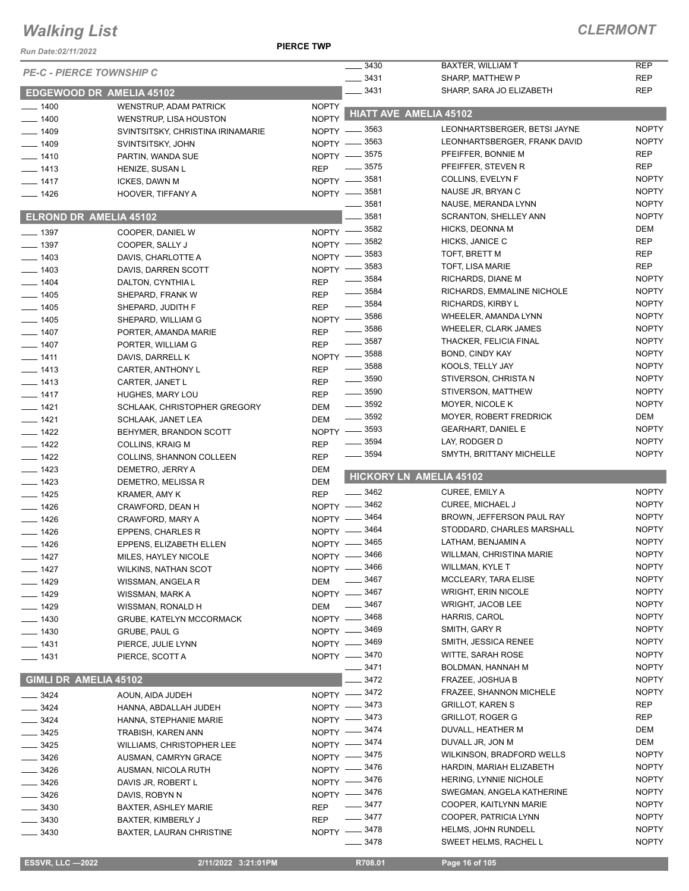# Walking List

**CLERMONT**

PIERCE TWP

Run Date:02/11/2022

## PE-C - PIERCE TOWNSHIP C

### EDGEWOOD DR AMELIA 45102

| No. | Name | Party |
|---|---|---|
| 1400 | WENSTRUP, ADAM PATRICK | NOPTY |
| 1400 | WENSTRUP, LISA HOUSTON | NOPTY |
| 1409 | SVINTSITSKY, CHRISTINA IRINAMARIE | NOPTY |
| 1409 | SVINTSITSKY, JOHN | NOPTY |
| 1410 | PARTIN, WANDA SUE | NOPTY |
| 1413 | HENIZE, SUSAN L | REP |
| 1417 | ICKES, DAWN M | NOPTY |
| 1426 | HOOVER, TIFFANY A | NOPTY |

### ELROND DR AMELIA 45102

| No. | Name | Party |
|---|---|---|
| 1397 | COOPER, DANIEL W | NOPTY |
| 1397 | COOPER, SALLY J | NOPTY |
| 1403 | DAVIS, CHARLOTTE A | NOPTY |
| 1403 | DAVIS, DARREN SCOTT | NOPTY |
| 1404 | DALTON, CYNTHIA L | REP |
| 1405 | SHEPARD, FRANK W | REP |
| 1405 | SHEPARD, JUDITH F | REP |
| 1405 | SHEPARD, WILLIAM G | NOPTY |
| 1407 | PORTER, AMANDA MARIE | REP |
| 1407 | PORTER, WILLIAM G | REP |
| 1411 | DAVIS, DARRELL K | NOPTY |
| 1413 | CARTER, ANTHONY L | REP |
| 1413 | CARTER, JANET L | REP |
| 1417 | HUGHES, MARY LOU | REP |
| 1421 | SCHLAAK, CHRISTOPHER GREGORY | DEM |
| 1421 | SCHLAAK, JANET LEA | DEM |
| 1422 | BEHYMER, BRANDON SCOTT | NOPTY |
| 1422 | COLLINS, KRAIG M | REP |
| 1422 | COLLINS, SHANNON COLLEEN | REP |
| 1423 | DEMETRO, JERRY A | DEM |
| 1423 | DEMETRO, MELISSA R | DEM |
| 1425 | KRAMER, AMY K | REP |
| 1426 | CRAWFORD, DEAN H | NOPTY |
| 1426 | CRAWFORD, MARY A | NOPTY |
| 1426 | EPPENS, CHARLES R | NOPTY |
| 1426 | EPPENS, ELIZABETH ELLEN | NOPTY |
| 1427 | MILES, HAYLEY NICOLE | NOPTY |
| 1427 | WILKINS, NATHAN SCOT | NOPTY |
| 1429 | WISSMAN, ANGELA R | DEM |
| 1429 | WISSMAN, MARK A | NOPTY |
| 1429 | WISSMAN, RONALD H | DEM |
| 1430 | GRUBE, KATELYN MCCORMACK | NOPTY |
| 1430 | GRUBE, PAUL G | NOPTY |
| 1431 | PIERCE, JULIE LYNN | NOPTY |
| 1431 | PIERCE, SCOTT A | NOPTY |

### GIMLI DR AMELIA 45102

| No. | Name | Party |
|---|---|---|
| 3424 | AOUN, AIDA JUDEH | NOPTY |
| 3424 | HANNA, ABDALLAH JUDEH | NOPTY |
| 3424 | HANNA, STEPHANIE MARIE | NOPTY |
| 3425 | TRABISH, KAREN ANN | NOPTY |
| 3425 | WILLIAMS, CHRISTOPHER LEE | NOPTY |
| 3426 | AUSMAN, CAMRYN GRACE | NOPTY |
| 3426 | AUSMAN, NICOLA RUTH | NOPTY |
| 3426 | DAVIS JR, ROBERT L | NOPTY |
| 3426 | DAVIS, ROBYN N | NOPTY |
| 3430 | BAXTER, ASHLEY MARIE | REP |
| 3430 | BAXTER, KIMBERLY J | REP |
| 3430 | BAXTER, LAURAN CHRISTINE | NOPTY |
| 3430 | BAXTER, WILLIAM T | REP |
| 3431 | SHARP, MATTHEW P | REP |
| 3431 | SHARP, SARA JO ELIZABETH | REP |

### HIATT AVE AMELIA 45102

| No. | Name | Party |
|---|---|---|
| 3563 | LEONHARTSBERGER, BETSI JAYNE | NOPTY |
| 3563 | LEONHARTSBERGER, FRANK DAVID | NOPTY |
| 3575 | PFEIFFER, BONNIE M | REP |
| 3575 | PFEIFFER, STEVEN R | REP |
| 3581 | COLLINS, EVELYN F | NOPTY |
| 3581 | NAUSE JR, BRYAN C | NOPTY |
| 3581 | NAUSE, MERANDA LYNN | NOPTY |
| 3581 | SCRANTON, SHELLEY ANN | NOPTY |
| 3582 | HICKS, DEONNA M | DEM |
| 3582 | HICKS, JANICE C | REP |
| 3583 | TOFT, BRETT M | REP |
| 3583 | TOFT, LISA MARIE | REP |
| 3584 | RICHARDS, DIANE M | NOPTY |
| 3584 | RICHARDS, EMMALINE NICHOLE | NOPTY |
| 3584 | RICHARDS, KIRBY L | NOPTY |
| 3586 | WHEELER, AMANDA LYNN | NOPTY |
| 3586 | WHEELER, CLARK JAMES | NOPTY |
| 3587 | THACKER, FELICIA FINAL | NOPTY |
| 3588 | BOND, CINDY KAY | NOPTY |
| 3588 | KOOLS, TELLY JAY | NOPTY |
| 3590 | STIVERSON, CHRISTA N | NOPTY |
| 3590 | STIVERSON, MATTHEW | NOPTY |
| 3592 | MOYER, NICOLE K | NOPTY |
| 3592 | MOYER, ROBERT FREDRICK | DEM |
| 3593 | GEARHART, DANIEL E | NOPTY |
| 3594 | LAY, RODGER D | NOPTY |
| 3594 | SMYTH, BRITTANY MICHELLE | NOPTY |

### HICKORY LN AMELIA 45102

| No. | Name | Party |
|---|---|---|
| 3462 | CUREE, EMILY A | NOPTY |
| 3462 | CUREE, MICHAEL J | NOPTY |
| 3464 | BROWN, JEFFERSON PAUL RAY | NOPTY |
| 3464 | STODDARD, CHARLES MARSHALL | NOPTY |
| 3465 | LATHAM, BENJAMIN A | NOPTY |
| 3466 | WILLMAN, CHRISTINA MARIE | NOPTY |
| 3466 | WILLMAN, KYLE T | NOPTY |
| 3467 | MCCLEARY, TARA ELISE | NOPTY |
| 3467 | WRIGHT, ERIN NICOLE | NOPTY |
| 3467 | WRIGHT, JACOB LEE | NOPTY |
| 3468 | HARRIS, CAROL | NOPTY |
| 3469 | SMITH, GARY R | NOPTY |
| 3469 | SMITH, JESSICA RENEE | NOPTY |
| 3470 | WITTE, SARAH ROSE | NOPTY |
| 3471 | BOLDMAN, HANNAH M | NOPTY |
| 3472 | FRAZEE, JOSHUA B | NOPTY |
| 3472 | FRAZEE, SHANNON MICHELE | NOPTY |
| 3473 | GRILLOT, KAREN S | REP |
| 3473 | GRILLOT, ROGER G | REP |
| 3474 | DUVALL, HEATHER M | DEM |
| 3474 | DUVALL JR, JON M | DEM |
| 3475 | WILKINSON, BRADFORD WELLS | NOPTY |
| 3476 | HARDIN, MARIAH ELIZABETH | NOPTY |
| 3476 | HERING, LYNNIE NICHOLE | NOPTY |
| 3476 | SWEGMAN, ANGELA KATHERINE | NOPTY |
| 3477 | COOPER, KAITLYNN MARIE | NOPTY |
| 3477 | COOPER, PATRICIA LYNN | NOPTY |
| 3478 | HELMS, JOHN RUNDELL | NOPTY |
| 3478 | SWEET HELMS, RACHEL L | NOPTY |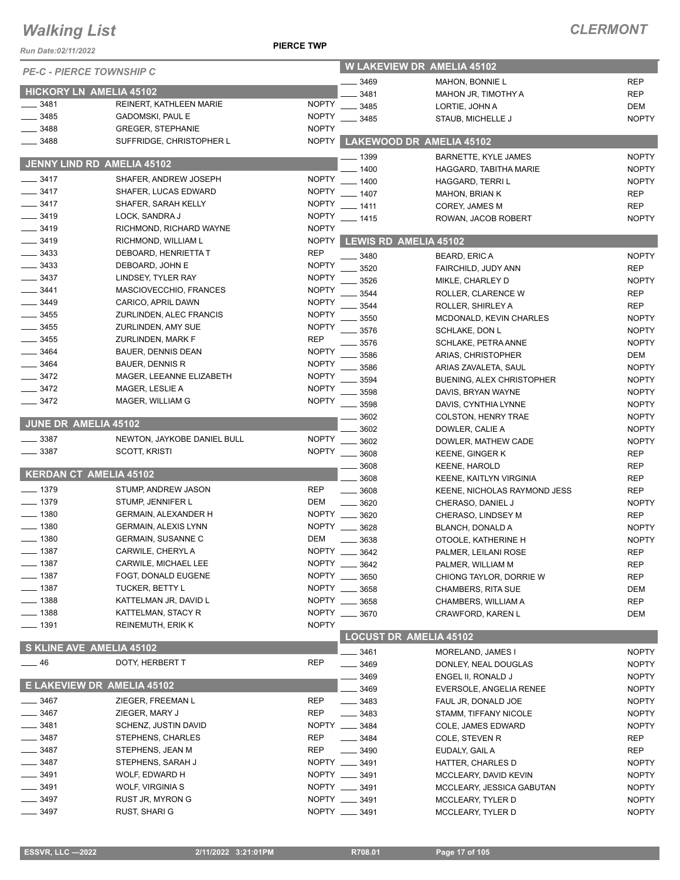# Walking List

## CLERMONT

Run Date:02/11/2022

PIERCE TWP

### PE-C - PIERCE TOWNSHIP C

#### HICKORY LN AMELIA 45102

| | | |
|---|---|---|
| ___ 3481 | REINERT, KATHLEEN MARIE | NOPTY |
| ___ 3485 | GADOMSKI, PAUL E | NOPTY |
| ___ 3488 | GREGER, STEPHANIE | NOPTY |
| ___ 3488 | SUFFRIDGE, CHRISTOPHER L | NOPTY |

#### JENNY LIND RD AMELIA 45102

| | | |
|---|---|---|
| ___ 3417 | SHAFER, ANDREW JOSEPH | NOPTY |
| ___ 3417 | SHAFER, LUCAS EDWARD | NOPTY |
| ___ 3417 | SHAFER, SARAH KELLY | NOPTY |
| ___ 3419 | LOCK, SANDRA J | NOPTY |
| ___ 3419 | RICHMOND, RICHARD WAYNE | NOPTY |
| ___ 3419 | RICHMOND, WILLIAM L | NOPTY |
| ___ 3433 | DEBOARD, HENRIETTA T | REP |
| ___ 3433 | DEBOARD, JOHN E | NOPTY |
| ___ 3437 | LINDSEY, TYLER RAY | NOPTY |
| ___ 3441 | MASCIOVECCHIO, FRANCES | NOPTY |
| ___ 3449 | CARICO, APRIL DAWN | NOPTY |
| ___ 3455 | ZURLINDEN, ALEC FRANCIS | NOPTY |
| ___ 3455 | ZURLINDEN, AMY SUE | NOPTY |
| ___ 3455 | ZURLINDEN, MARK F | REP |
| ___ 3464 | BAUER, DENNIS DEAN | NOPTY |
| ___ 3464 | BAUER, DENNIS R | NOPTY |
| ___ 3472 | MAGER, LEEANNE ELIZABETH | NOPTY |
| ___ 3472 | MAGER, LESLIE A | NOPTY |
| ___ 3472 | MAGER, WILLIAM G | NOPTY |

#### JUNE DR AMELIA 45102

| | | |
|---|---|---|
| ___ 3387 | NEWTON, JAYKOBE DANIEL BULL | NOPTY |
| ___ 3387 | SCOTT, KRISTI | NOPTY |

#### KERDAN CT AMELIA 45102

| | | |
|---|---|---|
| ___ 1379 | STUMP, ANDREW JASON | REP |
| ___ 1379 | STUMP, JENNIFER L | DEM |
| ___ 1380 | GERMAIN, ALEXANDER H | NOPTY |
| ___ 1380 | GERMAIN, ALEXIS LYNN | NOPTY |
| ___ 1380 | GERMAIN, SUSANNE C | DEM |
| ___ 1387 | CARWILE, CHERYL A | NOPTY |
| ___ 1387 | CARWILE, MICHAEL LEE | NOPTY |
| ___ 1387 | FOGT, DONALD EUGENE | NOPTY |
| ___ 1387 | TUCKER, BETTY L | NOPTY |
| ___ 1388 | KATTELMAN JR, DAVID L | NOPTY |
| ___ 1388 | KATTELMAN, STACY R | NOPTY |
| ___ 1391 | REINEMUTH, ERIK K | NOPTY |

#### S KLINE AVE AMELIA 45102

| | | |
|---|---|---|
| ___ 46 | DOTY, HERBERT T | REP |

#### E LAKEVIEW DR AMELIA 45102

| | | |
|---|---|---|
| ___ 3467 | ZIEGER, FREEMAN L | REP |
| ___ 3467 | ZIEGER, MARY J | REP |
| ___ 3481 | SCHENZ, JUSTIN DAVID | NOPTY |
| ___ 3487 | STEPHENS, CHARLES | REP |
| ___ 3487 | STEPHENS, JEAN M | REP |
| ___ 3487 | STEPHENS, SARAH J | NOPTY |
| ___ 3491 | WOLF, EDWARD H | NOPTY |
| ___ 3491 | WOLF, VIRGINIA S | NOPTY |
| ___ 3497 | RUST JR, MYRON G | NOPTY |
| ___ 3497 | RUST, SHARI G | NOPTY |

#### W LAKEVIEW DR AMELIA 45102

| | | |
|---|---|---|
| ___ 3469 | MAHON, BONNIE L | REP |
| ___ 3481 | MAHON JR, TIMOTHY A | REP |
| ___ 3485 | LORTIE, JOHN A | DEM |
| ___ 3485 | STAUB, MICHELLE J | NOPTY |

#### LAKEWOOD DR AMELIA 45102

| | | |
|---|---|---|
| ___ 1399 | BARNETTE, KYLE JAMES | NOPTY |
| ___ 1400 | HAGGARD, TABITHA MARIE | NOPTY |
| ___ 1400 | HAGGARD, TERRI L | NOPTY |
| ___ 1407 | MAHON, BRIAN K | REP |
| ___ 1411 | COREY, JAMES M | REP |
| ___ 1415 | ROWAN, JACOB ROBERT | NOPTY |

#### LEWIS RD AMELIA 45102

| | | |
|---|---|---|
| ___ 3480 | BEARD, ERIC A | NOPTY |
| ___ 3520 | FAIRCHILD, JUDY ANN | REP |
| ___ 3526 | MIKLE, CHARLEY D | NOPTY |
| ___ 3544 | ROLLER, CLARENCE W | REP |
| ___ 3544 | ROLLER, SHIRLEY A | REP |
| ___ 3550 | MCDONALD, KEVIN CHARLES | NOPTY |
| ___ 3576 | SCHLAKE, DON L | NOPTY |
| ___ 3576 | SCHLAKE, PETRA ANNE | NOPTY |
| ___ 3586 | ARIAS, CHRISTOPHER | DEM |
| ___ 3586 | ARIAS ZAVALETA, SAUL | NOPTY |
| ___ 3594 | BUENING, ALEX CHRISTOPHER | NOPTY |
| ___ 3598 | DAVIS, BRYAN WAYNE | NOPTY |
| ___ 3598 | DAVIS, CYNTHIA LYNNE | NOPTY |
| ___ 3602 | COLSTON, HENRY TRAE | NOPTY |
| ___ 3602 | DOWLER, CALIE A | NOPTY |
| ___ 3602 | DOWLER, MATHEW CADE | NOPTY |
| ___ 3608 | KEENE, GINGER K | REP |
| ___ 3608 | KEENE, HAROLD | REP |
| ___ 3608 | KEENE, KAITLYN VIRGINIA | REP |
| ___ 3608 | KEENE, NICHOLAS RAYMOND JESS | REP |
| ___ 3620 | CHERASO, DANIEL J | NOPTY |
| ___ 3620 | CHERASO, LINDSEY M | REP |
| ___ 3628 | BLANCH, DONALD A | NOPTY |
| ___ 3638 | OTOOLE, KATHERINE H | NOPTY |
| ___ 3642 | PALMER, LEILANI ROSE | REP |
| ___ 3642 | PALMER, WILLIAM M | REP |
| ___ 3650 | CHIONG TAYLOR, DORRIE W | REP |
| ___ 3658 | CHAMBERS, RITA SUE | DEM |
| ___ 3658 | CHAMBERS, WILLIAM A | REP |
| ___ 3670 | CRAWFORD, KAREN L | DEM |

#### LOCUST DR AMELIA 45102

| | | |
|---|---|---|
| ___ 3461 | MORELAND, JAMES I | NOPTY |
| ___ 3469 | DONLEY, NEAL DOUGLAS | NOPTY |
| ___ 3469 | ENGEL II, RONALD J | NOPTY |
| ___ 3469 | EVERSOLE, ANGELIA RENEE | NOPTY |
| ___ 3483 | FAUL JR, DONALD JOE | NOPTY |
| ___ 3483 | STAMM, TIFFANY NICOLE | NOPTY |
| ___ 3484 | COLE, JAMES EDWARD | NOPTY |
| ___ 3484 | COLE, STEVEN R | REP |
| ___ 3490 | EUDALY, GAIL A | REP |
| ___ 3491 | HATTER, CHARLES D | NOPTY |
| ___ 3491 | MCCLEARY, DAVID KEVIN | NOPTY |
| ___ 3491 | MCCLEARY, JESSICA GABUTAN | NOPTY |
| ___ 3491 | MCCLEARY, TYLER D | NOPTY |
| ___ 3491 | MCCLEARY, TYLER D | NOPTY |

ESSVR, LLC —2022 2/11/2022 3:21:01PM R708.01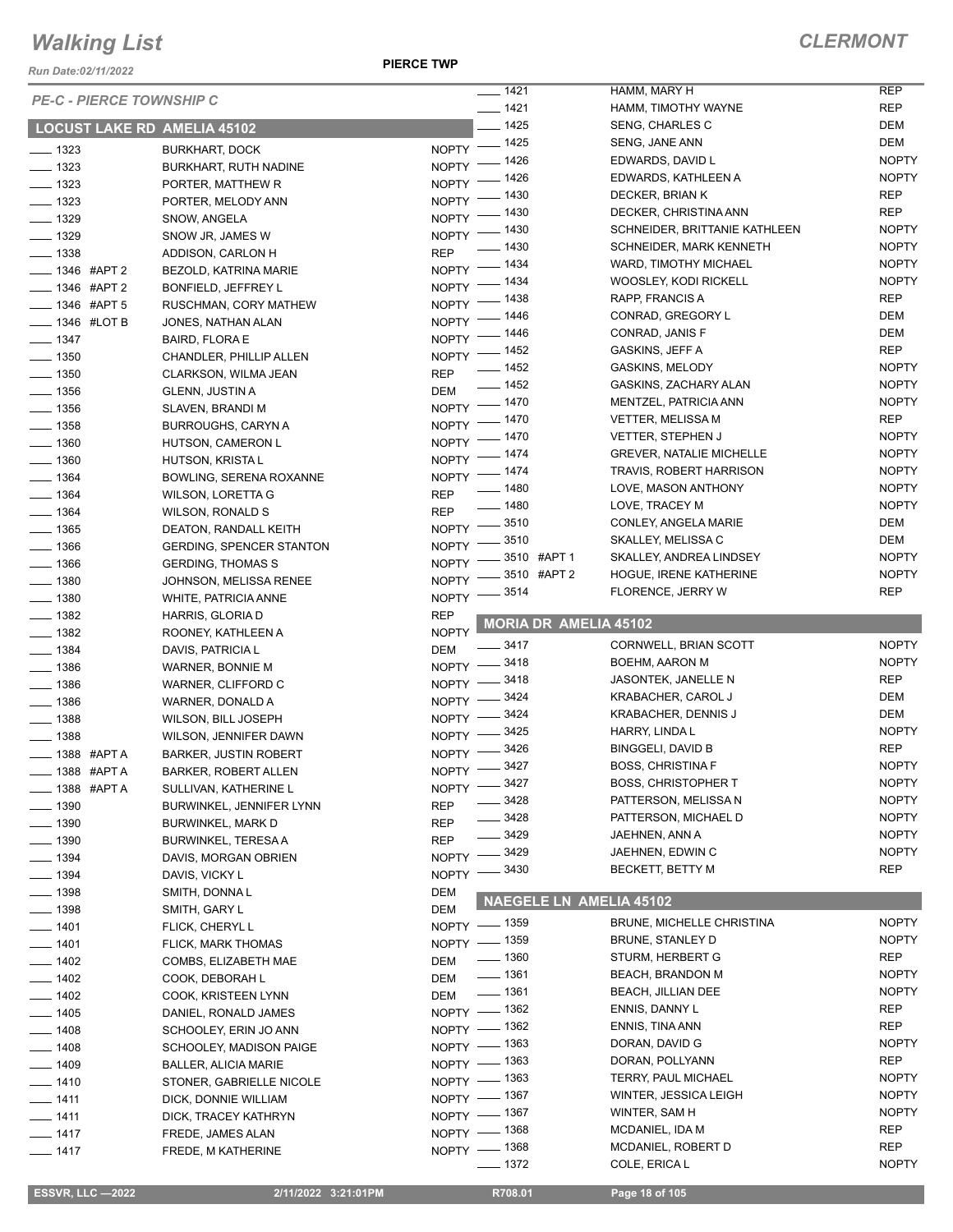# Walking List

**CLERMONT**

Run Date:02/11/2022

PIERCE TWP

*PE-C - PIERCE TOWNSHIP C*

## LOCUST LAKE RD AMELIA 45102

| No. | Name | Party |
|---|---|---|
| 1323 | BURKHART, DOCK | NOPTY |
| 1323 | BURKHART, RUTH NADINE | NOPTY |
| 1323 | PORTER, MATTHEW R | NOPTY |
| 1323 | PORTER, MELODY ANN | NOPTY |
| 1329 | SNOW, ANGELA | NOPTY |
| 1329 | SNOW JR, JAMES W | NOPTY |
| 1338 | ADDISON, CARLON H | REP |
| 1346 #APT 2 | BEZOLD, KATRINA MARIE | NOPTY |
| 1346 #APT 2 | BONFIELD, JEFFREY L | NOPTY |
| 1346 #APT 5 | RUSCHMAN, CORY MATHEW | NOPTY |
| 1346 #LOT B | JONES, NATHAN ALAN | NOPTY |
| 1347 | BAIRD, FLORA E | NOPTY |
| 1350 | CHANDLER, PHILLIP ALLEN | NOPTY |
| 1350 | CLARKSON, WILMA JEAN | REP |
| 1356 | GLENN, JUSTIN A | DEM |
| 1356 | SLAVEN, BRANDI M | NOPTY |
| 1358 | BURROUGHS, CARYN A | NOPTY |
| 1360 | HUTSON, CAMERON L | NOPTY |
| 1360 | HUTSON, KRISTA L | NOPTY |
| 1364 | BOWLING, SERENA ROXANNE | NOPTY |
| 1364 | WILSON, LORETTA G | REP |
| 1364 | WILSON, RONALD S | REP |
| 1365 | DEATON, RANDALL KEITH | NOPTY |
| 1366 | GERDING, SPENCER STANTON | NOPTY |
| 1366 | GERDING, THOMAS S | NOPTY |
| 1380 | JOHNSON, MELISSA RENEE | NOPTY |
| 1380 | WHITE, PATRICIA ANNE | NOPTY |
| 1382 | HARRIS, GLORIA D | REP |
| 1382 | ROONEY, KATHLEEN A | NOPTY |
| 1384 | DAVIS, PATRICIA L | DEM |
| 1386 | WARNER, BONNIE M | NOPTY |
| 1386 | WARNER, CLIFFORD C | NOPTY |
| 1386 | WARNER, DONALD A | NOPTY |
| 1388 | WILSON, BILL JOSEPH | NOPTY |
| 1388 | WILSON, JENNIFER DAWN | NOPTY |
| 1388 #APT A | BARKER, JUSTIN ROBERT | NOPTY |
| 1388 #APT A | BARKER, ROBERT ALLEN | NOPTY |
| 1388 #APT A | SULLIVAN, KATHERINE L | NOPTY |
| 1390 | BURWINKEL, JENNIFER LYNN | REP |
| 1390 | BURWINKEL, MARK D | REP |
| 1390 | BURWINKEL, TERESA A | REP |
| 1394 | DAVIS, MORGAN OBRIEN | NOPTY |
| 1394 | DAVIS, VICKY L | NOPTY |
| 1398 | SMITH, DONNA L | DEM |
| 1398 | SMITH, GARY L | DEM |
| 1401 | FLICK, CHERYL L | NOPTY |
| 1401 | FLICK, MARK THOMAS | NOPTY |
| 1402 | COMBS, ELIZABETH MAE | DEM |
| 1402 | COOK, DEBORAH L | DEM |
| 1402 | COOK, KRISTEEN LYNN | DEM |
| 1405 | DANIEL, RONALD JAMES | NOPTY |
| 1408 | SCHOOLEY, ERIN JO ANN | NOPTY |
| 1408 | SCHOOLEY, MADISON PAIGE | NOPTY |
| 1409 | BALLER, ALICIA MARIE | NOPTY |
| 1410 | STONER, GABRIELLE NICOLE | NOPTY |
| 1411 | DICK, DONNIE WILLIAM | NOPTY |
| 1411 | DICK, TRACEY KATHRYN | NOPTY |
| 1417 | FREDE, JAMES ALAN | NOPTY |
| 1417 | FREDE, M KATHERINE | NOPTY |
| 1421 | HAMM, MARY H | REP |
| 1421 | HAMM, TIMOTHY WAYNE | REP |
| 1425 | SENG, CHARLES C | DEM |
| 1425 | SENG, JANE ANN | DEM |
| 1426 | EDWARDS, DAVID L | NOPTY |
| 1426 | EDWARDS, KATHLEEN A | NOPTY |
| 1430 | DECKER, BRIAN K | REP |
| 1430 | DECKER, CHRISTINA ANN | REP |
| 1430 | SCHNEIDER, BRITTANIE KATHLEEN | NOPTY |
| 1430 | SCHNEIDER, MARK KENNETH | NOPTY |
| 1434 | WARD, TIMOTHY MICHAEL | NOPTY |
| 1434 | WOOSLEY, KODI RICKELL | NOPTY |
| 1438 | RAPP, FRANCIS A | REP |
| 1446 | CONRAD, GREGORY L | DEM |
| 1446 | CONRAD, JANIS F | DEM |
| 1452 | GASKINS, JEFF A | REP |
| 1452 | GASKINS, MELODY | NOPTY |
| 1452 | GASKINS, ZACHARY ALAN | NOPTY |
| 1470 | MENTZEL, PATRICIA ANN | NOPTY |
| 1470 | VETTER, MELISSA M | REP |
| 1470 | VETTER, STEPHEN J | NOPTY |
| 1474 | GREVER, NATALIE MICHELLE | NOPTY |
| 1474 | TRAVIS, ROBERT HARRISON | NOPTY |
| 1480 | LOVE, MASON ANTHONY | NOPTY |
| 1480 | LOVE, TRACEY M | NOPTY |
| 3510 | CONLEY, ANGELA MARIE | DEM |
| 3510 | SKALLEY, MELISSA C | DEM |
| 3510 #APT 1 | SKALLEY, ANDREA LINDSEY | NOPTY |
| 3510 #APT 2 | HOGUE, IRENE KATHERINE | NOPTY |
| 3514 | FLORENCE, JERRY W | REP |

## MORIA DR AMELIA 45102

| No. | Name | Party |
|---|---|---|
| 3417 | CORNWELL, BRIAN SCOTT | NOPTY |
| 3418 | BOEHM, AARON M | NOPTY |
| 3418 | JASONTEK, JANELLE N | REP |
| 3424 | KRABACHER, CAROL J | DEM |
| 3424 | KRABACHER, DENNIS J | DEM |
| 3425 | HARRY, LINDA L | NOPTY |
| 3426 | BINGGELI, DAVID B | REP |
| 3427 | BOSS, CHRISTINA F | NOPTY |
| 3427 | BOSS, CHRISTOPHER T | NOPTY |
| 3428 | PATTERSON, MELISSA N | NOPTY |
| 3428 | PATTERSON, MICHAEL D | NOPTY |
| 3429 | JAEHNEN, ANN A | NOPTY |
| 3429 | JAEHNEN, EDWIN C | NOPTY |
| 3430 | BECKETT, BETTY M | REP |

## NAEGELE LN AMELIA 45102

| No. | Name | Party |
|---|---|---|
| 1359 | BRUNE, MICHELLE CHRISTINA | NOPTY |
| 1359 | BRUNE, STANLEY D | NOPTY |
| 1360 | STURM, HERBERT G | REP |
| 1361 | BEACH, BRANDON M | NOPTY |
| 1361 | BEACH, JILLIAN DEE | NOPTY |
| 1362 | ENNIS, DANNY L | REP |
| 1362 | ENNIS, TINA ANN | REP |
| 1363 | DORAN, DAVID G | NOPTY |
| 1363 | DORAN, POLLYANN | REP |
| 1363 | TERRY, PAUL MICHAEL | NOPTY |
| 1367 | WINTER, JESSICA LEIGH | NOPTY |
| 1367 | WINTER, SAM H | NOPTY |
| 1368 | MCDANIEL, IDA M | REP |
| 1368 | MCDANIEL, ROBERT D | REP |
| 1372 | COLE, ERICA L | NOPTY |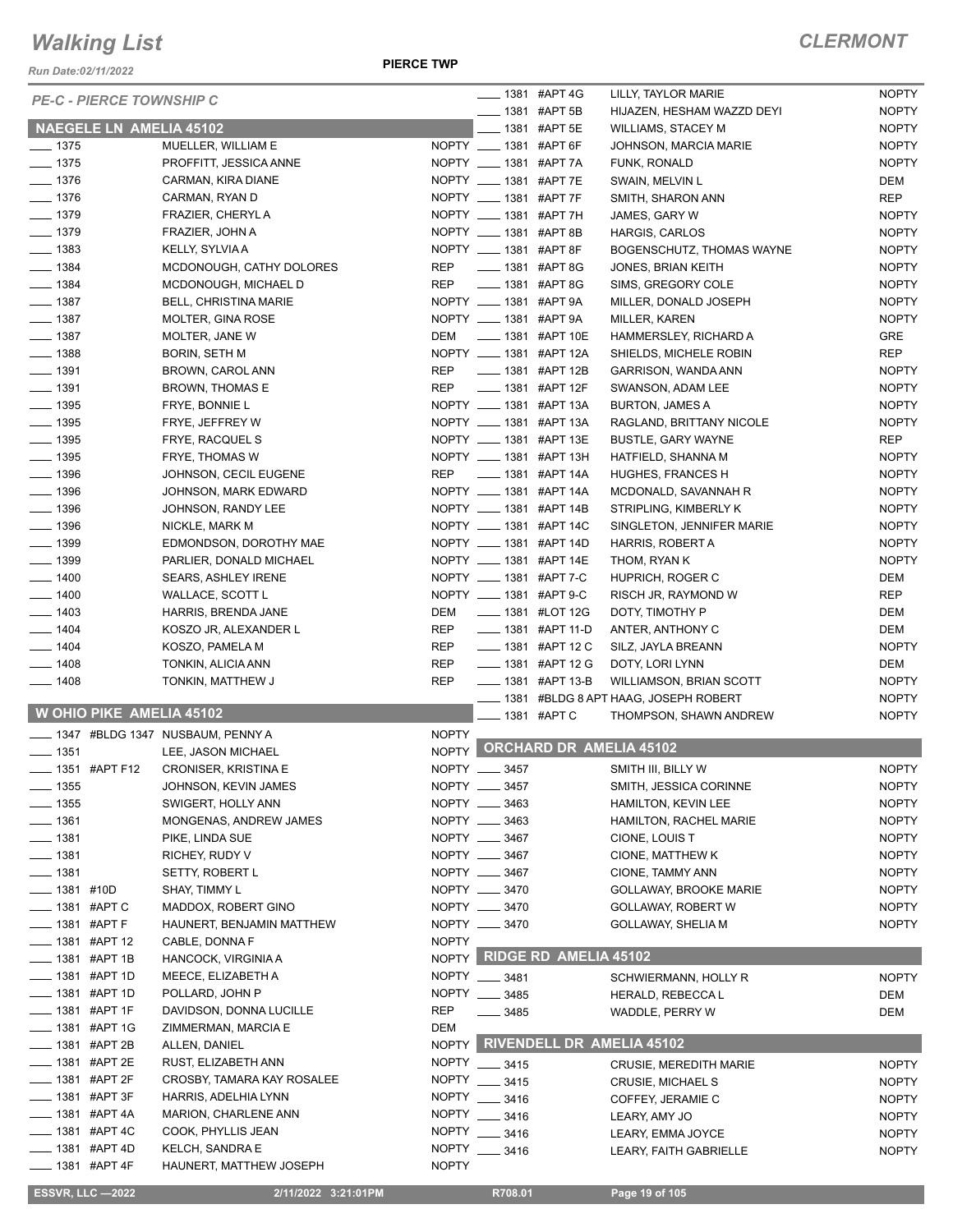# Walking List

## CLERMONT

Run Date:02/11/2022

PIERCE TWP

*PE-C - PIERCE TOWNSHIP C*

### NAEGELE LN AMELIA 45102

| | Name | Party |
|---|---|---|
| ___ 1375 | MUELLER, WILLIAM E | NOPTY |
| ___ 1375 | PROFFITT, JESSICA ANNE | NOPTY |
| ___ 1376 | CARMAN, KIRA DIANE | NOPTY |
| ___ 1376 | CARMAN, RYAN D | NOPTY |
| ___ 1379 | FRAZIER, CHERYL A | NOPTY |
| ___ 1379 | FRAZIER, JOHN A | NOPTY |
| ___ 1383 | KELLY, SYLVIA A | NOPTY |
| ___ 1384 | MCDONOUGH, CATHY DOLORES | REP |
| ___ 1384 | MCDONOUGH, MICHAEL D | REP |
| ___ 1387 | BELL, CHRISTINA MARIE | NOPTY |
| ___ 1387 | MOLTER, GINA ROSE | NOPTY |
| ___ 1387 | MOLTER, JANE W | DEM |
| ___ 1388 | BORIN, SETH M | NOPTY |
| ___ 1391 | BROWN, CAROL ANN | REP |
| ___ 1391 | BROWN, THOMAS E | REP |
| ___ 1395 | FRYE, BONNIE L | NOPTY |
| ___ 1395 | FRYE, JEFFREY W | NOPTY |
| ___ 1395 | FRYE, RACQUEL S | NOPTY |
| ___ 1395 | FRYE, THOMAS W | NOPTY |
| ___ 1396 | JOHNSON, CECIL EUGENE | REP |
| ___ 1396 | JOHNSON, MARK EDWARD | NOPTY |
| ___ 1396 | JOHNSON, RANDY LEE | NOPTY |
| ___ 1396 | NICKLE, MARK M | NOPTY |
| ___ 1399 | EDMONDSON, DOROTHY MAE | NOPTY |
| ___ 1399 | PARLIER, DONALD MICHAEL | NOPTY |
| ___ 1400 | SEARS, ASHLEY IRENE | NOPTY |
| ___ 1400 | WALLACE, SCOTT L | NOPTY |
| ___ 1403 | HARRIS, BRENDA JANE | DEM |
| ___ 1404 | KOSZO JR, ALEXANDER L | REP |
| ___ 1404 | KOSZO, PAMELA M | REP |
| ___ 1408 | TONKIN, ALICIA ANN | REP |
| ___ 1408 | TONKIN, MATTHEW J | REP |

### W OHIO PIKE AMELIA 45102

| | Name | Party |
|---|---|---|
| ___ 1347 #BLDG 1347 | NUSBAUM, PENNY A | NOPTY |
| ___ 1351 | LEE, JASON MICHAEL | NOPTY |
| ___ 1351 #APT F12 | CRONISER, KRISTINA E | NOPTY |
| ___ 1355 | JOHNSON, KEVIN JAMES | NOPTY |
| ___ 1355 | SWIGERT, HOLLY ANN | NOPTY |
| ___ 1361 | MONGENAS, ANDREW JAMES | NOPTY |
| ___ 1381 | PIKE, LINDA SUE | NOPTY |
| ___ 1381 | RICHEY, RUDY V | NOPTY |
| ___ 1381 | SETTY, ROBERT L | NOPTY |
| ___ 1381 #10D | SHAY, TIMMY L | NOPTY |
| ___ 1381 #APT C | MADDOX, ROBERT GINO | NOPTY |
| ___ 1381 #APT F | HAUNERT, BENJAMIN MATTHEW | NOPTY |
| ___ 1381 #APT 12 | CABLE, DONNA F | NOPTY |
| ___ 1381 #APT 1B | HANCOCK, VIRGINIA A | NOPTY |
| ___ 1381 #APT 1D | MEECE, ELIZABETH A | NOPTY |
| ___ 1381 #APT 1D | POLLARD, JOHN P | NOPTY |
| ___ 1381 #APT 1F | DAVIDSON, DONNA LUCILLE | REP |
| ___ 1381 #APT 1G | ZIMMERMAN, MARCIA E | DEM |
| ___ 1381 #APT 2B | ALLEN, DANIEL | NOPTY |
| ___ 1381 #APT 2E | RUST, ELIZABETH ANN | NOPTY |
| ___ 1381 #APT 2F | CROSBY, TAMARA KAY ROSALEE | NOPTY |
| ___ 1381 #APT 3F | HARRIS, ADELHIA LYNN | NOPTY |
| ___ 1381 #APT 4A | MARION, CHARLENE ANN | NOPTY |
| ___ 1381 #APT 4C | COOK, PHYLLIS JEAN | NOPTY |
| ___ 1381 #APT 4D | KELCH, SANDRA E | NOPTY |
| ___ 1381 #APT 4F | HAUNERT, MATTHEW JOSEPH | NOPTY |
| ___ 1381 #APT 4G | LILLY, TAYLOR MARIE | NOPTY |
| ___ 1381 #APT 5B | HIJAZEN, HESHAM WAZZD DEYI | NOPTY |
| ___ 1381 #APT 5E | WILLIAMS, STACEY M | NOPTY |
| ___ 1381 #APT 6F | JOHNSON, MARCIA MARIE | NOPTY |
| ___ 1381 #APT 7A | FUNK, RONALD | NOPTY |
| ___ 1381 #APT 7E | SWAIN, MELVIN L | DEM |
| ___ 1381 #APT 7F | SMITH, SHARON ANN | REP |
| ___ 1381 #APT 7H | JAMES, GARY W | NOPTY |
| ___ 1381 #APT 8B | HARGIS, CARLOS | NOPTY |
| ___ 1381 #APT 8F | BOGENSCHUTZ, THOMAS WAYNE | NOPTY |
| ___ 1381 #APT 8G | JONES, BRIAN KEITH | NOPTY |
| ___ 1381 #APT 8G | SIMS, GREGORY COLE | NOPTY |
| ___ 1381 #APT 9A | MILLER, DONALD JOSEPH | NOPTY |
| ___ 1381 #APT 9A | MILLER, KAREN | NOPTY |
| ___ 1381 #APT 10E | HAMMERSLEY, RICHARD A | GRE |
| ___ 1381 #APT 12A | SHIELDS, MICHELE ROBIN | REP |
| ___ 1381 #APT 12B | GARRISON, WANDA ANN | NOPTY |
| ___ 1381 #APT 12F | SWANSON, ADAM LEE | NOPTY |
| ___ 1381 #APT 13A | BURTON, JAMES A | NOPTY |
| ___ 1381 #APT 13A | RAGLAND, BRITTANY NICOLE | NOPTY |
| ___ 1381 #APT 13E | BUSTLE, GARY WAYNE | REP |
| ___ 1381 #APT 13H | HATFIELD, SHANNA M | NOPTY |
| ___ 1381 #APT 14A | HUGHES, FRANCES H | NOPTY |
| ___ 1381 #APT 14A | MCDONALD, SAVANNAH R | NOPTY |
| ___ 1381 #APT 14B | STRIPLING, KIMBERLY K | NOPTY |
| ___ 1381 #APT 14C | SINGLETON, JENNIFER MARIE | NOPTY |
| ___ 1381 #APT 14D | HARRIS, ROBERT A | NOPTY |
| ___ 1381 #APT 14E | THOM, RYAN K | NOPTY |
| ___ 1381 #APT 7-C | HUPRICH, ROGER C | DEM |
| ___ 1381 #APT 9-C | RISCH JR, RAYMOND W | REP |
| ___ 1381 #LOT 12G | DOTY, TIMOTHY P | DEM |
| ___ 1381 #APT 11-D | ANTER, ANTHONY C | DEM |
| ___ 1381 #APT 12 C | SILZ, JAYLA BREANN | NOPTY |
| ___ 1381 #APT 12 G | DOTY, LORI LYNN | DEM |
| ___ 1381 #APT 13-B | WILLIAMSON, BRIAN SCOTT | NOPTY |
| ___ 1381 #BLDG 8 APT | HAAG, JOSEPH ROBERT | NOPTY |
| ___ 1381 #APT C | THOMPSON, SHAWN ANDREW | NOPTY |

### ORCHARD DR AMELIA 45102

| | Name | Party |
|---|---|---|
| ___ 3457 | SMITH III, BILLY W | NOPTY |
| ___ 3457 | SMITH, JESSICA CORINNE | NOPTY |
| ___ 3463 | HAMILTON, KEVIN LEE | NOPTY |
| ___ 3463 | HAMILTON, RACHEL MARIE | NOPTY |
| ___ 3467 | CIONE, LOUIS T | NOPTY |
| ___ 3467 | CIONE, MATTHEW K | NOPTY |
| ___ 3467 | CIONE, TAMMY ANN | NOPTY |
| ___ 3470 | GOLLAWAY, BROOKE MARIE | NOPTY |
| ___ 3470 | GOLLAWAY, ROBERT W | NOPTY |
| ___ 3470 | GOLLAWAY, SHELIA M | NOPTY |

### RIDGE RD AMELIA 45102

| | Name | Party |
|---|---|---|
| ___ 3481 | SCHWIERMANN, HOLLY R | NOPTY |
| ___ 3485 | HERALD, REBECCA L | DEM |
| ___ 3485 | WADDLE, PERRY W | DEM |

### RIVENDELL DR AMELIA 45102

| | Name | Party |
|---|---|---|
| ___ 3415 | CRUSIE, MEREDITH MARIE | NOPTY |
| ___ 3415 | CRUSIE, MICHAEL S | NOPTY |
| ___ 3416 | COFFEY, JERAMIE C | NOPTY |
| ___ 3416 | LEARY, AMY JO | NOPTY |
| ___ 3416 | LEARY, EMMA JOYCE | NOPTY |
| ___ 3416 | LEARY, FAITH GABRIELLE | NOPTY |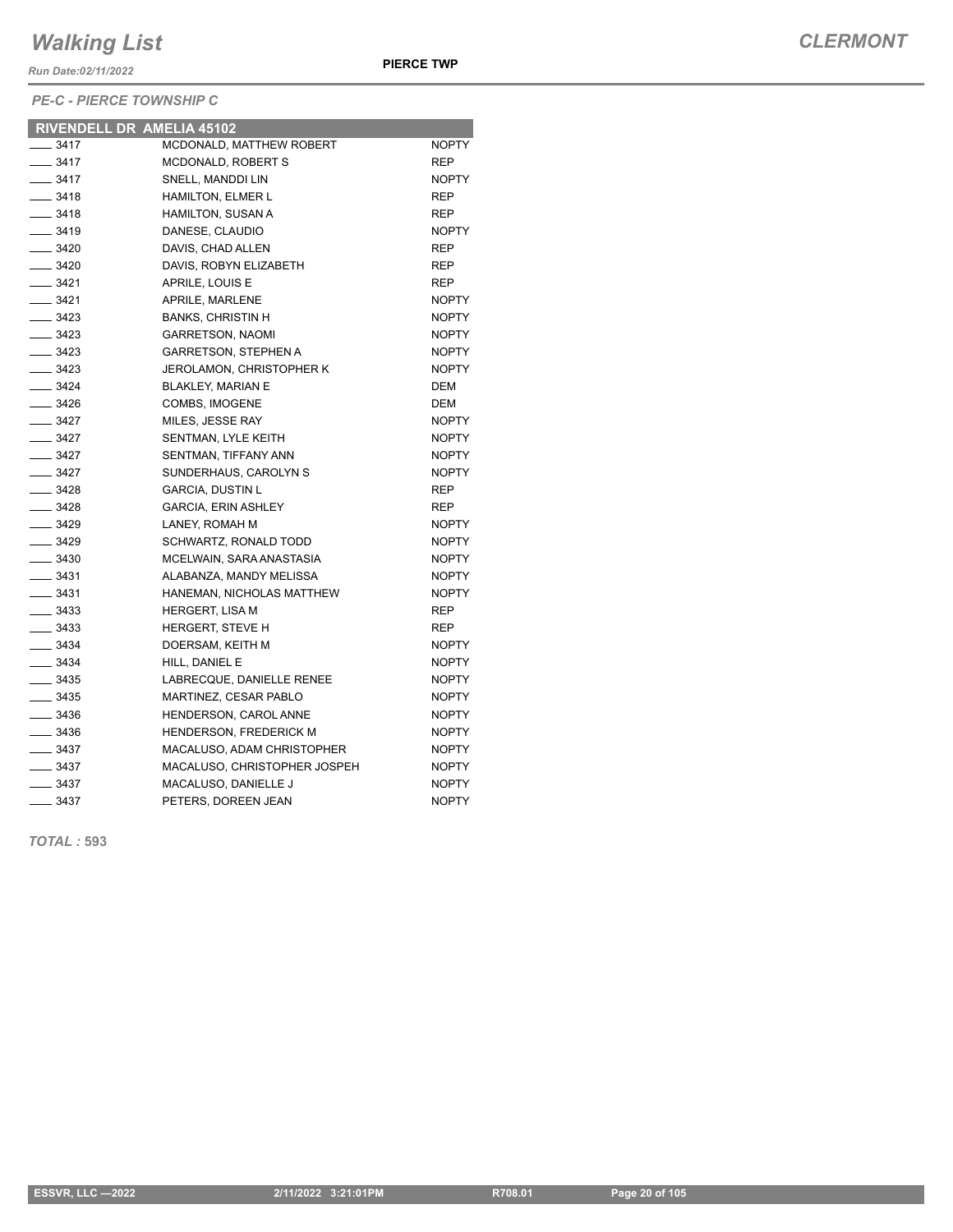# Walking List

**CLERMONT**

*Run Date:02/11/2022*

**PIERCE TWP**

*PE-C - PIERCE TOWNSHIP C*

| RIVENDELL DR AMELIA 45102 | | |
|---|---|---|
| ____ 3417 | MCDONALD, MATTHEW ROBERT | NOPTY |
| ____ 3417 | MCDONALD, ROBERT S | REP |
| ____ 3417 | SNELL, MANDDI LIN | NOPTY |
| ____ 3418 | HAMILTON, ELMER L | REP |
| ____ 3418 | HAMILTON, SUSAN A | REP |
| ____ 3419 | DANESE, CLAUDIO | NOPTY |
| ____ 3420 | DAVIS, CHAD ALLEN | REP |
| ____ 3420 | DAVIS, ROBYN ELIZABETH | REP |
| ____ 3421 | APRILE, LOUIS E | REP |
| ____ 3421 | APRILE, MARLENE | NOPTY |
| ____ 3423 | BANKS, CHRISTIN H | NOPTY |
| ____ 3423 | GARRETSON, NAOMI | NOPTY |
| ____ 3423 | GARRETSON, STEPHEN A | NOPTY |
| ____ 3423 | JEROLAMON, CHRISTOPHER K | NOPTY |
| ____ 3424 | BLAKLEY, MARIAN E | DEM |
| ____ 3426 | COMBS, IMOGENE | DEM |
| ____ 3427 | MILES, JESSE RAY | NOPTY |
| ____ 3427 | SENTMAN, LYLE KEITH | NOPTY |
| ____ 3427 | SENTMAN, TIFFANY ANN | NOPTY |
| ____ 3427 | SUNDERHAUS, CAROLYN S | NOPTY |
| ____ 3428 | GARCIA, DUSTIN L | REP |
| ____ 3428 | GARCIA, ERIN ASHLEY | REP |
| ____ 3429 | LANEY, ROMAH M | NOPTY |
| ____ 3429 | SCHWARTZ, RONALD TODD | NOPTY |
| ____ 3430 | MCELWAIN, SARA ANASTASIA | NOPTY |
| ____ 3431 | ALABANZA, MANDY MELISSA | NOPTY |
| ____ 3431 | HANEMAN, NICHOLAS MATTHEW | NOPTY |
| ____ 3433 | HERGERT, LISA M | REP |
| ____ 3433 | HERGERT, STEVE H | REP |
| ____ 3434 | DOERSAM, KEITH M | NOPTY |
| ____ 3434 | HILL, DANIEL E | NOPTY |
| ____ 3435 | LABRECQUE, DANIELLE RENEE | NOPTY |
| ____ 3435 | MARTINEZ, CESAR PABLO | NOPTY |
| ____ 3436 | HENDERSON, CAROL ANNE | NOPTY |
| ____ 3436 | HENDERSON, FREDERICK M | NOPTY |
| ____ 3437 | MACALUSO, ADAM CHRISTOPHER | NOPTY |
| ____ 3437 | MACALUSO, CHRISTOPHER JOSPEH | NOPTY |
| ____ 3437 | MACALUSO, DANIELLE J | NOPTY |
| ____ 3437 | PETERS, DOREEN JEAN | NOPTY |

***TOTAL :* 593**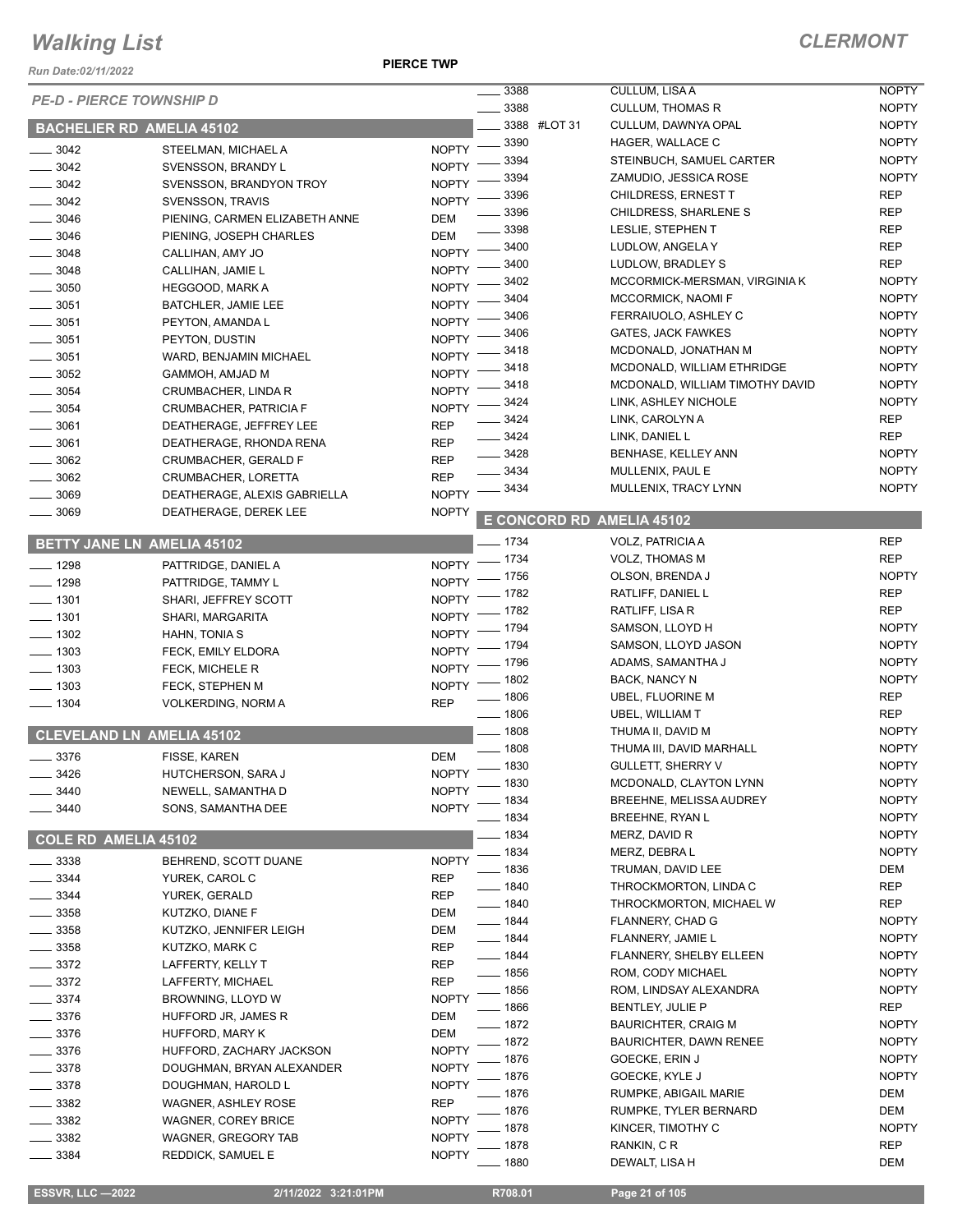# Walking List

**CLERMONT**

Run Date:02/11/2022

**PIERCE TWP**

*PE-D - PIERCE TOWNSHIP D*

## BACHELIER RD AMELIA 45102

| No. | Name | Party |
|---|---|---|
| 3042 | STEELMAN, MICHAEL A | NOPTY |
| 3042 | SVENSSON, BRANDY L | NOPTY |
| 3042 | SVENSSON, BRANDYON TROY | NOPTY |
| 3042 | SVENSSON, TRAVIS | NOPTY |
| 3046 | PIENING, CARMEN ELIZABETH ANNE | DEM |
| 3046 | PIENING, JOSEPH CHARLES | DEM |
| 3048 | CALLIHAN, AMY JO | NOPTY |
| 3048 | CALLIHAN, JAMIE L | NOPTY |
| 3050 | HEGGOOD, MARK A | NOPTY |
| 3051 | BATCHLER, JAMIE LEE | NOPTY |
| 3051 | PEYTON, AMANDA L | NOPTY |
| 3051 | PEYTON, DUSTIN | NOPTY |
| 3051 | WARD, BENJAMIN MICHAEL | NOPTY |
| 3052 | GAMMOH, AMJAD M | NOPTY |
| 3054 | CRUMBACHER, LINDA R | NOPTY |
| 3054 | CRUMBACHER, PATRICIA F | NOPTY |
| 3061 | DEATHERAGE, JEFFREY LEE | REP |
| 3061 | DEATHERAGE, RHONDA RENA | REP |
| 3062 | CRUMBACHER, GERALD F | REP |
| 3062 | CRUMBACHER, LORETTA | REP |
| 3069 | DEATHERAGE, ALEXIS GABRIELLA | NOPTY |
| 3069 | DEATHERAGE, DEREK LEE | NOPTY |

## BETTY JANE LN AMELIA 45102

| No. | Name | Party |
|---|---|---|
| 1298 | PATTRIDGE, DANIEL A | NOPTY |
| 1298 | PATTRIDGE, TAMMY L | NOPTY |
| 1301 | SHARI, JEFFREY SCOTT | NOPTY |
| 1301 | SHARI, MARGARITA | NOPTY |
| 1302 | HAHN, TONIA S | NOPTY |
| 1303 | FECK, EMILY ELDORA | NOPTY |
| 1303 | FECK, MICHELE R | NOPTY |
| 1303 | FECK, STEPHEN M | NOPTY |
| 1304 | VOLKERDING, NORM A | REP |

## CLEVELAND LN AMELIA 45102

| No. | Name | Party |
|---|---|---|
| 3376 | FISSE, KAREN | DEM |
| 3426 | HUTCHERSON, SARA J | NOPTY |
| 3440 | NEWELL, SAMANTHA D | NOPTY |
| 3440 | SONS, SAMANTHA DEE | NOPTY |

## COLE RD AMELIA 45102

| No. | Name | Party |
|---|---|---|
| 3338 | BEHREND, SCOTT DUANE | NOPTY |
| 3344 | YUREK, CAROL C | REP |
| 3344 | YUREK, GERALD | REP |
| 3358 | KUTZKO, DIANE F | DEM |
| 3358 | KUTZKO, JENNIFER LEIGH | DEM |
| 3358 | KUTZKO, MARK C | REP |
| 3372 | LAFFERTY, KELLY T | REP |
| 3372 | LAFFERTY, MICHAEL | REP |
| 3374 | BROWNING, LLOYD W | NOPTY |
| 3376 | HUFFORD JR, JAMES R | DEM |
| 3376 | HUFFORD, MARY K | DEM |
| 3376 | HUFFORD, ZACHARY JACKSON | NOPTY |
| 3378 | DOUGHMAN, BRYAN ALEXANDER | NOPTY |
| 3378 | DOUGHMAN, HAROLD L | NOPTY |
| 3382 | WAGNER, ASHLEY ROSE | REP |
| 3382 | WAGNER, COREY BRICE | NOPTY |
| 3382 | WAGNER, GREGORY TAB | NOPTY |
| 3384 | REDDICK, SAMUEL E | NOPTY |
| 3388 | CULLUM, LISA A | NOPTY |
| 3388 | CULLUM, THOMAS R | NOPTY |
| 3388 #LOT 31 | CULLUM, DAWNYA OPAL | NOPTY |
| 3390 | HAGER, WALLACE C | NOPTY |
| 3394 | STEINBUCH, SAMUEL CARTER | NOPTY |
| 3394 | ZAMUDIO, JESSICA ROSE | NOPTY |
| 3396 | CHILDRESS, ERNEST T | REP |
| 3396 | CHILDRESS, SHARLENE S | REP |
| 3398 | LESLIE, STEPHEN T | REP |
| 3400 | LUDLOW, ANGELA Y | REP |
| 3400 | LUDLOW, BRADLEY S | REP |
| 3402 | MCCORMICK-MERSMAN, VIRGINIA K | NOPTY |
| 3404 | MCCORMICK, NAOMI F | NOPTY |
| 3406 | FERRAIUOLO, ASHLEY C | NOPTY |
| 3406 | GATES, JACK FAWKES | NOPTY |
| 3418 | MCDONALD, JONATHAN M | NOPTY |
| 3418 | MCDONALD, WILLIAM ETHRIDGE | NOPTY |
| 3418 | MCDONALD, WILLIAM TIMOTHY DAVID | NOPTY |
| 3424 | LINK, ASHLEY NICHOLE | NOPTY |
| 3424 | LINK, CAROLYN A | REP |
| 3424 | LINK, DANIEL L | REP |
| 3428 | BENHASE, KELLEY ANN | NOPTY |
| 3434 | MULLENIX, PAUL E | NOPTY |
| 3434 | MULLENIX, TRACY LYNN | NOPTY |

## E CONCORD RD AMELIA 45102

| No. | Name | Party |
|---|---|---|
| 1734 | VOLZ, PATRICIA A | REP |
| 1734 | VOLZ, THOMAS M | REP |
| 1756 | OLSON, BRENDA J | NOPTY |
| 1782 | RATLIFF, DANIEL L | REP |
| 1782 | RATLIFF, LISA R | REP |
| 1794 | SAMSON, LLOYD H | NOPTY |
| 1794 | SAMSON, LLOYD JASON | NOPTY |
| 1796 | ADAMS, SAMANTHA J | NOPTY |
| 1802 | BACK, NANCY N | NOPTY |
| 1806 | UBEL, FLUORINE M | REP |
| 1806 | UBEL, WILLIAM T | REP |
| 1808 | THUMA II, DAVID M | NOPTY |
| 1808 | THUMA III, DAVID MARHALL | NOPTY |
| 1830 | GULLETT, SHERRY V | NOPTY |
| 1830 | MCDONALD, CLAYTON LYNN | NOPTY |
| 1834 | BREEHNE, MELISSA AUDREY | NOPTY |
| 1834 | BREEHNE, RYAN L | NOPTY |
| 1834 | MERZ, DAVID R | NOPTY |
| 1834 | MERZ, DEBRA L | NOPTY |
| 1836 | TRUMAN, DAVID LEE | DEM |
| 1840 | THROCKMORTON, LINDA C | REP |
| 1840 | THROCKMORTON, MICHAEL W | REP |
| 1844 | FLANNERY, CHAD G | NOPTY |
| 1844 | FLANNERY, JAMIE L | NOPTY |
| 1844 | FLANNERY, SHELBY ELLEEN | NOPTY |
| 1856 | ROM, CODY MICHAEL | NOPTY |
| 1856 | ROM, LINDSAY ALEXANDRA | NOPTY |
| 1866 | BENTLEY, JULIE P | REP |
| 1872 | BAURICHTER, CRAIG M | NOPTY |
| 1872 | BAURICHTER, DAWN RENEE | NOPTY |
| 1876 | GOECKE, ERIN J | NOPTY |
| 1876 | GOECKE, KYLE J | NOPTY |
| 1876 | RUMPKE, ABIGAIL MARIE | DEM |
| 1876 | RUMPKE, TYLER BERNARD | DEM |
| 1878 | KINCER, TIMOTHY C | NOPTY |
| 1878 | RANKIN, C R | REP |
| 1880 | DEWALT, LISA H | DEM |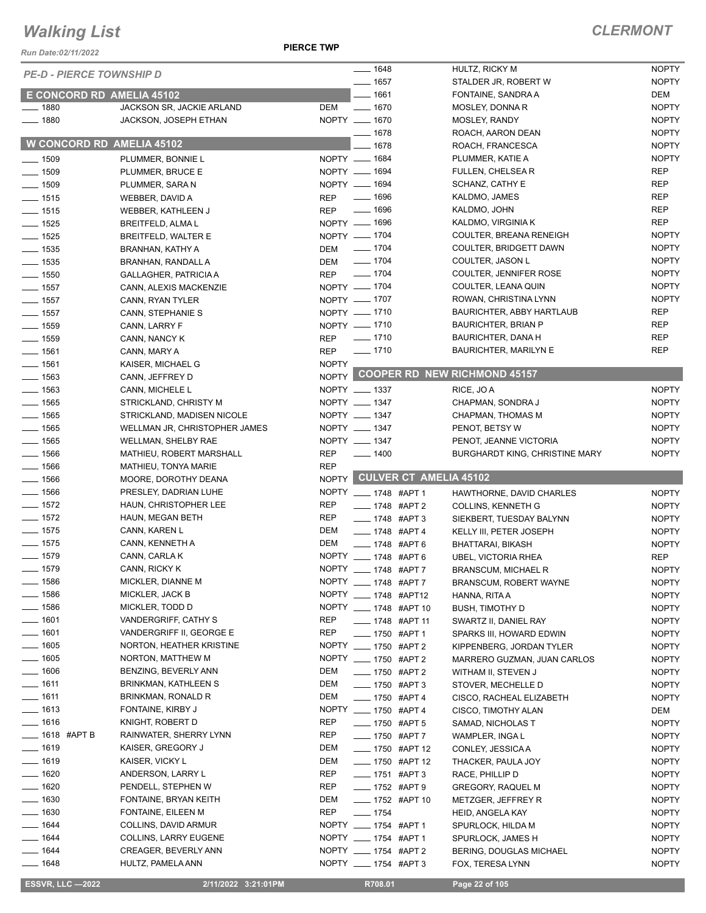# Walking List

## CLERMONT

Run Date:02/11/2022

PIERCE TWP

*PE-D - PIERCE TOWNSHIP D*

### E CONCORD RD AMELIA 45102

| No. | Name | Party |
|---|---|---|
| 1880 | JACKSON SR, JACKIE ARLAND | DEM |
| 1880 | JACKSON, JOSEPH ETHAN | NOPTY |

### W CONCORD RD AMELIA 45102

| No. | Name | Party |
|---|---|---|
| 1509 | PLUMMER, BONNIE L | NOPTY |
| 1509 | PLUMMER, BRUCE E | NOPTY |
| 1509 | PLUMMER, SARA N | NOPTY |
| 1515 | WEBBER, DAVID A | REP |
| 1515 | WEBBER, KATHLEEN J | REP |
| 1525 | BREITFELD, ALMA L | NOPTY |
| 1525 | BREITFELD, WALTER E | NOPTY |
| 1535 | BRANHAN, KATHY A | DEM |
| 1535 | BRANHAN, RANDALL A | DEM |
| 1550 | GALLAGHER, PATRICIA A | REP |
| 1557 | CANN, ALEXIS MACKENZIE | NOPTY |
| 1557 | CANN, RYAN TYLER | NOPTY |
| 1557 | CANN, STEPHANIE S | NOPTY |
| 1559 | CANN, LARRY F | NOPTY |
| 1559 | CANN, NANCY K | REP |
| 1561 | CANN, MARY A | REP |
| 1561 | KAISER, MICHAEL G | NOPTY |
| 1563 | CANN, JEFFREY D | NOPTY |
| 1563 | CANN, MICHELE L | NOPTY |
| 1565 | STRICKLAND, CHRISTY M | NOPTY |
| 1565 | STRICKLAND, MADISEN NICOLE | NOPTY |
| 1565 | WELLMAN JR, CHRISTOPHER JAMES | NOPTY |
| 1565 | WELLMAN, SHELBY RAE | NOPTY |
| 1566 | MATHIEU, ROBERT MARSHALL | REP |
| 1566 | MATHIEU, TONYA MARIE | REP |
| 1566 | MOORE, DOROTHY DEANA | NOPTY |
| 1566 | PRESLEY, DADRIAN LUHE | NOPTY |
| 1572 | HAUN, CHRISTOPHER LEE | REP |
| 1572 | HAUN, MEGAN BETH | REP |
| 1575 | CANN, KAREN L | DEM |
| 1575 | CANN, KENNETH A | DEM |
| 1579 | CANN, CARLA K | NOPTY |
| 1579 | CANN, RICKY K | NOPTY |
| 1586 | MICKLER, DIANNE M | NOPTY |
| 1586 | MICKLER, JACK B | NOPTY |
| 1586 | MICKLER, TODD D | NOPTY |
| 1601 | VANDERGRIFF, CATHY S | REP |
| 1601 | VANDERGRIFF II, GEORGE E | REP |
| 1605 | NORTON, HEATHER KRISTINE | NOPTY |
| 1605 | NORTON, MATTHEW M | NOPTY |
| 1606 | BENZING, BEVERLY ANN | DEM |
| 1611 | BRINKMAN, KATHLEEN S | DEM |
| 1611 | BRINKMAN, RONALD R | DEM |
| 1613 | FONTAINE, KIRBY J | NOPTY |
| 1616 | KNIGHT, ROBERT D | REP |
| 1618 #APT B | RAINWATER, SHERRY LYNN | REP |
| 1619 | KAISER, GREGORY J | DEM |
| 1619 | KAISER, VICKY L | DEM |
| 1620 | ANDERSON, LARRY L | REP |
| 1620 | PENDELL, STEPHEN W | REP |
| 1630 | FONTAINE, BRYAN KEITH | DEM |
| 1630 | FONTAINE, EILEEN M | REP |
| 1644 | COLLINS, DAVID ARMUR | NOPTY |
| 1644 | COLLINS, LARRY EUGENE | NOPTY |
| 1644 | CREAGER, BEVERLY ANN | NOPTY |
| 1648 | HULTZ, PAMELA ANN | NOPTY |
| 1648 | HULTZ, RICKY M | NOPTY |
| 1657 | STALDER JR, ROBERT W | NOPTY |
| 1661 | FONTAINE, SANDRA A | DEM |
| 1670 | MOSLEY, DONNA R | NOPTY |
| 1670 | MOSLEY, RANDY | NOPTY |
| 1678 | ROACH, AARON DEAN | NOPTY |
| 1678 | ROACH, FRANCESCA | NOPTY |
| 1684 | PLUMMER, KATIE A | NOPTY |
| 1694 | FULLEN, CHELSEA R | REP |
| 1694 | SCHANZ, CATHY E | REP |
| 1696 | KALDMO, JAMES | REP |
| 1696 | KALDMO, JOHN | REP |
| 1696 | KALDMO, VIRGINIA K | REP |
| 1704 | COULTER, BREANA RENEIGH | NOPTY |
| 1704 | COULTER, BRIDGETT DAWN | NOPTY |
| 1704 | COULTER, JASON L | NOPTY |
| 1704 | COULTER, JENNIFER ROSE | NOPTY |
| 1704 | COULTER, LEANA QUIN | NOPTY |
| 1707 | ROWAN, CHRISTINA LYNN | NOPTY |
| 1710 | BAURICHTER, ABBY HARTLAUB | REP |
| 1710 | BAURICHTER, BRIAN P | REP |
| 1710 | BAURICHTER, DANA H | REP |
| 1710 | BAURICHTER, MARILYN E | REP |

### COOPER RD NEW RICHMOND 45157

| No. | Name | Party |
|---|---|---|
| 1337 | RICE, JO A | NOPTY |
| 1347 | CHAPMAN, SONDRA J | NOPTY |
| 1347 | CHAPMAN, THOMAS M | NOPTY |
| 1347 | PENOT, BETSY W | NOPTY |
| 1347 | PENOT, JEANNE VICTORIA | NOPTY |
| 1400 | BURGHARDT KING, CHRISTINE MARY | NOPTY |

### CULVER CT AMELIA 45102

| No. | Name | Party |
|---|---|---|
| 1748 #APT 1 | HAWTHORNE, DAVID CHARLES | NOPTY |
| 1748 #APT 2 | COLLINS, KENNETH G | NOPTY |
| 1748 #APT 3 | SIEKBERT, TUESDAY BALYNN | NOPTY |
| 1748 #APT 4 | KELLY III, PETER JOSEPH | NOPTY |
| 1748 #APT 6 | BHATTARAI, BIKASH | NOPTY |
| 1748 #APT 6 | UBEL, VICTORIA RHEA | REP |
| 1748 #APT 7 | BRANSCUM, MICHAEL R | NOPTY |
| 1748 #APT 7 | BRANSCUM, ROBERT WAYNE | NOPTY |
| 1748 #APT12 | HANNA, RITA A | NOPTY |
| 1748 #APT 10 | BUSH, TIMOTHY D | NOPTY |
| 1748 #APT 11 | SWARTZ II, DANIEL RAY | NOPTY |
| 1750 #APT 1 | SPARKS III, HOWARD EDWIN | NOPTY |
| 1750 #APT 2 | KIPPENBERG, JORDAN TYLER | NOPTY |
| 1750 #APT 2 | MARRERO GUZMAN, JUAN CARLOS | NOPTY |
| 1750 #APT 2 | WITHAM II, STEVEN J | NOPTY |
| 1750 #APT 3 | STOVER, MECHELLE D | NOPTY |
| 1750 #APT 4 | CISCO, RACHEAL ELIZABETH | NOPTY |
| 1750 #APT 4 | CISCO, TIMOTHY ALAN | DEM |
| 1750 #APT 5 | SAMAD, NICHOLAS T | NOPTY |
| 1750 #APT 7 | WAMPLER, INGA L | NOPTY |
| 1750 #APT 12 | CONLEY, JESSICA A | NOPTY |
| 1750 #APT 12 | THACKER, PAULA JOY | NOPTY |
| 1751 #APT 3 | RACE, PHILLIP D | NOPTY |
| 1752 #APT 9 | GREGORY, RAQUEL M | NOPTY |
| 1752 #APT 10 | METZGER, JEFFREY R | NOPTY |
| 1754 | HEID, ANGELA KAY | NOPTY |
| 1754 #APT 1 | SPURLOCK, HILDA M | NOPTY |
| 1754 #APT 1 | SPURLOCK, JAMES H | NOPTY |
| 1754 #APT 2 | BERING, DOUGLAS MICHAEL | NOPTY |
| 1754 #APT 3 | FOX, TERESA LYNN | NOPTY |

ESSVR, LLC —2022 | 2/11/2022 3:21:01PM | R708.01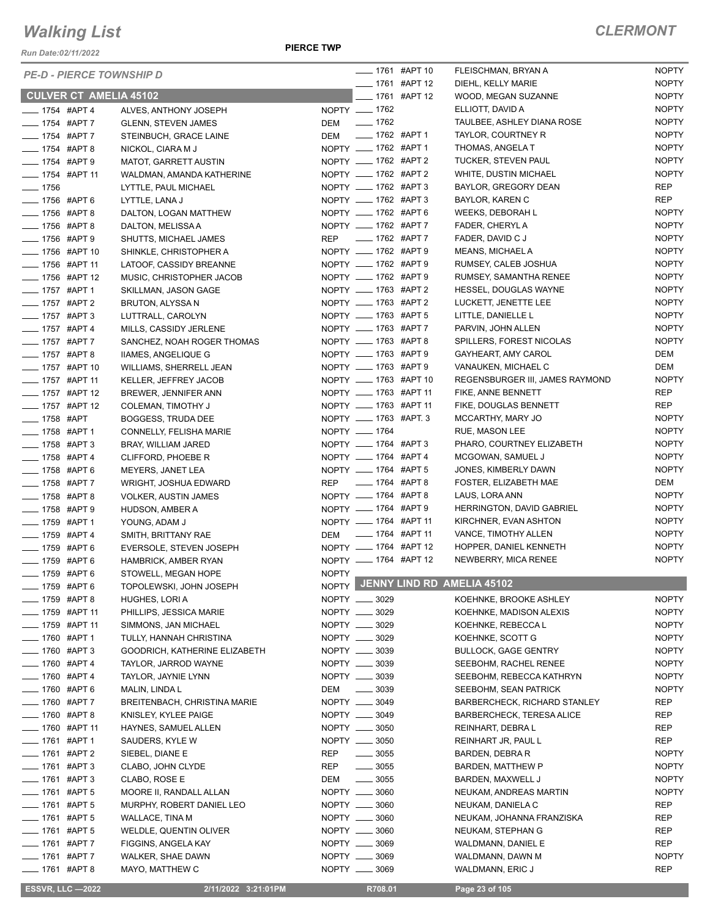# Walking List

**CLERMONT**

Run Date:02/11/2022

**PIERCE TWP**

*PE-D - PIERCE TOWNSHIP D*

## CULVER CT AMELIA 45102

| Number | Apt | Name | Party |
|---|---|---|---|
| ____ 1754 | #APT 4 | ALVES, ANTHONY JOSEPH | NOPTY |
| ____ 1754 | #APT 7 | GLENN, STEVEN JAMES | DEM |
| ____ 1754 | #APT 7 | STEINBUCH, GRACE LAINE | DEM |
| ____ 1754 | #APT 8 | NICKOL, CIARA M J | NOPTY |
| ____ 1754 | #APT 9 | MATOT, GARRETT AUSTIN | NOPTY |
| ____ 1754 | #APT 11 | WALDMAN, AMANDA KATHERINE | NOPTY |
| ____ 1756 | | LYTTLE, PAUL MICHAEL | NOPTY |
| ____ 1756 | #APT 6 | LYTTLE, LANA J | NOPTY |
| ____ 1756 | #APT 8 | DALTON, LOGAN MATTHEW | NOPTY |
| ____ 1756 | #APT 8 | DALTON, MELISSA A | NOPTY |
| ____ 1756 | #APT 9 | SHUTTS, MICHAEL JAMES | REP |
| ____ 1756 | #APT 10 | SHINKLE, CHRISTOPHER A | NOPTY |
| ____ 1756 | #APT 11 | LATOOF, CASSIDY BREANNE | NOPTY |
| ____ 1756 | #APT 12 | MUSIC, CHRISTOPHER JACOB | NOPTY |
| ____ 1757 | #APT 1 | SKILLMAN, JASON GAGE | NOPTY |
| ____ 1757 | #APT 2 | BRUTON, ALYSSA N | NOPTY |
| ____ 1757 | #APT 3 | LUTTRALL, CAROLYN | NOPTY |
| ____ 1757 | #APT 4 | MILLS, CASSIDY JERLENE | NOPTY |
| ____ 1757 | #APT 7 | SANCHEZ, NOAH ROGER THOMAS | NOPTY |
| ____ 1757 | #APT 8 | IIAMES, ANGELIQUE G | NOPTY |
| ____ 1757 | #APT 10 | WILLIAMS, SHERRELL JEAN | NOPTY |
| ____ 1757 | #APT 11 | KELLER, JEFFREY JACOB | NOPTY |
| ____ 1757 | #APT 12 | BREWER, JENNIFER ANN | NOPTY |
| ____ 1757 | #APT 12 | COLEMAN, TIMOTHY J | NOPTY |
| ____ 1758 | #APT | BOGGESS, TRUDA DEE | NOPTY |
| ____ 1758 | #APT 1 | CONNELLY, FELISHA MARIE | NOPTY |
| ____ 1758 | #APT 3 | BRAY, WILLIAM JARED | NOPTY |
| ____ 1758 | #APT 4 | CLIFFORD, PHOEBE R | NOPTY |
| ____ 1758 | #APT 6 | MEYERS, JANET LEA | NOPTY |
| ____ 1758 | #APT 7 | WRIGHT, JOSHUA EDWARD | REP |
| ____ 1758 | #APT 8 | VOLKER, AUSTIN JAMES | NOPTY |
| ____ 1758 | #APT 9 | HUDSON, AMBER A | NOPTY |
| ____ 1759 | #APT 1 | YOUNG, ADAM J | NOPTY |
| ____ 1759 | #APT 4 | SMITH, BRITTANY RAE | DEM |
| ____ 1759 | #APT 6 | EVERSOLE, STEVEN JOSEPH | NOPTY |
| ____ 1759 | #APT 6 | HAMBRICK, AMBER RYAN | NOPTY |
| ____ 1759 | #APT 6 | STOWELL, MEGAN HOPE | NOPTY |
| ____ 1759 | #APT 6 | TOPOLEWSKI, JOHN JOSEPH | NOPTY |
| ____ 1759 | #APT 8 | HUGHES, LORI A | NOPTY |
| ____ 1759 | #APT 11 | PHILLIPS, JESSICA MARIE | NOPTY |
| ____ 1759 | #APT 11 | SIMMONS, JAN MICHAEL | NOPTY |
| ____ 1760 | #APT 1 | TULLY, HANNAH CHRISTINA | NOPTY |
| ____ 1760 | #APT 3 | GOODRICH, KATHERINE ELIZABETH | NOPTY |
| ____ 1760 | #APT 4 | TAYLOR, JARROD WAYNE | NOPTY |
| ____ 1760 | #APT 4 | TAYLOR, JAYNIE LYNN | NOPTY |
| ____ 1760 | #APT 6 | MALIN, LINDA L | DEM |
| ____ 1760 | #APT 7 | BREITENBACH, CHRISTINA MARIE | NOPTY |
| ____ 1760 | #APT 8 | KNISLEY, KYLEE PAIGE | NOPTY |
| ____ 1760 | #APT 11 | HAYNES, SAMUEL ALLEN | NOPTY |
| ____ 1761 | #APT 1 | SAUDERS, KYLE W | NOPTY |
| ____ 1761 | #APT 2 | SIEBEL, DIANE E | REP |
| ____ 1761 | #APT 3 | CLABO, JOHN CLYDE | REP |
| ____ 1761 | #APT 3 | CLABO, ROSE E | DEM |
| ____ 1761 | #APT 5 | MOORE II, RANDALL ALLAN | NOPTY |
| ____ 1761 | #APT 5 | MURPHY, ROBERT DANIEL LEO | NOPTY |
| ____ 1761 | #APT 5 | WALLACE, TINA M | NOPTY |
| ____ 1761 | #APT 5 | WELDLE, QUENTIN OLIVER | NOPTY |
| ____ 1761 | #APT 7 | FIGGINS, ANGELA KAY | NOPTY |
| ____ 1761 | #APT 7 | WALKER, SHAE DAWN | NOPTY |
| ____ 1761 | #APT 8 | MAYO, MATTHEW C | NOPTY |
| ____ 1761 | #APT 10 | FLEISCHMAN, BRYAN A | NOPTY |
| ____ 1761 | #APT 12 | DIEHL, KELLY MARIE | NOPTY |
| ____ 1761 | #APT 12 | WOOD, MEGAN SUZANNE | NOPTY |
| ____ 1762 | | ELLIOTT, DAVID A | NOPTY |
| ____ 1762 | | TAULBEE, ASHLEY DIANA ROSE | NOPTY |
| ____ 1762 | #APT 1 | TAYLOR, COURTNEY R | NOPTY |
| ____ 1762 | #APT 1 | THOMAS, ANGELA T | NOPTY |
| ____ 1762 | #APT 2 | TUCKER, STEVEN PAUL | NOPTY |
| ____ 1762 | #APT 2 | WHITE, DUSTIN MICHAEL | NOPTY |
| ____ 1762 | #APT 3 | BAYLOR, GREGORY DEAN | REP |
| ____ 1762 | #APT 3 | BAYLOR, KAREN C | REP |
| ____ 1762 | #APT 6 | WEEKS, DEBORAH L | NOPTY |
| ____ 1762 | #APT 7 | FADER, CHERYL A | NOPTY |
| ____ 1762 | #APT 7 | FADER, DAVID C J | NOPTY |
| ____ 1762 | #APT 9 | MEANS, MICHAEL A | NOPTY |
| ____ 1762 | #APT 9 | RUMSEY, CALEB JOSHUA | NOPTY |
| ____ 1762 | #APT 9 | RUMSEY, SAMANTHA RENEE | NOPTY |
| ____ 1763 | #APT 2 | HESSEL, DOUGLAS WAYNE | NOPTY |
| ____ 1763 | #APT 2 | LUCKETT, JENETTE LEE | NOPTY |
| ____ 1763 | #APT 5 | LITTLE, DANIELLE L | NOPTY |
| ____ 1763 | #APT 7 | PARVIN, JOHN ALLEN | NOPTY |
| ____ 1763 | #APT 8 | SPILLERS, FOREST NICOLAS | NOPTY |
| ____ 1763 | #APT 9 | GAYHEART, AMY CAROL | DEM |
| ____ 1763 | #APT 9 | VANAUKEN, MICHAEL C | DEM |
| ____ 1763 | #APT 10 | REGENSBURGER III, JAMES RAYMOND | NOPTY |
| ____ 1763 | #APT 11 | FIKE, ANNE BENNETT | REP |
| ____ 1763 | #APT 11 | FIKE, DOUGLAS BENNETT | REP |
| ____ 1763 | #APT. 3 | MCCARTHY, MARY JO | NOPTY |
| ____ 1764 | | RUE, MASON LEE | NOPTY |
| ____ 1764 | #APT 3 | PHARO, COURTNEY ELIZABETH | NOPTY |
| ____ 1764 | #APT 4 | MCGOWAN, SAMUEL J | NOPTY |
| ____ 1764 | #APT 5 | JONES, KIMBERLY DAWN | NOPTY |
| ____ 1764 | #APT 8 | FOSTER, ELIZABETH MAE | DEM |
| ____ 1764 | #APT 8 | LAUS, LORA ANN | NOPTY |
| ____ 1764 | #APT 9 | HERRINGTON, DAVID GABRIEL | NOPTY |
| ____ 1764 | #APT 11 | KIRCHNER, EVAN ASHTON | NOPTY |
| ____ 1764 | #APT 11 | VANCE, TIMOTHY ALLEN | NOPTY |
| ____ 1764 | #APT 12 | HOPPER, DANIEL KENNETH | NOPTY |
| ____ 1764 | #APT 12 | NEWBERRY, MICA RENEE | NOPTY |

## JENNY LIND RD AMELIA 45102

| Number | Apt | Name | Party |
|---|---|---|---|
| ____ 3029 | | KOEHNKE, BROOKE ASHLEY | NOPTY |
| ____ 3029 | | KOEHNKE, MADISON ALEXIS | NOPTY |
| ____ 3029 | | KOEHNKE, REBECCA L | NOPTY |
| ____ 3029 | | KOEHNKE, SCOTT G | NOPTY |
| ____ 3039 | | BULLOCK, GAGE GENTRY | NOPTY |
| ____ 3039 | | SEEBOHM, RACHEL RENEE | NOPTY |
| ____ 3039 | | SEEBOHM, REBECCA KATHRYN | NOPTY |
| ____ 3039 | | SEEBOHM, SEAN PATRICK | NOPTY |
| ____ 3049 | | BARBERCHECK, RICHARD STANLEY | REP |
| ____ 3049 | | BARBERCHECK, TERESA ALICE | REP |
| ____ 3050 | | REINHART, DEBRA L | REP |
| ____ 3050 | | REINHART JR, PAUL L | REP |
| ____ 3055 | | BARDEN, DEBRA R | NOPTY |
| ____ 3055 | | BARDEN, MATTHEW P | NOPTY |
| ____ 3055 | | BARDEN, MAXWELL J | NOPTY |
| ____ 3060 | | NEUKAM, ANDREAS MARTIN | NOPTY |
| ____ 3060 | | NEUKAM, DANIELA C | REP |
| ____ 3060 | | NEUKAM, JOHANNA FRANZISKA | REP |
| ____ 3060 | | NEUKAM, STEPHAN G | REP |
| ____ 3069 | | WALDMANN, DANIEL E | REP |
| ____ 3069 | | WALDMANN, DAWN M | NOPTY |
| ____ 3069 | | WALDMANN, ERIC J | REP |

ESSVR, LLC —2022 | 2/11/2022 3:21:01PM | R708.01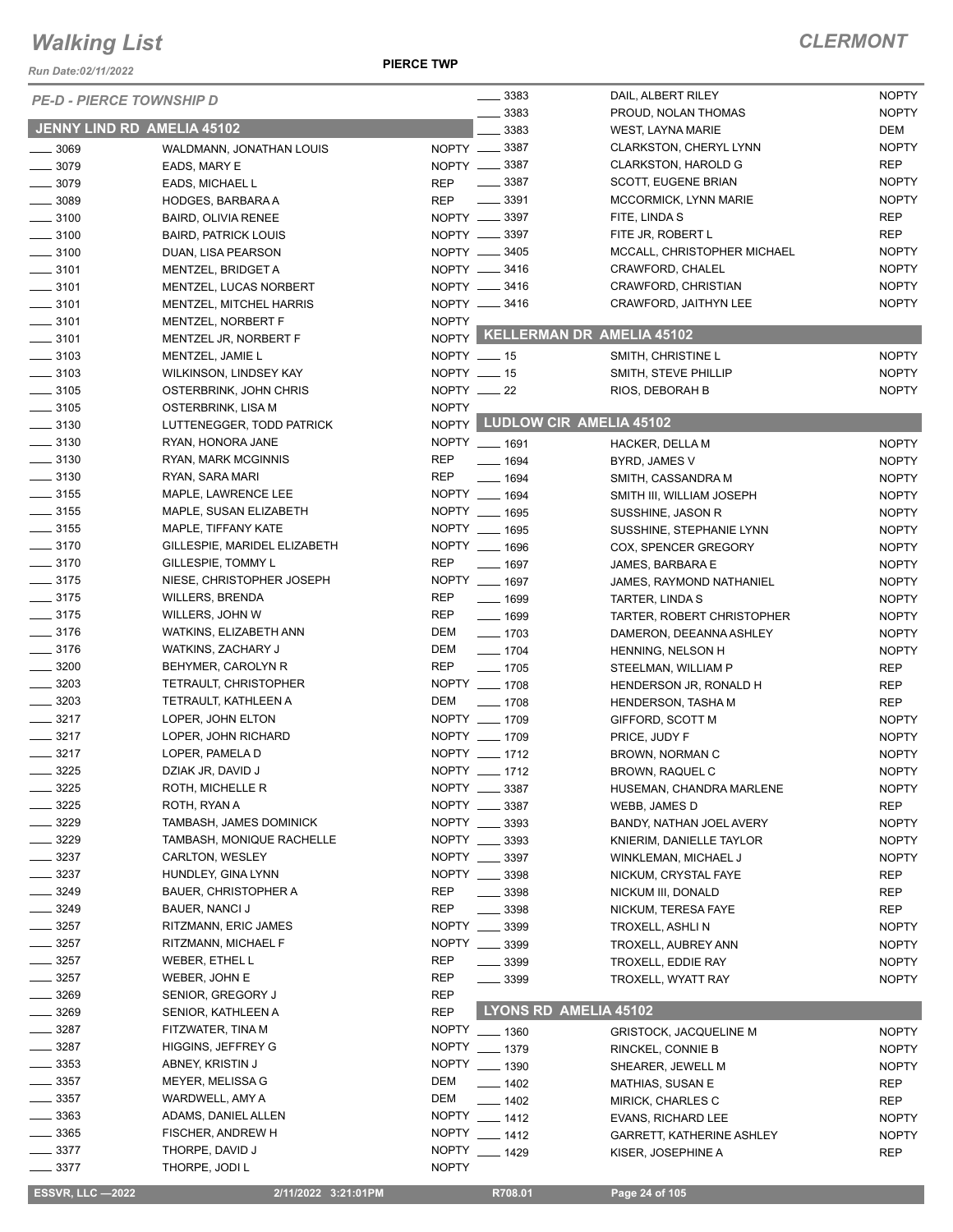# Walking List

**CLERMONT**

Run Date:02/11/2022

**PIERCE TWP**

*PE-D - PIERCE TOWNSHIP D*

## JENNY LIND RD AMELIA 45102

| No. | Name | Party |
|---|---|---|
| ____ 3069 | WALDMANN, JONATHAN LOUIS | NOPTY |
| ____ 3079 | EADS, MARY E | NOPTY |
| ____ 3079 | EADS, MICHAEL L | REP |
| ____ 3089 | HODGES, BARBARA A | REP |
| ____ 3100 | BAIRD, OLIVIA RENEE | NOPTY |
| ____ 3100 | BAIRD, PATRICK LOUIS | NOPTY |
| ____ 3100 | DUAN, LISA PEARSON | NOPTY |
| ____ 3101 | MENTZEL, BRIDGET A | NOPTY |
| ____ 3101 | MENTZEL, LUCAS NORBERT | NOPTY |
| ____ 3101 | MENTZEL, MITCHEL HARRIS | NOPTY |
| ____ 3101 | MENTZEL, NORBERT F | NOPTY |
| ____ 3101 | MENTZEL JR, NORBERT F | NOPTY |
| ____ 3103 | MENTZEL, JAMIE L | NOPTY |
| ____ 3103 | WILKINSON, LINDSEY KAY | NOPTY |
| ____ 3105 | OSTERBRINK, JOHN CHRIS | NOPTY |
| ____ 3105 | OSTERBRINK, LISA M | NOPTY |
| ____ 3130 | LUTTENEGGER, TODD PATRICK | NOPTY |
| ____ 3130 | RYAN, HONORA JANE | NOPTY |
| ____ 3130 | RYAN, MARK MCGINNIS | REP |
| ____ 3130 | RYAN, SARA MARI | REP |
| ____ 3155 | MAPLE, LAWRENCE LEE | NOPTY |
| ____ 3155 | MAPLE, SUSAN ELIZABETH | NOPTY |
| ____ 3155 | MAPLE, TIFFANY KATE | NOPTY |
| ____ 3170 | GILLESPIE, MARIDEL ELIZABETH | NOPTY |
| ____ 3170 | GILLESPIE, TOMMY L | REP |
| ____ 3175 | NIESE, CHRISTOPHER JOSEPH | NOPTY |
| ____ 3175 | WILLERS, BRENDA | REP |
| ____ 3175 | WILLERS, JOHN W | REP |
| ____ 3176 | WATKINS, ELIZABETH ANN | DEM |
| ____ 3176 | WATKINS, ZACHARY J | DEM |
| ____ 3200 | BEHYMER, CAROLYN R | REP |
| ____ 3203 | TETRAULT, CHRISTOPHER | NOPTY |
| ____ 3203 | TETRAULT, KATHLEEN A | DEM |
| ____ 3217 | LOPER, JOHN ELTON | NOPTY |
| ____ 3217 | LOPER, JOHN RICHARD | NOPTY |
| ____ 3217 | LOPER, PAMELA D | NOPTY |
| ____ 3225 | DZIAK JR, DAVID J | NOPTY |
| ____ 3225 | ROTH, MICHELLE R | NOPTY |
| ____ 3225 | ROTH, RYAN A | NOPTY |
| ____ 3229 | TAMBASH, JAMES DOMINICK | NOPTY |
| ____ 3229 | TAMBASH, MONIQUE RACHELLE | NOPTY |
| ____ 3237 | CARLTON, WESLEY | NOPTY |
| ____ 3237 | HUNDLEY, GINA LYNN | NOPTY |
| ____ 3249 | BAUER, CHRISTOPHER A | REP |
| ____ 3249 | BAUER, NANCI J | REP |
| ____ 3257 | RITZMANN, ERIC JAMES | NOPTY |
| ____ 3257 | RITZMANN, MICHAEL F | NOPTY |
| ____ 3257 | WEBER, ETHEL L | REP |
| ____ 3257 | WEBER, JOHN E | REP |
| ____ 3269 | SENIOR, GREGORY J | REP |
| ____ 3269 | SENIOR, KATHLEEN A | REP |
| ____ 3287 | FITZWATER, TINA M | NOPTY |
| ____ 3287 | HIGGINS, JEFFREY G | NOPTY |
| ____ 3353 | ABNEY, KRISTIN J | NOPTY |
| ____ 3357 | MEYER, MELISSA G | DEM |
| ____ 3357 | WARDWELL, AMY A | DEM |
| ____ 3363 | ADAMS, DANIEL ALLEN | NOPTY |
| ____ 3365 | FISCHER, ANDREW H | NOPTY |
| ____ 3377 | THORPE, DAVID J | NOPTY |
| ____ 3377 | THORPE, JODI L | NOPTY |
| ____ 3383 | DAIL, ALBERT RILEY | NOPTY |
| ____ 3383 | PROUD, NOLAN THOMAS | NOPTY |
| ____ 3383 | WEST, LAYNA MARIE | DEM |
| ____ 3387 | CLARKSTON, CHERYL LYNN | NOPTY |
| ____ 3387 | CLARKSTON, HAROLD G | REP |
| ____ 3387 | SCOTT, EUGENE BRIAN | NOPTY |
| ____ 3391 | MCCORMICK, LYNN MARIE | NOPTY |
| ____ 3397 | FITE, LINDA S | REP |
| ____ 3397 | FITE JR, ROBERT L | REP |
| ____ 3405 | MCCALL, CHRISTOPHER MICHAEL | NOPTY |
| ____ 3416 | CRAWFORD, CHALEL | NOPTY |
| ____ 3416 | CRAWFORD, CHRISTIAN | NOPTY |
| ____ 3416 | CRAWFORD, JAITHYN LEE | NOPTY |

## KELLERMAN DR AMELIA 45102

| No. | Name | Party |
|---|---|---|
| ____ 15 | SMITH, CHRISTINE L | NOPTY |
| ____ 15 | SMITH, STEVE PHILLIP | NOPTY |
| ____ 22 | RIOS, DEBORAH B | NOPTY |

## LUDLOW CIR AMELIA 45102

| No. | Name | Party |
|---|---|---|
| ____ 1691 | HACKER, DELLA M | NOPTY |
| ____ 1694 | BYRD, JAMES V | NOPTY |
| ____ 1694 | SMITH, CASSANDRA M | NOPTY |
| ____ 1694 | SMITH III, WILLIAM JOSEPH | NOPTY |
| ____ 1695 | SUSSHINE, JASON R | NOPTY |
| ____ 1695 | SUSSHINE, STEPHANIE LYNN | NOPTY |
| ____ 1696 | COX, SPENCER GREGORY | NOPTY |
| ____ 1697 | JAMES, BARBARA E | NOPTY |
| ____ 1697 | JAMES, RAYMOND NATHANIEL | NOPTY |
| ____ 1699 | TARTER, LINDA S | NOPTY |
| ____ 1699 | TARTER, ROBERT CHRISTOPHER | NOPTY |
| ____ 1703 | DAMERON, DEEANNA ASHLEY | NOPTY |
| ____ 1704 | HENNING, NELSON H | NOPTY |
| ____ 1705 | STEELMAN, WILLIAM P | REP |
| ____ 1708 | HENDERSON JR, RONALD H | REP |
| ____ 1708 | HENDERSON, TASHA M | REP |
| ____ 1709 | GIFFORD, SCOTT M | NOPTY |
| ____ 1709 | PRICE, JUDY F | NOPTY |
| ____ 1712 | BROWN, NORMAN C | NOPTY |
| ____ 1712 | BROWN, RAQUEL C | NOPTY |
| ____ 3387 | HUSEMAN, CHANDRA MARLENE | NOPTY |
| ____ 3387 | WEBB, JAMES D | REP |
| ____ 3393 | BANDY, NATHAN JOEL AVERY | NOPTY |
| ____ 3393 | KNIERIM, DANIELLE TAYLOR | NOPTY |
| ____ 3397 | WINKLEMAN, MICHAEL J | NOPTY |
| ____ 3398 | NICKUM, CRYSTAL FAYE | REP |
| ____ 3398 | NICKUM III, DONALD | REP |
| ____ 3398 | NICKUM, TERESA FAYE | REP |
| ____ 3399 | TROXELL, ASHLI N | NOPTY |
| ____ 3399 | TROXELL, AUBREY ANN | NOPTY |
| ____ 3399 | TROXELL, EDDIE RAY | NOPTY |
| ____ 3399 | TROXELL, WYATT RAY | NOPTY |

## LYONS RD AMELIA 45102

| No. | Name | Party |
|---|---|---|
| ____ 1360 | GRISTOCK, JACQUELINE M | NOPTY |
| ____ 1379 | RINCKEL, CONNIE B | NOPTY |
| ____ 1390 | SHEARER, JEWELL M | NOPTY |
| ____ 1402 | MATHIAS, SUSAN E | REP |
| ____ 1402 | MIRICK, CHARLES C | REP |
| ____ 1412 | EVANS, RICHARD LEE | NOPTY |
| ____ 1412 | GARRETT, KATHERINE ASHLEY | NOPTY |
| ____ 1429 | KISER, JOSEPHINE A | REP |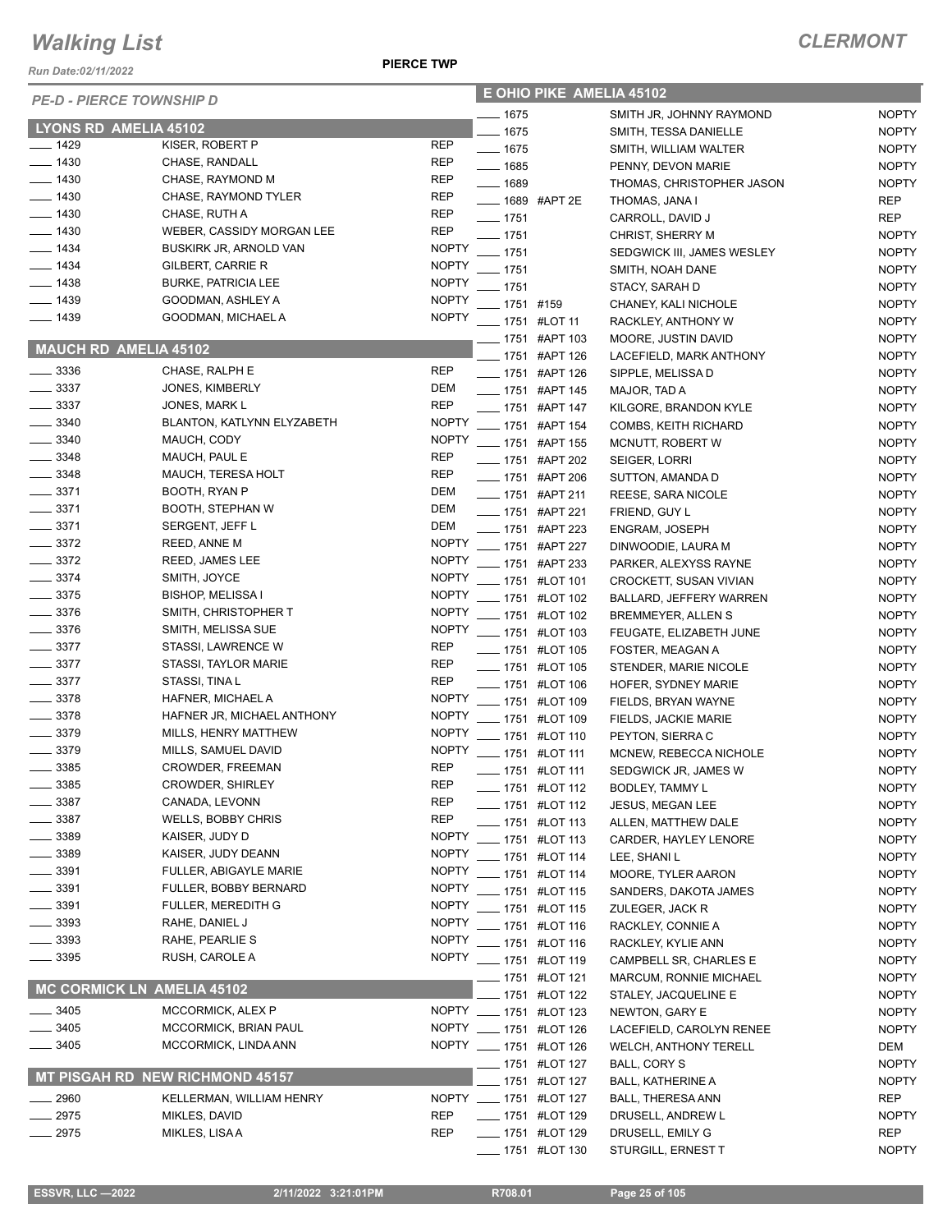# Walking List

**CLERMONT**

*Run Date:02/11/2022*

**PIERCE TWP**

*PE-D - PIERCE TOWNSHIP D*

## LYONS RD AMELIA 45102

| No. | Name | Party |
|---|---|---|
| 1429 | KISER, ROBERT P | REP |
| 1430 | CHASE, RANDALL | REP |
| 1430 | CHASE, RAYMOND M | REP |
| 1430 | CHASE, RAYMOND TYLER | REP |
| 1430 | CHASE, RUTH A | REP |
| 1430 | WEBER, CASSIDY MORGAN LEE | REP |
| 1434 | BUSKIRK JR, ARNOLD VAN | NOPTY |
| 1434 | GILBERT, CARRIE R | NOPTY |
| 1438 | BURKE, PATRICIA LEE | NOPTY |
| 1439 | GOODMAN, ASHLEY A | NOPTY |
| 1439 | GOODMAN, MICHAEL A | NOPTY |

## MAUCH RD AMELIA 45102

| No. | Name | Party |
|---|---|---|
| 3336 | CHASE, RALPH E | REP |
| 3337 | JONES, KIMBERLY | DEM |
| 3337 | JONES, MARK L | REP |
| 3340 | BLANTON, KATLYNN ELYZABETH | NOPTY |
| 3340 | MAUCH, CODY | NOPTY |
| 3348 | MAUCH, PAUL E | REP |
| 3348 | MAUCH, TERESA HOLT | REP |
| 3371 | BOOTH, RYAN P | DEM |
| 3371 | BOOTH, STEPHAN W | DEM |
| 3371 | SERGENT, JEFF L | DEM |
| 3372 | REED, ANNE M | NOPTY |
| 3372 | REED, JAMES LEE | NOPTY |
| 3374 | SMITH, JOYCE | NOPTY |
| 3375 | BISHOP, MELISSA I | NOPTY |
| 3376 | SMITH, CHRISTOPHER T | NOPTY |
| 3376 | SMITH, MELISSA SUE | NOPTY |
| 3377 | STASSI, LAWRENCE W | REP |
| 3377 | STASSI, TAYLOR MARIE | REP |
| 3377 | STASSI, TINA L | REP |
| 3378 | HAFNER, MICHAEL A | NOPTY |
| 3378 | HAFNER JR, MICHAEL ANTHONY | NOPTY |
| 3379 | MILLS, HENRY MATTHEW | NOPTY |
| 3379 | MILLS, SAMUEL DAVID | NOPTY |
| 3385 | CROWDER, FREEMAN | REP |
| 3385 | CROWDER, SHIRLEY | REP |
| 3387 | CANADA, LEVONN | REP |
| 3387 | WELLS, BOBBY CHRIS | REP |
| 3389 | KAISER, JUDY D | NOPTY |
| 3389 | KAISER, JUDY DEANN | NOPTY |
| 3391 | FULLER, ABIGAYLE MARIE | NOPTY |
| 3391 | FULLER, BOBBY BERNARD | NOPTY |
| 3391 | FULLER, MEREDITH G | NOPTY |
| 3393 | RAHE, DANIEL J | NOPTY |
| 3393 | RAHE, PEARLIE S | NOPTY |
| 3395 | RUSH, CAROLE A | NOPTY |

## MC CORMICK LN AMELIA 45102

| No. | Name | Party |
|---|---|---|
| 3405 | MCCORMICK, ALEX P | NOPTY |
| 3405 | MCCORMICK, BRIAN PAUL | NOPTY |
| 3405 | MCCORMICK, LINDA ANN | NOPTY |

## MT PISGAH RD NEW RICHMOND 45157

| No. | Name | Party |
|---|---|---|
| 2960 | KELLERMAN, WILLIAM HENRY | NOPTY |
| 2975 | MIKLES, DAVID | REP |
| 2975 | MIKLES, LISA A | REP |

## E OHIO PIKE AMELIA 45102

| No. | Unit | Name | Party |
|---|---|---|---|
| 1675 | | SMITH JR, JOHNNY RAYMOND | NOPTY |
| 1675 | | SMITH, TESSA DANIELLE | NOPTY |
| 1675 | | SMITH, WILLIAM WALTER | NOPTY |
| 1685 | | PENNY, DEVON MARIE | NOPTY |
| 1689 | | THOMAS, CHRISTOPHER JASON | NOPTY |
| 1689 | #APT 2E | THOMAS, JANA I | REP |
| 1751 | | CARROLL, DAVID J | REP |
| 1751 | | CHRIST, SHERRY M | NOPTY |
| 1751 | | SEDGWICK III, JAMES WESLEY | NOPTY |
| 1751 | | SMITH, NOAH DANE | NOPTY |
| 1751 | | STACY, SARAH D | NOPTY |
| 1751 | #159 | CHANEY, KALI NICHOLE | NOPTY |
| 1751 | #LOT 11 | RACKLEY, ANTHONY W | NOPTY |
| 1751 | #APT 103 | MOORE, JUSTIN DAVID | NOPTY |
| 1751 | #APT 126 | LACEFIELD, MARK ANTHONY | NOPTY |
| 1751 | #APT 126 | SIPPLE, MELISSA D | NOPTY |
| 1751 | #APT 145 | MAJOR, TAD A | NOPTY |
| 1751 | #APT 147 | KILGORE, BRANDON KYLE | NOPTY |
| 1751 | #APT 154 | COMBS, KEITH RICHARD | NOPTY |
| 1751 | #APT 155 | MCNUTT, ROBERT W | NOPTY |
| 1751 | #APT 202 | SEIGER, LORRI | NOPTY |
| 1751 | #APT 206 | SUTTON, AMANDA D | NOPTY |
| 1751 | #APT 211 | REESE, SARA NICOLE | NOPTY |
| 1751 | #APT 221 | FRIEND, GUY L | NOPTY |
| 1751 | #APT 223 | ENGRAM, JOSEPH | NOPTY |
| 1751 | #APT 227 | DINWOODIE, LAURA M | NOPTY |
| 1751 | #APT 233 | PARKER, ALEXYSS RAYNE | NOPTY |
| 1751 | #LOT 101 | CROCKETT, SUSAN VIVIAN | NOPTY |
| 1751 | #LOT 102 | BALLARD, JEFFERY WARREN | NOPTY |
| 1751 | #LOT 102 | BREMMEYER, ALLEN S | NOPTY |
| 1751 | #LOT 103 | FEUGATE, ELIZABETH JUNE | NOPTY |
| 1751 | #LOT 105 | FOSTER, MEAGAN A | NOPTY |
| 1751 | #LOT 105 | STENDER, MARIE NICOLE | NOPTY |
| 1751 | #LOT 106 | HOFER, SYDNEY MARIE | NOPTY |
| 1751 | #LOT 109 | FIELDS, BRYAN WAYNE | NOPTY |
| 1751 | #LOT 109 | FIELDS, JACKIE MARIE | NOPTY |
| 1751 | #LOT 110 | PEYTON, SIERRA C | NOPTY |
| 1751 | #LOT 111 | MCNEW, REBECCA NICHOLE | NOPTY |
| 1751 | #LOT 111 | SEDGWICK JR, JAMES W | NOPTY |
| 1751 | #LOT 112 | BODLEY, TAMMY L | NOPTY |
| 1751 | #LOT 112 | JESUS, MEGAN LEE | NOPTY |
| 1751 | #LOT 113 | ALLEN, MATTHEW DALE | NOPTY |
| 1751 | #LOT 113 | CARDER, HAYLEY LENORE | NOPTY |
| 1751 | #LOT 114 | LEE, SHANI L | NOPTY |
| 1751 | #LOT 114 | MOORE, TYLER AARON | NOPTY |
| 1751 | #LOT 115 | SANDERS, DAKOTA JAMES | NOPTY |
| 1751 | #LOT 115 | ZULEGER, JACK R | NOPTY |
| 1751 | #LOT 116 | RACKLEY, CONNIE A | NOPTY |
| 1751 | #LOT 116 | RACKLEY, KYLIE ANN | NOPTY |
| 1751 | #LOT 119 | CAMPBELL SR, CHARLES E | NOPTY |
| 1751 | #LOT 121 | MARCUM, RONNIE MICHAEL | NOPTY |
| 1751 | #LOT 122 | STALEY, JACQUELINE E | NOPTY |
| 1751 | #LOT 123 | NEWTON, GARY E | NOPTY |
| 1751 | #LOT 126 | LACEFIELD, CAROLYN RENEE | NOPTY |
| 1751 | #LOT 126 | WELCH, ANTHONY TERELL | DEM |
| 1751 | #LOT 127 | BALL, CORY S | NOPTY |
| 1751 | #LOT 127 | BALL, KATHERINE A | NOPTY |
| 1751 | #LOT 127 | BALL, THERESA ANN | REP |
| 1751 | #LOT 129 | DRUSELL, ANDREW L | NOPTY |
| 1751 | #LOT 129 | DRUSELL, EMILY G | REP |
| 1751 | #LOT 130 | STURGILL, ERNEST T | NOPTY |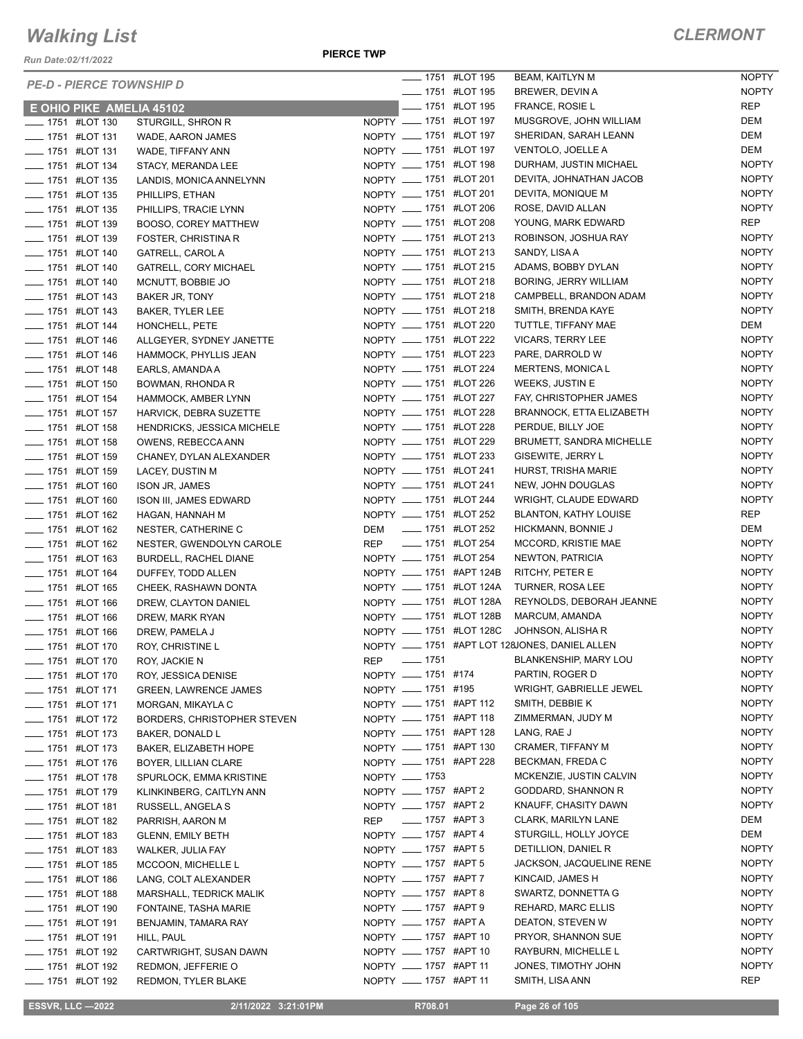# Walking List

**CLERMONT**

Run Date:02/11/2022

**PIERCE TWP**

*PE-D - PIERCE TOWNSHIP D*

**E OHIO PIKE AMELIA 45102**

| Number | Unit | Name | Party |
|---|---|---|---|
| ____ 1751 | #LOT 130 | STURGILL, SHRON R | NOPTY |
| ____ 1751 | #LOT 131 | WADE, AARON JAMES | NOPTY |
| ____ 1751 | #LOT 131 | WADE, TIFFANY ANN | NOPTY |
| ____ 1751 | #LOT 134 | STACY, MERANDA LEE | NOPTY |
| ____ 1751 | #LOT 135 | LANDIS, MONICA ANNELYNN | NOPTY |
| ____ 1751 | #LOT 135 | PHILLIPS, ETHAN | NOPTY |
| ____ 1751 | #LOT 135 | PHILLIPS, TRACIE LYNN | NOPTY |
| ____ 1751 | #LOT 139 | BOOSO, COREY MATTHEW | NOPTY |
| ____ 1751 | #LOT 139 | FOSTER, CHRISTINA R | NOPTY |
| ____ 1751 | #LOT 140 | GATRELL, CAROL A | NOPTY |
| ____ 1751 | #LOT 140 | GATRELL, CORY MICHAEL | NOPTY |
| ____ 1751 | #LOT 140 | MCNUTT, BOBBIE JO | NOPTY |
| ____ 1751 | #LOT 143 | BAKER JR, TONY | NOPTY |
| ____ 1751 | #LOT 143 | BAKER, TYLER LEE | NOPTY |
| ____ 1751 | #LOT 144 | HONCHELL, PETE | NOPTY |
| ____ 1751 | #LOT 146 | ALLGEYER, SYDNEY JANETTE | NOPTY |
| ____ 1751 | #LOT 146 | HAMMOCK, PHYLLIS JEAN | NOPTY |
| ____ 1751 | #LOT 148 | EARLS, AMANDA A | NOPTY |
| ____ 1751 | #LOT 150 | BOWMAN, RHONDA R | NOPTY |
| ____ 1751 | #LOT 154 | HAMMOCK, AMBER LYNN | NOPTY |
| ____ 1751 | #LOT 157 | HARVICK, DEBRA SUZETTE | NOPTY |
| ____ 1751 | #LOT 158 | HENDRICKS, JESSICA MICHELE | NOPTY |
| ____ 1751 | #LOT 158 | OWENS, REBECCA ANN | NOPTY |
| ____ 1751 | #LOT 159 | CHANEY, DYLAN ALEXANDER | NOPTY |
| ____ 1751 | #LOT 159 | LACEY, DUSTIN M | NOPTY |
| ____ 1751 | #LOT 160 | ISON JR, JAMES | NOPTY |
| ____ 1751 | #LOT 160 | ISON III, JAMES EDWARD | NOPTY |
| ____ 1751 | #LOT 162 | HAGAN, HANNAH M | NOPTY |
| ____ 1751 | #LOT 162 | NESTER, CATHERINE C | DEM |
| ____ 1751 | #LOT 162 | NESTER, GWENDOLYN CAROLE | REP |
| ____ 1751 | #LOT 163 | BURDELL, RACHEL DIANE | NOPTY |
| ____ 1751 | #LOT 164 | DUFFEY, TODD ALLEN | NOPTY |
| ____ 1751 | #LOT 165 | CHEEK, RASHAWN DONTA | NOPTY |
| ____ 1751 | #LOT 166 | DREW, CLAYTON DANIEL | NOPTY |
| ____ 1751 | #LOT 166 | DREW, MARK RYAN | NOPTY |
| ____ 1751 | #LOT 166 | DREW, PAMELA J | NOPTY |
| ____ 1751 | #LOT 170 | ROY, CHRISTINE L | NOPTY |
| ____ 1751 | #LOT 170 | ROY, JACKIE N | REP |
| ____ 1751 | #LOT 170 | ROY, JESSICA DENISE | NOPTY |
| ____ 1751 | #LOT 171 | GREEN, LAWRENCE JAMES | NOPTY |
| ____ 1751 | #LOT 171 | MORGAN, MIKAYLA C | NOPTY |
| ____ 1751 | #LOT 172 | BORDERS, CHRISTOPHER STEVEN | NOPTY |
| ____ 1751 | #LOT 173 | BAKER, DONALD L | NOPTY |
| ____ 1751 | #LOT 173 | BAKER, ELIZABETH HOPE | NOPTY |
| ____ 1751 | #LOT 176 | BOYER, LILLIAN CLARE | NOPTY |
| ____ 1751 | #LOT 178 | SPURLOCK, EMMA KRISTINE | NOPTY |
| ____ 1751 | #LOT 179 | KLINKINBERG, CAITLYN ANN | NOPTY |
| ____ 1751 | #LOT 181 | RUSSELL, ANGELA S | NOPTY |
| ____ 1751 | #LOT 182 | PARRISH, AARON M | REP |
| ____ 1751 | #LOT 183 | GLENN, EMILY BETH | NOPTY |
| ____ 1751 | #LOT 183 | WALKER, JULIA FAY | NOPTY |
| ____ 1751 | #LOT 185 | MCCOON, MICHELLE L | NOPTY |
| ____ 1751 | #LOT 186 | LANG, COLT ALEXANDER | NOPTY |
| ____ 1751 | #LOT 188 | MARSHALL, TEDRICK MALIK | NOPTY |
| ____ 1751 | #LOT 190 | FONTAINE, TASHA MARIE | NOPTY |
| ____ 1751 | #LOT 191 | BENJAMIN, TAMARA RAY | NOPTY |
| ____ 1751 | #LOT 191 | HILL, PAUL | NOPTY |
| ____ 1751 | #LOT 192 | CARTWRIGHT, SUSAN DAWN | NOPTY |
| ____ 1751 | #LOT 192 | REDMON, JEFFERIE O | NOPTY |
| ____ 1751 | #LOT 192 | REDMON, TYLER BLAKE | NOPTY |
| ____ 1751 | #LOT 195 | BEAM, KAITLYN M | NOPTY |
| ____ 1751 | #LOT 195 | BREWER, DEVIN A | NOPTY |
| ____ 1751 | #LOT 195 | FRANCE, ROSIE L | REP |
| ____ 1751 | #LOT 197 | MUSGROVE, JOHN WILLIAM | DEM |
| ____ 1751 | #LOT 197 | SHERIDAN, SARAH LEANN | DEM |
| ____ 1751 | #LOT 197 | VENTOLO, JOELLE A | DEM |
| ____ 1751 | #LOT 198 | DURHAM, JUSTIN MICHAEL | NOPTY |
| ____ 1751 | #LOT 201 | DEVITA, JOHNATHAN JACOB | NOPTY |
| ____ 1751 | #LOT 201 | DEVITA, MONIQUE M | NOPTY |
| ____ 1751 | #LOT 206 | ROSE, DAVID ALLAN | NOPTY |
| ____ 1751 | #LOT 208 | YOUNG, MARK EDWARD | REP |
| ____ 1751 | #LOT 213 | ROBINSON, JOSHUA RAY | NOPTY |
| ____ 1751 | #LOT 213 | SANDY, LISA A | NOPTY |
| ____ 1751 | #LOT 215 | ADAMS, BOBBY DYLAN | NOPTY |
| ____ 1751 | #LOT 218 | BORING, JERRY WILLIAM | NOPTY |
| ____ 1751 | #LOT 218 | CAMPBELL, BRANDON ADAM | NOPTY |
| ____ 1751 | #LOT 218 | SMITH, BRENDA KAYE | NOPTY |
| ____ 1751 | #LOT 220 | TUTTLE, TIFFANY MAE | DEM |
| ____ 1751 | #LOT 222 | VICARS, TERRY LEE | NOPTY |
| ____ 1751 | #LOT 223 | PARE, DARROLD W | NOPTY |
| ____ 1751 | #LOT 224 | MERTENS, MONICA L | NOPTY |
| ____ 1751 | #LOT 226 | WEEKS, JUSTIN E | NOPTY |
| ____ 1751 | #LOT 227 | FAY, CHRISTOPHER JAMES | NOPTY |
| ____ 1751 | #LOT 228 | BRANNOCK, ETTA ELIZABETH | NOPTY |
| ____ 1751 | #LOT 228 | PERDUE, BILLY JOE | NOPTY |
| ____ 1751 | #LOT 229 | BRUMETT, SANDRA MICHELLE | NOPTY |
| ____ 1751 | #LOT 233 | GISEWITE, JERRY L | NOPTY |
| ____ 1751 | #LOT 241 | HURST, TRISHA MARIE | NOPTY |
| ____ 1751 | #LOT 241 | NEW, JOHN DOUGLAS | NOPTY |
| ____ 1751 | #LOT 244 | WRIGHT, CLAUDE EDWARD | NOPTY |
| ____ 1751 | #LOT 252 | BLANTON, KATHY LOUISE | REP |
| ____ 1751 | #LOT 252 | HICKMANN, BONNIE J | DEM |
| ____ 1751 | #LOT 254 | MCCORD, KRISTIE MAE | NOPTY |
| ____ 1751 | #LOT 254 | NEWTON, PATRICIA | NOPTY |
| ____ 1751 | #APT 124B | RITCHY, PETER E | NOPTY |
| ____ 1751 | #LOT 124A | TURNER, ROSA LEE | NOPTY |
| ____ 1751 | #LOT 128A | REYNOLDS, DEBORAH JEANNE | NOPTY |
| ____ 1751 | #LOT 128B | MARCUM, AMANDA | NOPTY |
| ____ 1751 | #LOT 128C | JOHNSON, ALISHA R | NOPTY |
| ____ 1751 | #APT LOT 128 | JONES, DANIEL ALLEN | NOPTY |
| ____ 1751 | | BLANKENSHIP, MARY LOU | NOPTY |
| ____ 1751 | #174 | PARTIN, ROGER D | NOPTY |
| ____ 1751 | #195 | WRIGHT, GABRIELLE JEWEL | NOPTY |
| ____ 1751 | #APT 112 | SMITH, DEBBIE K | NOPTY |
| ____ 1751 | #APT 118 | ZIMMERMAN, JUDY M | NOPTY |
| ____ 1751 | #APT 128 | LANG, RAE J | NOPTY |
| ____ 1751 | #APT 130 | CRAMER, TIFFANY M | NOPTY |
| ____ 1751 | #APT 228 | BECKMAN, FREDA C | NOPTY |
| ____ 1753 | | MCKENZIE, JUSTIN CALVIN | NOPTY |
| ____ 1757 | #APT 2 | GODDARD, SHANNON R | NOPTY |
| ____ 1757 | #APT 2 | KNAUFF, CHASITY DAWN | NOPTY |
| ____ 1757 | #APT 3 | CLARK, MARILYN LANE | DEM |
| ____ 1757 | #APT 4 | STURGILL, HOLLY JOYCE | DEM |
| ____ 1757 | #APT 5 | DETILLION, DANIEL R | NOPTY |
| ____ 1757 | #APT 5 | JACKSON, JACQUELINE RENE | NOPTY |
| ____ 1757 | #APT 7 | KINCAID, JAMES H | NOPTY |
| ____ 1757 | #APT 8 | SWARTZ, DONNETTA G | NOPTY |
| ____ 1757 | #APT 9 | REHARD, MARC ELLIS | NOPTY |
| ____ 1757 | #APT A | DEATON, STEVEN W | NOPTY |
| ____ 1757 | #APT 10 | PRYOR, SHANNON SUE | NOPTY |
| ____ 1757 | #APT 10 | RAYBURN, MICHELLE L | NOPTY |
| ____ 1757 | #APT 11 | JONES, TIMOTHY JOHN | NOPTY |
| ____ 1757 | #APT 11 | SMITH, LISA ANN | REP |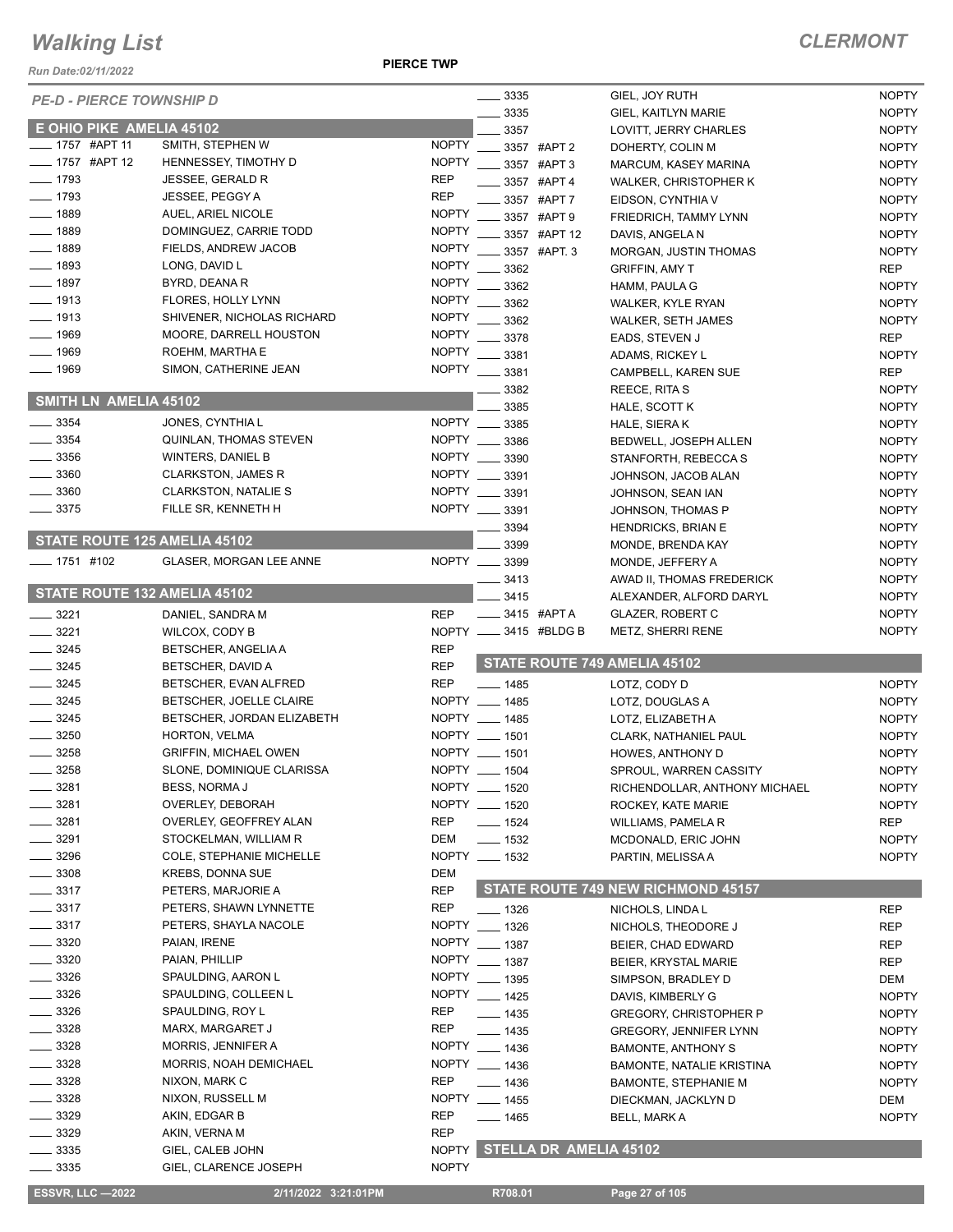# Walking List

**CLERMONT**

Run Date:02/11/2022

**PIERCE TWP**

*PE-D - PIERCE TOWNSHIP D*

## E OHIO PIKE AMELIA 45102

| Address | Name | Party |
|---|---|---|
| 1757 #APT 11 | SMITH, STEPHEN W | NOPTY |
| 1757 #APT 12 | HENNESSEY, TIMOTHY D | NOPTY |
| 1793 | JESSEE, GERALD R | REP |
| 1793 | JESSEE, PEGGY A | REP |
| 1889 | AUEL, ARIEL NICOLE | NOPTY |
| 1889 | DOMINGUEZ, CARRIE TODD | NOPTY |
| 1889 | FIELDS, ANDREW JACOB | NOPTY |
| 1893 | LONG, DAVID L | NOPTY |
| 1897 | BYRD, DEANA R | NOPTY |
| 1913 | FLORES, HOLLY LYNN | NOPTY |
| 1913 | SHIVENER, NICHOLAS RICHARD | NOPTY |
| 1969 | MOORE, DARRELL HOUSTON | NOPTY |
| 1969 | ROEHM, MARTHA E | NOPTY |
| 1969 | SIMON, CATHERINE JEAN | NOPTY |

## SMITH LN AMELIA 45102

| Address | Name | Party |
|---|---|---|
| 3354 | JONES, CYNTHIA L | NOPTY |
| 3354 | QUINLAN, THOMAS STEVEN | NOPTY |
| 3356 | WINTERS, DANIEL B | NOPTY |
| 3360 | CLARKSTON, JAMES R | NOPTY |
| 3360 | CLARKSTON, NATALIE S | NOPTY |
| 3375 | FILLE SR, KENNETH H | NOPTY |

## STATE ROUTE 125 AMELIA 45102

| Address | Name | Party |
|---|---|---|
| 1751 #102 | GLASER, MORGAN LEE ANNE | NOPTY |

## STATE ROUTE 132 AMELIA 45102

| Address | Name | Party |
|---|---|---|
| 3221 | DANIEL, SANDRA M | REP |
| 3221 | WILCOX, CODY B | NOPTY |
| 3245 | BETSCHER, ANGELIA A | REP |
| 3245 | BETSCHER, DAVID A | REP |
| 3245 | BETSCHER, EVAN ALFRED | REP |
| 3245 | BETSCHER, JOELLE CLAIRE | NOPTY |
| 3245 | BETSCHER, JORDAN ELIZABETH | NOPTY |
| 3250 | HORTON, VELMA | NOPTY |
| 3258 | GRIFFIN, MICHAEL OWEN | NOPTY |
| 3258 | SLONE, DOMINIQUE CLARISSA | NOPTY |
| 3281 | BESS, NORMA J | NOPTY |
| 3281 | OVERLEY, DEBORAH | NOPTY |
| 3281 | OVERLEY, GEOFFREY ALAN | REP |
| 3291 | STOCKELMAN, WILLIAM R | DEM |
| 3296 | COLE, STEPHANIE MICHELLE | NOPTY |
| 3308 | KREBS, DONNA SUE | DEM |
| 3317 | PETERS, MARJORIE A | REP |
| 3317 | PETERS, SHAWN LYNNETTE | REP |
| 3317 | PETERS, SHAYLA NACOLE | NOPTY |
| 3320 | PAIAN, IRENE | NOPTY |
| 3320 | PAIAN, PHILLIP | NOPTY |
| 3326 | SPAULDING, AARON L | NOPTY |
| 3326 | SPAULDING, COLLEEN L | NOPTY |
| 3326 | SPAULDING, ROY L | REP |
| 3328 | MARX, MARGARET J | REP |
| 3328 | MORRIS, JENNIFER A | NOPTY |
| 3328 | MORRIS, NOAH DEMICHAEL | NOPTY |
| 3328 | NIXON, MARK C | REP |
| 3328 | NIXON, RUSSELL M | NOPTY |
| 3329 | AKIN, EDGAR B | REP |
| 3329 | AKIN, VERNA M | REP |
| 3335 | GIEL, CALEB JOHN | NOPTY |
| 3335 | GIEL, CLARENCE JOSEPH | NOPTY |
| 3335 | GIEL, JOY RUTH | NOPTY |
| 3335 | GIEL, KAITLYN MARIE | NOPTY |
| 3357 | LOVITT, JERRY CHARLES | NOPTY |
| 3357 #APT 2 | DOHERTY, COLIN M | NOPTY |
| 3357 #APT 3 | MARCUM, KASEY MARINA | NOPTY |
| 3357 #APT 4 | WALKER, CHRISTOPHER K | NOPTY |
| 3357 #APT 7 | EIDSON, CYNTHIA V | NOPTY |
| 3357 #APT 9 | FRIEDRICH, TAMMY LYNN | NOPTY |
| 3357 #APT 12 | DAVIS, ANGELA N | NOPTY |
| 3357 #APT. 3 | MORGAN, JUSTIN THOMAS | NOPTY |
| 3362 | GRIFFIN, AMY T | REP |
| 3362 | HAMM, PAULA G | NOPTY |
| 3362 | WALKER, KYLE RYAN | NOPTY |
| 3362 | WALKER, SETH JAMES | NOPTY |
| 3378 | EADS, STEVEN J | REP |
| 3381 | ADAMS, RICKEY L | NOPTY |
| 3381 | CAMPBELL, KAREN SUE | REP |
| 3382 | REECE, RITA S | NOPTY |
| 3385 | HALE, SCOTT K | NOPTY |
| 3385 | HALE, SIERA K | NOPTY |
| 3386 | BEDWELL, JOSEPH ALLEN | NOPTY |
| 3390 | STANFORTH, REBECCA S | NOPTY |
| 3391 | JOHNSON, JACOB ALAN | NOPTY |
| 3391 | JOHNSON, SEAN IAN | NOPTY |
| 3391 | JOHNSON, THOMAS P | NOPTY |
| 3394 | HENDRICKS, BRIAN E | NOPTY |
| 3399 | MONDE, BRENDA KAY | NOPTY |
| 3399 | MONDE, JEFFERY A | NOPTY |
| 3413 | AWAD II, THOMAS FREDERICK | NOPTY |
| 3415 | ALEXANDER, ALFORD DARYL | NOPTY |
| 3415 #APT A | GLAZER, ROBERT C | NOPTY |
| 3415 #BLDG B | METZ, SHERRI RENE | NOPTY |

## STATE ROUTE 749 AMELIA 45102

| Address | Name | Party |
|---|---|---|
| 1485 | LOTZ, CODY D | NOPTY |
| 1485 | LOTZ, DOUGLAS A | NOPTY |
| 1485 | LOTZ, ELIZABETH A | NOPTY |
| 1501 | CLARK, NATHANIEL PAUL | NOPTY |
| 1501 | HOWES, ANTHONY D | NOPTY |
| 1504 | SPROUL, WARREN CASSITY | NOPTY |
| 1520 | RICHENDOLLAR, ANTHONY MICHAEL | NOPTY |
| 1520 | ROCKEY, KATE MARIE | NOPTY |
| 1524 | WILLIAMS, PAMELA R | REP |
| 1532 | MCDONALD, ERIC JOHN | NOPTY |
| 1532 | PARTIN, MELISSA A | NOPTY |

## STATE ROUTE 749 NEW RICHMOND 45157

| Address | Name | Party |
|---|---|---|
| 1326 | NICHOLS, LINDA L | REP |
| 1326 | NICHOLS, THEODORE J | REP |
| 1387 | BEIER, CHAD EDWARD | REP |
| 1387 | BEIER, KRYSTAL MARIE | REP |
| 1395 | SIMPSON, BRADLEY D | DEM |
| 1425 | DAVIS, KIMBERLY G | NOPTY |
| 1435 | GREGORY, CHRISTOPHER P | NOPTY |
| 1435 | GREGORY, JENNIFER LYNN | NOPTY |
| 1436 | BAMONTE, ANTHONY S | NOPTY |
| 1436 | BAMONTE, NATALIE KRISTINA | NOPTY |
| 1436 | BAMONTE, STEPHANIE M | NOPTY |
| 1455 | DIECKMAN, JACKLYN D | DEM |
| 1465 | BELL, MARK A | NOPTY |

## STELLA DR AMELIA 45102

ESSVR, LLC —2022 &nbsp;&nbsp; 2/11/2022 3:21:01PM &nbsp;&nbsp; R708.01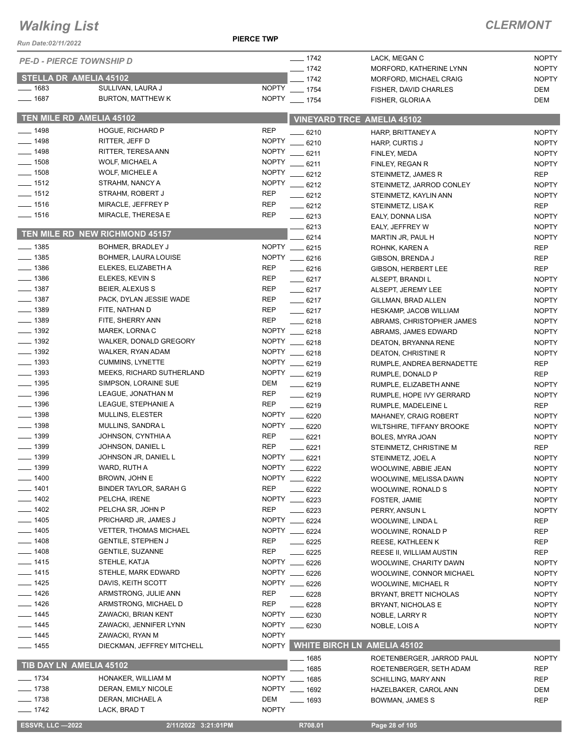# Walking List

**CLERMONT**

Run Date:02/11/2022

**PIERCE TWP**

*PE-D - PIERCE TOWNSHIP D*

## STELLA DR AMELIA 45102

| No. | Name | Party |
|---|---|---|
| 1683 | SULLIVAN, LAURA J | NOPTY |
| 1687 | BURTON, MATTHEW K | NOPTY |

## TEN MILE RD AMELIA 45102

| No. | Name | Party |
|---|---|---|
| 1498 | HOGUE, RICHARD P | REP |
| 1498 | RITTER, JEFF D | NOPTY |
| 1498 | RITTER, TERESA ANN | NOPTY |
| 1508 | WOLF, MICHAEL A | NOPTY |
| 1508 | WOLF, MICHELE A | NOPTY |
| 1512 | STRAHM, NANCY A | NOPTY |
| 1512 | STRAHM, ROBERT J | REP |
| 1516 | MIRACLE, JEFFREY P | REP |
| 1516 | MIRACLE, THERESA E | REP |

## TEN MILE RD NEW RICHMOND 45157

| No. | Name | Party |
|---|---|---|
| 1385 | BOHMER, BRADLEY J | NOPTY |
| 1385 | BOHMER, LAURA LOUISE | NOPTY |
| 1386 | ELEKES, ELIZABETH A | REP |
| 1386 | ELEKES, KEVIN S | REP |
| 1387 | BEIER, ALEXUS S | REP |
| 1387 | PACK, DYLAN JESSIE WADE | REP |
| 1389 | FITE, NATHAN D | REP |
| 1389 | FITE, SHERRY ANN | REP |
| 1392 | MAREK, LORNA C | NOPTY |
| 1392 | WALKER, DONALD GREGORY | NOPTY |
| 1392 | WALKER, RYAN ADAM | NOPTY |
| 1393 | CUMMINS, LYNETTE | NOPTY |
| 1393 | MEEKS, RICHARD SUTHERLAND | NOPTY |
| 1395 | SIMPSON, LORAINE SUE | DEM |
| 1396 | LEAGUE, JONATHAN M | REP |
| 1396 | LEAGUE, STEPHANIE A | REP |
| 1398 | MULLINS, ELESTER | NOPTY |
| 1398 | MULLINS, SANDRA L | NOPTY |
| 1399 | JOHNSON, CYNTHIA A | REP |
| 1399 | JOHNSON, DANIEL L | REP |
| 1399 | JOHNSON JR, DANIEL L | NOPTY |
| 1399 | WARD, RUTH A | NOPTY |
| 1400 | BROWN, JOHN E | NOPTY |
| 1401 | BINDER TAYLOR, SARAH G | REP |
| 1402 | PELCHA, IRENE | NOPTY |
| 1402 | PELCHA SR, JOHN P | REP |
| 1405 | PRICHARD JR, JAMES J | NOPTY |
| 1405 | VETTER, THOMAS MICHAEL | NOPTY |
| 1408 | GENTILE, STEPHEN J | REP |
| 1408 | GENTILE, SUZANNE | REP |
| 1415 | STEHLE, KATJA | NOPTY |
| 1415 | STEHLE, MARK EDWARD | NOPTY |
| 1425 | DAVIS, KEITH SCOTT | NOPTY |
| 1426 | ARMSTRONG, JULIE ANN | REP |
| 1426 | ARMSTRONG, MICHAEL D | REP |
| 1445 | ZAWACKI, BRIAN KENT | NOPTY |
| 1445 | ZAWACKI, JENNIFER LYNN | NOPTY |
| 1445 | ZAWACKI, RYAN M | NOPTY |
| 1455 | DIECKMAN, JEFFREY MITCHELL | NOPTY |

## TIB DAY LN AMELIA 45102

| No. | Name | Party |
|---|---|---|
| 1734 | HONAKER, WILLIAM M | NOPTY |
| 1738 | DERAN, EMILY NICOLE | NOPTY |
| 1738 | DERAN, MICHAEL A | DEM |
| 1742 | LACK, BRAD T | NOPTY |
| 1742 | LACK, MEGAN C | NOPTY |
| 1742 | MORFORD, KATHERINE LYNN | NOPTY |
| 1742 | MORFORD, MICHAEL CRAIG | NOPTY |
| 1754 | FISHER, DAVID CHARLES | DEM |
| 1754 | FISHER, GLORIA A | DEM |

## VINEYARD TRCE AMELIA 45102

| No. | Name | Party |
|---|---|---|
| 6210 | HARP, BRITTANEY A | NOPTY |
| 6210 | HARP, CURTIS J | NOPTY |
| 6211 | FINLEY, MEDA | NOPTY |
| 6211 | FINLEY, REGAN R | NOPTY |
| 6212 | STEINMETZ, JAMES R | REP |
| 6212 | STEINMETZ, JARROD CONLEY | NOPTY |
| 6212 | STEINMETZ, KAYLIN ANN | NOPTY |
| 6212 | STEINMETZ, LISA K | REP |
| 6213 | EALY, DONNA LISA | NOPTY |
| 6213 | EALY, JEFFREY W | NOPTY |
| 6214 | MARTIN JR, PAUL H | NOPTY |
| 6215 | ROHNK, KAREN A | REP |
| 6216 | GIBSON, BRENDA J | REP |
| 6216 | GIBSON, HERBERT LEE | REP |
| 6217 | ALSEPT, BRANDI L | NOPTY |
| 6217 | ALSEPT, JEREMY LEE | NOPTY |
| 6217 | GILLMAN, BRAD ALLEN | NOPTY |
| 6217 | HESKAMP, JACOB WILLIAM | NOPTY |
| 6218 | ABRAMS, CHRISTOPHER JAMES | NOPTY |
| 6218 | ABRAMS, JAMES EDWARD | NOPTY |
| 6218 | DEATON, BRYANNA RENE | NOPTY |
| 6218 | DEATON, CHRISTINE R | NOPTY |
| 6219 | RUMPLE, ANDREA BERNADETTE | REP |
| 6219 | RUMPLE, DONALD P | REP |
| 6219 | RUMPLE, ELIZABETH ANNE | NOPTY |
| 6219 | RUMPLE, HOPE IVY GERRARD | NOPTY |
| 6219 | RUMPLE, MADELEINE L | REP |
| 6220 | MAHANEY, CRAIG ROBERT | NOPTY |
| 6220 | WILTSHIRE, TIFFANY BROOKE | NOPTY |
| 6221 | BOLES, MYRA JOAN | NOPTY |
| 6221 | STEINMETZ, CHRISTINE M | REP |
| 6221 | STEINMETZ, JOEL A | NOPTY |
| 6222 | WOOLWINE, ABBIE JEAN | NOPTY |
| 6222 | WOOLWINE, MELISSA DAWN | NOPTY |
| 6222 | WOOLWINE, RONALD S | NOPTY |
| 6223 | FOSTER, JAMIE | NOPTY |
| 6223 | PERRY, ANSUN L | NOPTY |
| 6224 | WOOLWINE, LINDA L | REP |
| 6224 | WOOLWINE, RONALD P | REP |
| 6225 | REESE, KATHLEEN K | REP |
| 6225 | REESE II, WILLIAM AUSTIN | REP |
| 6226 | WOOLWINE, CHARITY DAWN | NOPTY |
| 6226 | WOOLWINE, CONNOR MICHAEL | NOPTY |
| 6226 | WOOLWINE, MICHAEL R | NOPTY |
| 6228 | BRYANT, BRETT NICHOLAS | NOPTY |
| 6228 | BRYANT, NICHOLAS E | NOPTY |
| 6230 | NOBLE, LARRY R | NOPTY |
| 6230 | NOBLE, LOIS A | NOPTY |

## WHITE BIRCH LN AMELIA 45102

| No. | Name | Party |
|---|---|---|
| 1685 | ROETENBERGER, JARROD PAUL | NOPTY |
| 1685 | ROETENBERGER, SETH ADAM | REP |
| 1685 | SCHILLING, MARY ANN | REP |
| 1692 | HAZELBAKER, CAROL ANN | DEM |
| 1693 | BOWMAN, JAMES S | REP |

ESSVR, LLC —2022 2/11/2022 3:21:01PM R708.01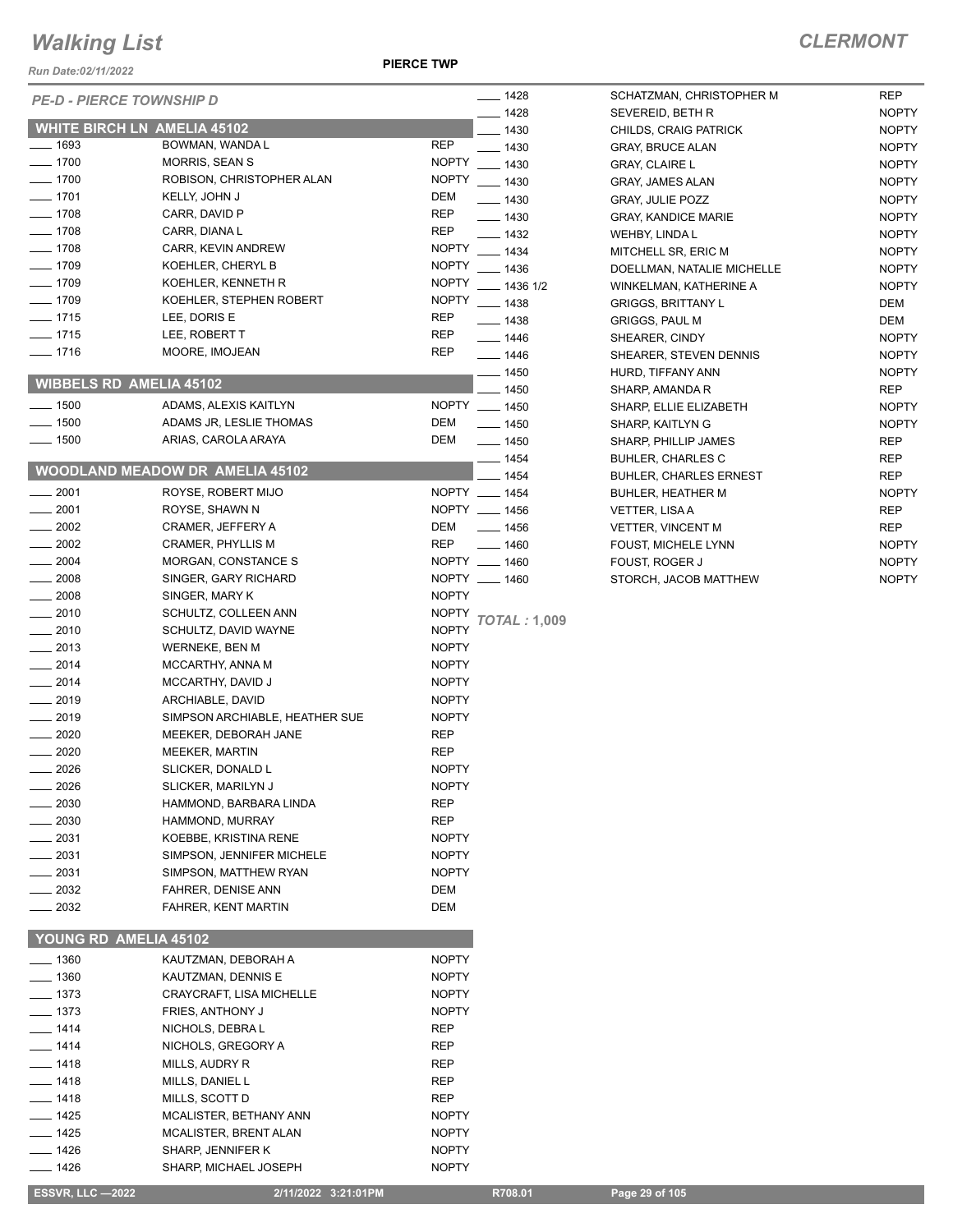# Walking List

**CLERMONT**

Run Date:02/11/2022

**PIERCE TWP**

*PE-D - PIERCE TOWNSHIP D*

## WHITE BIRCH LN AMELIA 45102

| No. | Name | Party |
|---|---|---|
| ____ 1693 | BOWMAN, WANDA L | REP |
| ____ 1700 | MORRIS, SEAN S | NOPTY |
| ____ 1700 | ROBISON, CHRISTOPHER ALAN | NOPTY |
| ____ 1701 | KELLY, JOHN J | DEM |
| ____ 1708 | CARR, DAVID P | REP |
| ____ 1708 | CARR, DIANA L | REP |
| ____ 1708 | CARR, KEVIN ANDREW | NOPTY |
| ____ 1709 | KOEHLER, CHERYL B | NOPTY |
| ____ 1709 | KOEHLER, KENNETH R | NOPTY |
| ____ 1709 | KOEHLER, STEPHEN ROBERT | NOPTY |
| ____ 1715 | LEE, DORIS E | REP |
| ____ 1715 | LEE, ROBERT T | REP |
| ____ 1716 | MOORE, IMOJEAN | REP |

## WIBBELS RD AMELIA 45102

| No. | Name | Party |
|---|---|---|
| ____ 1500 | ADAMS, ALEXIS KAITLYN | NOPTY |
| ____ 1500 | ADAMS JR, LESLIE THOMAS | DEM |
| ____ 1500 | ARIAS, CAROLA ARAYA | DEM |

## WOODLAND MEADOW DR AMELIA 45102

| No. | Name | Party |
|---|---|---|
| ____ 2001 | ROYSE, ROBERT MIJO | NOPTY |
| ____ 2001 | ROYSE, SHAWN N | NOPTY |
| ____ 2002 | CRAMER, JEFFERY A | DEM |
| ____ 2002 | CRAMER, PHYLLIS M | REP |
| ____ 2004 | MORGAN, CONSTANCE S | NOPTY |
| ____ 2008 | SINGER, GARY RICHARD | NOPTY |
| ____ 2008 | SINGER, MARY K | NOPTY |
| ____ 2010 | SCHULTZ, COLLEEN ANN | NOPTY |
| ____ 2010 | SCHULTZ, DAVID WAYNE | NOPTY |
| ____ 2013 | WERNEKE, BEN M | NOPTY |
| ____ 2014 | MCCARTHY, ANNA M | NOPTY |
| ____ 2014 | MCCARTHY, DAVID J | NOPTY |
| ____ 2019 | ARCHIABLE, DAVID | NOPTY |
| ____ 2019 | SIMPSON ARCHIABLE, HEATHER SUE | NOPTY |
| ____ 2020 | MEEKER, DEBORAH JANE | REP |
| ____ 2020 | MEEKER, MARTIN | REP |
| ____ 2026 | SLICKER, DONALD L | NOPTY |
| ____ 2026 | SLICKER, MARILYN J | NOPTY |
| ____ 2030 | HAMMOND, BARBARA LINDA | REP |
| ____ 2030 | HAMMOND, MURRAY | REP |
| ____ 2031 | KOEBBE, KRISTINA RENE | NOPTY |
| ____ 2031 | SIMPSON, JENNIFER MICHELE | NOPTY |
| ____ 2031 | SIMPSON, MATTHEW RYAN | NOPTY |
| ____ 2032 | FAHRER, DENISE ANN | DEM |
| ____ 2032 | FAHRER, KENT MARTIN | DEM |

## YOUNG RD AMELIA 45102

| No. | Name | Party |
|---|---|---|
| ____ 1360 | KAUTZMAN, DEBORAH A | NOPTY |
| ____ 1360 | KAUTZMAN, DENNIS E | NOPTY |
| ____ 1373 | CRAYCRAFT, LISA MICHELLE | NOPTY |
| ____ 1373 | FRIES, ANTHONY J | NOPTY |
| ____ 1414 | NICHOLS, DEBRA L | REP |
| ____ 1414 | NICHOLS, GREGORY A | REP |
| ____ 1418 | MILLS, AUDRY R | REP |
| ____ 1418 | MILLS, DANIEL L | REP |
| ____ 1418 | MILLS, SCOTT D | REP |
| ____ 1425 | MCALISTER, BETHANY ANN | NOPTY |
| ____ 1425 | MCALISTER, BRENT ALAN | NOPTY |
| ____ 1426 | SHARP, JENNIFER K | NOPTY |
| ____ 1426 | SHARP, MICHAEL JOSEPH | NOPTY |
| ____ 1428 | SCHATZMAN, CHRISTOPHER M | REP |
| ____ 1428 | SEVEREID, BETH R | NOPTY |
| ____ 1430 | CHILDS, CRAIG PATRICK | NOPTY |
| ____ 1430 | GRAY, BRUCE ALAN | NOPTY |
| ____ 1430 | GRAY, CLAIRE L | NOPTY |
| ____ 1430 | GRAY, JAMES ALAN | NOPTY |
| ____ 1430 | GRAY, JULIE POZZ | NOPTY |
| ____ 1430 | GRAY, KANDICE MARIE | NOPTY |
| ____ 1432 | WEHBY, LINDA L | NOPTY |
| ____ 1434 | MITCHELL SR, ERIC M | NOPTY |
| ____ 1436 | DOELLMAN, NATALIE MICHELLE | NOPTY |
| ____ 1436 1/2 | WINKELMAN, KATHERINE A | NOPTY |
| ____ 1438 | GRIGGS, BRITTANY L | DEM |
| ____ 1438 | GRIGGS, PAUL M | DEM |
| ____ 1446 | SHEARER, CINDY | NOPTY |
| ____ 1446 | SHEARER, STEVEN DENNIS | NOPTY |
| ____ 1450 | HURD, TIFFANY ANN | NOPTY |
| ____ 1450 | SHARP, AMANDA R | REP |
| ____ 1450 | SHARP, ELLIE ELIZABETH | NOPTY |
| ____ 1450 | SHARP, KAITLYN G | NOPTY |
| ____ 1450 | SHARP, PHILLIP JAMES | REP |
| ____ 1454 | BUHLER, CHARLES C | REP |
| ____ 1454 | BUHLER, CHARLES ERNEST | REP |
| ____ 1454 | BUHLER, HEATHER M | NOPTY |
| ____ 1456 | VETTER, LISA A | REP |
| ____ 1456 | VETTER, VINCENT M | REP |
| ____ 1460 | FOUST, MICHELE LYNN | NOPTY |
| ____ 1460 | FOUST, ROGER J | NOPTY |
| ____ 1460 | STORCH, JACOB MATTHEW | NOPTY |

*TOTAL :* **1,009**

ESSVR, LLC —2022 | 2/11/2022 3:21:01PM | R708.01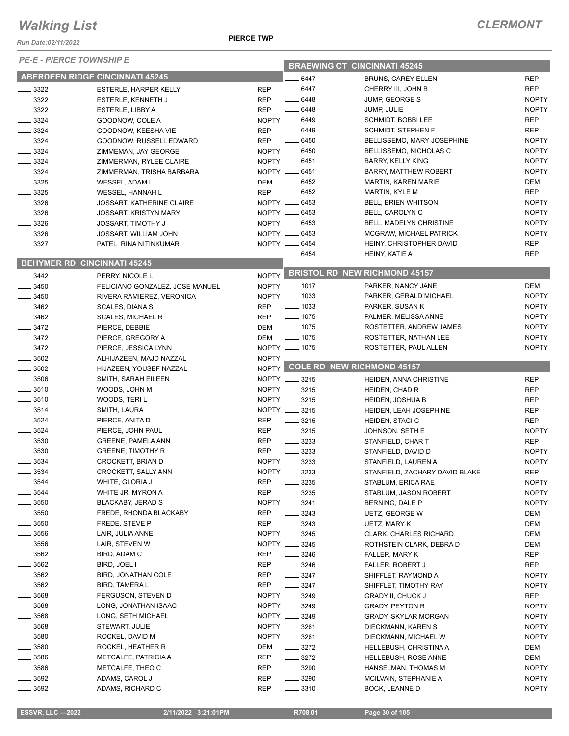# Walking List

**CLERMONT**

Run Date:02/11/2022

**PIERCE TWP**

*PE-E - PIERCE TOWNSHIP E*

## ABERDEEN RIDGE CINCINNATI 45245

| No. | Name | Party |
|---|---|---|
| ___ 3322 | ESTERLE, HARPER KELLY | REP |
| ___ 3322 | ESTERLE, KENNETH J | REP |
| ___ 3322 | ESTERLE, LIBBY A | REP |
| ___ 3324 | GOODNOW, COLE A | NOPTY |
| ___ 3324 | GOODNOW, KEESHA VIE | REP |
| ___ 3324 | GOODNOW, RUSSELL EDWARD | REP |
| ___ 3324 | ZIMMEMAN, JAY GEORGE | NOPTY |
| ___ 3324 | ZIMMERMAN, RYLEE CLAIRE | NOPTY |
| ___ 3324 | ZIMMERMAN, TRISHA BARBARA | NOPTY |
| ___ 3325 | WESSEL, ADAM L | DEM |
| ___ 3325 | WESSEL, HANNAH L | REP |
| ___ 3326 | JOSSART, KATHERINE CLAIRE | NOPTY |
| ___ 3326 | JOSSART, KRISTYN MARY | NOPTY |
| ___ 3326 | JOSSART, TIMOTHY J | NOPTY |
| ___ 3326 | JOSSART, WILLIAM JOHN | NOPTY |
| ___ 3327 | PATEL, RINA NITINKUMAR | NOPTY |

## BEHYMER RD CINCINNATI 45245

| No. | Name | Party |
|---|---|---|
| ___ 3442 | PERRY, NICOLE L | NOPTY |
| ___ 3450 | FELICIANO GONZALEZ, JOSE MANUEL | NOPTY |
| ___ 3450 | RIVERA RAMIEREZ, VERONICA | NOPTY |
| ___ 3462 | SCALES, DIANA S | REP |
| ___ 3462 | SCALES, MICHAEL R | REP |
| ___ 3472 | PIERCE, DEBBIE | DEM |
| ___ 3472 | PIERCE, GREGORY A | DEM |
| ___ 3472 | PIERCE, JESSICA LYNN | NOPTY |
| ___ 3502 | ALHIJAZEEN, MAJD NAZZAL | NOPTY |
| ___ 3502 | HIJAZEEN, YOUSEF NAZZAL | NOPTY |
| ___ 3506 | SMITH, SARAH EILEEN | NOPTY |
| ___ 3510 | WOODS, JOHN M | NOPTY |
| ___ 3510 | WOODS, TERI L | NOPTY |
| ___ 3514 | SMITH, LAURA | NOPTY |
| ___ 3524 | PIERCE, ANITA D | REP |
| ___ 3524 | PIERCE, JOHN PAUL | REP |
| ___ 3530 | GREENE, PAMELA ANN | REP |
| ___ 3530 | GREENE, TIMOTHY R | REP |
| ___ 3534 | CROCKETT, BRIAN D | NOPTY |
| ___ 3534 | CROCKETT, SALLY ANN | NOPTY |
| ___ 3544 | WHITE, GLORIA J | REP |
| ___ 3544 | WHITE JR, MYRON A | REP |
| ___ 3550 | BLACKABY, JERAD S | NOPTY |
| ___ 3550 | FREDE, RHONDA BLACKABY | REP |
| ___ 3550 | FREDE, STEVE P | REP |
| ___ 3556 | LAIR, JULIA ANNE | NOPTY |
| ___ 3556 | LAIR, STEVEN W | NOPTY |
| ___ 3562 | BIRD, ADAM C | REP |
| ___ 3562 | BIRD, JOEL I | REP |
| ___ 3562 | BIRD, JONATHAN COLE | REP |
| ___ 3562 | BIRD, TAMERA L | REP |
| ___ 3568 | FERGUSON, STEVEN D | NOPTY |
| ___ 3568 | LONG, JONATHAN ISAAC | NOPTY |
| ___ 3568 | LONG, SETH MICHAEL | NOPTY |
| ___ 3568 | STEWART, JULIE | NOPTY |
| ___ 3580 | ROCKEL, DAVID M | NOPTY |
| ___ 3580 | ROCKEL, HEATHER R | DEM |
| ___ 3586 | METCALFE, PATRICIA A | REP |
| ___ 3586 | METCALFE, THEO C | REP |
| ___ 3592 | ADAMS, CAROL J | REP |
| ___ 3592 | ADAMS, RICHARD C | REP |

## BRAEWING CT CINCINNATI 45245

| No. | Name | Party |
|---|---|---|
| ___ 6447 | BRUNS, CAREY ELLEN | REP |
| ___ 6447 | CHERRY III, JOHN B | REP |
| ___ 6448 | JUMP, GEORGE S | NOPTY |
| ___ 6448 | JUMP, JULIE | NOPTY |
| ___ 6449 | SCHMIDT, BOBBI LEE | REP |
| ___ 6449 | SCHMIDT, STEPHEN F | REP |
| ___ 6450 | BELLISSEMO, MARY JOSEPHINE | NOPTY |
| ___ 6450 | BELLISSEMO, NICHOLAS C | NOPTY |
| ___ 6451 | BARRY, KELLY KING | NOPTY |
| ___ 6451 | BARRY, MATTHEW ROBERT | NOPTY |
| ___ 6452 | MARTIN, KAREN MARIE | DEM |
| ___ 6452 | MARTIN, KYLE M | REP |
| ___ 6453 | BELL, BRIEN WHITSON | NOPTY |
| ___ 6453 | BELL, CAROLYN C | NOPTY |
| ___ 6453 | BELL, MADELYN CHRISTINE | NOPTY |
| ___ 6453 | MCGRAW, MICHAEL PATRICK | NOPTY |
| ___ 6454 | HEINY, CHRISTOPHER DAVID | REP |
| ___ 6454 | HEINY, KATIE A | REP |

## BRISTOL RD NEW RICHMOND 45157

| No. | Name | Party |
|---|---|---|
| ___ 1017 | PARKER, NANCY JANE | DEM |
| ___ 1033 | PARKER, GERALD MICHAEL | NOPTY |
| ___ 1033 | PARKER, SUSAN K | NOPTY |
| ___ 1075 | PALMER, MELISSA ANNE | NOPTY |
| ___ 1075 | ROSTETTER, ANDREW JAMES | NOPTY |
| ___ 1075 | ROSTETTER, NATHAN LEE | NOPTY |
| ___ 1075 | ROSTETTER, PAUL ALLEN | NOPTY |

## COLE RD NEW RICHMOND 45157

| No. | Name | Party |
|---|---|---|
| ___ 3215 | HEIDEN, ANNA CHRISTINE | REP |
| ___ 3215 | HEIDEN, CHAD R | REP |
| ___ 3215 | HEIDEN, JOSHUA B | REP |
| ___ 3215 | HEIDEN, LEAH JOSEPHINE | REP |
| ___ 3215 | HEIDEN, STACI C | REP |
| ___ 3215 | JOHNSON, SETH E | NOPTY |
| ___ 3233 | STANFIELD, CHAR T | REP |
| ___ 3233 | STANFIELD, DAVID D | NOPTY |
| ___ 3233 | STANFIELD, LAUREN A | NOPTY |
| ___ 3233 | STANFIELD, ZACHARY DAVID BLAKE | REP |
| ___ 3235 | STABLUM, ERICA RAE | NOPTY |
| ___ 3235 | STABLUM, JASON ROBERT | NOPTY |
| ___ 3241 | BERNING, DALE P | NOPTY |
| ___ 3243 | UETZ, GEORGE W | DEM |
| ___ 3243 | UETZ, MARY K | DEM |
| ___ 3245 | CLARK, CHARLES RICHARD | DEM |
| ___ 3245 | ROTHSTEIN CLARK, DEBRA D | DEM |
| ___ 3246 | FALLER, MARY K | REP |
| ___ 3246 | FALLER, ROBERT J | REP |
| ___ 3247 | SHIFFLET, RAYMOND A | NOPTY |
| ___ 3247 | SHIFFLET, TIMOTHY RAY | NOPTY |
| ___ 3249 | GRADY II, CHUCK J | REP |
| ___ 3249 | GRADY, PEYTON R | NOPTY |
| ___ 3249 | GRADY, SKYLAR MORGAN | NOPTY |
| ___ 3261 | DIECKMANN, KAREN S | NOPTY |
| ___ 3261 | DIECKMANN, MICHAEL W | NOPTY |
| ___ 3272 | HELLEBUSH, CHRISTINA A | DEM |
| ___ 3272 | HELLEBUSH, ROSE ANNE | DEM |
| ___ 3290 | HANSELMAN, THOMAS M | NOPTY |
| ___ 3290 | MCILVAIN, STEPHANIE A | NOPTY |
| ___ 3310 | BOCK, LEANNE D | NOPTY |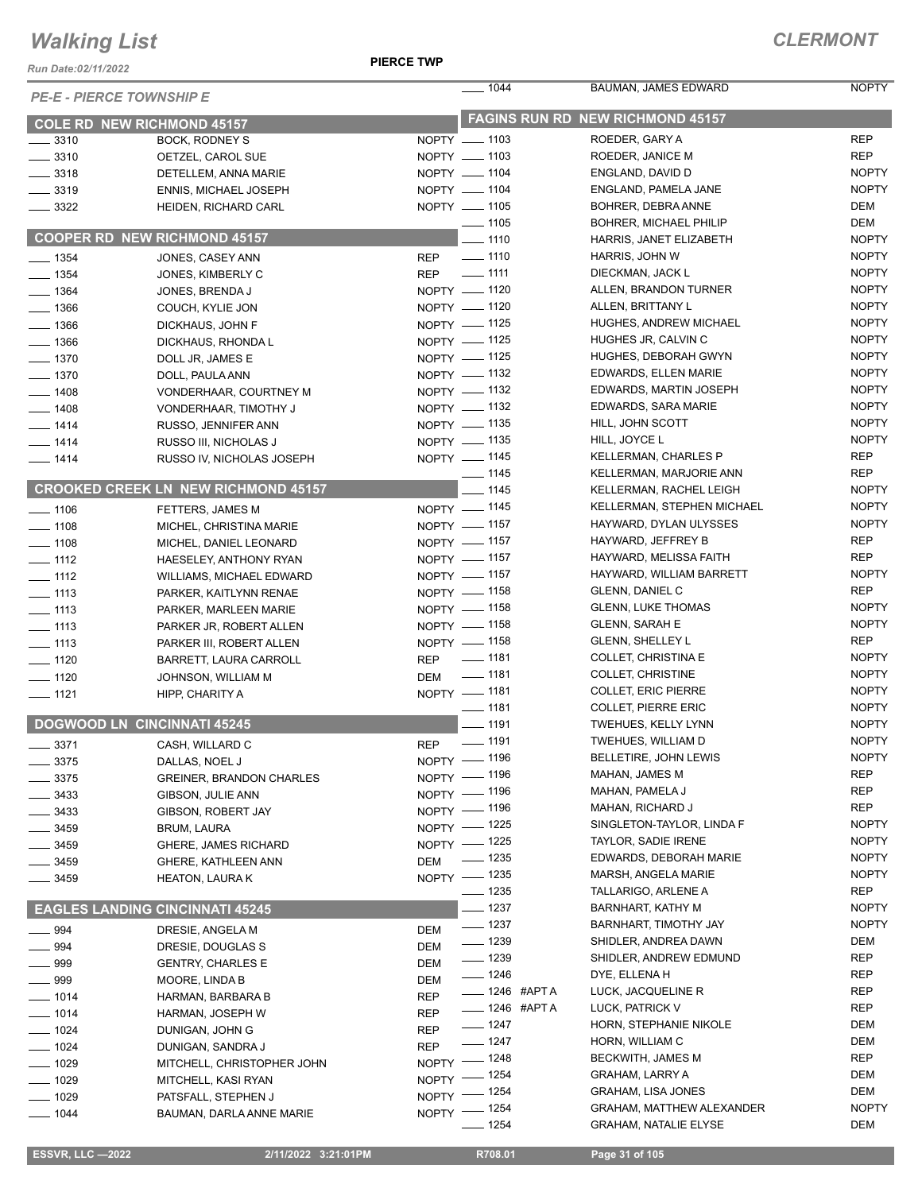# Walking List

**CLERMONT**

Run Date:02/11/2022

**PIERCE TWP**

*PE-E - PIERCE TOWNSHIP E*

## COLE RD NEW RICHMOND 45157

| No. | Name | Party |
|---|---|---|
| 3310 | BOCK, RODNEY S | NOPTY |
| 3310 | OETZEL, CAROL SUE | NOPTY |
| 3318 | DETELLEM, ANNA MARIE | NOPTY |
| 3319 | ENNIS, MICHAEL JOSEPH | NOPTY |
| 3322 | HEIDEN, RICHARD CARL | NOPTY |

## COOPER RD NEW RICHMOND 45157

| No. | Name | Party |
|---|---|---|
| 1354 | JONES, CASEY ANN | REP |
| 1354 | JONES, KIMBERLY C | REP |
| 1364 | JONES, BRENDA J | NOPTY |
| 1366 | COUCH, KYLIE JON | NOPTY |
| 1366 | DICKHAUS, JOHN F | NOPTY |
| 1366 | DICKHAUS, RHONDA L | NOPTY |
| 1370 | DOLL JR, JAMES E | NOPTY |
| 1370 | DOLL, PAULA ANN | NOPTY |
| 1408 | VONDERHAAR, COURTNEY M | NOPTY |
| 1408 | VONDERHAAR, TIMOTHY J | NOPTY |
| 1414 | RUSSO, JENNIFER ANN | NOPTY |
| 1414 | RUSSO III, NICHOLAS J | NOPTY |
| 1414 | RUSSO IV, NICHOLAS JOSEPH | NOPTY |

## CROOKED CREEK LN NEW RICHMOND 45157

| No. | Name | Party |
|---|---|---|
| 1106 | FETTERS, JAMES M | NOPTY |
| 1108 | MICHEL, CHRISTINA MARIE | NOPTY |
| 1108 | MICHEL, DANIEL LEONARD | NOPTY |
| 1112 | HAESELEY, ANTHONY RYAN | NOPTY |
| 1112 | WILLIAMS, MICHAEL EDWARD | NOPTY |
| 1113 | PARKER, KAITLYNN RENAE | NOPTY |
| 1113 | PARKER, MARLEEN MARIE | NOPTY |
| 1113 | PARKER JR, ROBERT ALLEN | NOPTY |
| 1113 | PARKER III, ROBERT ALLEN | NOPTY |
| 1120 | BARRETT, LAURA CARROLL | REP |
| 1120 | JOHNSON, WILLIAM M | DEM |
| 1121 | HIPP, CHARITY A | NOPTY |

## DOGWOOD LN CINCINNATI 45245

| No. | Name | Party |
|---|---|---|
| 3371 | CASH, WILLARD C | REP |
| 3375 | DALLAS, NOEL J | NOPTY |
| 3375 | GREINER, BRANDON CHARLES | NOPTY |
| 3433 | GIBSON, JULIE ANN | NOPTY |
| 3433 | GIBSON, ROBERT JAY | NOPTY |
| 3459 | BRUM, LAURA | NOPTY |
| 3459 | GHERE, JAMES RICHARD | NOPTY |
| 3459 | GHERE, KATHLEEN ANN | DEM |
| 3459 | HEATON, LAURA K | NOPTY |

## EAGLES LANDING CINCINNATI 45245

| No. | Name | Party |
|---|---|---|
| 994 | DRESIE, ANGELA M | DEM |
| 994 | DRESIE, DOUGLAS S | DEM |
| 999 | GENTRY, CHARLES E | DEM |
| 999 | MOORE, LINDA B | DEM |
| 1014 | HARMAN, BARBARA B | REP |
| 1014 | HARMAN, JOSEPH W | REP |
| 1024 | DUNIGAN, JOHN G | REP |
| 1024 | DUNIGAN, SANDRA J | REP |
| 1029 | MITCHELL, CHRISTOPHER JOHN | NOPTY |
| 1029 | MITCHELL, KASI RYAN | NOPTY |
| 1029 | PATSFALL, STEPHEN J | NOPTY |
| 1044 | BAUMAN, DARLA ANNE MARIE | NOPTY |
| 1044 | BAUMAN, JAMES EDWARD | NOPTY |

## FAGINS RUN RD NEW RICHMOND 45157

| No. | Name | Party |
|---|---|---|
| 1103 | ROEDER, GARY A | REP |
| 1103 | ROEDER, JANICE M | REP |
| 1104 | ENGLAND, DAVID D | NOPTY |
| 1104 | ENGLAND, PAMELA JANE | NOPTY |
| 1105 | BOHRER, DEBRA ANNE | DEM |
| 1105 | BOHRER, MICHAEL PHILIP | DEM |
| 1110 | HARRIS, JANET ELIZABETH | NOPTY |
| 1110 | HARRIS, JOHN W | NOPTY |
| 1111 | DIECKMAN, JACK L | NOPTY |
| 1120 | ALLEN, BRANDON TURNER | NOPTY |
| 1120 | ALLEN, BRITTANY L | NOPTY |
| 1125 | HUGHES, ANDREW MICHAEL | NOPTY |
| 1125 | HUGHES JR, CALVIN C | NOPTY |
| 1125 | HUGHES, DEBORAH GWYN | NOPTY |
| 1132 | EDWARDS, ELLEN MARIE | NOPTY |
| 1132 | EDWARDS, MARTIN JOSEPH | NOPTY |
| 1132 | EDWARDS, SARA MARIE | NOPTY |
| 1135 | HILL, JOHN SCOTT | NOPTY |
| 1135 | HILL, JOYCE L | NOPTY |
| 1145 | KELLERMAN, CHARLES P | REP |
| 1145 | KELLERMAN, MARJORIE ANN | REP |
| 1145 | KELLERMAN, RACHEL LEIGH | NOPTY |
| 1145 | KELLERMAN, STEPHEN MICHAEL | NOPTY |
| 1157 | HAYWARD, DYLAN ULYSSES | NOPTY |
| 1157 | HAYWARD, JEFFREY B | REP |
| 1157 | HAYWARD, MELISSA FAITH | REP |
| 1157 | HAYWARD, WILLIAM BARRETT | NOPTY |
| 1158 | GLENN, DANIEL C | REP |
| 1158 | GLENN, LUKE THOMAS | NOPTY |
| 1158 | GLENN, SARAH E | NOPTY |
| 1158 | GLENN, SHELLEY L | REP |
| 1181 | COLLET, CHRISTINA E | NOPTY |
| 1181 | COLLET, CHRISTINE | NOPTY |
| 1181 | COLLET, ERIC PIERRE | NOPTY |
| 1181 | COLLET, PIERRE ERIC | NOPTY |
| 1191 | TWEHUES, KELLY LYNN | NOPTY |
| 1191 | TWEHUES, WILLIAM D | NOPTY |
| 1196 | BELLETIRE, JOHN LEWIS | NOPTY |
| 1196 | MAHAN, JAMES M | REP |
| 1196 | MAHAN, PAMELA J | REP |
| 1196 | MAHAN, RICHARD J | REP |
| 1225 | SINGLETON-TAYLOR, LINDA F | NOPTY |
| 1225 | TAYLOR, SADIE IRENE | NOPTY |
| 1235 | EDWARDS, DEBORAH MARIE | NOPTY |
| 1235 | MARSH, ANGELA MARIE | NOPTY |
| 1235 | TALLARIGO, ARLENE A | REP |
| 1237 | BARNHART, KATHY M | NOPTY |
| 1237 | BARNHART, TIMOTHY JAY | NOPTY |
| 1239 | SHIDLER, ANDREA DAWN | DEM |
| 1239 | SHIDLER, ANDREW EDMUND | REP |
| 1246 | DYE, ELLENA H | REP |
| 1246 #APT A | LUCK, JACQUELINE R | REP |
| 1246 #APT A | LUCK, PATRICK V | REP |
| 1247 | HORN, STEPHANIE NIKOLE | DEM |
| 1247 | HORN, WILLIAM C | DEM |
| 1248 | BECKWITH, JAMES M | REP |
| 1254 | GRAHAM, LARRY A | DEM |
| 1254 | GRAHAM, LISA JONES | DEM |
| 1254 | GRAHAM, MATTHEW ALEXANDER | NOPTY |
| 1254 | GRAHAM, NATALIE ELYSE | DEM |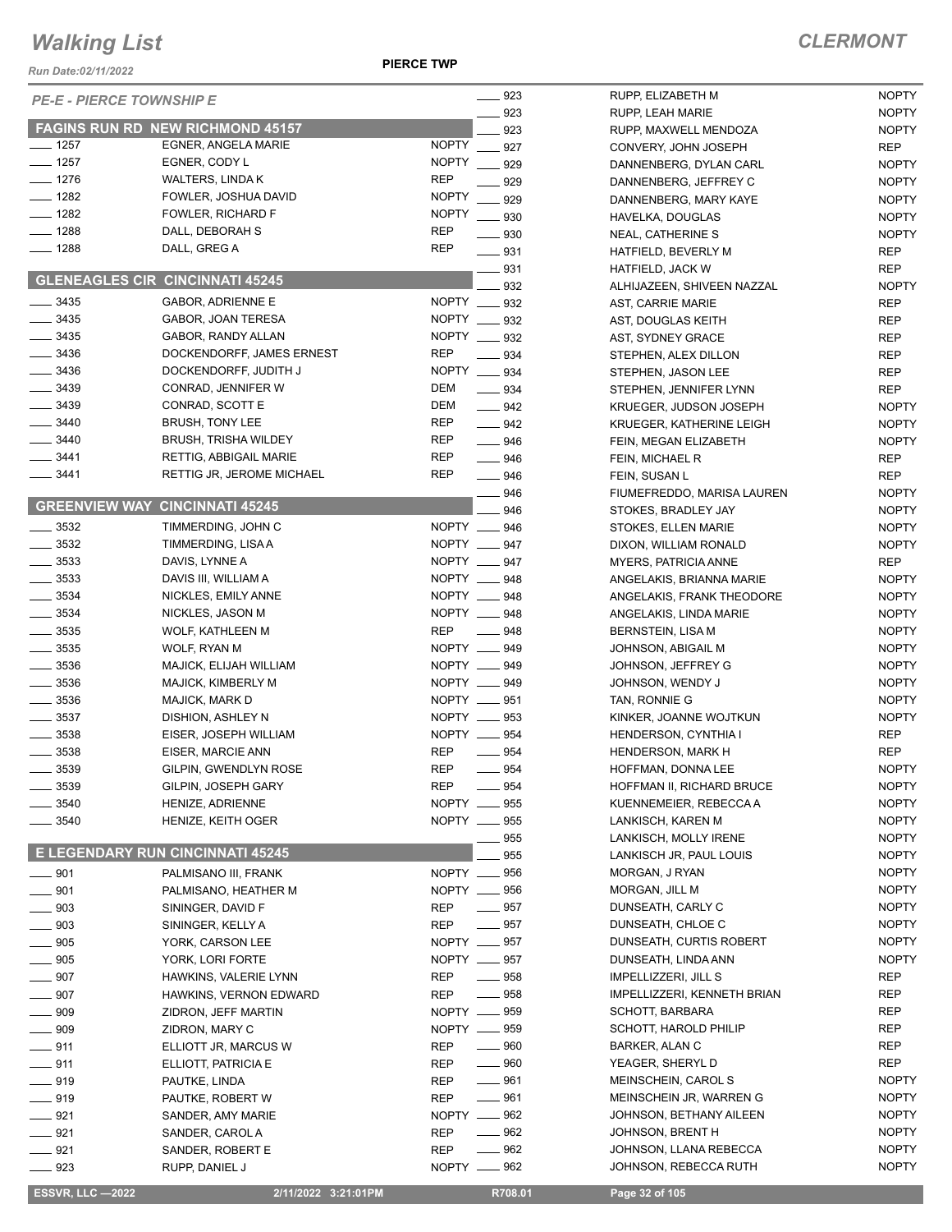# Walking List

## CLERMONT

*Run Date:02/11/2022*

**PIERCE TWP**

*PE-E - PIERCE TOWNSHIP E*

### FAGINS RUN RD NEW RICHMOND 45157

| No. | Name | Party |
|---|---|---|
| ____ 1257 | EGNER, ANGELA MARIE | NOPTY |
| ____ 1257 | EGNER, CODY L | NOPTY |
| ____ 1276 | WALTERS, LINDA K | REP |
| ____ 1282 | FOWLER, JOSHUA DAVID | NOPTY |
| ____ 1282 | FOWLER, RICHARD F | NOPTY |
| ____ 1288 | DALL, DEBORAH S | REP |
| ____ 1288 | DALL, GREG A | REP |

### GLENEAGLES CIR CINCINNATI 45245

| No. | Name | Party |
|---|---|---|
| ____ 3435 | GABOR, ADRIENNE E | NOPTY |
| ____ 3435 | GABOR, JOAN TERESA | NOPTY |
| ____ 3435 | GABOR, RANDY ALLAN | NOPTY |
| ____ 3436 | DOCKENDORFF, JAMES ERNEST | REP |
| ____ 3436 | DOCKENDORFF, JUDITH J | NOPTY |
| ____ 3439 | CONRAD, JENNIFER W | DEM |
| ____ 3439 | CONRAD, SCOTT E | DEM |
| ____ 3440 | BRUSH, TONY LEE | REP |
| ____ 3440 | BRUSH, TRISHA WILDEY | REP |
| ____ 3441 | RETTIG, ABBIGAIL MARIE | REP |
| ____ 3441 | RETTIG JR, JEROME MICHAEL | REP |

### GREENVIEW WAY CINCINNATI 45245

| No. | Name | Party |
|---|---|---|
| ____ 3532 | TIMMERDING, JOHN C | NOPTY |
| ____ 3532 | TIMMERDING, LISA A | NOPTY |
| ____ 3533 | DAVIS, LYNNE A | NOPTY |
| ____ 3533 | DAVIS III, WILLIAM A | NOPTY |
| ____ 3534 | NICKLES, EMILY ANNE | NOPTY |
| ____ 3534 | NICKLES, JASON M | NOPTY |
| ____ 3535 | WOLF, KATHLEEN M | REP |
| ____ 3535 | WOLF, RYAN M | NOPTY |
| ____ 3536 | MAJICK, ELIJAH WILLIAM | NOPTY |
| ____ 3536 | MAJICK, KIMBERLY M | NOPTY |
| ____ 3536 | MAJICK, MARK D | NOPTY |
| ____ 3537 | DISHION, ASHLEY N | NOPTY |
| ____ 3538 | EISER, JOSEPH WILLIAM | NOPTY |
| ____ 3538 | EISER, MARCIE ANN | REP |
| ____ 3539 | GILPIN, GWENDLYN ROSE | REP |
| ____ 3539 | GILPIN, JOSEPH GARY | REP |
| ____ 3540 | HENIZE, ADRIENNE | NOPTY |
| ____ 3540 | HENIZE, KEITH OGER | NOPTY |

### E LEGENDARY RUN CINCINNATI 45245

| No. | Name | Party |
|---|---|---|
| ____ 901 | PALMISANO III, FRANK | NOPTY |
| ____ 901 | PALMISANO, HEATHER M | NOPTY |
| ____ 903 | SININGER, DAVID F | REP |
| ____ 903 | SININGER, KELLY A | REP |
| ____ 905 | YORK, CARSON LEE | NOPTY |
| ____ 905 | YORK, LORI FORTE | NOPTY |
| ____ 907 | HAWKINS, VALERIE LYNN | REP |
| ____ 907 | HAWKINS, VERNON EDWARD | REP |
| ____ 909 | ZIDRON, JEFF MARTIN | NOPTY |
| ____ 909 | ZIDRON, MARY C | NOPTY |
| ____ 911 | ELLIOTT JR, MARCUS W | REP |
| ____ 911 | ELLIOTT, PATRICIA E | REP |
| ____ 919 | PAUTKE, LINDA | REP |
| ____ 919 | PAUTKE, ROBERT W | REP |
| ____ 921 | SANDER, AMY MARIE | NOPTY |
| ____ 921 | SANDER, CAROL A | REP |
| ____ 921 | SANDER, ROBERT E | REP |
| ____ 923 | RUPP, DANIEL J | NOPTY |
| ____ 923 | RUPP, ELIZABETH M | NOPTY |
| ____ 923 | RUPP, LEAH MARIE | NOPTY |
| ____ 923 | RUPP, MAXWELL MENDOZA | NOPTY |
| ____ 927 | CONVERY, JOHN JOSEPH | REP |
| ____ 929 | DANNENBERG, DYLAN CARL | NOPTY |
| ____ 929 | DANNENBERG, JEFFREY C | NOPTY |
| ____ 929 | DANNENBERG, MARY KAYE | NOPTY |
| ____ 930 | HAVELKA, DOUGLAS | NOPTY |
| ____ 930 | NEAL, CATHERINE S | NOPTY |
| ____ 931 | HATFIELD, BEVERLY M | REP |
| ____ 931 | HATFIELD, JACK W | REP |
| ____ 932 | ALHIJAZEEN, SHIVEEN NAZZAL | NOPTY |
| ____ 932 | AST, CARRIE MARIE | REP |
| ____ 932 | AST, DOUGLAS KEITH | REP |
| ____ 932 | AST, SYDNEY GRACE | REP |
| ____ 934 | STEPHEN, ALEX DILLON | REP |
| ____ 934 | STEPHEN, JASON LEE | REP |
| ____ 934 | STEPHEN, JENNIFER LYNN | REP |
| ____ 942 | KRUEGER, JUDSON JOSEPH | NOPTY |
| ____ 942 | KRUEGER, KATHERINE LEIGH | NOPTY |
| ____ 946 | FEIN, MEGAN ELIZABETH | NOPTY |
| ____ 946 | FEIN, MICHAEL R | REP |
| ____ 946 | FEIN, SUSAN L | REP |
| ____ 946 | FIUMEFREDDO, MARISA LAUREN | NOPTY |
| ____ 946 | STOKES, BRADLEY JAY | NOPTY |
| ____ 946 | STOKES, ELLEN MARIE | NOPTY |
| ____ 947 | DIXON, WILLIAM RONALD | NOPTY |
| ____ 947 | MYERS, PATRICIA ANNE | REP |
| ____ 948 | ANGELAKIS, BRIANNA MARIE | NOPTY |
| ____ 948 | ANGELAKIS, FRANK THEODORE | NOPTY |
| ____ 948 | ANGELAKIS, LINDA MARIE | NOPTY |
| ____ 948 | BERNSTEIN, LISA M | NOPTY |
| ____ 949 | JOHNSON, ABIGAIL M | NOPTY |
| ____ 949 | JOHNSON, JEFFREY G | NOPTY |
| ____ 949 | JOHNSON, WENDY J | NOPTY |
| ____ 951 | TAN, RONNIE G | NOPTY |
| ____ 953 | KINKER, JOANNE WOJTKUN | NOPTY |
| ____ 954 | HENDERSON, CYNTHIA I | REP |
| ____ 954 | HENDERSON, MARK H | REP |
| ____ 954 | HOFFMAN, DONNA LEE | NOPTY |
| ____ 954 | HOFFMAN II, RICHARD BRUCE | NOPTY |
| ____ 955 | KUENNEMEIER, REBECCA A | NOPTY |
| ____ 955 | LANKISCH, KAREN M | NOPTY |
| ____ 955 | LANKISCH, MOLLY IRENE | NOPTY |
| ____ 955 | LANKISCH JR, PAUL LOUIS | NOPTY |
| ____ 956 | MORGAN, J RYAN | NOPTY |
| ____ 956 | MORGAN, JILL M | NOPTY |
| ____ 957 | DUNSEATH, CARLY C | NOPTY |
| ____ 957 | DUNSEATH, CHLOE C | NOPTY |
| ____ 957 | DUNSEATH, CURTIS ROBERT | NOPTY |
| ____ 957 | DUNSEATH, LINDA ANN | NOPTY |
| ____ 958 | IMPELLIZZERI, JILL S | REP |
| ____ 958 | IMPELLIZZERI, KENNETH BRIAN | REP |
| ____ 959 | SCHOTT, BARBARA | REP |
| ____ 959 | SCHOTT, HAROLD PHILIP | REP |
| ____ 960 | BARKER, ALAN C | REP |
| ____ 960 | YEAGER, SHERYL D | REP |
| ____ 961 | MEINSCHEIN, CAROL S | NOPTY |
| ____ 961 | MEINSCHEIN JR, WARREN G | NOPTY |
| ____ 962 | JOHNSON, BETHANY AILEEN | NOPTY |
| ____ 962 | JOHNSON, BRENT H | NOPTY |
| ____ 962 | JOHNSON, LLANA REBECCA | NOPTY |
| ____ 962 | JOHNSON, REBECCA RUTH | NOPTY |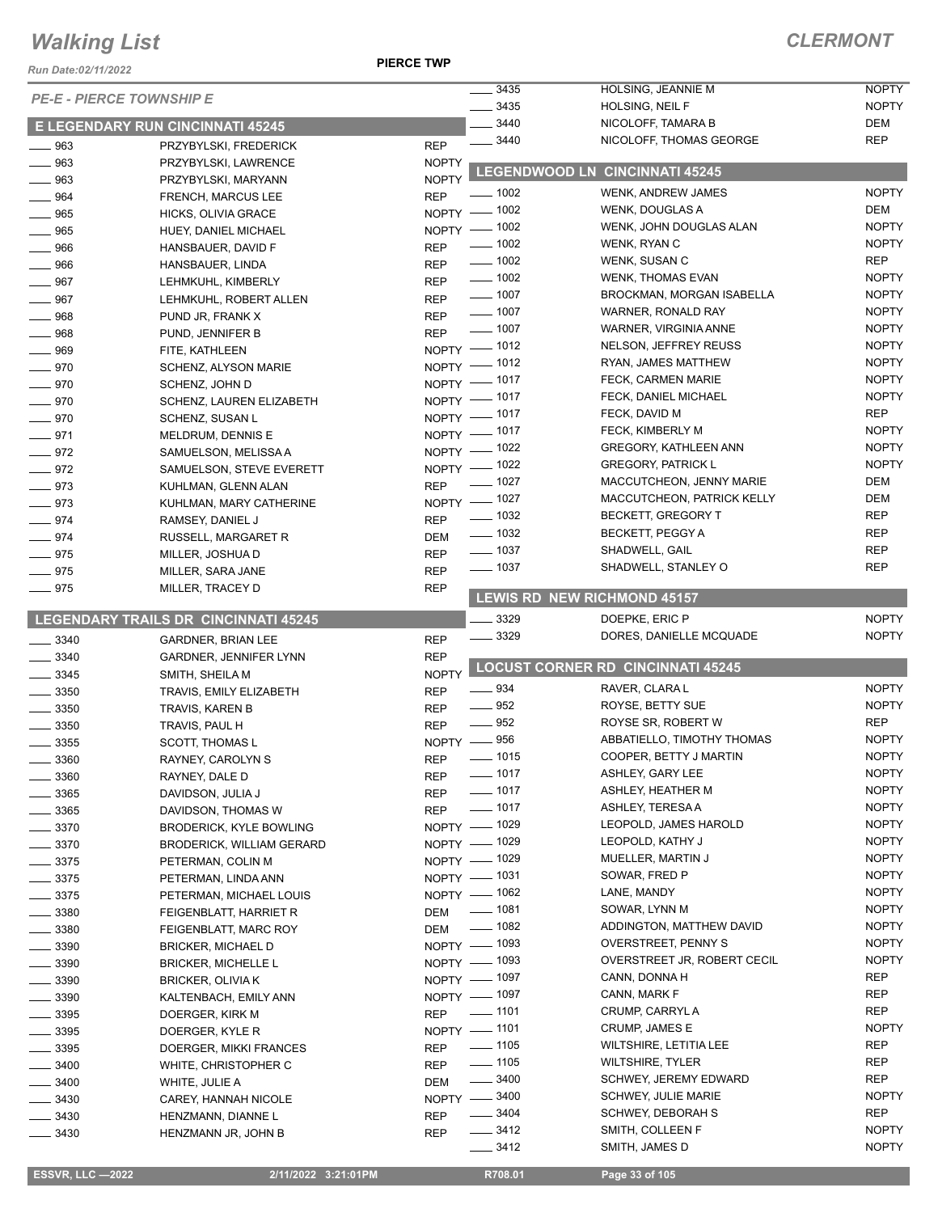# Walking List

## CLERMONT

Run Date:02/11/2022

PIERCE TWP

*PE-E - PIERCE TOWNSHIP E*

### E LEGENDARY RUN CINCINNATI 45245

| | | |
|---|---|---|
| 963 | PRZYBYLSKI, FREDERICK | REP |
| 963 | PRZYBYLSKI, LAWRENCE | NOPTY |
| 963 | PRZYBYLSKI, MARYANN | NOPTY |
| 964 | FRENCH, MARCUS LEE | REP |
| 965 | HICKS, OLIVIA GRACE | NOPTY |
| 965 | HUEY, DANIEL MICHAEL | NOPTY |
| 966 | HANSBAUER, DAVID F | REP |
| 966 | HANSBAUER, LINDA | REP |
| 967 | LEHMKUHL, KIMBERLY | REP |
| 967 | LEHMKUHL, ROBERT ALLEN | REP |
| 968 | PUND JR, FRANK X | REP |
| 968 | PUND, JENNIFER B | REP |
| 969 | FITE, KATHLEEN | NOPTY |
| 970 | SCHENZ, ALYSON MARIE | NOPTY |
| 970 | SCHENZ, JOHN D | NOPTY |
| 970 | SCHENZ, LAUREN ELIZABETH | NOPTY |
| 970 | SCHENZ, SUSAN L | NOPTY |
| 971 | MELDRUM, DENNIS E | NOPTY |
| 972 | SAMUELSON, MELISSA A | NOPTY |
| 972 | SAMUELSON, STEVE EVERETT | NOPTY |
| 973 | KUHLMAN, GLENN ALAN | REP |
| 973 | KUHLMAN, MARY CATHERINE | NOPTY |
| 974 | RAMSEY, DANIEL J | REP |
| 974 | RUSSELL, MARGARET R | DEM |
| 975 | MILLER, JOSHUA D | REP |
| 975 | MILLER, SARA JANE | REP |
| 975 | MILLER, TRACEY D | REP |

### LEGENDARY TRAILS DR CINCINNATI 45245

| | | |
|---|---|---|
| 3340 | GARDNER, BRIAN LEE | REP |
| 3340 | GARDNER, JENNIFER LYNN | REP |
| 3345 | SMITH, SHEILA M | NOPTY |
| 3350 | TRAVIS, EMILY ELIZABETH | REP |
| 3350 | TRAVIS, KAREN B | REP |
| 3350 | TRAVIS, PAUL H | REP |
| 3355 | SCOTT, THOMAS L | NOPTY |
| 3360 | RAYNEY, CAROLYN S | REP |
| 3360 | RAYNEY, DALE D | REP |
| 3365 | DAVIDSON, JULIA J | REP |
| 3365 | DAVIDSON, THOMAS W | REP |
| 3370 | BRODERICK, KYLE BOWLING | NOPTY |
| 3370 | BRODERICK, WILLIAM GERARD | NOPTY |
| 3375 | PETERMAN, COLIN M | NOPTY |
| 3375 | PETERMAN, LINDA ANN | NOPTY |
| 3375 | PETERMAN, MICHAEL LOUIS | NOPTY |
| 3380 | FEIGENBLATT, HARRIET R | DEM |
| 3380 | FEIGENBLATT, MARC ROY | DEM |
| 3390 | BRICKER, MICHAEL D | NOPTY |
| 3390 | BRICKER, MICHELLE L | NOPTY |
| 3390 | BRICKER, OLIVIA K | NOPTY |
| 3390 | KALTENBACH, EMILY ANN | NOPTY |
| 3395 | DOERGER, KIRK M | REP |
| 3395 | DOERGER, KYLE R | NOPTY |
| 3395 | DOERGER, MIKKI FRANCES | REP |
| 3400 | WHITE, CHRISTOPHER C | REP |
| 3400 | WHITE, JULIE A | DEM |
| 3430 | CAREY, HANNAH NICOLE | NOPTY |
| 3430 | HENZMANN, DIANNE L | REP |
| 3430 | HENZMANN JR, JOHN B | REP |
| 3435 | HOLSING, JEANNIE M | NOPTY |
| 3435 | HOLSING, NEIL F | NOPTY |
| 3440 | NICOLOFF, TAMARA B | DEM |
| 3440 | NICOLOFF, THOMAS GEORGE | REP |

### LEGENDWOOD LN CINCINNATI 45245

| | | |
|---|---|---|
| 1002 | WENK, ANDREW JAMES | NOPTY |
| 1002 | WENK, DOUGLAS A | DEM |
| 1002 | WENK, JOHN DOUGLAS ALAN | NOPTY |
| 1002 | WENK, RYAN C | NOPTY |
| 1002 | WENK, SUSAN C | REP |
| 1002 | WENK, THOMAS EVAN | NOPTY |
| 1007 | BROCKMAN, MORGAN ISABELLA | NOPTY |
| 1007 | WARNER, RONALD RAY | NOPTY |
| 1007 | WARNER, VIRGINIA ANNE | NOPTY |
| 1012 | NELSON, JEFFREY REUSS | NOPTY |
| 1012 | RYAN, JAMES MATTHEW | NOPTY |
| 1017 | FECK, CARMEN MARIE | NOPTY |
| 1017 | FECK, DANIEL MICHAEL | NOPTY |
| 1017 | FECK, DAVID M | REP |
| 1017 | FECK, KIMBERLY M | NOPTY |
| 1022 | GREGORY, KATHLEEN ANN | NOPTY |
| 1022 | GREGORY, PATRICK L | NOPTY |
| 1027 | MACCUTCHEON, JENNY MARIE | DEM |
| 1027 | MACCUTCHEON, PATRICK KELLY | DEM |
| 1032 | BECKETT, GREGORY T | REP |
| 1032 | BECKETT, PEGGY A | REP |
| 1037 | SHADWELL, GAIL | REP |
| 1037 | SHADWELL, STANLEY O | REP |

### LEWIS RD NEW RICHMOND 45157

| | | |
|---|---|---|
| 3329 | DOEPKE, ERIC P | NOPTY |
| 3329 | DORES, DANIELLE MCQUADE | NOPTY |

### LOCUST CORNER RD CINCINNATI 45245

| | | |
|---|---|---|
| 934 | RAVER, CLARA L | NOPTY |
| 952 | ROYSE, BETTY SUE | NOPTY |
| 952 | ROYSE SR, ROBERT W | REP |
| 956 | ABBATIELLO, TIMOTHY THOMAS | NOPTY |
| 1015 | COOPER, BETTY J MARTIN | NOPTY |
| 1017 | ASHLEY, GARY LEE | NOPTY |
| 1017 | ASHLEY, HEATHER M | NOPTY |
| 1017 | ASHLEY, TERESA A | NOPTY |
| 1029 | LEOPOLD, JAMES HAROLD | NOPTY |
| 1029 | LEOPOLD, KATHY J | NOPTY |
| 1029 | MUELLER, MARTIN J | NOPTY |
| 1031 | SOWAR, FRED P | NOPTY |
| 1062 | LANE, MANDY | NOPTY |
| 1081 | SOWAR, LYNN M | NOPTY |
| 1082 | ADDINGTON, MATTHEW DAVID | NOPTY |
| 1093 | OVERSTREET, PENNY S | NOPTY |
| 1093 | OVERSTREET JR, ROBERT CECIL | NOPTY |
| 1097 | CANN, DONNA H | REP |
| 1097 | CANN, MARK F | REP |
| 1101 | CRUMP, CARRYL A | REP |
| 1101 | CRUMP, JAMES E | NOPTY |
| 1105 | WILTSHIRE, LETITIA LEE | REP |
| 1105 | WILTSHIRE, TYLER | REP |
| 3400 | SCHWEY, JEREMY EDWARD | REP |
| 3400 | SCHWEY, JULIE MARIE | NOPTY |
| 3404 | SCHWEY, DEBORAH S | REP |
| 3412 | SMITH, COLLEEN F | NOPTY |
| 3412 | SMITH, JAMES D | NOPTY |

ESSVR, LLC —2022 | 2/11/2022 3:21:01PM | R708.01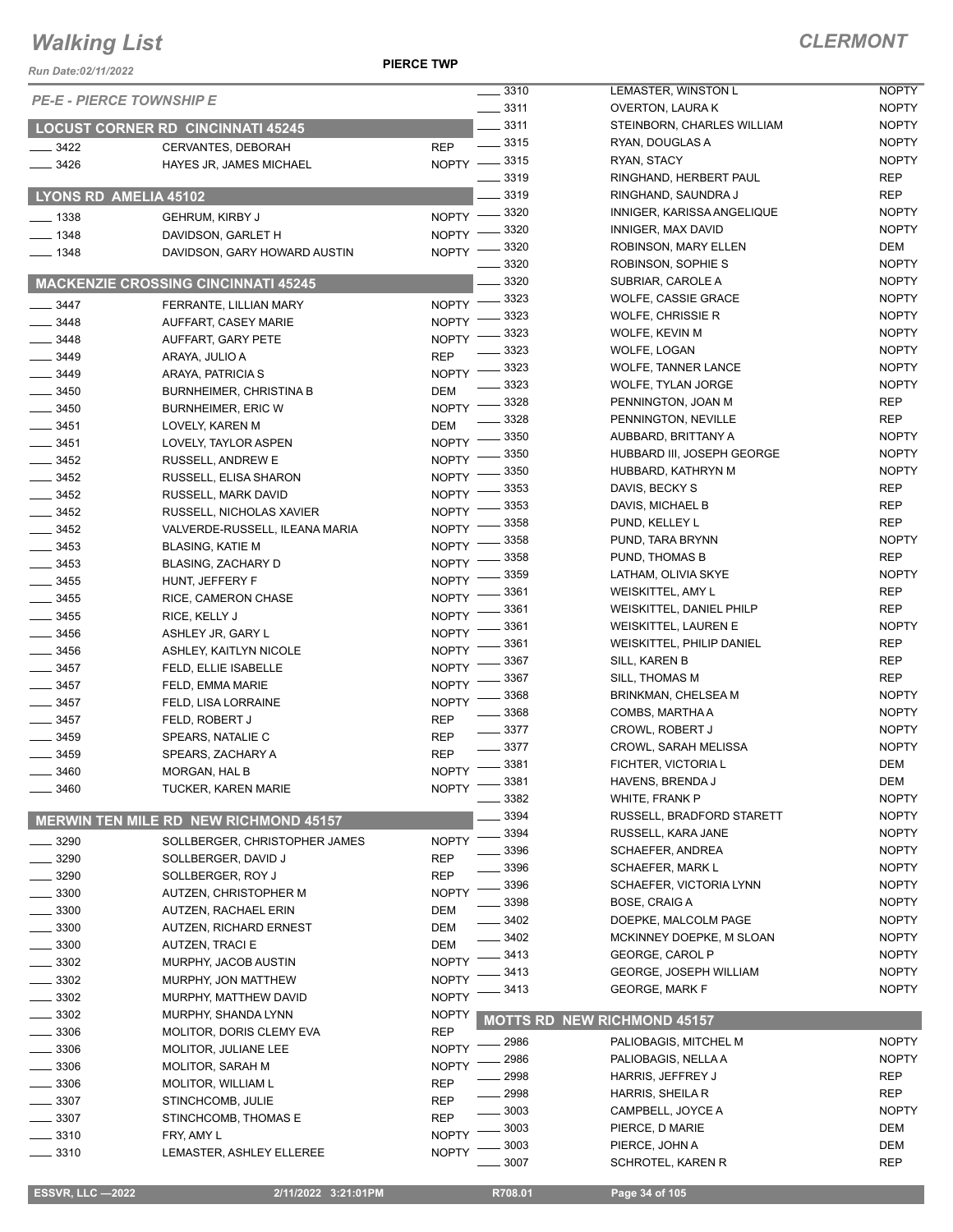# Walking List

**CLERMONT**

Run Date:02/11/2022

**PIERCE TWP**

*PE-E - PIERCE TOWNSHIP E*

## LOCUST CORNER RD CINCINNATI 45245

| No. | Name | Party |
|---|---|---|
| 3422 | CERVANTES, DEBORAH | REP |
| 3426 | HAYES JR, JAMES MICHAEL | NOPTY |

## LYONS RD AMELIA 45102

| No. | Name | Party |
|---|---|---|
| 1338 | GEHRUM, KIRBY J | NOPTY |
| 1348 | DAVIDSON, GARLET H | NOPTY |
| 1348 | DAVIDSON, GARY HOWARD AUSTIN | NOPTY |

## MACKENZIE CROSSING CINCINNATI 45245

| No. | Name | Party |
|---|---|---|
| 3447 | FERRANTE, LILLIAN MARY | NOPTY |
| 3448 | AUFFART, CASEY MARIE | NOPTY |
| 3448 | AUFFART, GARY PETE | NOPTY |
| 3449 | ARAYA, JULIO A | REP |
| 3449 | ARAYA, PATRICIA S | NOPTY |
| 3450 | BURNHEIMER, CHRISTINA B | DEM |
| 3450 | BURNHEIMER, ERIC W | NOPTY |
| 3451 | LOVELY, KAREN M | DEM |
| 3451 | LOVELY, TAYLOR ASPEN | NOPTY |
| 3452 | RUSSELL, ANDREW E | NOPTY |
| 3452 | RUSSELL, ELISA SHARON | NOPTY |
| 3452 | RUSSELL, MARK DAVID | NOPTY |
| 3452 | RUSSELL, NICHOLAS XAVIER | NOPTY |
| 3452 | VALVERDE-RUSSELL, ILEANA MARIA | NOPTY |
| 3453 | BLASING, KATIE M | NOPTY |
| 3453 | BLASING, ZACHARY D | NOPTY |
| 3455 | HUNT, JEFFERY F | NOPTY |
| 3455 | RICE, CAMERON CHASE | NOPTY |
| 3455 | RICE, KELLY J | NOPTY |
| 3456 | ASHLEY JR, GARY L | NOPTY |
| 3456 | ASHLEY, KAITLYN NICOLE | NOPTY |
| 3457 | FELD, ELLIE ISABELLE | NOPTY |
| 3457 | FELD, EMMA MARIE | NOPTY |
| 3457 | FELD, LISA LORRAINE | NOPTY |
| 3457 | FELD, ROBERT J | REP |
| 3459 | SPEARS, NATALIE C | REP |
| 3459 | SPEARS, ZACHARY A | REP |
| 3460 | MORGAN, HAL B | NOPTY |
| 3460 | TUCKER, KAREN MARIE | NOPTY |

## MERWIN TEN MILE RD NEW RICHMOND 45157

| No. | Name | Party |
|---|---|---|
| 3290 | SOLLBERGER, CHRISTOPHER JAMES | NOPTY |
| 3290 | SOLLBERGER, DAVID J | REP |
| 3290 | SOLLBERGER, ROY J | REP |
| 3300 | AUTZEN, CHRISTOPHER M | NOPTY |
| 3300 | AUTZEN, RACHAEL ERIN | DEM |
| 3300 | AUTZEN, RICHARD ERNEST | DEM |
| 3300 | AUTZEN, TRACI E | DEM |
| 3302 | MURPHY, JACOB AUSTIN | NOPTY |
| 3302 | MURPHY, JON MATTHEW | NOPTY |
| 3302 | MURPHY, MATTHEW DAVID | NOPTY |
| 3302 | MURPHY, SHANDA LYNN | NOPTY |
| 3306 | MOLITOR, DORIS CLEMY EVA | REP |
| 3306 | MOLITOR, JULIANE LEE | NOPTY |
| 3306 | MOLITOR, SARAH M | NOPTY |
| 3306 | MOLITOR, WILLIAM L | REP |
| 3307 | STINCHCOMB, JULIE | REP |
| 3307 | STINCHCOMB, THOMAS E | REP |
| 3310 | FRY, AMY L | NOPTY |
| 3310 | LEMASTER, ASHLEY ELLEREE | NOPTY |
| 3310 | LEMASTER, WINSTON L | NOPTY |
| 3311 | OVERTON, LAURA K | NOPTY |
| 3311 | STEINBORN, CHARLES WILLIAM | NOPTY |
| 3315 | RYAN, DOUGLAS A | NOPTY |
| 3315 | RYAN, STACY | NOPTY |
| 3319 | RINGHAND, HERBERT PAUL | REP |
| 3319 | RINGHAND, SAUNDRA J | REP |
| 3320 | INNIGER, KARISSA ANGELIQUE | NOPTY |
| 3320 | INNIGER, MAX DAVID | NOPTY |
| 3320 | ROBINSON, MARY ELLEN | DEM |
| 3320 | ROBINSON, SOPHIE S | NOPTY |
| 3320 | SUBRIAR, CAROLE A | NOPTY |
| 3323 | WOLFE, CASSIE GRACE | NOPTY |
| 3323 | WOLFE, CHRISSIE R | NOPTY |
| 3323 | WOLFE, KEVIN M | NOPTY |
| 3323 | WOLFE, LOGAN | NOPTY |
| 3323 | WOLFE, TANNER LANCE | NOPTY |
| 3323 | WOLFE, TYLAN JORGE | NOPTY |
| 3328 | PENNINGTON, JOAN M | REP |
| 3328 | PENNINGTON, NEVILLE | REP |
| 3350 | AUBBARD, BRITTANY A | NOPTY |
| 3350 | HUBBARD III, JOSEPH GEORGE | NOPTY |
| 3350 | HUBBARD, KATHRYN M | NOPTY |
| 3353 | DAVIS, BECKY S | REP |
| 3353 | DAVIS, MICHAEL B | REP |
| 3358 | PUND, KELLEY L | REP |
| 3358 | PUND, TARA BRYNN | NOPTY |
| 3358 | PUND, THOMAS B | REP |
| 3359 | LATHAM, OLIVIA SKYE | NOPTY |
| 3361 | WEISKITTEL, AMY L | REP |
| 3361 | WEISKITTEL, DANIEL PHILP | REP |
| 3361 | WEISKITTEL, LAUREN E | NOPTY |
| 3361 | WEISKITTEL, PHILIP DANIEL | REP |
| 3367 | SILL, KAREN B | REP |
| 3367 | SILL, THOMAS M | REP |
| 3368 | BRINKMAN, CHELSEA M | NOPTY |
| 3368 | COMBS, MARTHA A | NOPTY |
| 3377 | CROWL, ROBERT J | NOPTY |
| 3377 | CROWL, SARAH MELISSA | NOPTY |
| 3381 | FICHTER, VICTORIA L | DEM |
| 3381 | HAVENS, BRENDA J | DEM |
| 3382 | WHITE, FRANK P | NOPTY |
| 3394 | RUSSELL, BRADFORD STARETT | NOPTY |
| 3394 | RUSSELL, KARA JANE | NOPTY |
| 3396 | SCHAEFER, ANDREA | NOPTY |
| 3396 | SCHAEFER, MARK L | NOPTY |
| 3396 | SCHAEFER, VICTORIA LYNN | NOPTY |
| 3398 | BOSE, CRAIG A | NOPTY |
| 3402 | DOEPKE, MALCOLM PAGE | NOPTY |
| 3402 | MCKINNEY DOEPKE, M SLOAN | NOPTY |
| 3413 | GEORGE, CAROL P | NOPTY |
| 3413 | GEORGE, JOSEPH WILLIAM | NOPTY |
| 3413 | GEORGE, MARK F | NOPTY |

## MOTTS RD NEW RICHMOND 45157

| No. | Name | Party |
|---|---|---|
| 2986 | PALIOBAGIS, MITCHEL M | NOPTY |
| 2986 | PALIOBAGIS, NELLA A | NOPTY |
| 2998 | HARRIS, JEFFREY J | REP |
| 2998 | HARRIS, SHEILA R | REP |
| 3003 | CAMPBELL, JOYCE A | NOPTY |
| 3003 | PIERCE, D MARIE | DEM |
| 3003 | PIERCE, JOHN A | DEM |
| 3007 | SCHROTEL, KAREN R | REP |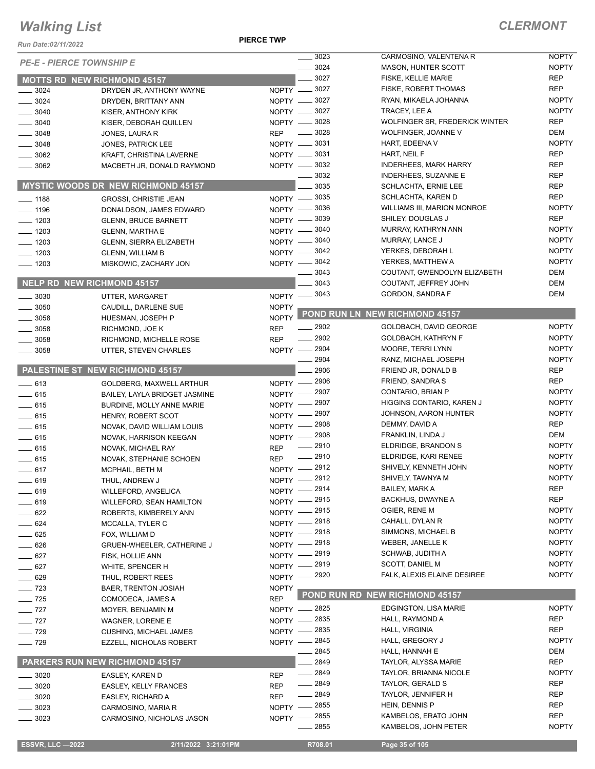# Walking List

**CLERMONT**

Run Date:02/11/2022

**PIERCE TWP**

*PE-E - PIERCE TOWNSHIP E*

## MOTTS RD NEW RICHMOND 45157

| No. | Name | Party |
|---|---|---|
| 3024 | DRYDEN JR, ANTHONY WAYNE | NOPTY |
| 3024 | DRYDEN, BRITTANY ANN | NOPTY |
| 3040 | KISER, ANTHONY KIRK | NOPTY |
| 3040 | KISER, DEBORAH QUILLEN | NOPTY |
| 3048 | JONES, LAURA R | REP |
| 3048 | JONES, PATRICK LEE | NOPTY |
| 3062 | KRAFT, CHRISTINA LAVERNE | NOPTY |
| 3062 | MACBETH JR, DONALD RAYMOND | NOPTY |

## MYSTIC WOODS DR NEW RICHMOND 45157

| No. | Name | Party |
|---|---|---|
| 1188 | GROSSI, CHRISTIE JEAN | NOPTY |
| 1196 | DONALDSON, JAMES EDWARD | NOPTY |
| 1203 | GLENN, BRUCE BARNETT | NOPTY |
| 1203 | GLENN, MARTHA E | NOPTY |
| 1203 | GLENN, SIERRA ELIZABETH | NOPTY |
| 1203 | GLENN, WILLIAM B | NOPTY |
| 1203 | MISKOWIC, ZACHARY JON | NOPTY |

## NELP RD NEW RICHMOND 45157

| No. | Name | Party |
|---|---|---|
| 3030 | UTTER, MARGARET | NOPTY |
| 3050 | CAUDILL, DARLENE SUE | NOPTY |
| 3058 | HUESMAN, JOSEPH P | NOPTY |
| 3058 | RICHMOND, JOE K | REP |
| 3058 | RICHMOND, MICHELLE ROSE | REP |
| 3058 | UTTER, STEVEN CHARLES | NOPTY |

## PALESTINE ST NEW RICHMOND 45157

| No. | Name | Party |
|---|---|---|
| 613 | GOLDBERG, MAXWELL ARTHUR | NOPTY |
| 615 | BAILEY, LAYLA BRIDGET JASMINE | NOPTY |
| 615 | BURDINE, MOLLY ANNE MARIE | NOPTY |
| 615 | HENRY, ROBERT SCOT | NOPTY |
| 615 | NOVAK, DAVID WILLIAM LOUIS | NOPTY |
| 615 | NOVAK, HARRISON KEEGAN | NOPTY |
| 615 | NOVAK, MICHAEL RAY | REP |
| 615 | NOVAK, STEPHANIE SCHOEN | REP |
| 617 | MCPHAIL, BETH M | NOPTY |
| 619 | THUL, ANDREW J | NOPTY |
| 619 | WILLEFORD, ANGELICA | NOPTY |
| 619 | WILLEFORD, SEAN HAMILTON | NOPTY |
| 622 | ROBERTS, KIMBERELY ANN | NOPTY |
| 624 | MCCALLA, TYLER C | NOPTY |
| 625 | FOX, WILLIAM D | NOPTY |
| 626 | GRUEN-WHEELER, CATHERINE J | NOPTY |
| 627 | FISK, HOLLIE ANN | NOPTY |
| 627 | WHITE, SPENCER H | NOPTY |
| 629 | THUL, ROBERT REES | NOPTY |
| 723 | BAER, TRENTON JOSIAH | NOPTY |
| 725 | COMODECA, JAMES A | REP |
| 727 | MOYER, BENJAMIN M | NOPTY |
| 727 | WAGNER, LORENE E | NOPTY |
| 729 | CUSHING, MICHAEL JAMES | NOPTY |
| 729 | EZZELL, NICHOLAS ROBERT | NOPTY |

## PARKERS RUN NEW RICHMOND 45157

| No. | Name | Party |
|---|---|---|
| 3020 | EASLEY, KAREN D | REP |
| 3020 | EASLEY, KELLY FRANCES | REP |
| 3020 | EASLEY, RICHARD A | REP |
| 3023 | CARMOSINO, MARIA R | NOPTY |
| 3023 | CARMOSINO, NICHOLAS JASON | NOPTY |
| 3023 | CARMOSINO, VALENTENA R | NOPTY |
| 3024 | MASON, HUNTER SCOTT | NOPTY |
| 3027 | FISKE, KELLIE MARIE | REP |
| 3027 | FISKE, ROBERT THOMAS | REP |
| 3027 | RYAN, MIKAELA JOHANNA | NOPTY |
| 3027 | TRACEY, LEE A | NOPTY |
| 3028 | WOLFINGER SR, FREDERICK WINTER | REP |
| 3028 | WOLFINGER, JOANNE V | DEM |
| 3031 | HART, EDEENA V | NOPTY |
| 3031 | HART, NEIL F | REP |
| 3032 | INDERHEES, MARK HARRY | REP |
| 3032 | INDERHEES, SUZANNE E | REP |
| 3035 | SCHLACHTA, ERNIE LEE | REP |
| 3035 | SCHLACHTA, KAREN D | REP |
| 3036 | WILLIAMS III, MARION MONROE | NOPTY |
| 3039 | SHILEY, DOUGLAS J | REP |
| 3040 | MURRAY, KATHRYN ANN | NOPTY |
| 3040 | MURRAY, LANCE J | NOPTY |
| 3042 | YERKES, DEBORAH L | NOPTY |
| 3042 | YERKES, MATTHEW A | NOPTY |
| 3043 | COUTANT, GWENDOLYN ELIZABETH | DEM |
| 3043 | COUTANT, JEFFREY JOHN | DEM |
| 3043 | GORDON, SANDRA F | DEM |

## POND RUN LN NEW RICHMOND 45157

| No. | Name | Party |
|---|---|---|
| 2902 | GOLDBACH, DAVID GEORGE | NOPTY |
| 2902 | GOLDBACH, KATHRYN F | NOPTY |
| 2904 | MOORE, TERRI LYNN | NOPTY |
| 2904 | RANZ, MICHAEL JOSEPH | NOPTY |
| 2906 | FRIEND JR, DONALD B | REP |
| 2906 | FRIEND, SANDRA S | REP |
| 2907 | CONTARIO, BRIAN P | NOPTY |
| 2907 | HIGGINS CONTARIO, KAREN J | NOPTY |
| 2907 | JOHNSON, AARON HUNTER | NOPTY |
| 2908 | DEMMY, DAVID A | REP |
| 2908 | FRANKLIN, LINDA J | DEM |
| 2910 | ELDRIDGE, BRANDON S | NOPTY |
| 2910 | ELDRIDGE, KARI RENEE | NOPTY |
| 2912 | SHIVELY, KENNETH JOHN | NOPTY |
| 2912 | SHIVELY, TAWNYA M | NOPTY |
| 2914 | BAILEY, MARK A | REP |
| 2915 | BACKHUS, DWAYNE A | REP |
| 2915 | OGIER, RENE M | NOPTY |
| 2918 | CAHALL, DYLAN R | NOPTY |
| 2918 | SIMMONS, MICHAEL B | NOPTY |
| 2918 | WEBER, JANELLE K | NOPTY |
| 2919 | SCHWAB, JUDITH A | NOPTY |
| 2919 | SCOTT, DANIEL M | NOPTY |
| 2920 | FALK, ALEXIS ELAINE DESIREE | NOPTY |

## POND RUN RD NEW RICHMOND 45157

| No. | Name | Party |
|---|---|---|
| 2825 | EDGINGTON, LISA MARIE | NOPTY |
| 2835 | HALL, RAYMOND A | REP |
| 2835 | HALL, VIRGINIA | REP |
| 2845 | HALL, GREGORY J | NOPTY |
| 2845 | HALL, HANNAH E | DEM |
| 2849 | TAYLOR, ALYSSA MARIE | REP |
| 2849 | TAYLOR, BRIANNA NICOLE | NOPTY |
| 2849 | TAYLOR, GERALD S | REP |
| 2849 | TAYLOR, JENNIFER H | REP |
| 2855 | HEIN, DENNIS P | REP |
| 2855 | KAMBELOS, ERATO JOHN | REP |
| 2855 | KAMBELOS, JOHN PETER | NOPTY |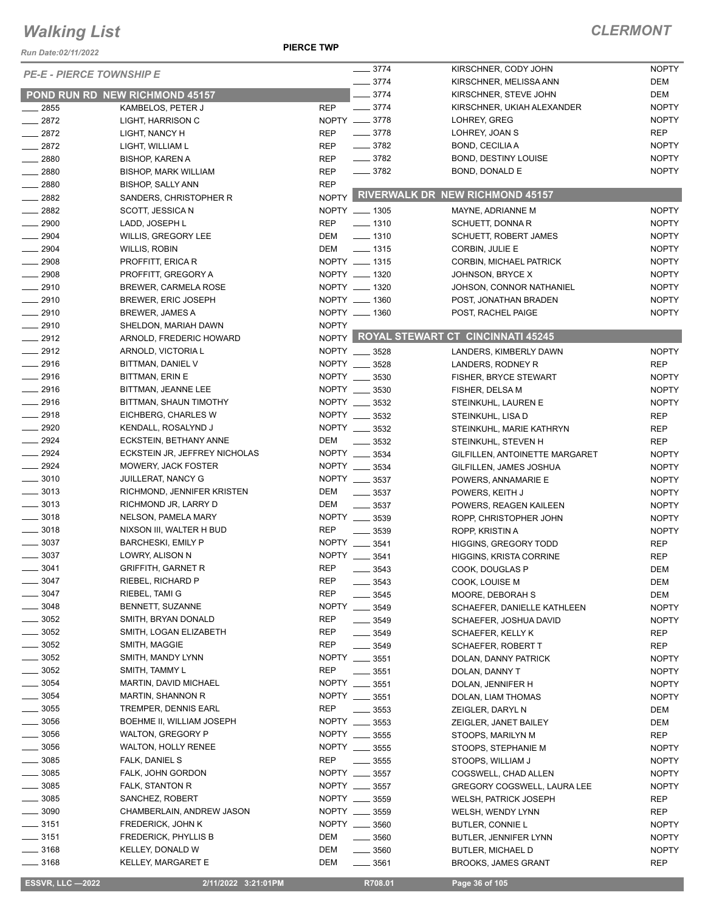# Walking List

**CLERMONT**

Run Date:02/11/2022

**PIERCE TWP**

*PE-E - PIERCE TOWNSHIP E*

## POND RUN RD NEW RICHMOND 45157

| No. | Name | Party |
|---|---|---|
| ___ 2855 | KAMBELOS, PETER J | REP |
| ___ 2872 | LIGHT, HARRISON C | NOPTY |
| ___ 2872 | LIGHT, NANCY H | REP |
| ___ 2872 | LIGHT, WILLIAM L | REP |
| ___ 2880 | BISHOP, KAREN A | REP |
| ___ 2880 | BISHOP, MARK WILLIAM | REP |
| ___ 2880 | BISHOP, SALLY ANN | REP |
| ___ 2882 | SANDERS, CHRISTOPHER R | NOPTY |
| ___ 2882 | SCOTT, JESSICA N | NOPTY |
| ___ 2900 | LADD, JOSEPH L | REP |
| ___ 2904 | WILLIS, GREGORY LEE | DEM |
| ___ 2904 | WILLIS, ROBIN | DEM |
| ___ 2908 | PROFFITT, ERICA R | NOPTY |
| ___ 2908 | PROFFITT, GREGORY A | NOPTY |
| ___ 2910 | BREWER, CARMELA ROSE | NOPTY |
| ___ 2910 | BREWER, ERIC JOSEPH | NOPTY |
| ___ 2910 | BREWER, JAMES A | NOPTY |
| ___ 2910 | SHELDON, MARIAH DAWN | NOPTY |
| ___ 2912 | ARNOLD, FREDERIC HOWARD | NOPTY |
| ___ 2912 | ARNOLD, VICTORIA L | NOPTY |
| ___ 2916 | BITTMAN, DANIEL V | NOPTY |
| ___ 2916 | BITTMAN, ERIN E | NOPTY |
| ___ 2916 | BITTMAN, JEANNE LEE | NOPTY |
| ___ 2916 | BITTMAN, SHAUN TIMOTHY | NOPTY |
| ___ 2918 | EICHBERG, CHARLES W | NOPTY |
| ___ 2920 | KENDALL, ROSALYND J | NOPTY |
| ___ 2924 | ECKSTEIN, BETHANY ANNE | DEM |
| ___ 2924 | ECKSTEIN JR, JEFFREY NICHOLAS | NOPTY |
| ___ 2924 | MOWERY, JACK FOSTER | NOPTY |
| ___ 3010 | JUILLERAT, NANCY G | NOPTY |
| ___ 3013 | RICHMOND, JENNIFER KRISTEN | DEM |
| ___ 3013 | RICHMOND JR, LARRY D | DEM |
| ___ 3018 | NELSON, PAMELA MARY | NOPTY |
| ___ 3018 | NIXSON III, WALTER H BUD | REP |
| ___ 3037 | BARCHESKI, EMILY P | NOPTY |
| ___ 3037 | LOWRY, ALISON N | NOPTY |
| ___ 3041 | GRIFFITH, GARNET R | REP |
| ___ 3047 | RIEBEL, RICHARD P | REP |
| ___ 3047 | RIEBEL, TAMI G | REP |
| ___ 3048 | BENNETT, SUZANNE | NOPTY |
| ___ 3052 | SMITH, BRYAN DONALD | REP |
| ___ 3052 | SMITH, LOGAN ELIZABETH | REP |
| ___ 3052 | SMITH, MAGGIE | REP |
| ___ 3052 | SMITH, MANDY LYNN | NOPTY |
| ___ 3052 | SMITH, TAMMY L | REP |
| ___ 3054 | MARTIN, DAVID MICHAEL | NOPTY |
| ___ 3054 | MARTIN, SHANNON R | NOPTY |
| ___ 3055 | TREMPER, DENNIS EARL | REP |
| ___ 3056 | BOEHME II, WILLIAM JOSEPH | NOPTY |
| ___ 3056 | WALTON, GREGORY P | NOPTY |
| ___ 3056 | WALTON, HOLLY RENEE | NOPTY |
| ___ 3085 | FALK, DANIEL S | REP |
| ___ 3085 | FALK, JOHN GORDON | NOPTY |
| ___ 3085 | FALK, STANTON R | NOPTY |
| ___ 3085 | SANCHEZ, ROBERT | NOPTY |
| ___ 3090 | CHAMBERLAIN, ANDREW JASON | NOPTY |
| ___ 3151 | FREDERICK, JOHN K | NOPTY |
| ___ 3151 | FREDERICK, PHYLLIS B | DEM |
| ___ 3168 | KELLEY, DONALD W | DEM |
| ___ 3168 | KELLEY, MARGARET E | DEM |
| ___ 3774 | KIRSCHNER, CODY JOHN | NOPTY |
| ___ 3774 | KIRSCHNER, MELISSA ANN | DEM |
| ___ 3774 | KIRSCHNER, STEVE JOHN | DEM |
| ___ 3774 | KIRSCHNER, UKIAH ALEXANDER | NOPTY |
| ___ 3778 | LOHREY, GREG | NOPTY |
| ___ 3778 | LOHREY, JOAN S | REP |
| ___ 3782 | BOND, CECILIA A | NOPTY |
| ___ 3782 | BOND, DESTINY LOUISE | NOPTY |
| ___ 3782 | BOND, DONALD E | NOPTY |

## RIVERWALK DR NEW RICHMOND 45157

| No. | Name | Party |
|---|---|---|
| ___ 1305 | MAYNE, ADRIANNE M | NOPTY |
| ___ 1310 | SCHUETT, DONNA R | NOPTY |
| ___ 1310 | SCHUETT, ROBERT JAMES | NOPTY |
| ___ 1315 | CORBIN, JULIE E | NOPTY |
| ___ 1315 | CORBIN, MICHAEL PATRICK | NOPTY |
| ___ 1320 | JOHNSON, BRYCE X | NOPTY |
| ___ 1320 | JOHSON, CONNOR NATHANIEL | NOPTY |
| ___ 1360 | POST, JONATHAN BRADEN | NOPTY |
| ___ 1360 | POST, RACHEL PAIGE | NOPTY |

## ROYAL STEWART CT CINCINNATI 45245

| No. | Name | Party |
|---|---|---|
| ___ 3528 | LANDERS, KIMBERLY DAWN | NOPTY |
| ___ 3528 | LANDERS, RODNEY R | REP |
| ___ 3530 | FISHER, BRYCE STEWART | NOPTY |
| ___ 3530 | FISHER, DELSA M | NOPTY |
| ___ 3532 | STEINKUHL, LAUREN E | NOPTY |
| ___ 3532 | STEINKUHL, LISA D | REP |
| ___ 3532 | STEINKUHL, MARIE KATHRYN | REP |
| ___ 3532 | STEINKUHL, STEVEN H | REP |
| ___ 3534 | GILFILLEN, ANTOINETTE MARGARET | NOPTY |
| ___ 3534 | GILFILLEN, JAMES JOSHUA | NOPTY |
| ___ 3537 | POWERS, ANNAMARIE E | NOPTY |
| ___ 3537 | POWERS, KEITH J | NOPTY |
| ___ 3537 | POWERS, REAGEN KAILEEN | NOPTY |
| ___ 3539 | ROPP, CHRISTOPHER JOHN | NOPTY |
| ___ 3539 | ROPP, KRISTIN A | NOPTY |
| ___ 3541 | HIGGINS, GREGORY TODD | REP |
| ___ 3541 | HIGGINS, KRISTA CORRINE | REP |
| ___ 3543 | COOK, DOUGLAS P | DEM |
| ___ 3543 | COOK, LOUISE M | DEM |
| ___ 3545 | MOORE, DEBORAH S | DEM |
| ___ 3549 | SCHAEFER, DANIELLE KATHLEEN | NOPTY |
| ___ 3549 | SCHAEFER, JOSHUA DAVID | NOPTY |
| ___ 3549 | SCHAEFER, KELLY K | REP |
| ___ 3549 | SCHAEFER, ROBERT T | REP |
| ___ 3551 | DOLAN, DANNY PATRICK | NOPTY |
| ___ 3551 | DOLAN, DANNY T | NOPTY |
| ___ 3551 | DOLAN, JENNIFER H | NOPTY |
| ___ 3551 | DOLAN, LIAM THOMAS | NOPTY |
| ___ 3553 | ZEIGLER, DARYL N | DEM |
| ___ 3553 | ZEIGLER, JANET BAILEY | DEM |
| ___ 3555 | STOOPS, MARILYN M | REP |
| ___ 3555 | STOOPS, STEPHANIE M | NOPTY |
| ___ 3555 | STOOPS, WILLIAM J | NOPTY |
| ___ 3557 | COGSWELL, CHAD ALLEN | NOPTY |
| ___ 3557 | GREGORY COGSWELL, LAURA LEE | NOPTY |
| ___ 3559 | WELSH, PATRICK JOSEPH | REP |
| ___ 3559 | WELSH, WENDY LYNN | REP |
| ___ 3560 | BUTLER, CONNIE L | NOPTY |
| ___ 3560 | BUTLER, JENNIFER LYNN | NOPTY |
| ___ 3560 | BUTLER, MICHAEL D | NOPTY |
| ___ 3561 | BROOKS, JAMES GRANT | REP |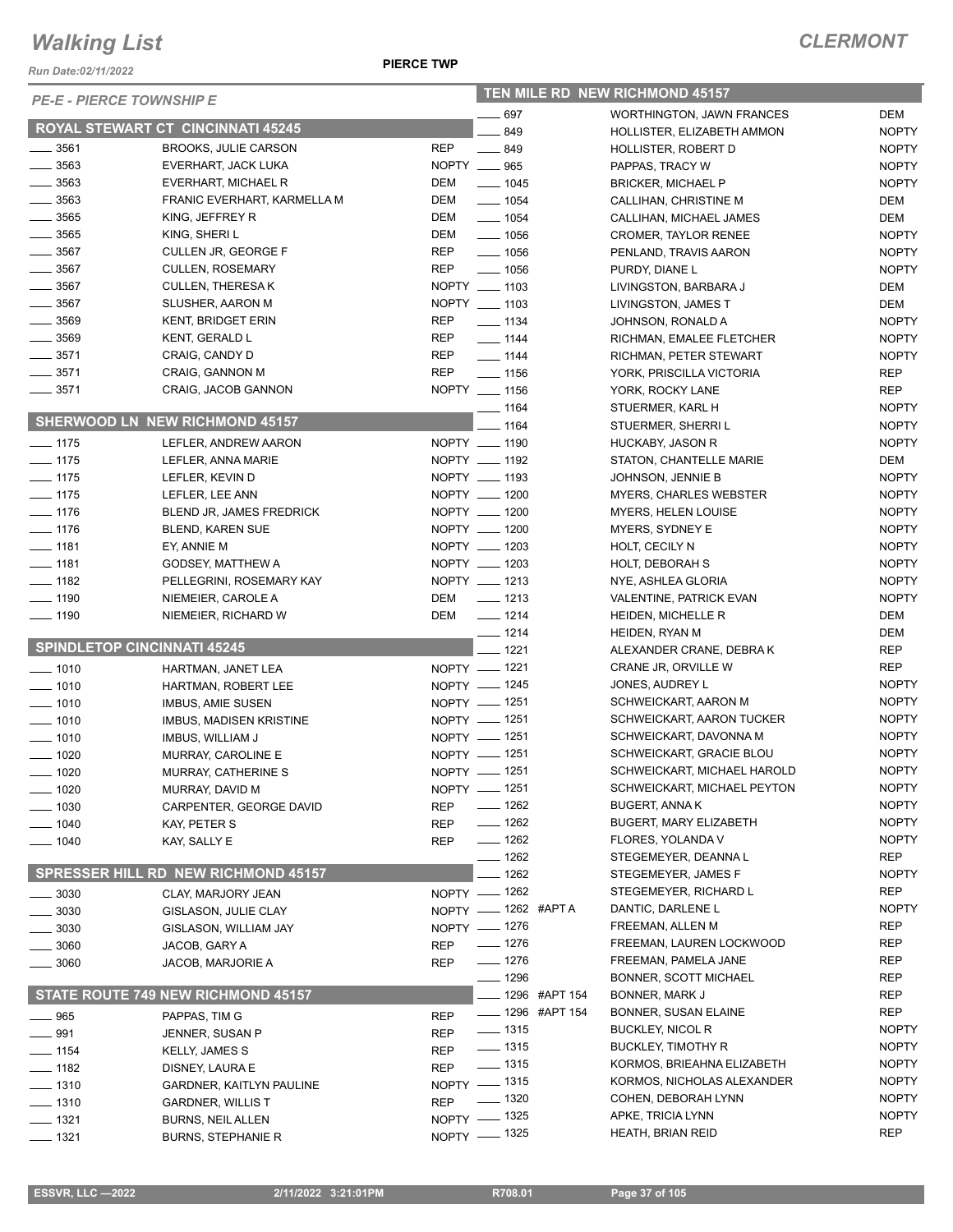# Walking List

**CLERMONT**

Run Date:02/11/2022

PIERCE TWP

*PE-E - PIERCE TOWNSHIP E*

## ROYAL STEWART CT CINCINNATI 45245

| No. | Name | Party |
|---|---|---|
| 3561 | BROOKS, JULIE CARSON | REP |
| 3563 | EVERHART, JACK LUKA | NOPTY |
| 3563 | EVERHART, MICHAEL R | DEM |
| 3563 | FRANIC EVERHART, KARMELLA M | DEM |
| 3565 | KING, JEFFREY R | DEM |
| 3565 | KING, SHERI L | DEM |
| 3567 | CULLEN JR, GEORGE F | REP |
| 3567 | CULLEN, ROSEMARY | REP |
| 3567 | CULLEN, THERESA K | NOPTY |
| 3567 | SLUSHER, AARON M | NOPTY |
| 3569 | KENT, BRIDGET ERIN | REP |
| 3569 | KENT, GERALD L | REP |
| 3571 | CRAIG, CANDY D | REP |
| 3571 | CRAIG, GANNON M | REP |
| 3571 | CRAIG, JACOB GANNON | NOPTY |

## SHERWOOD LN NEW RICHMOND 45157

| No. | Name | Party |
|---|---|---|
| 1175 | LEFLER, ANDREW AARON | NOPTY |
| 1175 | LEFLER, ANNA MARIE | NOPTY |
| 1175 | LEFLER, KEVIN D | NOPTY |
| 1175 | LEFLER, LEE ANN | NOPTY |
| 1176 | BLEND JR, JAMES FREDRICK | NOPTY |
| 1176 | BLEND, KAREN SUE | NOPTY |
| 1181 | EY, ANNIE M | NOPTY |
| 1181 | GODSEY, MATTHEW A | NOPTY |
| 1182 | PELLEGRINI, ROSEMARY KAY | NOPTY |
| 1190 | NIEMEIER, CAROLE A | DEM |
| 1190 | NIEMEIER, RICHARD W | DEM |

## SPINDLETOP CINCINNATI 45245

| No. | Name | Party |
|---|---|---|
| 1010 | HARTMAN, JANET LEA | NOPTY |
| 1010 | HARTMAN, ROBERT LEE | NOPTY |
| 1010 | IMBUS, AMIE SUSEN | NOPTY |
| 1010 | IMBUS, MADISEN KRISTINE | NOPTY |
| 1010 | IMBUS, WILLIAM J | NOPTY |
| 1020 | MURRAY, CAROLINE E | NOPTY |
| 1020 | MURRAY, CATHERINE S | NOPTY |
| 1020 | MURRAY, DAVID M | NOPTY |
| 1030 | CARPENTER, GEORGE DAVID | REP |
| 1040 | KAY, PETER S | REP |
| 1040 | KAY, SALLY E | REP |

## SPRESSER HILL RD NEW RICHMOND 45157

| No. | Name | Party |
|---|---|---|
| 3030 | CLAY, MARJORY JEAN | NOPTY |
| 3030 | GISLASON, JULIE CLAY | NOPTY |
| 3030 | GISLASON, WILLIAM JAY | NOPTY |
| 3060 | JACOB, GARY A | REP |
| 3060 | JACOB, MARJORIE A | REP |

## STATE ROUTE 749 NEW RICHMOND 45157

| No. | Name | Party |
|---|---|---|
| 965 | PAPPAS, TIM G | REP |
| 991 | JENNER, SUSAN P | REP |
| 1154 | KELLY, JAMES S | REP |
| 1182 | DISNEY, LAURA E | REP |
| 1310 | GARDNER, KAITLYN PAULINE | NOPTY |
| 1310 | GARDNER, WILLIS T | REP |
| 1321 | BURNS, NEIL ALLEN | NOPTY |
| 1321 | BURNS, STEPHANIE R | NOPTY |

## TEN MILE RD NEW RICHMOND 45157

| No. | Name | Party |
|---|---|---|
| 697 | WORTHINGTON, JAWN FRANCES | DEM |
| 849 | HOLLISTER, ELIZABETH AMMON | NOPTY |
| 849 | HOLLISTER, ROBERT D | NOPTY |
| 965 | PAPPAS, TRACY W | NOPTY |
| 1045 | BRICKER, MICHAEL P | NOPTY |
| 1054 | CALLIHAN, CHRISTINE M | DEM |
| 1054 | CALLIHAN, MICHAEL JAMES | DEM |
| 1056 | CROMER, TAYLOR RENEE | NOPTY |
| 1056 | PENLAND, TRAVIS AARON | NOPTY |
| 1056 | PURDY, DIANE L | NOPTY |
| 1103 | LIVINGSTON, BARBARA J | DEM |
| 1103 | LIVINGSTON, JAMES T | DEM |
| 1134 | JOHNSON, RONALD A | NOPTY |
| 1144 | RICHMAN, EMALEE FLETCHER | NOPTY |
| 1144 | RICHMAN, PETER STEWART | NOPTY |
| 1156 | YORK, PRISCILLA VICTORIA | REP |
| 1156 | YORK, ROCKY LANE | REP |
| 1164 | STUERMER, KARL H | NOPTY |
| 1164 | STUERMER, SHERRI L | NOPTY |
| 1190 | HUCKABY, JASON R | NOPTY |
| 1192 | STATON, CHANTELLE MARIE | DEM |
| 1193 | JOHNSON, JENNIE B | NOPTY |
| 1200 | MYERS, CHARLES WEBSTER | NOPTY |
| 1200 | MYERS, HELEN LOUISE | NOPTY |
| 1200 | MYERS, SYDNEY E | NOPTY |
| 1203 | HOLT, CECILY N | NOPTY |
| 1203 | HOLT, DEBORAH S | NOPTY |
| 1213 | NYE, ASHLEA GLORIA | NOPTY |
| 1213 | VALENTINE, PATRICK EVAN | NOPTY |
| 1214 | HEIDEN, MICHELLE R | DEM |
| 1214 | HEIDEN, RYAN M | DEM |
| 1221 | ALEXANDER CRANE, DEBRA K | REP |
| 1221 | CRANE JR, ORVILLE W | REP |
| 1245 | JONES, AUDREY L | NOPTY |
| 1251 | SCHWEICKART, AARON M | NOPTY |
| 1251 | SCHWEICKART, AARON TUCKER | NOPTY |
| 1251 | SCHWEICKART, DAVONNA M | NOPTY |
| 1251 | SCHWEICKART, GRACIE BLOU | NOPTY |
| 1251 | SCHWEICKART, MICHAEL HAROLD | NOPTY |
| 1251 | SCHWEICKART, MICHAEL PEYTON | NOPTY |
| 1262 | BUGERT, ANNA K | NOPTY |
| 1262 | BUGERT, MARY ELIZABETH | NOPTY |
| 1262 | FLORES, YOLANDA V | NOPTY |
| 1262 | STEGEMEYER, DEANNA L | REP |
| 1262 | STEGEMEYER, JAMES F | NOPTY |
| 1262 | STEGEMEYER, RICHARD L | REP |
| 1262 #APT A | DANTIC, DARLENE L | NOPTY |
| 1276 | FREEMAN, ALLEN M | REP |
| 1276 | FREEMAN, LAUREN LOCKWOOD | REP |
| 1276 | FREEMAN, PAMELA JANE | REP |
| 1296 | BONNER, SCOTT MICHAEL | REP |
| 1296 #APT 154 | BONNER, MARK J | REP |
| 1296 #APT 154 | BONNER, SUSAN ELAINE | REP |
| 1315 | BUCKLEY, NICOL R | NOPTY |
| 1315 | BUCKLEY, TIMOTHY R | NOPTY |
| 1315 | KORMOS, BRIEAHNA ELIZABETH | NOPTY |
| 1315 | KORMOS, NICHOLAS ALEXANDER | NOPTY |
| 1320 | COHEN, DEBORAH LYNN | NOPTY |
| 1325 | APKE, TRICIA LYNN | NOPTY |
| 1325 | HEATH, BRIAN REID | REP |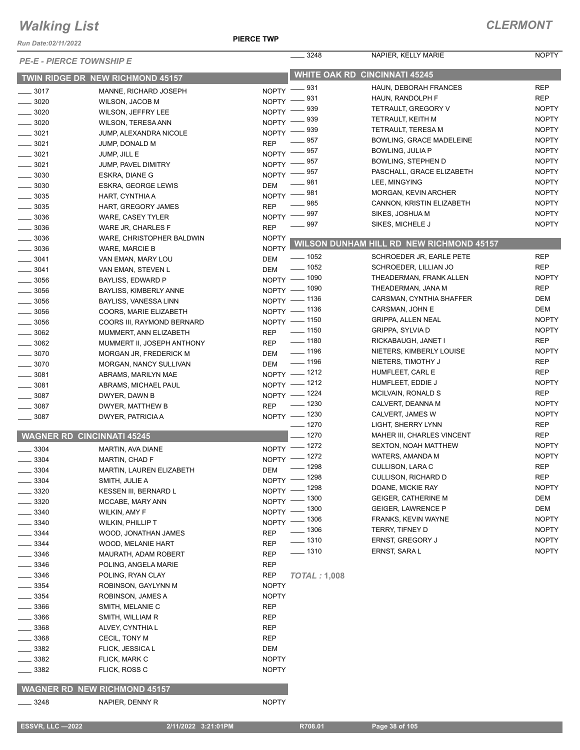# Walking List

**CLERMONT**

Run Date:02/11/2022

PIERCE TWP

*PE-E - PIERCE TOWNSHIP E*

## TWIN RIDGE DR NEW RICHMOND 45157

| | | |
|---|---|---|
| ____ 3017 | MANNE, RICHARD JOSEPH | NOPTY |
| ____ 3020 | WILSON, JACOB M | NOPTY |
| ____ 3020 | WILSON, JEFFRY LEE | NOPTY |
| ____ 3020 | WILSON, TERESA ANN | NOPTY |
| ____ 3021 | JUMP, ALEXANDRA NICOLE | NOPTY |
| ____ 3021 | JUMP, DONALD M | REP |
| ____ 3021 | JUMP, JILL E | NOPTY |
| ____ 3021 | JUMP, PAVEL DIMITRY | NOPTY |
| ____ 3030 | ESKRA, DIANE G | NOPTY |
| ____ 3030 | ESKRA, GEORGE LEWIS | DEM |
| ____ 3035 | HART, CYNTHIA A | NOPTY |
| ____ 3035 | HART, GREGORY JAMES | REP |
| ____ 3036 | WARE, CASEY TYLER | NOPTY |
| ____ 3036 | WARE JR, CHARLES F | REP |
| ____ 3036 | WARE, CHRISTOPHER BALDWIN | NOPTY |
| ____ 3036 | WARE, MARCIE B | NOPTY |
| ____ 3041 | VAN EMAN, MARY LOU | DEM |
| ____ 3041 | VAN EMAN, STEVEN L | DEM |
| ____ 3056 | BAYLISS, EDWARD P | NOPTY |
| ____ 3056 | BAYLISS, KIMBERLY ANNE | NOPTY |
| ____ 3056 | BAYLISS, VANESSA LINN | NOPTY |
| ____ 3056 | COORS, MARIE ELIZABETH | NOPTY |
| ____ 3056 | COORS III, RAYMOND BERNARD | NOPTY |
| ____ 3062 | MUMMERT, ANN ELIZABETH | REP |
| ____ 3062 | MUMMERT II, JOSEPH ANTHONY | REP |
| ____ 3070 | MORGAN JR, FREDERICK M | DEM |
| ____ 3070 | MORGAN, NANCY SULLIVAN | DEM |
| ____ 3081 | ABRAMS, MARILYN MAE | NOPTY |
| ____ 3081 | ABRAMS, MICHAEL PAUL | NOPTY |
| ____ 3087 | DWYER, DAWN B | NOPTY |
| ____ 3087 | DWYER, MATTHEW B | REP |
| ____ 3087 | DWYER, PATRICIA A | NOPTY |

## WAGNER RD CINCINNATI 45245

| | | |
|---|---|---|
| ____ 3304 | MARTIN, AVA DIANE | NOPTY |
| ____ 3304 | MARTIN, CHAD F | NOPTY |
| ____ 3304 | MARTIN, LAUREN ELIZABETH | DEM |
| ____ 3304 | SMITH, JULIE A | NOPTY |
| ____ 3320 | KESSEN III, BERNARD L | NOPTY |
| ____ 3320 | MCCABE, MARY ANN | NOPTY |
| ____ 3340 | WILKIN, AMY F | NOPTY |
| ____ 3340 | WILKIN, PHILLIP T | NOPTY |
| ____ 3344 | WOOD, JONATHAN JAMES | REP |
| ____ 3344 | WOOD, MELANIE HART | REP |
| ____ 3346 | MAURATH, ADAM ROBERT | REP |
| ____ 3346 | POLING, ANGELA MARIE | REP |
| ____ 3346 | POLING, RYAN CLAY | REP |
| ____ 3354 | ROBINSON, GAYLYNN M | NOPTY |
| ____ 3354 | ROBINSON, JAMES A | NOPTY |
| ____ 3366 | SMITH, MELANIE C | REP |
| ____ 3366 | SMITH, WILLIAM R | REP |
| ____ 3368 | ALVEY, CYNTHIA L | REP |
| ____ 3368 | CECIL, TONY M | REP |
| ____ 3382 | FLICK, JESSICA L | DEM |
| ____ 3382 | FLICK, MARK C | NOPTY |
| ____ 3382 | FLICK, ROSS C | NOPTY |

## WAGNER RD NEW RICHMOND 45157

| | | |
|---|---|---|
| ____ 3248 | NAPIER, DENNY R | NOPTY |
| ____ 3248 | NAPIER, KELLY MARIE | NOPTY |

## WHITE OAK RD CINCINNATI 45245

| | | |
|---|---|---|
| ____ 931 | HAUN, DEBORAH FRANCES | REP |
| ____ 931 | HAUN, RANDOLPH F | REP |
| ____ 939 | TETRAULT, GREGORY V | NOPTY |
| ____ 939 | TETRAULT, KEITH M | NOPTY |
| ____ 939 | TETRAULT, TERESA M | NOPTY |
| ____ 957 | BOWLING, GRACE MADELEINE | NOPTY |
| ____ 957 | BOWLING, JULIA P | NOPTY |
| ____ 957 | BOWLING, STEPHEN D | NOPTY |
| ____ 957 | PASCHALL, GRACE ELIZABETH | NOPTY |
| ____ 981 | LEE, MINGYING | NOPTY |
| ____ 981 | MORGAN, KEVIN ARCHER | NOPTY |
| ____ 985 | CANNON, KRISTIN ELIZABETH | NOPTY |
| ____ 997 | SIKES, JOSHUA M | NOPTY |
| ____ 997 | SIKES, MICHELE J | NOPTY |

## WILSON DUNHAM HILL RD NEW RICHMOND 45157

| | | |
|---|---|---|
| ____ 1052 | SCHROEDER JR, EARLE PETE | REP |
| ____ 1052 | SCHROEDER, LILLIAN JO | REP |
| ____ 1090 | THEADERMAN, FRANK ALLEN | NOPTY |
| ____ 1090 | THEADERMAN, JANA M | REP |
| ____ 1136 | CARSMAN, CYNTHIA SHAFFER | DEM |
| ____ 1136 | CARSMAN, JOHN E | DEM |
| ____ 1150 | GRIPPA, ALLEN NEAL | NOPTY |
| ____ 1150 | GRIPPA, SYLVIA D | NOPTY |
| ____ 1180 | RICKABAUGH, JANET I | REP |
| ____ 1196 | NIETERS, KIMBERLY LOUISE | NOPTY |
| ____ 1196 | NIETERS, TIMOTHY J | REP |
| ____ 1212 | HUMFLEET, CARL E | REP |
| ____ 1212 | HUMFLEET, EDDIE J | NOPTY |
| ____ 1224 | MCILVAIN, RONALD S | REP |
| ____ 1230 | CALVERT, DEANNA M | NOPTY |
| ____ 1230 | CALVERT, JAMES W | NOPTY |
| ____ 1270 | LIGHT, SHERRY LYNN | REP |
| ____ 1270 | MAHER III, CHARLES VINCENT | REP |
| ____ 1272 | SEXTON, NOAH MATTHEW | NOPTY |
| ____ 1272 | WATERS, AMANDA M | NOPTY |
| ____ 1298 | CULLISON, LARA C | REP |
| ____ 1298 | CULLISON, RICHARD D | REP |
| ____ 1298 | DOANE, MICKIE RAY | NOPTY |
| ____ 1300 | GEIGER, CATHERINE M | DEM |
| ____ 1300 | GEIGER, LAWRENCE P | DEM |
| ____ 1306 | FRANKS, KEVIN WAYNE | NOPTY |
| ____ 1306 | TERRY, TIFNEY D | NOPTY |
| ____ 1310 | ERNST, GREGORY J | NOPTY |
| ____ 1310 | ERNST, SARA L | NOPTY |

***TOTAL : 1,008***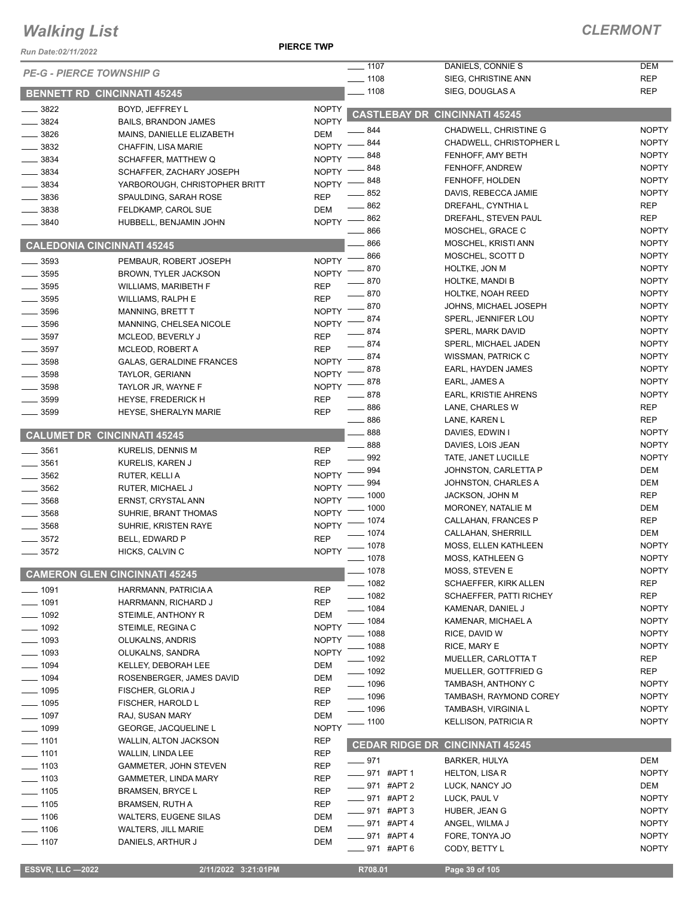# Walking List

**CLERMONT**

**PIERCE TWP**

*PE-G - PIERCE TOWNSHIP G*

## BENNETT RD CINCINNATI 45245

| No. | Name | Party |
|---|---|---|
| 3822 | BOYD, JEFFREY L | NOPTY |
| 3824 | BAILS, BRANDON JAMES | NOPTY |
| 3826 | MAINS, DANIELLE ELIZABETH | DEM |
| 3832 | CHAFFIN, LISA MARIE | NOPTY |
| 3834 | SCHAFFER, MATTHEW Q | NOPTY |
| 3834 | SCHAFFER, ZACHARY JOSEPH | NOPTY |
| 3834 | YARBOROUGH, CHRISTOPHER BRITT | NOPTY |
| 3836 | SPAULDING, SARAH ROSE | REP |
| 3838 | FELDKAMP, CAROL SUE | DEM |
| 3840 | HUBBELL, BENJAMIN JOHN | NOPTY |

## CALEDONIA CINCINNATI 45245

| No. | Name | Party |
|---|---|---|
| 3593 | PEMBAUR, ROBERT JOSEPH | NOPTY |
| 3595 | BROWN, TYLER JACKSON | NOPTY |
| 3595 | WILLIAMS, MARIBETH F | REP |
| 3595 | WILLIAMS, RALPH E | REP |
| 3596 | MANNING, BRETT T | NOPTY |
| 3596 | MANNING, CHELSEA NICOLE | NOPTY |
| 3597 | MCLEOD, BEVERLY J | REP |
| 3597 | MCLEOD, ROBERT A | REP |
| 3598 | GALAS, GERALDINE FRANCES | NOPTY |
| 3598 | TAYLOR, GERIANN | NOPTY |
| 3598 | TAYLOR JR, WAYNE F | NOPTY |
| 3599 | HEYSE, FREDERICK H | REP |
| 3599 | HEYSE, SHERALYN MARIE | REP |

## CALUMET DR CINCINNATI 45245

| No. | Name | Party |
|---|---|---|
| 3561 | KURELIS, DENNIS M | REP |
| 3561 | KURELIS, KAREN J | REP |
| 3562 | RUTER, KELLI A | NOPTY |
| 3562 | RUTER, MICHAEL J | NOPTY |
| 3568 | ERNST, CRYSTAL ANN | NOPTY |
| 3568 | SUHRIE, BRANT THOMAS | NOPTY |
| 3568 | SUHRIE, KRISTEN RAYE | NOPTY |
| 3572 | BELL, EDWARD P | REP |
| 3572 | HICKS, CALVIN C | NOPTY |

## CAMERON GLEN CINCINNATI 45245

| No. | Name | Party |
|---|---|---|
| 1091 | HARRMANN, PATRICIA A | REP |
| 1091 | HARRMANN, RICHARD J | REP |
| 1092 | STEIMLE, ANTHONY R | DEM |
| 1092 | STEIMLE, REGINA C | NOPTY |
| 1093 | OLUKALNS, ANDRIS | NOPTY |
| 1093 | OLUKALNS, SANDRA | NOPTY |
| 1094 | KELLEY, DEBORAH LEE | DEM |
| 1094 | ROSENBERGER, JAMES DAVID | DEM |
| 1095 | FISCHER, GLORIA J | REP |
| 1095 | FISCHER, HAROLD L | REP |
| 1097 | RAJ, SUSAN MARY | DEM |
| 1099 | GEORGE, JACQUELINE L | NOPTY |
| 1101 | WALLIN, ALTON JACKSON | REP |
| 1101 | WALLIN, LINDA LEE | REP |
| 1103 | GAMMETER, JOHN STEVEN | REP |
| 1103 | GAMMETER, LINDA MARY | REP |
| 1105 | BRAMSEN, BRYCE L | REP |
| 1105 | BRAMSEN, RUTH A | REP |
| 1106 | WALTERS, EUGENE SILAS | DEM |
| 1106 | WALTERS, JILL MARIE | DEM |
| 1107 | DANIELS, ARTHUR J | DEM |
| 1107 | DANIELS, CONNIE S | DEM |
| 1108 | SIEG, CHRISTINE ANN | REP |
| 1108 | SIEG, DOUGLAS A | REP |

## CASTLEBAY DR CINCINNATI 45245

| No. | Name | Party |
|---|---|---|
| 844 | CHADWELL, CHRISTINE G | NOPTY |
| 844 | CHADWELL, CHRISTOPHER L | NOPTY |
| 848 | FENHOFF, AMY BETH | NOPTY |
| 848 | FENHOFF, ANDREW | NOPTY |
| 848 | FENHOFF, HOLDEN | NOPTY |
| 852 | DAVIS, REBECCA JAMIE | NOPTY |
| 862 | DREFAHL, CYNTHIA L | REP |
| 862 | DREFAHL, STEVEN PAUL | REP |
| 866 | MOSCHEL, GRACE C | NOPTY |
| 866 | MOSCHEL, KRISTI ANN | NOPTY |
| 866 | MOSCHEL, SCOTT D | NOPTY |
| 870 | HOLTKE, JON M | NOPTY |
| 870 | HOLTKE, MANDI B | NOPTY |
| 870 | HOLTKE, NOAH REED | NOPTY |
| 870 | JOHNS, MICHAEL JOSEPH | NOPTY |
| 874 | SPERL, JENNIFER LOU | NOPTY |
| 874 | SPERL, MARK DAVID | NOPTY |
| 874 | SPERL, MICHAEL JADEN | NOPTY |
| 874 | WISSMAN, PATRICK C | NOPTY |
| 878 | EARL, HAYDEN JAMES | NOPTY |
| 878 | EARL, JAMES A | NOPTY |
| 878 | EARL, KRISTIE AHRENS | NOPTY |
| 886 | LANE, CHARLES W | REP |
| 886 | LANE, KAREN L | REP |
| 888 | DAVIES, EDWIN I | NOPTY |
| 888 | DAVIES, LOIS JEAN | NOPTY |
| 992 | TATE, JANET LUCILLE | NOPTY |
| 994 | JOHNSTON, CARLETTA P | DEM |
| 994 | JOHNSTON, CHARLES A | DEM |
| 1000 | JACKSON, JOHN M | REP |
| 1000 | MORONEY, NATALIE M | DEM |
| 1074 | CALLAHAN, FRANCES P | REP |
| 1074 | CALLAHAN, SHERRILL | DEM |
| 1078 | MOSS, ELLEN KATHLEEN | NOPTY |
| 1078 | MOSS, KATHLEEN G | NOPTY |
| 1078 | MOSS, STEVEN E | NOPTY |
| 1082 | SCHAEFFER, KIRK ALLEN | REP |
| 1082 | SCHAEFFER, PATTI RICHEY | REP |
| 1084 | KAMENAR, DANIEL J | NOPTY |
| 1084 | KAMENAR, MICHAEL A | NOPTY |
| 1088 | RICE, DAVID W | NOPTY |
| 1088 | RICE, MARY E | NOPTY |
| 1092 | MUELLER, CARLOTTA T | REP |
| 1092 | MUELLER, GOTTFRIED G | REP |
| 1096 | TAMBASH, ANTHONY C | NOPTY |
| 1096 | TAMBASH, RAYMOND COREY | NOPTY |
| 1096 | TAMBASH, VIRGINIA L | NOPTY |
| 1100 | KELLISON, PATRICIA R | NOPTY |

## CEDAR RIDGE DR CINCINNATI 45245

| No. | Name | Party |
|---|---|---|
| 971 | BARKER, HULYA | DEM |
| 971 #APT 1 | HELTON, LISA R | NOPTY |
| 971 #APT 2 | LUCK, NANCY JO | DEM |
| 971 #APT 2 | LUCK, PAUL V | NOPTY |
| 971 #APT 3 | HUBER, JEAN G | NOPTY |
| 971 #APT 4 | ANGEL, WILMA J | NOPTY |
| 971 #APT 4 | FORE, TONYA JO | NOPTY |
| 971 #APT 6 | CODY, BETTY L | NOPTY |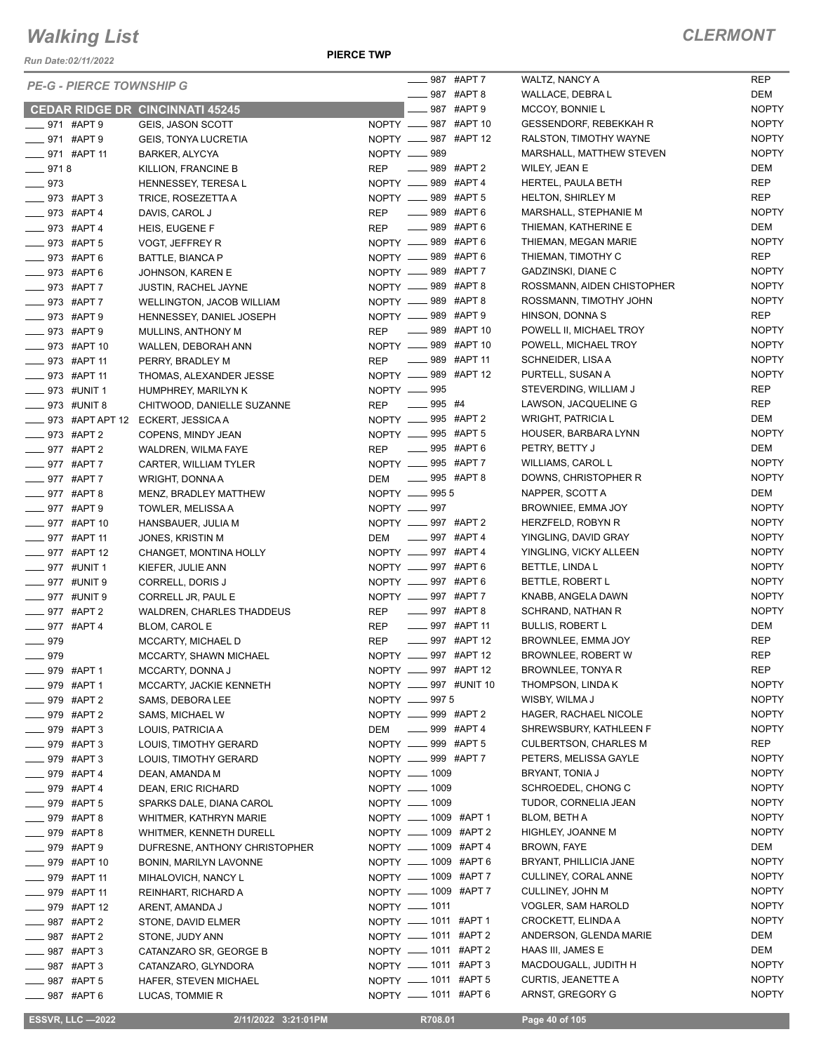# Walking List

## CLERMONT

Run Date:02/11/2022

**PIERCE TWP**

*PE-G - PIERCE TOWNSHIP G*

### CEDAR RIDGE DR CINCINNATI 45245

| Address | Name | Party |
|---|---|---|
| ____ 971 #APT 9 | GEIS, JASON SCOTT | NOPTY |
| ____ 971 #APT 9 | GEIS, TONYA LUCRETIA | NOPTY |
| ____ 971 #APT 11 | BARKER, ALYCYA | NOPTY |
| ____ 971 8 | KILLION, FRANCINE B | REP |
| ____ 973 | HENNESSEY, TERESA L | NOPTY |
| ____ 973 #APT 3 | TRICE, ROSEZETTA A | NOPTY |
| ____ 973 #APT 4 | DAVIS, CAROL J | REP |
| ____ 973 #APT 4 | HEIS, EUGENE F | REP |
| ____ 973 #APT 5 | VOGT, JEFFREY R | NOPTY |
| ____ 973 #APT 6 | BATTLE, BIANCA P | NOPTY |
| ____ 973 #APT 6 | JOHNSON, KAREN E | NOPTY |
| ____ 973 #APT 7 | JUSTIN, RACHEL JAYNE | NOPTY |
| ____ 973 #APT 7 | WELLINGTON, JACOB WILLIAM | NOPTY |
| ____ 973 #APT 9 | HENNESSEY, DANIEL JOSEPH | NOPTY |
| ____ 973 #APT 9 | MULLINS, ANTHONY M | REP |
| ____ 973 #APT 10 | WALLEN, DEBORAH ANN | NOPTY |
| ____ 973 #APT 11 | PERRY, BRADLEY M | REP |
| ____ 973 #APT 11 | THOMAS, ALEXANDER JESSE | NOPTY |
| ____ 973 #UNIT 1 | HUMPHREY, MARILYN K | NOPTY |
| ____ 973 #UNIT 8 | CHITWOOD, DANIELLE SUZANNE | REP |
| ____ 973 #APT APT 12 | ECKERT, JESSICA A | NOPTY |
| ____ 973 #APT 2 | COPENS, MINDY JEAN | NOPTY |
| ____ 977 #APT 2 | WALDREN, WILMA FAYE | REP |
| ____ 977 #APT 7 | CARTER, WILLIAM TYLER | NOPTY |
| ____ 977 #APT 7 | WRIGHT, DONNA A | DEM |
| ____ 977 #APT 8 | MENZ, BRADLEY MATTHEW | NOPTY |
| ____ 977 #APT 9 | TOWLER, MELISSA A | NOPTY |
| ____ 977 #APT 10 | HANSBAUER, JULIA M | NOPTY |
| ____ 977 #APT 11 | JONES, KRISTIN M | DEM |
| ____ 977 #APT 12 | CHANGET, MONTINA HOLLY | NOPTY |
| ____ 977 #UNIT 1 | KIEFER, JULIE ANN | NOPTY |
| ____ 977 #UNIT 9 | CORRELL, DORIS J | NOPTY |
| ____ 977 #UNIT 9 | CORRELL JR, PAUL E | NOPTY |
| ____ 977 #APT 2 | WALDREN, CHARLES THADDEUS | REP |
| ____ 977 #APT 4 | BLOM, CAROL E | REP |
| ____ 979 | MCCARTY, MICHAEL D | REP |
| ____ 979 | MCCARTY, SHAWN MICHAEL | NOPTY |
| ____ 979 #APT 1 | MCCARTY, DONNA J | NOPTY |
| ____ 979 #APT 1 | MCCARTY, JACKIE KENNETH | NOPTY |
| ____ 979 #APT 2 | SAMS, DEBORA LEE | NOPTY |
| ____ 979 #APT 2 | SAMS, MICHAEL W | NOPTY |
| ____ 979 #APT 3 | LOUIS, PATRICIA A | DEM |
| ____ 979 #APT 3 | LOUIS, TIMOTHY GERARD | NOPTY |
| ____ 979 #APT 3 | LOUIS, TIMOTHY GERARD | NOPTY |
| ____ 979 #APT 4 | DEAN, AMANDA M | NOPTY |
| ____ 979 #APT 4 | DEAN, ERIC RICHARD | NOPTY |
| ____ 979 #APT 5 | SPARKS DALE, DIANA CAROL | NOPTY |
| ____ 979 #APT 8 | WHITMER, KATHRYN MARIE | NOPTY |
| ____ 979 #APT 8 | WHITMER, KENNETH DURELL | NOPTY |
| ____ 979 #APT 9 | DUFRESNE, ANTHONY CHRISTOPHER | NOPTY |
| ____ 979 #APT 10 | BONIN, MARILYN LAVONNE | NOPTY |
| ____ 979 #APT 11 | MIHALOVICH, NANCY L | NOPTY |
| ____ 979 #APT 11 | REINHART, RICHARD A | NOPTY |
| ____ 979 #APT 12 | ARENT, AMANDA J | NOPTY |
| ____ 987 #APT 2 | STONE, DAVID ELMER | NOPTY |
| ____ 987 #APT 2 | STONE, JUDY ANN | NOPTY |
| ____ 987 #APT 3 | CATANZARO SR, GEORGE B | NOPTY |
| ____ 987 #APT 3 | CATANZARO, GLYNDORA | NOPTY |
| ____ 987 #APT 5 | HAFER, STEVEN MICHAEL | NOPTY |
| ____ 987 #APT 6 | LUCAS, TOMMIE R | NOPTY |
| ____ 987 #APT 7 | WALTZ, NANCY A | REP |
| ____ 987 #APT 8 | WALLACE, DEBRA L | DEM |
| ____ 987 #APT 9 | MCCOY, BONNIE L | NOPTY |
| ____ 987 #APT 10 | GESSENDORF, REBEKKAH R | NOPTY |
| ____ 987 #APT 12 | RALSTON, TIMOTHY WAYNE | NOPTY |
| ____ 989 | MARSHALL, MATTHEW STEVEN | NOPTY |
| ____ 989 #APT 2 | WILEY, JEAN E | DEM |
| ____ 989 #APT 4 | HERTEL, PAULA BETH | REP |
| ____ 989 #APT 5 | HELTON, SHIRLEY M | REP |
| ____ 989 #APT 6 | MARSHALL, STEPHANIE M | NOPTY |
| ____ 989 #APT 6 | THIEMAN, KATHERINE E | DEM |
| ____ 989 #APT 6 | THIEMAN, MEGAN MARIE | NOPTY |
| ____ 989 #APT 6 | THIEMAN, TIMOTHY C | REP |
| ____ 989 #APT 7 | GADZINSKI, DIANE C | NOPTY |
| ____ 989 #APT 8 | ROSSMANN, AIDEN CHISTOPHER | NOPTY |
| ____ 989 #APT 8 | ROSSMANN, TIMOTHY JOHN | NOPTY |
| ____ 989 #APT 9 | HINSON, DONNA S | REP |
| ____ 989 #APT 10 | POWELL II, MICHAEL TROY | NOPTY |
| ____ 989 #APT 10 | POWELL, MICHAEL TROY | NOPTY |
| ____ 989 #APT 11 | SCHNEIDER, LISA A | NOPTY |
| ____ 989 #APT 12 | PURTELL, SUSAN A | NOPTY |
| ____ 995 | STEVERDING, WILLIAM J | REP |
| ____ 995 #4 | LAWSON, JACQUELINE G | REP |
| ____ 995 #APT 2 | WRIGHT, PATRICIA L | DEM |
| ____ 995 #APT 5 | HOUSER, BARBARA LYNN | NOPTY |
| ____ 995 #APT 6 | PETRY, BETTY J | DEM |
| ____ 995 #APT 7 | WILLIAMS, CAROL L | NOPTY |
| ____ 995 #APT 8 | DOWNS, CHRISTOPHER R | NOPTY |
| ____ 995 5 | NAPPER, SCOTT A | DEM |
| ____ 997 | BROWNIEE, EMMA JOY | NOPTY |
| ____ 997 #APT 2 | HERZFELD, ROBYN R | NOPTY |
| ____ 997 #APT 4 | YINGLING, DAVID GRAY | NOPTY |
| ____ 997 #APT 4 | YINGLING, VICKY ALLEEN | NOPTY |
| ____ 997 #APT 6 | BETTLE, LINDA L | NOPTY |
| ____ 997 #APT 6 | BETTLE, ROBERT L | NOPTY |
| ____ 997 #APT 7 | KNABB, ANGELA DAWN | NOPTY |
| ____ 997 #APT 8 | SCHRAND, NATHAN R | NOPTY |
| ____ 997 #APT 11 | BULLIS, ROBERT L | DEM |
| ____ 997 #APT 12 | BROWNLEE, EMMA JOY | REP |
| ____ 997 #APT 12 | BROWNLEE, ROBERT W | REP |
| ____ 997 #APT 12 | BROWNLEE, TONYA R | REP |
| ____ 997 #UNIT 10 | THOMPSON, LINDA K | NOPTY |
| ____ 997 5 | WISBY, WILMA J | NOPTY |
| ____ 999 #APT 2 | HAGER, RACHAEL NICOLE | NOPTY |
| ____ 999 #APT 4 | SHREWSBURY, KATHLEEN F | NOPTY |
| ____ 999 #APT 5 | CULBERTSON, CHARLES M | REP |
| ____ 999 #APT 7 | PETERS, MELISSA GAYLE | NOPTY |
| ____ 1009 | BRYANT, TONIA J | NOPTY |
| ____ 1009 | SCHROEDEL, CHONG C | NOPTY |
| ____ 1009 | TUDOR, CORNELIA JEAN | NOPTY |
| ____ 1009 #APT 1 | BLOM, BETH A | NOPTY |
| ____ 1009 #APT 2 | HIGHLEY, JOANNE M | NOPTY |
| ____ 1009 #APT 4 | BROWN, FAYE | DEM |
| ____ 1009 #APT 6 | BRYANT, PHILLICIA JANE | NOPTY |
| ____ 1009 #APT 7 | CULLINEY, CORAL ANNE | NOPTY |
| ____ 1009 #APT 7 | CULLINEY, JOHN M | NOPTY |
| ____ 1011 | VOGLER, SAM HAROLD | NOPTY |
| ____ 1011 #APT 1 | CROCKETT, ELINDA A | NOPTY |
| ____ 1011 #APT 2 | ANDERSON, GLENDA MARIE | DEM |
| ____ 1011 #APT 2 | HAAS III, JAMES E | DEM |
| ____ 1011 #APT 3 | MACDOUGALL, JUDITH H | NOPTY |
| ____ 1011 #APT 5 | CURTIS, JEANETTE A | NOPTY |
| ____ 1011 #APT 6 | ARNST, GREGORY G | NOPTY |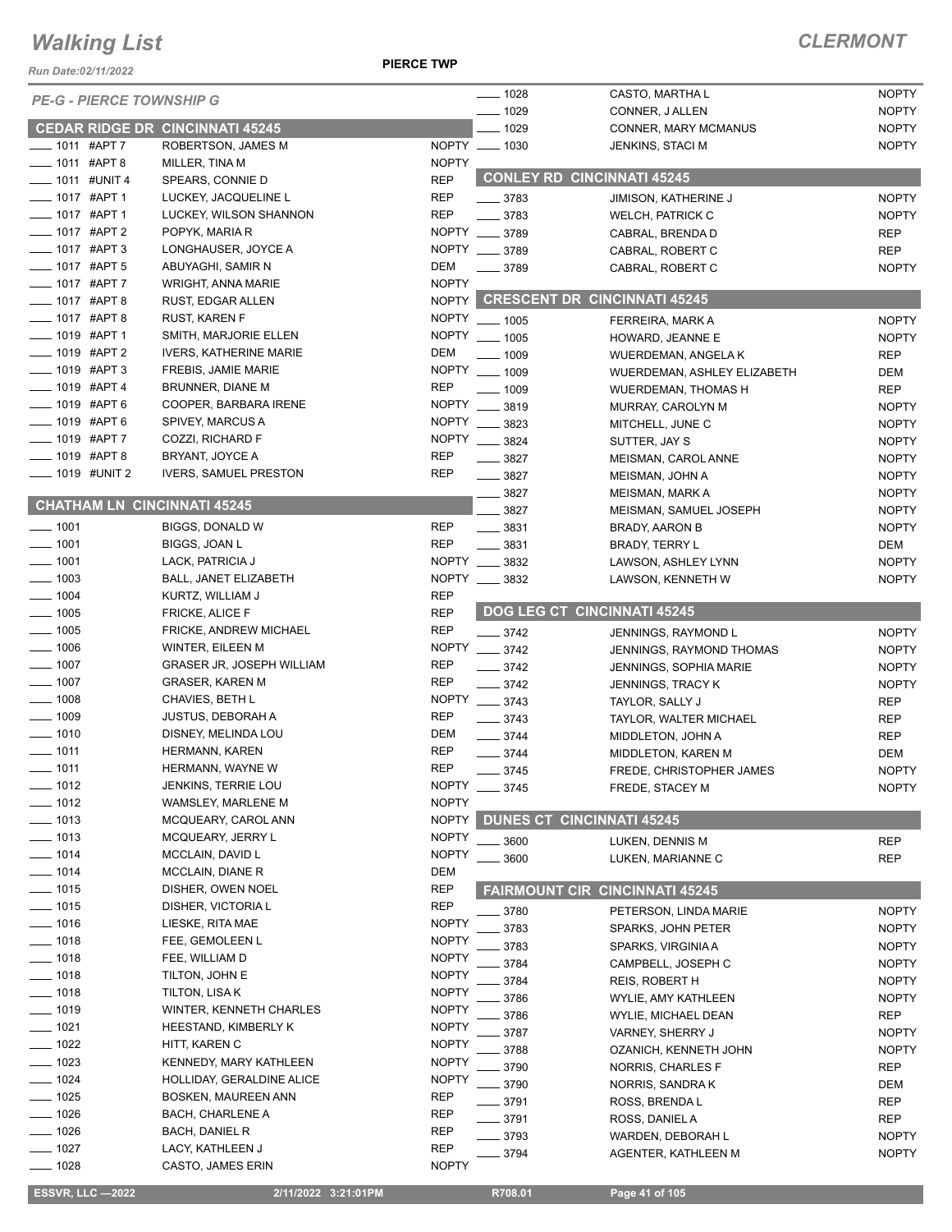# Walking List

**CLERMONT**

Run Date:02/11/2022

**PIERCE TWP**

*PE-G - PIERCE TOWNSHIP G*

## CEDAR RIDGE DR CINCINNATI 45245

| | Name | Party |
|---|---|---|
| ___ 1011 #APT 7 | ROBERTSON, JAMES M | NOPTY |
| ___ 1011 #APT 8 | MILLER, TINA M | NOPTY |
| ___ 1011 #UNIT 4 | SPEARS, CONNIE D | REP |
| ___ 1017 #APT 1 | LUCKEY, JACQUELINE L | REP |
| ___ 1017 #APT 1 | LUCKEY, WILSON SHANNON | REP |
| ___ 1017 #APT 2 | POPYK, MARIA R | NOPTY |
| ___ 1017 #APT 3 | LONGHAUSER, JOYCE A | NOPTY |
| ___ 1017 #APT 5 | ABUYAGHI, SAMIR N | DEM |
| ___ 1017 #APT 7 | WRIGHT, ANNA MARIE | NOPTY |
| ___ 1017 #APT 8 | RUST, EDGAR ALLEN | NOPTY |
| ___ 1017 #APT 8 | RUST, KAREN F | NOPTY |
| ___ 1019 #APT 1 | SMITH, MARJORIE ELLEN | NOPTY |
| ___ 1019 #APT 2 | IVERS, KATHERINE MARIE | DEM |
| ___ 1019 #APT 3 | FREBIS, JAMIE MARIE | NOPTY |
| ___ 1019 #APT 4 | BRUNNER, DIANE M | REP |
| ___ 1019 #APT 6 | COOPER, BARBARA IRENE | NOPTY |
| ___ 1019 #APT 6 | SPIVEY, MARCUS A | NOPTY |
| ___ 1019 #APT 7 | COZZI, RICHARD F | NOPTY |
| ___ 1019 #APT 8 | BRYANT, JOYCE A | REP |
| ___ 1019 #UNIT 2 | IVERS, SAMUEL PRESTON | REP |

## CHATHAM LN CINCINNATI 45245

| | Name | Party |
|---|---|---|
| ___ 1001 | BIGGS, DONALD W | REP |
| ___ 1001 | BIGGS, JOAN L | REP |
| ___ 1001 | LACK, PATRICIA J | NOPTY |
| ___ 1003 | BALL, JANET ELIZABETH | NOPTY |
| ___ 1004 | KURTZ, WILLIAM J | REP |
| ___ 1005 | FRICKE, ALICE F | REP |
| ___ 1005 | FRICKE, ANDREW MICHAEL | REP |
| ___ 1006 | WINTER, EILEEN M | NOPTY |
| ___ 1007 | GRASER JR, JOSEPH WILLIAM | REP |
| ___ 1007 | GRASER, KAREN M | REP |
| ___ 1008 | CHAVIES, BETH L | NOPTY |
| ___ 1009 | JUSTUS, DEBORAH A | REP |
| ___ 1010 | DISNEY, MELINDA LOU | DEM |
| ___ 1011 | HERMANN, KAREN | REP |
| ___ 1011 | HERMANN, WAYNE W | REP |
| ___ 1012 | JENKINS, TERRIE LOU | NOPTY |
| ___ 1012 | WAMSLEY, MARLENE M | NOPTY |
| ___ 1013 | MCQUEARY, CAROL ANN | NOPTY |
| ___ 1013 | MCQUEARY, JERRY L | NOPTY |
| ___ 1014 | MCCLAIN, DAVID L | NOPTY |
| ___ 1014 | MCCLAIN, DIANE R | DEM |
| ___ 1015 | DISHER, OWEN NOEL | REP |
| ___ 1015 | DISHER, VICTORIA L | REP |
| ___ 1016 | LIESKE, RITA MAE | NOPTY |
| ___ 1018 | FEE, GEMOLEEN L | NOPTY |
| ___ 1018 | FEE, WILLIAM D | NOPTY |
| ___ 1018 | TILTON, JOHN E | NOPTY |
| ___ 1018 | TILTON, LISA K | NOPTY |
| ___ 1019 | WINTER, KENNETH CHARLES | NOPTY |
| ___ 1021 | HEESTAND, KIMBERLY K | NOPTY |
| ___ 1022 | HITT, KAREN C | NOPTY |
| ___ 1023 | KENNEDY, MARY KATHLEEN | NOPTY |
| ___ 1024 | HOLLIDAY, GERALDINE ALICE | NOPTY |
| ___ 1025 | BOSKEN, MAUREEN ANN | REP |
| ___ 1026 | BACH, CHARLENE A | REP |
| ___ 1026 | BACH, DANIEL R | REP |
| ___ 1027 | LACY, KATHLEEN J | REP |
| ___ 1028 | CASTO, JAMES ERIN | NOPTY |
| ___ 1028 | CASTO, MARTHA L | NOPTY |
| ___ 1029 | CONNER, J ALLEN | NOPTY |
| ___ 1029 | CONNER, MARY MCMANUS | NOPTY |
| ___ 1030 | JENKINS, STACI M | NOPTY |

## CONLEY RD CINCINNATI 45245

| | Name | Party |
|---|---|---|
| ___ 3783 | JIMISON, KATHERINE J | NOPTY |
| ___ 3783 | WELCH, PATRICK C | NOPTY |
| ___ 3789 | CABRAL, BRENDA D | REP |
| ___ 3789 | CABRAL, ROBERT C | REP |
| ___ 3789 | CABRAL, ROBERT C | NOPTY |

## CRESCENT DR CINCINNATI 45245

| | Name | Party |
|---|---|---|
| ___ 1005 | FERREIRA, MARK A | NOPTY |
| ___ 1005 | HOWARD, JEANNE E | NOPTY |
| ___ 1009 | WUERDEMAN, ANGELA K | REP |
| ___ 1009 | WUERDEMAN, ASHLEY ELIZABETH | DEM |
| ___ 1009 | WUERDEMAN, THOMAS H | REP |
| ___ 3819 | MURRAY, CAROLYN M | NOPTY |
| ___ 3823 | MITCHELL, JUNE C | NOPTY |
| ___ 3824 | SUTTER, JAY S | NOPTY |
| ___ 3827 | MEISMAN, CAROL ANNE | NOPTY |
| ___ 3827 | MEISMAN, JOHN A | NOPTY |
| ___ 3827 | MEISMAN, MARK A | NOPTY |
| ___ 3827 | MEISMAN, SAMUEL JOSEPH | NOPTY |
| ___ 3831 | BRADY, AARON B | NOPTY |
| ___ 3831 | BRADY, TERRY L | DEM |
| ___ 3832 | LAWSON, ASHLEY LYNN | NOPTY |
| ___ 3832 | LAWSON, KENNETH W | NOPTY |

## DOG LEG CT CINCINNATI 45245

| | Name | Party |
|---|---|---|
| ___ 3742 | JENNINGS, RAYMOND L | NOPTY |
| ___ 3742 | JENNINGS, RAYMOND THOMAS | NOPTY |
| ___ 3742 | JENNINGS, SOPHIA MARIE | NOPTY |
| ___ 3742 | JENNINGS, TRACY K | NOPTY |
| ___ 3743 | TAYLOR, SALLY J | REP |
| ___ 3743 | TAYLOR, WALTER MICHAEL | REP |
| ___ 3744 | MIDDLETON, JOHN A | REP |
| ___ 3744 | MIDDLETON, KAREN M | DEM |
| ___ 3745 | FREDE, CHRISTOPHER JAMES | NOPTY |
| ___ 3745 | FREDE, STACEY M | NOPTY |

## DUNES CT CINCINNATI 45245

| | Name | Party |
|---|---|---|
| ___ 3600 | LUKEN, DENNIS M | REP |
| ___ 3600 | LUKEN, MARIANNE C | REP |

## FAIRMOUNT CIR CINCINNATI 45245

| | Name | Party |
|---|---|---|
| ___ 3780 | PETERSON, LINDA MARIE | NOPTY |
| ___ 3783 | SPARKS, JOHN PETER | NOPTY |
| ___ 3783 | SPARKS, VIRGINIA A | NOPTY |
| ___ 3784 | CAMPBELL, JOSEPH C | NOPTY |
| ___ 3784 | REIS, ROBERT H | NOPTY |
| ___ 3786 | WYLIE, AMY KATHLEEN | NOPTY |
| ___ 3786 | WYLIE, MICHAEL DEAN | REP |
| ___ 3787 | VARNEY, SHERRY J | NOPTY |
| ___ 3788 | OZANICH, KENNETH JOHN | NOPTY |
| ___ 3790 | NORRIS, CHARLES F | REP |
| ___ 3790 | NORRIS, SANDRA K | DEM |
| ___ 3791 | ROSS, BRENDA L | REP |
| ___ 3791 | ROSS, DANIEL A | REP |
| ___ 3793 | WARDEN, DEBORAH L | NOPTY |
| ___ 3794 | AGENTER, KATHLEEN M | NOPTY |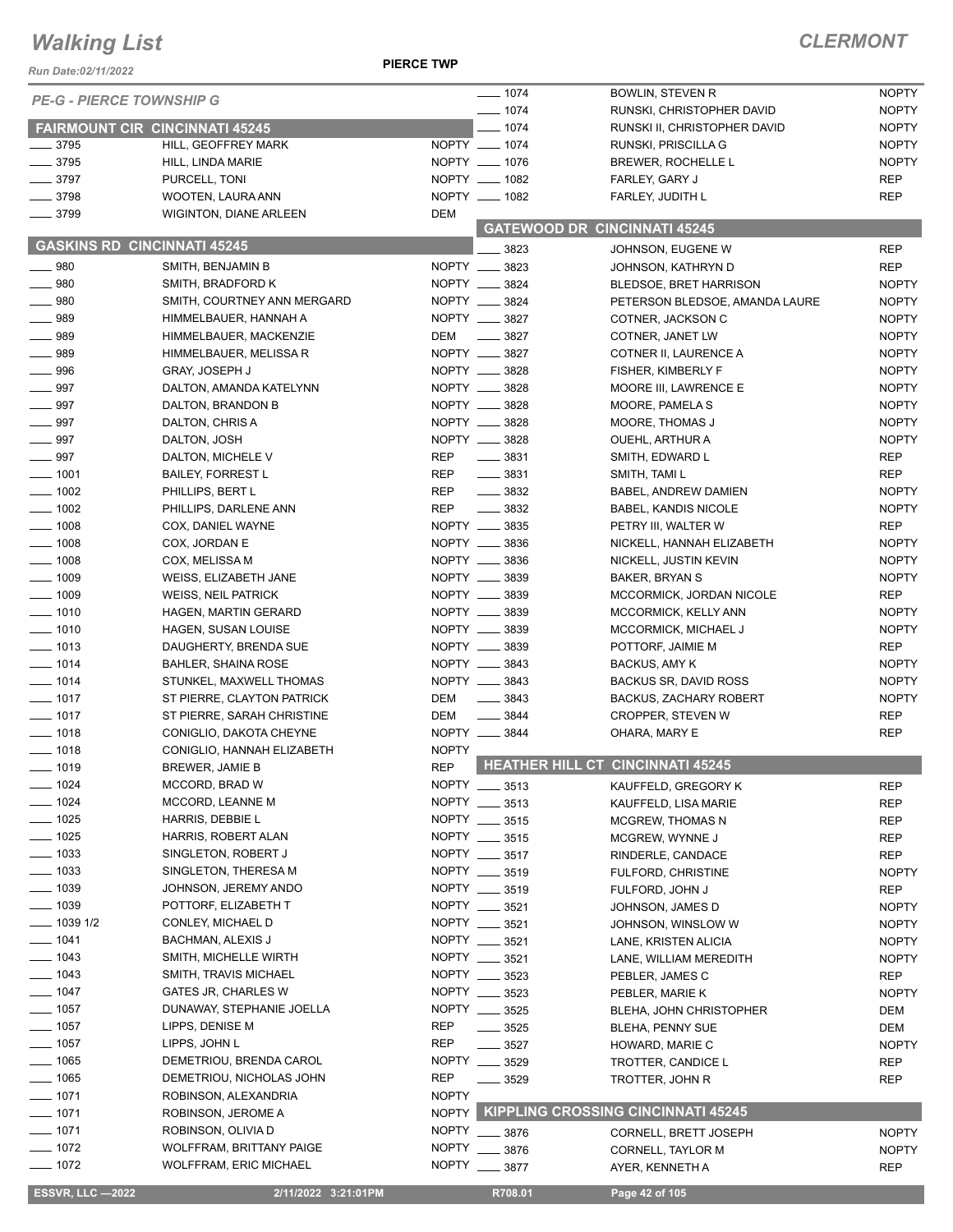# Walking List

**CLERMONT**

Run Date:02/11/2022

**PIERCE TWP**

## PE-G - PIERCE TOWNSHIP G

### FAIRMOUNT CIR CINCINNATI 45245

| No. | Name | Party |
|---|---|---|
| 3795 | HILL, GEOFFREY MARK | NOPTY |
| 3795 | HILL, LINDA MARIE | NOPTY |
| 3797 | PURCELL, TONI | NOPTY |
| 3798 | WOOTEN, LAURA ANN | NOPTY |
| 3799 | WIGINTON, DIANE ARLEEN | DEM |

### GASKINS RD CINCINNATI 45245

| No. | Name | Party |
|---|---|---|
| 980 | SMITH, BENJAMIN B | NOPTY |
| 980 | SMITH, BRADFORD K | NOPTY |
| 980 | SMITH, COURTNEY ANN MERGARD | NOPTY |
| 989 | HIMMELBAUER, HANNAH A | NOPTY |
| 989 | HIMMELBAUER, MACKENZIE | DEM |
| 989 | HIMMELBAUER, MELISSA R | NOPTY |
| 996 | GRAY, JOSEPH J | NOPTY |
| 997 | DALTON, AMANDA KATELYNN | NOPTY |
| 997 | DALTON, BRANDON B | NOPTY |
| 997 | DALTON, CHRIS A | NOPTY |
| 997 | DALTON, JOSH | NOPTY |
| 997 | DALTON, MICHELE V | REP |
| 1001 | BAILEY, FORREST L | REP |
| 1002 | PHILLIPS, BERT L | REP |
| 1002 | PHILLIPS, DARLENE ANN | REP |
| 1008 | COX, DANIEL WAYNE | NOPTY |
| 1008 | COX, JORDAN E | NOPTY |
| 1008 | COX, MELISSA M | NOPTY |
| 1009 | WEISS, ELIZABETH JANE | NOPTY |
| 1009 | WEISS, NEIL PATRICK | NOPTY |
| 1010 | HAGEN, MARTIN GERARD | NOPTY |
| 1010 | HAGEN, SUSAN LOUISE | NOPTY |
| 1013 | DAUGHERTY, BRENDA SUE | NOPTY |
| 1014 | BAHLER, SHAINA ROSE | NOPTY |
| 1014 | STUNKEL, MAXWELL THOMAS | NOPTY |
| 1017 | ST PIERRE, CLAYTON PATRICK | DEM |
| 1017 | ST PIERRE, SARAH CHRISTINE | DEM |
| 1018 | CONIGLIO, DAKOTA CHEYNE | NOPTY |
| 1018 | CONIGLIO, HANNAH ELIZABETH | NOPTY |
| 1019 | BREWER, JAMIE B | REP |
| 1024 | MCCORD, BRAD W | NOPTY |
| 1024 | MCCORD, LEANNE M | NOPTY |
| 1025 | HARRIS, DEBBIE L | NOPTY |
| 1025 | HARRIS, ROBERT ALAN | NOPTY |
| 1033 | SINGLETON, ROBERT J | NOPTY |
| 1033 | SINGLETON, THERESA M | NOPTY |
| 1039 | JOHNSON, JEREMY ANDO | NOPTY |
| 1039 | POTTORF, ELIZABETH T | NOPTY |
| 1039 1/2 | CONLEY, MICHAEL D | NOPTY |
| 1041 | BACHMAN, ALEXIS J | NOPTY |
| 1043 | SMITH, MICHELLE WIRTH | NOPTY |
| 1043 | SMITH, TRAVIS MICHAEL | NOPTY |
| 1047 | GATES JR, CHARLES W | NOPTY |
| 1057 | DUNAWAY, STEPHANIE JOELLA | NOPTY |
| 1057 | LIPPS, DENISE M | REP |
| 1057 | LIPPS, JOHN L | REP |
| 1065 | DEMETRIOU, BRENDA CAROL | NOPTY |
| 1065 | DEMETRIOU, NICHOLAS JOHN | REP |
| 1071 | ROBINSON, ALEXANDRIA | NOPTY |
| 1071 | ROBINSON, JEROME A | NOPTY |
| 1071 | ROBINSON, OLIVIA D | NOPTY |
| 1072 | WOLFFRAM, BRITTANY PAIGE | NOPTY |
| 1072 | WOLFFRAM, ERIC MICHAEL | NOPTY |
| 1074 | BOWLIN, STEVEN R | NOPTY |
| 1074 | RUNSKI, CHRISTOPHER DAVID | NOPTY |
| 1074 | RUNSKI II, CHRISTOPHER DAVID | NOPTY |
| 1074 | RUNSKI, PRISCILLA G | NOPTY |
| 1076 | BREWER, ROCHELLE L | NOPTY |
| 1082 | FARLEY, GARY J | REP |
| 1082 | FARLEY, JUDITH L | REP |

### GATEWOOD DR CINCINNATI 45245

| No. | Name | Party |
|---|---|---|
| 3823 | JOHNSON, EUGENE W | REP |
| 3823 | JOHNSON, KATHRYN D | REP |
| 3824 | BLEDSOE, BRET HARRISON | NOPTY |
| 3824 | PETERSON BLEDSOE, AMANDA LAURE | NOPTY |
| 3827 | COTNER, JACKSON C | NOPTY |
| 3827 | COTNER, JANET LW | NOPTY |
| 3827 | COTNER II, LAURENCE A | NOPTY |
| 3828 | FISHER, KIMBERLY F | NOPTY |
| 3828 | MOORE III, LAWRENCE E | NOPTY |
| 3828 | MOORE, PAMELA S | NOPTY |
| 3828 | MOORE, THOMAS J | NOPTY |
| 3828 | OUEHL, ARTHUR A | NOPTY |
| 3831 | SMITH, EDWARD L | REP |
| 3831 | SMITH, TAMI L | REP |
| 3832 | BABEL, ANDREW DAMIEN | NOPTY |
| 3832 | BABEL, KANDIS NICOLE | NOPTY |
| 3835 | PETRY III, WALTER W | REP |
| 3836 | NICKELL, HANNAH ELIZABETH | NOPTY |
| 3836 | NICKELL, JUSTIN KEVIN | NOPTY |
| 3839 | BAKER, BRYAN S | NOPTY |
| 3839 | MCCORMICK, JORDAN NICOLE | REP |
| 3839 | MCCORMICK, KELLY ANN | NOPTY |
| 3839 | MCCORMICK, MICHAEL J | NOPTY |
| 3839 | POTTORF, JAIMIE M | REP |
| 3843 | BACKUS, AMY K | NOPTY |
| 3843 | BACKUS SR, DAVID ROSS | NOPTY |
| 3843 | BACKUS, ZACHARY ROBERT | NOPTY |
| 3844 | CROPPER, STEVEN W | REP |
| 3844 | OHARA, MARY E | REP |

### HEATHER HILL CT CINCINNATI 45245

| No. | Name | Party |
|---|---|---|
| 3513 | KAUFFELD, GREGORY K | REP |
| 3513 | KAUFFELD, LISA MARIE | REP |
| 3515 | MCGREW, THOMAS N | REP |
| 3515 | MCGREW, WYNNE J | REP |
| 3517 | RINDERLE, CANDACE | REP |
| 3519 | FULFORD, CHRISTINE | NOPTY |
| 3519 | FULFORD, JOHN J | REP |
| 3521 | JOHNSON, JAMES D | NOPTY |
| 3521 | JOHNSON, WINSLOW W | NOPTY |
| 3521 | LANE, KRISTEN ALICIA | NOPTY |
| 3521 | LANE, WILLIAM MEREDITH | NOPTY |
| 3523 | PEBLER, JAMES C | REP |
| 3523 | PEBLER, MARIE K | NOPTY |
| 3525 | BLEHA, JOHN CHRISTOPHER | DEM |
| 3525 | BLEHA, PENNY SUE | DEM |
| 3527 | HOWARD, MARIE C | NOPTY |
| 3529 | TROTTER, CANDICE L | REP |
| 3529 | TROTTER, JOHN R | REP |

### KIPPLING CROSSING CINCINNATI 45245

| No. | Name | Party |
|---|---|---|
| 3876 | CORNELL, BRETT JOSEPH | NOPTY |
| 3876 | CORNELL, TAYLOR M | NOPTY |
| 3877 | AYER, KENNETH A | REP |

ESSVR, LLC —2022 | 2/11/2022 3:21:01PM | R708.01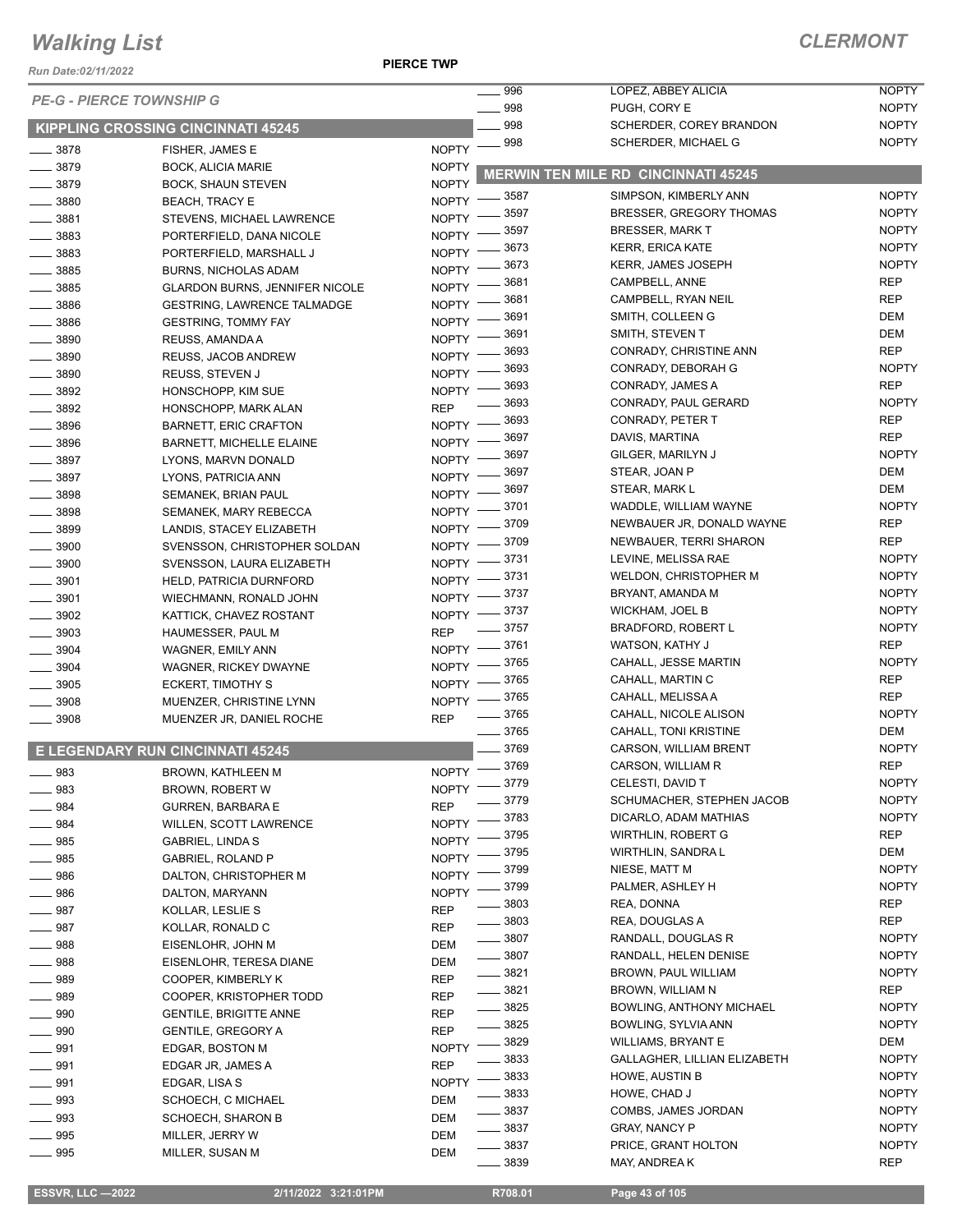# Walking List

## CLERMONT

Run Date:02/11/2022

PIERCE TWP

*PE-G - PIERCE TOWNSHIP G*

### KIPPLING CROSSING CINCINNATI 45245

| No. | Name | Party |
|---|---|---|
| 3878 | FISHER, JAMES E | NOPTY |
| 3879 | BOCK, ALICIA MARIE | NOPTY |
| 3879 | BOCK, SHAUN STEVEN | NOPTY |
| 3880 | BEACH, TRACY E | NOPTY |
| 3881 | STEVENS, MICHAEL LAWRENCE | NOPTY |
| 3883 | PORTERFIELD, DANA NICOLE | NOPTY |
| 3883 | PORTERFIELD, MARSHALL J | NOPTY |
| 3885 | BURNS, NICHOLAS ADAM | NOPTY |
| 3885 | GLARDON BURNS, JENNIFER NICOLE | NOPTY |
| 3886 | GESTRING, LAWRENCE TALMADGE | NOPTY |
| 3886 | GESTRING, TOMMY FAY | NOPTY |
| 3890 | REUSS, AMANDA A | NOPTY |
| 3890 | REUSS, JACOB ANDREW | NOPTY |
| 3890 | REUSS, STEVEN J | NOPTY |
| 3892 | HONSCHOPP, KIM SUE | NOPTY |
| 3892 | HONSCHOPP, MARK ALAN | REP |
| 3896 | BARNETT, ERIC CRAFTON | NOPTY |
| 3896 | BARNETT, MICHELLE ELAINE | NOPTY |
| 3897 | LYONS, MARVN DONALD | NOPTY |
| 3897 | LYONS, PATRICIA ANN | NOPTY |
| 3898 | SEMANEK, BRIAN PAUL | NOPTY |
| 3898 | SEMANEK, MARY REBECCA | NOPTY |
| 3899 | LANDIS, STACEY ELIZABETH | NOPTY |
| 3900 | SVENSSON, CHRISTOPHER SOLDAN | NOPTY |
| 3900 | SVENSSON, LAURA ELIZABETH | NOPTY |
| 3901 | HELD, PATRICIA DURNFORD | NOPTY |
| 3901 | WIECHMANN, RONALD JOHN | NOPTY |
| 3902 | KATTICK, CHAVEZ ROSTANT | NOPTY |
| 3903 | HAUMESSER, PAUL M | REP |
| 3904 | WAGNER, EMILY ANN | NOPTY |
| 3904 | WAGNER, RICKEY DWAYNE | NOPTY |
| 3905 | ECKERT, TIMOTHY S | NOPTY |
| 3908 | MUENZER, CHRISTINE LYNN | NOPTY |
| 3908 | MUENZER JR, DANIEL ROCHE | REP |

### E LEGENDARY RUN CINCINNATI 45245

| No. | Name | Party |
|---|---|---|
| 983 | BROWN, KATHLEEN M | NOPTY |
| 983 | BROWN, ROBERT W | NOPTY |
| 984 | GURREN, BARBARA E | REP |
| 984 | WILLEN, SCOTT LAWRENCE | NOPTY |
| 985 | GABRIEL, LINDA S | NOPTY |
| 985 | GABRIEL, ROLAND P | NOPTY |
| 986 | DALTON, CHRISTOPHER M | NOPTY |
| 986 | DALTON, MARYANN | NOPTY |
| 987 | KOLLAR, LESLIE S | REP |
| 987 | KOLLAR, RONALD C | REP |
| 988 | EISENLOHR, JOHN M | DEM |
| 988 | EISENLOHR, TERESA DIANE | DEM |
| 989 | COOPER, KIMBERLY K | REP |
| 989 | COOPER, KRISTOPHER TODD | REP |
| 990 | GENTILE, BRIGITTE ANNE | REP |
| 990 | GENTILE, GREGORY A | REP |
| 991 | EDGAR, BOSTON M | NOPTY |
| 991 | EDGAR JR, JAMES A | REP |
| 991 | EDGAR, LISA S | NOPTY |
| 993 | SCHOECH, C MICHAEL | DEM |
| 993 | SCHOECH, SHARON B | DEM |
| 995 | MILLER, JERRY W | DEM |
| 995 | MILLER, SUSAN M | DEM |
| 996 | LOPEZ, ABBEY ALICIA | NOPTY |
| 998 | PUGH, CORY E | NOPTY |
| 998 | SCHERDER, COREY BRANDON | NOPTY |
| 998 | SCHERDER, MICHAEL G | NOPTY |

### MERWIN TEN MILE RD CINCINNATI 45245

| No. | Name | Party |
|---|---|---|
| 3587 | SIMPSON, KIMBERLY ANN | NOPTY |
| 3597 | BRESSER, GREGORY THOMAS | NOPTY |
| 3597 | BRESSER, MARK T | NOPTY |
| 3673 | KERR, ERICA KATE | NOPTY |
| 3673 | KERR, JAMES JOSEPH | NOPTY |
| 3681 | CAMPBELL, ANNE | REP |
| 3681 | CAMPBELL, RYAN NEIL | REP |
| 3691 | SMITH, COLLEEN G | DEM |
| 3691 | SMITH, STEVEN T | DEM |
| 3693 | CONRADY, CHRISTINE ANN | REP |
| 3693 | CONRADY, DEBORAH G | NOPTY |
| 3693 | CONRADY, JAMES A | REP |
| 3693 | CONRADY, PAUL GERARD | NOPTY |
| 3693 | CONRADY, PETER T | REP |
| 3697 | DAVIS, MARTINA | REP |
| 3697 | GILGER, MARILYN J | NOPTY |
| 3697 | STEAR, JOAN P | DEM |
| 3697 | STEAR, MARK L | DEM |
| 3701 | WADDLE, WILLIAM WAYNE | NOPTY |
| 3709 | NEWBAUER JR, DONALD WAYNE | REP |
| 3709 | NEWBAUER, TERRI SHARON | REP |
| 3731 | LEVINE, MELISSA RAE | NOPTY |
| 3731 | WELDON, CHRISTOPHER M | NOPTY |
| 3737 | BRYANT, AMANDA M | NOPTY |
| 3737 | WICKHAM, JOEL B | NOPTY |
| 3757 | BRADFORD, ROBERT L | NOPTY |
| 3761 | WATSON, KATHY J | REP |
| 3765 | CAHALL, JESSE MARTIN | NOPTY |
| 3765 | CAHALL, MARTIN C | REP |
| 3765 | CAHALL, MELISSA A | REP |
| 3765 | CAHALL, NICOLE ALISON | NOPTY |
| 3765 | CAHALL, TONI KRISTINE | DEM |
| 3769 | CARSON, WILLIAM BRENT | NOPTY |
| 3769 | CARSON, WILLIAM R | REP |
| 3779 | CELESTI, DAVID T | NOPTY |
| 3779 | SCHUMACHER, STEPHEN JACOB | NOPTY |
| 3783 | DICARLO, ADAM MATHIAS | NOPTY |
| 3795 | WIRTHLIN, ROBERT G | REP |
| 3795 | WIRTHLIN, SANDRA L | DEM |
| 3799 | NIESE, MATT M | NOPTY |
| 3799 | PALMER, ASHLEY H | NOPTY |
| 3803 | REA, DONNA | REP |
| 3803 | REA, DOUGLAS A | REP |
| 3807 | RANDALL, DOUGLAS R | NOPTY |
| 3807 | RANDALL, HELEN DENISE | NOPTY |
| 3821 | BROWN, PAUL WILLIAM | NOPTY |
| 3821 | BROWN, WILLIAM N | REP |
| 3825 | BOWLING, ANTHONY MICHAEL | NOPTY |
| 3825 | BOWLING, SYLVIA ANN | NOPTY |
| 3829 | WILLIAMS, BRYANT E | DEM |
| 3833 | GALLAGHER, LILLIAN ELIZABETH | NOPTY |
| 3833 | HOWE, AUSTIN B | NOPTY |
| 3833 | HOWE, CHAD J | NOPTY |
| 3837 | COMBS, JAMES JORDAN | NOPTY |
| 3837 | GRAY, NANCY P | NOPTY |
| 3837 | PRICE, GRANT HOLTON | NOPTY |
| 3839 | MAY, ANDREA K | REP |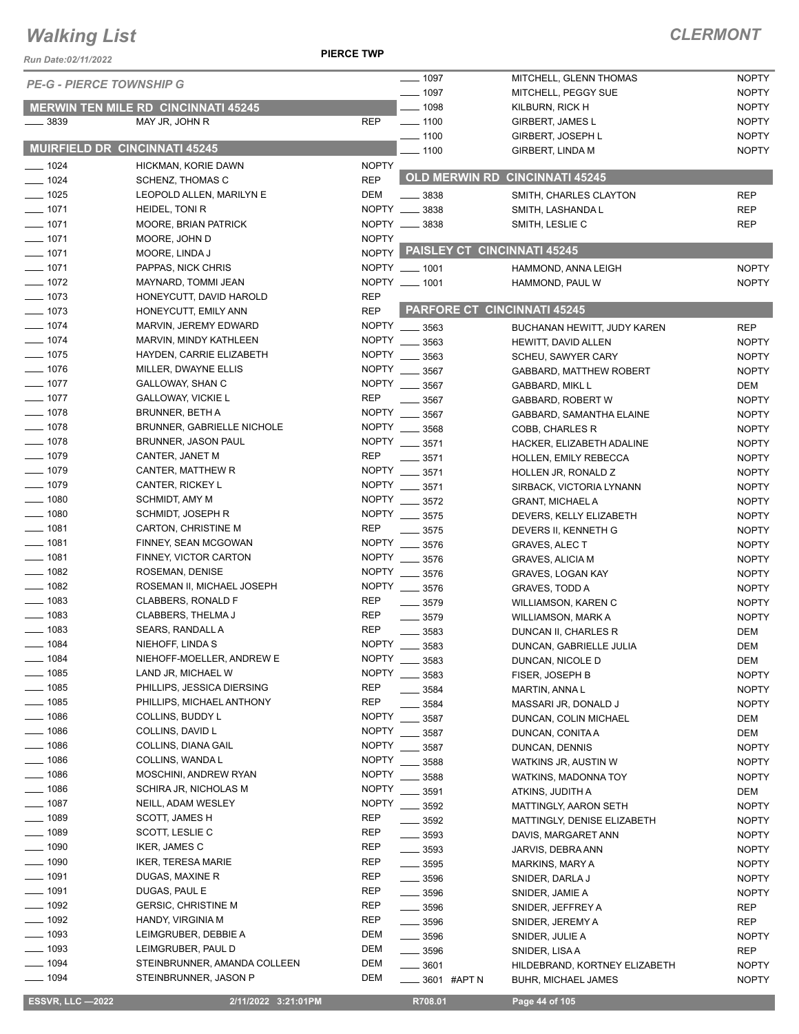# Walking List

## CLERMONT

Run Date:02/11/2022

PIERCE TWP

### PE-G - PIERCE TOWNSHIP G

#### MERWIN TEN MILE RD CINCINNATI 45245

| No. | Name | Party |
|---|---|---|
| 3839 | MAY JR, JOHN R | REP |

#### MUIRFIELD DR CINCINNATI 45245

| No. | Name | Party |
|---|---|---|
| 1024 | HICKMAN, KORIE DAWN | NOPTY |
| 1024 | SCHENZ, THOMAS C | REP |
| 1025 | LEOPOLD ALLEN, MARILYN E | DEM |
| 1071 | HEIDEL, TONI R | NOPTY |
| 1071 | MOORE, BRIAN PATRICK | NOPTY |
| 1071 | MOORE, JOHN D | NOPTY |
| 1071 | MOORE, LINDA J | NOPTY |
| 1071 | PAPPAS, NICK CHRIS | NOPTY |
| 1072 | MAYNARD, TOMMI JEAN | NOPTY |
| 1073 | HONEYCUTT, DAVID HAROLD | REP |
| 1073 | HONEYCUTT, EMILY ANN | REP |
| 1074 | MARVIN, JEREMY EDWARD | NOPTY |
| 1074 | MARVIN, MINDY KATHLEEN | NOPTY |
| 1075 | HAYDEN, CARRIE ELIZABETH | NOPTY |
| 1076 | MILLER, DWAYNE ELLIS | NOPTY |
| 1077 | GALLOWAY, SHAN C | NOPTY |
| 1077 | GALLOWAY, VICKIE L | REP |
| 1078 | BRUNNER, BETH A | NOPTY |
| 1078 | BRUNNER, GABRIELLE NICHOLE | NOPTY |
| 1078 | BRUNNER, JASON PAUL | NOPTY |
| 1079 | CANTER, JANET M | REP |
| 1079 | CANTER, MATTHEW R | NOPTY |
| 1079 | CANTER, RICKEY L | NOPTY |
| 1080 | SCHMIDT, AMY M | NOPTY |
| 1080 | SCHMIDT, JOSEPH R | NOPTY |
| 1081 | CARTON, CHRISTINE M | REP |
| 1081 | FINNEY, SEAN MCGOWAN | NOPTY |
| 1081 | FINNEY, VICTOR CARTON | NOPTY |
| 1082 | ROSEMAN, DENISE | NOPTY |
| 1082 | ROSEMAN II, MICHAEL JOSEPH | NOPTY |
| 1083 | CLABBERS, RONALD F | REP |
| 1083 | CLABBERS, THELMA J | REP |
| 1083 | SEARS, RANDALL A | REP |
| 1084 | NIEHOFF, LINDA S | NOPTY |
| 1084 | NIEHOFF-MOELLER, ANDREW E | NOPTY |
| 1085 | LAND JR, MICHAEL W | NOPTY |
| 1085 | PHILLIPS, JESSICA DIERSING | REP |
| 1085 | PHILLIPS, MICHAEL ANTHONY | REP |
| 1086 | COLLINS, BUDDY L | NOPTY |
| 1086 | COLLINS, DAVID L | NOPTY |
| 1086 | COLLINS, DIANA GAIL | NOPTY |
| 1086 | COLLINS, WANDA L | NOPTY |
| 1086 | MOSCHINI, ANDREW RYAN | NOPTY |
| 1086 | SCHIRA JR, NICHOLAS M | NOPTY |
| 1087 | NEILL, ADAM WESLEY | NOPTY |
| 1089 | SCOTT, JAMES H | REP |
| 1089 | SCOTT, LESLIE C | REP |
| 1090 | IKER, JAMES C | REP |
| 1090 | IKER, TERESA MARIE | REP |
| 1091 | DUGAS, MAXINE R | REP |
| 1091 | DUGAS, PAUL E | REP |
| 1092 | GERSIC, CHRISTINE M | REP |
| 1092 | HANDY, VIRGINIA M | REP |
| 1093 | LEIMGRUBER, DEBBIE A | DEM |
| 1093 | LEIMGRUBER, PAUL D | DEM |
| 1094 | STEINBRUNNER, AMANDA COLLEEN | DEM |
| 1094 | STEINBRUNNER, JASON P | DEM |
| 1097 | MITCHELL, GLENN THOMAS | NOPTY |
| 1097 | MITCHELL, PEGGY SUE | NOPTY |
| 1098 | KILBURN, RICK H | NOPTY |
| 1100 | GIRBERT, JAMES L | NOPTY |
| 1100 | GIRBERT, JOSEPH L | NOPTY |
| 1100 | GIRBERT, LINDA M | NOPTY |

#### OLD MERWIN RD CINCINNATI 45245

| No. | Name | Party |
|---|---|---|
| 3838 | SMITH, CHARLES CLAYTON | REP |
| 3838 | SMITH, LASHANDA L | REP |
| 3838 | SMITH, LESLIE C | REP |

#### PAISLEY CT CINCINNATI 45245

| No. | Name | Party |
|---|---|---|
| 1001 | HAMMOND, ANNA LEIGH | NOPTY |
| 1001 | HAMMOND, PAUL W | NOPTY |

#### PARFORE CT CINCINNATI 45245

| No. | Name | Party |
|---|---|---|
| 3563 | BUCHANAN HEWITT, JUDY KAREN | REP |
| 3563 | HEWITT, DAVID ALLEN | NOPTY |
| 3563 | SCHEU, SAWYER CARY | NOPTY |
| 3567 | GABBARD, MATTHEW ROBERT | NOPTY |
| 3567 | GABBARD, MIKL L | DEM |
| 3567 | GABBARD, ROBERT W | NOPTY |
| 3567 | GABBARD, SAMANTHA ELAINE | NOPTY |
| 3568 | COBB, CHARLES R | NOPTY |
| 3571 | HACKER, ELIZABETH ADALINE | NOPTY |
| 3571 | HOLLEN, EMILY REBECCA | NOPTY |
| 3571 | HOLLEN JR, RONALD Z | NOPTY |
| 3571 | SIRBACK, VICTORIA LYNANN | NOPTY |
| 3572 | GRANT, MICHAEL A | NOPTY |
| 3575 | DEVERS, KELLY ELIZABETH | NOPTY |
| 3575 | DEVERS II, KENNETH G | NOPTY |
| 3576 | GRAVES, ALEC T | NOPTY |
| 3576 | GRAVES, ALICIA M | NOPTY |
| 3576 | GRAVES, LOGAN KAY | NOPTY |
| 3576 | GRAVES, TODD A | NOPTY |
| 3579 | WILLIAMSON, KAREN C | NOPTY |
| 3579 | WILLIAMSON, MARK A | NOPTY |
| 3583 | DUNCAN II, CHARLES R | DEM |
| 3583 | DUNCAN, GABRIELLE JULIA | DEM |
| 3583 | DUNCAN, NICOLE D | DEM |
| 3583 | FISER, JOSEPH B | NOPTY |
| 3584 | MARTIN, ANNA L | NOPTY |
| 3584 | MASSARI JR, DONALD J | NOPTY |
| 3587 | DUNCAN, COLIN MICHAEL | DEM |
| 3587 | DUNCAN, CONITA A | DEM |
| 3587 | DUNCAN, DENNIS | NOPTY |
| 3588 | WATKINS JR, AUSTIN W | NOPTY |
| 3588 | WATKINS, MADONNA TOY | NOPTY |
| 3591 | ATKINS, JUDITH A | DEM |
| 3592 | MATTINGLY, AARON SETH | NOPTY |
| 3592 | MATTINGLY, DENISE ELIZABETH | NOPTY |
| 3593 | DAVIS, MARGARET ANN | NOPTY |
| 3593 | JARVIS, DEBRA ANN | NOPTY |
| 3595 | MARKINS, MARY A | NOPTY |
| 3596 | SNIDER, DARLA J | NOPTY |
| 3596 | SNIDER, JAMIE A | NOPTY |
| 3596 | SNIDER, JEFFREY A | REP |
| 3596 | SNIDER, JEREMY A | REP |
| 3596 | SNIDER, JULIE A | NOPTY |
| 3596 | SNIDER, LISA A | REP |
| 3601 | HILDEBRAND, KORTNEY ELIZABETH | NOPTY |
| 3601 #APT N | BUHR, MICHAEL JAMES | NOPTY |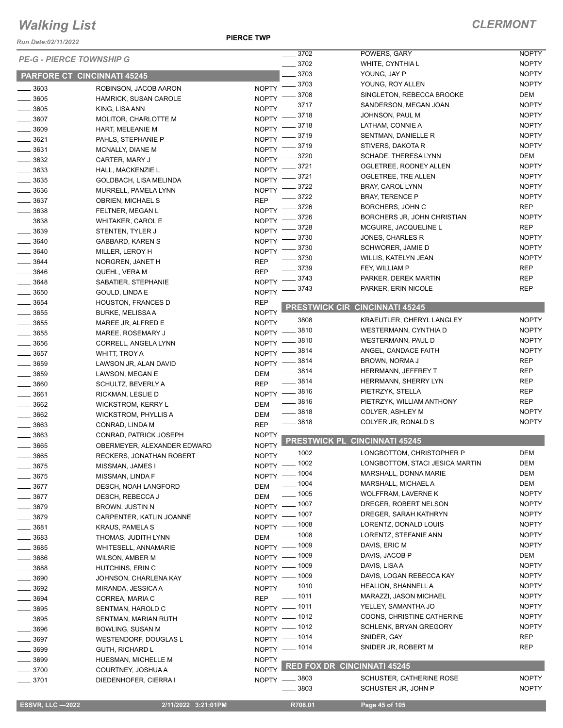# Walking List

**CLERMONT**

Run Date:02/11/2022

**PIERCE TWP**

*PE-G - PIERCE TOWNSHIP G*

## PARFORE CT CINCINNATI 45245

| No. | Name | Party |
|---|---|---|
| 3603 | ROBINSON, JACOB AARON | NOPTY |
| 3605 | HAMRICK, SUSAN CAROLE | NOPTY |
| 3605 | KING, LISA ANN | NOPTY |
| 3607 | MOLITOR, CHARLOTTE M | NOPTY |
| 3609 | HART, MELEANIE M | NOPTY |
| 3621 | PAHLS, STEPHANIE P | NOPTY |
| 3631 | MCNALLY, DIANE M | NOPTY |
| 3632 | CARTER, MARY J | NOPTY |
| 3633 | HALL, MACKENZIE L | NOPTY |
| 3635 | GOLDBACH, LISA MELINDA | NOPTY |
| 3636 | MURRELL, PAMELA LYNN | NOPTY |
| 3637 | OBRIEN, MICHAEL S | REP |
| 3638 | FELTNER, MEGAN L | NOPTY |
| 3638 | WHITAKER, CAROL E | NOPTY |
| 3639 | STENTEN, TYLER J | NOPTY |
| 3640 | GABBARD, KAREN S | NOPTY |
| 3640 | MILLER, LEROY H | NOPTY |
| 3644 | NORGREN, JANET H | REP |
| 3646 | QUEHL, VERA M | REP |
| 3648 | SABATIER, STEPHANIE | NOPTY |
| 3650 | GOULD, LINDA E | NOPTY |
| 3654 | HOUSTON, FRANCES D | REP |
| 3655 | BURKE, MELISSA A | NOPTY |
| 3655 | MAREE JR, ALFRED E | NOPTY |
| 3655 | MAREE, ROSEMARY J | NOPTY |
| 3656 | CORRELL, ANGELA LYNN | NOPTY |
| 3657 | WHITT, TROY A | NOPTY |
| 3659 | LAWSON JR, ALAN DAVID | NOPTY |
| 3659 | LAWSON, MEGAN E | DEM |
| 3660 | SCHULTZ, BEVERLY A | REP |
| 3661 | RICKMAN, LESLIE D | NOPTY |
| 3662 | WICKSTROM, KERRY L | DEM |
| 3662 | WICKSTROM, PHYLLIS A | DEM |
| 3663 | CONRAD, LINDA M | REP |
| 3663 | CONRAD, PATRICK JOSEPH | NOPTY |
| 3665 | OBERMEYER, ALEXANDER EDWARD | NOPTY |
| 3665 | RECKERS, JONATHAN ROBERT | NOPTY |
| 3675 | MISSMAN, JAMES I | NOPTY |
| 3675 | MISSMAN, LINDA F | NOPTY |
| 3677 | DESCH, NOAH LANGFORD | DEM |
| 3677 | DESCH, REBECCA J | DEM |
| 3679 | BROWN, JUSTIN N | NOPTY |
| 3679 | CARPENTER, KATLIN JOANNE | NOPTY |
| 3681 | KRAUS, PAMELA S | NOPTY |
| 3683 | THOMAS, JUDITH LYNN | DEM |
| 3685 | WHITESELL, ANNAMARIE | NOPTY |
| 3686 | WILSON, AMBER M | NOPTY |
| 3688 | HUTCHINS, ERIN C | NOPTY |
| 3690 | JOHNSON, CHARLENA KAY | NOPTY |
| 3692 | MIRANDA, JESSICA A | NOPTY |
| 3694 | CORREA, MARIA C | REP |
| 3695 | SENTMAN, HAROLD C | NOPTY |
| 3695 | SENTMAN, MARIAN RUTH | NOPTY |
| 3696 | BOWLING, SUSAN M | NOPTY |
| 3697 | WESTENDORF, DOUGLAS L | NOPTY |
| 3699 | GUTH, RICHARD L | NOPTY |
| 3699 | HUESMAN, MICHELLE M | NOPTY |
| 3700 | COURTNEY, JOSHUA A | NOPTY |
| 3701 | DIEDENHOFER, CIERRA I | NOPTY |
| 3702 | POWERS, GARY | NOPTY |
| 3702 | WHITE, CYNTHIA L | NOPTY |
| 3703 | YOUNG, JAY P | NOPTY |
| 3703 | YOUNG, ROY ALLEN | NOPTY |
| 3708 | SINGLETON, REBECCA BROOKE | DEM |
| 3717 | SANDERSON, MEGAN JOAN | NOPTY |
| 3718 | JOHNSON, PAUL M | NOPTY |
| 3718 | LATHAM, CONNIE A | NOPTY |
| 3719 | SENTMAN, DANIELLE R | NOPTY |
| 3719 | STIVERS, DAKOTA R | NOPTY |
| 3720 | SCHADE, THERESA LYNN | DEM |
| 3721 | OGLETREE, RODNEY ALLEN | NOPTY |
| 3721 | OGLETREE, TRE ALLEN | NOPTY |
| 3722 | BRAY, CAROL LYNN | NOPTY |
| 3722 | BRAY, TERENCE P | NOPTY |
| 3726 | BORCHERS, JOHN C | REP |
| 3726 | BORCHERS JR, JOHN CHRISTIAN | NOPTY |
| 3728 | MCGUIRE, JACQUELINE L | REP |
| 3730 | JONES, CHARLES R | NOPTY |
| 3730 | SCHWORER, JAMIE D | NOPTY |
| 3730 | WILLIS, KATELYN JEAN | NOPTY |
| 3739 | FEY, WILLIAM P | REP |
| 3743 | PARKER, DEREK MARTIN | REP |
| 3743 | PARKER, ERIN NICOLE | REP |

## PRESTWICK CIR CINCINNATI 45245

| No. | Name | Party |
|---|---|---|
| 3808 | KRAEUTLER, CHERYL LANGLEY | NOPTY |
| 3810 | WESTERMANN, CYNTHIA D | NOPTY |
| 3810 | WESTERMANN, PAUL D | NOPTY |
| 3814 | ANGEL, CANDACE FAITH | NOPTY |
| 3814 | BROWN, NORMA J | REP |
| 3814 | HERRMANN, JEFFREY T | REP |
| 3814 | HERRMANN, SHERRY LYN | REP |
| 3816 | PIETRZYK, STELLA | REP |
| 3816 | PIETRZYK, WILLIAM ANTHONY | REP |
| 3818 | COLYER, ASHLEY M | NOPTY |
| 3818 | COLYER JR, RONALD S | NOPTY |

## PRESTWICK PL CINCINNATI 45245

| No. | Name | Party |
|---|---|---|
| 1002 | LONGBOTTOM, CHRISTOPHER P | DEM |
| 1002 | LONGBOTTOM, STACI JESICA MARTIN | DEM |
| 1004 | MARSHALL, DONNA MARIE | DEM |
| 1004 | MARSHALL, MICHAEL A | DEM |
| 1005 | WOLFFRAM, LAVERNE K | NOPTY |
| 1007 | DREGER, ROBERT NELSON | NOPTY |
| 1007 | DREGER, SARAH KATHRYN | NOPTY |
| 1008 | LORENTZ, DONALD LOUIS | NOPTY |
| 1008 | LORENTZ, STEFANIE ANN | NOPTY |
| 1009 | DAVIS, ERIC M | NOPTY |
| 1009 | DAVIS, JACOB P | DEM |
| 1009 | DAVIS, LISA A | NOPTY |
| 1009 | DAVIS, LOGAN REBECCA KAY | NOPTY |
| 1010 | HEALION, SHANNELL A | NOPTY |
| 1011 | MARAZZI, JASON MICHAEL | NOPTY |
| 1011 | YELLEY, SAMANTHA JO | NOPTY |
| 1012 | COONS, CHRISTINE CATHERINE | NOPTY |
| 1012 | SCHLENK, BRYAN GREGORY | NOPTY |
| 1014 | SNIDER, GAY | REP |
| 1014 | SNIDER JR, ROBERT M | REP |

## RED FOX DR CINCINNATI 45245

| No. | Name | Party |
|---|---|---|
| 3803 | SCHUSTER, CATHERINE ROSE | NOPTY |
| 3803 | SCHUSTER JR, JOHN P | NOPTY |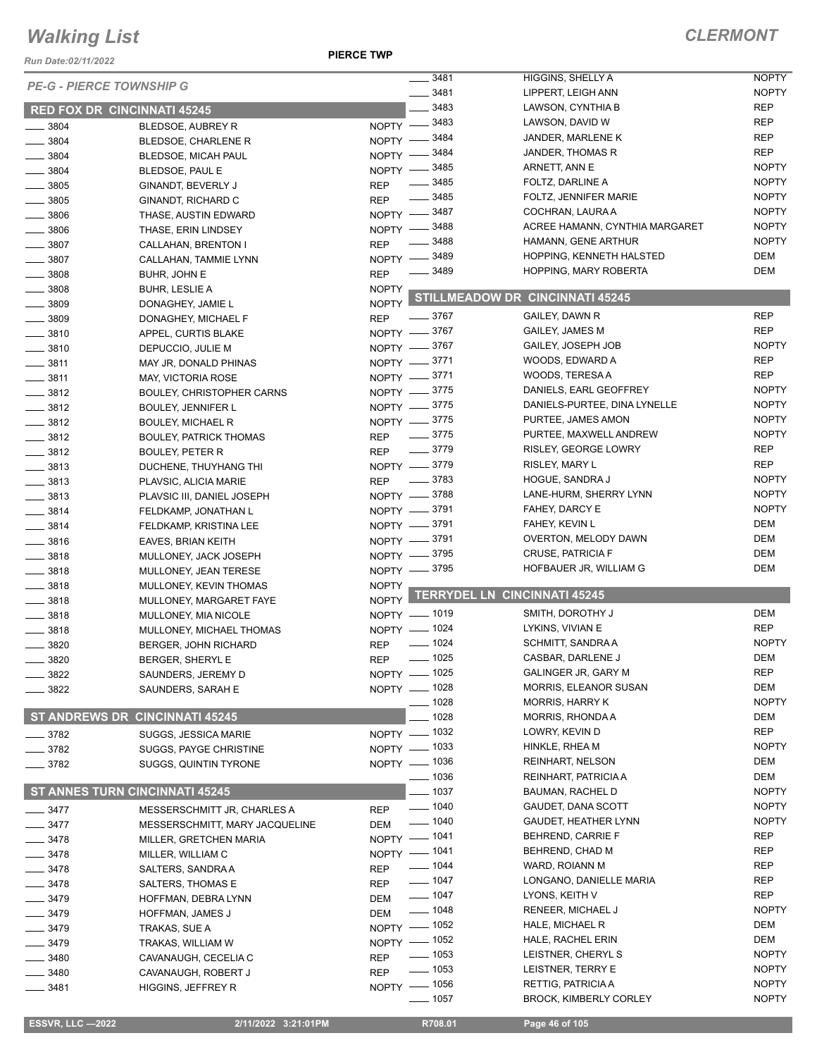# Walking List

**CLERMONT**

Run Date:02/11/2022

**PIERCE TWP**

*PE-G - PIERCE TOWNSHIP G*

## RED FOX DR CINCINNATI 45245

| No. | Name | Party |
|---|---|---|
| 3804 | BLEDSOE, AUBREY R | NOPTY |
| 3804 | BLEDSOE, CHARLENE R | NOPTY |
| 3804 | BLEDSOE, MICAH PAUL | NOPTY |
| 3804 | BLEDSOE, PAUL E | NOPTY |
| 3805 | GINANDT, BEVERLY J | REP |
| 3805 | GINANDT, RICHARD C | REP |
| 3806 | THASE, AUSTIN EDWARD | NOPTY |
| 3806 | THASE, ERIN LINDSEY | NOPTY |
| 3807 | CALLAHAN, BRENTON I | REP |
| 3807 | CALLAHAN, TAMMIE LYNN | NOPTY |
| 3808 | BUHR, JOHN E | REP |
| 3808 | BUHR, LESLIE A | NOPTY |
| 3809 | DONAGHEY, JAMIE L | NOPTY |
| 3809 | DONAGHEY, MICHAEL F | REP |
| 3810 | APPEL, CURTIS BLAKE | NOPTY |
| 3810 | DEPUCCIO, JULIE M | NOPTY |
| 3811 | MAY JR, DONALD PHINAS | NOPTY |
| 3811 | MAY, VICTORIA ROSE | NOPTY |
| 3812 | BOULEY, CHRISTOPHER CARNS | NOPTY |
| 3812 | BOULEY, JENNIFER L | NOPTY |
| 3812 | BOULEY, MICHAEL R | NOPTY |
| 3812 | BOULEY, PATRICK THOMAS | REP |
| 3812 | BOULEY, PETER R | REP |
| 3813 | DUCHENE, THUYHANG THI | NOPTY |
| 3813 | PLAVSIC, ALICIA MARIE | REP |
| 3813 | PLAVSIC III, DANIEL JOSEPH | NOPTY |
| 3814 | FELDKAMP, JONATHAN L | NOPTY |
| 3814 | FELDKAMP, KRISTINA LEE | NOPTY |
| 3816 | EAVES, BRIAN KEITH | NOPTY |
| 3818 | MULLONEY, JACK JOSEPH | NOPTY |
| 3818 | MULLONEY, JEAN TERESE | NOPTY |
| 3818 | MULLONEY, KEVIN THOMAS | NOPTY |
| 3818 | MULLONEY, MARGARET FAYE | NOPTY |
| 3818 | MULLONEY, MIA NICOLE | NOPTY |
| 3818 | MULLONEY, MICHAEL THOMAS | NOPTY |
| 3820 | BERGER, JOHN RICHARD | REP |
| 3820 | BERGER, SHERYL E | REP |
| 3822 | SAUNDERS, JEREMY D | NOPTY |
| 3822 | SAUNDERS, SARAH E | NOPTY |

## ST ANDREWS DR CINCINNATI 45245

| No. | Name | Party |
|---|---|---|
| 3782 | SUGGS, JESSICA MARIE | NOPTY |
| 3782 | SUGGS, PAYGE CHRISTINE | NOPTY |
| 3782 | SUGGS, QUINTIN TYRONE | NOPTY |

## ST ANNES TURN CINCINNATI 45245

| No. | Name | Party |
|---|---|---|
| 3477 | MESSERSCHMITT JR, CHARLES A | REP |
| 3477 | MESSERSCHMITT, MARY JACQUELINE | DEM |
| 3478 | MILLER, GRETCHEN MARIA | NOPTY |
| 3478 | MILLER, WILLIAM C | NOPTY |
| 3478 | SALTERS, SANDRA A | REP |
| 3478 | SALTERS, THOMAS E | REP |
| 3479 | HOFFMAN, DEBRA LYNN | DEM |
| 3479 | HOFFMAN, JAMES J | DEM |
| 3479 | TRAKAS, SUE A | NOPTY |
| 3479 | TRAKAS, WILLIAM W | NOPTY |
| 3480 | CAVANAUGH, CECELIA C | REP |
| 3480 | CAVANAUGH, ROBERT J | REP |
| 3481 | HIGGINS, JEFFREY R | NOPTY |
| 3481 | HIGGINS, SHELLY A | NOPTY |
| 3481 | LIPPERT, LEIGH ANN | NOPTY |
| 3483 | LAWSON, CYNTHIA B | REP |
| 3483 | LAWSON, DAVID W | REP |
| 3484 | JANDER, MARLENE K | REP |
| 3484 | JANDER, THOMAS R | REP |
| 3485 | ARNETT, ANN E | NOPTY |
| 3485 | FOLTZ, DARLINE A | NOPTY |
| 3485 | FOLTZ, JENNIFER MARIE | NOPTY |
| 3487 | COCHRAN, LAURA A | NOPTY |
| 3488 | ACREE HAMANN, CYNTHIA MARGARET | NOPTY |
| 3488 | HAMANN, GENE ARTHUR | NOPTY |
| 3489 | HOPPING, KENNETH HALSTED | DEM |
| 3489 | HOPPING, MARY ROBERTA | DEM |

## STILLMEADOW DR CINCINNATI 45245

| No. | Name | Party |
|---|---|---|
| 3767 | GAILEY, DAWN R | REP |
| 3767 | GAILEY, JAMES M | REP |
| 3767 | GAILEY, JOSEPH JOB | NOPTY |
| 3771 | WOODS, EDWARD A | REP |
| 3771 | WOODS, TERESA A | REP |
| 3775 | DANIELS, EARL GEOFFREY | NOPTY |
| 3775 | DANIELS-PURTEE, DINA LYNELLE | NOPTY |
| 3775 | PURTEE, JAMES AMON | NOPTY |
| 3775 | PURTEE, MAXWELL ANDREW | NOPTY |
| 3779 | RISLEY, GEORGE LOWRY | REP |
| 3779 | RISLEY, MARY L | REP |
| 3783 | HOGUE, SANDRA J | NOPTY |
| 3788 | LANE-HURM, SHERRY LYNN | NOPTY |
| 3791 | FAHEY, DARCY E | NOPTY |
| 3791 | FAHEY, KEVIN L | DEM |
| 3791 | OVERTON, MELODY DAWN | DEM |
| 3795 | CRUSE, PATRICIA F | DEM |
| 3795 | HOFBAUER JR, WILLIAM G | DEM |

## TERRYDEL LN CINCINNATI 45245

| No. | Name | Party |
|---|---|---|
| 1019 | SMITH, DOROTHY J | DEM |
| 1024 | LYKINS, VIVIAN E | REP |
| 1024 | SCHMITT, SANDRA A | NOPTY |
| 1025 | CASBAR, DARLENE J | DEM |
| 1025 | GALINGER JR, GARY M | REP |
| 1028 | MORRIS, ELEANOR SUSAN | DEM |
| 1028 | MORRIS, HARRY K | NOPTY |
| 1028 | MORRIS, RHONDA A | DEM |
| 1032 | LOWRY, KEVIN D | REP |
| 1033 | HINKLE, RHEA M | NOPTY |
| 1036 | REINHART, NELSON | DEM |
| 1036 | REINHART, PATRICIA A | DEM |
| 1037 | BAUMAN, RACHEL D | NOPTY |
| 1040 | GAUDET, DANA SCOTT | NOPTY |
| 1040 | GAUDET, HEATHER LYNN | NOPTY |
| 1041 | BEHREND, CARRIE F | REP |
| 1041 | BEHREND, CHAD M | REP |
| 1044 | WARD, ROIANN M | REP |
| 1047 | LONGANO, DANIELLE MARIA | REP |
| 1047 | LYONS, KEITH V | REP |
| 1048 | RENEER, MICHAEL J | NOPTY |
| 1052 | HALE, MICHAEL R | DEM |
| 1052 | HALE, RACHEL ERIN | DEM |
| 1053 | LEISTNER, CHERYL S | NOPTY |
| 1053 | LEISTNER, TERRY E | NOPTY |
| 1056 | RETTIG, PATRICIA A | NOPTY |
| 1057 | BROCK, KIMBERLY CORLEY | NOPTY |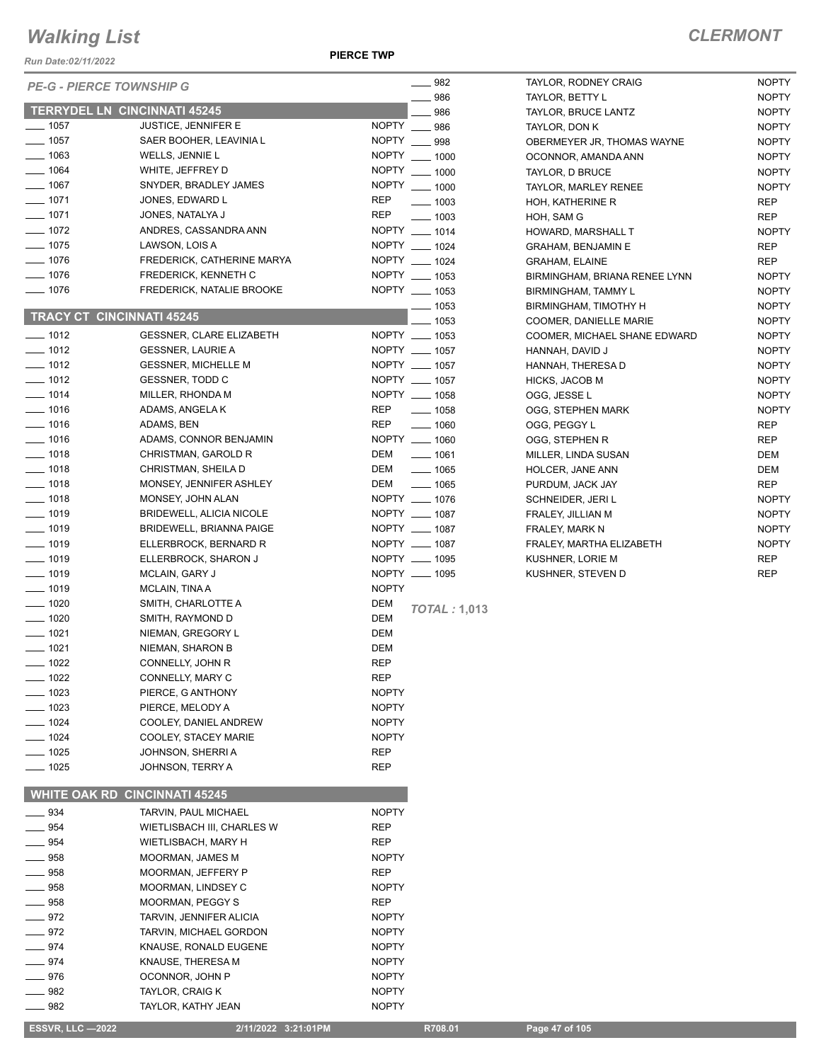# Walking List

## CLERMONT

*Run Date:02/11/2022*

**PIERCE TWP**

*PE-G - PIERCE TOWNSHIP G*

### TERRYDEL LN CINCINNATI 45245

| No. | Name | Party |
|---|---|---|
| ____ 1057 | JUSTICE, JENNIFER E | NOPTY |
| ____ 1057 | SAER BOOHER, LEAVINIA L | NOPTY |
| ____ 1063 | WELLS, JENNIE L | NOPTY |
| ____ 1064 | WHITE, JEFFREY D | NOPTY |
| ____ 1067 | SNYDER, BRADLEY JAMES | NOPTY |
| ____ 1071 | JONES, EDWARD L | REP |
| ____ 1071 | JONES, NATALYA J | REP |
| ____ 1072 | ANDRES, CASSANDRA ANN | NOPTY |
| ____ 1075 | LAWSON, LOIS A | NOPTY |
| ____ 1076 | FREDERICK, CATHERINE MARYA | NOPTY |
| ____ 1076 | FREDERICK, KENNETH C | NOPTY |
| ____ 1076 | FREDERICK, NATALIE BROOKE | NOPTY |

### TRACY CT CINCINNATI 45245

| No. | Name | Party |
|---|---|---|
| ____ 1012 | GESSNER, CLARE ELIZABETH | NOPTY |
| ____ 1012 | GESSNER, LAURIE A | NOPTY |
| ____ 1012 | GESSNER, MICHELLE M | NOPTY |
| ____ 1012 | GESSNER, TODD C | NOPTY |
| ____ 1014 | MILLER, RHONDA M | NOPTY |
| ____ 1016 | ADAMS, ANGELA K | REP |
| ____ 1016 | ADAMS, BEN | REP |
| ____ 1016 | ADAMS, CONNOR BENJAMIN | NOPTY |
| ____ 1018 | CHRISTMAN, GAROLD R | DEM |
| ____ 1018 | CHRISTMAN, SHEILA D | DEM |
| ____ 1018 | MONSEY, JENNIFER ASHLEY | DEM |
| ____ 1018 | MONSEY, JOHN ALAN | NOPTY |
| ____ 1019 | BRIDEWELL, ALICIA NICOLE | NOPTY |
| ____ 1019 | BRIDEWELL, BRIANNA PAIGE | NOPTY |
| ____ 1019 | ELLERBROCK, BERNARD R | NOPTY |
| ____ 1019 | ELLERBROCK, SHARON J | NOPTY |
| ____ 1019 | MCLAIN, GARY J | NOPTY |
| ____ 1019 | MCLAIN, TINA A | NOPTY |
| ____ 1020 | SMITH, CHARLOTTE A | DEM |
| ____ 1020 | SMITH, RAYMOND D | DEM |
| ____ 1021 | NIEMAN, GREGORY L | DEM |
| ____ 1021 | NIEMAN, SHARON B | DEM |
| ____ 1022 | CONNELLY, JOHN R | REP |
| ____ 1022 | CONNELLY, MARY C | REP |
| ____ 1023 | PIERCE, G ANTHONY | NOPTY |
| ____ 1023 | PIERCE, MELODY A | NOPTY |
| ____ 1024 | COOLEY, DANIEL ANDREW | NOPTY |
| ____ 1024 | COOLEY, STACEY MARIE | NOPTY |
| ____ 1025 | JOHNSON, SHERRI A | REP |
| ____ 1025 | JOHNSON, TERRY A | REP |

### WHITE OAK RD CINCINNATI 45245

| No. | Name | Party |
|---|---|---|
| ____ 934 | TARVIN, PAUL MICHAEL | NOPTY |
| ____ 954 | WIETLISBACH III, CHARLES W | REP |
| ____ 954 | WIETLISBACH, MARY H | REP |
| ____ 958 | MOORMAN, JAMES M | NOPTY |
| ____ 958 | MOORMAN, JEFFERY P | REP |
| ____ 958 | MOORMAN, LINDSEY C | NOPTY |
| ____ 958 | MOORMAN, PEGGY S | REP |
| ____ 972 | TARVIN, JENNIFER ALICIA | NOPTY |
| ____ 972 | TARVIN, MICHAEL GORDON | NOPTY |
| ____ 974 | KNAUSE, RONALD EUGENE | NOPTY |
| ____ 974 | KNAUSE, THERESA M | NOPTY |
| ____ 976 | OCONNOR, JOHN P | NOPTY |
| ____ 982 | TAYLOR, CRAIG K | NOPTY |
| ____ 982 | TAYLOR, KATHY JEAN | NOPTY |
| ____ 982 | TAYLOR, RODNEY CRAIG | NOPTY |
| ____ 986 | TAYLOR, BETTY L | NOPTY |
| ____ 986 | TAYLOR, BRUCE LANTZ | NOPTY |
| ____ 986 | TAYLOR, DON K | NOPTY |
| ____ 998 | OBERMEYER JR, THOMAS WAYNE | NOPTY |
| ____ 1000 | OCONNOR, AMANDA ANN | NOPTY |
| ____ 1000 | TAYLOR, D BRUCE | NOPTY |
| ____ 1000 | TAYLOR, MARLEY RENEE | NOPTY |
| ____ 1003 | HOH, KATHERINE R | REP |
| ____ 1003 | HOH, SAM G | REP |
| ____ 1014 | HOWARD, MARSHALL T | NOPTY |
| ____ 1024 | GRAHAM, BENJAMIN E | REP |
| ____ 1024 | GRAHAM, ELAINE | REP |
| ____ 1053 | BIRMINGHAM, BRIANA RENEE LYNN | NOPTY |
| ____ 1053 | BIRMINGHAM, TAMMY L | NOPTY |
| ____ 1053 | BIRMINGHAM, TIMOTHY H | NOPTY |
| ____ 1053 | COOMER, DANIELLE MARIE | NOPTY |
| ____ 1053 | COOMER, MICHAEL SHANE EDWARD | NOPTY |
| ____ 1057 | HANNAH, DAVID J | NOPTY |
| ____ 1057 | HANNAH, THERESA D | NOPTY |
| ____ 1057 | HICKS, JACOB M | NOPTY |
| ____ 1058 | OGG, JESSE L | NOPTY |
| ____ 1058 | OGG, STEPHEN MARK | NOPTY |
| ____ 1060 | OGG, PEGGY L | REP |
| ____ 1060 | OGG, STEPHEN R | REP |
| ____ 1061 | MILLER, LINDA SUSAN | DEM |
| ____ 1065 | HOLCER, JANE ANN | DEM |
| ____ 1065 | PURDUM, JACK JAY | REP |
| ____ 1076 | SCHNEIDER, JERI L | NOPTY |
| ____ 1087 | FRALEY, JILLIAN M | NOPTY |
| ____ 1087 | FRALEY, MARK N | NOPTY |
| ____ 1087 | FRALEY, MARTHA ELIZABETH | NOPTY |
| ____ 1095 | KUSHNER, LORIE M | REP |
| ____ 1095 | KUSHNER, STEVEN D | REP |

*TOTAL : 1,013*

ESSVR, LLC —2022 | 2/11/2022 3:21:01PM | R708.01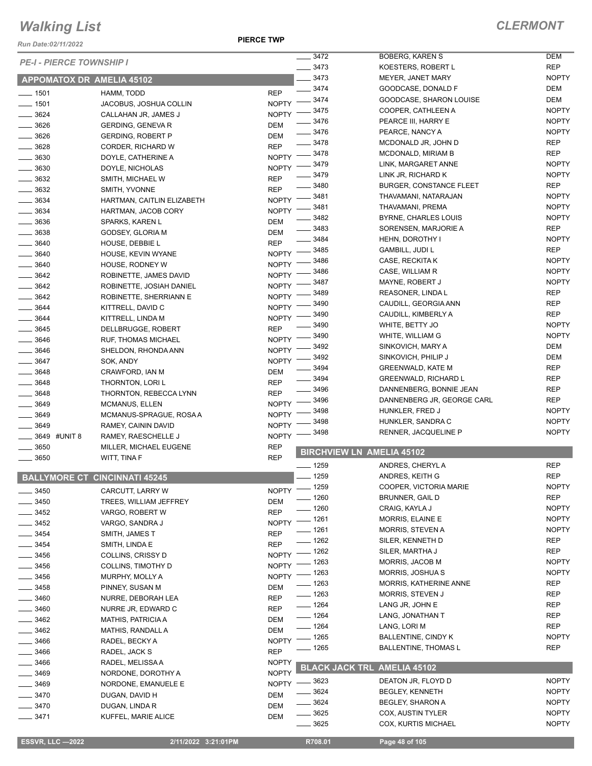# Walking List

## CLERMONT

Run Date:02/11/2022

PIERCE TWP

*PE-I - PIERCE TOWNSHIP I*

### APPOMATOX DR AMELIA 45102

| No. | Name | Party |
|---|---|---|
| 1501 | HAMM, TODD | REP |
| 1501 | JACOBUS, JOSHUA COLLIN | NOPTY |
| 3624 | CALLAHAN JR, JAMES J | NOPTY |
| 3626 | GERDING, GENEVA R | DEM |
| 3626 | GERDING, ROBERT P | DEM |
| 3628 | CORDER, RICHARD W | REP |
| 3630 | DOYLE, CATHERINE A | NOPTY |
| 3630 | DOYLE, NICHOLAS | NOPTY |
| 3632 | SMITH, MICHAEL W | REP |
| 3632 | SMITH, YVONNE | REP |
| 3634 | HARTMAN, CAITLIN ELIZABETH | NOPTY |
| 3634 | HARTMAN, JACOB CORY | NOPTY |
| 3636 | SPARKS, KAREN L | DEM |
| 3638 | GODSEY, GLORIA M | DEM |
| 3640 | HOUSE, DEBBIE L | REP |
| 3640 | HOUSE, KEVIN WYANE | NOPTY |
| 3640 | HOUSE, RODNEY W | NOPTY |
| 3642 | ROBINETTE, JAMES DAVID | NOPTY |
| 3642 | ROBINETTE, JOSIAH DANIEL | NOPTY |
| 3642 | ROBINETTE, SHERRIANN E | NOPTY |
| 3644 | KITTRELL, DAVID C | NOPTY |
| 3644 | KITTRELL, LINDA M | NOPTY |
| 3645 | DELLBRUGGE, ROBERT | REP |
| 3646 | RUF, THOMAS MICHAEL | NOPTY |
| 3646 | SHELDON, RHONDA ANN | NOPTY |
| 3647 | SOK, ANDY | NOPTY |
| 3648 | CRAWFORD, IAN M | DEM |
| 3648 | THORNTON, LORI L | REP |
| 3648 | THORNTON, REBECCA LYNN | REP |
| 3649 | MCMANUS, ELLEN | NOPTY |
| 3649 | MCMANUS-SPRAGUE, ROSA A | NOPTY |
| 3649 | RAMEY, CAININ DAVID | NOPTY |
| 3649 #UNIT 8 | RAMEY, RAESCHELLE J | NOPTY |
| 3650 | MILLER, MICHAEL EUGENE | REP |
| 3650 | WITT, TINA F | REP |

### BALLYMORE CT CINCINNATI 45245

| No. | Name | Party |
|---|---|---|
| 3450 | CARCUTT, LARRY W | NOPTY |
| 3450 | TREES, WILLIAM JEFFREY | DEM |
| 3452 | VARGO, ROBERT W | REP |
| 3452 | VARGO, SANDRA J | NOPTY |
| 3454 | SMITH, JAMES T | REP |
| 3454 | SMITH, LINDA E | REP |
| 3456 | COLLINS, CRISSY D | NOPTY |
| 3456 | COLLINS, TIMOTHY D | NOPTY |
| 3456 | MURPHY, MOLLY A | NOPTY |
| 3458 | PINNEY, SUSAN M | DEM |
| 3460 | NURRE, DEBORAH LEA | REP |
| 3460 | NURRE JR, EDWARD C | REP |
| 3462 | MATHIS, PATRICIA A | DEM |
| 3462 | MATHIS, RANDALL A | DEM |
| 3466 | RADEL, BECKY A | NOPTY |
| 3466 | RADEL, JACK S | REP |
| 3466 | RADEL, MELISSA A | NOPTY |
| 3469 | NORDONE, DOROTHY A | NOPTY |
| 3469 | NORDONE, EMANUELE E | NOPTY |
| 3470 | DUGAN, DAVID H | DEM |
| 3470 | DUGAN, LINDA R | DEM |
| 3471 | KUFFEL, MARIE ALICE | DEM |
| 3472 | BOBERG, KAREN S | DEM |
| 3473 | KOESTERS, ROBERT L | REP |
| 3473 | MEYER, JANET MARY | NOPTY |
| 3474 | GOODCASE, DONALD F | DEM |
| 3474 | GOODCASE, SHARON LOUISE | DEM |
| 3475 | COOPER, CATHLEEN A | NOPTY |
| 3476 | PEARCE III, HARRY E | NOPTY |
| 3476 | PEARCE, NANCY A | NOPTY |
| 3478 | MCDONALD JR, JOHN D | REP |
| 3478 | MCDONALD, MIRIAM B | REP |
| 3479 | LINK, MARGARET ANNE | NOPTY |
| 3479 | LINK JR, RICHARD K | NOPTY |
| 3480 | BURGER, CONSTANCE FLEET | REP |
| 3481 | THAVAMANI, NATARAJAN | NOPTY |
| 3481 | THAVAMANI, PREMA | NOPTY |
| 3482 | BYRNE, CHARLES LOUIS | NOPTY |
| 3483 | SORENSEN, MARJORIE A | REP |
| 3484 | HEHN, DOROTHY I | NOPTY |
| 3485 | GAMBILL, JUDI L | REP |
| 3486 | CASE, RECKITA K | NOPTY |
| 3486 | CASE, WILLIAM R | NOPTY |
| 3487 | MAYNE, ROBERT J | NOPTY |
| 3489 | REASONER, LINDA L | REP |
| 3490 | CAUDILL, GEORGIA ANN | REP |
| 3490 | CAUDILL, KIMBERLY A | REP |
| 3490 | WHITE, BETTY JO | NOPTY |
| 3490 | WHITE, WILLIAM G | NOPTY |
| 3492 | SINKOVICH, MARY A | DEM |
| 3492 | SINKOVICH, PHILIP J | DEM |
| 3494 | GREENWALD, KATE M | REP |
| 3494 | GREENWALD, RICHARD L | REP |
| 3496 | DANNENBERG, BONNIE JEAN | REP |
| 3496 | DANNENBERG JR, GEORGE CARL | REP |
| 3498 | HUNKLER, FRED J | NOPTY |
| 3498 | HUNKLER, SANDRA C | NOPTY |
| 3498 | RENNER, JACQUELINE P | NOPTY |

### BIRCHVIEW LN AMELIA 45102

| No. | Name | Party |
|---|---|---|
| 1259 | ANDRES, CHERYL A | REP |
| 1259 | ANDRES, KEITH G | REP |
| 1259 | COOPER, VICTORIA MARIE | NOPTY |
| 1260 | BRUNNER, GAIL D | REP |
| 1260 | CRAIG, KAYLA J | NOPTY |
| 1261 | MORRIS, ELAINE E | NOPTY |
| 1261 | MORRIS, STEVEN A | NOPTY |
| 1262 | SILER, KENNETH D | REP |
| 1262 | SILER, MARTHA J | REP |
| 1263 | MORRIS, JACOB M | NOPTY |
| 1263 | MORRIS, JOSHUA S | NOPTY |
| 1263 | MORRIS, KATHERINE ANNE | REP |
| 1263 | MORRIS, STEVEN J | REP |
| 1264 | LANG JR, JOHN E | REP |
| 1264 | LANG, JONATHAN T | REP |
| 1264 | LANG, LORI M | REP |
| 1265 | BALLENTINE, CINDY K | NOPTY |
| 1265 | BALLENTINE, THOMAS L | REP |

### BLACK JACK TRL AMELIA 45102

| No. | Name | Party |
|---|---|---|
| 3623 | DEATON JR, FLOYD D | NOPTY |
| 3624 | BEGLEY, KENNETH | NOPTY |
| 3624 | BEGLEY, SHARON A | NOPTY |
| 3625 | COX, AUSTIN TYLER | NOPTY |
| 3625 | COX, KURTIS MICHAEL | NOPTY |

ESSVR, LLC —2022 2/11/2022 3:21:01PM R708.01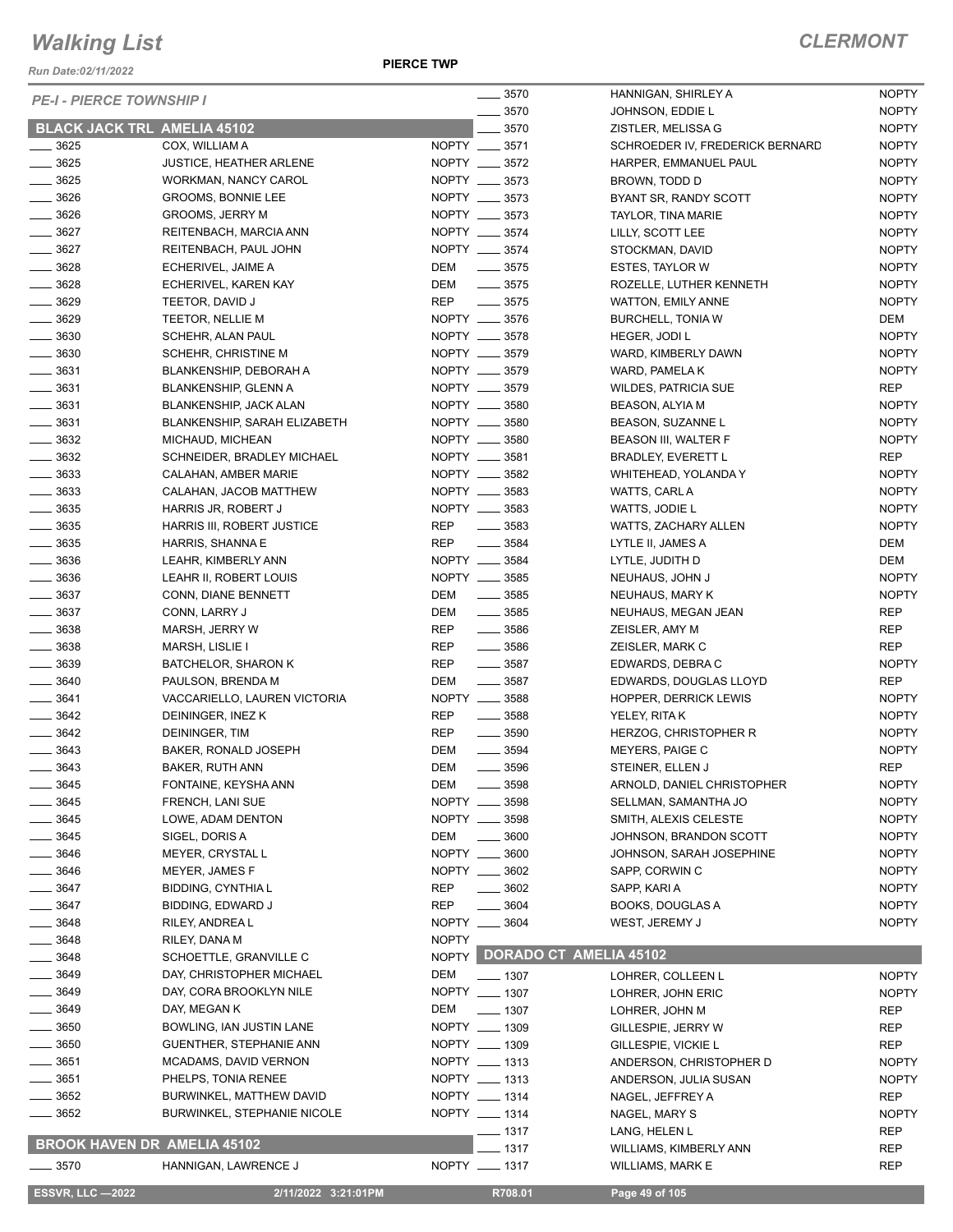# Walking List

**CLERMONT**

Run Date:02/11/2022

**PIERCE TWP**

*PE-I - PIERCE TOWNSHIP I*

## BLACK JACK TRL AMELIA 45102

| No. | Name | Party |
|---|---|---|
| 3625 | COX, WILLIAM A | NOPTY |
| 3625 | JUSTICE, HEATHER ARLENE | NOPTY |
| 3625 | WORKMAN, NANCY CAROL | NOPTY |
| 3626 | GROOMS, BONNIE LEE | NOPTY |
| 3626 | GROOMS, JERRY M | NOPTY |
| 3627 | REITENBACH, MARCIA ANN | NOPTY |
| 3627 | REITENBACH, PAUL JOHN | NOPTY |
| 3628 | ECHERIVEL, JAIME A | DEM |
| 3628 | ECHERIVEL, KAREN KAY | DEM |
| 3629 | TEETOR, DAVID J | REP |
| 3629 | TEETOR, NELLIE M | NOPTY |
| 3630 | SCHEHR, ALAN PAUL | NOPTY |
| 3630 | SCHEHR, CHRISTINE M | NOPTY |
| 3631 | BLANKENSHIP, DEBORAH A | NOPTY |
| 3631 | BLANKENSHIP, GLENN A | NOPTY |
| 3631 | BLANKENSHIP, JACK ALAN | NOPTY |
| 3631 | BLANKENSHIP, SARAH ELIZABETH | NOPTY |
| 3632 | MICHAUD, MICHEAN | NOPTY |
| 3632 | SCHNEIDER, BRADLEY MICHAEL | NOPTY |
| 3633 | CALAHAN, AMBER MARIE | NOPTY |
| 3633 | CALAHAN, JACOB MATTHEW | NOPTY |
| 3635 | HARRIS JR, ROBERT J | NOPTY |
| 3635 | HARRIS III, ROBERT JUSTICE | REP |
| 3635 | HARRIS, SHANNA E | REP |
| 3636 | LEAHR, KIMBERLY ANN | NOPTY |
| 3636 | LEAHR II, ROBERT LOUIS | NOPTY |
| 3637 | CONN, DIANE BENNETT | DEM |
| 3637 | CONN, LARRY J | DEM |
| 3638 | MARSH, JERRY W | REP |
| 3638 | MARSH, LISLIE I | REP |
| 3639 | BATCHELOR, SHARON K | REP |
| 3640 | PAULSON, BRENDA M | DEM |
| 3641 | VACCARIELLO, LAUREN VICTORIA | NOPTY |
| 3642 | DEININGER, INEZ K | REP |
| 3642 | DEININGER, TIM | REP |
| 3643 | BAKER, RONALD JOSEPH | DEM |
| 3643 | BAKER, RUTH ANN | DEM |
| 3645 | FONTAINE, KEYSHA ANN | DEM |
| 3645 | FRENCH, LANI SUE | NOPTY |
| 3645 | LOWE, ADAM DENTON | NOPTY |
| 3645 | SIGEL, DORIS A | DEM |
| 3646 | MEYER, CRYSTAL L | NOPTY |
| 3646 | MEYER, JAMES F | NOPTY |
| 3647 | BIDDING, CYNTHIA L | REP |
| 3647 | BIDDING, EDWARD J | REP |
| 3648 | RILEY, ANDREA L | NOPTY |
| 3648 | RILEY, DANA M | NOPTY |
| 3648 | SCHOETTLE, GRANVILLE C | NOPTY |
| 3649 | DAY, CHRISTOPHER MICHAEL | DEM |
| 3649 | DAY, CORA BROOKLYN NILE | NOPTY |
| 3649 | DAY, MEGAN K | DEM |
| 3650 | BOWLING, IAN JUSTIN LANE | NOPTY |
| 3650 | GUENTHER, STEPHANIE ANN | NOPTY |
| 3651 | MCADAMS, DAVID VERNON | NOPTY |
| 3651 | PHELPS, TONIA RENEE | NOPTY |
| 3652 | BURWINKEL, MATTHEW DAVID | NOPTY |
| 3652 | BURWINKEL, STEPHANIE NICOLE | NOPTY |

## BROOK HAVEN DR AMELIA 45102

| No. | Name | Party |
|---|---|---|
| 3570 | HANNIGAN, LAWRENCE J | NOPTY |
| 3570 | HANNIGAN, SHIRLEY A | NOPTY |
| 3570 | JOHNSON, EDDIE L | NOPTY |
| 3570 | ZISTLER, MELISSA G | NOPTY |
| 3571 | SCHROEDER IV, FREDERICK BERNARD | NOPTY |
| 3572 | HARPER, EMMANUEL PAUL | NOPTY |
| 3573 | BROWN, TODD D | NOPTY |
| 3573 | BYANT SR, RANDY SCOTT | NOPTY |
| 3573 | TAYLOR, TINA MARIE | NOPTY |
| 3574 | LILLY, SCOTT LEE | NOPTY |
| 3574 | STOCKMAN, DAVID | NOPTY |
| 3575 | ESTES, TAYLOR W | NOPTY |
| 3575 | ROZELLE, LUTHER KENNETH | NOPTY |
| 3575 | WATTON, EMILY ANNE | NOPTY |
| 3576 | BURCHELL, TONIA W | DEM |
| 3578 | HEGER, JODI L | NOPTY |
| 3579 | WARD, KIMBERLY DAWN | NOPTY |
| 3579 | WARD, PAMELA K | NOPTY |
| 3579 | WILDES, PATRICIA SUE | REP |
| 3580 | BEASON, ALYIA M | NOPTY |
| 3580 | BEASON, SUZANNE L | NOPTY |
| 3580 | BEASON III, WALTER F | NOPTY |
| 3581 | BRADLEY, EVERETT L | REP |
| 3582 | WHITEHEAD, YOLANDA Y | NOPTY |
| 3583 | WATTS, CARL A | NOPTY |
| 3583 | WATTS, JODIE L | NOPTY |
| 3583 | WATTS, ZACHARY ALLEN | NOPTY |
| 3584 | LYTLE II, JAMES A | DEM |
| 3584 | LYTLE, JUDITH D | DEM |
| 3585 | NEUHAUS, JOHN J | NOPTY |
| 3585 | NEUHAUS, MARY K | NOPTY |
| 3585 | NEUHAUS, MEGAN JEAN | REP |
| 3586 | ZEISLER, AMY M | REP |
| 3586 | ZEISLER, MARK C | REP |
| 3587 | EDWARDS, DEBRA C | NOPTY |
| 3587 | EDWARDS, DOUGLAS LLOYD | REP |
| 3588 | HOPPER, DERRICK LEWIS | NOPTY |
| 3588 | YELEY, RITA K | NOPTY |
| 3590 | HERZOG, CHRISTOPHER R | NOPTY |
| 3594 | MEYERS, PAIGE C | NOPTY |
| 3596 | STEINER, ELLEN J | REP |
| 3598 | ARNOLD, DANIEL CHRISTOPHER | NOPTY |
| 3598 | SELLMAN, SAMANTHA JO | NOPTY |
| 3598 | SMITH, ALEXIS CELESTE | NOPTY |
| 3600 | JOHNSON, BRANDON SCOTT | NOPTY |
| 3600 | JOHNSON, SARAH JOSEPHINE | NOPTY |
| 3602 | SAPP, CORWIN C | NOPTY |
| 3602 | SAPP, KARI A | NOPTY |
| 3604 | BOOKS, DOUGLAS A | NOPTY |
| 3604 | WEST, JEREMY J | NOPTY |

## DORADO CT AMELIA 45102

| No. | Name | Party |
|---|---|---|
| 1307 | LOHRER, COLLEEN L | NOPTY |
| 1307 | LOHRER, JOHN ERIC | NOPTY |
| 1307 | LOHRER, JOHN M | REP |
| 1309 | GILLESPIE, JERRY W | REP |
| 1309 | GILLESPIE, VICKIE L | REP |
| 1313 | ANDERSON, CHRISTOPHER D | NOPTY |
| 1313 | ANDERSON, JULIA SUSAN | NOPTY |
| 1314 | NAGEL, JEFFREY A | REP |
| 1314 | NAGEL, MARY S | NOPTY |
| 1317 | LANG, HELEN L | REP |
| 1317 | WILLIAMS, KIMBERLY ANN | REP |
| 1317 | WILLIAMS, MARK E | REP |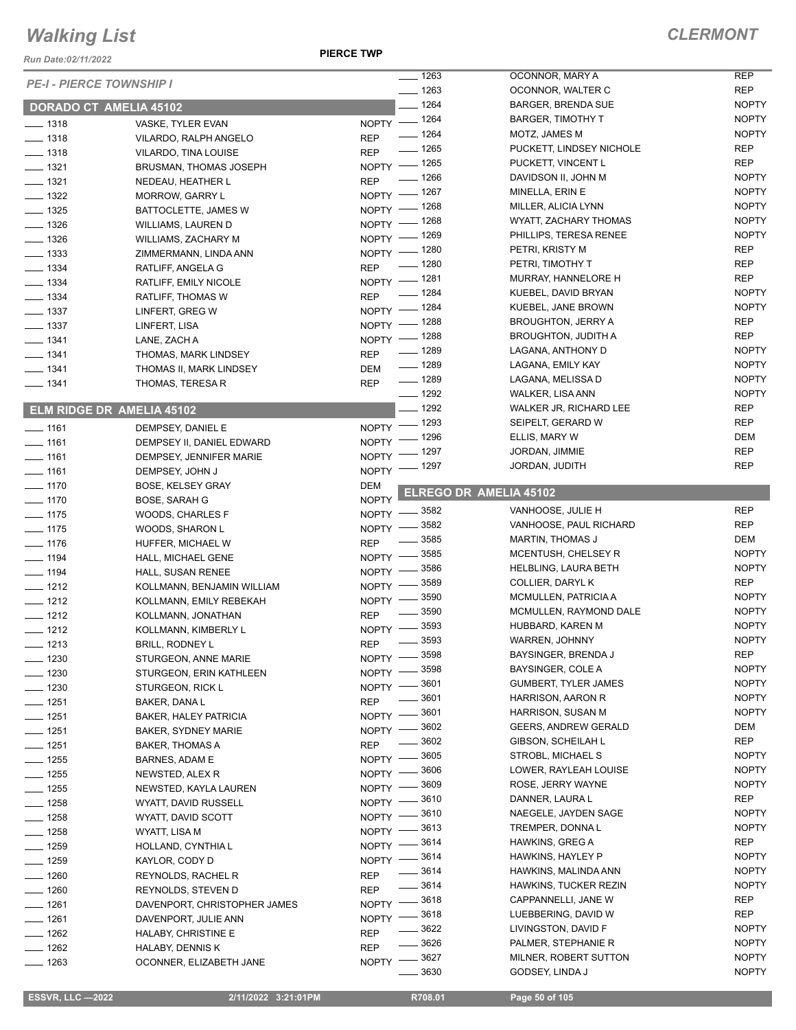# Walking List

## CLERMONT

Run Date:02/11/2022

PIERCE TWP

*PE-I - PIERCE TOWNSHIP I*

### DORADO CT AMELIA 45102

| No. | Name | Party |
|---|---|---|
| 1318 | VASKE, TYLER EVAN | NOPTY |
| 1318 | VILARDO, RALPH ANGELO | REP |
| 1318 | VILARDO, TINA LOUISE | REP |
| 1321 | BRUSMAN, THOMAS JOSEPH | NOPTY |
| 1321 | NEDEAU, HEATHER L | REP |
| 1322 | MORROW, GARRY L | NOPTY |
| 1325 | BATTOCLETTE, JAMES W | NOPTY |
| 1326 | WILLIAMS, LAUREN D | NOPTY |
| 1326 | WILLIAMS, ZACHARY M | NOPTY |
| 1333 | ZIMMERMANN, LINDA ANN | NOPTY |
| 1334 | RATLIFF, ANGELA G | REP |
| 1334 | RATLIFF, EMILY NICOLE | NOPTY |
| 1334 | RATLIFF, THOMAS W | REP |
| 1337 | LINFERT, GREG W | NOPTY |
| 1337 | LINFERT, LISA | NOPTY |
| 1341 | LANE, ZACH A | NOPTY |
| 1341 | THOMAS, MARK LINDSEY | REP |
| 1341 | THOMAS II, MARK LINDSEY | DEM |
| 1341 | THOMAS, TERESA R | REP |

### ELM RIDGE DR AMELIA 45102

| No. | Name | Party |
|---|---|---|
| 1161 | DEMPSEY, DANIEL E | NOPTY |
| 1161 | DEMPSEY II, DANIEL EDWARD | NOPTY |
| 1161 | DEMPSEY, JENNIFER MARIE | NOPTY |
| 1161 | DEMPSEY, JOHN J | NOPTY |
| 1170 | BOSE, KELSEY GRAY | DEM |
| 1170 | BOSE, SARAH G | NOPTY |
| 1175 | WOODS, CHARLES F | NOPTY |
| 1175 | WOODS, SHARON L | NOPTY |
| 1176 | HUFFER, MICHAEL W | REP |
| 1194 | HALL, MICHAEL GENE | NOPTY |
| 1194 | HALL, SUSAN RENEE | NOPTY |
| 1212 | KOLLMANN, BENJAMIN WILLIAM | NOPTY |
| 1212 | KOLLMANN, EMILY REBEKAH | NOPTY |
| 1212 | KOLLMANN, JONATHAN | REP |
| 1212 | KOLLMANN, KIMBERLY L | NOPTY |
| 1213 | BRILL, RODNEY L | REP |
| 1230 | STURGEON, ANNE MARIE | NOPTY |
| 1230 | STURGEON, ERIN KATHLEEN | NOPTY |
| 1230 | STURGEON, RICK L | NOPTY |
| 1251 | BAKER, DANA L | REP |
| 1251 | BAKER, HALEY PATRICIA | NOPTY |
| 1251 | BAKER, SYDNEY MARIE | NOPTY |
| 1251 | BAKER, THOMAS A | REP |
| 1255 | BARNES, ADAM E | NOPTY |
| 1255 | NEWSTED, ALEX R | NOPTY |
| 1255 | NEWSTED, KAYLA LAUREN | NOPTY |
| 1258 | WYATT, DAVID RUSSELL | NOPTY |
| 1258 | WYATT, DAVID SCOTT | NOPTY |
| 1258 | WYATT, LISA M | NOPTY |
| 1259 | HOLLAND, CYNTHIA L | NOPTY |
| 1259 | KAYLOR, CODY D | NOPTY |
| 1260 | REYNOLDS, RACHEL R | REP |
| 1260 | REYNOLDS, STEVEN D | REP |
| 1261 | DAVENPORT, CHRISTOPHER JAMES | NOPTY |
| 1261 | DAVENPORT, JULIE ANN | NOPTY |
| 1262 | HALABY, CHRISTINE E | REP |
| 1262 | HALABY, DENNIS K | REP |
| 1263 | OCONNER, ELIZABETH JANE | NOPTY |
| 1263 | OCONNOR, MARY A | REP |
| 1263 | OCONNOR, WALTER C | REP |
| 1264 | BARGER, BRENDA SUE | NOPTY |
| 1264 | BARGER, TIMOTHY T | NOPTY |
| 1264 | MOTZ, JAMES M | NOPTY |
| 1265 | PUCKETT, LINDSEY NICHOLE | REP |
| 1265 | PUCKETT, VINCENT L | REP |
| 1266 | DAVIDSON II, JOHN M | NOPTY |
| 1267 | MINELLA, ERIN E | NOPTY |
| 1268 | MILLER, ALICIA LYNN | NOPTY |
| 1268 | WYATT, ZACHARY THOMAS | NOPTY |
| 1269 | PHILLIPS, TERESA RENEE | NOPTY |
| 1280 | PETRI, KRISTY M | REP |
| 1280 | PETRI, TIMOTHY T | REP |
| 1281 | MURRAY, HANNELORE H | REP |
| 1284 | KUEBEL, DAVID BRYAN | NOPTY |
| 1284 | KUEBEL, JANE BROWN | NOPTY |
| 1288 | BROUGHTON, JERRY A | REP |
| 1288 | BROUGHTON, JUDITH A | REP |
| 1289 | LAGANA, ANTHONY D | NOPTY |
| 1289 | LAGANA, EMILY KAY | NOPTY |
| 1289 | LAGANA, MELISSA D | NOPTY |
| 1292 | WALKER, LISA ANN | NOPTY |
| 1292 | WALKER JR, RICHARD LEE | REP |
| 1293 | SEIPELT, GERARD W | REP |
| 1296 | ELLIS, MARY W | DEM |
| 1297 | JORDAN, JIMMIE | REP |
| 1297 | JORDAN, JUDITH | REP |

### ELREGO DR AMELIA 45102

| No. | Name | Party |
|---|---|---|
| 3582 | VANHOOSE, JULIE H | REP |
| 3582 | VANHOOSE, PAUL RICHARD | REP |
| 3585 | MARTIN, THOMAS J | DEM |
| 3585 | MCENTUSH, CHELSEY R | NOPTY |
| 3586 | HELBLING, LAURA BETH | NOPTY |
| 3589 | COLLIER, DARYL K | REP |
| 3590 | MCMULLEN, PATRICIA A | NOPTY |
| 3590 | MCMULLEN, RAYMOND DALE | NOPTY |
| 3593 | HUBBARD, KAREN M | NOPTY |
| 3593 | WARREN, JOHNNY | NOPTY |
| 3598 | BAYSINGER, BRENDA J | REP |
| 3598 | BAYSINGER, COLE A | NOPTY |
| 3601 | GUMBERT, TYLER JAMES | NOPTY |
| 3601 | HARRISON, AARON R | NOPTY |
| 3601 | HARRISON, SUSAN M | NOPTY |
| 3602 | GEERS, ANDREW GERALD | DEM |
| 3602 | GIBSON, SCHEILAH L | REP |
| 3605 | STROBL, MICHAEL S | NOPTY |
| 3606 | LOWER, RAYLEAH LOUISE | NOPTY |
| 3609 | ROSE, JERRY WAYNE | NOPTY |
| 3610 | DANNER, LAURA L | REP |
| 3610 | NAEGELE, JAYDEN SAGE | NOPTY |
| 3613 | TREMPER, DONNA L | NOPTY |
| 3614 | HAWKINS, GREG A | REP |
| 3614 | HAWKINS, HAYLEY P | NOPTY |
| 3614 | HAWKINS, MALINDA ANN | NOPTY |
| 3614 | HAWKINS, TUCKER REZIN | NOPTY |
| 3618 | CAPPANNELLI, JANE W | REP |
| 3618 | LUEBBERING, DAVID W | REP |
| 3622 | LIVINGSTON, DAVID F | NOPTY |
| 3626 | PALMER, STEPHANIE R | NOPTY |
| 3627 | MILNER, ROBERT SUTTON | NOPTY |
| 3630 | GODSEY, LINDA J | NOPTY |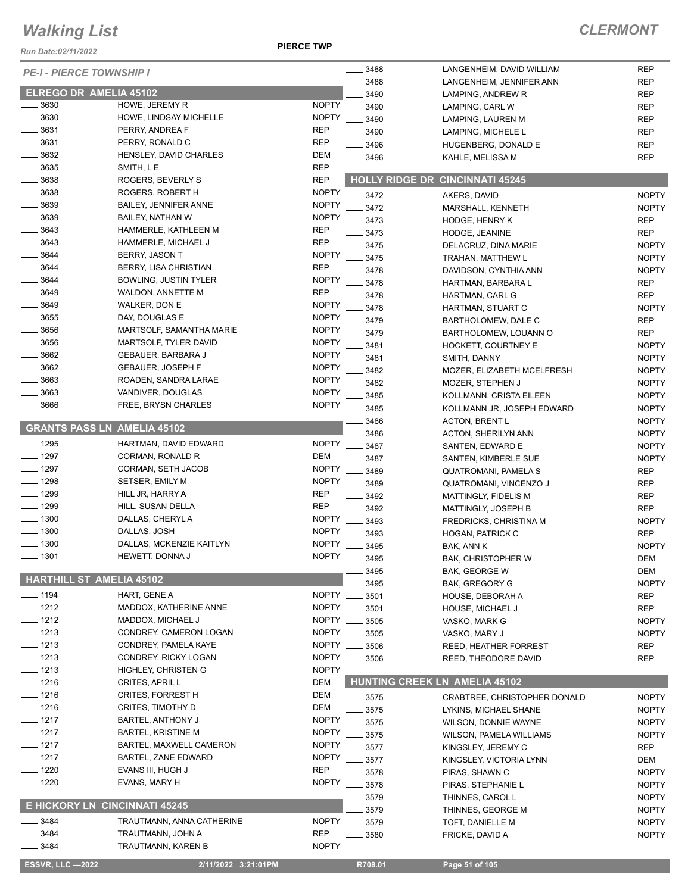# Walking List

## CLERMONT

Run Date:02/11/2022

PIERCE TWP

*PE-I - PIERCE TOWNSHIP I*

### ELREGO DR AMELIA 45102

| No. | Name | Party |
|---|---|---|
| 3630 | HOWE, JEREMY R | NOPTY |
| 3630 | HOWE, LINDSAY MICHELLE | NOPTY |
| 3631 | PERRY, ANDREA F | REP |
| 3631 | PERRY, RONALD C | REP |
| 3632 | HENSLEY, DAVID CHARLES | DEM |
| 3635 | SMITH, L E | REP |
| 3638 | ROGERS, BEVERLY S | REP |
| 3638 | ROGERS, ROBERT H | NOPTY |
| 3639 | BAILEY, JENNIFER ANNE | NOPTY |
| 3639 | BAILEY, NATHAN W | NOPTY |
| 3643 | HAMMERLE, KATHLEEN M | REP |
| 3643 | HAMMERLE, MICHAEL J | REP |
| 3644 | BERRY, JASON T | NOPTY |
| 3644 | BERRY, LISA CHRISTIAN | REP |
| 3644 | BOWLING, JUSTIN TYLER | NOPTY |
| 3649 | WALDON, ANNETTE M | REP |
| 3649 | WALKER, DON E | NOPTY |
| 3655 | DAY, DOUGLAS E | NOPTY |
| 3656 | MARTSOLF, SAMANTHA MARIE | NOPTY |
| 3656 | MARTSOLF, TYLER DAVID | NOPTY |
| 3662 | GEBAUER, BARBARA J | NOPTY |
| 3662 | GEBAUER, JOSEPH F | NOPTY |
| 3663 | ROADEN, SANDRA LARAE | NOPTY |
| 3663 | VANDIVER, DOUGLAS | NOPTY |
| 3666 | FREE, BRYSN CHARLES | NOPTY |

### GRANTS PASS LN AMELIA 45102

| No. | Name | Party |
|---|---|---|
| 1295 | HARTMAN, DAVID EDWARD | NOPTY |
| 1297 | CORMAN, RONALD R | DEM |
| 1297 | CORMAN, SETH JACOB | NOPTY |
| 1298 | SETSER, EMILY M | NOPTY |
| 1299 | HILL JR, HARRY A | REP |
| 1299 | HILL, SUSAN DELLA | REP |
| 1300 | DALLAS, CHERYL A | NOPTY |
| 1300 | DALLAS, JOSH | NOPTY |
| 1300 | DALLAS, MCKENZIE KAITLYN | NOPTY |
| 1301 | HEWETT, DONNA J | NOPTY |

### HARTHILL ST AMELIA 45102

| No. | Name | Party |
|---|---|---|
| 1194 | HART, GENE A | NOPTY |
| 1212 | MADDOX, KATHERINE ANNE | NOPTY |
| 1212 | MADDOX, MICHAEL J | NOPTY |
| 1213 | CONDREY, CAMERON LOGAN | NOPTY |
| 1213 | CONDREY, PAMELA KAYE | NOPTY |
| 1213 | CONDREY, RICKY LOGAN | NOPTY |
| 1213 | HIGHLEY, CHRISTEN G | NOPTY |
| 1216 | CRITES, APRIL L | DEM |
| 1216 | CRITES, FORREST H | DEM |
| 1216 | CRITES, TIMOTHY D | DEM |
| 1217 | BARTEL, ANTHONY J | NOPTY |
| 1217 | BARTEL, KRISTINE M | NOPTY |
| 1217 | BARTEL, MAXWELL CAMERON | NOPTY |
| 1217 | BARTEL, ZANE EDWARD | NOPTY |
| 1220 | EVANS III, HUGH J | REP |
| 1220 | EVANS, MARY H | NOPTY |

### E HICKORY LN CINCINNATI 45245

| No. | Name | Party |
|---|---|---|
| 3484 | TRAUTMANN, ANNA CATHERINE | NOPTY |
| 3484 | TRAUTMANN, JOHN A | REP |
| 3484 | TRAUTMANN, KAREN B | NOPTY |
| 3488 | LANGENHEIM, DAVID WILLIAM | REP |
| 3488 | LANGENHEIM, JENNIFER ANN | REP |
| 3490 | LAMPING, ANDREW R | REP |
| 3490 | LAMPING, CARL W | REP |
| 3490 | LAMPING, LAUREN M | REP |
| 3490 | LAMPING, MICHELE L | REP |
| 3496 | HUGENBERG, DONALD E | REP |
| 3496 | KAHLE, MELISSA M | REP |

### HOLLY RIDGE DR CINCINNATI 45245

| No. | Name | Party |
|---|---|---|
| 3472 | AKERS, DAVID | NOPTY |
| 3472 | MARSHALL, KENNETH | NOPTY |
| 3473 | HODGE, HENRY K | REP |
| 3473 | HODGE, JEANINE | REP |
| 3475 | DELACRUZ, DINA MARIE | NOPTY |
| 3475 | TRAHAN, MATTHEW L | NOPTY |
| 3478 | DAVIDSON, CYNTHIA ANN | NOPTY |
| 3478 | HARTMAN, BARBARA L | REP |
| 3478 | HARTMAN, CARL G | REP |
| 3478 | HARTMAN, STUART C | NOPTY |
| 3479 | BARTHOLOMEW, DALE C | REP |
| 3479 | BARTHOLOMEW, LOUANN O | REP |
| 3481 | HOCKETT, COURTNEY E | NOPTY |
| 3481 | SMITH, DANNY | NOPTY |
| 3482 | MOZER, ELIZABETH MCELFRESH | NOPTY |
| 3482 | MOZER, STEPHEN J | NOPTY |
| 3485 | KOLLMANN, CRISTA EILEEN | NOPTY |
| 3485 | KOLLMANN JR, JOSEPH EDWARD | NOPTY |
| 3486 | ACTON, BRENT L | NOPTY |
| 3486 | ACTON, SHERILYN ANN | NOPTY |
| 3487 | SANTEN, EDWARD E | NOPTY |
| 3487 | SANTEN, KIMBERLE SUE | NOPTY |
| 3489 | QUATROMANI, PAMELA S | REP |
| 3489 | QUATROMANI, VINCENZO J | REP |
| 3492 | MATTINGLY, FIDELIS M | REP |
| 3492 | MATTINGLY, JOSEPH B | REP |
| 3493 | FREDRICKS, CHRISTINA M | NOPTY |
| 3493 | HOGAN, PATRICK C | REP |
| 3495 | BAK, ANN K | NOPTY |
| 3495 | BAK, CHRISTOPHER W | DEM |
| 3495 | BAK, GEORGE W | DEM |
| 3495 | BAK, GREGORY G | NOPTY |
| 3501 | HOUSE, DEBORAH A | REP |
| 3501 | HOUSE, MICHAEL J | REP |
| 3505 | VASKO, MARK G | NOPTY |
| 3505 | VASKO, MARY J | NOPTY |
| 3506 | REED, HEATHER FORREST | REP |
| 3506 | REED, THEODORE DAVID | REP |

### HUNTING CREEK LN AMELIA 45102

| No. | Name | Party |
|---|---|---|
| 3575 | CRABTREE, CHRISTOPHER DONALD | NOPTY |
| 3575 | LYKINS, MICHAEL SHANE | NOPTY |
| 3575 | WILSON, DONNIE WAYNE | NOPTY |
| 3575 | WILSON, PAMELA WILLIAMS | NOPTY |
| 3577 | KINGSLEY, JEREMY C | REP |
| 3577 | KINGSLEY, VICTORIA LYNN | DEM |
| 3578 | PIRAS, SHAWN C | NOPTY |
| 3578 | PIRAS, STEPHANIE L | NOPTY |
| 3579 | THINNES, CAROL L | NOPTY |
| 3579 | THINNES, GEORGE M | NOPTY |
| 3579 | TOFT, DANIELLE M | NOPTY |
| 3580 | FRICKE, DAVID A | NOPTY |

ESSVR, LLC —2022 2/11/2022 3:21:01PM R708.01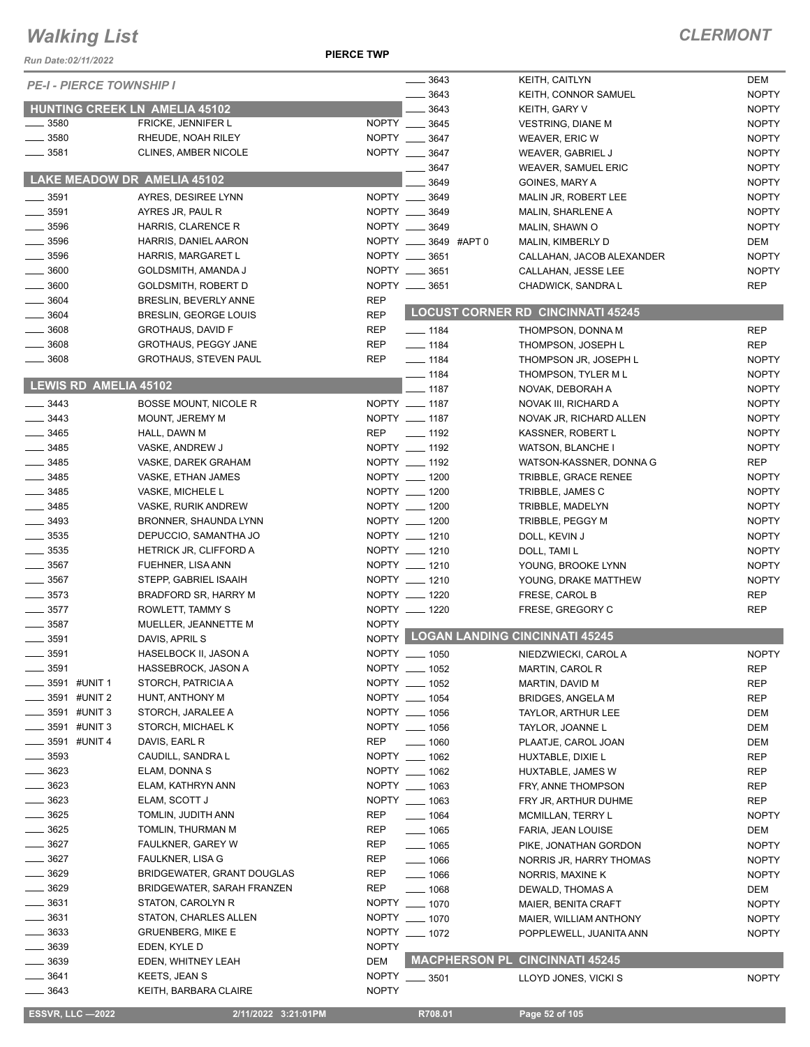# Walking List

**CLERMONT**

Run Date:02/11/2022

**PIERCE TWP**

*PE-I - PIERCE TOWNSHIP I*

## HUNTING CREEK LN AMELIA 45102

| No. | Name | Party |
|---|---|---|
| 3580 | FRICKE, JENNIFER L | NOPTY |
| 3580 | RHEUDE, NOAH RILEY | NOPTY |
| 3581 | CLINES, AMBER NICOLE | NOPTY |

## LAKE MEADOW DR AMELIA 45102

| No. | Name | Party |
|---|---|---|
| 3591 | AYRES, DESIREE LYNN | NOPTY |
| 3591 | AYRES JR, PAUL R | NOPTY |
| 3596 | HARRIS, CLARENCE R | NOPTY |
| 3596 | HARRIS, DANIEL AARON | NOPTY |
| 3596 | HARRIS, MARGARET L | NOPTY |
| 3600 | GOLDSMITH, AMANDA J | NOPTY |
| 3600 | GOLDSMITH, ROBERT D | NOPTY |
| 3604 | BRESLIN, BEVERLY ANNE | REP |
| 3604 | BRESLIN, GEORGE LOUIS | REP |
| 3608 | GROTHAUS, DAVID F | REP |
| 3608 | GROTHAUS, PEGGY JANE | REP |
| 3608 | GROTHAUS, STEVEN PAUL | REP |

## LEWIS RD AMELIA 45102

| No. | Name | Party |
|---|---|---|
| 3443 | BOSSE MOUNT, NICOLE R | NOPTY |
| 3443 | MOUNT, JEREMY M | NOPTY |
| 3465 | HALL, DAWN M | REP |
| 3485 | VASKE, ANDREW J | NOPTY |
| 3485 | VASKE, DAREK GRAHAM | NOPTY |
| 3485 | VASKE, ETHAN JAMES | NOPTY |
| 3485 | VASKE, MICHELE L | NOPTY |
| 3485 | VASKE, RURIK ANDREW | NOPTY |
| 3493 | BRONNER, SHAUNDA LYNN | NOPTY |
| 3535 | DEPUCCIO, SAMANTHA JO | NOPTY |
| 3535 | HETRICK JR, CLIFFORD A | NOPTY |
| 3567 | FUEHNER, LISA ANN | NOPTY |
| 3567 | STEPP, GABRIEL ISAAIH | NOPTY |
| 3573 | BRADFORD SR, HARRY M | NOPTY |
| 3577 | ROWLETT, TAMMY S | NOPTY |
| 3587 | MUELLER, JEANNETTE M | NOPTY |
| 3591 | DAVIS, APRIL S | NOPTY |
| 3591 | HASELBOCK II, JASON A | NOPTY |
| 3591 | HASSEBROCK, JASON A | NOPTY |
| 3591 #UNIT 1 | STORCH, PATRICIA A | NOPTY |
| 3591 #UNIT 2 | HUNT, ANTHONY M | NOPTY |
| 3591 #UNIT 3 | STORCH, JARALEE A | NOPTY |
| 3591 #UNIT 3 | STORCH, MICHAEL K | NOPTY |
| 3591 #UNIT 4 | DAVIS, EARL R | REP |
| 3593 | CAUDILL, SANDRA L | NOPTY |
| 3623 | ELAM, DONNA S | NOPTY |
| 3623 | ELAM, KATHRYN ANN | NOPTY |
| 3623 | ELAM, SCOTT J | NOPTY |
| 3625 | TOMLIN, JUDITH ANN | REP |
| 3625 | TOMLIN, THURMAN M | REP |
| 3627 | FAULKNER, GAREY W | REP |
| 3627 | FAULKNER, LISA G | REP |
| 3629 | BRIDGEWATER, GRANT DOUGLAS | REP |
| 3629 | BRIDGEWATER, SARAH FRANZEN | REP |
| 3631 | STATON, CAROLYN R | NOPTY |
| 3631 | STATON, CHARLES ALLEN | NOPTY |
| 3633 | GRUENBERG, MIKE E | NOPTY |
| 3639 | EDEN, KYLE D | NOPTY |
| 3639 | EDEN, WHITNEY LEAH | DEM |
| 3641 | KEETS, JEAN S | NOPTY |
| 3643 | KEITH, BARBARA CLAIRE | NOPTY |
| 3643 | KEITH, CAITLYN | DEM |
| 3643 | KEITH, CONNOR SAMUEL | NOPTY |
| 3643 | KEITH, GARY V | NOPTY |
| 3645 | VESTRING, DIANE M | NOPTY |
| 3647 | WEAVER, ERIC W | NOPTY |
| 3647 | WEAVER, GABRIEL J | NOPTY |
| 3647 | WEAVER, SAMUEL ERIC | NOPTY |
| 3649 | GOINES, MARY A | NOPTY |
| 3649 | MALIN JR, ROBERT LEE | NOPTY |
| 3649 | MALIN, SHARLENE A | NOPTY |
| 3649 | MALIN, SHAWN O | NOPTY |
| 3649 #APT 0 | MALIN, KIMBERLY D | DEM |
| 3651 | CALLAHAN, JACOB ALEXANDER | NOPTY |
| 3651 | CALLAHAN, JESSE LEE | NOPTY |
| 3651 | CHADWICK, SANDRA L | REP |

## LOCUST CORNER RD CINCINNATI 45245

| No. | Name | Party |
|---|---|---|
| 1184 | THOMPSON, DONNA M | REP |
| 1184 | THOMPSON, JOSEPH L | REP |
| 1184 | THOMPSON JR, JOSEPH L | NOPTY |
| 1184 | THOMPSON, TYLER M L | NOPTY |
| 1187 | NOVAK, DEBORAH A | NOPTY |
| 1187 | NOVAK III, RICHARD A | NOPTY |
| 1187 | NOVAK JR, RICHARD ALLEN | NOPTY |
| 1192 | KASSNER, ROBERT L | NOPTY |
| 1192 | WATSON, BLANCHE I | NOPTY |
| 1192 | WATSON-KASSNER, DONNA G | REP |
| 1200 | TRIBBLE, GRACE RENEE | NOPTY |
| 1200 | TRIBBLE, JAMES C | NOPTY |
| 1200 | TRIBBLE, MADELYN | NOPTY |
| 1200 | TRIBBLE, PEGGY M | NOPTY |
| 1210 | DOLL, KEVIN J | NOPTY |
| 1210 | DOLL, TAMI L | NOPTY |
| 1210 | YOUNG, BROOKE LYNN | NOPTY |
| 1210 | YOUNG, DRAKE MATTHEW | NOPTY |
| 1220 | FRESE, CAROL B | REP |
| 1220 | FRESE, GREGORY C | REP |

## LOGAN LANDING CINCINNATI 45245

| No. | Name | Party |
|---|---|---|
| 1050 | NIEDZWIECKI, CAROL A | NOPTY |
| 1052 | MARTIN, CAROL R | REP |
| 1052 | MARTIN, DAVID M | REP |
| 1054 | BRIDGES, ANGELA M | REP |
| 1056 | TAYLOR, ARTHUR LEE | DEM |
| 1056 | TAYLOR, JOANNE L | DEM |
| 1060 | PLAATJE, CAROL JOAN | DEM |
| 1062 | HUXTABLE, DIXIE L | REP |
| 1062 | HUXTABLE, JAMES W | REP |
| 1063 | FRY, ANNE THOMPSON | REP |
| 1063 | FRY JR, ARTHUR DUHME | REP |
| 1064 | MCMILLAN, TERRY L | NOPTY |
| 1065 | FARIA, JEAN LOUISE | DEM |
| 1065 | PIKE, JONATHAN GORDON | NOPTY |
| 1066 | NORRIS JR, HARRY THOMAS | NOPTY |
| 1066 | NORRIS, MAXINE K | NOPTY |
| 1068 | DEWALD, THOMAS A | DEM |
| 1070 | MAIER, BENITA CRAFT | NOPTY |
| 1070 | MAIER, WILLIAM ANTHONY | NOPTY |
| 1072 | POPPLEWELL, JUANITA ANN | NOPTY |

## MACPHERSON PL CINCINNATI 45245

| No. | Name | Party |
|---|---|---|
| 3501 | LLOYD JONES, VICKI S | NOPTY |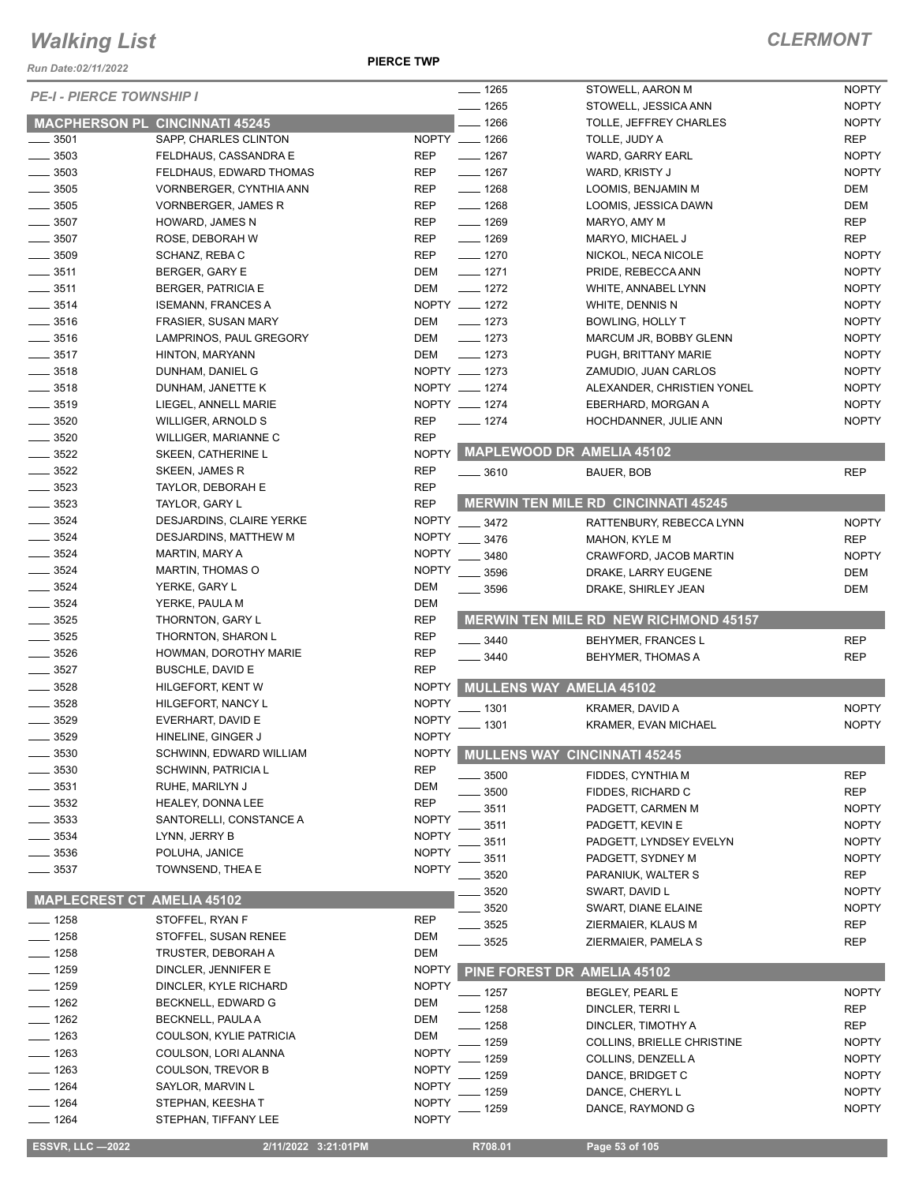# Walking List

**CLERMONT**

Run Date:02/11/2022

PIERCE TWP

*PE-I - PIERCE TOWNSHIP I*

## MACPHERSON PL CINCINNATI 45245

| No. | Name | Party |
|---|---|---|
| 3501 | SAPP, CHARLES CLINTON | NOPTY |
| 3503 | FELDHAUS, CASSANDRA E | REP |
| 3503 | FELDHAUS, EDWARD THOMAS | REP |
| 3505 | VORNBERGER, CYNTHIA ANN | REP |
| 3505 | VORNBERGER, JAMES R | REP |
| 3507 | HOWARD, JAMES N | REP |
| 3507 | ROSE, DEBORAH W | REP |
| 3509 | SCHANZ, REBA C | REP |
| 3511 | BERGER, GARY E | DEM |
| 3511 | BERGER, PATRICIA E | DEM |
| 3514 | ISEMANN, FRANCES A | NOPTY |
| 3516 | FRASIER, SUSAN MARY | DEM |
| 3516 | LAMPRINOS, PAUL GREGORY | DEM |
| 3517 | HINTON, MARYANN | DEM |
| 3518 | DUNHAM, DANIEL G | NOPTY |
| 3518 | DUNHAM, JANETTE K | NOPTY |
| 3519 | LIEGEL, ANNELL MARIE | NOPTY |
| 3520 | WILLIGER, ARNOLD S | REP |
| 3520 | WILLIGER, MARIANNE C | REP |
| 3522 | SKEEN, CATHERINE L | NOPTY |
| 3522 | SKEEN, JAMES R | REP |
| 3523 | TAYLOR, DEBORAH E | REP |
| 3523 | TAYLOR, GARY L | REP |
| 3524 | DESJARDINS, CLAIRE YERKE | NOPTY |
| 3524 | DESJARDINS, MATTHEW M | NOPTY |
| 3524 | MARTIN, MARY A | NOPTY |
| 3524 | MARTIN, THOMAS O | NOPTY |
| 3524 | YERKE, GARY L | DEM |
| 3524 | YERKE, PAULA M | DEM |
| 3525 | THORNTON, GARY L | REP |
| 3525 | THORNTON, SHARON L | REP |
| 3526 | HOWMAN, DOROTHY MARIE | REP |
| 3527 | BUSCHLE, DAVID E | REP |
| 3528 | HILGEFORT, KENT W | NOPTY |
| 3528 | HILGEFORT, NANCY L | NOPTY |
| 3529 | EVERHART, DAVID E | NOPTY |
| 3529 | HINELINE, GINGER J | NOPTY |
| 3530 | SCHWINN, EDWARD WILLIAM | NOPTY |
| 3530 | SCHWINN, PATRICIA L | REP |
| 3531 | RUHE, MARILYN J | DEM |
| 3532 | HEALEY, DONNA LEE | REP |
| 3533 | SANTORELLI, CONSTANCE A | NOPTY |
| 3534 | LYNN, JERRY B | NOPTY |
| 3536 | POLUHA, JANICE | NOPTY |
| 3537 | TOWNSEND, THEA E | NOPTY |

## MAPLECREST CT AMELIA 45102

| No. | Name | Party |
|---|---|---|
| 1258 | STOFFEL, RYAN F | REP |
| 1258 | STOFFEL, SUSAN RENEE | DEM |
| 1258 | TRUSTER, DEBORAH A | DEM |
| 1259 | DINCLER, JENNIFER E | NOPTY |
| 1259 | DINCLER, KYLE RICHARD | NOPTY |
| 1262 | BECKNELL, EDWARD G | DEM |
| 1262 | BECKNELL, PAULA A | DEM |
| 1263 | COULSON, KYLIE PATRICIA | DEM |
| 1263 | COULSON, LORI ALANNA | NOPTY |
| 1263 | COULSON, TREVOR B | NOPTY |
| 1264 | SAYLOR, MARVIN L | NOPTY |
| 1264 | STEPHAN, KEESHA T | NOPTY |
| 1264 | STEPHAN, TIFFANY LEE | NOPTY |
| 1265 | STOWELL, AARON M | NOPTY |
| 1265 | STOWELL, JESSICA ANN | NOPTY |
| 1266 | TOLLE, JEFFREY CHARLES | NOPTY |
| 1266 | TOLLE, JUDY A | REP |
| 1267 | WARD, GARRY EARL | NOPTY |
| 1267 | WARD, KRISTY J | NOPTY |
| 1268 | LOOMIS, BENJAMIN M | DEM |
| 1268 | LOOMIS, JESSICA DAWN | DEM |
| 1269 | MARYO, AMY M | REP |
| 1269 | MARYO, MICHAEL J | REP |
| 1270 | NICKOL, NECA NICOLE | NOPTY |
| 1271 | PRIDE, REBECCA ANN | NOPTY |
| 1272 | WHITE, ANNABEL LYNN | NOPTY |
| 1272 | WHITE, DENNIS N | NOPTY |
| 1273 | BOWLING, HOLLY T | NOPTY |
| 1273 | MARCUM JR, BOBBY GLENN | NOPTY |
| 1273 | PUGH, BRITTANY MARIE | NOPTY |
| 1273 | ZAMUDIO, JUAN CARLOS | NOPTY |
| 1274 | ALEXANDER, CHRISTIEN YONEL | NOPTY |
| 1274 | EBERHARD, MORGAN A | NOPTY |
| 1274 | HOCHDANNER, JULIE ANN | NOPTY |

## MAPLEWOOD DR AMELIA 45102

| No. | Name | Party |
|---|---|---|
| 3610 | BAUER, BOB | REP |

## MERWIN TEN MILE RD CINCINNATI 45245

| No. | Name | Party |
|---|---|---|
| 3472 | RATTENBURY, REBECCA LYNN | NOPTY |
| 3476 | MAHON, KYLE M | REP |
| 3480 | CRAWFORD, JACOB MARTIN | NOPTY |
| 3596 | DRAKE, LARRY EUGENE | DEM |
| 3596 | DRAKE, SHIRLEY JEAN | DEM |

## MERWIN TEN MILE RD NEW RICHMOND 45157

| No. | Name | Party |
|---|---|---|
| 3440 | BEHYMER, FRANCES L | REP |
| 3440 | BEHYMER, THOMAS A | REP |

## MULLENS WAY AMELIA 45102

| No. | Name | Party |
|---|---|---|
| 1301 | KRAMER, DAVID A | NOPTY |
| 1301 | KRAMER, EVAN MICHAEL | NOPTY |

## MULLENS WAY CINCINNATI 45245

| No. | Name | Party |
|---|---|---|
| 3500 | FIDDES, CYNTHIA M | REP |
| 3500 | FIDDES, RICHARD C | REP |
| 3511 | PADGETT, CARMEN M | NOPTY |
| 3511 | PADGETT, KEVIN E | NOPTY |
| 3511 | PADGETT, LYNDSEY EVELYN | NOPTY |
| 3511 | PADGETT, SYDNEY M | NOPTY |
| 3520 | PARANIUK, WALTER S | REP |
| 3520 | SWART, DAVID L | NOPTY |
| 3520 | SWART, DIANE ELAINE | NOPTY |
| 3525 | ZIERMAIER, KLAUS M | REP |
| 3525 | ZIERMAIER, PAMELA S | REP |

## PINE FOREST DR AMELIA 45102

| No. | Name | Party |
|---|---|---|
| 1257 | BEGLEY, PEARL E | NOPTY |
| 1258 | DINCLER, TERRI L | REP |
| 1258 | DINCLER, TIMOTHY A | REP |
| 1259 | COLLINS, BRIELLE CHRISTINE | NOPTY |
| 1259 | COLLINS, DENZELL A | NOPTY |
| 1259 | DANCE, BRIDGET C | NOPTY |
| 1259 | DANCE, CHERYL L | NOPTY |
| 1259 | DANCE, RAYMOND G | NOPTY |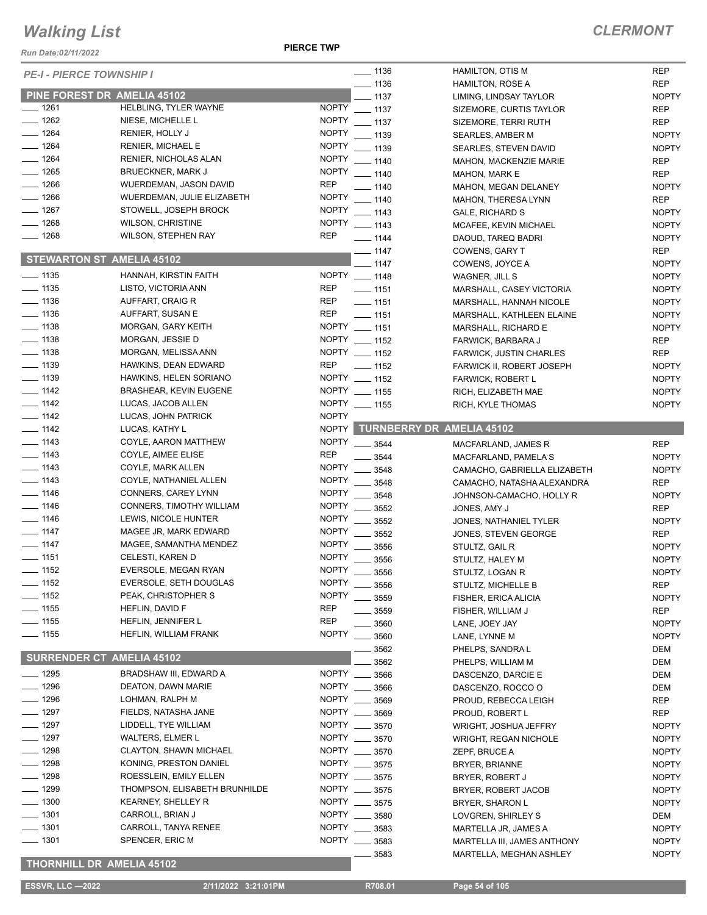# Walking List

**CLERMONT**

Run Date:02/11/2022

**PIERCE TWP**

*PE-I - PIERCE TOWNSHIP I*

## PINE FOREST DR AMELIA 45102

| No. | Name | Party |
|---|---|---|
| 1261 | HELBLING, TYLER WAYNE | NOPTY |
| 1262 | NIESE, MICHELLE L | NOPTY |
| 1264 | RENIER, HOLLY J | NOPTY |
| 1264 | RENIER, MICHAEL E | NOPTY |
| 1264 | RENIER, NICHOLAS ALAN | NOPTY |
| 1265 | BRUECKNER, MARK J | NOPTY |
| 1266 | WUERDEMAN, JASON DAVID | REP |
| 1266 | WUERDEMAN, JULIE ELIZABETH | NOPTY |
| 1267 | STOWELL, JOSEPH BROCK | NOPTY |
| 1268 | WILSON, CHRISTINE | NOPTY |
| 1268 | WILSON, STEPHEN RAY | REP |

## STEWARTON ST AMELIA 45102

| No. | Name | Party |
|---|---|---|
| 1135 | HANNAH, KIRSTIN FAITH | NOPTY |
| 1135 | LISTO, VICTORIA ANN | REP |
| 1136 | AUFFART, CRAIG R | REP |
| 1136 | AUFFART, SUSAN E | REP |
| 1138 | MORGAN, GARY KEITH | NOPTY |
| 1138 | MORGAN, JESSIE D | NOPTY |
| 1138 | MORGAN, MELISSA ANN | NOPTY |
| 1139 | HAWKINS, DEAN EDWARD | REP |
| 1139 | HAWKINS, HELEN SORIANO | NOPTY |
| 1142 | BRASHEAR, KEVIN EUGENE | NOPTY |
| 1142 | LUCAS, JACOB ALLEN | NOPTY |
| 1142 | LUCAS, JOHN PATRICK | NOPTY |
| 1142 | LUCAS, KATHY L | NOPTY |
| 1143 | COYLE, AARON MATTHEW | NOPTY |
| 1143 | COYLE, AIMEE ELISE | REP |
| 1143 | COYLE, MARK ALLEN | NOPTY |
| 1143 | COYLE, NATHANIEL ALLEN | NOPTY |
| 1146 | CONNERS, CAREY LYNN | NOPTY |
| 1146 | CONNERS, TIMOTHY WILLIAM | NOPTY |
| 1146 | LEWIS, NICOLE HUNTER | NOPTY |
| 1147 | MAGEE JR, MARK EDWARD | NOPTY |
| 1147 | MAGEE, SAMANTHA MENDEZ | NOPTY |
| 1151 | CELESTI, KAREN D | NOPTY |
| 1152 | EVERSOLE, MEGAN RYAN | NOPTY |
| 1152 | EVERSOLE, SETH DOUGLAS | NOPTY |
| 1152 | PEAK, CHRISTOPHER S | NOPTY |
| 1155 | HEFLIN, DAVID F | REP |
| 1155 | HEFLIN, JENNIFER L | REP |
| 1155 | HEFLIN, WILLIAM FRANK | NOPTY |

## SURRENDER CT AMELIA 45102

| No. | Name | Party |
|---|---|---|
| 1295 | BRADSHAW III, EDWARD A | NOPTY |
| 1296 | DEATON, DAWN MARIE | NOPTY |
| 1296 | LOHMAN, RALPH M | NOPTY |
| 1297 | FIELDS, NATASHA JANE | NOPTY |
| 1297 | LIDDELL, TYE WILLIAM | NOPTY |
| 1297 | WALTERS, ELMER L | NOPTY |
| 1298 | CLAYTON, SHAWN MICHAEL | NOPTY |
| 1298 | KONING, PRESTON DANIEL | NOPTY |
| 1298 | ROESSLEIN, EMILY ELLEN | NOPTY |
| 1299 | THOMPSON, ELISABETH BRUNHILDE | NOPTY |
| 1300 | KEARNEY, SHELLEY R | NOPTY |
| 1301 | CARROLL, BRIAN J | NOPTY |
| 1301 | CARROLL, TANYA RENEE | NOPTY |
| 1301 | SPENCER, ERIC M | NOPTY |

## THORNHILL DR AMELIA 45102

| No. | Name | Party |
|---|---|---|
| 1136 | HAMILTON, OTIS M | REP |
| 1136 | HAMILTON, ROSE A | REP |
| 1137 | LIMING, LINDSAY TAYLOR | NOPTY |
| 1137 | SIZEMORE, CURTIS TAYLOR | REP |
| 1137 | SIZEMORE, TERRI RUTH | REP |
| 1139 | SEARLES, AMBER M | NOPTY |
| 1139 | SEARLES, STEVEN DAVID | NOPTY |
| 1140 | MAHON, MACKENZIE MARIE | REP |
| 1140 | MAHON, MARK E | REP |
| 1140 | MAHON, MEGAN DELANEY | NOPTY |
| 1140 | MAHON, THERESA LYNN | REP |
| 1143 | GALE, RICHARD S | NOPTY |
| 1143 | MCAFEE, KEVIN MICHAEL | NOPTY |
| 1144 | DAOUD, TAREQ BADRI | NOPTY |
| 1147 | COWENS, GARY T | REP |
| 1147 | COWENS, JOYCE A | NOPTY |
| 1148 | WAGNER, JILL S | NOPTY |
| 1151 | MARSHALL, CASEY VICTORIA | NOPTY |
| 1151 | MARSHALL, HANNAH NICOLE | NOPTY |
| 1151 | MARSHALL, KATHLEEN ELAINE | NOPTY |
| 1151 | MARSHALL, RICHARD E | NOPTY |
| 1152 | FARWICK, BARBARA J | REP |
| 1152 | FARWICK, JUSTIN CHARLES | REP |
| 1152 | FARWICK II, ROBERT JOSEPH | NOPTY |
| 1152 | FARWICK, ROBERT L | NOPTY |
| 1155 | RICH, ELIZABETH MAE | NOPTY |
| 1155 | RICH, KYLE THOMAS | NOPTY |

## TURNBERRY DR AMELIA 45102

| No. | Name | Party |
|---|---|---|
| 3544 | MACFARLAND, JAMES R | REP |
| 3544 | MACFARLAND, PAMELA S | NOPTY |
| 3548 | CAMACHO, GABRIELLA ELIZABETH | NOPTY |
| 3548 | CAMACHO, NATASHA ALEXANDRA | REP |
| 3548 | JOHNSON-CAMACHO, HOLLY R | NOPTY |
| 3552 | JONES, AMY J | REP |
| 3552 | JONES, NATHANIEL TYLER | NOPTY |
| 3552 | JONES, STEVEN GEORGE | REP |
| 3556 | STULTZ, GAIL R | NOPTY |
| 3556 | STULTZ, HALEY M | NOPTY |
| 3556 | STULTZ, LOGAN R | NOPTY |
| 3556 | STULTZ, MICHELLE B | REP |
| 3559 | FISHER, ERICA ALICIA | NOPTY |
| 3559 | FISHER, WILLIAM J | REP |
| 3560 | LANE, JOEY JAY | NOPTY |
| 3560 | LANE, LYNNE M | NOPTY |
| 3562 | PHELPS, SANDRA L | DEM |
| 3562 | PHELPS, WILLIAM M | DEM |
| 3566 | DASCENZO, DARCIE E | DEM |
| 3566 | DASCENZO, ROCCO O | DEM |
| 3569 | PROUD, REBECCA LEIGH | REP |
| 3569 | PROUD, ROBERT L | REP |
| 3570 | WRIGHT, JOSHUA JEFFRY | NOPTY |
| 3570 | WRIGHT, REGAN NICHOLE | NOPTY |
| 3570 | ZEPF, BRUCE A | NOPTY |
| 3575 | BRYER, BRIANNE | NOPTY |
| 3575 | BRYER, ROBERT J | NOPTY |
| 3575 | BRYER, ROBERT JACOB | NOPTY |
| 3575 | BRYER, SHARON L | NOPTY |
| 3580 | LOVGREN, SHIRLEY S | DEM |
| 3583 | MARTELLA JR, JAMES A | NOPTY |
| 3583 | MARTELLA III, JAMES ANTHONY | NOPTY |
| 3583 | MARTELLA, MEGHAN ASHLEY | NOPTY |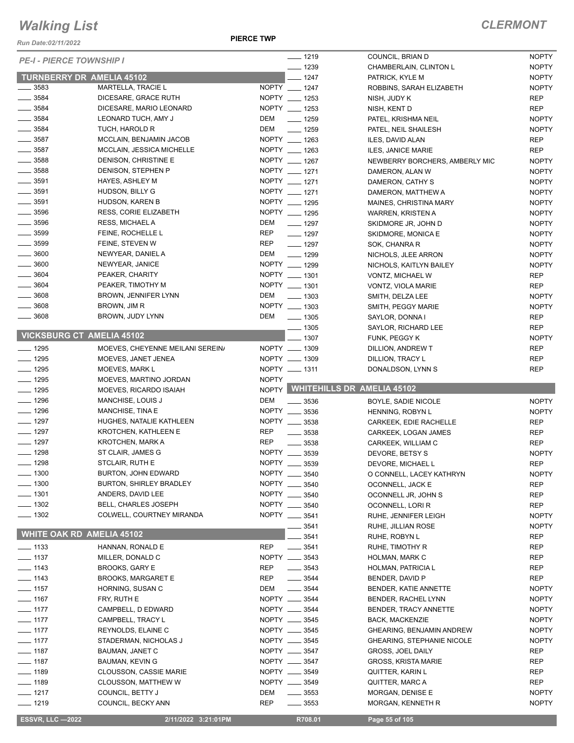# Walking List

**CLERMONT**

Run Date:02/11/2022

**PIERCE TWP**

*PE-I - PIERCE TOWNSHIP I*

## TURNBERRY DR AMELIA 45102

| No. | Name | Party |
|---|---|---|
| 3583 | MARTELLA, TRACIE L | NOPTY |
| 3584 | DICESARE, GRACE RUTH | NOPTY |
| 3584 | DICESARE, MARIO LEONARD | NOPTY |
| 3584 | LEONARD TUCH, AMY J | DEM |
| 3584 | TUCH, HAROLD R | DEM |
| 3587 | MCCLAIN, BENJAMIN JACOB | NOPTY |
| 3587 | MCCLAIN, JESSICA MICHELLE | NOPTY |
| 3588 | DENISON, CHRISTINE E | NOPTY |
| 3588 | DENISON, STEPHEN P | NOPTY |
| 3591 | HAYES, ASHLEY M | NOPTY |
| 3591 | HUDSON, BILLY G | NOPTY |
| 3591 | HUDSON, KAREN B | NOPTY |
| 3596 | RESS, CORIE ELIZABETH | NOPTY |
| 3596 | RESS, MICHAEL A | DEM |
| 3599 | FEINE, ROCHELLE L | REP |
| 3599 | FEINE, STEVEN W | REP |
| 3600 | NEWYEAR, DANIEL A | DEM |
| 3600 | NEWYEAR, JANICE | NOPTY |
| 3604 | PEAKER, CHARITY | NOPTY |
| 3604 | PEAKER, TIMOTHY M | NOPTY |
| 3608 | BROWN, JENNIFER LYNN | DEM |
| 3608 | BROWN, JIM R | NOPTY |
| 3608 | BROWN, JUDY LYNN | DEM |

## VICKSBURG CT AMELIA 45102

| No. | Name | Party |
|---|---|---|
| 1295 | MOEVES, CHEYENNE MEILANI SEREIN/ | NOPTY |
| 1295 | MOEVES, JANET JENEA | NOPTY |
| 1295 | MOEVES, MARK L | NOPTY |
| 1295 | MOEVES, MARTINO JORDAN | NOPTY |
| 1295 | MOEVES, RICARDO ISAIAH | NOPTY |
| 1296 | MANCHISE, LOUIS J | DEM |
| 1296 | MANCHISE, TINA E | NOPTY |
| 1297 | HUGHES, NATALIE KATHLEEN | NOPTY |
| 1297 | KROTCHEN, KATHLEEN E | REP |
| 1297 | KROTCHEN, MARK A | REP |
| 1298 | ST CLAIR, JAMES G | NOPTY |
| 1298 | STCLAIR, RUTH E | NOPTY |
| 1300 | BURTON, JOHN EDWARD | NOPTY |
| 1300 | BURTON, SHIRLEY BRADLEY | NOPTY |
| 1301 | ANDERS, DAVID LEE | NOPTY |
| 1302 | BELL, CHARLES JOSEPH | NOPTY |
| 1302 | COLWELL, COURTNEY MIRANDA | NOPTY |

## WHITE OAK RD AMELIA 45102

| No. | Name | Party |
|---|---|---|
| 1133 | HANNAN, RONALD E | REP |
| 1137 | MILLER, DONALD C | NOPTY |
| 1143 | BROOKS, GARY E | REP |
| 1143 | BROOKS, MARGARET E | REP |
| 1157 | HORNING, SUSAN C | DEM |
| 1167 | FRY, RUTH E | NOPTY |
| 1177 | CAMPBELL, D EDWARD | NOPTY |
| 1177 | CAMPBELL, TRACY L | NOPTY |
| 1177 | REYNOLDS, ELAINE C | NOPTY |
| 1177 | STADERMAN, NICHOLAS J | NOPTY |
| 1187 | BAUMAN, JANET C | NOPTY |
| 1187 | BAUMAN, KEVIN G | NOPTY |
| 1189 | CLOUSSON, CASSIE MARIE | NOPTY |
| 1189 | CLOUSSON, MATTHEW W | NOPTY |
| 1217 | COUNCIL, BETTY J | DEM |
| 1219 | COUNCIL, BECKY ANN | REP |
| 1219 | COUNCIL, BRIAN D | NOPTY |
| 1239 | CHAMBERLAIN, CLINTON L | NOPTY |
| 1247 | PATRICK, KYLE M | NOPTY |
| 1247 | ROBBINS, SARAH ELIZABETH | NOPTY |
| 1253 | NISH, JUDY K | REP |
| 1253 | NISH, KENT D | REP |
| 1259 | PATEL, KRISHMA NEIL | NOPTY |
| 1259 | PATEL, NEIL SHAILESH | NOPTY |
| 1263 | ILES, DAVID ALAN | REP |
| 1263 | ILES, JANICE MARIE | REP |
| 1267 | NEWBERRY BORCHERS, AMBERLY MIC | NOPTY |
| 1271 | DAMERON, ALAN W | NOPTY |
| 1271 | DAMERON, CATHY S | NOPTY |
| 1271 | DAMERON, MATTHEW A | NOPTY |
| 1295 | MAINES, CHRISTINA MARY | NOPTY |
| 1295 | WARREN, KRISTEN A | NOPTY |
| 1297 | SKIDMORE JR, JOHN D | NOPTY |
| 1297 | SKIDMORE, MONICA E | NOPTY |
| 1297 | SOK, CHANRA R | NOPTY |
| 1299 | NICHOLS, JLEE ARRON | NOPTY |
| 1299 | NICHOLS, KAITLYN BAILEY | NOPTY |
| 1301 | VONTZ, MICHAEL W | REP |
| 1301 | VONTZ, VIOLA MARIE | REP |
| 1303 | SMITH, DELZA LEE | NOPTY |
| 1303 | SMITH, PEGGY MARIE | NOPTY |
| 1305 | SAYLOR, DONNA I | REP |
| 1305 | SAYLOR, RICHARD LEE | REP |
| 1307 | FUNK, PEGGY K | NOPTY |
| 1309 | DILLION, ANDREW T | REP |
| 1309 | DILLION, TRACY L | REP |
| 1311 | DONALDSON, LYNN S | REP |

## WHITEHILLS DR AMELIA 45102

| No. | Name | Party |
|---|---|---|
| 3536 | BOYLE, SADIE NICOLE | NOPTY |
| 3536 | HENNING, ROBYN L | NOPTY |
| 3538 | CARKEEK, EDIE RACHELLE | REP |
| 3538 | CARKEEK, LOGAN JAMES | REP |
| 3538 | CARKEEK, WILLIAM C | REP |
| 3539 | DEVORE, BETSY S | NOPTY |
| 3539 | DEVORE, MICHAEL L | REP |
| 3540 | O CONNELL, LACEY KATHRYN | NOPTY |
| 3540 | OCONNELL, JACK E | REP |
| 3540 | OCONNELL JR, JOHN S | REP |
| 3540 | OCONNELL, LORI R | REP |
| 3541 | RUHE, JENNIFER LEIGH | NOPTY |
| 3541 | RUHE, JILLIAN ROSE | NOPTY |
| 3541 | RUHE, ROBYN L | REP |
| 3541 | RUHE, TIMOTHY R | REP |
| 3543 | HOLMAN, MARK C | REP |
| 3543 | HOLMAN, PATRICIA L | REP |
| 3544 | BENDER, DAVID P | REP |
| 3544 | BENDER, KATIE ANNETTE | NOPTY |
| 3544 | BENDER, RACHEL LYNN | NOPTY |
| 3544 | BENDER, TRACY ANNETTE | NOPTY |
| 3545 | BACK, MACKENZIE | NOPTY |
| 3545 | GHEARING, BENJAMIN ANDREW | NOPTY |
| 3545 | GHEARING, STEPHANIE NICOLE | NOPTY |
| 3547 | GROSS, JOEL DAILY | REP |
| 3547 | GROSS, KRISTA MARIE | REP |
| 3549 | QUITTER, KARIN L | REP |
| 3549 | QUITTER, MARC A | REP |
| 3553 | MORGAN, DENISE E | NOPTY |
| 3553 | MORGAN, KENNETH R | NOPTY |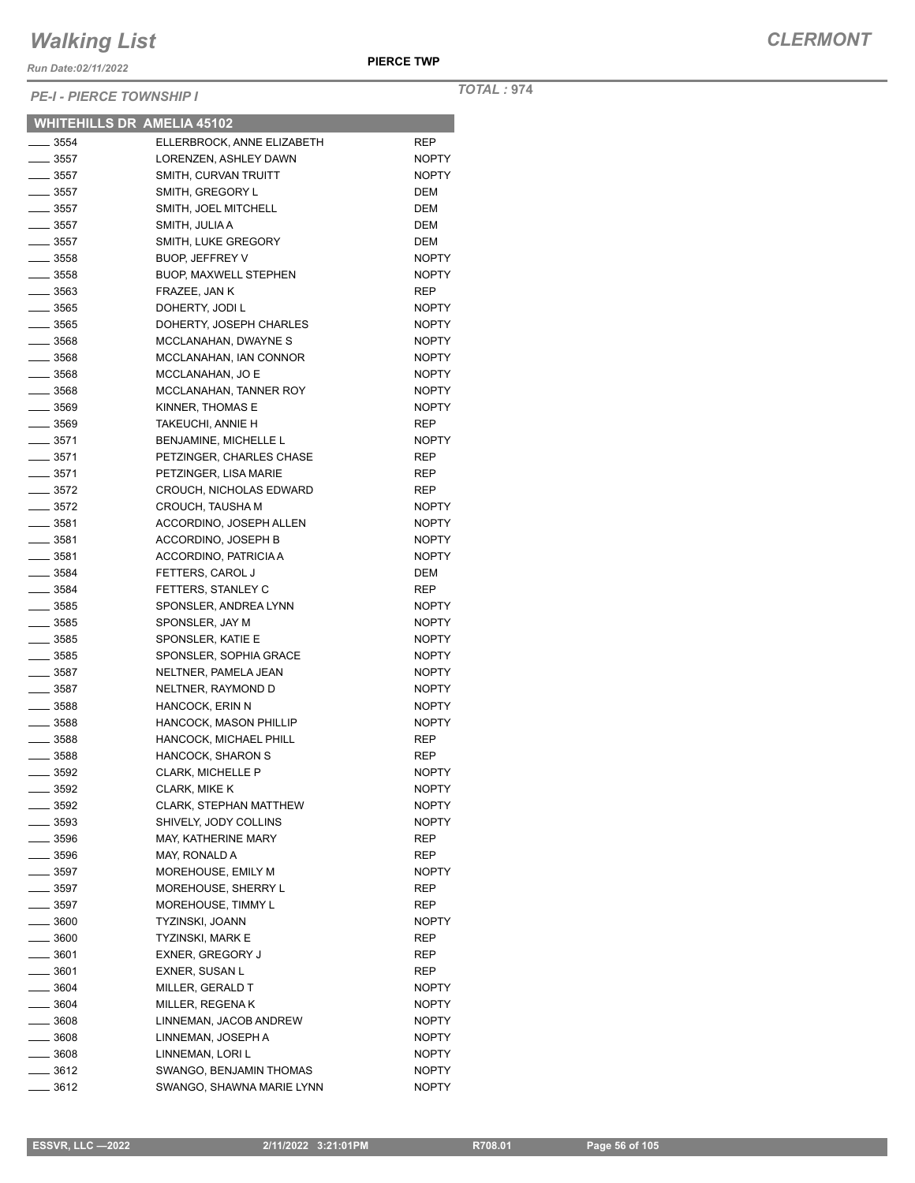# Walking List

**CLERMONT**

Run Date:02/11/2022

**PIERCE TWP**

*PE-I - PIERCE TOWNSHIP I*

*TOTAL :* **974**

## WHITEHILLS DR AMELIA 45102

| No. | Name | Party |
|---|---|---|
| ____ 3554 | ELLERBROCK, ANNE ELIZABETH | REP |
| ____ 3557 | LORENZEN, ASHLEY DAWN | NOPTY |
| ____ 3557 | SMITH, CURVAN TRUITT | NOPTY |
| ____ 3557 | SMITH, GREGORY L | DEM |
| ____ 3557 | SMITH, JOEL MITCHELL | DEM |
| ____ 3557 | SMITH, JULIA A | DEM |
| ____ 3557 | SMITH, LUKE GREGORY | DEM |
| ____ 3558 | BUOP, JEFFREY V | NOPTY |
| ____ 3558 | BUOP, MAXWELL STEPHEN | NOPTY |
| ____ 3563 | FRAZEE, JAN K | REP |
| ____ 3565 | DOHERTY, JODI L | NOPTY |
| ____ 3565 | DOHERTY, JOSEPH CHARLES | NOPTY |
| ____ 3568 | MCCLANAHAN, DWAYNE S | NOPTY |
| ____ 3568 | MCCLANAHAN, IAN CONNOR | NOPTY |
| ____ 3568 | MCCLANAHAN, JO E | NOPTY |
| ____ 3568 | MCCLANAHAN, TANNER ROY | NOPTY |
| ____ 3569 | KINNER, THOMAS E | NOPTY |
| ____ 3569 | TAKEUCHI, ANNIE H | REP |
| ____ 3571 | BENJAMINE, MICHELLE L | NOPTY |
| ____ 3571 | PETZINGER, CHARLES CHASE | REP |
| ____ 3571 | PETZINGER, LISA MARIE | REP |
| ____ 3572 | CROUCH, NICHOLAS EDWARD | REP |
| ____ 3572 | CROUCH, TAUSHA M | NOPTY |
| ____ 3581 | ACCORDINO, JOSEPH ALLEN | NOPTY |
| ____ 3581 | ACCORDINO, JOSEPH B | NOPTY |
| ____ 3581 | ACCORDINO, PATRICIA A | NOPTY |
| ____ 3584 | FETTERS, CAROL J | DEM |
| ____ 3584 | FETTERS, STANLEY C | REP |
| ____ 3585 | SPONSLER, ANDREA LYNN | NOPTY |
| ____ 3585 | SPONSLER, JAY M | NOPTY |
| ____ 3585 | SPONSLER, KATIE E | NOPTY |
| ____ 3585 | SPONSLER, SOPHIA GRACE | NOPTY |
| ____ 3587 | NELTNER, PAMELA JEAN | NOPTY |
| ____ 3587 | NELTNER, RAYMOND D | NOPTY |
| ____ 3588 | HANCOCK, ERIN N | NOPTY |
| ____ 3588 | HANCOCK, MASON PHILLIP | NOPTY |
| ____ 3588 | HANCOCK, MICHAEL PHILL | REP |
| ____ 3588 | HANCOCK, SHARON S | REP |
| ____ 3592 | CLARK, MICHELLE P | NOPTY |
| ____ 3592 | CLARK, MIKE K | NOPTY |
| ____ 3592 | CLARK, STEPHAN MATTHEW | NOPTY |
| ____ 3593 | SHIVELY, JODY COLLINS | NOPTY |
| ____ 3596 | MAY, KATHERINE MARY | REP |
| ____ 3596 | MAY, RONALD A | REP |
| ____ 3597 | MOREHOUSE, EMILY M | NOPTY |
| ____ 3597 | MOREHOUSE, SHERRY L | REP |
| ____ 3597 | MOREHOUSE, TIMMY L | REP |
| ____ 3600 | TYZINSKI, JOANN | NOPTY |
| ____ 3600 | TYZINSKI, MARK E | REP |
| ____ 3601 | EXNER, GREGORY J | REP |
| ____ 3601 | EXNER, SUSAN L | REP |
| ____ 3604 | MILLER, GERALD T | NOPTY |
| ____ 3604 | MILLER, REGENA K | NOPTY |
| ____ 3608 | LINNEMAN, JACOB ANDREW | NOPTY |
| ____ 3608 | LINNEMAN, JOSEPH A | NOPTY |
| ____ 3608 | LINNEMAN, LORI L | NOPTY |
| ____ 3612 | SWANGO, BENJAMIN THOMAS | NOPTY |
| ____ 3612 | SWANGO, SHAWNA MARIE LYNN | NOPTY |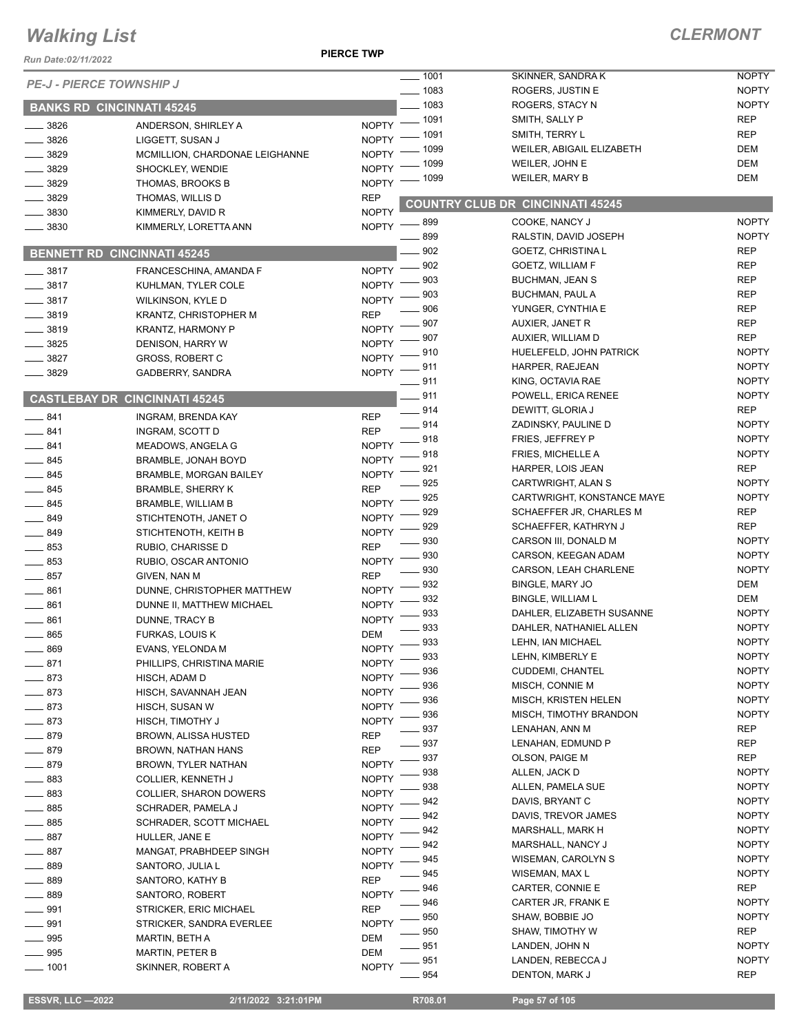# Walking List

## CLERMONT

PIERCE TWP

Run Date:02/11/2022

*PE-J - PIERCE TOWNSHIP J*

### BANKS RD CINCINNATI 45245

| No. | Name | Party |
|---|---|---|
| 3826 | ANDERSON, SHIRLEY A | NOPTY |
| 3826 | LIGGETT, SUSAN J | NOPTY |
| 3829 | MCMILLION, CHARDONAE LEIGHANNE | NOPTY |
| 3829 | SHOCKLEY, WENDIE | NOPTY |
| 3829 | THOMAS, BROOKS B | NOPTY |
| 3829 | THOMAS, WILLIS D | REP |
| 3830 | KIMMERLY, DAVID R | NOPTY |
| 3830 | KIMMERLY, LORETTA ANN | NOPTY |

### BENNETT RD CINCINNATI 45245

| No. | Name | Party |
|---|---|---|
| 3817 | FRANCESCHINA, AMANDA F | NOPTY |
| 3817 | KUHLMAN, TYLER COLE | NOPTY |
| 3817 | WILKINSON, KYLE D | NOPTY |
| 3819 | KRANTZ, CHRISTOPHER M | REP |
| 3819 | KRANTZ, HARMONY P | NOPTY |
| 3825 | DENISON, HARRY W | NOPTY |
| 3827 | GROSS, ROBERT C | NOPTY |
| 3829 | GADBERRY, SANDRA | NOPTY |

### CASTLEBAY DR CINCINNATI 45245

| No. | Name | Party |
|---|---|---|
| 841 | INGRAM, BRENDA KAY | REP |
| 841 | INGRAM, SCOTT D | REP |
| 841 | MEADOWS, ANGELA G | NOPTY |
| 845 | BRAMBLE, JONAH BOYD | NOPTY |
| 845 | BRAMBLE, MORGAN BAILEY | NOPTY |
| 845 | BRAMBLE, SHERRY K | REP |
| 845 | BRAMBLE, WILLIAM B | NOPTY |
| 849 | STICHTENOTH, JANET O | NOPTY |
| 849 | STICHTENOTH, KEITH B | NOPTY |
| 853 | RUBIO, CHARISSE D | REP |
| 853 | RUBIO, OSCAR ANTONIO | NOPTY |
| 857 | GIVEN, NAN M | REP |
| 861 | DUNNE, CHRISTOPHER MATTHEW | NOPTY |
| 861 | DUNNE II, MATTHEW MICHAEL | NOPTY |
| 861 | DUNNE, TRACY B | NOPTY |
| 865 | FURKAS, LOUIS K | DEM |
| 869 | EVANS, YELONDA M | NOPTY |
| 871 | PHILLIPS, CHRISTINA MARIE | NOPTY |
| 873 | HISCH, ADAM D | NOPTY |
| 873 | HISCH, SAVANNAH JEAN | NOPTY |
| 873 | HISCH, SUSAN W | NOPTY |
| 873 | HISCH, TIMOTHY J | NOPTY |
| 879 | BROWN, ALISSA HUSTED | REP |
| 879 | BROWN, NATHAN HANS | REP |
| 879 | BROWN, TYLER NATHAN | NOPTY |
| 883 | COLLIER, KENNETH J | NOPTY |
| 883 | COLLIER, SHARON DOWERS | NOPTY |
| 885 | SCHRADER, PAMELA J | NOPTY |
| 885 | SCHRADER, SCOTT MICHAEL | NOPTY |
| 887 | HULLER, JANE E | NOPTY |
| 887 | MANGAT, PRABHDEEP SINGH | NOPTY |
| 889 | SANTORO, JULIA L | NOPTY |
| 889 | SANTORO, KATHY B | REP |
| 889 | SANTORO, ROBERT | NOPTY |
| 991 | STRICKER, ERIC MICHAEL | REP |
| 991 | STRICKER, SANDRA EVERLEE | NOPTY |
| 995 | MARTIN, BETH A | DEM |
| 995 | MARTIN, PETER B | DEM |
| 1001 | SKINNER, ROBERT A | NOPTY |
| 1001 | SKINNER, SANDRA K | NOPTY |
| 1083 | ROGERS, JUSTIN E | NOPTY |
| 1083 | ROGERS, STACY N | NOPTY |
| 1091 | SMITH, SALLY P | REP |
| 1091 | SMITH, TERRY L | REP |
| 1099 | WEILER, ABIGAIL ELIZABETH | DEM |
| 1099 | WEILER, JOHN E | DEM |
| 1099 | WEILER, MARY B | DEM |

### COUNTRY CLUB DR CINCINNATI 45245

| No. | Name | Party |
|---|---|---|
| 899 | COOKE, NANCY J | NOPTY |
| 899 | RALSTIN, DAVID JOSEPH | NOPTY |
| 902 | GOETZ, CHRISTINA L | REP |
| 902 | GOETZ, WILLIAM F | REP |
| 903 | BUCHMAN, JEAN S | REP |
| 903 | BUCHMAN, PAUL A | REP |
| 906 | YUNGER, CYNTHIA E | REP |
| 907 | AUXIER, JANET R | REP |
| 907 | AUXIER, WILLIAM D | REP |
| 910 | HUELEFELD, JOHN PATRICK | NOPTY |
| 911 | HARPER, RAEJEAN | NOPTY |
| 911 | KING, OCTAVIA RAE | NOPTY |
| 911 | POWELL, ERICA RENEE | NOPTY |
| 914 | DEWITT, GLORIA J | REP |
| 914 | ZADINSKY, PAULINE D | NOPTY |
| 918 | FRIES, JEFFREY P | NOPTY |
| 918 | FRIES, MICHELLE A | NOPTY |
| 921 | HARPER, LOIS JEAN | REP |
| 925 | CARTWRIGHT, ALAN S | NOPTY |
| 925 | CARTWRIGHT, KONSTANCE MAYE | NOPTY |
| 929 | SCHAEFFER JR, CHARLES M | REP |
| 929 | SCHAEFFER, KATHRYN J | REP |
| 930 | CARSON III, DONALD M | NOPTY |
| 930 | CARSON, KEEGAN ADAM | NOPTY |
| 930 | CARSON, LEAH CHARLENE | NOPTY |
| 932 | BINGLE, MARY JO | DEM |
| 932 | BINGLE, WILLIAM L | DEM |
| 933 | DAHLER, ELIZABETH SUSANNE | NOPTY |
| 933 | DAHLER, NATHANIEL ALLEN | NOPTY |
| 933 | LEHN, IAN MICHAEL | NOPTY |
| 933 | LEHN, KIMBERLY E | NOPTY |
| 936 | CUDDEMI, CHANTEL | NOPTY |
| 936 | MISCH, CONNIE M | NOPTY |
| 936 | MISCH, KRISTEN HELEN | NOPTY |
| 936 | MISCH, TIMOTHY BRANDON | NOPTY |
| 937 | LENAHAN, ANN M | REP |
| 937 | LENAHAN, EDMUND P | REP |
| 937 | OLSON, PAIGE M | REP |
| 938 | ALLEN, JACK D | NOPTY |
| 938 | ALLEN, PAMELA SUE | NOPTY |
| 942 | DAVIS, BRYANT C | NOPTY |
| 942 | DAVIS, TREVOR JAMES | NOPTY |
| 942 | MARSHALL, MARK H | NOPTY |
| 942 | MARSHALL, NANCY J | NOPTY |
| 945 | WISEMAN, CAROLYN S | NOPTY |
| 945 | WISEMAN, MAX L | NOPTY |
| 946 | CARTER, CONNIE E | REP |
| 946 | CARTER JR, FRANK E | NOPTY |
| 950 | SHAW, BOBBIE JO | NOPTY |
| 950 | SHAW, TIMOTHY W | REP |
| 951 | LANDEN, JOHN N | NOPTY |
| 951 | LANDEN, REBECCA J | NOPTY |
| 954 | DENTON, MARK J | REP |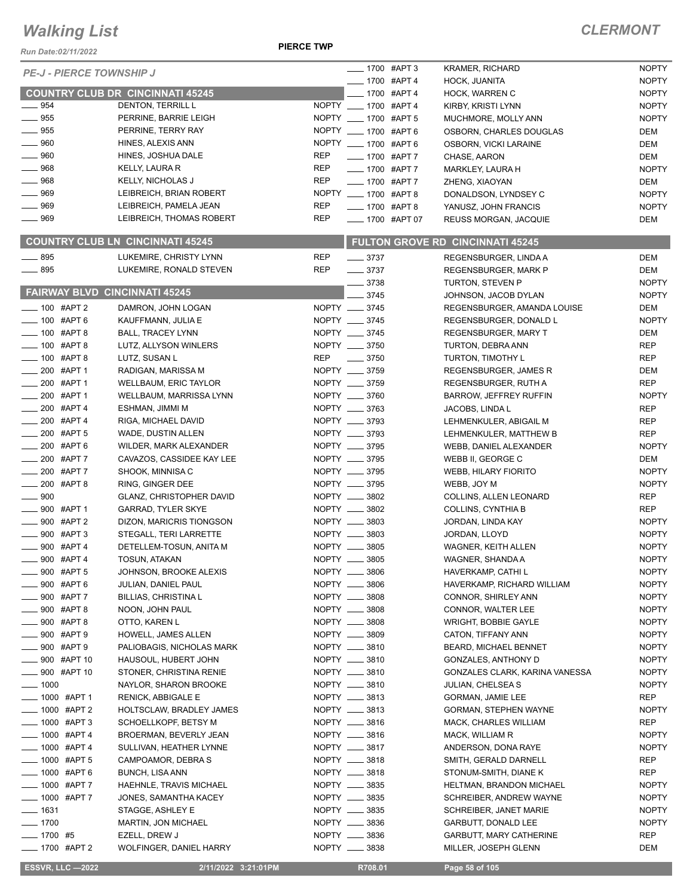# Walking List

## CLERMONT

Run Date:02/11/2022

PIERCE TWP

*PE-J - PIERCE TOWNSHIP J*

### COUNTRY CLUB DR CINCINNATI 45245

| | | | |
|---|---|---|---|
| ____ 954 | DENTON, TERRILL L | NOPTY |
| ____ 955 | PERRINE, BARRIE LEIGH | NOPTY |
| ____ 955 | PERRINE, TERRY RAY | NOPTY |
| ____ 960 | HINES, ALEXIS ANN | NOPTY |
| ____ 960 | HINES, JOSHUA DALE | REP |
| ____ 968 | KELLY, LAURA R | REP |
| ____ 968 | KELLY, NICHOLAS J | REP |
| ____ 969 | LEIBREICH, BRIAN ROBERT | NOPTY |
| ____ 969 | LEIBREICH, PAMELA JEAN | REP |
| ____ 969 | LEIBREICH, THOMAS ROBERT | REP |

### COUNTRY CLUB LN CINCINNATI 45245

| | | |
|---|---|---|
| ____ 895 | LUKEMIRE, CHRISTY LYNN | REP |
| ____ 895 | LUKEMIRE, RONALD STEVEN | REP |

### FAIRWAY BLVD CINCINNATI 45245

| | | |
|---|---|---|
| ____ 100 #APT 2 | DAMRON, JOHN LOGAN | NOPTY |
| ____ 100 #APT 6 | KAUFFMANN, JULIA E | NOPTY |
| ____ 100 #APT 8 | BALL, TRACEY LYNN | NOPTY |
| ____ 100 #APT 8 | LUTZ, ALLYSON WINLERS | NOPTY |
| ____ 100 #APT 8 | LUTZ, SUSAN L | REP |
| ____ 200 #APT 1 | RADIGAN, MARISSA M | NOPTY |
| ____ 200 #APT 1 | WELLBAUM, ERIC TAYLOR | NOPTY |
| ____ 200 #APT 1 | WELLBAUM, MARRISSA LYNN | NOPTY |
| ____ 200 #APT 4 | ESHMAN, JIMMI M | NOPTY |
| ____ 200 #APT 4 | RIGA, MICHAEL DAVID | NOPTY |
| ____ 200 #APT 5 | WADE, DUSTIN ALLEN | NOPTY |
| ____ 200 #APT 6 | WILDER, MARK ALEXANDER | NOPTY |
| ____ 200 #APT 7 | CAVAZOS, CASSIDEE KAY LEE | NOPTY |
| ____ 200 #APT 7 | SHOOK, MINNISA C | NOPTY |
| ____ 200 #APT 8 | RING, GINGER DEE | NOPTY |
| ____ 900 | GLANZ, CHRISTOPHER DAVID | NOPTY |
| ____ 900 #APT 1 | GARRAD, TYLER SKYE | NOPTY |
| ____ 900 #APT 2 | DIZON, MARICRIS TIONGSON | NOPTY |
| ____ 900 #APT 3 | STEGALL, TERI LARRETTE | NOPTY |
| ____ 900 #APT 4 | DETELLEM-TOSUN, ANITA M | NOPTY |
| ____ 900 #APT 4 | TOSUN, ATAKAN | NOPTY |
| ____ 900 #APT 5 | JOHNSON, BROOKE ALEXIS | NOPTY |
| ____ 900 #APT 6 | JULIAN, DANIEL PAUL | NOPTY |
| ____ 900 #APT 7 | BILLIAS, CHRISTINA L | NOPTY |
| ____ 900 #APT 8 | NOON, JOHN PAUL | NOPTY |
| ____ 900 #APT 8 | OTTO, KAREN L | NOPTY |
| ____ 900 #APT 9 | HOWELL, JAMES ALLEN | NOPTY |
| ____ 900 #APT 9 | PALIOBAGIS, NICHOLAS MARK | NOPTY |
| ____ 900 #APT 10 | HAUSOUL, HUBERT JOHN | NOPTY |
| ____ 900 #APT 10 | STONER, CHRISTINA RENIE | NOPTY |
| ____ 1000 | NAYLOR, SHARON BROOKE | NOPTY |
| ____ 1000 #APT 1 | RENICK, ABBIGALE E | NOPTY |
| ____ 1000 #APT 2 | HOLTSCLAW, BRADLEY JAMES | NOPTY |
| ____ 1000 #APT 3 | SCHOELLKOPF, BETSY M | NOPTY |
| ____ 1000 #APT 4 | BROERMAN, BEVERLY JEAN | NOPTY |
| ____ 1000 #APT 4 | SULLIVAN, HEATHER LYNNE | NOPTY |
| ____ 1000 #APT 5 | CAMPOAMOR, DEBRA S | NOPTY |
| ____ 1000 #APT 6 | BUNCH, LISA ANN | NOPTY |
| ____ 1000 #APT 7 | HAEHNLE, TRAVIS MICHAEL | NOPTY |
| ____ 1000 #APT 7 | JONES, SAMANTHA KACEY | NOPTY |
| ____ 1631 | STAGGE, ASHLEY E | NOPTY |
| ____ 1700 | MARTIN, JON MICHAEL | NOPTY |
| ____ 1700 #5 | EZELL, DREW J | NOPTY |
| ____ 1700 #APT 2 | WOLFINGER, DANIEL HARRY | NOPTY |
| ____ 1700 #APT 3 | KRAMER, RICHARD | NOPTY |
| ____ 1700 #APT 4 | HOCK, JUANITA | NOPTY |
| ____ 1700 #APT 4 | HOCK, WARREN C | NOPTY |
| ____ 1700 #APT 4 | KIRBY, KRISTI LYNN | NOPTY |
| ____ 1700 #APT 5 | MUCHMORE, MOLLY ANN | NOPTY |
| ____ 1700 #APT 6 | OSBORN, CHARLES DOUGLAS | DEM |
| ____ 1700 #APT 6 | OSBORN, VICKI LARAINE | DEM |
| ____ 1700 #APT 7 | CHASE, AARON | DEM |
| ____ 1700 #APT 7 | MARKLEY, LAURA H | NOPTY |
| ____ 1700 #APT 7 | ZHENG, XIAOYAN | DEM |
| ____ 1700 #APT 8 | DONALDSON, LYNDSEY C | NOPTY |
| ____ 1700 #APT 8 | YANUSZ, JOHN FRANCIS | NOPTY |
| ____ 1700 #APT 07 | REUSS MORGAN, JACQUIE | DEM |

### FULTON GROVE RD CINCINNATI 45245

| | | |
|---|---|---|
| ____ 3737 | REGENSBURGER, LINDA A | DEM |
| ____ 3737 | REGENSBURGER, MARK P | DEM |
| ____ 3738 | TURTON, STEVEN P | NOPTY |
| ____ 3745 | JOHNSON, JACOB DYLAN | NOPTY |
| ____ 3745 | REGENSBURGER, AMANDA LOUISE | DEM |
| ____ 3745 | REGENSBURGER, DONALD L | NOPTY |
| ____ 3745 | REGENSBURGER, MARY T | DEM |
| ____ 3750 | TURTON, DEBRA ANN | REP |
| ____ 3750 | TURTON, TIMOTHY L | REP |
| ____ 3759 | REGENSBURGER, JAMES R | DEM |
| ____ 3759 | REGENSBURGER, RUTH A | REP |
| ____ 3760 | BARROW, JEFFREY RUFFIN | NOPTY |
| ____ 3763 | JACOBS, LINDA L | REP |
| ____ 3793 | LEHMENKULER, ABIGAIL M | REP |
| ____ 3793 | LEHMENKULER, MATTHEW B | REP |
| ____ 3795 | WEBB, DANIEL ALEXANDER | NOPTY |
| ____ 3795 | WEBB II, GEORGE C | DEM |
| ____ 3795 | WEBB, HILARY FIORITO | NOPTY |
| ____ 3795 | WEBB, JOY M | NOPTY |
| ____ 3802 | COLLINS, ALLEN LEONARD | REP |
| ____ 3802 | COLLINS, CYNTHIA B | REP |
| ____ 3803 | JORDAN, LINDA KAY | NOPTY |
| ____ 3803 | JORDAN, LLOYD | NOPTY |
| ____ 3805 | WAGNER, KEITH ALLEN | NOPTY |
| ____ 3805 | WAGNER, SHANDA A | NOPTY |
| ____ 3806 | HAVERKAMP, CATHI L | NOPTY |
| ____ 3806 | HAVERKAMP, RICHARD WILLIAM | NOPTY |
| ____ 3808 | CONNOR, SHIRLEY ANN | NOPTY |
| ____ 3808 | CONNOR, WALTER LEE | NOPTY |
| ____ 3808 | WRIGHT, BOBBIE GAYLE | NOPTY |
| ____ 3809 | CATON, TIFFANY ANN | NOPTY |
| ____ 3810 | BEARD, MICHAEL BENNET | NOPTY |
| ____ 3810 | GONZALES, ANTHONY D | NOPTY |
| ____ 3810 | GONZALES CLARK, KARINA VANESSA | NOPTY |
| ____ 3810 | JULIAN, CHELSEA S | NOPTY |
| ____ 3813 | GORMAN, JAMIE LEE | REP |
| ____ 3813 | GORMAN, STEPHEN WAYNE | NOPTY |
| ____ 3816 | MACK, CHARLES WILLIAM | REP |
| ____ 3816 | MACK, WILLIAM R | NOPTY |
| ____ 3817 | ANDERSON, DONA RAYE | NOPTY |
| ____ 3818 | SMITH, GERALD DARNELL | REP |
| ____ 3818 | STONUM-SMITH, DIANE K | REP |
| ____ 3835 | HELTMAN, BRANDON MICHAEL | NOPTY |
| ____ 3835 | SCHREIBER, ANDREW WAYNE | NOPTY |
| ____ 3835 | SCHREIBER, JANET MARIE | NOPTY |
| ____ 3836 | GARBUTT, DONALD LEE | NOPTY |
| ____ 3836 | GARBUTT, MARY CATHERINE | REP |
| ____ 3838 | MILLER, JOSEPH GLENN | DEM |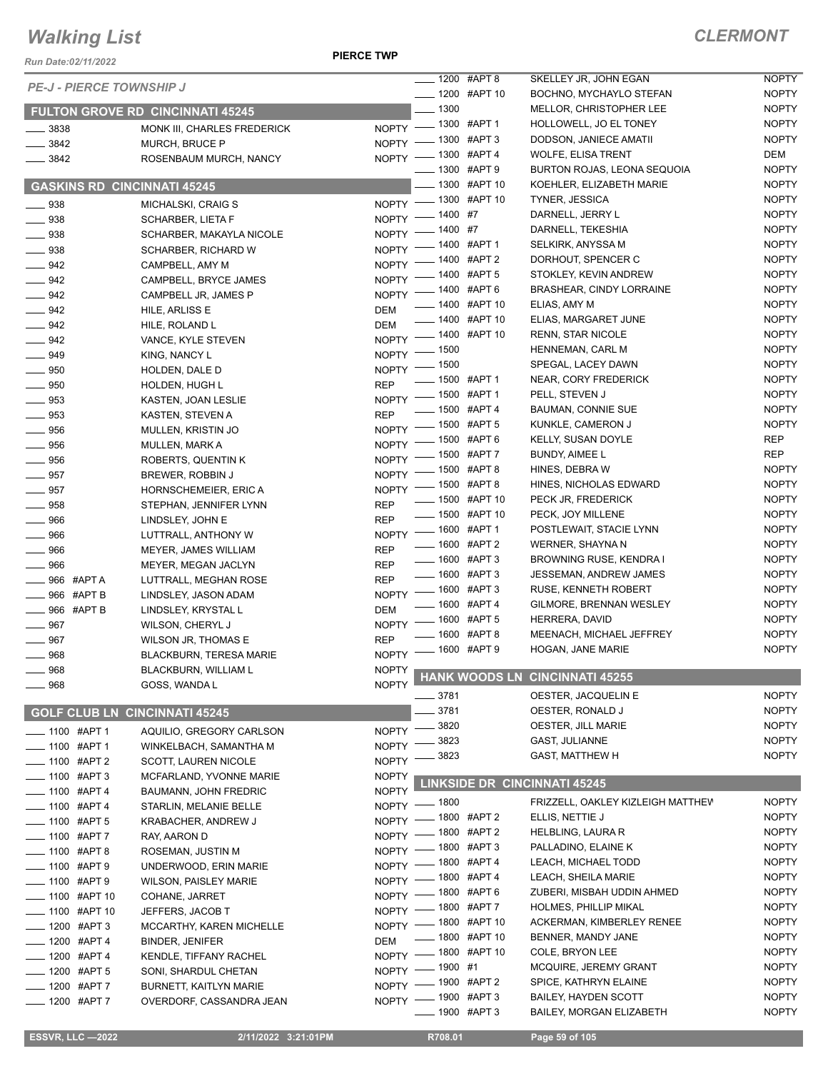# Walking List

**CLERMONT**

Run Date:02/11/2022

**PIERCE TWP**

*PE-J - PIERCE TOWNSHIP J*

## FULTON GROVE RD CINCINNATI 45245

| Address | Name | Party |
|---|---|---|
| 3838 | MONK III, CHARLES FREDERICK | NOPTY |
| 3842 | MURCH, BRUCE P | NOPTY |
| 3842 | ROSENBAUM MURCH, NANCY | NOPTY |

## GASKINS RD CINCINNATI 45245

| Address | Name | Party |
|---|---|---|
| 938 | MICHALSKI, CRAIG S | NOPTY |
| 938 | SCHARBER, LIETA F | NOPTY |
| 938 | SCHARBER, MAKAYLA NICOLE | NOPTY |
| 938 | SCHARBER, RICHARD W | NOPTY |
| 942 | CAMPBELL, AMY M | NOPTY |
| 942 | CAMPBELL, BRYCE JAMES | NOPTY |
| 942 | CAMPBELL JR, JAMES P | NOPTY |
| 942 | HILE, ARLISS E | DEM |
| 942 | HILE, ROLAND L | DEM |
| 942 | VANCE, KYLE STEVEN | NOPTY |
| 949 | KING, NANCY L | NOPTY |
| 950 | HOLDEN, DALE D | NOPTY |
| 950 | HOLDEN, HUGH L | REP |
| 953 | KASTEN, JOAN LESLIE | NOPTY |
| 953 | KASTEN, STEVEN A | REP |
| 956 | MULLEN, KRISTIN JO | NOPTY |
| 956 | MULLEN, MARK A | NOPTY |
| 956 | ROBERTS, QUENTIN K | NOPTY |
| 957 | BREWER, ROBBIN J | NOPTY |
| 957 | HORNSCHEMEIER, ERIC A | NOPTY |
| 958 | STEPHAN, JENNIFER LYNN | REP |
| 966 | LINDSLEY, JOHN E | REP |
| 966 | LUTTRALL, ANTHONY W | NOPTY |
| 966 | MEYER, JAMES WILLIAM | REP |
| 966 | MEYER, MEGAN JACLYN | REP |
| 966 #APT A | LUTTRALL, MEGHAN ROSE | REP |
| 966 #APT B | LINDSLEY, JASON ADAM | NOPTY |
| 966 #APT B | LINDSLEY, KRYSTAL L | DEM |
| 967 | WILSON, CHERYL J | NOPTY |
| 967 | WILSON JR, THOMAS E | REP |
| 968 | BLACKBURN, TERESA MARIE | NOPTY |
| 968 | BLACKBURN, WILLIAM L | NOPTY |
| 968 | GOSS, WANDA L | NOPTY |

## GOLF CLUB LN CINCINNATI 45245

| Address | Name | Party |
|---|---|---|
| 1100 #APT 1 | AQUILIO, GREGORY CARLSON | NOPTY |
| 1100 #APT 1 | WINKELBACH, SAMANTHA M | NOPTY |
| 1100 #APT 2 | SCOTT, LAUREN NICOLE | NOPTY |
| 1100 #APT 3 | MCFARLAND, YVONNE MARIE | NOPTY |
| 1100 #APT 4 | BAUMANN, JOHN FREDRIC | NOPTY |
| 1100 #APT 4 | STARLIN, MELANIE BELLE | NOPTY |
| 1100 #APT 5 | KRABACHER, ANDREW J | NOPTY |
| 1100 #APT 7 | RAY, AARON D | NOPTY |
| 1100 #APT 8 | ROSEMAN, JUSTIN M | NOPTY |
| 1100 #APT 9 | UNDERWOOD, ERIN MARIE | NOPTY |
| 1100 #APT 9 | WILSON, PAISLEY MARIE | NOPTY |
| 1100 #APT 10 | COHANE, JARRET | NOPTY |
| 1100 #APT 10 | JEFFERS, JACOB T | NOPTY |
| 1200 #APT 3 | MCCARTHY, KAREN MICHELLE | NOPTY |
| 1200 #APT 4 | BINDER, JENIFER | DEM |
| 1200 #APT 4 | KENDLE, TIFFANY RACHEL | NOPTY |
| 1200 #APT 5 | SONI, SHARDUL CHETAN | NOPTY |
| 1200 #APT 7 | BURNETT, KAITLYN MARIE | NOPTY |
| 1200 #APT 7 | OVERDORF, CASSANDRA JEAN | NOPTY |
| 1200 #APT 8 | SKELLEY JR, JOHN EGAN | NOPTY |
| 1200 #APT 10 | BOCHNO, MYCHAYLO STEFAN | NOPTY |
| 1300 | MELLOR, CHRISTOPHER LEE | NOPTY |
| 1300 #APT 1 | HOLLOWELL, JO EL TONEY | NOPTY |
| 1300 #APT 3 | DODSON, JANIECE AMATII | NOPTY |
| 1300 #APT 4 | WOLFE, ELISA TRENT | DEM |
| 1300 #APT 9 | BURTON ROJAS, LEONA SEQUOIA | NOPTY |
| 1300 #APT 10 | KOEHLER, ELIZABETH MARIE | NOPTY |
| 1300 #APT 10 | TYNER, JESSICA | NOPTY |
| 1400 #7 | DARNELL, JERRY L | NOPTY |
| 1400 #7 | DARNELL, TEKESHIA | NOPTY |
| 1400 #APT 1 | SELKIRK, ANYSSA M | NOPTY |
| 1400 #APT 2 | DORHOUT, SPENCER C | NOPTY |
| 1400 #APT 5 | STOKLEY, KEVIN ANDREW | NOPTY |
| 1400 #APT 6 | BRASHEAR, CINDY LORRAINE | NOPTY |
| 1400 #APT 10 | ELIAS, AMY M | NOPTY |
| 1400 #APT 10 | ELIAS, MARGARET JUNE | NOPTY |
| 1400 #APT 10 | RENN, STAR NICOLE | NOPTY |
| 1500 | HENNEMAN, CARL M | NOPTY |
| 1500 | SPEGAL, LACEY DAWN | NOPTY |
| 1500 #APT 1 | NEAR, CORY FREDERICK | NOPTY |
| 1500 #APT 1 | PELL, STEVEN J | NOPTY |
| 1500 #APT 4 | BAUMAN, CONNIE SUE | NOPTY |
| 1500 #APT 5 | KUNKLE, CAMERON J | NOPTY |
| 1500 #APT 6 | KELLY, SUSAN DOYLE | REP |
| 1500 #APT 7 | BUNDY, AIMEE L | REP |
| 1500 #APT 8 | HINES, DEBRA W | NOPTY |
| 1500 #APT 8 | HINES, NICHOLAS EDWARD | NOPTY |
| 1500 #APT 10 | PECK JR, FREDERICK | NOPTY |
| 1500 #APT 10 | PECK, JOY MILLENE | NOPTY |
| 1600 #APT 1 | POSTLEWAIT, STACIE LYNN | NOPTY |
| 1600 #APT 2 | WERNER, SHAYNA N | NOPTY |
| 1600 #APT 3 | BROWNING RUSE, KENDRA I | NOPTY |
| 1600 #APT 3 | JESSEMAN, ANDREW JAMES | NOPTY |
| 1600 #APT 3 | RUSE, KENNETH ROBERT | NOPTY |
| 1600 #APT 4 | GILMORE, BRENNAN WESLEY | NOPTY |
| 1600 #APT 5 | HERRERA, DAVID | NOPTY |
| 1600 #APT 8 | MEENACH, MICHAEL JEFFREY | NOPTY |
| 1600 #APT 9 | HOGAN, JANE MARIE | NOPTY |

## HANK WOODS LN CINCINNATI 45255

| Address | Name | Party |
|---|---|---|
| 3781 | OESTER, JACQUELIN E | NOPTY |
| 3781 | OESTER, RONALD J | NOPTY |
| 3820 | OESTER, JILL MARIE | NOPTY |
| 3823 | GAST, JULIANNE | NOPTY |
| 3823 | GAST, MATTHEW H | NOPTY |

## LINKSIDE DR CINCINNATI 45245

| Address | Name | Party |
|---|---|---|
| 1800 | FRIZZELL, OAKLEY KIZLEIGH MATTHEW | NOPTY |
| 1800 #APT 2 | ELLIS, NETTIE J | NOPTY |
| 1800 #APT 2 | HELBLING, LAURA R | NOPTY |
| 1800 #APT 3 | PALLADINO, ELAINE K | NOPTY |
| 1800 #APT 4 | LEACH, MICHAEL TODD | NOPTY |
| 1800 #APT 4 | LEACH, SHEILA MARIE | NOPTY |
| 1800 #APT 6 | ZUBERI, MISBAH UDDIN AHMED | NOPTY |
| 1800 #APT 7 | HOLMES, PHILLIP MIKAL | NOPTY |
| 1800 #APT 10 | ACKERMAN, KIMBERLEY RENEE | NOPTY |
| 1800 #APT 10 | BENNER, MANDY JANE | NOPTY |
| 1800 #APT 10 | COLE, BRYON LEE | NOPTY |
| 1900 #1 | MCQUIRE, JEREMY GRANT | NOPTY |
| 1900 #APT 2 | SPICE, KATHRYN ELAINE | NOPTY |
| 1900 #APT 3 | BAILEY, HAYDEN SCOTT | NOPTY |
| 1900 #APT 3 | BAILEY, MORGAN ELIZABETH | NOPTY |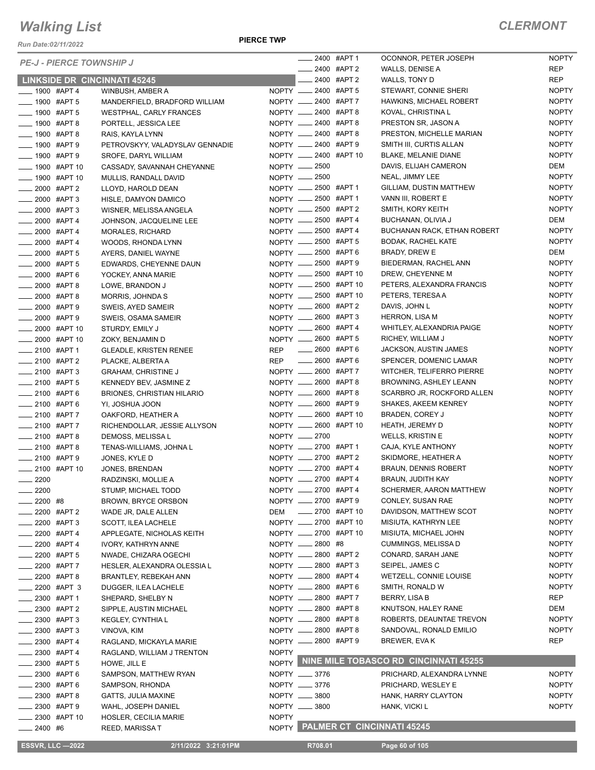# Walking List

**CLERMONT**

Run Date:02/11/2022

**PIERCE TWP**

*PE-J - PIERCE TOWNSHIP J*

## LINKSIDE DR CINCINNATI 45245

| Address | Name | Party |
|---|---|---|
| 1900 #APT 4 | WINBUSH, AMBER A | NOPTY |
| 1900 #APT 5 | MANDERFIELD, BRADFORD WILLIAM | NOPTY |
| 1900 #APT 5 | WESTPHAL, CARLY FRANCES | NOPTY |
| 1900 #APT 8 | PORTELL, JESSICA LEE | NOPTY |
| 1900 #APT 8 | RAIS, KAYLA LYNN | NOPTY |
| 1900 #APT 9 | PETROVSKYY, VALADYSLAV GENNADIE | NOPTY |
| 1900 #APT 9 | SROFE, DARYL WILLIAM | NOPTY |
| 1900 #APT 10 | CASSADY, SAVANNAH CHEYANNE | NOPTY |
| 1900 #APT 10 | MULLIS, RANDALL DAVID | NOPTY |
| 2000 #APT 2 | LLOYD, HAROLD DEAN | NOPTY |
| 2000 #APT 3 | HISLE, DAMYON DAMICO | NOPTY |
| 2000 #APT 3 | WISNER, MELISSA ANGELA | NOPTY |
| 2000 #APT 4 | JOHNSON, JACQUELINE LEE | NOPTY |
| 2000 #APT 4 | MORALES, RICHARD | NOPTY |
| 2000 #APT 4 | WOODS, RHONDA LYNN | NOPTY |
| 2000 #APT 5 | AYERS, DANIEL WAYNE | NOPTY |
| 2000 #APT 5 | EDWARDS, CHEYENNE DAUN | NOPTY |
| 2000 #APT 6 | YOCKEY, ANNA MARIE | NOPTY |
| 2000 #APT 8 | LOWE, BRANDON J | NOPTY |
| 2000 #APT 8 | MORRIS, JOHNDA S | NOPTY |
| 2000 #APT 9 | SWEIS, AYED SAMEIR | NOPTY |
| 2000 #APT 9 | SWEIS, OSAMA SAMEIR | NOPTY |
| 2000 #APT 10 | STURDY, EMILY J | NOPTY |
| 2000 #APT 10 | ZOKY, BENJAMIN D | NOPTY |
| 2100 #APT 1 | GLEADLE, KRISTEN RENEE | REP |
| 2100 #APT 2 | PLACKE, ALBERTA A | REP |
| 2100 #APT 3 | GRAHAM, CHRISTINE J | NOPTY |
| 2100 #APT 5 | KENNEDY BEV, JASMINE Z | NOPTY |
| 2100 #APT 6 | BRIONES, CHRISTIAN HILARIO | NOPTY |
| 2100 #APT 6 | YI, JOSHUA JOON | NOPTY |
| 2100 #APT 7 | OAKFORD, HEATHER A | NOPTY |
| 2100 #APT 7 | RICHENDOLLAR, JESSIE ALLYSON | NOPTY |
| 2100 #APT 8 | DEMOSS, MELISSA L | NOPTY |
| 2100 #APT 8 | TENAS-WILLIAMS, JOHNA L | NOPTY |
| 2100 #APT 9 | JONES, KYLE D | NOPTY |
| 2100 #APT 10 | JONES, BRENDAN | NOPTY |
| 2200 | RADZINSKI, MOLLIE A | NOPTY |
| 2200 | STUMP, MICHAEL TODD | NOPTY |
| 2200 #8 | BROWN, BRYCE ORSBON | NOPTY |
| 2200 #APT 2 | WADE JR, DALE ALLEN | DEM |
| 2200 #APT 3 | SCOTT, ILEA LACHELE | NOPTY |
| 2200 #APT 4 | APPLEGATE, NICHOLAS KEITH | NOPTY |
| 2200 #APT 4 | IVORY, KATHRYN ANNE | NOPTY |
| 2200 #APT 5 | NWADE, CHIZARA OGECHI | NOPTY |
| 2200 #APT 7 | HESLER, ALEXANDRA OLESSIA L | NOPTY |
| 2200 #APT 8 | BRANTLEY, REBEKAH ANN | NOPTY |
| 2200 #APT 3 | DUGGER, ILEA LACHELE | NOPTY |
| 2300 #APT 1 | SHEPARD, SHELBY N | NOPTY |
| 2300 #APT 2 | SIPPLE, AUSTIN MICHAEL | NOPTY |
| 2300 #APT 3 | KEGLEY, CYNTHIA L | NOPTY |
| 2300 #APT 3 | VINOVA, KIM | NOPTY |
| 2300 #APT 4 | RAGLAND, MICKAYLA MARIE | NOPTY |
| 2300 #APT 4 | RAGLAND, WILLIAM J TRENTON | NOPTY |
| 2300 #APT 5 | HOWE, JILL E | NOPTY |
| 2300 #APT 6 | SAMPSON, MATTHEW RYAN | NOPTY |
| 2300 #APT 6 | SAMPSON, RHONDA | NOPTY |
| 2300 #APT 8 | GATTS, JULIA MAXINE | NOPTY |
| 2300 #APT 9 | WAHL, JOSEPH DANIEL | NOPTY |
| 2300 #APT 10 | HOSLER, CECILIA MARIE | NOPTY |
| 2400 #6 | REED, MARISSA T | NOPTY |
| 2400 #APT 1 | OCONNOR, PETER JOSEPH | NOPTY |
| 2400 #APT 2 | WALLS, DENISE A | REP |
| 2400 #APT 2 | WALLS, TONY D | REP |
| 2400 #APT 5 | STEWART, CONNIE SHERI | NOPTY |
| 2400 #APT 7 | HAWKINS, MICHAEL ROBERT | NOPTY |
| 2400 #APT 8 | KOVAL, CHRISTINA L | NOPTY |
| 2400 #APT 8 | PRESTON SR, JASON A | NOPTY |
| 2400 #APT 8 | PRESTON, MICHELLE MARIAN | NOPTY |
| 2400 #APT 9 | SMITH III, CURTIS ALLAN | NOPTY |
| 2400 #APT 10 | BLAKE, MELANIE DIANE | NOPTY |
| 2500 | DAVIS, ELIJAH CAMERON | DEM |
| 2500 | NEAL, JIMMY LEE | NOPTY |
| 2500 #APT 1 | GILLIAM, DUSTIN MATTHEW | NOPTY |
| 2500 #APT 1 | VANN III, ROBERT E | NOPTY |
| 2500 #APT 2 | SMITH, KORY KEITH | NOPTY |
| 2500 #APT 4 | BUCHANAN, OLIVIA J | DEM |
| 2500 #APT 4 | BUCHANAN RACK, ETHAN ROBERT | NOPTY |
| 2500 #APT 5 | BODAK, RACHEL KATE | NOPTY |
| 2500 #APT 6 | BRADY, DREW E | DEM |
| 2500 #APT 9 | BIEDERMAN, RACHEL ANN | NOPTY |
| 2500 #APT 10 | DREW, CHEYENNE M | NOPTY |
| 2500 #APT 10 | PETERS, ALEXANDRA FRANCIS | NOPTY |
| 2500 #APT 10 | PETERS, TERESA A | NOPTY |
| 2600 #APT 2 | DAVIS, JOHN L | NOPTY |
| 2600 #APT 3 | HERRON, LISA M | NOPTY |
| 2600 #APT 4 | WHITLEY, ALEXANDRIA PAIGE | NOPTY |
| 2600 #APT 5 | RICHEY, WILLIAM J | NOPTY |
| 2600 #APT 6 | JACKSON, AUSTIN JAMES | NOPTY |
| 2600 #APT 6 | SPENCER, DOMENIC LAMAR | NOPTY |
| 2600 #APT 7 | WITCHER, TELIFERRO PIERRE | NOPTY |
| 2600 #APT 8 | BROWNING, ASHLEY LEANN | NOPTY |
| 2600 #APT 8 | SCARBRO JR, ROCKFORD ALLEN | NOPTY |
| 2600 #APT 9 | SHAKES, AKEEM KENREY | NOPTY |
| 2600 #APT 10 | BRADEN, COREY J | NOPTY |
| 2600 #APT 10 | HEATH, JEREMY D | NOPTY |
| 2700 | WELLS, KRISTIN E | NOPTY |
| 2700 #APT 1 | CAJA, KYLE ANTHONY | NOPTY |
| 2700 #APT 2 | SKIDMORE, HEATHER A | NOPTY |
| 2700 #APT 4 | BRAUN, DENNIS ROBERT | NOPTY |
| 2700 #APT 4 | BRAUN, JUDITH KAY | NOPTY |
| 2700 #APT 4 | SCHERMER, AARON MATTHEW | NOPTY |
| 2700 #APT 9 | CONLEY, SUSAN RAE | NOPTY |
| 2700 #APT 10 | DAVIDSON, MATTHEW SCOT | NOPTY |
| 2700 #APT 10 | MISIUTA, KATHRYN LEE | NOPTY |
| 2700 #APT 10 | MISIUTA, MICHAEL JOHN | NOPTY |
| 2800 #8 | CUMMINGS, MELISSA D | NOPTY |
| 2800 #APT 2 | CONARD, SARAH JANE | NOPTY |
| 2800 #APT 3 | SEIPEL, JAMES C | NOPTY |
| 2800 #APT 4 | WETZELL, CONNIE LOUISE | NOPTY |
| 2800 #APT 6 | SMITH, RONALD W | NOPTY |
| 2800 #APT 7 | BERRY, LISA B | REP |
| 2800 #APT 8 | KNUTSON, HALEY RANE | DEM |
| 2800 #APT 8 | ROBERTS, DEAUNTAE TREVON | NOPTY |
| 2800 #APT 8 | SANDOVAL, RONALD EMILIO | NOPTY |
| 2800 #APT 9 | BREWER, EVA K | REP |

## NINE MILE TOBASCO RD CINCINNATI 45255

| Address | Name | Party |
|---|---|---|
| 3776 | PRICHARD, ALEXANDRA LYNNE | NOPTY |
| 3776 | PRICHARD, WESLEY E | NOPTY |
| 3800 | HANK, HARRY CLAYTON | NOPTY |
| 3800 | HANK, VICKI L | NOPTY |

## PALMER CT CINCINNATI 45245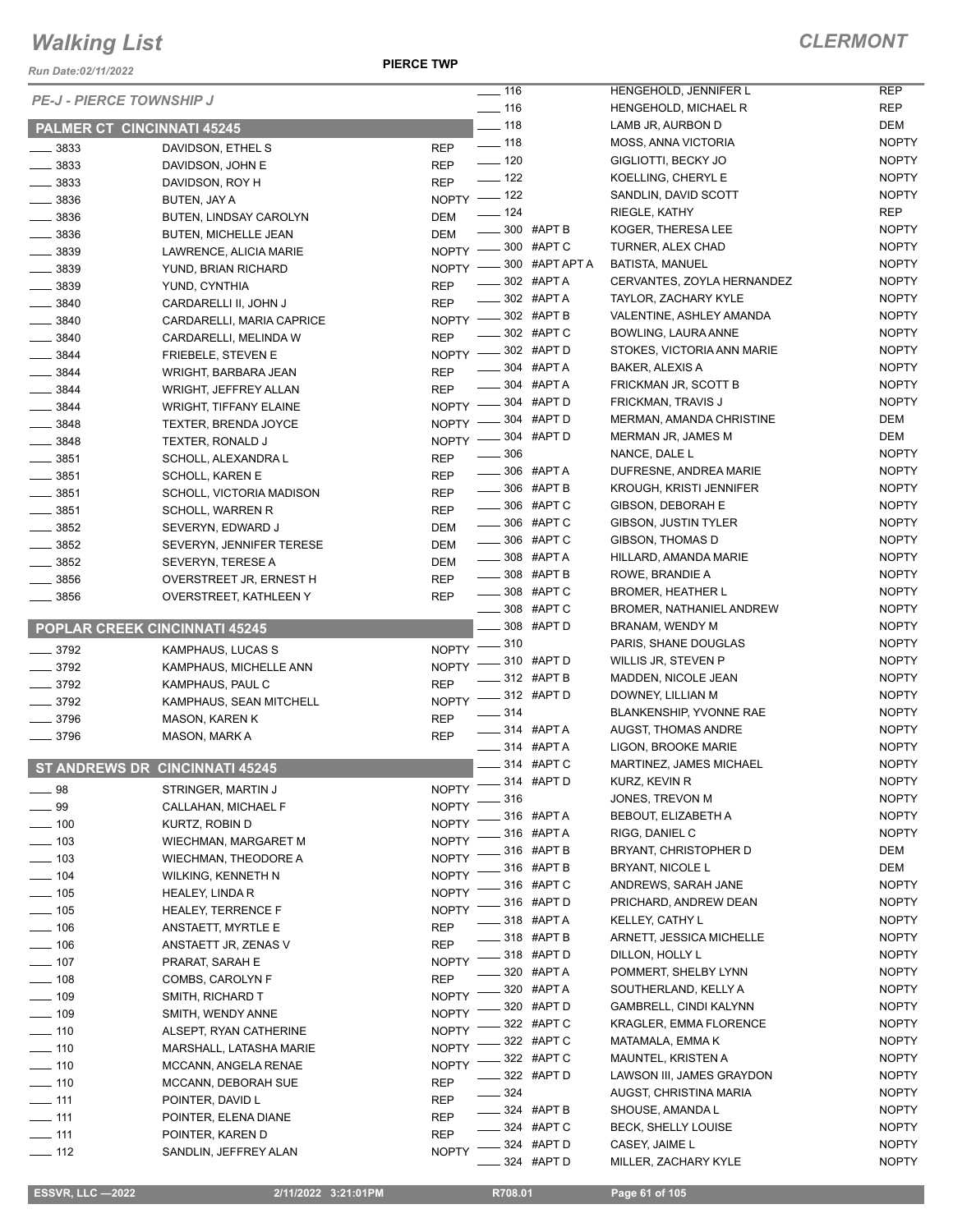# Walking List

**CLERMONT**

Run Date:02/11/2022

**PIERCE TWP**

*PE-J - PIERCE TOWNSHIP J*

## PALMER CT CINCINNATI 45245

| No. | Name | Party |
|---|---|---|
| 3833 | DAVIDSON, ETHEL S | REP |
| 3833 | DAVIDSON, JOHN E | REP |
| 3833 | DAVIDSON, ROY H | REP |
| 3836 | BUTEN, JAY A | NOPTY |
| 3836 | BUTEN, LINDSAY CAROLYN | DEM |
| 3836 | BUTEN, MICHELLE JEAN | DEM |
| 3839 | LAWRENCE, ALICIA MARIE | NOPTY |
| 3839 | YUND, BRIAN RICHARD | NOPTY |
| 3839 | YUND, CYNTHIA | REP |
| 3840 | CARDARELLI II, JOHN J | REP |
| 3840 | CARDARELLI, MARIA CAPRICE | NOPTY |
| 3840 | CARDARELLI, MELINDA W | REP |
| 3844 | FRIEBELE, STEVEN E | NOPTY |
| 3844 | WRIGHT, BARBARA JEAN | REP |
| 3844 | WRIGHT, JEFFREY ALLAN | REP |
| 3844 | WRIGHT, TIFFANY ELAINE | NOPTY |
| 3848 | TEXTER, BRENDA JOYCE | NOPTY |
| 3848 | TEXTER, RONALD J | NOPTY |
| 3851 | SCHOLL, ALEXANDRA L | REP |
| 3851 | SCHOLL, KAREN E | REP |
| 3851 | SCHOLL, VICTORIA MADISON | REP |
| 3851 | SCHOLL, WARREN R | REP |
| 3852 | SEVERYN, EDWARD J | DEM |
| 3852 | SEVERYN, JENNIFER TERESE | DEM |
| 3852 | SEVERYN, TERESE A | DEM |
| 3856 | OVERSTREET JR, ERNEST H | REP |
| 3856 | OVERSTREET, KATHLEEN Y | REP |

## POPLAR CREEK CINCINNATI 45245

| No. | Name | Party |
|---|---|---|
| 3792 | KAMPHAUS, LUCAS S | NOPTY |
| 3792 | KAMPHAUS, MICHELLE ANN | NOPTY |
| 3792 | KAMPHAUS, PAUL C | REP |
| 3792 | KAMPHAUS, SEAN MITCHELL | NOPTY |
| 3796 | MASON, KAREN K | REP |
| 3796 | MASON, MARK A | REP |

## ST ANDREWS DR CINCINNATI 45245

| No. | Name | Party |
|---|---|---|
| 98 | STRINGER, MARTIN J | NOPTY |
| 99 | CALLAHAN, MICHAEL F | NOPTY |
| 100 | KURTZ, ROBIN D | NOPTY |
| 103 | WIECHMAN, MARGARET M | NOPTY |
| 103 | WIECHMAN, THEODORE A | NOPTY |
| 104 | WILKING, KENNETH N | NOPTY |
| 105 | HEALEY, LINDA R | NOPTY |
| 105 | HEALEY, TERRENCE F | NOPTY |
| 106 | ANSTAETT, MYRTLE E | REP |
| 106 | ANSTAETT JR, ZENAS V | REP |
| 107 | PRARAT, SARAH E | NOPTY |
| 108 | COMBS, CAROLYN F | REP |
| 109 | SMITH, RICHARD T | NOPTY |
| 109 | SMITH, WENDY ANNE | NOPTY |
| 110 | ALSEPT, RYAN CATHERINE | NOPTY |
| 110 | MARSHALL, LATASHA MARIE | NOPTY |
| 110 | MCCANN, ANGELA RENAE | NOPTY |
| 110 | MCCANN, DEBORAH SUE | REP |
| 111 | POINTER, DAVID L | REP |
| 111 | POINTER, ELENA DIANE | REP |
| 111 | POINTER, KAREN D | REP |
| 112 | SANDLIN, JEFFREY ALAN | NOPTY |
| 116 | HENGEHOLD, JENNIFER L | REP |
| 116 | HENGEHOLD, MICHAEL R | REP |
| 118 | LAMB JR, AURBON D | DEM |
| 118 | MOSS, ANNA VICTORIA | NOPTY |
| 120 | GIGLIOTTI, BECKY JO | NOPTY |
| 122 | KOELLING, CHERYL E | NOPTY |
| 122 | SANDLIN, DAVID SCOTT | NOPTY |
| 124 | RIEGLE, KATHY | REP |
| 300 #APT B | KOGER, THERESA LEE | NOPTY |
| 300 #APT C | TURNER, ALEX CHAD | NOPTY |
| 300 #APT APT A | BATISTA, MANUEL | NOPTY |
| 302 #APT A | CERVANTES, ZOYLA HERNANDEZ | NOPTY |
| 302 #APT A | TAYLOR, ZACHARY KYLE | NOPTY |
| 302 #APT B | VALENTINE, ASHLEY AMANDA | NOPTY |
| 302 #APT C | BOWLING, LAURA ANNE | NOPTY |
| 302 #APT D | STOKES, VICTORIA ANN MARIE | NOPTY |
| 304 #APT A | BAKER, ALEXIS A | NOPTY |
| 304 #APT A | FRICKMAN JR, SCOTT B | NOPTY |
| 304 #APT D | FRICKMAN, TRAVIS J | NOPTY |
| 304 #APT D | MERMAN, AMANDA CHRISTINE | DEM |
| 304 #APT D | MERMAN JR, JAMES M | DEM |
| 306 | NANCE, DALE L | NOPTY |
| 306 #APT A | DUFRESNE, ANDREA MARIE | NOPTY |
| 306 #APT B | KROUGH, KRISTI JENNIFER | NOPTY |
| 306 #APT C | GIBSON, DEBORAH E | NOPTY |
| 306 #APT C | GIBSON, JUSTIN TYLER | NOPTY |
| 306 #APT C | GIBSON, THOMAS D | NOPTY |
| 308 #APT A | HILLARD, AMANDA MARIE | NOPTY |
| 308 #APT B | ROWE, BRANDIE A | NOPTY |
| 308 #APT C | BROMER, HEATHER L | NOPTY |
| 308 #APT C | BROMER, NATHANIEL ANDREW | NOPTY |
| 308 #APT D | BRANAM, WENDY M | NOPTY |
| 310 | PARIS, SHANE DOUGLAS | NOPTY |
| 310 #APT D | WILLIS JR, STEVEN P | NOPTY |
| 312 #APT B | MADDEN, NICOLE JEAN | NOPTY |
| 312 #APT D | DOWNEY, LILLIAN M | NOPTY |
| 314 | BLANKENSHIP, YVONNE RAE | NOPTY |
| 314 #APT A | AUGST, THOMAS ANDRE | NOPTY |
| 314 #APT A | LIGON, BROOKE MARIE | NOPTY |
| 314 #APT C | MARTINEZ, JAMES MICHAEL | NOPTY |
| 314 #APT D | KURZ, KEVIN R | NOPTY |
| 316 | JONES, TREVON M | NOPTY |
| 316 #APT A | BEBOUT, ELIZABETH A | NOPTY |
| 316 #APT A | RIGG, DANIEL C | NOPTY |
| 316 #APT B | BRYANT, CHRISTOPHER D | DEM |
| 316 #APT B | BRYANT, NICOLE L | DEM |
| 316 #APT C | ANDREWS, SARAH JANE | NOPTY |
| 316 #APT D | PRICHARD, ANDREW DEAN | NOPTY |
| 318 #APT A | KELLEY, CATHY L | NOPTY |
| 318 #APT B | ARNETT, JESSICA MICHELLE | NOPTY |
| 318 #APT D | DILLON, HOLLY L | NOPTY |
| 320 #APT A | POMMERT, SHELBY LYNN | NOPTY |
| 320 #APT A | SOUTHERLAND, KELLY A | NOPTY |
| 320 #APT D | GAMBRELL, CINDI KALYNN | NOPTY |
| 322 #APT C | KRAGLER, EMMA FLORENCE | NOPTY |
| 322 #APT C | MATAMALA, EMMA K | NOPTY |
| 322 #APT C | MAUNTEL, KRISTEN A | NOPTY |
| 322 #APT D | LAWSON III, JAMES GRAYDON | NOPTY |
| 324 | AUGST, CHRISTINA MARIA | NOPTY |
| 324 #APT B | SHOUSE, AMANDA L | NOPTY |
| 324 #APT C | BECK, SHELLY LOUISE | NOPTY |
| 324 #APT D | CASEY, JAIME L | NOPTY |
| 324 #APT D | MILLER, ZACHARY KYLE | NOPTY |

ESSVR, LLC —2022 | 2/11/2022 3:21:01PM | R708.01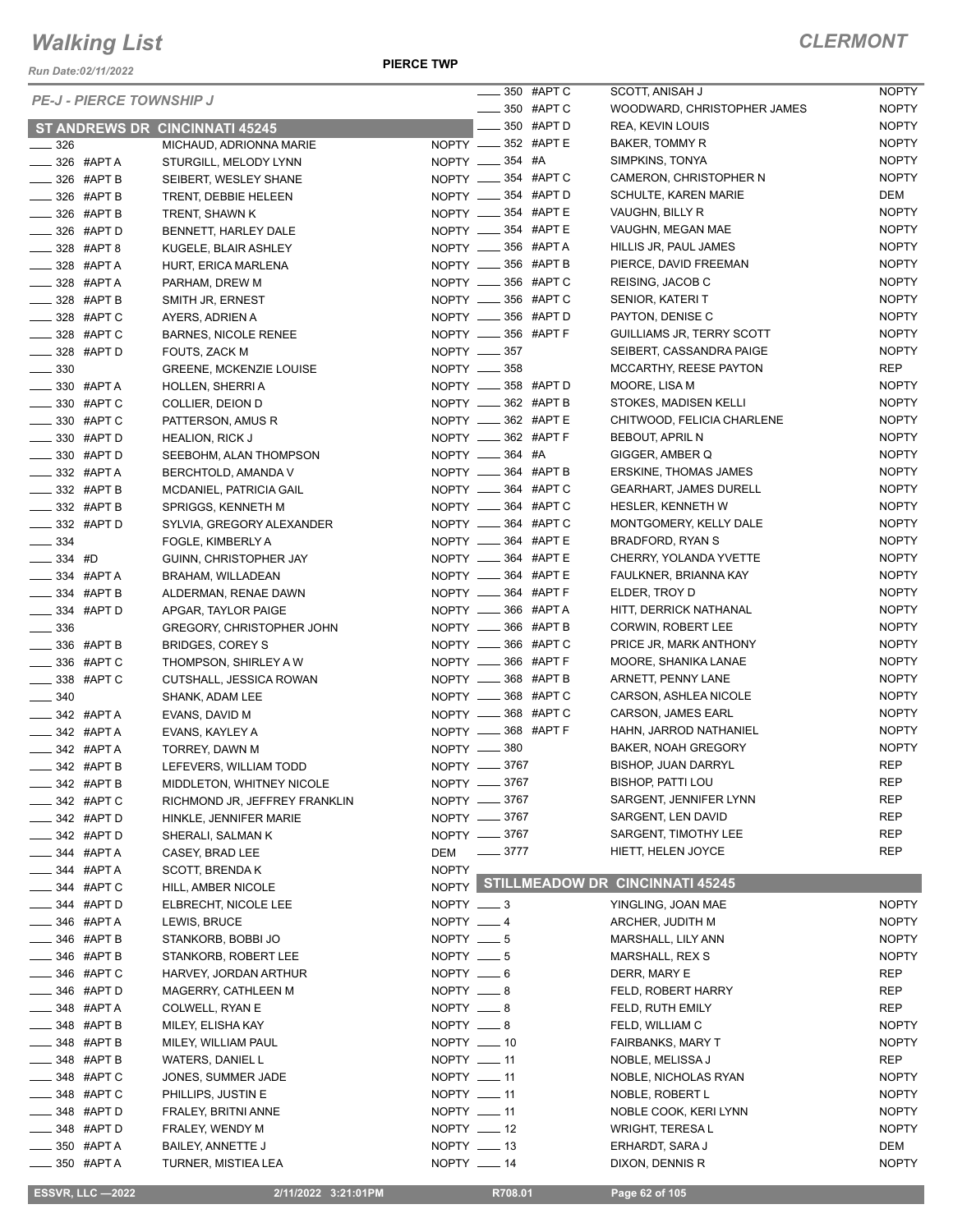# Walking List

**CLERMONT**

Run Date:02/11/2022

**PIERCE TWP**

## PE-J - PIERCE TOWNSHIP J

### ST ANDREWS DR CINCINNATI 45245

| No. | Name | Party |
|---|---|---|
| ____ 326 | MICHAUD, ADRIONNA MARIE | NOPTY |
| ____ 326 #APT A | STURGILL, MELODY LYNN | NOPTY |
| ____ 326 #APT B | SEIBERT, WESLEY SHANE | NOPTY |
| ____ 326 #APT B | TRENT, DEBBIE HELEEN | NOPTY |
| ____ 326 #APT B | TRENT, SHAWN K | NOPTY |
| ____ 326 #APT D | BENNETT, HARLEY DALE | NOPTY |
| ____ 328 #APT 8 | KUGELE, BLAIR ASHLEY | NOPTY |
| ____ 328 #APT A | HURT, ERICA MARLENA | NOPTY |
| ____ 328 #APT A | PARHAM, DREW M | NOPTY |
| ____ 328 #APT B | SMITH JR, ERNEST | NOPTY |
| ____ 328 #APT C | AYERS, ADRIEN A | NOPTY |
| ____ 328 #APT C | BARNES, NICOLE RENEE | NOPTY |
| ____ 328 #APT D | FOUTS, ZACK M | NOPTY |
| ____ 330 | GREENE, MCKENZIE LOUISE | NOPTY |
| ____ 330 #APT A | HOLLEN, SHERRI A | NOPTY |
| ____ 330 #APT C | COLLIER, DEION D | NOPTY |
| ____ 330 #APT C | PATTERSON, AMUS R | NOPTY |
| ____ 330 #APT D | HEALION, RICK J | NOPTY |
| ____ 330 #APT D | SEEBOHM, ALAN THOMPSON | NOPTY |
| ____ 332 #APT A | BERCHTOLD, AMANDA V | NOPTY |
| ____ 332 #APT B | MCDANIEL, PATRICIA GAIL | NOPTY |
| ____ 332 #APT B | SPRIGGS, KENNETH M | NOPTY |
| ____ 332 #APT D | SYLVIA, GREGORY ALEXANDER | NOPTY |
| ____ 334 | FOGLE, KIMBERLY A | NOPTY |
| ____ 334 #D | GUINN, CHRISTOPHER JAY | NOPTY |
| ____ 334 #APT A | BRAHAM, WILLADEAN | NOPTY |
| ____ 334 #APT B | ALDERMAN, RENAE DAWN | NOPTY |
| ____ 334 #APT D | APGAR, TAYLOR PAIGE | NOPTY |
| ____ 336 | GREGORY, CHRISTOPHER JOHN | NOPTY |
| ____ 336 #APT B | BRIDGES, COREY S | NOPTY |
| ____ 336 #APT C | THOMPSON, SHIRLEY A W | NOPTY |
| ____ 338 #APT C | CUTSHALL, JESSICA ROWAN | NOPTY |
| ____ 340 | SHANK, ADAM LEE | NOPTY |
| ____ 342 #APT A | EVANS, DAVID M | NOPTY |
| ____ 342 #APT A | EVANS, KAYLEY A | NOPTY |
| ____ 342 #APT A | TORREY, DAWN M | NOPTY |
| ____ 342 #APT B | LEFEVERS, WILLIAM TODD | NOPTY |
| ____ 342 #APT B | MIDDLETON, WHITNEY NICOLE | NOPTY |
| ____ 342 #APT C | RICHMOND JR, JEFFREY FRANKLIN | NOPTY |
| ____ 342 #APT D | HINKLE, JENNIFER MARIE | NOPTY |
| ____ 342 #APT D | SHERALI, SALMAN K | NOPTY |
| ____ 344 #APT A | CASEY, BRAD LEE | DEM |
| ____ 344 #APT A | SCOTT, BRENDA K | NOPTY |
| ____ 344 #APT C | HILL, AMBER NICOLE | NOPTY |
| ____ 344 #APT D | ELBRECHT, NICOLE LEE | NOPTY |
| ____ 346 #APT A | LEWIS, BRUCE | NOPTY |
| ____ 346 #APT B | STANKORB, BOBBI JO | NOPTY |
| ____ 346 #APT B | STANKORB, ROBERT LEE | NOPTY |
| ____ 346 #APT C | HARVEY, JORDAN ARTHUR | NOPTY |
| ____ 346 #APT D | MAGERRY, CATHLEEN M | NOPTY |
| ____ 348 #APT A | COLWELL, RYAN E | NOPTY |
| ____ 348 #APT B | MILEY, ELISHA KAY | NOPTY |
| ____ 348 #APT B | MILEY, WILLIAM PAUL | NOPTY |
| ____ 348 #APT B | WATERS, DANIEL L | NOPTY |
| ____ 348 #APT C | JONES, SUMMER JADE | NOPTY |
| ____ 348 #APT C | PHILLIPS, JUSTIN E | NOPTY |
| ____ 348 #APT D | FRALEY, BRITNI ANNE | NOPTY |
| ____ 348 #APT D | FRALEY, WENDY M | NOPTY |
| ____ 350 #APT A | BAILEY, ANNETTE J | NOPTY |
| ____ 350 #APT A | TURNER, MISTIEA LEA | NOPTY |
| ____ 350 #APT C | SCOTT, ANISAH J | NOPTY |
| ____ 350 #APT C | WOODWARD, CHRISTOPHER JAMES | NOPTY |
| ____ 350 #APT D | REA, KEVIN LOUIS | NOPTY |
| ____ 352 #APT E | BAKER, TOMMY R | NOPTY |
| ____ 354 #A | SIMPKINS, TONYA | NOPTY |
| ____ 354 #APT C | CAMERON, CHRISTOPHER N | NOPTY |
| ____ 354 #APT D | SCHULTE, KAREN MARIE | DEM |
| ____ 354 #APT E | VAUGHN, BILLY R | NOPTY |
| ____ 354 #APT E | VAUGHN, MEGAN MAE | NOPTY |
| ____ 356 #APT A | HILLIS JR, PAUL JAMES | NOPTY |
| ____ 356 #APT B | PIERCE, DAVID FREEMAN | NOPTY |
| ____ 356 #APT C | REISING, JACOB C | NOPTY |
| ____ 356 #APT C | SENIOR, KATERI T | NOPTY |
| ____ 356 #APT D | PAYTON, DENISE C | NOPTY |
| ____ 356 #APT F | GUILLIAMS JR, TERRY SCOTT | NOPTY |
| ____ 357 | SEIBERT, CASSANDRA PAIGE | NOPTY |
| ____ 358 | MCCARTHY, REESE PAYTON | REP |
| ____ 358 #APT D | MOORE, LISA M | NOPTY |
| ____ 362 #APT B | STOKES, MADISEN KELLI | NOPTY |
| ____ 362 #APT E | CHITWOOD, FELICIA CHARLENE | NOPTY |
| ____ 362 #APT F | BEBOUT, APRIL N | NOPTY |
| ____ 364 #A | GIGGER, AMBER Q | NOPTY |
| ____ 364 #APT B | ERSKINE, THOMAS JAMES | NOPTY |
| ____ 364 #APT C | GEARHART, JAMES DURELL | NOPTY |
| ____ 364 #APT C | HESLER, KENNETH W | NOPTY |
| ____ 364 #APT C | MONTGOMERY, KELLY DALE | NOPTY |
| ____ 364 #APT E | BRADFORD, RYAN S | NOPTY |
| ____ 364 #APT E | CHERRY, YOLANDA YVETTE | NOPTY |
| ____ 364 #APT E | FAULKNER, BRIANNA KAY | NOPTY |
| ____ 364 #APT F | ELDER, TROY D | NOPTY |
| ____ 366 #APT A | HITT, DERRICK NATHANAL | NOPTY |
| ____ 366 #APT B | CORWIN, ROBERT LEE | NOPTY |
| ____ 366 #APT C | PRICE JR, MARK ANTHONY | NOPTY |
| ____ 366 #APT F | MOORE, SHANIKA LANAE | NOPTY |
| ____ 368 #APT B | ARNETT, PENNY LANE | NOPTY |
| ____ 368 #APT C | CARSON, ASHLEA NICOLE | NOPTY |
| ____ 368 #APT C | CARSON, JAMES EARL | NOPTY |
| ____ 368 #APT F | HAHN, JARROD NATHANIEL | NOPTY |
| ____ 380 | BAKER, NOAH GREGORY | NOPTY |
| ____ 3767 | BISHOP, JUAN DARRYL | REP |
| ____ 3767 | BISHOP, PATTI LOU | REP |
| ____ 3767 | SARGENT, JENNIFER LYNN | REP |
| ____ 3767 | SARGENT, LEN DAVID | REP |
| ____ 3767 | SARGENT, TIMOTHY LEE | REP |
| ____ 3777 | HIETT, HELEN JOYCE | REP |

### STILLMEADOW DR CINCINNATI 45245

| No. | Name | Party |
|---|---|---|
| ____ 3 | YINGLING, JOAN MAE | NOPTY |
| ____ 4 | ARCHER, JUDITH M | NOPTY |
| ____ 5 | MARSHALL, LILY ANN | NOPTY |
| ____ 5 | MARSHALL, REX S | NOPTY |
| ____ 6 | DERR, MARY E | REP |
| ____ 8 | FELD, ROBERT HARRY | REP |
| ____ 8 | FELD, RUTH EMILY | REP |
| ____ 8 | FELD, WILLIAM C | NOPTY |
| ____ 10 | FAIRBANKS, MARY T | NOPTY |
| ____ 11 | NOBLE, MELISSA J | REP |
| ____ 11 | NOBLE, NICHOLAS RYAN | NOPTY |
| ____ 11 | NOBLE, ROBERT L | NOPTY |
| ____ 11 | NOBLE COOK, KERI LYNN | NOPTY |
| ____ 12 | WRIGHT, TERESA L | NOPTY |
| ____ 13 | ERHARDT, SARA J | DEM |
| ____ 14 | DIXON, DENNIS R | NOPTY |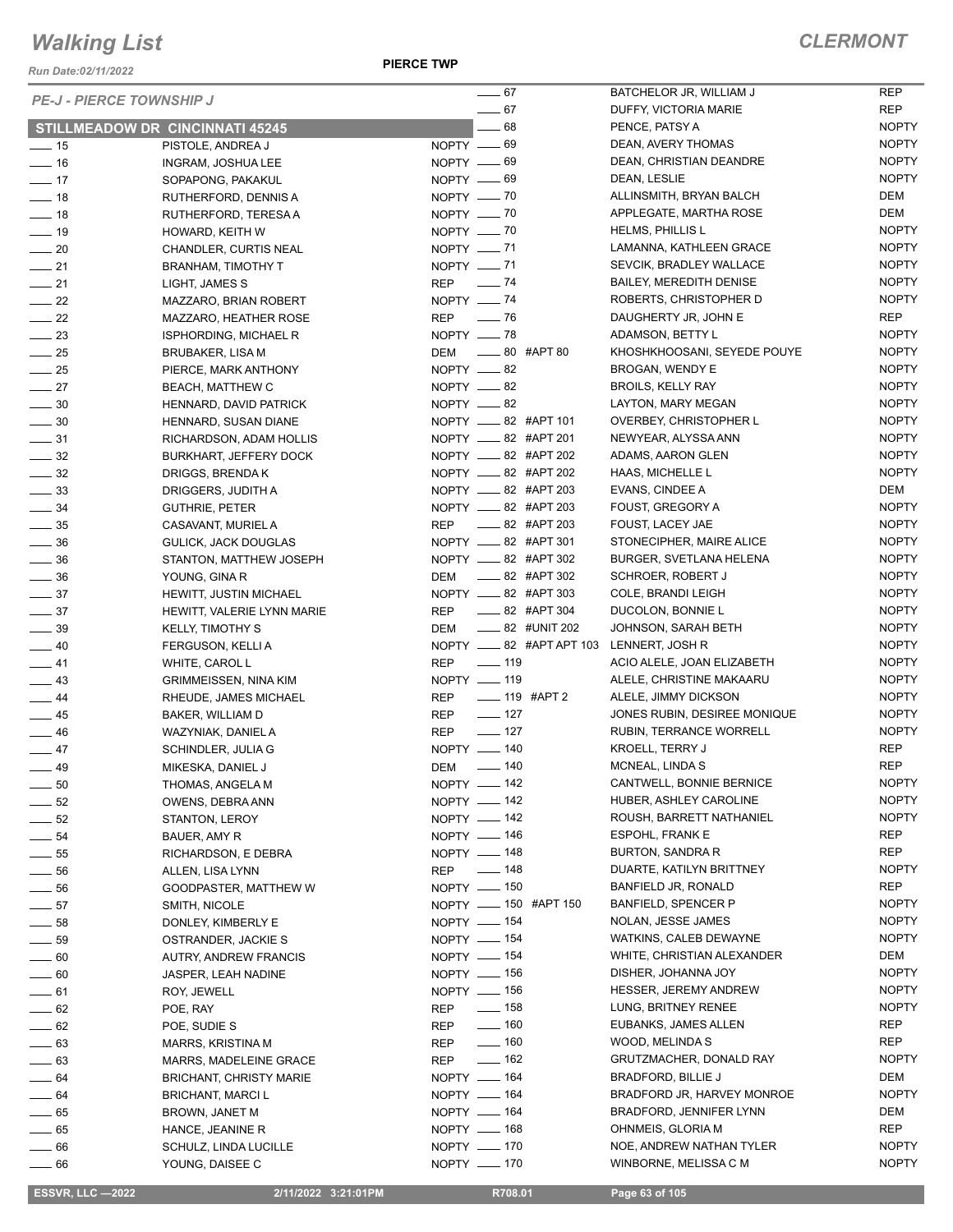# Walking List

**CLERMONT**

Run Date:02/11/2022

**PIERCE TWP**

*PE-J - PIERCE TOWNSHIP J*

**STILLMEADOW DR CINCINNATI 45245**

| No. | Name | Party |
|---|---|---|
| 15 | PISTOLE, ANDREA J | NOPTY |
| 16 | INGRAM, JOSHUA LEE | NOPTY |
| 17 | SOPAPONG, PAKAKUL | NOPTY |
| 18 | RUTHERFORD, DENNIS A | NOPTY |
| 18 | RUTHERFORD, TERESA A | NOPTY |
| 19 | HOWARD, KEITH W | NOPTY |
| 20 | CHANDLER, CURTIS NEAL | NOPTY |
| 21 | BRANHAM, TIMOTHY T | NOPTY |
| 21 | LIGHT, JAMES S | REP |
| 22 | MAZZARO, BRIAN ROBERT | NOPTY |
| 22 | MAZZARO, HEATHER ROSE | REP |
| 23 | ISPHORDING, MICHAEL R | NOPTY |
| 25 | BRUBAKER, LISA M | DEM |
| 25 | PIERCE, MARK ANTHONY | NOPTY |
| 27 | BEACH, MATTHEW C | NOPTY |
| 30 | HENNARD, DAVID PATRICK | NOPTY |
| 30 | HENNARD, SUSAN DIANE | NOPTY |
| 31 | RICHARDSON, ADAM HOLLIS | NOPTY |
| 32 | BURKHART, JEFFERY DOCK | NOPTY |
| 32 | DRIGGS, BRENDA K | NOPTY |
| 33 | DRIGGERS, JUDITH A | NOPTY |
| 34 | GUTHRIE, PETER | NOPTY |
| 35 | CASAVANT, MURIEL A | REP |
| 36 | GULICK, JACK DOUGLAS | NOPTY |
| 36 | STANTON, MATTHEW JOSEPH | NOPTY |
| 36 | YOUNG, GINA R | DEM |
| 37 | HEWITT, JUSTIN MICHAEL | NOPTY |
| 37 | HEWITT, VALERIE LYNN MARIE | REP |
| 39 | KELLY, TIMOTHY S | DEM |
| 40 | FERGUSON, KELLI A | NOPTY |
| 41 | WHITE, CAROL L | REP |
| 43 | GRIMMEISSEN, NINA KIM | NOPTY |
| 44 | RHEUDE, JAMES MICHAEL | REP |
| 45 | BAKER, WILLIAM D | REP |
| 46 | WAZYNIAK, DANIEL A | REP |
| 47 | SCHINDLER, JULIA G | NOPTY |
| 49 | MIKESKA, DANIEL J | DEM |
| 50 | THOMAS, ANGELA M | NOPTY |
| 52 | OWENS, DEBRA ANN | NOPTY |
| 52 | STANTON, LEROY | NOPTY |
| 54 | BAUER, AMY R | NOPTY |
| 55 | RICHARDSON, E DEBRA | NOPTY |
| 56 | ALLEN, LISA LYNN | REP |
| 56 | GOODPASTER, MATTHEW W | NOPTY |
| 57 | SMITH, NICOLE | NOPTY |
| 58 | DONLEY, KIMBERLY E | NOPTY |
| 59 | OSTRANDER, JACKIE S | NOPTY |
| 60 | AUTRY, ANDREW FRANCIS | NOPTY |
| 60 | JASPER, LEAH NADINE | NOPTY |
| 61 | ROY, JEWELL | NOPTY |
| 62 | POE, RAY | REP |
| 62 | POE, SUDIE S | REP |
| 63 | MARRS, KRISTINA M | REP |
| 63 | MARRS, MADELEINE GRACE | REP |
| 64 | BRICHANT, CHRISTY MARIE | NOPTY |
| 64 | BRICHANT, MARCI L | NOPTY |
| 65 | BROWN, JANET M | NOPTY |
| 65 | HANCE, JEANINE R | NOPTY |
| 66 | SCHULZ, LINDA LUCILLE | NOPTY |
| 66 | YOUNG, DAISEE C | NOPTY |
| 67 | BATCHELOR JR, WILLIAM J | REP |
| 67 | DUFFY, VICTORIA MARIE | REP |
| 68 | PENCE, PATSY A | NOPTY |
| 69 | DEAN, AVERY THOMAS | NOPTY |
| 69 | DEAN, CHRISTIAN DEANDRE | NOPTY |
| 69 | DEAN, LESLIE | NOPTY |
| 70 | ALLINSMITH, BRYAN BALCH | DEM |
| 70 | APPLEGATE, MARTHA ROSE | DEM |
| 70 | HELMS, PHILLIS L | NOPTY |
| 71 | LAMANNA, KATHLEEN GRACE | NOPTY |
| 71 | SEVCIK, BRADLEY WALLACE | NOPTY |
| 74 | BAILEY, MEREDITH DENISE | NOPTY |
| 74 | ROBERTS, CHRISTOPHER D | NOPTY |
| 76 | DAUGHERTY JR, JOHN E | REP |
| 78 | ADAMSON, BETTY L | NOPTY |
| 80 #APT 80 | KHOSHKHOOSANI, SEYEDE POUYE | NOPTY |
| 82 | BROGAN, WENDY E | NOPTY |
| 82 | BROILS, KELLY RAY | NOPTY |
| 82 | LAYTON, MARY MEGAN | NOPTY |
| 82 #APT 101 | OVERBEY, CHRISTOPHER L | NOPTY |
| 82 #APT 201 | NEWYEAR, ALYSSA ANN | NOPTY |
| 82 #APT 202 | ADAMS, AARON GLEN | NOPTY |
| 82 #APT 202 | HAAS, MICHELLE L | NOPTY |
| 82 #APT 203 | EVANS, CINDEE A | DEM |
| 82 #APT 203 | FOUST, GREGORY A | NOPTY |
| 82 #APT 203 | FOUST, LACEY JAE | NOPTY |
| 82 #APT 301 | STONECIPHER, MAIRE ALICE | NOPTY |
| 82 #APT 302 | BURGER, SVETLANA HELENA | NOPTY |
| 82 #APT 302 | SCHROER, ROBERT J | NOPTY |
| 82 #APT 303 | COLE, BRANDI LEIGH | NOPTY |
| 82 #APT 304 | DUCOLON, BONNIE L | NOPTY |
| 82 #UNIT 202 | JOHNSON, SARAH BETH | NOPTY |
| 82 #APT APT 103 | LENNERT, JOSH R | NOPTY |
| 119 | ACIO ALELE, JOAN ELIZABETH | NOPTY |
| 119 | ALELE, CHRISTINE MAKAARU | NOPTY |
| 119 #APT 2 | ALELE, JIMMY DICKSON | NOPTY |
| 127 | JONES RUBIN, DESIREE MONIQUE | NOPTY |
| 127 | RUBIN, TERRANCE WORRELL | NOPTY |
| 140 | KROELL, TERRY J | REP |
| 140 | MCNEAL, LINDA S | REP |
| 142 | CANTWELL, BONNIE BERNICE | NOPTY |
| 142 | HUBER, ASHLEY CAROLINE | NOPTY |
| 142 | ROUSH, BARRETT NATHANIEL | NOPTY |
| 146 | ESPOHL, FRANK E | REP |
| 148 | BURTON, SANDRA R | REP |
| 148 | DUARTE, KATILYN BRITTNEY | NOPTY |
| 150 | BANFIELD JR, RONALD | REP |
| 150 #APT 150 | BANFIELD, SPENCER P | NOPTY |
| 154 | NOLAN, JESSE JAMES | NOPTY |
| 154 | WATKINS, CALEB DEWAYNE | NOPTY |
| 154 | WHITE, CHRISTIAN ALEXANDER | DEM |
| 156 | DISHER, JOHANNA JOY | NOPTY |
| 156 | HESSER, JEREMY ANDREW | NOPTY |
| 158 | LUNG, BRITNEY RENEE | NOPTY |
| 160 | EUBANKS, JAMES ALLEN | REP |
| 160 | WOOD, MELINDA S | REP |
| 162 | GRUTZMACHER, DONALD RAY | NOPTY |
| 164 | BRADFORD, BILLIE J | DEM |
| 164 | BRADFORD JR, HARVEY MONROE | NOPTY |
| 164 | BRADFORD, JENNIFER LYNN | DEM |
| 168 | OHNMEIS, GLORIA M | REP |
| 170 | NOE, ANDREW NATHAN TYLER | NOPTY |
| 170 | WINBORNE, MELISSA C M | NOPTY |

ESSVR, LLC —2022 | 2/11/2022 3:21:01PM | R708.01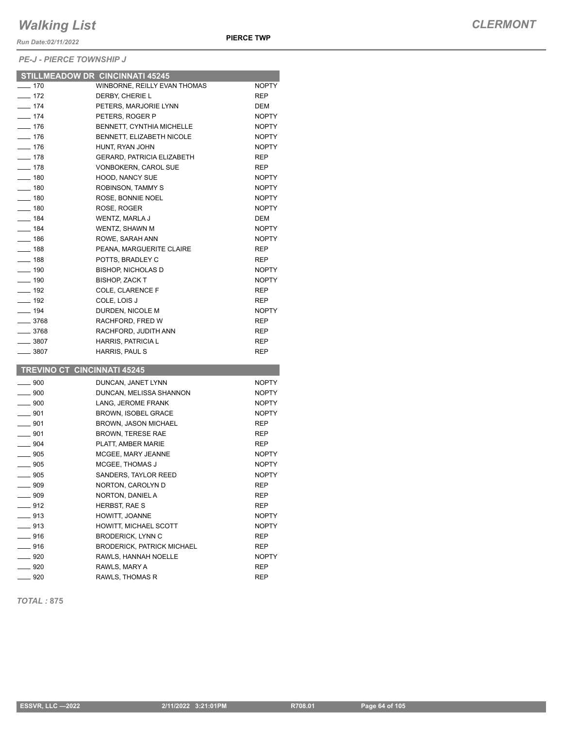# Walking List

**PIERCE TWP**

*Run Date:02/11/2022*

**CLERMONT**

*PE-J - PIERCE TOWNSHIP J*

## STILLMEADOW DR CINCINNATI 45245

| | | |
|---|---|---|
| ____ 170 | WINBORNE, REILLY EVAN THOMAS | NOPTY |
| ____ 172 | DERBY, CHERIE L | REP |
| ____ 174 | PETERS, MARJORIE LYNN | DEM |
| ____ 174 | PETERS, ROGER P | NOPTY |
| ____ 176 | BENNETT, CYNTHIA MICHELLE | NOPTY |
| ____ 176 | BENNETT, ELIZABETH NICOLE | NOPTY |
| ____ 176 | HUNT, RYAN JOHN | NOPTY |
| ____ 178 | GERARD, PATRICIA ELIZABETH | REP |
| ____ 178 | VONBOKERN, CAROL SUE | REP |
| ____ 180 | HOOD, NANCY SUE | NOPTY |
| ____ 180 | ROBINSON, TAMMY S | NOPTY |
| ____ 180 | ROSE, BONNIE NOEL | NOPTY |
| ____ 180 | ROSE, ROGER | NOPTY |
| ____ 184 | WENTZ, MARLA J | DEM |
| ____ 184 | WENTZ, SHAWN M | NOPTY |
| ____ 186 | ROWE, SARAH ANN | NOPTY |
| ____ 188 | PEANA, MARGUERITE CLAIRE | REP |
| ____ 188 | POTTS, BRADLEY C | REP |
| ____ 190 | BISHOP, NICHOLAS D | NOPTY |
| ____ 190 | BISHOP, ZACK T | NOPTY |
| ____ 192 | COLE, CLARENCE F | REP |
| ____ 192 | COLE, LOIS J | REP |
| ____ 194 | DURDEN, NICOLE M | NOPTY |
| ____ 3768 | RACHFORD, FRED W | REP |
| ____ 3768 | RACHFORD, JUDITH ANN | REP |
| ____ 3807 | HARRIS, PATRICIA L | REP |
| ____ 3807 | HARRIS, PAUL S | REP |

## TREVINO CT CINCINNATI 45245

| | | |
|---|---|---|
| ____ 900 | DUNCAN, JANET LYNN | NOPTY |
| ____ 900 | DUNCAN, MELISSA SHANNON | NOPTY |
| ____ 900 | LANG, JEROME FRANK | NOPTY |
| ____ 901 | BROWN, ISOBEL GRACE | NOPTY |
| ____ 901 | BROWN, JASON MICHAEL | REP |
| ____ 901 | BROWN, TERESE RAE | REP |
| ____ 904 | PLATT, AMBER MARIE | REP |
| ____ 905 | MCGEE, MARY JEANNE | NOPTY |
| ____ 905 | MCGEE, THOMAS J | NOPTY |
| ____ 905 | SANDERS, TAYLOR REED | NOPTY |
| ____ 909 | NORTON, CAROLYN D | REP |
| ____ 909 | NORTON, DANIEL A | REP |
| ____ 912 | HERBST, RAE S | REP |
| ____ 913 | HOWITT, JOANNE | NOPTY |
| ____ 913 | HOWITT, MICHAEL SCOTT | NOPTY |
| ____ 916 | BRODERICK, LYNN C | REP |
| ____ 916 | BRODERICK, PATRICK MICHAEL | REP |
| ____ 920 | RAWLS, HANNAH NOELLE | NOPTY |
| ____ 920 | RAWLS, MARY A | REP |
| ____ 920 | RAWLS, THOMAS R | REP |

*TOTAL :* **875**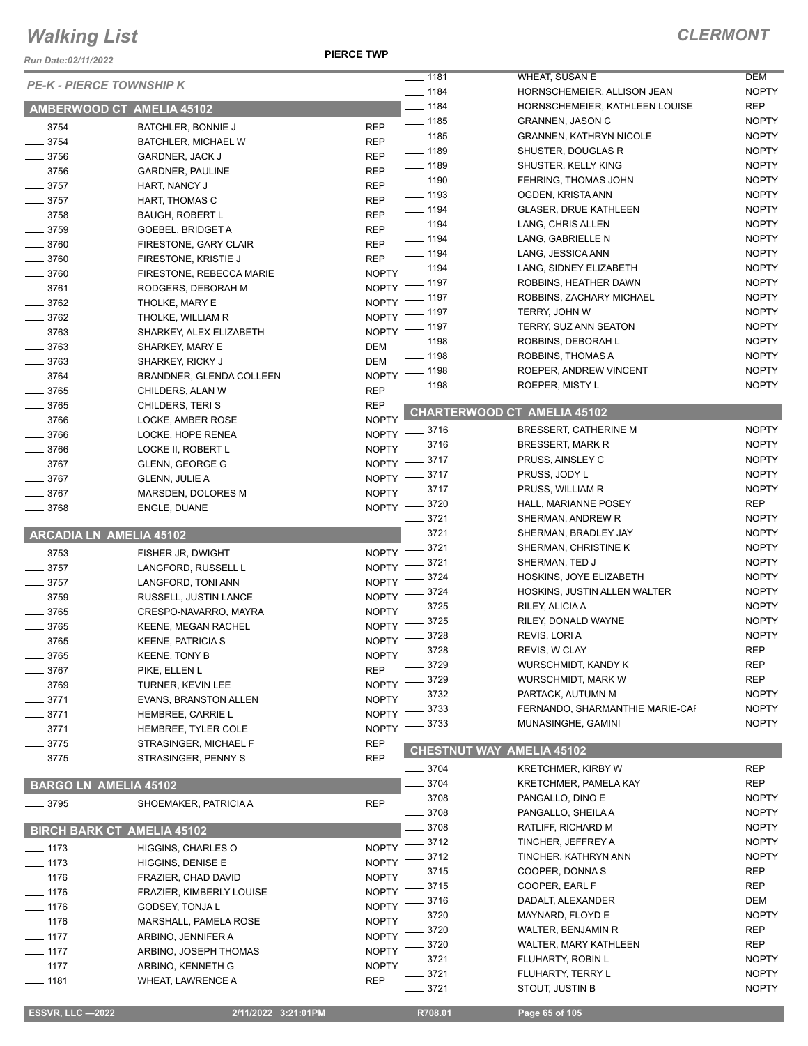# Walking List

**CLERMONT**

Run Date:02/11/2022

**PIERCE TWP**

*PE-K - PIERCE TOWNSHIP K*

## AMBERWOOD CT AMELIA 45102

| | | |
|---|---|---|
| ___ 3754 | BATCHLER, BONNIE J | REP |
| ___ 3754 | BATCHLER, MICHAEL W | REP |
| ___ 3756 | GARDNER, JACK J | REP |
| ___ 3756 | GARDNER, PAULINE | REP |
| ___ 3757 | HART, NANCY J | REP |
| ___ 3757 | HART, THOMAS C | REP |
| ___ 3758 | BAUGH, ROBERT L | REP |
| ___ 3759 | GOEBEL, BRIDGET A | REP |
| ___ 3760 | FIRESTONE, GARY CLAIR | REP |
| ___ 3760 | FIRESTONE, KRISTIE J | REP |
| ___ 3760 | FIRESTONE, REBECCA MARIE | NOPTY |
| ___ 3761 | RODGERS, DEBORAH M | NOPTY |
| ___ 3762 | THOLKE, MARY E | NOPTY |
| ___ 3762 | THOLKE, WILLIAM R | NOPTY |
| ___ 3763 | SHARKEY, ALEX ELIZABETH | NOPTY |
| ___ 3763 | SHARKEY, MARY E | DEM |
| ___ 3763 | SHARKEY, RICKY J | DEM |
| ___ 3764 | BRANDNER, GLENDA COLLEEN | NOPTY |
| ___ 3765 | CHILDERS, ALAN W | REP |
| ___ 3765 | CHILDERS, TERI S | REP |
| ___ 3766 | LOCKE, AMBER ROSE | NOPTY |
| ___ 3766 | LOCKE, HOPE RENEA | NOPTY |
| ___ 3766 | LOCKE II, ROBERT L | NOPTY |
| ___ 3767 | GLENN, GEORGE G | NOPTY |
| ___ 3767 | GLENN, JULIE A | NOPTY |
| ___ 3767 | MARSDEN, DOLORES M | NOPTY |
| ___ 3768 | ENGLE, DUANE | NOPTY |

## ARCADIA LN AMELIA 45102

| | | |
|---|---|---|
| ___ 3753 | FISHER JR, DWIGHT | NOPTY |
| ___ 3757 | LANGFORD, RUSSELL L | NOPTY |
| ___ 3757 | LANGFORD, TONI ANN | NOPTY |
| ___ 3759 | RUSSELL, JUSTIN LANCE | NOPTY |
| ___ 3765 | CRESPO-NAVARRO, MAYRA | NOPTY |
| ___ 3765 | KEENE, MEGAN RACHEL | NOPTY |
| ___ 3765 | KEENE, PATRICIA S | NOPTY |
| ___ 3765 | KEENE, TONY B | NOPTY |
| ___ 3767 | PIKE, ELLEN L | REP |
| ___ 3769 | TURNER, KEVIN LEE | NOPTY |
| ___ 3771 | EVANS, BRANSTON ALLEN | NOPTY |
| ___ 3771 | HEMBREE, CARRIE L | NOPTY |
| ___ 3771 | HEMBREE, TYLER COLE | NOPTY |
| ___ 3775 | STRASINGER, MICHAEL F | REP |
| ___ 3775 | STRASINGER, PENNY S | REP |

## BARGO LN AMELIA 45102

| | | |
|---|---|---|
| ___ 3795 | SHOEMAKER, PATRICIA A | REP |

## BIRCH BARK CT AMELIA 45102

| | | |
|---|---|---|
| ___ 1173 | HIGGINS, CHARLES O | NOPTY |
| ___ 1173 | HIGGINS, DENISE E | NOPTY |
| ___ 1176 | FRAZIER, CHAD DAVID | NOPTY |
| ___ 1176 | FRAZIER, KIMBERLY LOUISE | NOPTY |
| ___ 1176 | GODSEY, TONJA L | NOPTY |
| ___ 1176 | MARSHALL, PAMELA ROSE | NOPTY |
| ___ 1177 | ARBINO, JENNIFER A | NOPTY |
| ___ 1177 | ARBINO, JOSEPH THOMAS | NOPTY |
| ___ 1177 | ARBINO, KENNETH G | NOPTY |
| ___ 1181 | WHEAT, LAWRENCE A | REP |
| ___ 1181 | WHEAT, SUSAN E | DEM |
| ___ 1184 | HORNSCHEMEIER, ALLISON JEAN | NOPTY |
| ___ 1184 | HORNSCHEMEIER, KATHLEEN LOUISE | REP |
| ___ 1185 | GRANNEN, JASON C | NOPTY |
| ___ 1185 | GRANNEN, KATHRYN NICOLE | NOPTY |
| ___ 1189 | SHUSTER, DOUGLAS R | NOPTY |
| ___ 1189 | SHUSTER, KELLY KING | NOPTY |
| ___ 1190 | FEHRING, THOMAS JOHN | NOPTY |
| ___ 1193 | OGDEN, KRISTA ANN | NOPTY |
| ___ 1194 | GLASER, DRUE KATHLEEN | NOPTY |
| ___ 1194 | LANG, CHRIS ALLEN | NOPTY |
| ___ 1194 | LANG, GABRIELLE N | NOPTY |
| ___ 1194 | LANG, JESSICA ANN | NOPTY |
| ___ 1194 | LANG, SIDNEY ELIZABETH | NOPTY |
| ___ 1197 | ROBBINS, HEATHER DAWN | NOPTY |
| ___ 1197 | ROBBINS, ZACHARY MICHAEL | NOPTY |
| ___ 1197 | TERRY, JOHN W | NOPTY |
| ___ 1197 | TERRY, SUZ ANN SEATON | NOPTY |
| ___ 1198 | ROBBINS, DEBORAH L | NOPTY |
| ___ 1198 | ROBBINS, THOMAS A | NOPTY |
| ___ 1198 | ROEPER, ANDREW VINCENT | NOPTY |
| ___ 1198 | ROEPER, MISTY L | NOPTY |

## CHARTERWOOD CT AMELIA 45102

| | | |
|---|---|---|
| ___ 3716 | BRESSERT, CATHERINE M | NOPTY |
| ___ 3716 | BRESSERT, MARK R | NOPTY |
| ___ 3717 | PRUSS, AINSLEY C | NOPTY |
| ___ 3717 | PRUSS, JODY L | NOPTY |
| ___ 3717 | PRUSS, WILLIAM R | NOPTY |
| ___ 3720 | HALL, MARIANNE POSEY | REP |
| ___ 3721 | SHERMAN, ANDREW R | NOPTY |
| ___ 3721 | SHERMAN, BRADLEY JAY | NOPTY |
| ___ 3721 | SHERMAN, CHRISTINE K | NOPTY |
| ___ 3721 | SHERMAN, TED J | NOPTY |
| ___ 3724 | HOSKINS, JOYE ELIZABETH | NOPTY |
| ___ 3724 | HOSKINS, JUSTIN ALLEN WALTER | NOPTY |
| ___ 3725 | RILEY, ALICIA A | NOPTY |
| ___ 3725 | RILEY, DONALD WAYNE | NOPTY |
| ___ 3728 | REVIS, LORI A | NOPTY |
| ___ 3728 | REVIS, W CLAY | REP |
| ___ 3729 | WURSCHMIDT, KANDY K | REP |
| ___ 3729 | WURSCHMIDT, MARK W | REP |
| ___ 3732 | PARTACK, AUTUMN M | NOPTY |
| ___ 3733 | FERNANDO, SHARMANTHIE MARIE-CAI | NOPTY |
| ___ 3733 | MUNASINGHE, GAMINI | NOPTY |

## CHESTNUT WAY AMELIA 45102

| | | |
|---|---|---|
| ___ 3704 | KRETCHMER, KIRBY W | REP |
| ___ 3704 | KRETCHMER, PAMELA KAY | REP |
| ___ 3708 | PANGALLO, DINO E | NOPTY |
| ___ 3708 | PANGALLO, SHEILA A | NOPTY |
| ___ 3708 | RATLIFF, RICHARD M | NOPTY |
| ___ 3712 | TINCHER, JEFFREY A | NOPTY |
| ___ 3712 | TINCHER, KATHRYN ANN | NOPTY |
| ___ 3715 | COOPER, DONNA S | REP |
| ___ 3715 | COOPER, EARL F | REP |
| ___ 3716 | DADALT, ALEXANDER | DEM |
| ___ 3720 | MAYNARD, FLOYD E | NOPTY |
| ___ 3720 | WALTER, BENJAMIN R | REP |
| ___ 3720 | WALTER, MARY KATHLEEN | REP |
| ___ 3721 | FLUHARTY, ROBIN L | NOPTY |
| ___ 3721 | FLUHARTY, TERRY L | NOPTY |
| ___ 3721 | STOUT, JUSTIN B | NOPTY |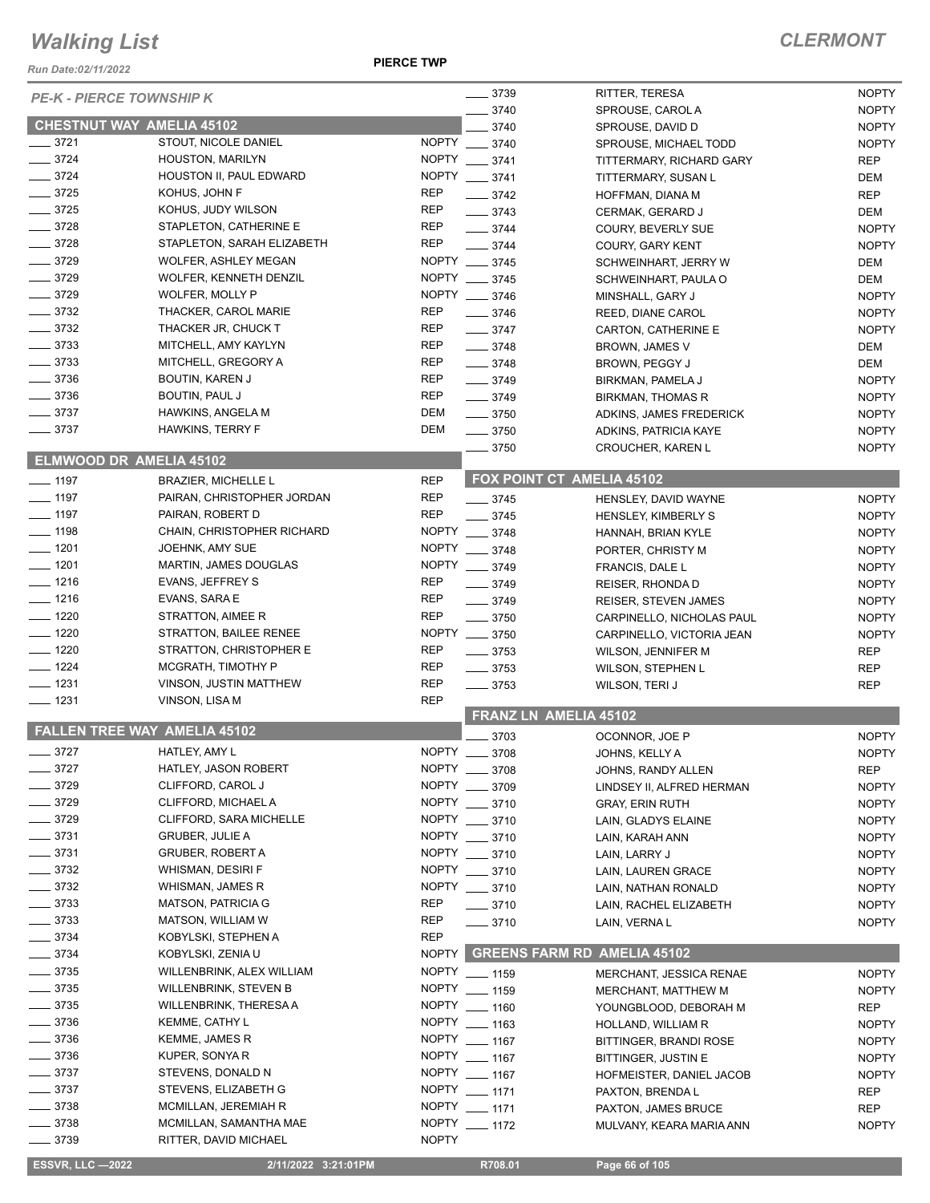# Walking List

## CLERMONT

Run Date:02/11/2022

PIERCE TWP

### PE-K - PIERCE TOWNSHIP K

#### CHESTNUT WAY AMELIA 45102

| No. | Name | Party |
|---|---|---|
| ____ 3721 | STOUT, NICOLE DANIEL | NOPTY |
| ____ 3724 | HOUSTON, MARILYN | NOPTY |
| ____ 3724 | HOUSTON II, PAUL EDWARD | NOPTY |
| ____ 3725 | KOHUS, JOHN F | REP |
| ____ 3725 | KOHUS, JUDY WILSON | REP |
| ____ 3728 | STAPLETON, CATHERINE E | REP |
| ____ 3728 | STAPLETON, SARAH ELIZABETH | REP |
| ____ 3729 | WOLFER, ASHLEY MEGAN | NOPTY |
| ____ 3729 | WOLFER, KENNETH DENZIL | NOPTY |
| ____ 3729 | WOLFER, MOLLY P | NOPTY |
| ____ 3732 | THACKER, CAROL MARIE | REP |
| ____ 3732 | THACKER JR, CHUCK T | REP |
| ____ 3733 | MITCHELL, AMY KAYLYN | REP |
| ____ 3733 | MITCHELL, GREGORY A | REP |
| ____ 3736 | BOUTIN, KAREN J | REP |
| ____ 3736 | BOUTIN, PAUL J | REP |
| ____ 3737 | HAWKINS, ANGELA M | DEM |
| ____ 3737 | HAWKINS, TERRY F | DEM |

#### ELMWOOD DR AMELIA 45102

| No. | Name | Party |
|---|---|---|
| ____ 1197 | BRAZIER, MICHELLE L | REP |
| ____ 1197 | PAIRAN, CHRISTOPHER JORDAN | REP |
| ____ 1197 | PAIRAN, ROBERT D | REP |
| ____ 1198 | CHAIN, CHRISTOPHER RICHARD | NOPTY |
| ____ 1201 | JOEHNK, AMY SUE | NOPTY |
| ____ 1201 | MARTIN, JAMES DOUGLAS | NOPTY |
| ____ 1216 | EVANS, JEFFREY S | REP |
| ____ 1216 | EVANS, SARA E | REP |
| ____ 1220 | STRATTON, AIMEE R | REP |
| ____ 1220 | STRATTON, BAILEE RENEE | NOPTY |
| ____ 1220 | STRATTON, CHRISTOPHER E | REP |
| ____ 1224 | MCGRATH, TIMOTHY P | REP |
| ____ 1231 | VINSON, JUSTIN MATTHEW | REP |
| ____ 1231 | VINSON, LISA M | REP |

#### FALLEN TREE WAY AMELIA 45102

| No. | Name | Party |
|---|---|---|
| ____ 3727 | HATLEY, AMY L | NOPTY |
| ____ 3727 | HATLEY, JASON ROBERT | NOPTY |
| ____ 3729 | CLIFFORD, CAROL J | NOPTY |
| ____ 3729 | CLIFFORD, MICHAEL A | NOPTY |
| ____ 3729 | CLIFFORD, SARA MICHELLE | NOPTY |
| ____ 3731 | GRUBER, JULIE A | NOPTY |
| ____ 3731 | GRUBER, ROBERT A | NOPTY |
| ____ 3732 | WHISMAN, DESIRI F | NOPTY |
| ____ 3732 | WHISMAN, JAMES R | NOPTY |
| ____ 3733 | MATSON, PATRICIA G | REP |
| ____ 3733 | MATSON, WILLIAM W | REP |
| ____ 3734 | KOBYLSKI, STEPHEN A | REP |
| ____ 3734 | KOBYLSKI, ZENIA U | NOPTY |
| ____ 3735 | WILLENBRINK, ALEX WILLIAM | NOPTY |
| ____ 3735 | WILLENBRINK, STEVEN B | NOPTY |
| ____ 3735 | WILLENBRINK, THERESA A | NOPTY |
| ____ 3736 | KEMME, CATHY L | NOPTY |
| ____ 3736 | KEMME, JAMES R | NOPTY |
| ____ 3736 | KUPER, SONYA R | NOPTY |
| ____ 3737 | STEVENS, DONALD N | NOPTY |
| ____ 3737 | STEVENS, ELIZABETH G | NOPTY |
| ____ 3738 | MCMILLAN, JEREMIAH R | NOPTY |
| ____ 3738 | MCMILLAN, SAMANTHA MAE | NOPTY |
| ____ 3739 | RITTER, DAVID MICHAEL | NOPTY |
| ____ 3739 | RITTER, TERESA | NOPTY |
| ____ 3740 | SPROUSE, CAROL A | NOPTY |
| ____ 3740 | SPROUSE, DAVID D | NOPTY |
| ____ 3740 | SPROUSE, MICHAEL TODD | NOPTY |
| ____ 3741 | TITTERMARY, RICHARD GARY | REP |
| ____ 3741 | TITTERMARY, SUSAN L | DEM |
| ____ 3742 | HOFFMAN, DIANA M | REP |
| ____ 3743 | CERMAK, GERARD J | DEM |
| ____ 3744 | COURY, BEVERLY SUE | NOPTY |
| ____ 3744 | COURY, GARY KENT | NOPTY |
| ____ 3745 | SCHWEINHART, JERRY W | DEM |
| ____ 3745 | SCHWEINHART, PAULA O | DEM |
| ____ 3746 | MINSHALL, GARY J | NOPTY |
| ____ 3746 | REED, DIANE CAROL | NOPTY |
| ____ 3747 | CARTON, CATHERINE E | NOPTY |
| ____ 3748 | BROWN, JAMES V | DEM |
| ____ 3748 | BROWN, PEGGY J | DEM |
| ____ 3749 | BIRKMAN, PAMELA J | NOPTY |
| ____ 3749 | BIRKMAN, THOMAS R | NOPTY |
| ____ 3750 | ADKINS, JAMES FREDERICK | NOPTY |
| ____ 3750 | ADKINS, PATRICIA KAYE | NOPTY |
| ____ 3750 | CROUCHER, KAREN L | NOPTY |

#### FOX POINT CT AMELIA 45102

| No. | Name | Party |
|---|---|---|
| ____ 3745 | HENSLEY, DAVID WAYNE | NOPTY |
| ____ 3745 | HENSLEY, KIMBERLY S | NOPTY |
| ____ 3748 | HANNAH, BRIAN KYLE | NOPTY |
| ____ 3748 | PORTER, CHRISTY M | NOPTY |
| ____ 3749 | FRANCIS, DALE L | NOPTY |
| ____ 3749 | REISER, RHONDA D | NOPTY |
| ____ 3749 | REISER, STEVEN JAMES | NOPTY |
| ____ 3750 | CARPINELLO, NICHOLAS PAUL | NOPTY |
| ____ 3750 | CARPINELLO, VICTORIA JEAN | NOPTY |
| ____ 3753 | WILSON, JENNIFER M | REP |
| ____ 3753 | WILSON, STEPHEN L | REP |
| ____ 3753 | WILSON, TERI J | REP |

#### FRANZ LN AMELIA 45102

| No. | Name | Party |
|---|---|---|
| ____ 3703 | OCONNOR, JOE P | NOPTY |
| ____ 3708 | JOHNS, KELLY A | NOPTY |
| ____ 3708 | JOHNS, RANDY ALLEN | REP |
| ____ 3709 | LINDSEY II, ALFRED HERMAN | NOPTY |
| ____ 3710 | GRAY, ERIN RUTH | NOPTY |
| ____ 3710 | LAIN, GLADYS ELAINE | NOPTY |
| ____ 3710 | LAIN, KARAH ANN | NOPTY |
| ____ 3710 | LAIN, LARRY J | NOPTY |
| ____ 3710 | LAIN, LAUREN GRACE | NOPTY |
| ____ 3710 | LAIN, NATHAN RONALD | NOPTY |
| ____ 3710 | LAIN, RACHEL ELIZABETH | NOPTY |
| ____ 3710 | LAIN, VERNA L | NOPTY |

#### GREENS FARM RD AMELIA 45102

| No. | Name | Party |
|---|---|---|
| ____ 1159 | MERCHANT, JESSICA RENAE | NOPTY |
| ____ 1159 | MERCHANT, MATTHEW M | NOPTY |
| ____ 1160 | YOUNGBLOOD, DEBORAH M | REP |
| ____ 1163 | HOLLAND, WILLIAM R | NOPTY |
| ____ 1167 | BITTINGER, BRANDI ROSE | NOPTY |
| ____ 1167 | BITTINGER, JUSTIN E | NOPTY |
| ____ 1167 | HOFMEISTER, DANIEL JACOB | NOPTY |
| ____ 1171 | PAXTON, BRENDA L | REP |
| ____ 1171 | PAXTON, JAMES BRUCE | REP |
| ____ 1172 | MULVANY, KEARA MARIA ANN | NOPTY |

ESSVR, LLC —2022 2/11/2022 3:21:01PM R708.01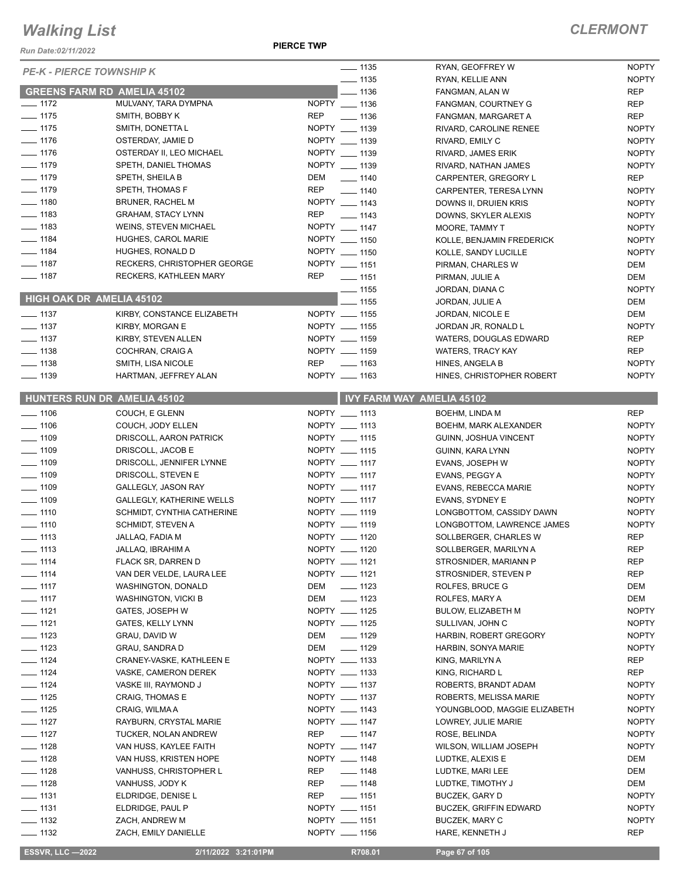# Walking List

**CLERMONT**

Run Date:02/11/2022

PIERCE TWP

*PE-K - PIERCE TOWNSHIP K*

## GREENS FARM RD AMELIA 45102

| No. | Name | Party |
|---|---|---|
| ___ 1172 | MULVANY, TARA DYMPNA | NOPTY |
| ___ 1175 | SMITH, BOBBY K | REP |
| ___ 1175 | SMITH, DONETTA L | NOPTY |
| ___ 1176 | OSTERDAY, JAMIE D | NOPTY |
| ___ 1176 | OSTERDAY II, LEO MICHAEL | NOPTY |
| ___ 1179 | SPETH, DANIEL THOMAS | NOPTY |
| ___ 1179 | SPETH, SHEILA B | DEM |
| ___ 1179 | SPETH, THOMAS F | REP |
| ___ 1180 | BRUNER, RACHEL M | NOPTY |
| ___ 1183 | GRAHAM, STACY LYNN | REP |
| ___ 1183 | WEINS, STEVEN MICHAEL | NOPTY |
| ___ 1184 | HUGHES, CAROL MARIE | NOPTY |
| ___ 1184 | HUGHES, RONALD D | NOPTY |
| ___ 1187 | RECKERS, CHRISTOPHER GEORGE | NOPTY |
| ___ 1187 | RECKERS, KATHLEEN MARY | REP |

## HIGH OAK DR AMELIA 45102

| No. | Name | Party |
|---|---|---|
| ___ 1137 | KIRBY, CONSTANCE ELIZABETH | NOPTY |
| ___ 1137 | KIRBY, MORGAN E | NOPTY |
| ___ 1137 | KIRBY, STEVEN ALLEN | NOPTY |
| ___ 1138 | COCHRAN, CRAIG A | NOPTY |
| ___ 1138 | SMITH, LISA NICOLE | REP |
| ___ 1139 | HARTMAN, JEFFREY ALAN | NOPTY |

## HUNTERS RUN DR AMELIA 45102

| No. | Name | Party |
|---|---|---|
| ___ 1106 | COUCH, E GLENN | NOPTY |
| ___ 1106 | COUCH, JODY ELLEN | NOPTY |
| ___ 1109 | DRISCOLL, AARON PATRICK | NOPTY |
| ___ 1109 | DRISCOLL, JACOB E | NOPTY |
| ___ 1109 | DRISCOLL, JENNIFER LYNNE | NOPTY |
| ___ 1109 | DRISCOLL, STEVEN E | NOPTY |
| ___ 1109 | GALLEGLY, JASON RAY | NOPTY |
| ___ 1109 | GALLEGLY, KATHERINE WELLS | NOPTY |
| ___ 1110 | SCHMIDT, CYNTHIA CATHERINE | NOPTY |
| ___ 1110 | SCHMIDT, STEVEN A | NOPTY |
| ___ 1113 | JALLAQ, FADIA M | NOPTY |
| ___ 1113 | JALLAQ, IBRAHIM A | NOPTY |
| ___ 1114 | FLACK SR, DARREN D | NOPTY |
| ___ 1114 | VAN DER VELDE, LAURA LEE | NOPTY |
| ___ 1117 | WASHINGTON, DONALD | DEM |
| ___ 1117 | WASHINGTON, VICKI B | DEM |
| ___ 1121 | GATES, JOSEPH W | NOPTY |
| ___ 1121 | GATES, KELLY LYNN | NOPTY |
| ___ 1123 | GRAU, DAVID W | DEM |
| ___ 1123 | GRAU, SANDRA D | DEM |
| ___ 1124 | CRANEY-VASKE, KATHLEEN E | NOPTY |
| ___ 1124 | VASKE, CAMERON DEREK | NOPTY |
| ___ 1124 | VASKE III, RAYMOND J | NOPTY |
| ___ 1125 | CRAIG, THOMAS E | NOPTY |
| ___ 1125 | CRAIG, WILMA A | NOPTY |
| ___ 1127 | RAYBURN, CRYSTAL MARIE | NOPTY |
| ___ 1127 | TUCKER, NOLAN ANDREW | REP |
| ___ 1128 | VAN HUSS, KAYLEE FAITH | NOPTY |
| ___ 1128 | VAN HUSS, KRISTEN HOPE | NOPTY |
| ___ 1128 | VANHUSS, CHRISTOPHER L | REP |
| ___ 1128 | VANHUSS, JODY K | REP |
| ___ 1131 | ELDRIDGE, DENISE L | REP |
| ___ 1131 | ELDRIDGE, PAUL P | NOPTY |
| ___ 1132 | ZACH, ANDREW M | NOPTY |
| ___ 1132 | ZACH, EMILY DANIELLE | NOPTY |
| ___ 1135 | RYAN, GEOFFREY W | NOPTY |
| ___ 1135 | RYAN, KELLIE ANN | NOPTY |
| ___ 1136 | FANGMAN, ALAN W | REP |
| ___ 1136 | FANGMAN, COURTNEY G | REP |
| ___ 1136 | FANGMAN, MARGARET A | REP |
| ___ 1139 | RIVARD, CAROLINE RENEE | NOPTY |
| ___ 1139 | RIVARD, EMILY C | NOPTY |
| ___ 1139 | RIVARD, JAMES ERIK | NOPTY |
| ___ 1139 | RIVARD, NATHAN JAMES | NOPTY |
| ___ 1140 | CARPENTER, GREGORY L | REP |
| ___ 1140 | CARPENTER, TERESA LYNN | NOPTY |
| ___ 1143 | DOWNS II, DRUIEN KRIS | NOPTY |
| ___ 1143 | DOWNS, SKYLER ALEXIS | NOPTY |
| ___ 1147 | MOORE, TAMMY T | NOPTY |
| ___ 1150 | KOLLE, BENJAMIN FREDERICK | NOPTY |
| ___ 1150 | KOLLE, SANDY LUCILLE | NOPTY |
| ___ 1151 | PIRMAN, CHARLES W | DEM |
| ___ 1151 | PIRMAN, JULIE A | DEM |
| ___ 1155 | JORDAN, DIANA C | NOPTY |
| ___ 1155 | JORDAN, JULIE A | DEM |
| ___ 1155 | JORDAN, NICOLE E | DEM |
| ___ 1155 | JORDAN JR, RONALD L | NOPTY |
| ___ 1159 | WATERS, DOUGLAS EDWARD | REP |
| ___ 1159 | WATERS, TRACY KAY | REP |
| ___ 1163 | HINES, ANGELA B | NOPTY |
| ___ 1163 | HINES, CHRISTOPHER ROBERT | NOPTY |

## IVY FARM WAY AMELIA 45102

| No. | Name | Party |
|---|---|---|
| ___ 1113 | BOEHM, LINDA M | REP |
| ___ 1113 | BOEHM, MARK ALEXANDER | NOPTY |
| ___ 1115 | GUINN, JOSHUA VINCENT | NOPTY |
| ___ 1115 | GUINN, KARA LYNN | NOPTY |
| ___ 1117 | EVANS, JOSEPH W | NOPTY |
| ___ 1117 | EVANS, PEGGY A | NOPTY |
| ___ 1117 | EVANS, REBECCA MARIE | NOPTY |
| ___ 1117 | EVANS, SYDNEY E | NOPTY |
| ___ 1119 | LONGBOTTOM, CASSIDY DAWN | NOPTY |
| ___ 1119 | LONGBOTTOM, LAWRENCE JAMES | NOPTY |
| ___ 1120 | SOLLBERGER, CHARLES W | REP |
| ___ 1120 | SOLLBERGER, MARILYN A | REP |
| ___ 1121 | STROSNIDER, MARIANN P | REP |
| ___ 1121 | STROSNIDER, STEVEN P | REP |
| ___ 1123 | ROLFES, BRUCE G | DEM |
| ___ 1123 | ROLFES, MARY A | DEM |
| ___ 1125 | BULOW, ELIZABETH M | NOPTY |
| ___ 1125 | SULLIVAN, JOHN C | NOPTY |
| ___ 1129 | HARBIN, ROBERT GREGORY | NOPTY |
| ___ 1129 | HARBIN, SONYA MARIE | NOPTY |
| ___ 1133 | KING, MARILYN A | REP |
| ___ 1133 | KING, RICHARD L | REP |
| ___ 1137 | ROBERTS, BRANDT ADAM | NOPTY |
| ___ 1137 | ROBERTS, MELISSA MARIE | NOPTY |
| ___ 1143 | YOUNGBLOOD, MAGGIE ELIZABETH | NOPTY |
| ___ 1147 | LOWREY, JULIE MARIE | NOPTY |
| ___ 1147 | ROSE, BELINDA | NOPTY |
| ___ 1147 | WILSON, WILLIAM JOSEPH | NOPTY |
| ___ 1148 | LUDTKE, ALEXIS E | DEM |
| ___ 1148 | LUDTKE, MARI LEE | DEM |
| ___ 1148 | LUDTKE, TIMOTHY J | DEM |
| ___ 1151 | BUCZEK, GARY D | NOPTY |
| ___ 1151 | BUCZEK, GRIFFIN EDWARD | NOPTY |
| ___ 1151 | BUCZEK, MARY C | NOPTY |
| ___ 1156 | HARE, KENNETH J | REP |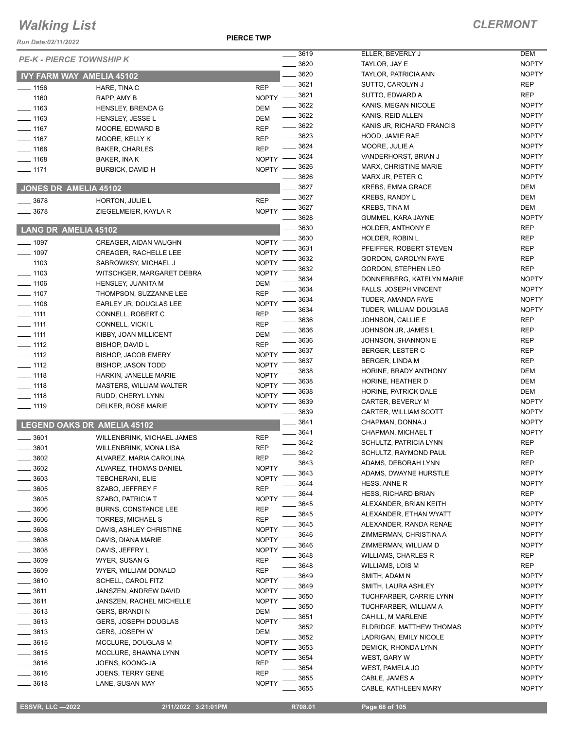# Walking List

**CLERMONT**

**PIERCE TWP**

Run Date:02/11/2022

*PE-K - PIERCE TOWNSHIP K*

## IVY FARM WAY AMELIA 45102

| No. | Name | Party |
|---|---|---|
| ____ 1156 | HARE, TINA C | REP |
| ____ 1160 | RAPP, AMY B | NOPTY |
| ____ 1163 | HENSLEY, BRENDA G | DEM |
| ____ 1163 | HENSLEY, JESSE L | DEM |
| ____ 1167 | MOORE, EDWARD B | REP |
| ____ 1167 | MOORE, KELLY K | REP |
| ____ 1168 | BAKER, CHARLES | REP |
| ____ 1168 | BAKER, INA K | NOPTY |
| ____ 1171 | BURBICK, DAVID H | NOPTY |

## JONES DR AMELIA 45102

| No. | Name | Party |
|---|---|---|
| ____ 3678 | HORTON, JULIE L | REP |
| ____ 3678 | ZIEGELMEIER, KAYLA R | NOPTY |

## LANG DR AMELIA 45102

| No. | Name | Party |
|---|---|---|
| ____ 1097 | CREAGER, AIDAN VAUGHN | NOPTY |
| ____ 1097 | CREAGER, RACHELLE LEE | NOPTY |
| ____ 1103 | SABROWKSY, MICHAEL J | NOPTY |
| ____ 1103 | WITSCHGER, MARGARET DEBRA | NOPTY |
| ____ 1106 | HENSLEY, JUANITA M | DEM |
| ____ 1107 | THOMPSON, SUZZANNE LEE | REP |
| ____ 1108 | EARLEY JR, DOUGLAS LEE | NOPTY |
| ____ 1111 | CONNELL, ROBERT C | REP |
| ____ 1111 | CONNELL, VICKI L | REP |
| ____ 1111 | KIBBY, JOAN MILLICENT | DEM |
| ____ 1112 | BISHOP, DAVID L | REP |
| ____ 1112 | BISHOP, JACOB EMERY | NOPTY |
| ____ 1112 | BISHOP, JASON TODD | NOPTY |
| ____ 1118 | HARKIN, JANELLE MARIE | NOPTY |
| ____ 1118 | MASTERS, WILLIAM WALTER | NOPTY |
| ____ 1118 | RUDD, CHERYL LYNN | NOPTY |
| ____ 1119 | DELKER, ROSE MARIE | NOPTY |

## LEGEND OAKS DR AMELIA 45102

| No. | Name | Party |
|---|---|---|
| ____ 3601 | WILLENBRINK, MICHAEL JAMES | REP |
| ____ 3601 | WILLENBRINK, MONA LISA | REP |
| ____ 3602 | ALVAREZ, MARIA CAROLINA | REP |
| ____ 3602 | ALVAREZ, THOMAS DANIEL | NOPTY |
| ____ 3603 | TEBCHERANI, ELIE | NOPTY |
| ____ 3605 | SZABO, JEFFREY F | REP |
| ____ 3605 | SZABO, PATRICIA T | NOPTY |
| ____ 3606 | BURNS, CONSTANCE LEE | REP |
| ____ 3606 | TORRES, MICHAEL S | REP |
| ____ 3608 | DAVIS, ASHLEY CHRISTINE | NOPTY |
| ____ 3608 | DAVIS, DIANA MARIE | NOPTY |
| ____ 3608 | DAVIS, JEFFRY L | NOPTY |
| ____ 3609 | WYER, SUSAN G | REP |
| ____ 3609 | WYER, WILLIAM DONALD | REP |
| ____ 3610 | SCHELL, CAROL FITZ | NOPTY |
| ____ 3611 | JANSZEN, ANDREW DAVID | NOPTY |
| ____ 3611 | JANSZEN, RACHEL MICHELLE | NOPTY |
| ____ 3613 | GERS, BRANDI N | DEM |
| ____ 3613 | GERS, JOSEPH DOUGLAS | NOPTY |
| ____ 3613 | GERS, JOSEPH W | DEM |
| ____ 3615 | MCCLURE, DOUGLAS M | NOPTY |
| ____ 3615 | MCCLURE, SHAWNA LYNN | NOPTY |
| ____ 3616 | JOENS, KOONG-JA | REP |
| ____ 3616 | JOENS, TERRY GENE | REP |
| ____ 3618 | LANE, SUSAN MAY | NOPTY |
| ____ 3619 | ELLER, BEVERLY J | DEM |
| ____ 3620 | TAYLOR, JAY E | NOPTY |
| ____ 3620 | TAYLOR, PATRICIA ANN | NOPTY |
| ____ 3621 | SUTTO, CAROLYN J | REP |
| ____ 3621 | SUTTO, EDWARD A | REP |
| ____ 3622 | KANIS, MEGAN NICOLE | NOPTY |
| ____ 3622 | KANIS, REID ALLEN | NOPTY |
| ____ 3622 | KANIS JR, RICHARD FRANCIS | NOPTY |
| ____ 3623 | HOOD, JAMIE RAE | NOPTY |
| ____ 3624 | MOORE, JULIE A | NOPTY |
| ____ 3624 | VANDERHORST, BRIAN J | NOPTY |
| ____ 3626 | MARX, CHRISTINE MARIE | NOPTY |
| ____ 3626 | MARX JR, PETER C | NOPTY |
| ____ 3627 | KREBS, EMMA GRACE | DEM |
| ____ 3627 | KREBS, RANDY L | DEM |
| ____ 3627 | KREBS, TINA M | DEM |
| ____ 3628 | GUMMEL, KARA JAYNE | NOPTY |
| ____ 3630 | HOLDER, ANTHONY E | REP |
| ____ 3630 | HOLDER, ROBIN L | REP |
| ____ 3631 | PFEIFFER, ROBERT STEVEN | REP |
| ____ 3632 | GORDON, CAROLYN FAYE | REP |
| ____ 3632 | GORDON, STEPHEN LEO | REP |
| ____ 3634 | DONNERBERG, KATELYN MARIE | NOPTY |
| ____ 3634 | FALLS, JOSEPH VINCENT | NOPTY |
| ____ 3634 | TUDER, AMANDA FAYE | NOPTY |
| ____ 3634 | TUDER, WILLIAM DOUGLAS | NOPTY |
| ____ 3636 | JOHNSON, CALLIE E | REP |
| ____ 3636 | JOHNSON JR, JAMES L | REP |
| ____ 3636 | JOHNSON, SHANNON E | REP |
| ____ 3637 | BERGER, LESTER C | REP |
| ____ 3637 | BERGER, LINDA M | REP |
| ____ 3638 | HORINE, BRADY ANTHONY | DEM |
| ____ 3638 | HORINE, HEATHER D | DEM |
| ____ 3638 | HORINE, PATRICK DALE | DEM |
| ____ 3639 | CARTER, BEVERLY M | NOPTY |
| ____ 3639 | CARTER, WILLIAM SCOTT | NOPTY |
| ____ 3641 | CHAPMAN, DONNA J | NOPTY |
| ____ 3641 | CHAPMAN, MICHAEL T | NOPTY |
| ____ 3642 | SCHULTZ, PATRICIA LYNN | REP |
| ____ 3642 | SCHULTZ, RAYMOND PAUL | REP |
| ____ 3643 | ADAMS, DEBORAH LYNN | REP |
| ____ 3643 | ADAMS, DWAYNE HURSTLE | NOPTY |
| ____ 3644 | HESS, ANNE R | NOPTY |
| ____ 3644 | HESS, RICHARD BRIAN | REP |
| ____ 3645 | ALEXANDER, BRIAN KEITH | NOPTY |
| ____ 3645 | ALEXANDER, ETHAN WYATT | NOPTY |
| ____ 3645 | ALEXANDER, RANDA RENAE | NOPTY |
| ____ 3646 | ZIMMERMAN, CHRISTINA A | NOPTY |
| ____ 3646 | ZIMMERMAN, WILLIAM D | NOPTY |
| ____ 3648 | WILLIAMS, CHARLES R | REP |
| ____ 3648 | WILLIAMS, LOIS M | REP |
| ____ 3649 | SMITH, ADAM N | NOPTY |
| ____ 3649 | SMITH, LAURA ASHLEY | NOPTY |
| ____ 3650 | TUCHFARBER, CARRIE LYNN | NOPTY |
| ____ 3650 | TUCHFARBER, WILLIAM A | NOPTY |
| ____ 3651 | CAHILL, M MARLENE | NOPTY |
| ____ 3652 | ELDRIDGE, MATTHEW THOMAS | NOPTY |
| ____ 3652 | LADRIGAN, EMILY NICOLE | NOPTY |
| ____ 3653 | DEMICK, RHONDA LYNN | NOPTY |
| ____ 3654 | WEST, GARY W | NOPTY |
| ____ 3654 | WEST, PAMELA JO | NOPTY |
| ____ 3655 | CABLE, JAMES A | NOPTY |
| ____ 3655 | CABLE, KATHLEEN MARY | NOPTY |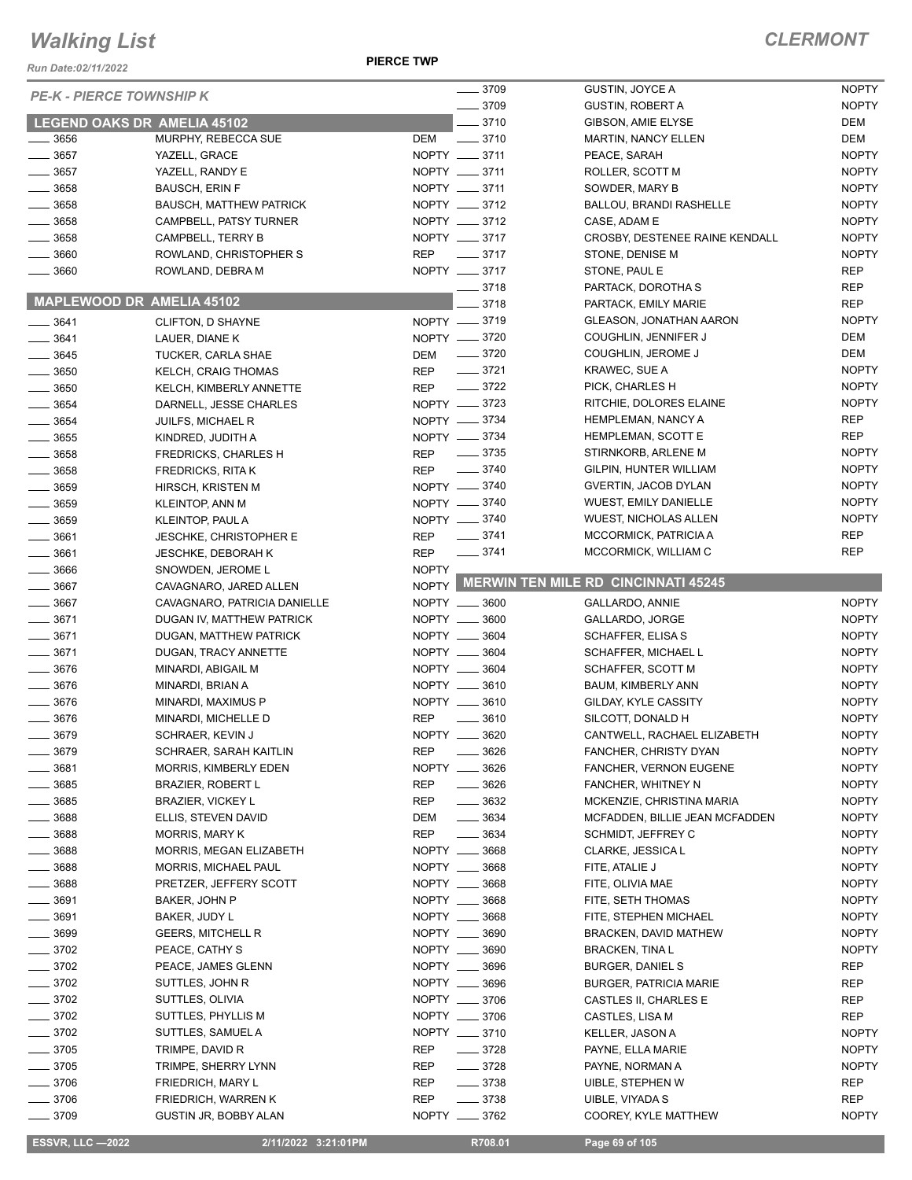# Walking List

## CLERMONT

Run Date:02/11/2022

PIERCE TWP

*PE-K - PIERCE TOWNSHIP K*

### LEGEND OAKS DR AMELIA 45102

| No. | Name | Party |
|---|---|---|
| 3656 | MURPHY, REBECCA SUE | DEM |
| 3657 | YAZELL, GRACE | NOPTY |
| 3657 | YAZELL, RANDY E | NOPTY |
| 3658 | BAUSCH, ERIN F | NOPTY |
| 3658 | BAUSCH, MATTHEW PATRICK | NOPTY |
| 3658 | CAMPBELL, PATSY TURNER | NOPTY |
| 3658 | CAMPBELL, TERRY B | NOPTY |
| 3660 | ROWLAND, CHRISTOPHER S | REP |
| 3660 | ROWLAND, DEBRA M | NOPTY |

### MAPLEWOOD DR AMELIA 45102

| No. | Name | Party |
|---|---|---|
| 3641 | CLIFTON, D SHAYNE | NOPTY |
| 3641 | LAUER, DIANE K | NOPTY |
| 3645 | TUCKER, CARLA SHAE | DEM |
| 3650 | KELCH, CRAIG THOMAS | REP |
| 3650 | KELCH, KIMBERLY ANNETTE | REP |
| 3654 | DARNELL, JESSE CHARLES | NOPTY |
| 3654 | JUILFS, MICHAEL R | NOPTY |
| 3655 | KINDRED, JUDITH A | NOPTY |
| 3658 | FREDRICKS, CHARLES H | REP |
| 3658 | FREDRICKS, RITA K | REP |
| 3659 | HIRSCH, KRISTEN M | NOPTY |
| 3659 | KLEINTOP, ANN M | NOPTY |
| 3659 | KLEINTOP, PAUL A | NOPTY |
| 3661 | JESCHKE, CHRISTOPHER E | REP |
| 3661 | JESCHKE, DEBORAH K | REP |
| 3666 | SNOWDEN, JEROME L | NOPTY |
| 3667 | CAVAGNARO, JARED ALLEN | NOPTY |
| 3667 | CAVAGNARO, PATRICIA DANIELLE | NOPTY |
| 3671 | DUGAN IV, MATTHEW PATRICK | NOPTY |
| 3671 | DUGAN, MATTHEW PATRICK | NOPTY |
| 3671 | DUGAN, TRACY ANNETTE | NOPTY |
| 3676 | MINARDI, ABIGAIL M | NOPTY |
| 3676 | MINARDI, BRIAN A | NOPTY |
| 3676 | MINARDI, MAXIMUS P | NOPTY |
| 3676 | MINARDI, MICHELLE D | REP |
| 3679 | SCHRAER, KEVIN J | NOPTY |
| 3679 | SCHRAER, SARAH KAITLIN | REP |
| 3681 | MORRIS, KIMBERLY EDEN | NOPTY |
| 3685 | BRAZIER, ROBERT L | REP |
| 3685 | BRAZIER, VICKEY L | REP |
| 3688 | ELLIS, STEVEN DAVID | DEM |
| 3688 | MORRIS, MARY K | REP |
| 3688 | MORRIS, MEGAN ELIZABETH | NOPTY |
| 3688 | MORRIS, MICHAEL PAUL | NOPTY |
| 3688 | PRETZER, JEFFERY SCOTT | NOPTY |
| 3691 | BAKER, JOHN P | NOPTY |
| 3691 | BAKER, JUDY L | NOPTY |
| 3699 | GEERS, MITCHELL R | NOPTY |
| 3702 | PEACE, CATHY S | NOPTY |
| 3702 | PEACE, JAMES GLENN | NOPTY |
| 3702 | SUTTLES, JOHN R | NOPTY |
| 3702 | SUTTLES, OLIVIA | NOPTY |
| 3702 | SUTTLES, PHYLLIS M | NOPTY |
| 3702 | SUTTLES, SAMUEL A | NOPTY |
| 3705 | TRIMPE, DAVID R | REP |
| 3705 | TRIMPE, SHERRY LYNN | REP |
| 3706 | FRIEDRICH, MARY L | REP |
| 3706 | FRIEDRICH, WARREN K | REP |
| 3709 | GUSTIN JR, BOBBY ALAN | NOPTY |
| 3709 | GUSTIN, JOYCE A | NOPTY |
| 3709 | GUSTIN, ROBERT A | NOPTY |
| 3710 | GIBSON, AMIE ELYSE | DEM |
| 3710 | MARTIN, NANCY ELLEN | DEM |
| 3711 | PEACE, SARAH | NOPTY |
| 3711 | ROLLER, SCOTT M | NOPTY |
| 3711 | SOWDER, MARY B | NOPTY |
| 3712 | BALLOU, BRANDI RASHELLE | NOPTY |
| 3712 | CASE, ADAM E | NOPTY |
| 3717 | CROSBY, DESTENEE RAINE KENDALL | NOPTY |
| 3717 | STONE, DENISE M | NOPTY |
| 3717 | STONE, PAUL E | REP |
| 3718 | PARTACK, DOROTHA S | REP |
| 3718 | PARTACK, EMILY MARIE | REP |
| 3719 | GLEASON, JONATHAN AARON | NOPTY |
| 3720 | COUGHLIN, JENNIFER J | DEM |
| 3720 | COUGHLIN, JEROME J | DEM |
| 3721 | KRAWEC, SUE A | NOPTY |
| 3722 | PICK, CHARLES H | NOPTY |
| 3723 | RITCHIE, DOLORES ELAINE | NOPTY |
| 3734 | HEMPLEMAN, NANCY A | REP |
| 3734 | HEMPLEMAN, SCOTT E | REP |
| 3735 | STIRNKORB, ARLENE M | NOPTY |
| 3740 | GILPIN, HUNTER WILLIAM | NOPTY |
| 3740 | GVERTIN, JACOB DYLAN | NOPTY |
| 3740 | WUEST, EMILY DANIELLE | NOPTY |
| 3740 | WUEST, NICHOLAS ALLEN | NOPTY |
| 3741 | MCCORMICK, PATRICIA A | REP |
| 3741 | MCCORMICK, WILLIAM C | REP |

### MERWIN TEN MILE RD CINCINNATI 45245

| No. | Name | Party |
|---|---|---|
| 3600 | GALLARDO, ANNIE | NOPTY |
| 3600 | GALLARDO, JORGE | NOPTY |
| 3604 | SCHAFFER, ELISA S | NOPTY |
| 3604 | SCHAFFER, MICHAEL L | NOPTY |
| 3604 | SCHAFFER, SCOTT M | NOPTY |
| 3610 | BAUM, KIMBERLY ANN | NOPTY |
| 3610 | GILDAY, KYLE CASSITY | NOPTY |
| 3610 | SILCOTT, DONALD H | NOPTY |
| 3620 | CANTWELL, RACHAEL ELIZABETH | NOPTY |
| 3626 | FANCHER, CHRISTY DYAN | NOPTY |
| 3626 | FANCHER, VERNON EUGENE | NOPTY |
| 3626 | FANCHER, WHITNEY N | NOPTY |
| 3632 | MCKENZIE, CHRISTINA MARIA | NOPTY |
| 3634 | MCFADDEN, BILLIE JEAN MCFADDEN | NOPTY |
| 3634 | SCHMIDT, JEFFREY C | NOPTY |
| 3668 | CLARKE, JESSICA L | NOPTY |
| 3668 | FITE, ATALIE J | NOPTY |
| 3668 | FITE, OLIVIA MAE | NOPTY |
| 3668 | FITE, SETH THOMAS | NOPTY |
| 3668 | FITE, STEPHEN MICHAEL | NOPTY |
| 3690 | BRACKEN, DAVID MATHEW | NOPTY |
| 3690 | BRACKEN, TINA L | NOPTY |
| 3696 | BURGER, DANIEL S | REP |
| 3696 | BURGER, PATRICIA MARIE | REP |
| 3706 | CASTLES II, CHARLES E | REP |
| 3706 | CASTLES, LISA M | REP |
| 3710 | KELLER, JASON A | NOPTY |
| 3728 | PAYNE, ELLA MARIE | NOPTY |
| 3728 | PAYNE, NORMAN A | NOPTY |
| 3738 | UIBLE, STEPHEN W | REP |
| 3738 | UIBLE, VIYADA S | REP |
| 3762 | COOREY, KYLE MATTHEW | NOPTY |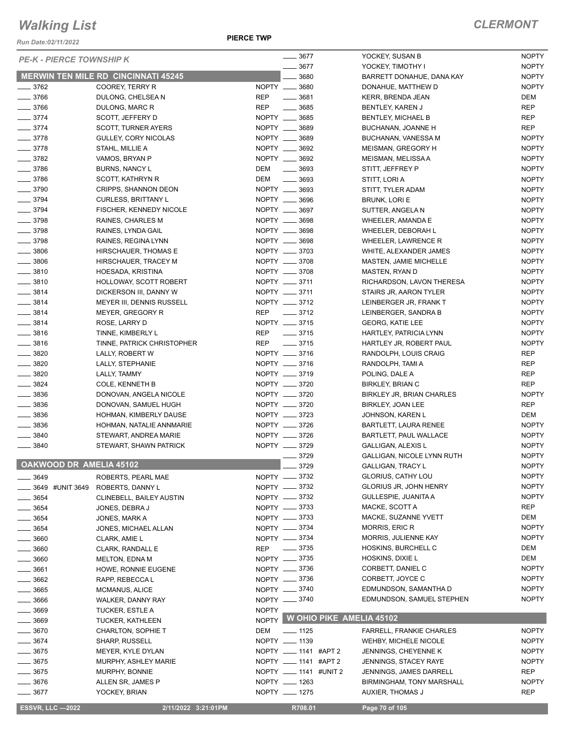# Walking List

**CLERMONT**

PIERCE TWP

*PE-K - PIERCE TOWNSHIP K*

## MERWIN TEN MILE RD CINCINNATI 45245

| No. | Name | Party |
|---|---|---|
| 3762 | COOREY, TERRY R | NOPTY |
| 3766 | DULONG, CHELSEA N | REP |
| 3766 | DULONG, MARC R | REP |
| 3774 | SCOTT, JEFFERY D | NOPTY |
| 3774 | SCOTT, TURNER AYERS | NOPTY |
| 3778 | GULLEY, CORY NICOLAS | NOPTY |
| 3778 | STAHL, MILLIE A | NOPTY |
| 3782 | VAMOS, BRYAN P | NOPTY |
| 3786 | BURNS, NANCY L | DEM |
| 3786 | SCOTT, KATHRYN R | DEM |
| 3790 | CRIPPS, SHANNON DEON | NOPTY |
| 3794 | CURLESS, BRITTANY L | NOPTY |
| 3794 | FISCHER, KENNEDY NICOLE | NOPTY |
| 3798 | RAINES, CHARLES M | NOPTY |
| 3798 | RAINES, LYNDA GAIL | NOPTY |
| 3798 | RAINES, REGINA LYNN | NOPTY |
| 3806 | HIRSCHAUER, THOMAS E | NOPTY |
| 3806 | HIRSCHAUER, TRACEY M | NOPTY |
| 3810 | HOESADA, KRISTINA | NOPTY |
| 3810 | HOLLOWAY, SCOTT ROBERT | NOPTY |
| 3814 | DICKERSON III, DANNY W | NOPTY |
| 3814 | MEYER III, DENNIS RUSSELL | NOPTY |
| 3814 | MEYER, GREGORY R | REP |
| 3814 | ROSE, LARRY D | NOPTY |
| 3816 | TINNE, KIMBERLY L | REP |
| 3816 | TINNE, PATRICK CHRISTOPHER | REP |
| 3820 | LALLY, ROBERT W | NOPTY |
| 3820 | LALLY, STEPHANIE | NOPTY |
| 3820 | LALLY, TAMMY | NOPTY |
| 3824 | COLE, KENNETH B | NOPTY |
| 3836 | DONOVAN, ANGELA NICOLE | NOPTY |
| 3836 | DONOVAN, SAMUEL HUGH | NOPTY |
| 3836 | HOHMAN, KIMBERLY DAUSE | NOPTY |
| 3836 | HOHMAN, NATALIE ANNMARIE | NOPTY |
| 3840 | STEWART, ANDREA MARIE | NOPTY |
| 3840 | STEWART, SHAWN PATRICK | NOPTY |

## OAKWOOD DR AMELIA 45102

| No. | Name | Party |
|---|---|---|
| 3649 | ROBERTS, PEARL MAE | NOPTY |
| 3649 #UNIT 3649 | ROBERTS, DANNY L | NOPTY |
| 3654 | CLINEBELL, BAILEY AUSTIN | NOPTY |
| 3654 | JONES, DEBRA J | NOPTY |
| 3654 | JONES, MARK A | NOPTY |
| 3654 | JONES, MICHAEL ALLAN | NOPTY |
| 3660 | CLARK, AMIE L | NOPTY |
| 3660 | CLARK, RANDALL E | REP |
| 3660 | MELTON, EDNA M | NOPTY |
| 3661 | HOWE, RONNIE EUGENE | NOPTY |
| 3662 | RAPP, REBECCA L | NOPTY |
| 3665 | MCMANUS, ALICE | NOPTY |
| 3666 | WALKER, DANNY RAY | NOPTY |
| 3669 | TUCKER, ESTLE A | NOPTY |
| 3669 | TUCKER, KATHLEEN | NOPTY |
| 3670 | CHARLTON, SOPHIE T | DEM |
| 3674 | SHARP, RUSSELL | NOPTY |
| 3675 | MEYER, KYLE DYLAN | NOPTY |
| 3675 | MURPHY, ASHLEY MARIE | NOPTY |
| 3675 | MURPHY, BONNIE | NOPTY |
| 3676 | ALLEN SR, JAMES P | NOPTY |
| 3677 | YOCKEY, BRIAN | NOPTY |
| 3677 | YOCKEY, SUSAN B | NOPTY |
| 3677 | YOCKEY, TIMOTHY I | NOPTY |
| 3680 | BARRETT DONAHUE, DANA KAY | NOPTY |
| 3680 | DONAHUE, MATTHEW D | NOPTY |
| 3681 | KERR, BRENDA JEAN | DEM |
| 3685 | BENTLEY, KAREN J | REP |
| 3685 | BENTLEY, MICHAEL B | REP |
| 3689 | BUCHANAN, JOANNE H | REP |
| 3689 | BUCHANAN, VANESSA M | NOPTY |
| 3692 | MEISMAN, GREGORY H | NOPTY |
| 3692 | MEISMAN, MELISSA A | NOPTY |
| 3693 | STITT, JEFFREY P | NOPTY |
| 3693 | STITT, LORI A | NOPTY |
| 3693 | STITT, TYLER ADAM | NOPTY |
| 3696 | BRUNK, LORI E | NOPTY |
| 3697 | SUTTER, ANGELA N | NOPTY |
| 3698 | WHEELER, AMANDA E | NOPTY |
| 3698 | WHEELER, DEBORAH L | NOPTY |
| 3698 | WHEELER, LAWRENCE R | NOPTY |
| 3703 | WHITE, ALEXANDER JAMES | NOPTY |
| 3708 | MASTEN, JAMIE MICHELLE | NOPTY |
| 3708 | MASTEN, RYAN D | NOPTY |
| 3711 | RICHARDSON, LAVON THERESA | NOPTY |
| 3711 | STAIRS JR, AARON TYLER | NOPTY |
| 3712 | LEINBERGER JR, FRANK T | NOPTY |
| 3712 | LEINBERGER, SANDRA B | NOPTY |
| 3715 | GEORG, KATIE LEE | NOPTY |
| 3715 | HARTLEY, PATRICIA LYNN | NOPTY |
| 3715 | HARTLEY JR, ROBERT PAUL | NOPTY |
| 3716 | RANDOLPH, LOUIS CRAIG | REP |
| 3716 | RANDOLPH, TAMI A | REP |
| 3719 | POLING, DALE A | REP |
| 3720 | BIRKLEY, BRIAN C | REP |
| 3720 | BIRKLEY JR, BRIAN CHARLES | NOPTY |
| 3720 | BIRKLEY, JOAN LEE | REP |
| 3723 | JOHNSON, KAREN L | DEM |
| 3726 | BARTLETT, LAURA RENEE | NOPTY |
| 3726 | BARTLETT, PAUL WALLACE | NOPTY |
| 3729 | GALLIGAN, ALEXIS L | NOPTY |
| 3729 | GALLIGAN, NICOLE LYNN RUTH | NOPTY |
| 3729 | GALLIGAN, TRACY L | NOPTY |
| 3732 | GLORIUS, CATHY LOU | NOPTY |
| 3732 | GLORIUS JR, JOHN HENRY | NOPTY |
| 3732 | GULLESPIE, JUANITA A | NOPTY |
| 3733 | MACKE, SCOTT A | REP |
| 3733 | MACKE, SUZANNE YVETT | DEM |
| 3734 | MORRIS, ERIC R | NOPTY |
| 3734 | MORRIS, JULIENNE KAY | NOPTY |
| 3735 | HOSKINS, BURCHELL C | DEM |
| 3735 | HOSKINS, DIXIE L | DEM |
| 3736 | CORBETT, DANIEL C | NOPTY |
| 3736 | CORBETT, JOYCE C | NOPTY |
| 3740 | EDMUNDSON, SAMANTHA D | NOPTY |
| 3740 | EDMUNDSON, SAMUEL STEPHEN | NOPTY |

## W OHIO PIKE AMELIA 45102

| No. | Name | Party |
|---|---|---|
| 1125 | FARRELL, FRANKIE CHARLES | NOPTY |
| 1139 | WEHBY, MICHELE NICOLE | NOPTY |
| 1141 #APT 2 | JENNINGS, CHEYENNE K | NOPTY |
| 1141 #APT 2 | JENNINGS, STACEY RAYE | NOPTY |
| 1141 #UNIT 2 | JENNINGS, JAMES DARRELL | REP |
| 1263 | BIRMINGHAM, TONY MARSHALL | NOPTY |
| 1275 | AUXIER, THOMAS J | REP |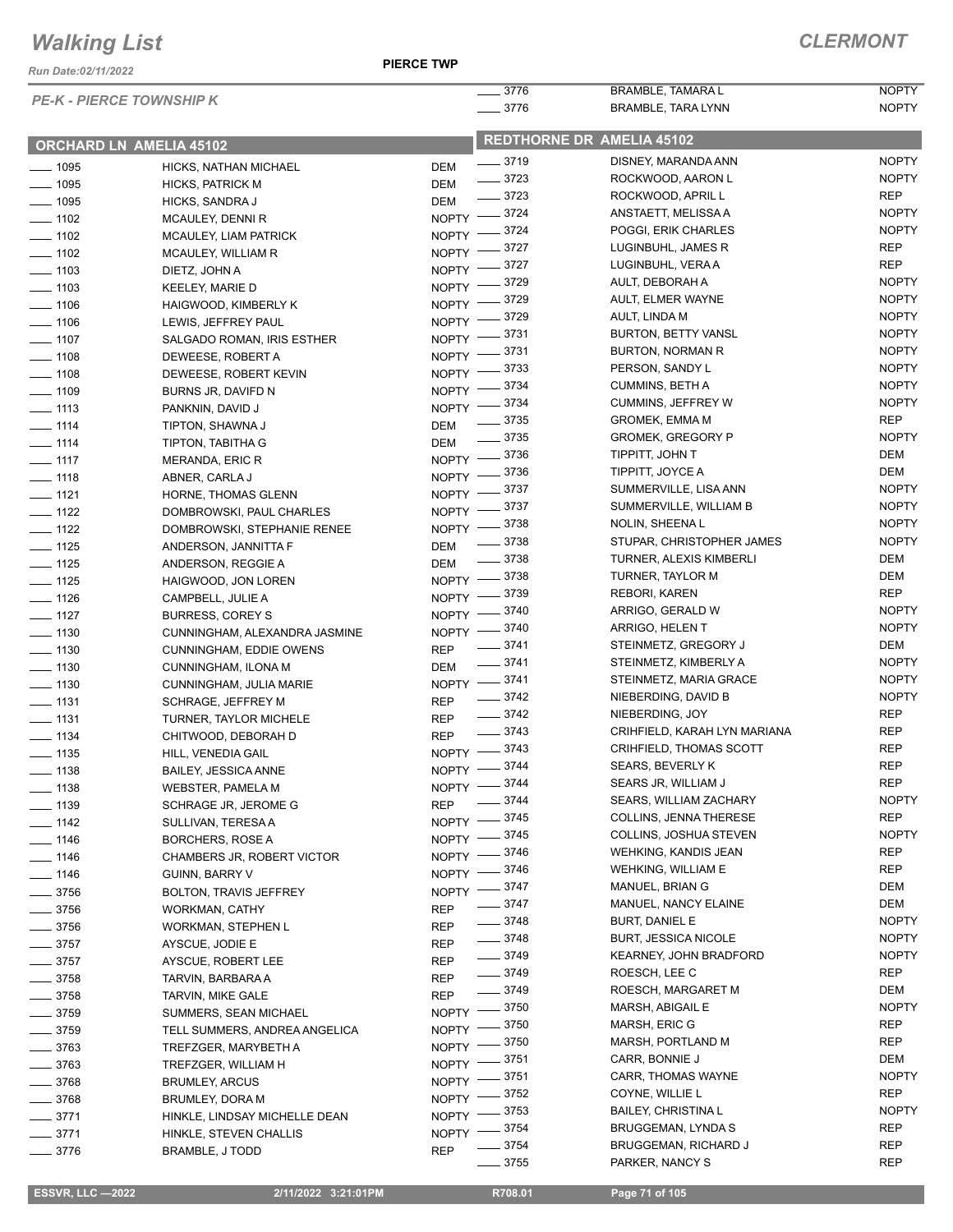# Walking List

**CLERMONT**

Run Date:02/11/2022

**PIERCE TWP**

*PE-K - PIERCE TOWNSHIP K*

## ORCHARD LN AMELIA 45102

| | Name | Party |
|---|---|---|
| 1095 | HICKS, NATHAN MICHAEL | DEM |
| 1095 | HICKS, PATRICK M | DEM |
| 1095 | HICKS, SANDRA J | DEM |
| 1102 | MCAULEY, DENNI R | NOPTY |
| 1102 | MCAULEY, LIAM PATRICK | NOPTY |
| 1102 | MCAULEY, WILLIAM R | NOPTY |
| 1103 | DIETZ, JOHN A | NOPTY |
| 1103 | KEELEY, MARIE D | NOPTY |
| 1106 | HAIGWOOD, KIMBERLY K | NOPTY |
| 1106 | LEWIS, JEFFREY PAUL | NOPTY |
| 1107 | SALGADO ROMAN, IRIS ESTHER | NOPTY |
| 1108 | DEWEESE, ROBERT A | NOPTY |
| 1108 | DEWEESE, ROBERT KEVIN | NOPTY |
| 1109 | BURNS JR, DAVIFD N | NOPTY |
| 1113 | PANKNIN, DAVID J | NOPTY |
| 1114 | TIPTON, SHAWNA J | DEM |
| 1114 | TIPTON, TABITHA G | DEM |
| 1117 | MERANDA, ERIC R | NOPTY |
| 1118 | ABNER, CARLA J | NOPTY |
| 1121 | HORNE, THOMAS GLENN | NOPTY |
| 1122 | DOMBROWSKI, PAUL CHARLES | NOPTY |
| 1122 | DOMBROWSKI, STEPHANIE RENEE | NOPTY |
| 1125 | ANDERSON, JANNITTA F | DEM |
| 1125 | ANDERSON, REGGIE A | DEM |
| 1125 | HAIGWOOD, JON LOREN | NOPTY |
| 1126 | CAMPBELL, JULIE A | NOPTY |
| 1127 | BURRESS, COREY S | NOPTY |
| 1130 | CUNNINGHAM, ALEXANDRA JASMINE | NOPTY |
| 1130 | CUNNINGHAM, EDDIE OWENS | REP |
| 1130 | CUNNINGHAM, ILONA M | DEM |
| 1130 | CUNNINGHAM, JULIA MARIE | NOPTY |
| 1131 | SCHRAGE, JEFFREY M | REP |
| 1131 | TURNER, TAYLOR MICHELE | REP |
| 1134 | CHITWOOD, DEBORAH D | REP |
| 1135 | HILL, VENEDIA GAIL | NOPTY |
| 1138 | BAILEY, JESSICA ANNE | NOPTY |
| 1138 | WEBSTER, PAMELA M | NOPTY |
| 1139 | SCHRAGE JR, JEROME G | REP |
| 1142 | SULLIVAN, TERESA A | NOPTY |
| 1146 | BORCHERS, ROSE A | NOPTY |
| 1146 | CHAMBERS JR, ROBERT VICTOR | NOPTY |
| 1146 | GUINN, BARRY V | NOPTY |
| 3756 | BOLTON, TRAVIS JEFFREY | NOPTY |
| 3756 | WORKMAN, CATHY | REP |
| 3756 | WORKMAN, STEPHEN L | REP |
| 3757 | AYSCUE, JODIE E | REP |
| 3757 | AYSCUE, ROBERT LEE | REP |
| 3758 | TARVIN, BARBARA A | REP |
| 3758 | TARVIN, MIKE GALE | REP |
| 3759 | SUMMERS, SEAN MICHAEL | NOPTY |
| 3759 | TELL SUMMERS, ANDREA ANGELICA | NOPTY |
| 3763 | TREFZGER, MARYBETH A | NOPTY |
| 3763 | TREFZGER, WILLIAM H | NOPTY |
| 3768 | BRUMLEY, ARCUS | NOPTY |
| 3768 | BRUMLEY, DORA M | NOPTY |
| 3771 | HINKLE, LINDSAY MICHELLE DEAN | NOPTY |
| 3771 | HINKLE, STEVEN CHALLIS | NOPTY |
| 3776 | BRAMBLE, J TODD | REP |
| 3776 | BRAMBLE, TAMARA L | NOPTY |
| 3776 | BRAMBLE, TARA LYNN | NOPTY |

## REDTHORNE DR AMELIA 45102

| | Name | Party |
|---|---|---|
| 3719 | DISNEY, MARANDA ANN | NOPTY |
| 3723 | ROCKWOOD, AARON L | NOPTY |
| 3723 | ROCKWOOD, APRIL L | REP |
| 3724 | ANSTAETT, MELISSA A | NOPTY |
| 3724 | POGGI, ERIK CHARLES | NOPTY |
| 3727 | LUGINBUHL, JAMES R | REP |
| 3727 | LUGINBUHL, VERA A | REP |
| 3729 | AULT, DEBORAH A | NOPTY |
| 3729 | AULT, ELMER WAYNE | NOPTY |
| 3729 | AULT, LINDA M | NOPTY |
| 3731 | BURTON, BETTY VANSL | NOPTY |
| 3731 | BURTON, NORMAN R | NOPTY |
| 3733 | PERSON, SANDY L | NOPTY |
| 3734 | CUMMINS, BETH A | NOPTY |
| 3734 | CUMMINS, JEFFREY W | NOPTY |
| 3735 | GROMEK, EMMA M | REP |
| 3735 | GROMEK, GREGORY P | NOPTY |
| 3736 | TIPPITT, JOHN T | DEM |
| 3736 | TIPPITT, JOYCE A | DEM |
| 3737 | SUMMERVILLE, LISA ANN | NOPTY |
| 3737 | SUMMERVILLE, WILLIAM B | NOPTY |
| 3738 | NOLIN, SHEENA L | NOPTY |
| 3738 | STUPAR, CHRISTOPHER JAMES | NOPTY |
| 3738 | TURNER, ALEXIS KIMBERLI | DEM |
| 3738 | TURNER, TAYLOR M | DEM |
| 3739 | REBORI, KAREN | REP |
| 3740 | ARRIGO, GERALD W | NOPTY |
| 3740 | ARRIGO, HELEN T | NOPTY |
| 3741 | STEINMETZ, GREGORY J | DEM |
| 3741 | STEINMETZ, KIMBERLY A | NOPTY |
| 3741 | STEINMETZ, MARIA GRACE | NOPTY |
| 3742 | NIEBERDING, DAVID B | NOPTY |
| 3742 | NIEBERDING, JOY | REP |
| 3743 | CRIHFIELD, KARAH LYN MARIANA | REP |
| 3743 | CRIHFIELD, THOMAS SCOTT | REP |
| 3744 | SEARS, BEVERLY K | REP |
| 3744 | SEARS JR, WILLIAM J | REP |
| 3744 | SEARS, WILLIAM ZACHARY | NOPTY |
| 3745 | COLLINS, JENNA THERESE | REP |
| 3745 | COLLINS, JOSHUA STEVEN | NOPTY |
| 3746 | WEHKING, KANDIS JEAN | REP |
| 3746 | WEHKING, WILLIAM E | REP |
| 3747 | MANUEL, BRIAN G | DEM |
| 3747 | MANUEL, NANCY ELAINE | DEM |
| 3748 | BURT, DANIEL E | NOPTY |
| 3748 | BURT, JESSICA NICOLE | NOPTY |
| 3749 | KEARNEY, JOHN BRADFORD | NOPTY |
| 3749 | ROESCH, LEE C | REP |
| 3749 | ROESCH, MARGARET M | DEM |
| 3750 | MARSH, ABIGAIL E | NOPTY |
| 3750 | MARSH, ERIC G | REP |
| 3750 | MARSH, PORTLAND M | REP |
| 3751 | CARR, BONNIE J | DEM |
| 3751 | CARR, THOMAS WAYNE | NOPTY |
| 3752 | COYNE, WILLIE L | REP |
| 3753 | BAILEY, CHRISTINA L | NOPTY |
| 3754 | BRUGGEMAN, LYNDA S | REP |
| 3754 | BRUGGEMAN, RICHARD J | REP |
| 3755 | PARKER, NANCY S | REP |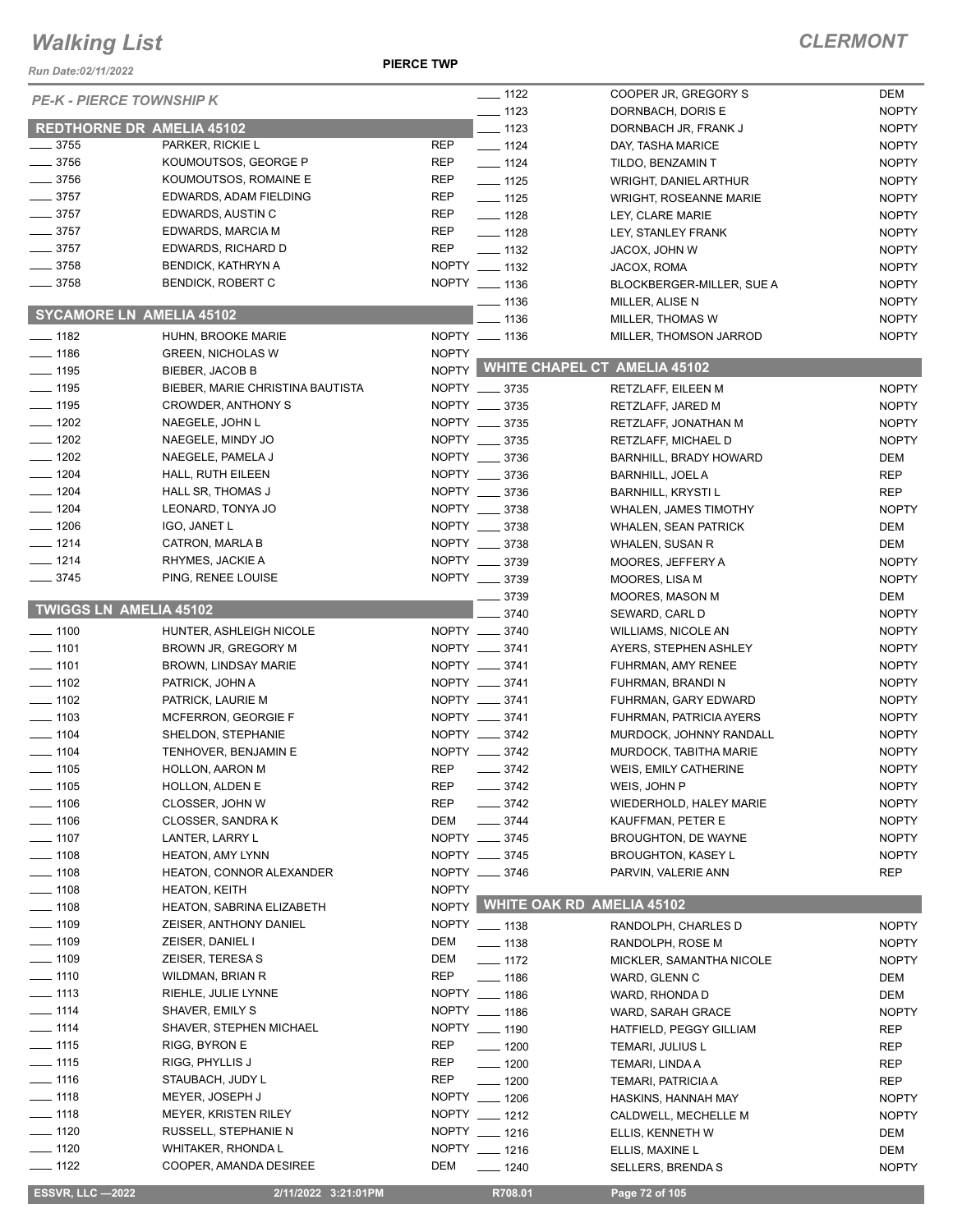# Walking List

**CLERMONT**

Run Date:02/11/2022

**PIERCE TWP**

*PE-K - PIERCE TOWNSHIP K*

## REDTHORNE DR AMELIA 45102

| No. | Name | Party |
|---|---|---|
| 3755 | PARKER, RICKIE L | REP |
| 3756 | KOUMOUTSOS, GEORGE P | REP |
| 3756 | KOUMOUTSOS, ROMAINE E | REP |
| 3757 | EDWARDS, ADAM FIELDING | REP |
| 3757 | EDWARDS, AUSTIN C | REP |
| 3757 | EDWARDS, MARCIA M | REP |
| 3757 | EDWARDS, RICHARD D | REP |
| 3758 | BENDICK, KATHRYN A | NOPTY |
| 3758 | BENDICK, ROBERT C | NOPTY |

## SYCAMORE LN AMELIA 45102

| No. | Name | Party |
|---|---|---|
| 1182 | HUHN, BROOKE MARIE | NOPTY |
| 1186 | GREEN, NICHOLAS W | NOPTY |
| 1195 | BIEBER, JACOB B | NOPTY |
| 1195 | BIEBER, MARIE CHRISTINA BAUTISTA | NOPTY |
| 1195 | CROWDER, ANTHONY S | NOPTY |
| 1202 | NAEGELE, JOHN L | NOPTY |
| 1202 | NAEGELE, MINDY JO | NOPTY |
| 1202 | NAEGELE, PAMELA J | NOPTY |
| 1204 | HALL, RUTH EILEEN | NOPTY |
| 1204 | HALL SR, THOMAS J | NOPTY |
| 1204 | LEONARD, TONYA JO | NOPTY |
| 1206 | IGO, JANET L | NOPTY |
| 1214 | CATRON, MARLA B | NOPTY |
| 1214 | RHYMES, JACKIE A | NOPTY |
| 3745 | PING, RENEE LOUISE | NOPTY |

## TWIGGS LN AMELIA 45102

| No. | Name | Party |
|---|---|---|
| 1100 | HUNTER, ASHLEIGH NICOLE | NOPTY |
| 1101 | BROWN JR, GREGORY M | NOPTY |
| 1101 | BROWN, LINDSAY MARIE | NOPTY |
| 1102 | PATRICK, JOHN A | NOPTY |
| 1102 | PATRICK, LAURIE M | NOPTY |
| 1103 | MCFERRON, GEORGIE F | NOPTY |
| 1104 | SHELDON, STEPHANIE | NOPTY |
| 1104 | TENHOVER, BENJAMIN E | NOPTY |
| 1105 | HOLLON, AARON M | REP |
| 1105 | HOLLON, ALDEN E | REP |
| 1106 | CLOSSER, JOHN W | REP |
| 1106 | CLOSSER, SANDRA K | DEM |
| 1107 | LANTER, LARRY L | NOPTY |
| 1108 | HEATON, AMY LYNN | NOPTY |
| 1108 | HEATON, CONNOR ALEXANDER | NOPTY |
| 1108 | HEATON, KEITH | NOPTY |
| 1108 | HEATON, SABRINA ELIZABETH | NOPTY |
| 1109 | ZEISER, ANTHONY DANIEL | NOPTY |
| 1109 | ZEISER, DANIEL I | DEM |
| 1109 | ZEISER, TERESA S | DEM |
| 1110 | WILDMAN, BRIAN R | REP |
| 1113 | RIEHLE, JULIE LYNNE | NOPTY |
| 1114 | SHAVER, EMILY S | NOPTY |
| 1114 | SHAVER, STEPHEN MICHAEL | NOPTY |
| 1115 | RIGG, BYRON E | REP |
| 1115 | RIGG, PHYLLIS J | REP |
| 1116 | STAUBACH, JUDY L | REP |
| 1118 | MEYER, JOSEPH J | NOPTY |
| 1118 | MEYER, KRISTEN RILEY | NOPTY |
| 1120 | RUSSELL, STEPHANIE N | NOPTY |
| 1120 | WHITAKER, RHONDA L | NOPTY |
| 1122 | COOPER, AMANDA DESIREE | DEM |
| 1122 | COOPER JR, GREGORY S | DEM |
| 1123 | DORNBACH, DORIS E | NOPTY |
| 1123 | DORNBACH JR, FRANK J | NOPTY |
| 1124 | DAY, TASHA MARICE | NOPTY |
| 1124 | TILDO, BENZAMIN T | NOPTY |
| 1125 | WRIGHT, DANIEL ARTHUR | NOPTY |
| 1125 | WRIGHT, ROSEANNE MARIE | NOPTY |
| 1128 | LEY, CLARE MARIE | NOPTY |
| 1128 | LEY, STANLEY FRANK | NOPTY |
| 1132 | JACOX, JOHN W | NOPTY |
| 1132 | JACOX, ROMA | NOPTY |
| 1136 | BLOCKBERGER-MILLER, SUE A | NOPTY |
| 1136 | MILLER, ALISE N | NOPTY |
| 1136 | MILLER, THOMAS W | NOPTY |
| 1136 | MILLER, THOMSON JARROD | NOPTY |

## WHITE CHAPEL CT AMELIA 45102

| No. | Name | Party |
|---|---|---|
| 3735 | RETZLAFF, EILEEN M | NOPTY |
| 3735 | RETZLAFF, JARED M | NOPTY |
| 3735 | RETZLAFF, JONATHAN M | NOPTY |
| 3735 | RETZLAFF, MICHAEL D | NOPTY |
| 3736 | BARNHILL, BRADY HOWARD | DEM |
| 3736 | BARNHILL, JOEL A | REP |
| 3736 | BARNHILL, KRYSTI L | REP |
| 3738 | WHALEN, JAMES TIMOTHY | NOPTY |
| 3738 | WHALEN, SEAN PATRICK | DEM |
| 3738 | WHALEN, SUSAN R | DEM |
| 3739 | MOORES, JEFFERY A | NOPTY |
| 3739 | MOORES, LISA M | NOPTY |
| 3739 | MOORES, MASON M | DEM |
| 3740 | SEWARD, CARL D | NOPTY |
| 3740 | WILLIAMS, NICOLE AN | NOPTY |
| 3741 | AYERS, STEPHEN ASHLEY | NOPTY |
| 3741 | FUHRMAN, AMY RENEE | NOPTY |
| 3741 | FUHRMAN, BRANDI N | NOPTY |
| 3741 | FUHRMAN, GARY EDWARD | NOPTY |
| 3741 | FUHRMAN, PATRICIA AYERS | NOPTY |
| 3742 | MURDOCK, JOHNNY RANDALL | NOPTY |
| 3742 | MURDOCK, TABITHA MARIE | NOPTY |
| 3742 | WEIS, EMILY CATHERINE | NOPTY |
| 3742 | WEIS, JOHN P | NOPTY |
| 3742 | WIEDERHOLD, HALEY MARIE | NOPTY |
| 3744 | KAUFFMAN, PETER E | NOPTY |
| 3745 | BROUGHTON, DE WAYNE | NOPTY |
| 3745 | BROUGHTON, KASEY L | NOPTY |
| 3746 | PARVIN, VALERIE ANN | REP |

## WHITE OAK RD AMELIA 45102

| No. | Name | Party |
|---|---|---|
| 1138 | RANDOLPH, CHARLES D | NOPTY |
| 1138 | RANDOLPH, ROSE M | NOPTY |
| 1172 | MICKLER, SAMANTHA NICOLE | NOPTY |
| 1186 | WARD, GLENN C | DEM |
| 1186 | WARD, RHONDA D | DEM |
| 1186 | WARD, SARAH GRACE | NOPTY |
| 1190 | HATFIELD, PEGGY GILLIAM | REP |
| 1200 | TEMARI, JULIUS L | REP |
| 1200 | TEMARI, LINDA A | REP |
| 1200 | TEMARI, PATRICIA A | REP |
| 1206 | HASKINS, HANNAH MAY | NOPTY |
| 1212 | CALDWELL, MECHELLE M | NOPTY |
| 1216 | ELLIS, KENNETH W | DEM |
| 1216 | ELLIS, MAXINE L | DEM |
| 1240 | SELLERS, BRENDA S | NOPTY |

ESSVR, LLC —2022 2/11/2022 3:21:01PM R708.01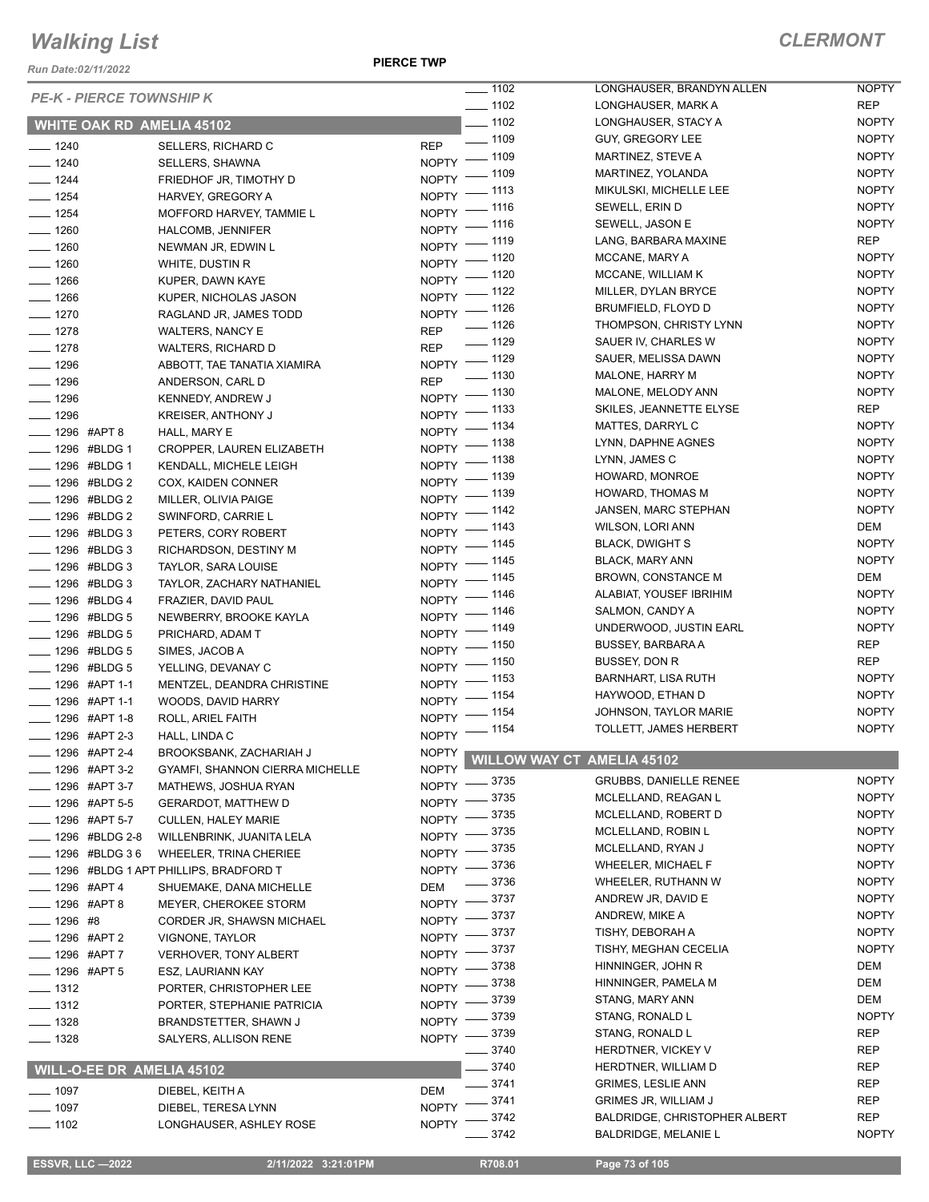# Walking List

**CLERMONT**

Run Date:02/11/2022

**PIERCE TWP**

*PE-K - PIERCE TOWNSHIP K*

## WHITE OAK RD AMELIA 45102

| Address | Name | Party |
|---|---|---|
| ___ 1240 | SELLERS, RICHARD C | REP |
| ___ 1240 | SELLERS, SHAWNA | NOPTY |
| ___ 1244 | FRIEDHOF JR, TIMOTHY D | NOPTY |
| ___ 1254 | HARVEY, GREGORY A | NOPTY |
| ___ 1254 | MOFFORD HARVEY, TAMMIE L | NOPTY |
| ___ 1260 | HALCOMB, JENNIFER | NOPTY |
| ___ 1260 | NEWMAN JR, EDWIN L | NOPTY |
| ___ 1260 | WHITE, DUSTIN R | NOPTY |
| ___ 1266 | KUPER, DAWN KAYE | NOPTY |
| ___ 1266 | KUPER, NICHOLAS JASON | NOPTY |
| ___ 1270 | RAGLAND JR, JAMES TODD | NOPTY |
| ___ 1278 | WALTERS, NANCY E | REP |
| ___ 1278 | WALTERS, RICHARD D | REP |
| ___ 1296 | ABBOTT, TAE TANATIA XIAMIRA | NOPTY |
| ___ 1296 | ANDERSON, CARL D | REP |
| ___ 1296 | KENNEDY, ANDREW J | NOPTY |
| ___ 1296 | KREISER, ANTHONY J | NOPTY |
| ___ 1296 #APT 8 | HALL, MARY E | NOPTY |
| ___ 1296 #BLDG 1 | CROPPER, LAUREN ELIZABETH | NOPTY |
| ___ 1296 #BLDG 1 | KENDALL, MICHELE LEIGH | NOPTY |
| ___ 1296 #BLDG 2 | COX, KAIDEN CONNER | NOPTY |
| ___ 1296 #BLDG 2 | MILLER, OLIVIA PAIGE | NOPTY |
| ___ 1296 #BLDG 2 | SWINFORD, CARRIE L | NOPTY |
| ___ 1296 #BLDG 3 | PETERS, CORY ROBERT | NOPTY |
| ___ 1296 #BLDG 3 | RICHARDSON, DESTINY M | NOPTY |
| ___ 1296 #BLDG 3 | TAYLOR, SARA LOUISE | NOPTY |
| ___ 1296 #BLDG 3 | TAYLOR, ZACHARY NATHANIEL | NOPTY |
| ___ 1296 #BLDG 4 | FRAZIER, DAVID PAUL | NOPTY |
| ___ 1296 #BLDG 5 | NEWBERRY, BROOKE KAYLA | NOPTY |
| ___ 1296 #BLDG 5 | PRICHARD, ADAM T | NOPTY |
| ___ 1296 #BLDG 5 | SIMES, JACOB A | NOPTY |
| ___ 1296 #BLDG 5 | YELLING, DEVANAY C | NOPTY |
| ___ 1296 #APT 1-1 | MENTZEL, DEANDRA CHRISTINE | NOPTY |
| ___ 1296 #APT 1-1 | WOODS, DAVID HARRY | NOPTY |
| ___ 1296 #APT 1-8 | ROLL, ARIEL FAITH | NOPTY |
| ___ 1296 #APT 2-3 | HALL, LINDA C | NOPTY |
| ___ 1296 #APT 2-4 | BROOKSBANK, ZACHARIAH J | NOPTY |
| ___ 1296 #APT 3-2 | GYAMFI, SHANNON CIERRA MICHELLE | NOPTY |
| ___ 1296 #APT 3-7 | MATHEWS, JOSHUA RYAN | NOPTY |
| ___ 1296 #APT 5-5 | GERARDOT, MATTHEW D | NOPTY |
| ___ 1296 #APT 5-7 | CULLEN, HALEY MARIE | NOPTY |
| ___ 1296 #BLDG 2-8 | WILLENBRINK, JUANITA LELA | NOPTY |
| ___ 1296 #BLDG 3 6 | WHEELER, TRINA CHERIEE | NOPTY |
| ___ 1296 #BLDG 1 APT | PHILLIPS, BRADFORD T | NOPTY |
| ___ 1296 #APT 4 | SHUEMAKE, DANA MICHELLE | DEM |
| ___ 1296 #APT 8 | MEYER, CHEROKEE STORM | NOPTY |
| ___ 1296 #8 | CORDER JR, SHAWSN MICHAEL | NOPTY |
| ___ 1296 #APT 2 | VIGNONE, TAYLOR | NOPTY |
| ___ 1296 #APT 7 | VERHOVER, TONY ALBERT | NOPTY |
| ___ 1296 #APT 5 | ESZ, LAURIANN KAY | NOPTY |
| ___ 1312 | PORTER, CHRISTOPHER LEE | NOPTY |
| ___ 1312 | PORTER, STEPHANIE PATRICIA | NOPTY |
| ___ 1328 | BRANDSTETTER, SHAWN J | NOPTY |
| ___ 1328 | SALYERS, ALLISON RENE | NOPTY |

## WILL-O-EE DR AMELIA 45102

| Address | Name | Party |
|---|---|---|
| ___ 1097 | DIEBEL, KEITH A | DEM |
| ___ 1097 | DIEBEL, TERESA LYNN | NOPTY |
| ___ 1102 | LONGHAUSER, ASHLEY ROSE | NOPTY |
| ___ 1102 | LONGHAUSER, BRANDYN ALLEN | NOPTY |
| ___ 1102 | LONGHAUSER, MARK A | REP |
| ___ 1102 | LONGHAUSER, STACY A | NOPTY |
| ___ 1109 | GUY, GREGORY LEE | NOPTY |
| ___ 1109 | MARTINEZ, STEVE A | NOPTY |
| ___ 1109 | MARTINEZ, YOLANDA | NOPTY |
| ___ 1113 | MIKULSKI, MICHELLE LEE | NOPTY |
| ___ 1116 | SEWELL, ERIN D | NOPTY |
| ___ 1116 | SEWELL, JASON E | NOPTY |
| ___ 1119 | LANG, BARBARA MAXINE | REP |
| ___ 1120 | MCCANE, MARY A | NOPTY |
| ___ 1120 | MCCANE, WILLIAM K | NOPTY |
| ___ 1122 | MILLER, DYLAN BRYCE | NOPTY |
| ___ 1126 | BRUMFIELD, FLOYD D | NOPTY |
| ___ 1126 | THOMPSON, CHRISTY LYNN | NOPTY |
| ___ 1129 | SAUER IV, CHARLES W | NOPTY |
| ___ 1129 | SAUER, MELISSA DAWN | NOPTY |
| ___ 1130 | MALONE, HARRY M | NOPTY |
| ___ 1130 | MALONE, MELODY ANN | NOPTY |
| ___ 1133 | SKILES, JEANNETTE ELYSE | REP |
| ___ 1134 | MATTES, DARRYL C | NOPTY |
| ___ 1138 | LYNN, DAPHNE AGNES | NOPTY |
| ___ 1138 | LYNN, JAMES C | NOPTY |
| ___ 1139 | HOWARD, MONROE | NOPTY |
| ___ 1139 | HOWARD, THOMAS M | NOPTY |
| ___ 1142 | JANSEN, MARC STEPHAN | NOPTY |
| ___ 1143 | WILSON, LORI ANN | DEM |
| ___ 1145 | BLACK, DWIGHT S | NOPTY |
| ___ 1145 | BLACK, MARY ANN | NOPTY |
| ___ 1145 | BROWN, CONSTANCE M | DEM |
| ___ 1146 | ALABIAT, YOUSEF IBRIHIM | NOPTY |
| ___ 1146 | SALMON, CANDY A | NOPTY |
| ___ 1149 | UNDERWOOD, JUSTIN EARL | NOPTY |
| ___ 1150 | BUSSEY, BARBARA A | REP |
| ___ 1150 | BUSSEY, DON R | REP |
| ___ 1153 | BARNHART, LISA RUTH | NOPTY |
| ___ 1154 | HAYWOOD, ETHAN D | NOPTY |
| ___ 1154 | JOHNSON, TAYLOR MARIE | NOPTY |
| ___ 1154 | TOLLETT, JAMES HERBERT | NOPTY |

## WILLOW WAY CT AMELIA 45102

| Address | Name | Party |
|---|---|---|
| ___ 3735 | GRUBBS, DANIELLE RENEE | NOPTY |
| ___ 3735 | MCLELLAND, REAGAN L | NOPTY |
| ___ 3735 | MCLELLAND, ROBERT D | NOPTY |
| ___ 3735 | MCLELLAND, ROBIN L | NOPTY |
| ___ 3735 | MCLELLAND, RYAN J | NOPTY |
| ___ 3736 | WHEELER, MICHAEL F | NOPTY |
| ___ 3736 | WHEELER, RUTHANN W | NOPTY |
| ___ 3737 | ANDREW JR, DAVID E | NOPTY |
| ___ 3737 | ANDREW, MIKE A | NOPTY |
| ___ 3737 | TISHY, DEBORAH A | NOPTY |
| ___ 3737 | TISHY, MEGHAN CECELIA | NOPTY |
| ___ 3738 | HINNINGER, JOHN R | DEM |
| ___ 3738 | HINNINGER, PAMELA M | DEM |
| ___ 3739 | STANG, MARY ANN | DEM |
| ___ 3739 | STANG, RONALD L | NOPTY |
| ___ 3739 | STANG, RONALD L | REP |
| ___ 3740 | HERDTNER, VICKEY V | REP |
| ___ 3740 | HERDTNER, WILLIAM D | REP |
| ___ 3741 | GRIMES, LESLIE ANN | REP |
| ___ 3741 | GRIMES JR, WILLIAM J | REP |
| ___ 3742 | BALDRIDGE, CHRISTOPHER ALBERT | REP |
| ___ 3742 | BALDRIDGE, MELANIE L | NOPTY |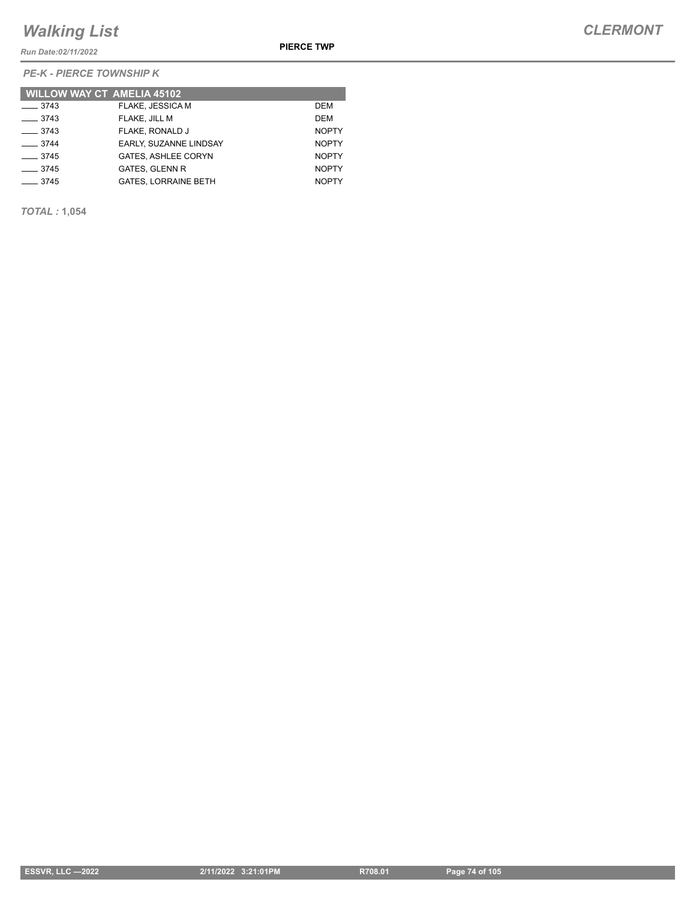*PE-K - PIERCE TOWNSHIP K*

| WILLOW WAY CT AMELIA 45102 | | |
|---|---|---|
| ____ 3743 | FLAKE, JESSICA M | DEM |
| ____ 3743 | FLAKE, JILL M | DEM |
| ____ 3743 | FLAKE, RONALD J | NOPTY |
| ____ 3744 | EARLY, SUZANNE LINDSAY | NOPTY |
| ____ 3745 | GATES, ASHLEE CORYN | NOPTY |
| ____ 3745 | GATES, GLENN R | NOPTY |
| ____ 3745 | GATES, LORRAINE BETH | NOPTY |

***TOTAL :* 1,054**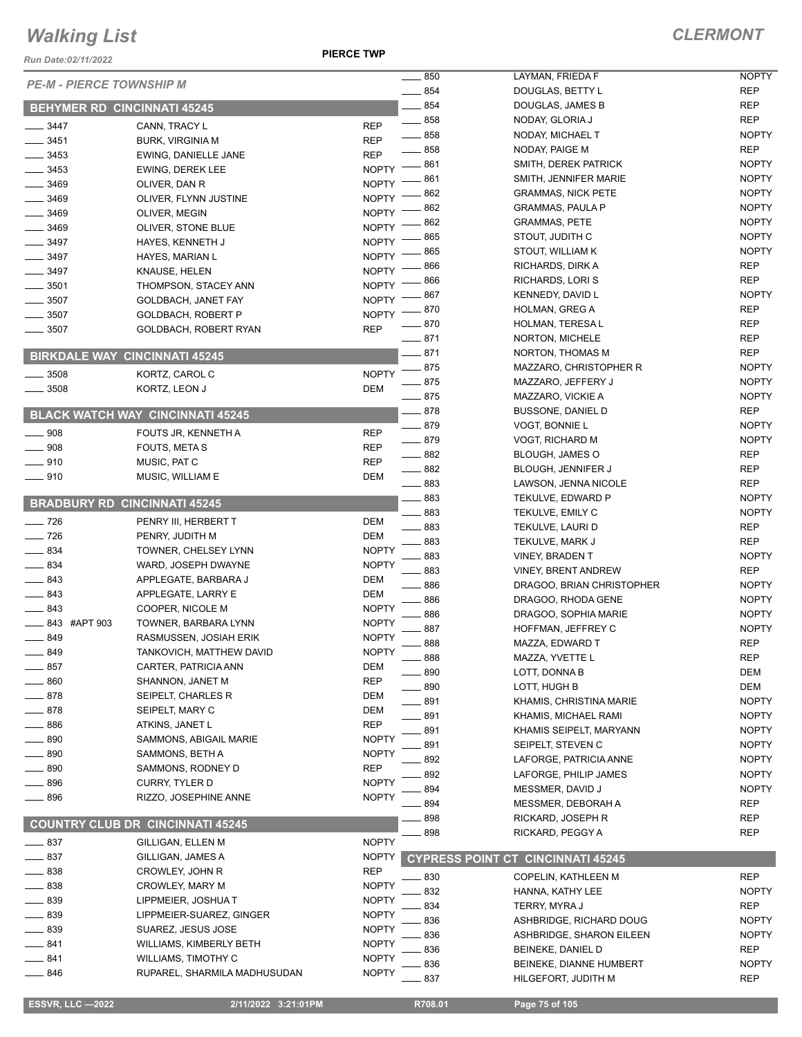# Walking List

## CLERMONT

Run Date:02/11/2022

PIERCE TWP

*PE-M - PIERCE TOWNSHIP M*

### BEHYMER RD CINCINNATI 45245

| No. | Name | Party |
|---|---|---|
| 3447 | CANN, TRACY L | REP |
| 3451 | BURK, VIRGINIA M | REP |
| 3453 | EWING, DANIELLE JANE | REP |
| 3453 | EWING, DEREK LEE | NOPTY |
| 3469 | OLIVER, DAN R | NOPTY |
| 3469 | OLIVER, FLYNN JUSTINE | NOPTY |
| 3469 | OLIVER, MEGIN | NOPTY |
| 3469 | OLIVER, STONE BLUE | NOPTY |
| 3497 | HAYES, KENNETH J | NOPTY |
| 3497 | HAYES, MARIAN L | NOPTY |
| 3497 | KNAUSE, HELEN | NOPTY |
| 3501 | THOMPSON, STACEY ANN | NOPTY |
| 3507 | GOLDBACH, JANET FAY | NOPTY |
| 3507 | GOLDBACH, ROBERT P | NOPTY |
| 3507 | GOLDBACH, ROBERT RYAN | REP |

### BIRKDALE WAY CINCINNATI 45245

| No. | Name | Party |
|---|---|---|
| 3508 | KORTZ, CAROL C | NOPTY |
| 3508 | KORTZ, LEON J | DEM |

### BLACK WATCH WAY CINCINNATI 45245

| No. | Name | Party |
|---|---|---|
| 908 | FOUTS JR, KENNETH A | REP |
| 908 | FOUTS, META S | REP |
| 910 | MUSIC, PAT C | REP |
| 910 | MUSIC, WILLIAM E | DEM |

### BRADBURY RD CINCINNATI 45245

| No. | Name | Party |
|---|---|---|
| 726 | PENRY III, HERBERT T | DEM |
| 726 | PENRY, JUDITH M | DEM |
| 834 | TOWNER, CHELSEY LYNN | NOPTY |
| 834 | WARD, JOSEPH DWAYNE | NOPTY |
| 843 | APPLEGATE, BARBARA J | DEM |
| 843 | APPLEGATE, LARRY E | DEM |
| 843 | COOPER, NICOLE M | NOPTY |
| 843 #APT 903 | TOWNER, BARBARA LYNN | NOPTY |
| 849 | RASMUSSEN, JOSIAH ERIK | NOPTY |
| 849 | TANKOVICH, MATTHEW DAVID | NOPTY |
| 857 | CARTER, PATRICIA ANN | DEM |
| 860 | SHANNON, JANET M | REP |
| 878 | SEIPELT, CHARLES R | DEM |
| 878 | SEIPELT, MARY C | DEM |
| 886 | ATKINS, JANET L | REP |
| 890 | SAMMONS, ABIGAIL MARIE | NOPTY |
| 890 | SAMMONS, BETH A | NOPTY |
| 890 | SAMMONS, RODNEY D | REP |
| 896 | CURRY, TYLER D | NOPTY |
| 896 | RIZZO, JOSEPHINE ANNE | NOPTY |

### COUNTRY CLUB DR CINCINNATI 45245

| No. | Name | Party |
|---|---|---|
| 837 | GILLIGAN, ELLEN M | NOPTY |
| 837 | GILLIGAN, JAMES A | NOPTY |
| 838 | CROWLEY, JOHN R | REP |
| 838 | CROWLEY, MARY M | NOPTY |
| 839 | LIPPMEIER, JOSHUA T | NOPTY |
| 839 | LIPPMEIER-SUAREZ, GINGER | NOPTY |
| 839 | SUAREZ, JESUS JOSE | NOPTY |
| 841 | WILLIAMS, KIMBERLY BETH | NOPTY |
| 841 | WILLIAMS, TIMOTHY C | NOPTY |
| 846 | RUPAREL, SHARMILA MADHUSUDAN | NOPTY |
| 850 | LAYMAN, FRIEDA F | NOPTY |
| 854 | DOUGLAS, BETTY L | REP |
| 854 | DOUGLAS, JAMES B | REP |
| 858 | NODAY, GLORIA J | REP |
| 858 | NODAY, MICHAEL T | NOPTY |
| 858 | NODAY, PAIGE M | REP |
| 861 | SMITH, DEREK PATRICK | NOPTY |
| 861 | SMITH, JENNIFER MARIE | NOPTY |
| 862 | GRAMMAS, NICK PETE | NOPTY |
| 862 | GRAMMAS, PAULA P | NOPTY |
| 862 | GRAMMAS, PETE | NOPTY |
| 865 | STOUT, JUDITH C | NOPTY |
| 865 | STOUT, WILLIAM K | NOPTY |
| 866 | RICHARDS, DIRK A | REP |
| 866 | RICHARDS, LORI S | REP |
| 867 | KENNEDY, DAVID L | NOPTY |
| 870 | HOLMAN, GREG A | REP |
| 870 | HOLMAN, TERESA L | REP |
| 871 | NORTON, MICHELE | REP |
| 871 | NORTON, THOMAS M | REP |
| 875 | MAZZARO, CHRISTOPHER R | NOPTY |
| 875 | MAZZARO, JEFFERY J | NOPTY |
| 875 | MAZZARO, VICKIE A | NOPTY |
| 878 | BUSSONE, DANIEL D | REP |
| 879 | VOGT, BONNIE L | NOPTY |
| 879 | VOGT, RICHARD M | NOPTY |
| 882 | BLOUGH, JAMES O | REP |
| 882 | BLOUGH, JENNIFER J | REP |
| 883 | LAWSON, JENNA NICOLE | REP |
| 883 | TEKULVE, EDWARD P | NOPTY |
| 883 | TEKULVE, EMILY C | NOPTY |
| 883 | TEKULVE, LAURI D | REP |
| 883 | TEKULVE, MARK J | REP |
| 883 | VINEY, BRADEN T | NOPTY |
| 883 | VINEY, BRENT ANDREW | REP |
| 886 | DRAGOO, BRIAN CHRISTOPHER | NOPTY |
| 886 | DRAGOO, RHODA GENE | NOPTY |
| 886 | DRAGOO, SOPHIA MARIE | NOPTY |
| 887 | HOFFMAN, JEFFREY C | NOPTY |
| 888 | MAZZA, EDWARD T | REP |
| 888 | MAZZA, YVETTE L | REP |
| 890 | LOTT, DONNA B | DEM |
| 890 | LOTT, HUGH B | DEM |
| 891 | KHAMIS, CHRISTINA MARIE | NOPTY |
| 891 | KHAMIS, MICHAEL RAMI | NOPTY |
| 891 | KHAMIS SEIPELT, MARYANN | NOPTY |
| 891 | SEIPELT, STEVEN C | NOPTY |
| 892 | LAFORGE, PATRICIA ANNE | NOPTY |
| 892 | LAFORGE, PHILIP JAMES | NOPTY |
| 894 | MESSMER, DAVID J | NOPTY |
| 894 | MESSMER, DEBORAH A | REP |
| 898 | RICKARD, JOSEPH R | REP |
| 898 | RICKARD, PEGGY A | REP |

### CYPRESS POINT CT CINCINNATI 45245

| No. | Name | Party |
|---|---|---|
| 830 | COPELIN, KATHLEEN M | REP |
| 832 | HANNA, KATHY LEE | NOPTY |
| 834 | TERRY, MYRA J | REP |
| 836 | ASHBRIDGE, RICHARD DOUG | NOPTY |
| 836 | ASHBRIDGE, SHARON EILEEN | NOPTY |
| 836 | BEINEKE, DANIEL D | REP |
| 836 | BEINEKE, DIANNE HUMBERT | NOPTY |
| 837 | HILGEFORT, JUDITH M | REP |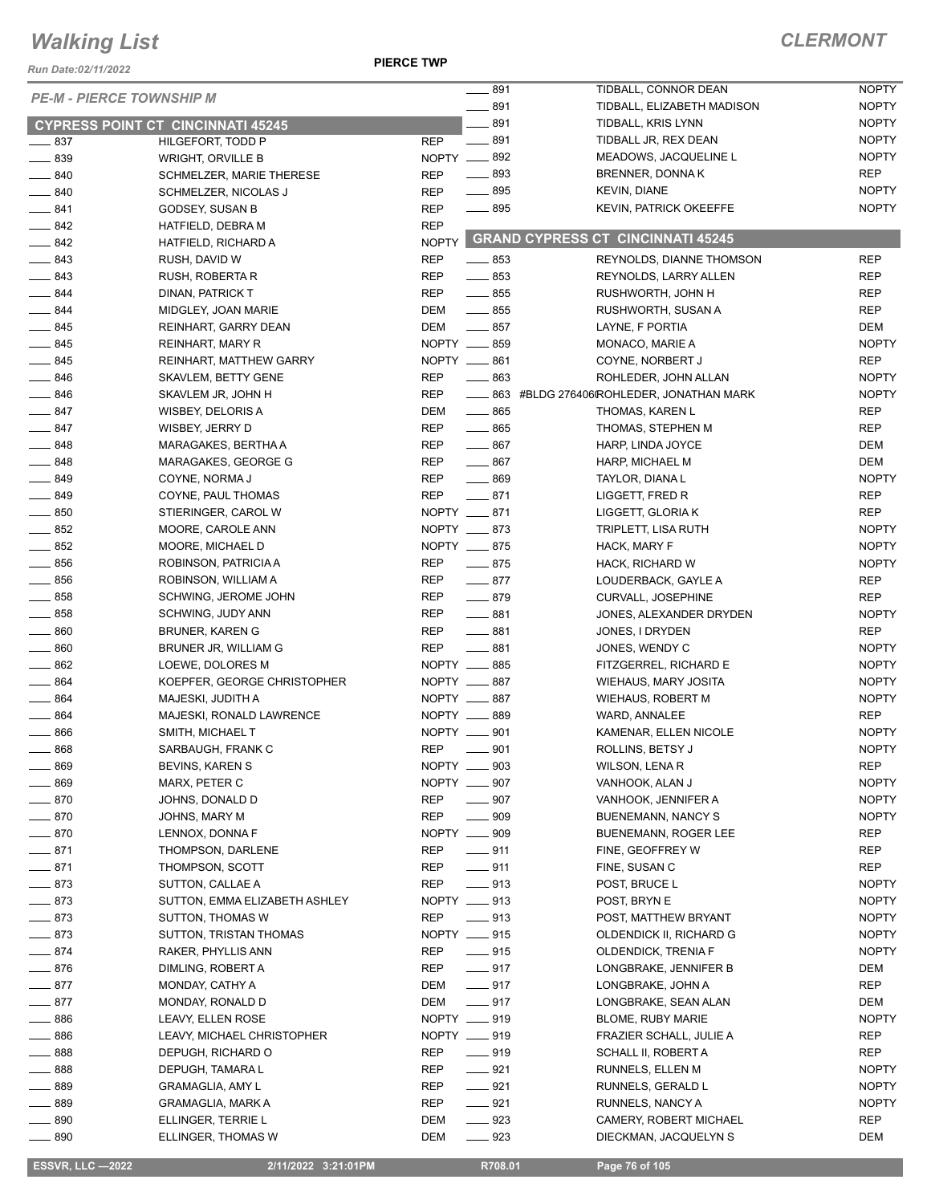# Walking List

## CLERMONT

Run Date:02/11/2022

PIERCE TWP

### PE-M - PIERCE TOWNSHIP M

### CYPRESS POINT CT CINCINNATI 45245

| No. | Name | Party |
|---|---|---|
| ___ 837 | HILGEFORT, TODD P | REP |
| ___ 839 | WRIGHT, ORVILLE B | NOPTY |
| ___ 840 | SCHMELZER, MARIE THERESE | REP |
| ___ 840 | SCHMELZER, NICOLAS J | REP |
| ___ 841 | GODSEY, SUSAN B | REP |
| ___ 842 | HATFIELD, DEBRA M | REP |
| ___ 842 | HATFIELD, RICHARD A | NOPTY |
| ___ 843 | RUSH, DAVID W | REP |
| ___ 843 | RUSH, ROBERTA R | REP |
| ___ 844 | DINAN, PATRICK T | REP |
| ___ 844 | MIDGLEY, JOAN MARIE | DEM |
| ___ 845 | REINHART, GARRY DEAN | DEM |
| ___ 845 | REINHART, MARY R | NOPTY |
| ___ 845 | REINHART, MATTHEW GARRY | NOPTY |
| ___ 846 | SKAVLEM, BETTY GENE | REP |
| ___ 846 | SKAVLEM JR, JOHN H | REP |
| ___ 847 | WISBEY, DELORIS A | DEM |
| ___ 847 | WISBEY, JERRY D | REP |
| ___ 848 | MARAGAKES, BERTHA A | REP |
| ___ 848 | MARAGAKES, GEORGE G | REP |
| ___ 849 | COYNE, NORMA J | REP |
| ___ 849 | COYNE, PAUL THOMAS | REP |
| ___ 850 | STIERINGER, CAROL W | NOPTY |
| ___ 852 | MOORE, CAROLE ANN | NOPTY |
| ___ 852 | MOORE, MICHAEL D | NOPTY |
| ___ 856 | ROBINSON, PATRICIA A | REP |
| ___ 856 | ROBINSON, WILLIAM A | REP |
| ___ 858 | SCHWING, JEROME JOHN | REP |
| ___ 858 | SCHWING, JUDY ANN | REP |
| ___ 860 | BRUNER, KAREN G | REP |
| ___ 860 | BRUNER JR, WILLIAM G | REP |
| ___ 862 | LOEWE, DOLORES M | NOPTY |
| ___ 864 | KOEPFER, GEORGE CHRISTOPHER | NOPTY |
| ___ 864 | MAJESKI, JUDITH A | NOPTY |
| ___ 864 | MAJESKI, RONALD LAWRENCE | NOPTY |
| ___ 866 | SMITH, MICHAEL T | NOPTY |
| ___ 868 | SARBAUGH, FRANK C | REP |
| ___ 869 | BEVINS, KAREN S | NOPTY |
| ___ 869 | MARX, PETER C | NOPTY |
| ___ 870 | JOHNS, DONALD D | REP |
| ___ 870 | JOHNS, MARY M | REP |
| ___ 870 | LENNOX, DONNA F | NOPTY |
| ___ 871 | THOMPSON, DARLENE | REP |
| ___ 871 | THOMPSON, SCOTT | REP |
| ___ 873 | SUTTON, CALLAE A | REP |
| ___ 873 | SUTTON, EMMA ELIZABETH ASHLEY | NOPTY |
| ___ 873 | SUTTON, THOMAS W | REP |
| ___ 873 | SUTTON, TRISTAN THOMAS | NOPTY |
| ___ 874 | RAKER, PHYLLIS ANN | REP |
| ___ 876 | DIMLING, ROBERT A | REP |
| ___ 877 | MONDAY, CATHY A | DEM |
| ___ 877 | MONDAY, RONALD D | DEM |
| ___ 886 | LEAVY, ELLEN ROSE | NOPTY |
| ___ 886 | LEAVY, MICHAEL CHRISTOPHER | NOPTY |
| ___ 888 | DEPUGH, RICHARD O | REP |
| ___ 888 | DEPUGH, TAMARA L | REP |
| ___ 889 | GRAMAGLIA, AMY L | REP |
| ___ 889 | GRAMAGLIA, MARK A | REP |
| ___ 890 | ELLINGER, TERRIE L | DEM |
| ___ 890 | ELLINGER, THOMAS W | DEM |
| ___ 891 | TIDBALL, CONNOR DEAN | NOPTY |
| ___ 891 | TIDBALL, ELIZABETH MADISON | NOPTY |
| ___ 891 | TIDBALL, KRIS LYNN | NOPTY |
| ___ 891 | TIDBALL JR, REX DEAN | NOPTY |
| ___ 892 | MEADOWS, JACQUELINE L | NOPTY |
| ___ 893 | BRENNER, DONNA K | REP |
| ___ 895 | KEVIN, DIANE | NOPTY |
| ___ 895 | KEVIN, PATRICK OKEEFFE | NOPTY |

### GRAND CYPRESS CT CINCINNATI 45245

| No. | Name | Party |
|---|---|---|
| ___ 853 | REYNOLDS, DIANNE THOMSON | REP |
| ___ 853 | REYNOLDS, LARRY ALLEN | REP |
| ___ 855 | RUSHWORTH, JOHN H | REP |
| ___ 855 | RUSHWORTH, SUSAN A | REP |
| ___ 857 | LAYNE, F PORTIA | DEM |
| ___ 859 | MONACO, MARIE A | NOPTY |
| ___ 861 | COYNE, NORBERT J | REP |
| ___ 863 | ROHLEDER, JOHN ALLAN | NOPTY |
| ___ 863 #BLDG 276406 | ROHLEDER, JONATHAN MARK | NOPTY |
| ___ 865 | THOMAS, KAREN L | REP |
| ___ 865 | THOMAS, STEPHEN M | REP |
| ___ 867 | HARP, LINDA JOYCE | DEM |
| ___ 867 | HARP, MICHAEL M | DEM |
| ___ 869 | TAYLOR, DIANA L | NOPTY |
| ___ 871 | LIGGETT, FRED R | REP |
| ___ 871 | LIGGETT, GLORIA K | REP |
| ___ 873 | TRIPLETT, LISA RUTH | NOPTY |
| ___ 875 | HACK, MARY F | NOPTY |
| ___ 875 | HACK, RICHARD W | NOPTY |
| ___ 877 | LOUDERBACK, GAYLE A | REP |
| ___ 879 | CURVALL, JOSEPHINE | REP |
| ___ 881 | JONES, ALEXANDER DRYDEN | NOPTY |
| ___ 881 | JONES, I DRYDEN | REP |
| ___ 881 | JONES, WENDY C | NOPTY |
| ___ 885 | FITZGERREL, RICHARD E | NOPTY |
| ___ 887 | WIEHAUS, MARY JOSITA | NOPTY |
| ___ 887 | WIEHAUS, ROBERT M | NOPTY |
| ___ 889 | WARD, ANNALEE | REP |
| ___ 901 | KAMENAR, ELLEN NICOLE | NOPTY |
| ___ 901 | ROLLINS, BETSY J | NOPTY |
| ___ 903 | WILSON, LENA R | REP |
| ___ 907 | VANHOOK, ALAN J | NOPTY |
| ___ 907 | VANHOOK, JENNIFER A | NOPTY |
| ___ 909 | BUENEMANN, NANCY S | NOPTY |
| ___ 909 | BUENEMANN, ROGER LEE | REP |
| ___ 911 | FINE, GEOFFREY W | REP |
| ___ 911 | FINE, SUSAN C | REP |
| ___ 913 | POST, BRUCE L | NOPTY |
| ___ 913 | POST, BRYN E | NOPTY |
| ___ 913 | POST, MATTHEW BRYANT | NOPTY |
| ___ 915 | OLDENDICK II, RICHARD G | NOPTY |
| ___ 915 | OLDENDICK, TRENIA F | NOPTY |
| ___ 917 | LONGBRAKE, JENNIFER B | DEM |
| ___ 917 | LONGBRAKE, JOHN A | REP |
| ___ 917 | LONGBRAKE, SEAN ALAN | DEM |
| ___ 919 | BLOME, RUBY MARIE | NOPTY |
| ___ 919 | FRAZIER SCHALL, JULIE A | REP |
| ___ 919 | SCHALL II, ROBERT A | REP |
| ___ 921 | RUNNELS, ELLEN M | NOPTY |
| ___ 921 | RUNNELS, GERALD L | NOPTY |
| ___ 921 | RUNNELS, NANCY A | NOPTY |
| ___ 923 | CAMERY, ROBERT MICHAEL | REP |
| ___ 923 | DIECKMAN, JACQUELYN S | DEM |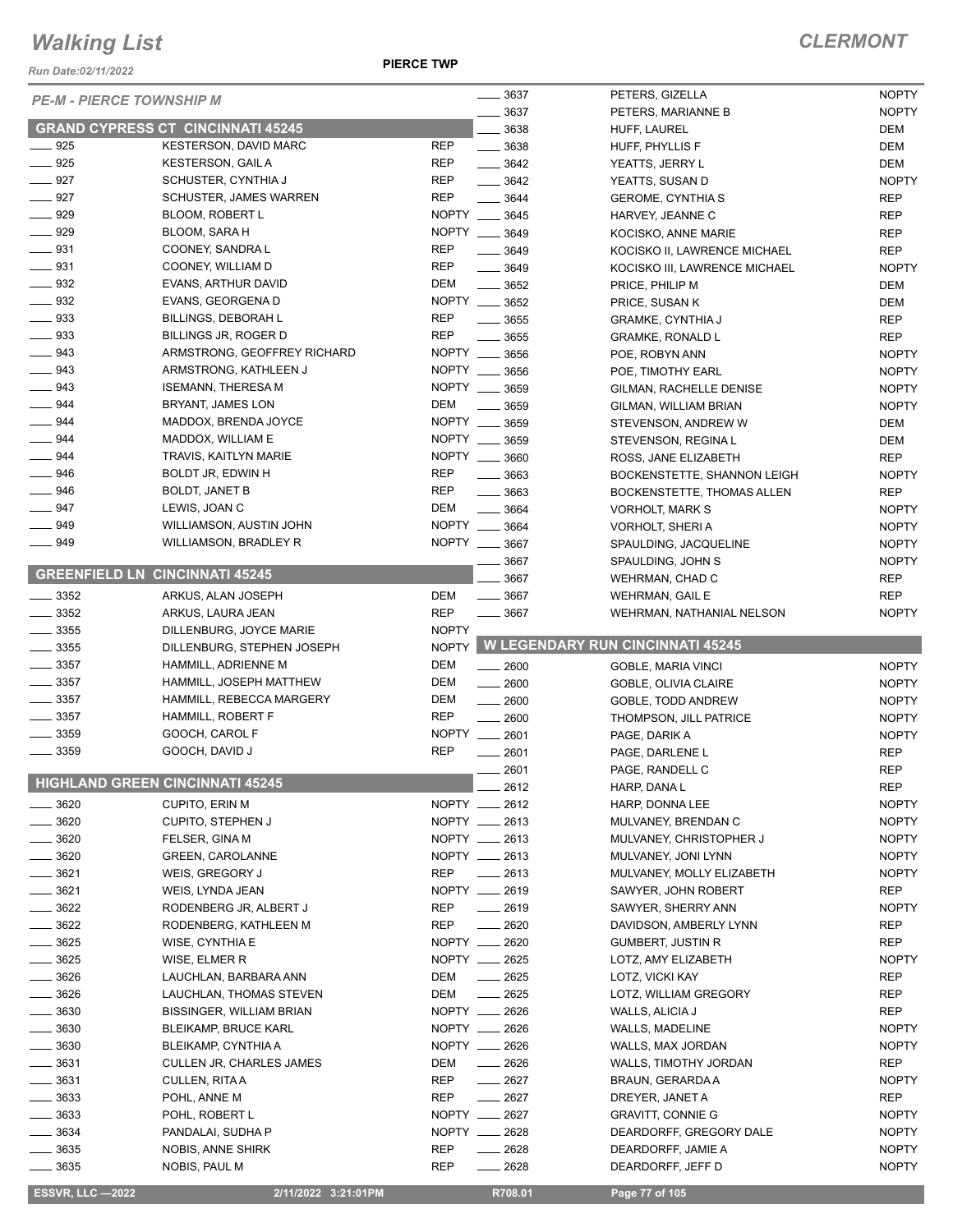# Walking List

**CLERMONT**

Run Date:02/11/2022

**PIERCE TWP**

*PE-M - PIERCE TOWNSHIP M*

## GRAND CYPRESS CT CINCINNATI 45245

| | | |
|---|---|---|
| ___ 925 | KESTERSON, DAVID MARC | REP |
| ___ 925 | KESTERSON, GAIL A | REP |
| ___ 927 | SCHUSTER, CYNTHIA J | REP |
| ___ 927 | SCHUSTER, JAMES WARREN | REP |
| ___ 929 | BLOOM, ROBERT L | NOPTY |
| ___ 929 | BLOOM, SARA H | NOPTY |
| ___ 931 | COONEY, SANDRA L | REP |
| ___ 931 | COONEY, WILLIAM D | REP |
| ___ 932 | EVANS, ARTHUR DAVID | DEM |
| ___ 932 | EVANS, GEORGENA D | NOPTY |
| ___ 933 | BILLINGS, DEBORAH L | REP |
| ___ 933 | BILLINGS JR, ROGER D | REP |
| ___ 943 | ARMSTRONG, GEOFFREY RICHARD | NOPTY |
| ___ 943 | ARMSTRONG, KATHLEEN J | NOPTY |
| ___ 943 | ISEMANN, THERESA M | NOPTY |
| ___ 944 | BRYANT, JAMES LON | DEM |
| ___ 944 | MADDOX, BRENDA JOYCE | NOPTY |
| ___ 944 | MADDOX, WILLIAM E | NOPTY |
| ___ 944 | TRAVIS, KAITLYN MARIE | NOPTY |
| ___ 946 | BOLDT JR, EDWIN H | REP |
| ___ 946 | BOLDT, JANET B | REP |
| ___ 947 | LEWIS, JOAN C | DEM |
| ___ 949 | WILLIAMSON, AUSTIN JOHN | NOPTY |
| ___ 949 | WILLIAMSON, BRADLEY R | NOPTY |

## GREENFIELD LN CINCINNATI 45245

| | | |
|---|---|---|
| ___ 3352 | ARKUS, ALAN JOSEPH | DEM |
| ___ 3352 | ARKUS, LAURA JEAN | REP |
| ___ 3355 | DILLENBURG, JOYCE MARIE | NOPTY |
| ___ 3355 | DILLENBURG, STEPHEN JOSEPH | NOPTY |
| ___ 3357 | HAMMILL, ADRIENNE M | DEM |
| ___ 3357 | HAMMILL, JOSEPH MATTHEW | DEM |
| ___ 3357 | HAMMILL, REBECCA MARGERY | DEM |
| ___ 3357 | HAMMILL, ROBERT F | REP |
| ___ 3359 | GOOCH, CAROL F | NOPTY |
| ___ 3359 | GOOCH, DAVID J | REP |

## HIGHLAND GREEN CINCINNATI 45245

| | | |
|---|---|---|
| ___ 3620 | CUPITO, ERIN M | NOPTY |
| ___ 3620 | CUPITO, STEPHEN J | NOPTY |
| ___ 3620 | FELSER, GINA M | NOPTY |
| ___ 3620 | GREEN, CAROLANNE | NOPTY |
| ___ 3621 | WEIS, GREGORY J | REP |
| ___ 3621 | WEIS, LYNDA JEAN | NOPTY |
| ___ 3622 | RODENBERG JR, ALBERT J | REP |
| ___ 3622 | RODENBERG, KATHLEEN M | REP |
| ___ 3625 | WISE, CYNTHIA E | NOPTY |
| ___ 3625 | WISE, ELMER R | NOPTY |
| ___ 3626 | LAUCHLAN, BARBARA ANN | DEM |
| ___ 3626 | LAUCHLAN, THOMAS STEVEN | DEM |
| ___ 3630 | BISSINGER, WILLIAM BRIAN | NOPTY |
| ___ 3630 | BLEIKAMP, BRUCE KARL | NOPTY |
| ___ 3630 | BLEIKAMP, CYNTHIA A | NOPTY |
| ___ 3631 | CULLEN JR, CHARLES JAMES | DEM |
| ___ 3631 | CULLEN, RITA A | REP |
| ___ 3633 | POHL, ANNE M | REP |
| ___ 3633 | POHL, ROBERT L | NOPTY |
| ___ 3634 | PANDALAI, SUDHA P | NOPTY |
| ___ 3635 | NOBIS, ANNE SHIRK | REP |
| ___ 3635 | NOBIS, PAUL M | REP |
| ___ 3637 | PETERS, GIZELLA | NOPTY |
| ___ 3637 | PETERS, MARIANNE B | NOPTY |
| ___ 3638 | HUFF, LAUREL | DEM |
| ___ 3638 | HUFF, PHYLLIS F | DEM |
| ___ 3642 | YEATTS, JERRY L | DEM |
| ___ 3642 | YEATTS, SUSAN D | NOPTY |
| ___ 3644 | GEROME, CYNTHIA S | REP |
| ___ 3645 | HARVEY, JEANNE C | REP |
| ___ 3649 | KOCISKO, ANNE MARIE | REP |
| ___ 3649 | KOCISKO II, LAWRENCE MICHAEL | REP |
| ___ 3649 | KOCISKO III, LAWRENCE MICHAEL | NOPTY |
| ___ 3652 | PRICE, PHILIP M | DEM |
| ___ 3652 | PRICE, SUSAN K | DEM |
| ___ 3655 | GRAMKE, CYNTHIA J | REP |
| ___ 3655 | GRAMKE, RONALD L | REP |
| ___ 3656 | POE, ROBYN ANN | NOPTY |
| ___ 3656 | POE, TIMOTHY EARL | NOPTY |
| ___ 3659 | GILMAN, RACHELLE DENISE | NOPTY |
| ___ 3659 | GILMAN, WILLIAM BRIAN | NOPTY |
| ___ 3659 | STEVENSON, ANDREW W | DEM |
| ___ 3659 | STEVENSON, REGINA L | DEM |
| ___ 3660 | ROSS, JANE ELIZABETH | REP |
| ___ 3663 | BOCKENSTETTE, SHANNON LEIGH | NOPTY |
| ___ 3663 | BOCKENSTETTE, THOMAS ALLEN | REP |
| ___ 3664 | VORHOLT, MARK S | NOPTY |
| ___ 3664 | VORHOLT, SHERI A | NOPTY |
| ___ 3667 | SPAULDING, JACQUELINE | NOPTY |
| ___ 3667 | SPAULDING, JOHN S | NOPTY |
| ___ 3667 | WEHRMAN, CHAD C | REP |
| ___ 3667 | WEHRMAN, GAIL E | REP |
| ___ 3667 | WEHRMAN, NATHANIAL NELSON | NOPTY |

## W LEGENDARY RUN CINCINNATI 45245

| | | |
|---|---|---|
| ___ 2600 | GOBLE, MARIA VINCI | NOPTY |
| ___ 2600 | GOBLE, OLIVIA CLAIRE | NOPTY |
| ___ 2600 | GOBLE, TODD ANDREW | NOPTY |
| ___ 2600 | THOMPSON, JILL PATRICE | NOPTY |
| ___ 2601 | PAGE, DARIK A | NOPTY |
| ___ 2601 | PAGE, DARLENE L | REP |
| ___ 2601 | PAGE, RANDELL C | REP |
| ___ 2612 | HARP, DANA L | REP |
| ___ 2612 | HARP, DONNA LEE | NOPTY |
| ___ 2613 | MULVANEY, BRENDAN C | NOPTY |
| ___ 2613 | MULVANEY, CHRISTOPHER J | NOPTY |
| ___ 2613 | MULVANEY, JONI LYNN | NOPTY |
| ___ 2613 | MULVANEY, MOLLY ELIZABETH | NOPTY |
| ___ 2619 | SAWYER, JOHN ROBERT | REP |
| ___ 2619 | SAWYER, SHERRY ANN | NOPTY |
| ___ 2620 | DAVIDSON, AMBERLY LYNN | REP |
| ___ 2620 | GUMBERT, JUSTIN R | REP |
| ___ 2625 | LOTZ, AMY ELIZABETH | NOPTY |
| ___ 2625 | LOTZ, VICKI KAY | REP |
| ___ 2625 | LOTZ, WILLIAM GREGORY | REP |
| ___ 2626 | WALLS, ALICIA J | REP |
| ___ 2626 | WALLS, MADELINE | NOPTY |
| ___ 2626 | WALLS, MAX JORDAN | NOPTY |
| ___ 2626 | WALLS, TIMOTHY JORDAN | REP |
| ___ 2627 | BRAUN, GERARDA A | NOPTY |
| ___ 2627 | DREYER, JANET A | REP |
| ___ 2627 | GRAVITT, CONNIE G | NOPTY |
| ___ 2628 | DEARDORFF, GREGORY DALE | NOPTY |
| ___ 2628 | DEARDORFF, JAMIE A | NOPTY |
| ___ 2628 | DEARDORFF, JEFF D | NOPTY |

ESSVR, LLC —2022 | 2/11/2022 3:21:01PM | R708.01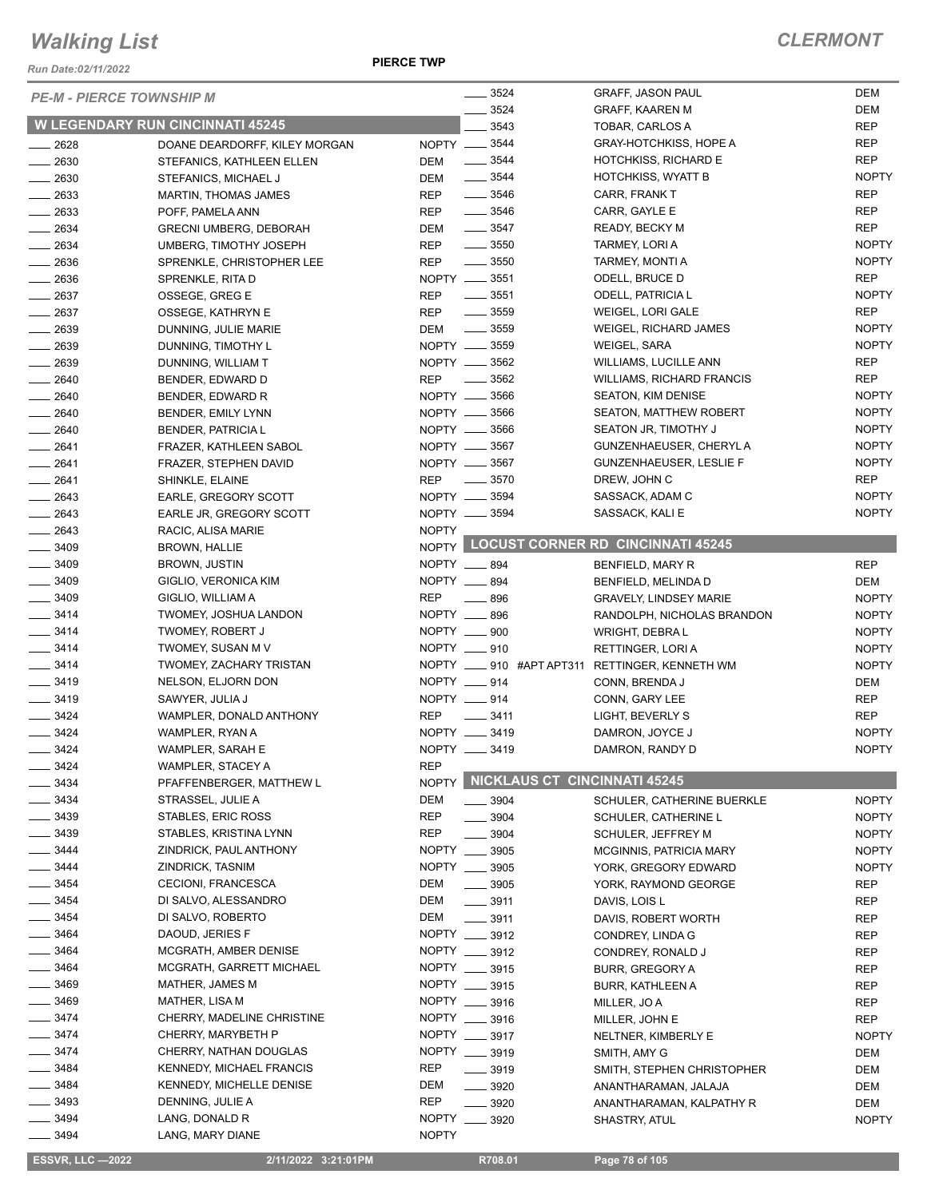# Walking List

**CLERMONT**

Run Date:02/11/2022

**PIERCE TWP**

*PE-M - PIERCE TOWNSHIP M*

## W LEGENDARY RUN CINCINNATI 45245

| No. | Name | Party |
|---|---|---|
| ____ 2628 | DOANE DEARDORFF, KILEY MORGAN | NOPTY |
| ____ 2630 | STEFANICS, KATHLEEN ELLEN | DEM |
| ____ 2630 | STEFANICS, MICHAEL J | DEM |
| ____ 2633 | MARTIN, THOMAS JAMES | REP |
| ____ 2633 | POFF, PAMELA ANN | REP |
| ____ 2634 | GRECNI UMBERG, DEBORAH | DEM |
| ____ 2634 | UMBERG, TIMOTHY JOSEPH | REP |
| ____ 2636 | SPRENKLE, CHRISTOPHER LEE | REP |
| ____ 2636 | SPRENKLE, RITA D | NOPTY |
| ____ 2637 | OSSEGE, GREG E | REP |
| ____ 2637 | OSSEGE, KATHRYN E | REP |
| ____ 2639 | DUNNING, JULIE MARIE | DEM |
| ____ 2639 | DUNNING, TIMOTHY L | NOPTY |
| ____ 2639 | DUNNING, WILLIAM T | NOPTY |
| ____ 2640 | BENDER, EDWARD D | REP |
| ____ 2640 | BENDER, EDWARD R | NOPTY |
| ____ 2640 | BENDER, EMILY LYNN | NOPTY |
| ____ 2640 | BENDER, PATRICIA L | NOPTY |
| ____ 2641 | FRAZER, KATHLEEN SABOL | NOPTY |
| ____ 2641 | FRAZER, STEPHEN DAVID | NOPTY |
| ____ 2641 | SHINKLE, ELAINE | REP |
| ____ 2643 | EARLE, GREGORY SCOTT | NOPTY |
| ____ 2643 | EARLE JR, GREGORY SCOTT | NOPTY |
| ____ 2643 | RACIC, ALISA MARIE | NOPTY |
| ____ 3409 | BROWN, HALLIE | NOPTY |
| ____ 3409 | BROWN, JUSTIN | NOPTY |
| ____ 3409 | GIGLIO, VERONICA KIM | NOPTY |
| ____ 3409 | GIGLIO, WILLIAM A | REP |
| ____ 3414 | TWOMEY, JOSHUA LANDON | NOPTY |
| ____ 3414 | TWOMEY, ROBERT J | NOPTY |
| ____ 3414 | TWOMEY, SUSAN M V | NOPTY |
| ____ 3414 | TWOMEY, ZACHARY TRISTAN | NOPTY |
| ____ 3419 | NELSON, ELJORN DON | NOPTY |
| ____ 3419 | SAWYER, JULIA J | NOPTY |
| ____ 3424 | WAMPLER, DONALD ANTHONY | REP |
| ____ 3424 | WAMPLER, RYAN A | NOPTY |
| ____ 3424 | WAMPLER, SARAH E | NOPTY |
| ____ 3424 | WAMPLER, STACEY A | REP |
| ____ 3434 | PFAFFENBERGER, MATTHEW L | NOPTY |
| ____ 3434 | STRASSEL, JULIE A | DEM |
| ____ 3439 | STABLES, ERIC ROSS | REP |
| ____ 3439 | STABLES, KRISTINA LYNN | REP |
| ____ 3444 | ZINDRICK, PAUL ANTHONY | NOPTY |
| ____ 3444 | ZINDRICK, TASNIM | NOPTY |
| ____ 3454 | CECIONI, FRANCESCA | DEM |
| ____ 3454 | DI SALVO, ALESSANDRO | DEM |
| ____ 3454 | DI SALVO, ROBERTO | DEM |
| ____ 3464 | DAOUD, JERIES F | NOPTY |
| ____ 3464 | MCGRATH, AMBER DENISE | NOPTY |
| ____ 3464 | MCGRATH, GARRETT MICHAEL | NOPTY |
| ____ 3469 | MATHER, JAMES M | NOPTY |
| ____ 3469 | MATHER, LISA M | NOPTY |
| ____ 3474 | CHERRY, MADELINE CHRISTINE | NOPTY |
| ____ 3474 | CHERRY, MARYBETH P | NOPTY |
| ____ 3474 | CHERRY, NATHAN DOUGLAS | NOPTY |
| ____ 3484 | KENNEDY, MICHAEL FRANCIS | REP |
| ____ 3484 | KENNEDY, MICHELLE DENISE | DEM |
| ____ 3493 | DENNING, JULIE A | REP |
| ____ 3494 | LANG, DONALD R | NOPTY |
| ____ 3494 | LANG, MARY DIANE | NOPTY |
| ____ 3524 | GRAFF, JASON PAUL | DEM |
| ____ 3524 | GRAFF, KAAREN M | DEM |
| ____ 3543 | TOBAR, CARLOS A | REP |
| ____ 3544 | GRAY-HOTCHKISS, HOPE A | REP |
| ____ 3544 | HOTCHKISS, RICHARD E | REP |
| ____ 3544 | HOTCHKISS, WYATT B | NOPTY |
| ____ 3546 | CARR, FRANK T | REP |
| ____ 3546 | CARR, GAYLE E | REP |
| ____ 3547 | READY, BECKY M | REP |
| ____ 3550 | TARMEY, LORI A | NOPTY |
| ____ 3550 | TARMEY, MONTI A | NOPTY |
| ____ 3551 | ODELL, BRUCE D | REP |
| ____ 3551 | ODELL, PATRICIA L | NOPTY |
| ____ 3559 | WEIGEL, LORI GALE | REP |
| ____ 3559 | WEIGEL, RICHARD JAMES | NOPTY |
| ____ 3559 | WEIGEL, SARA | NOPTY |
| ____ 3562 | WILLIAMS, LUCILLE ANN | REP |
| ____ 3562 | WILLIAMS, RICHARD FRANCIS | REP |
| ____ 3566 | SEATON, KIM DENISE | NOPTY |
| ____ 3566 | SEATON, MATTHEW ROBERT | NOPTY |
| ____ 3566 | SEATON JR, TIMOTHY J | NOPTY |
| ____ 3567 | GUNZENHAEUSER, CHERYL A | NOPTY |
| ____ 3567 | GUNZENHAEUSER, LESLIE F | NOPTY |
| ____ 3570 | DREW, JOHN C | REP |
| ____ 3594 | SASSACK, ADAM C | NOPTY |
| ____ 3594 | SASSACK, KALI E | NOPTY |

## LOCUST CORNER RD CINCINNATI 45245

| No. | Name | Party |
|---|---|---|
| ____ 894 | BENFIELD, MARY R | REP |
| ____ 894 | BENFIELD, MELINDA D | DEM |
| ____ 896 | GRAVELY, LINDSEY MARIE | NOPTY |
| ____ 896 | RANDOLPH, NICHOLAS BRANDON | NOPTY |
| ____ 900 | WRIGHT, DEBRA L | NOPTY |
| ____ 910 | RETTINGER, LORI A | NOPTY |
| ____ 910 #APT APT311 | RETTINGER, KENNETH WM | NOPTY |
| ____ 914 | CONN, BRENDA J | DEM |
| ____ 914 | CONN, GARY LEE | REP |
| ____ 3411 | LIGHT, BEVERLY S | REP |
| ____ 3419 | DAMRON, JOYCE J | NOPTY |
| ____ 3419 | DAMRON, RANDY D | NOPTY |

## NICKLAUS CT CINCINNATI 45245

| No. | Name | Party |
|---|---|---|
| ____ 3904 | SCHULER, CATHERINE BUERKLE | NOPTY |
| ____ 3904 | SCHULER, CATHERINE L | NOPTY |
| ____ 3904 | SCHULER, JEFFREY M | NOPTY |
| ____ 3905 | MCGINNIS, PATRICIA MARY | NOPTY |
| ____ 3905 | YORK, GREGORY EDWARD | NOPTY |
| ____ 3905 | YORK, RAYMOND GEORGE | REP |
| ____ 3911 | DAVIS, LOIS L | REP |
| ____ 3911 | DAVIS, ROBERT WORTH | REP |
| ____ 3912 | CONDREY, LINDA G | REP |
| ____ 3912 | CONDREY, RONALD J | REP |
| ____ 3915 | BURR, GREGORY A | REP |
| ____ 3915 | BURR, KATHLEEN A | REP |
| ____ 3916 | MILLER, JO A | REP |
| ____ 3916 | MILLER, JOHN E | REP |
| ____ 3917 | NELTNER, KIMBERLY E | NOPTY |
| ____ 3919 | SMITH, AMY G | DEM |
| ____ 3919 | SMITH, STEPHEN CHRISTOPHER | DEM |
| ____ 3920 | ANANTHARAMAN, JALAJA | DEM |
| ____ 3920 | ANANTHARAMAN, KALPATHY R | DEM |
| ____ 3920 | SHASTRY, ATUL | NOPTY |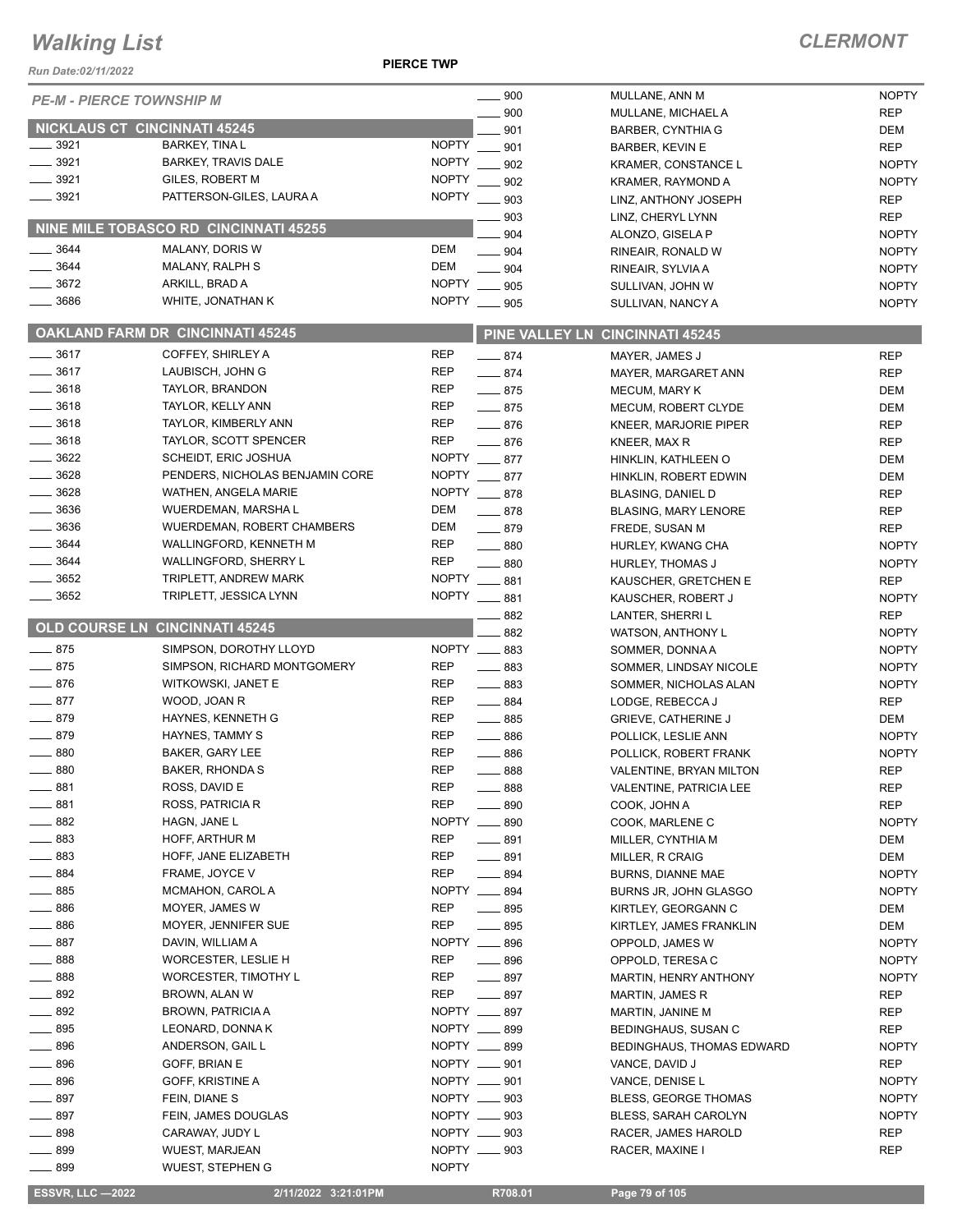# Walking List

**CLERMONT**

*Run Date:02/11/2022*

**PIERCE TWP**

*PE-M - PIERCE TOWNSHIP M*

## NICKLAUS CT CINCINNATI 45245

| No. | Name | Party |
|---|---|---|
| 3921 | BARKEY, TINA L | NOPTY |
| 3921 | BARKEY, TRAVIS DALE | NOPTY |
| 3921 | GILES, ROBERT M | NOPTY |
| 3921 | PATTERSON-GILES, LAURA A | NOPTY |

## NINE MILE TOBASCO RD CINCINNATI 45255

| No. | Name | Party |
|---|---|---|
| 3644 | MALANY, DORIS W | DEM |
| 3644 | MALANY, RALPH S | DEM |
| 3672 | ARKILL, BRAD A | NOPTY |
| 3686 | WHITE, JONATHAN K | NOPTY |

## OAKLAND FARM DR CINCINNATI 45245

| No. | Name | Party |
|---|---|---|
| 3617 | COFFEY, SHIRLEY A | REP |
| 3617 | LAUBISCH, JOHN G | REP |
| 3618 | TAYLOR, BRANDON | REP |
| 3618 | TAYLOR, KELLY ANN | REP |
| 3618 | TAYLOR, KIMBERLY ANN | REP |
| 3618 | TAYLOR, SCOTT SPENCER | REP |
| 3622 | SCHEIDT, ERIC JOSHUA | NOPTY |
| 3628 | PENDERS, NICHOLAS BENJAMIN CORE | NOPTY |
| 3628 | WATHEN, ANGELA MARIE | NOPTY |
| 3636 | WUERDEMAN, MARSHA L | DEM |
| 3636 | WUERDEMAN, ROBERT CHAMBERS | DEM |
| 3644 | WALLINGFORD, KENNETH M | REP |
| 3644 | WALLINGFORD, SHERRY L | REP |
| 3652 | TRIPLETT, ANDREW MARK | NOPTY |
| 3652 | TRIPLETT, JESSICA LYNN | NOPTY |

## OLD COURSE LN CINCINNATI 45245

| No. | Name | Party |
|---|---|---|
| 875 | SIMPSON, DOROTHY LLOYD | NOPTY |
| 875 | SIMPSON, RICHARD MONTGOMERY | REP |
| 876 | WITKOWSKI, JANET E | REP |
| 877 | WOOD, JOAN R | REP |
| 879 | HAYNES, KENNETH G | REP |
| 879 | HAYNES, TAMMY S | REP |
| 880 | BAKER, GARY LEE | REP |
| 880 | BAKER, RHONDA S | REP |
| 881 | ROSS, DAVID E | REP |
| 881 | ROSS, PATRICIA R | REP |
| 882 | HAGN, JANE L | NOPTY |
| 883 | HOFF, ARTHUR M | REP |
| 883 | HOFF, JANE ELIZABETH | REP |
| 884 | FRAME, JOYCE V | REP |
| 885 | MCMAHON, CAROL A | NOPTY |
| 886 | MOYER, JAMES W | REP |
| 886 | MOYER, JENNIFER SUE | REP |
| 887 | DAVIN, WILLIAM A | NOPTY |
| 888 | WORCESTER, LESLIE H | REP |
| 888 | WORCESTER, TIMOTHY L | REP |
| 892 | BROWN, ALAN W | REP |
| 892 | BROWN, PATRICIA A | NOPTY |
| 895 | LEONARD, DONNA K | NOPTY |
| 896 | ANDERSON, GAIL L | NOPTY |
| 896 | GOFF, BRIAN E | NOPTY |
| 896 | GOFF, KRISTINE A | NOPTY |
| 897 | FEIN, DIANE S | NOPTY |
| 897 | FEIN, JAMES DOUGLAS | NOPTY |
| 898 | CARAWAY, JUDY L | NOPTY |
| 899 | WUEST, MARJEAN | NOPTY |
| 899 | WUEST, STEPHEN G | NOPTY |
| 900 | MULLANE, ANN M | NOPTY |
| 900 | MULLANE, MICHAEL A | REP |
| 901 | BARBER, CYNTHIA G | DEM |
| 901 | BARBER, KEVIN E | REP |
| 902 | KRAMER, CONSTANCE L | NOPTY |
| 902 | KRAMER, RAYMOND A | NOPTY |
| 903 | LINZ, ANTHONY JOSEPH | REP |
| 903 | LINZ, CHERYL LYNN | REP |
| 904 | ALONZO, GISELA P | NOPTY |
| 904 | RINEAIR, RONALD W | NOPTY |
| 904 | RINEAIR, SYLVIA A | NOPTY |
| 905 | SULLIVAN, JOHN W | NOPTY |
| 905 | SULLIVAN, NANCY A | NOPTY |

## PINE VALLEY LN CINCINNATI 45245

| No. | Name | Party |
|---|---|---|
| 874 | MAYER, JAMES J | REP |
| 874 | MAYER, MARGARET ANN | REP |
| 875 | MECUM, MARY K | DEM |
| 875 | MECUM, ROBERT CLYDE | DEM |
| 876 | KNEER, MARJORIE PIPER | REP |
| 876 | KNEER, MAX R | REP |
| 877 | HINKLIN, KATHLEEN O | DEM |
| 877 | HINKLIN, ROBERT EDWIN | DEM |
| 878 | BLASING, DANIEL D | REP |
| 878 | BLASING, MARY LENORE | REP |
| 879 | FREDE, SUSAN M | REP |
| 880 | HURLEY, KWANG CHA | NOPTY |
| 880 | HURLEY, THOMAS J | NOPTY |
| 881 | KAUSCHER, GRETCHEN E | REP |
| 881 | KAUSCHER, ROBERT J | NOPTY |
| 882 | LANTER, SHERRI L | REP |
| 882 | WATSON, ANTHONY L | NOPTY |
| 883 | SOMMER, DONNA A | NOPTY |
| 883 | SOMMER, LINDSAY NICOLE | NOPTY |
| 883 | SOMMER, NICHOLAS ALAN | NOPTY |
| 884 | LODGE, REBECCA J | REP |
| 885 | GRIEVE, CATHERINE J | DEM |
| 886 | POLLICK, LESLIE ANN | NOPTY |
| 886 | POLLICK, ROBERT FRANK | NOPTY |
| 888 | VALENTINE, BRYAN MILTON | REP |
| 888 | VALENTINE, PATRICIA LEE | REP |
| 890 | COOK, JOHN A | REP |
| 890 | COOK, MARLENE C | NOPTY |
| 891 | MILLER, CYNTHIA M | DEM |
| 891 | MILLER, R CRAIG | DEM |
| 894 | BURNS, DIANNE MAE | NOPTY |
| 894 | BURNS JR, JOHN GLASGO | NOPTY |
| 895 | KIRTLEY, GEORGANN C | DEM |
| 895 | KIRTLEY, JAMES FRANKLIN | DEM |
| 896 | OPPOLD, JAMES W | NOPTY |
| 896 | OPPOLD, TERESA C | NOPTY |
| 897 | MARTIN, HENRY ANTHONY | NOPTY |
| 897 | MARTIN, JAMES R | REP |
| 897 | MARTIN, JANINE M | REP |
| 899 | BEDINGHAUS, SUSAN C | REP |
| 899 | BEDINGHAUS, THOMAS EDWARD | NOPTY |
| 901 | VANCE, DAVID J | REP |
| 901 | VANCE, DENISE L | NOPTY |
| 903 | BLESS, GEORGE THOMAS | NOPTY |
| 903 | BLESS, SARAH CAROLYN | NOPTY |
| 903 | RACER, JAMES HAROLD | REP |
| 903 | RACER, MAXINE I | REP |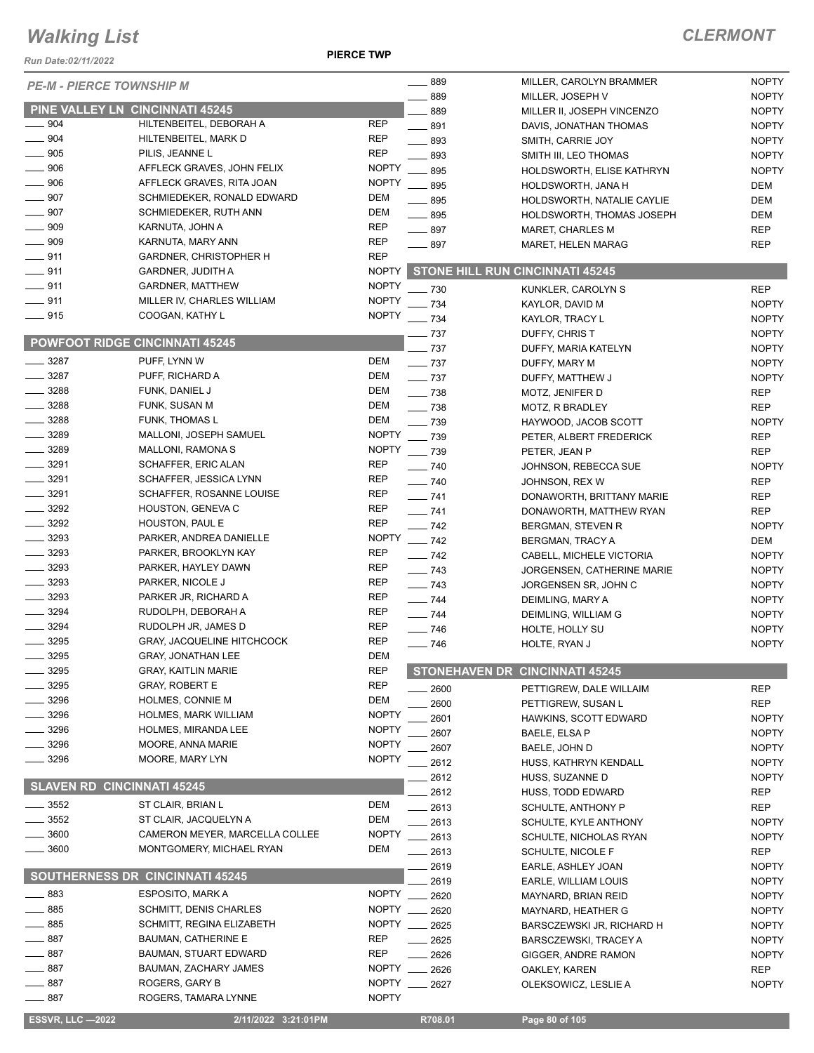# Walking List

**CLERMONT**

Run Date:02/11/2022

**PIERCE TWP**

*PE-M - PIERCE TOWNSHIP M*

## PINE VALLEY LN CINCINNATI 45245

| | | |
|---|---|---|
| ___ 904 | HILTENBEITEL, DEBORAH A | REP |
| ___ 904 | HILTENBEITEL, MARK D | REP |
| ___ 905 | PILIS, JEANNE L | REP |
| ___ 906 | AFFLECK GRAVES, JOHN FELIX | NOPTY |
| ___ 906 | AFFLECK GRAVES, RITA JOAN | NOPTY |
| ___ 907 | SCHMIEDEKER, RONALD EDWARD | DEM |
| ___ 907 | SCHMIEDEKER, RUTH ANN | DEM |
| ___ 909 | KARNUTA, JOHN A | REP |
| ___ 909 | KARNUTA, MARY ANN | REP |
| ___ 911 | GARDNER, CHRISTOPHER H | REP |
| ___ 911 | GARDNER, JUDITH A | NOPTY |
| ___ 911 | GARDNER, MATTHEW | NOPTY |
| ___ 911 | MILLER IV, CHARLES WILLIAM | NOPTY |
| ___ 915 | COOGAN, KATHY L | NOPTY |

## POWFOOT RIDGE CINCINNATI 45245

| | | |
|---|---|---|
| ___ 3287 | PUFF, LYNN W | DEM |
| ___ 3287 | PUFF, RICHARD A | DEM |
| ___ 3288 | FUNK, DANIEL J | DEM |
| ___ 3288 | FUNK, SUSAN M | DEM |
| ___ 3288 | FUNK, THOMAS L | DEM |
| ___ 3289 | MALLONI, JOSEPH SAMUEL | NOPTY |
| ___ 3289 | MALLONI, RAMONA S | NOPTY |
| ___ 3291 | SCHAFFER, ERIC ALAN | REP |
| ___ 3291 | SCHAFFER, JESSICA LYNN | REP |
| ___ 3291 | SCHAFFER, ROSANNE LOUISE | REP |
| ___ 3292 | HOUSTON, GENEVA C | REP |
| ___ 3292 | HOUSTON, PAUL E | REP |
| ___ 3293 | PARKER, ANDREA DANIELLE | NOPTY |
| ___ 3293 | PARKER, BROOKLYN KAY | REP |
| ___ 3293 | PARKER, HAYLEY DAWN | REP |
| ___ 3293 | PARKER, NICOLE J | REP |
| ___ 3293 | PARKER JR, RICHARD A | REP |
| ___ 3294 | RUDOLPH, DEBORAH A | REP |
| ___ 3294 | RUDOLPH JR, JAMES D | REP |
| ___ 3295 | GRAY, JACQUELINE HITCHCOCK | REP |
| ___ 3295 | GRAY, JONATHAN LEE | DEM |
| ___ 3295 | GRAY, KAITLIN MARIE | REP |
| ___ 3295 | GRAY, ROBERT E | REP |
| ___ 3296 | HOLMES, CONNIE M | DEM |
| ___ 3296 | HOLMES, MARK WILLIAM | NOPTY |
| ___ 3296 | HOLMES, MIRANDA LEE | NOPTY |
| ___ 3296 | MOORE, ANNA MARIE | NOPTY |
| ___ 3296 | MOORE, MARY LYN | NOPTY |

## SLAVEN RD CINCINNATI 45245

| | | |
|---|---|---|
| ___ 3552 | ST CLAIR, BRIAN L | DEM |
| ___ 3552 | ST CLAIR, JACQUELYN A | DEM |
| ___ 3600 | CAMERON MEYER, MARCELLA COLLEE | NOPTY |
| ___ 3600 | MONTGOMERY, MICHAEL RYAN | DEM |

## SOUTHERNESS DR CINCINNATI 45245

| | | |
|---|---|---|
| ___ 883 | ESPOSITO, MARK A | NOPTY |
| ___ 885 | SCHMITT, DENIS CHARLES | NOPTY |
| ___ 885 | SCHMITT, REGINA ELIZABETH | NOPTY |
| ___ 887 | BAUMAN, CATHERINE E | REP |
| ___ 887 | BAUMAN, STUART EDWARD | REP |
| ___ 887 | BAUMAN, ZACHARY JAMES | NOPTY |
| ___ 887 | ROGERS, GARY B | NOPTY |
| ___ 887 | ROGERS, TAMARA LYNNE | NOPTY |
| ___ 889 | MILLER, CAROLYN BRAMMER | NOPTY |
| ___ 889 | MILLER, JOSEPH V | NOPTY |
| ___ 889 | MILLER II, JOSEPH VINCENZO | NOPTY |
| ___ 891 | DAVIS, JONATHAN THOMAS | NOPTY |
| ___ 893 | SMITH, CARRIE JOY | NOPTY |
| ___ 893 | SMITH III, LEO THOMAS | NOPTY |
| ___ 895 | HOLDSWORTH, ELISE KATHRYN | NOPTY |
| ___ 895 | HOLDSWORTH, JANA H | DEM |
| ___ 895 | HOLDSWORTH, NATALIE CAYLIE | DEM |
| ___ 895 | HOLDSWORTH, THOMAS JOSEPH | DEM |
| ___ 897 | MARET, CHARLES M | REP |
| ___ 897 | MARET, HELEN MARAG | REP |

## STONE HILL RUN CINCINNATI 45245

| | | |
|---|---|---|
| ___ 730 | KUNKLER, CAROLYN S | REP |
| ___ 734 | KAYLOR, DAVID M | NOPTY |
| ___ 734 | KAYLOR, TRACY L | NOPTY |
| ___ 737 | DUFFY, CHRIS T | NOPTY |
| ___ 737 | DUFFY, MARIA KATELYN | NOPTY |
| ___ 737 | DUFFY, MARY M | NOPTY |
| ___ 737 | DUFFY, MATTHEW J | NOPTY |
| ___ 738 | MOTZ, JENIFER D | REP |
| ___ 738 | MOTZ, R BRADLEY | REP |
| ___ 739 | HAYWOOD, JACOB SCOTT | NOPTY |
| ___ 739 | PETER, ALBERT FREDERICK | REP |
| ___ 739 | PETER, JEAN P | REP |
| ___ 740 | JOHNSON, REBECCA SUE | NOPTY |
| ___ 740 | JOHNSON, REX W | REP |
| ___ 741 | DONAWORTH, BRITTANY MARIE | REP |
| ___ 741 | DONAWORTH, MATTHEW RYAN | REP |
| ___ 742 | BERGMAN, STEVEN R | NOPTY |
| ___ 742 | BERGMAN, TRACY A | DEM |
| ___ 742 | CABELL, MICHELE VICTORIA | NOPTY |
| ___ 743 | JORGENSEN, CATHERINE MARIE | NOPTY |
| ___ 743 | JORGENSEN SR, JOHN C | NOPTY |
| ___ 744 | DEIMLING, MARY A | NOPTY |
| ___ 744 | DEIMLING, WILLIAM G | NOPTY |
| ___ 746 | HOLTE, HOLLY SU | NOPTY |
| ___ 746 | HOLTE, RYAN J | NOPTY |

## STONEHAVEN DR CINCINNATI 45245

| | | |
|---|---|---|
| ___ 2600 | PETTIGREW, DALE WILLAIM | REP |
| ___ 2600 | PETTIGREW, SUSAN L | REP |
| ___ 2601 | HAWKINS, SCOTT EDWARD | NOPTY |
| ___ 2607 | BAELE, ELSA P | NOPTY |
| ___ 2607 | BAELE, JOHN D | NOPTY |
| ___ 2612 | HUSS, KATHRYN KENDALL | NOPTY |
| ___ 2612 | HUSS, SUZANNE D | NOPTY |
| ___ 2612 | HUSS, TODD EDWARD | REP |
| ___ 2613 | SCHULTE, ANTHONY P | REP |
| ___ 2613 | SCHULTE, KYLE ANTHONY | NOPTY |
| ___ 2613 | SCHULTE, NICHOLAS RYAN | NOPTY |
| ___ 2613 | SCHULTE, NICOLE F | REP |
| ___ 2619 | EARLE, ASHLEY JOAN | NOPTY |
| ___ 2619 | EARLE, WILLIAM LOUIS | NOPTY |
| ___ 2620 | MAYNARD, BRIAN REID | NOPTY |
| ___ 2620 | MAYNARD, HEATHER G | NOPTY |
| ___ 2625 | BARSCZEWSKI JR, RICHARD H | NOPTY |
| ___ 2625 | BARSCZEWSKI, TRACEY A | NOPTY |
| ___ 2626 | GIGGER, ANDRE RAMON | NOPTY |
| ___ 2626 | OAKLEY, KAREN | REP |
| ___ 2627 | OLEKSOWICZ, LESLIE A | NOPTY |

ESSVR, LLC —2022 | 2/11/2022 3:21:01PM | R708.01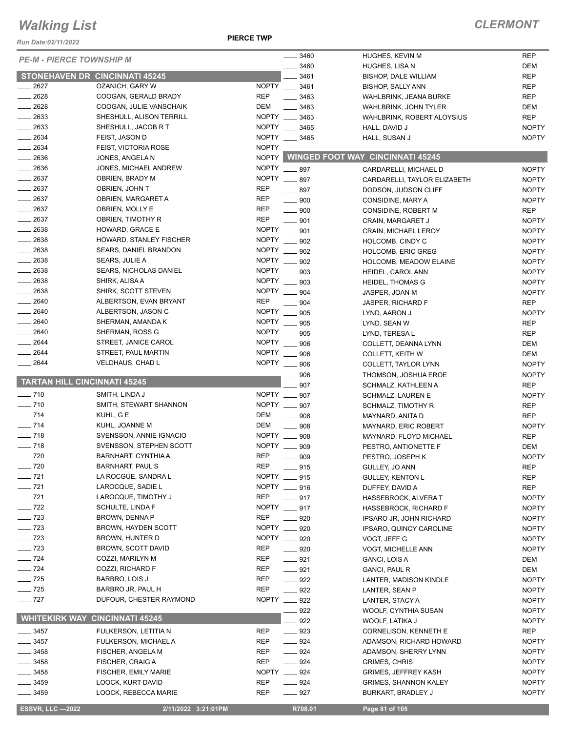# Walking List

**CLERMONT**

Run Date:02/11/2022

**PIERCE TWP**

*PE-M - PIERCE TOWNSHIP M*

## STONEHAVEN DR CINCINNATI 45245

| No. | Name | Party |
|---|---|---|
| 2627 | OZANICH, GARY W | NOPTY |
| 2628 | COOGAN, GERALD BRADY | REP |
| 2628 | COOGAN, JULIE VANSCHAIK | DEM |
| 2633 | SHESHULL, ALISON TERRILL | NOPTY |
| 2633 | SHESHULL, JACOB R T | NOPTY |
| 2634 | FEIST, JASON D | NOPTY |
| 2634 | FEIST, VICTORIA ROSE | NOPTY |
| 2636 | JONES, ANGELA N | NOPTY |
| 2636 | JONES, MICHAEL ANDREW | NOPTY |
| 2637 | OBRIEN, BRADY M | NOPTY |
| 2637 | OBRIEN, JOHN T | REP |
| 2637 | OBRIEN, MARGARET A | REP |
| 2637 | OBRIEN, MOLLY E | REP |
| 2637 | OBRIEN, TIMOTHY R | REP |
| 2638 | HOWARD, GRACE E | NOPTY |
| 2638 | HOWARD, STANLEY FISCHER | NOPTY |
| 2638 | SEARS, DANIEL BRANDON | NOPTY |
| 2638 | SEARS, JULIE A | NOPTY |
| 2638 | SEARS, NICHOLAS DANIEL | NOPTY |
| 2638 | SHIRK, ALISA A | NOPTY |
| 2638 | SHIRK, SCOTT STEVEN | NOPTY |
| 2640 | ALBERTSON, EVAN BRYANT | REP |
| 2640 | ALBERTSON, JASON C | NOPTY |
| 2640 | SHERMAN, AMANDA K | NOPTY |
| 2640 | SHERMAN, ROSS G | NOPTY |
| 2644 | STREET, JANICE CAROL | NOPTY |
| 2644 | STREET, PAUL MARTIN | NOPTY |
| 2644 | VELDHAUS, CHAD L | NOPTY |

## TARTAN HILL CINCINNATI 45245

| No. | Name | Party |
|---|---|---|
| 710 | SMITH, LINDA J | NOPTY |
| 710 | SMITH, STEWART SHANNON | NOPTY |
| 714 | KUHL, G E | DEM |
| 714 | KUHL, JOANNE M | DEM |
| 718 | SVENSSON, ANNIE IGNACIO | NOPTY |
| 718 | SVENSSON, STEPHEN SCOTT | NOPTY |
| 720 | BARNHART, CYNTHIA A | REP |
| 720 | BARNHART, PAUL S | REP |
| 721 | LA ROCGUE, SANDRA L | NOPTY |
| 721 | LAROCQUE, SADIE L | NOPTY |
| 721 | LAROCQUE, TIMOTHY J | REP |
| 722 | SCHULTE, LINDA F | NOPTY |
| 723 | BROWN, DENNA P | REP |
| 723 | BROWN, HAYDEN SCOTT | NOPTY |
| 723 | BROWN, HUNTER D | NOPTY |
| 723 | BROWN, SCOTT DAVID | REP |
| 724 | COZZI, MARILYN M | REP |
| 724 | COZZI, RICHARD F | REP |
| 725 | BARBRO, LOIS J | REP |
| 725 | BARBRO JR, PAUL H | REP |
| 727 | DUFOUR, CHESTER RAYMOND | NOPTY |

## WHITEKIRK WAY CINCINNATI 45245

| No. | Name | Party |
|---|---|---|
| 3457 | FULKERSON, LETITIA N | REP |
| 3457 | FULKERSON, MICHAEL A | REP |
| 3458 | FISCHER, ANGELA M | REP |
| 3458 | FISCHER, CRAIG A | REP |
| 3458 | FISCHER, EMILY MARIE | NOPTY |
| 3459 | LOOCK, KURT DAVID | REP |
| 3459 | LOOCK, REBECCA MARIE | REP |
| 3460 | HUGHES, KEVIN M | REP |
| 3460 | HUGHES, LISA N | DEM |
| 3461 | BISHOP, DALE WILLIAM | REP |
| 3461 | BISHOP, SALLY ANN | REP |
| 3463 | WAHLBRINK, JEANA BURKE | REP |
| 3463 | WAHLBRINK, JOHN TYLER | DEM |
| 3463 | WAHLBRINK, ROBERT ALOYSIUS | REP |
| 3465 | HALL, DAVID J | NOPTY |
| 3465 | HALL, SUSAN J | NOPTY |

## WINGED FOOT WAY CINCINNATI 45245

| No. | Name | Party |
|---|---|---|
| 897 | CARDARELLI, MICHAEL D | NOPTY |
| 897 | CARDARELLI, TAYLOR ELIZABETH | NOPTY |
| 897 | DODSON, JUDSON CLIFF | NOPTY |
| 900 | CONSIDINE, MARY A | NOPTY |
| 900 | CONSIDINE, ROBERT M | REP |
| 901 | CRAIN, MARGARET J | NOPTY |
| 901 | CRAIN, MICHAEL LEROY | NOPTY |
| 902 | HOLCOMB, CINDY C | NOPTY |
| 902 | HOLCOMB, ERIC GREG | NOPTY |
| 902 | HOLCOMB, MEADOW ELAINE | NOPTY |
| 903 | HEIDEL, CAROL ANN | NOPTY |
| 903 | HEIDEL, THOMAS G | NOPTY |
| 904 | JASPER, JOAN M | NOPTY |
| 904 | JASPER, RICHARD F | REP |
| 905 | LYND, AARON J | NOPTY |
| 905 | LYND, SEAN W | REP |
| 905 | LYND, TERESA L | REP |
| 906 | COLLETT, DEANNA LYNN | DEM |
| 906 | COLLETT, KEITH W | DEM |
| 906 | COLLETT, TAYLOR LYNN | NOPTY |
| 906 | THOMSON, JOSHUA EROE | NOPTY |
| 907 | SCHMALZ, KATHLEEN A | REP |
| 907 | SCHMALZ, LAUREN E | NOPTY |
| 907 | SCHMALZ, TIMOTHY R | REP |
| 908 | MAYNARD, ANITA D | REP |
| 908 | MAYNARD, ERIC ROBERT | NOPTY |
| 908 | MAYNARD, FLOYD MICHAEL | REP |
| 909 | PESTRO, ANTIONETTE F | DEM |
| 909 | PESTRO, JOSEPH K | NOPTY |
| 915 | GULLEY, JO ANN | REP |
| 915 | GULLEY, KENTON L | REP |
| 916 | DUFFEY, DAVID A | REP |
| 917 | HASSEBROCK, ALVERA T | NOPTY |
| 917 | HASSEBROCK, RICHARD F | NOPTY |
| 920 | IPSARO JR, JOHN RICHARD | NOPTY |
| 920 | IPSARO, QUINCY CAROLINE | NOPTY |
| 920 | VOGT, JEFF G | NOPTY |
| 920 | VOGT, MICHELLE ANN | NOPTY |
| 921 | GANCI, LOIS A | DEM |
| 921 | GANCI, PAUL R | DEM |
| 922 | LANTER, MADISON KINDLE | NOPTY |
| 922 | LANTER, SEAN P | NOPTY |
| 922 | LANTER, STACY A | NOPTY |
| 922 | WOOLF, CYNTHIA SUSAN | NOPTY |
| 922 | WOOLF, LATIKA J | NOPTY |
| 923 | CORNELISON, KENNETH E | REP |
| 924 | ADAMSON, RICHARD HOWARD | NOPTY |
| 924 | ADAMSON, SHERRY LYNN | NOPTY |
| 924 | GRIMES, CHRIS | NOPTY |
| 924 | GRIMES, JEFFREY KASH | NOPTY |
| 924 | GRIMES, SHANNON KALEY | NOPTY |
| 927 | BURKART, BRADLEY J | NOPTY |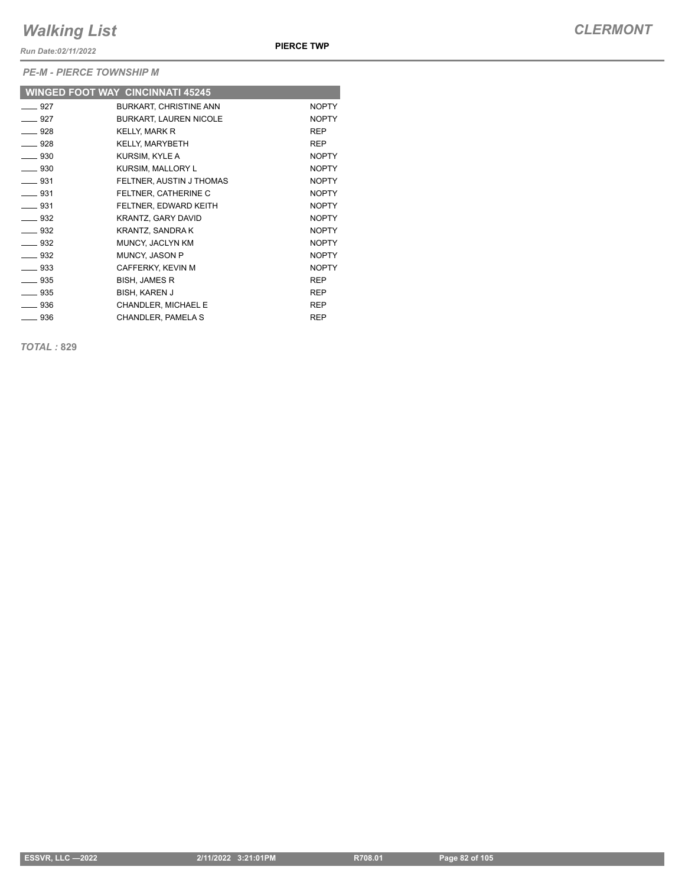*PE-M - PIERCE TOWNSHIP M*

| WINGED FOOT WAY CINCINNATI 45245 | | |
|---|---|---|
| ____ 927 | BURKART, CHRISTINE ANN | NOPTY |
| ____ 927 | BURKART, LAUREN NICOLE | NOPTY |
| ____ 928 | KELLY, MARK R | REP |
| ____ 928 | KELLY, MARYBETH | REP |
| ____ 930 | KURSIM, KYLE A | NOPTY |
| ____ 930 | KURSIM, MALLORY L | NOPTY |
| ____ 931 | FELTNER, AUSTIN J THOMAS | NOPTY |
| ____ 931 | FELTNER, CATHERINE C | NOPTY |
| ____ 931 | FELTNER, EDWARD KEITH | NOPTY |
| ____ 932 | KRANTZ, GARY DAVID | NOPTY |
| ____ 932 | KRANTZ, SANDRA K | NOPTY |
| ____ 932 | MUNCY, JACLYN KM | NOPTY |
| ____ 932 | MUNCY, JASON P | NOPTY |
| ____ 933 | CAFFERKY, KEVIN M | NOPTY |
| ____ 935 | BISH, JAMES R | REP |
| ____ 935 | BISH, KAREN J | REP |
| ____ 936 | CHANDLER, MICHAEL E | REP |
| ____ 936 | CHANDLER, PAMELA S | REP |

*TOTAL :* **829**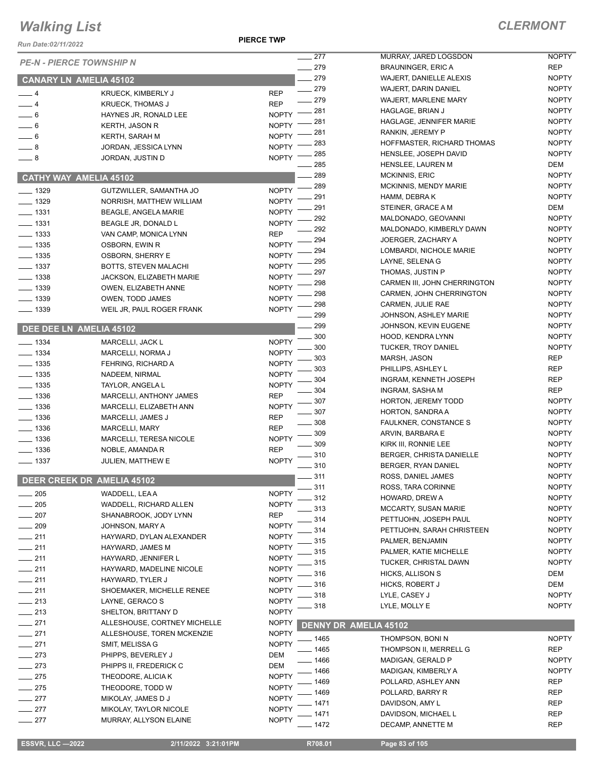# Walking List

**CLERMONT**

**PIERCE TWP**

*PE-N - PIERCE TOWNSHIP N*

## CANARY LN AMELIA 45102

| | | |
|---|---|---|
| ___ 4 | KRUECK, KIMBERLY J | REP |
| ___ 4 | KRUECK, THOMAS J | REP |
| ___ 6 | HAYNES JR, RONALD LEE | NOPTY |
| ___ 6 | KERTH, JASON R | NOPTY |
| ___ 6 | KERTH, SARAH M | NOPTY |
| ___ 8 | JORDAN, JESSICA LYNN | NOPTY |
| ___ 8 | JORDAN, JUSTIN D | NOPTY |

## CATHY WAY AMELIA 45102

| | | |
|---|---|---|
| ___ 1329 | GUTZWILLER, SAMANTHA JO | NOPTY |
| ___ 1329 | NORRISH, MATTHEW WILLIAM | NOPTY |
| ___ 1331 | BEAGLE, ANGELA MARIE | NOPTY |
| ___ 1331 | BEAGLE JR, DONALD L | NOPTY |
| ___ 1333 | VAN CAMP, MONICA LYNN | REP |
| ___ 1335 | OSBORN, EWIN R | NOPTY |
| ___ 1335 | OSBORN, SHERRY E | NOPTY |
| ___ 1337 | BOTTS, STEVEN MALACHI | NOPTY |
| ___ 1338 | JACKSON, ELIZABETH MARIE | NOPTY |
| ___ 1339 | OWEN, ELIZABETH ANNE | NOPTY |
| ___ 1339 | OWEN, TODD JAMES | NOPTY |
| ___ 1339 | WEIL JR, PAUL ROGER FRANK | NOPTY |

## DEE DEE LN AMELIA 45102

| | | |
|---|---|---|
| ___ 1334 | MARCELLI, JACK L | NOPTY |
| ___ 1334 | MARCELLI, NORMA J | NOPTY |
| ___ 1335 | FEHRING, RICHARD A | NOPTY |
| ___ 1335 | NADEEM, NIRMAL | NOPTY |
| ___ 1335 | TAYLOR, ANGELA L | NOPTY |
| ___ 1336 | MARCELLI, ANTHONY JAMES | REP |
| ___ 1336 | MARCELLI, ELIZABETH ANN | NOPTY |
| ___ 1336 | MARCELLI, JAMES J | REP |
| ___ 1336 | MARCELLI, MARY | REP |
| ___ 1336 | MARCELLI, TERESA NICOLE | NOPTY |
| ___ 1336 | NOBLE, AMANDA R | REP |
| ___ 1337 | JULIEN, MATTHEW E | NOPTY |

## DEER CREEK DR AMELIA 45102

| | | |
|---|---|---|
| ___ 205 | WADDELL, LEA A | NOPTY |
| ___ 205 | WADDELL, RICHARD ALLEN | NOPTY |
| ___ 207 | SHANABROOK, JODY LYNN | REP |
| ___ 209 | JOHNSON, MARY A | NOPTY |
| ___ 211 | HAYWARD, DYLAN ALEXANDER | NOPTY |
| ___ 211 | HAYWARD, JAMES M | NOPTY |
| ___ 211 | HAYWARD, JENNIFER L | NOPTY |
| ___ 211 | HAYWARD, MADELINE NICOLE | NOPTY |
| ___ 211 | HAYWARD, TYLER J | NOPTY |
| ___ 211 | SHOEMAKER, MICHELLE RENEE | NOPTY |
| ___ 213 | LAYNE, GERACO S | NOPTY |
| ___ 213 | SHELTON, BRITTANY D | NOPTY |
| ___ 271 | ALLESHOUSE, CORTNEY MICHELLE | NOPTY |
| ___ 271 | ALLESHOUSE, TOREN MCKENZIE | NOPTY |
| ___ 271 | SMIT, MELISSA G | NOPTY |
| ___ 273 | PHIPPS, BEVERLEY J | DEM |
| ___ 273 | PHIPPS II, FREDERICK C | DEM |
| ___ 275 | THEODORE, ALICIA K | NOPTY |
| ___ 275 | THEODORE, TODD W | NOPTY |
| ___ 277 | MIKOLAY, JAMES D J | NOPTY |
| ___ 277 | MIKOLAY, TAYLOR NICOLE | NOPTY |
| ___ 277 | MURRAY, ALLYSON ELAINE | NOPTY |
| ___ 277 | MURRAY, JARED LOGSDON | NOPTY |
| ___ 279 | BRAUNINGER, ERIC A | REP |
| ___ 279 | WAJERT, DANIELLE ALEXIS | NOPTY |
| ___ 279 | WAJERT, DARIN DANIEL | NOPTY |
| ___ 279 | WAJERT, MARLENE MARY | NOPTY |
| ___ 281 | HAGLAGE, BRIAN J | NOPTY |
| ___ 281 | HAGLAGE, JENNIFER MARIE | NOPTY |
| ___ 281 | RANKIN, JEREMY P | NOPTY |
| ___ 283 | HOFFMASTER, RICHARD THOMAS | NOPTY |
| ___ 285 | HENSLEE, JOSEPH DAVID | NOPTY |
| ___ 285 | HENSLEE, LAUREN M | DEM |
| ___ 289 | MCKINNIS, ERIC | NOPTY |
| ___ 289 | MCKINNIS, MENDY MARIE | NOPTY |
| ___ 291 | HAMM, DEBRA K | NOPTY |
| ___ 291 | STEINER, GRACE A M | DEM |
| ___ 292 | MALDONADO, GEOVANNI | NOPTY |
| ___ 292 | MALDONADO, KIMBERLY DAWN | NOPTY |
| ___ 294 | JOERGER, ZACHARY A | NOPTY |
| ___ 294 | LOMBARDI, NICHOLE MARIE | NOPTY |
| ___ 295 | LAYNE, SELENA G | NOPTY |
| ___ 297 | THOMAS, JUSTIN P | NOPTY |
| ___ 298 | CARMEN III, JOHN CHERRINGTON | NOPTY |
| ___ 298 | CARMEN, JOHN CHERRINGTON | NOPTY |
| ___ 298 | CARMEN, JULIE RAE | NOPTY |
| ___ 299 | JOHNSON, ASHLEY MARIE | NOPTY |
| ___ 299 | JOHNSON, KEVIN EUGENE | NOPTY |
| ___ 300 | HOOD, KENDRA LYNN | NOPTY |
| ___ 300 | TUCKER, TROY DANIEL | NOPTY |
| ___ 303 | MARSH, JASON | REP |
| ___ 303 | PHILLIPS, ASHLEY L | REP |
| ___ 304 | INGRAM, KENNETH JOSEPH | REP |
| ___ 304 | INGRAM, SASHA M | REP |
| ___ 307 | HORTON, JEREMY TODD | NOPTY |
| ___ 307 | HORTON, SANDRA A | NOPTY |
| ___ 308 | FAULKNER, CONSTANCE S | NOPTY |
| ___ 309 | ARVIN, BARBARA E | NOPTY |
| ___ 309 | KIRK III, RONNIE LEE | NOPTY |
| ___ 310 | BERGER, CHRISTA DANIELLE | NOPTY |
| ___ 310 | BERGER, RYAN DANIEL | NOPTY |
| ___ 311 | ROSS, DANIEL JAMES | NOPTY |
| ___ 311 | ROSS, TARA CORINNE | NOPTY |
| ___ 312 | HOWARD, DREW A | NOPTY |
| ___ 313 | MCCARTY, SUSAN MARIE | NOPTY |
| ___ 314 | PETTIJOHN, JOSEPH PAUL | NOPTY |
| ___ 314 | PETTIJOHN, SARAH CHRISTEEN | NOPTY |
| ___ 315 | PALMER, BENJAMIN | NOPTY |
| ___ 315 | PALMER, KATIE MICHELLE | NOPTY |
| ___ 315 | TUCKER, CHRISTAL DAWN | NOPTY |
| ___ 316 | HICKS, ALLISON S | DEM |
| ___ 316 | HICKS, ROBERT J | DEM |
| ___ 318 | LYLE, CASEY J | NOPTY |
| ___ 318 | LYLE, MOLLY E | NOPTY |

## DENNY DR AMELIA 45102

| | | |
|---|---|---|
| ___ 1465 | THOMPSON, BONI N | NOPTY |
| ___ 1465 | THOMPSON II, MERRELL G | REP |
| ___ 1466 | MADIGAN, GERALD P | NOPTY |
| ___ 1466 | MADIGAN, KIMBERLY A | NOPTY |
| ___ 1469 | POLLARD, ASHLEY ANN | REP |
| ___ 1469 | POLLARD, BARRY R | REP |
| ___ 1471 | DAVIDSON, AMY L | REP |
| ___ 1471 | DAVIDSON, MICHAEL L | REP |
| ___ 1472 | DECAMP, ANNETTE M | REP |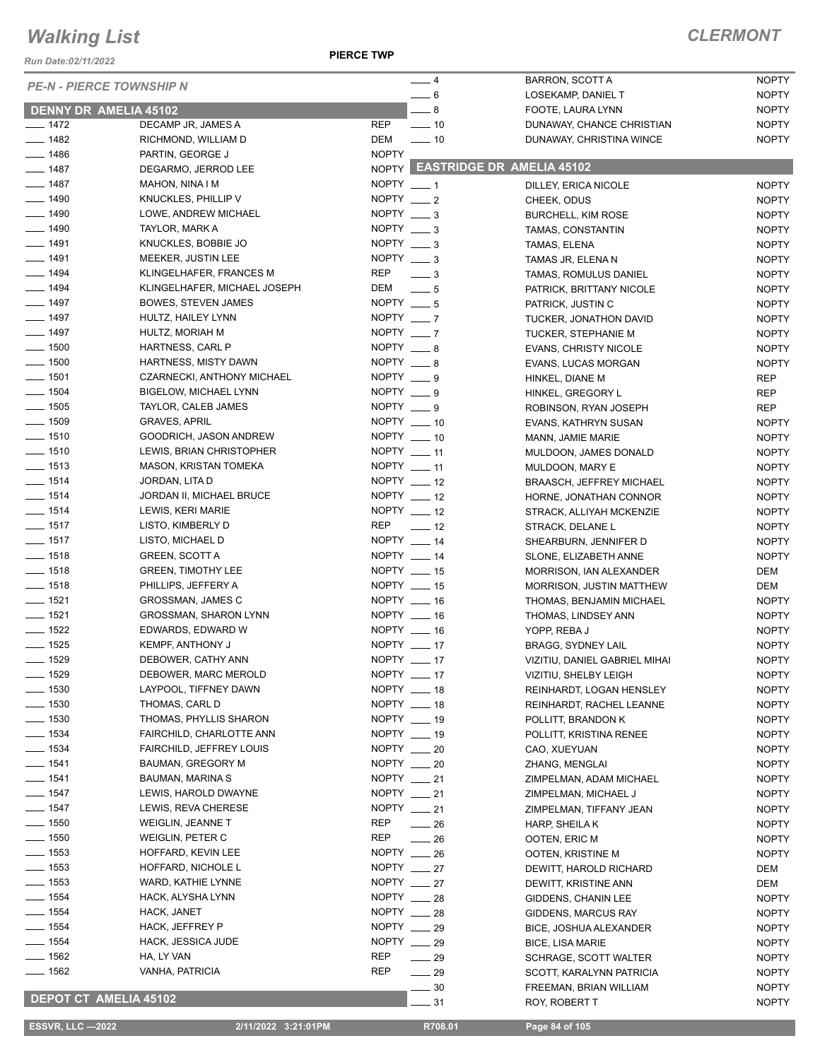# Walking List

## CLERMONT

Run Date:02/11/2022

PIERCE TWP

*PE-N - PIERCE TOWNSHIP N*

### DENNY DR AMELIA 45102

| No. | Name | Party |
|---|---|---|
| ___ 1472 | DECAMP JR, JAMES A | REP |
| ___ 1482 | RICHMOND, WILLIAM D | DEM |
| ___ 1486 | PARTIN, GEORGE J | NOPTY |
| ___ 1487 | DEGARMO, JERROD LEE | NOPTY |
| ___ 1487 | MAHON, NINA I M | NOPTY |
| ___ 1490 | KNUCKLES, PHILLIP V | NOPTY |
| ___ 1490 | LOWE, ANDREW MICHAEL | NOPTY |
| ___ 1490 | TAYLOR, MARK A | NOPTY |
| ___ 1491 | KNUCKLES, BOBBIE JO | NOPTY |
| ___ 1491 | MEEKER, JUSTIN LEE | NOPTY |
| ___ 1494 | KLINGELHAFER, FRANCES M | REP |
| ___ 1494 | KLINGELHAFER, MICHAEL JOSEPH | DEM |
| ___ 1497 | BOWES, STEVEN JAMES | NOPTY |
| ___ 1497 | HULTZ, HAILEY LYNN | NOPTY |
| ___ 1497 | HULTZ, MORIAH M | NOPTY |
| ___ 1500 | HARTNESS, CARL P | NOPTY |
| ___ 1500 | HARTNESS, MISTY DAWN | NOPTY |
| ___ 1501 | CZARNECKI, ANTHONY MICHAEL | NOPTY |
| ___ 1504 | BIGELOW, MICHAEL LYNN | NOPTY |
| ___ 1505 | TAYLOR, CALEB JAMES | NOPTY |
| ___ 1509 | GRAVES, APRIL | NOPTY |
| ___ 1510 | GOODRICH, JASON ANDREW | NOPTY |
| ___ 1510 | LEWIS, BRIAN CHRISTOPHER | NOPTY |
| ___ 1513 | MASON, KRISTAN TOMEKA | NOPTY |
| ___ 1514 | JORDAN, LITA D | NOPTY |
| ___ 1514 | JORDAN II, MICHAEL BRUCE | NOPTY |
| ___ 1514 | LEWIS, KERI MARIE | NOPTY |
| ___ 1517 | LISTO, KIMBERLY D | REP |
| ___ 1517 | LISTO, MICHAEL D | NOPTY |
| ___ 1518 | GREEN, SCOTT A | NOPTY |
| ___ 1518 | GREEN, TIMOTHY LEE | NOPTY |
| ___ 1518 | PHILLIPS, JEFFERY A | NOPTY |
| ___ 1521 | GROSSMAN, JAMES C | NOPTY |
| ___ 1521 | GROSSMAN, SHARON LYNN | NOPTY |
| ___ 1522 | EDWARDS, EDWARD W | NOPTY |
| ___ 1525 | KEMPF, ANTHONY J | NOPTY |
| ___ 1529 | DEBOWER, CATHY ANN | NOPTY |
| ___ 1529 | DEBOWER, MARC MEROLD | NOPTY |
| ___ 1530 | LAYPOOL, TIFFNEY DAWN | NOPTY |
| ___ 1530 | THOMAS, CARL D | NOPTY |
| ___ 1530 | THOMAS, PHYLLIS SHARON | NOPTY |
| ___ 1534 | FAIRCHILD, CHARLOTTE ANN | NOPTY |
| ___ 1534 | FAIRCHILD, JEFFREY LOUIS | NOPTY |
| ___ 1541 | BAUMAN, GREGORY M | NOPTY |
| ___ 1541 | BAUMAN, MARINA S | NOPTY |
| ___ 1547 | LEWIS, HAROLD DWAYNE | NOPTY |
| ___ 1547 | LEWIS, REVA CHERESE | NOPTY |
| ___ 1550 | WEIGLIN, JEANNE T | REP |
| ___ 1550 | WEIGLIN, PETER C | REP |
| ___ 1553 | HOFFARD, KEVIN LEE | NOPTY |
| ___ 1553 | HOFFARD, NICHOLE L | NOPTY |
| ___ 1553 | WARD, KATHIE LYNNE | NOPTY |
| ___ 1554 | HACK, ALYSHA LYNN | NOPTY |
| ___ 1554 | HACK, JANET | NOPTY |
| ___ 1554 | HACK, JEFFREY P | NOPTY |
| ___ 1554 | HACK, JESSICA JUDE | NOPTY |
| ___ 1562 | HA, LY VAN | REP |
| ___ 1562 | VANHA, PATRICIA | REP |

### DEPOT CT AMELIA 45102

| No. | Name | Party |
|---|---|---|
| ___ 4 | BARRON, SCOTT A | NOPTY |
| ___ 6 | LOSEKAMP, DANIEL T | NOPTY |
| ___ 8 | FOOTE, LAURA LYNN | NOPTY |
| ___ 10 | DUNAWAY, CHANCE CHRISTIAN | NOPTY |
| ___ 10 | DUNAWAY, CHRISTINA WINCE | NOPTY |

### EASTRIDGE DR AMELIA 45102

| No. | Name | Party |
|---|---|---|
| ___ 1 | DILLEY, ERICA NICOLE | NOPTY |
| ___ 2 | CHEEK, ODUS | NOPTY |
| ___ 3 | BURCHELL, KIM ROSE | NOPTY |
| ___ 3 | TAMAS, CONSTANTIN | NOPTY |
| ___ 3 | TAMAS, ELENA | NOPTY |
| ___ 3 | TAMAS JR, ELENA N | NOPTY |
| ___ 3 | TAMAS, ROMULUS DANIEL | NOPTY |
| ___ 5 | PATRICK, BRITTANY NICOLE | NOPTY |
| ___ 5 | PATRICK, JUSTIN C | NOPTY |
| ___ 7 | TUCKER, JONATHON DAVID | NOPTY |
| ___ 7 | TUCKER, STEPHANIE M | NOPTY |
| ___ 8 | EVANS, CHRISTY NICOLE | NOPTY |
| ___ 8 | EVANS, LUCAS MORGAN | NOPTY |
| ___ 9 | HINKEL, DIANE M | REP |
| ___ 9 | HINKEL, GREGORY L | REP |
| ___ 9 | ROBINSON, RYAN JOSEPH | REP |
| ___ 10 | EVANS, KATHRYN SUSAN | NOPTY |
| ___ 10 | MANN, JAMIE MARIE | NOPTY |
| ___ 11 | MULDOON, JAMES DONALD | NOPTY |
| ___ 11 | MULDOON, MARY E | NOPTY |
| ___ 12 | BRAASCH, JEFFREY MICHAEL | NOPTY |
| ___ 12 | HORNE, JONATHAN CONNOR | NOPTY |
| ___ 12 | STRACK, ALLIYAH MCKENZIE | NOPTY |
| ___ 12 | STRACK, DELANE L | NOPTY |
| ___ 14 | SHEARBURN, JENNIFER D | NOPTY |
| ___ 14 | SLONE, ELIZABETH ANNE | NOPTY |
| ___ 15 | MORRISON, IAN ALEXANDER | DEM |
| ___ 15 | MORRISON, JUSTIN MATTHEW | DEM |
| ___ 16 | THOMAS, BENJAMIN MICHAEL | NOPTY |
| ___ 16 | THOMAS, LINDSEY ANN | NOPTY |
| ___ 16 | YOPP, REBA J | NOPTY |
| ___ 17 | BRAGG, SYDNEY LAIL | NOPTY |
| ___ 17 | VIZITIU, DANIEL GABRIEL MIHAI | NOPTY |
| ___ 17 | VIZITIU, SHELBY LEIGH | NOPTY |
| ___ 18 | REINHARDT, LOGAN HENSLEY | NOPTY |
| ___ 18 | REINHARDT, RACHEL LEANNE | NOPTY |
| ___ 19 | POLLITT, BRANDON K | NOPTY |
| ___ 19 | POLLITT, KRISTINA RENEE | NOPTY |
| ___ 20 | CAO, XUEYUAN | NOPTY |
| ___ 20 | ZHANG, MENGLAI | NOPTY |
| ___ 21 | ZIMPELMAN, ADAM MICHAEL | NOPTY |
| ___ 21 | ZIMPELMAN, MICHAEL J | NOPTY |
| ___ 21 | ZIMPELMAN, TIFFANY JEAN | NOPTY |
| ___ 26 | HARP, SHEILA K | NOPTY |
| ___ 26 | OOTEN, ERIC M | NOPTY |
| ___ 26 | OOTEN, KRISTINE M | NOPTY |
| ___ 27 | DEWITT, HAROLD RICHARD | DEM |
| ___ 27 | DEWITT, KRISTINE ANN | DEM |
| ___ 28 | GIDDENS, CHANIN LEE | NOPTY |
| ___ 28 | GIDDENS, MARCUS RAY | NOPTY |
| ___ 29 | BICE, JOSHUA ALEXANDER | NOPTY |
| ___ 29 | BICE, LISA MARIE | NOPTY |
| ___ 29 | SCHRAGE, SCOTT WALTER | NOPTY |
| ___ 29 | SCOTT, KARALYNN PATRICIA | NOPTY |
| ___ 30 | FREEMAN, BRIAN WILLIAM | NOPTY |
| ___ 31 | ROY, ROBERT T | NOPTY |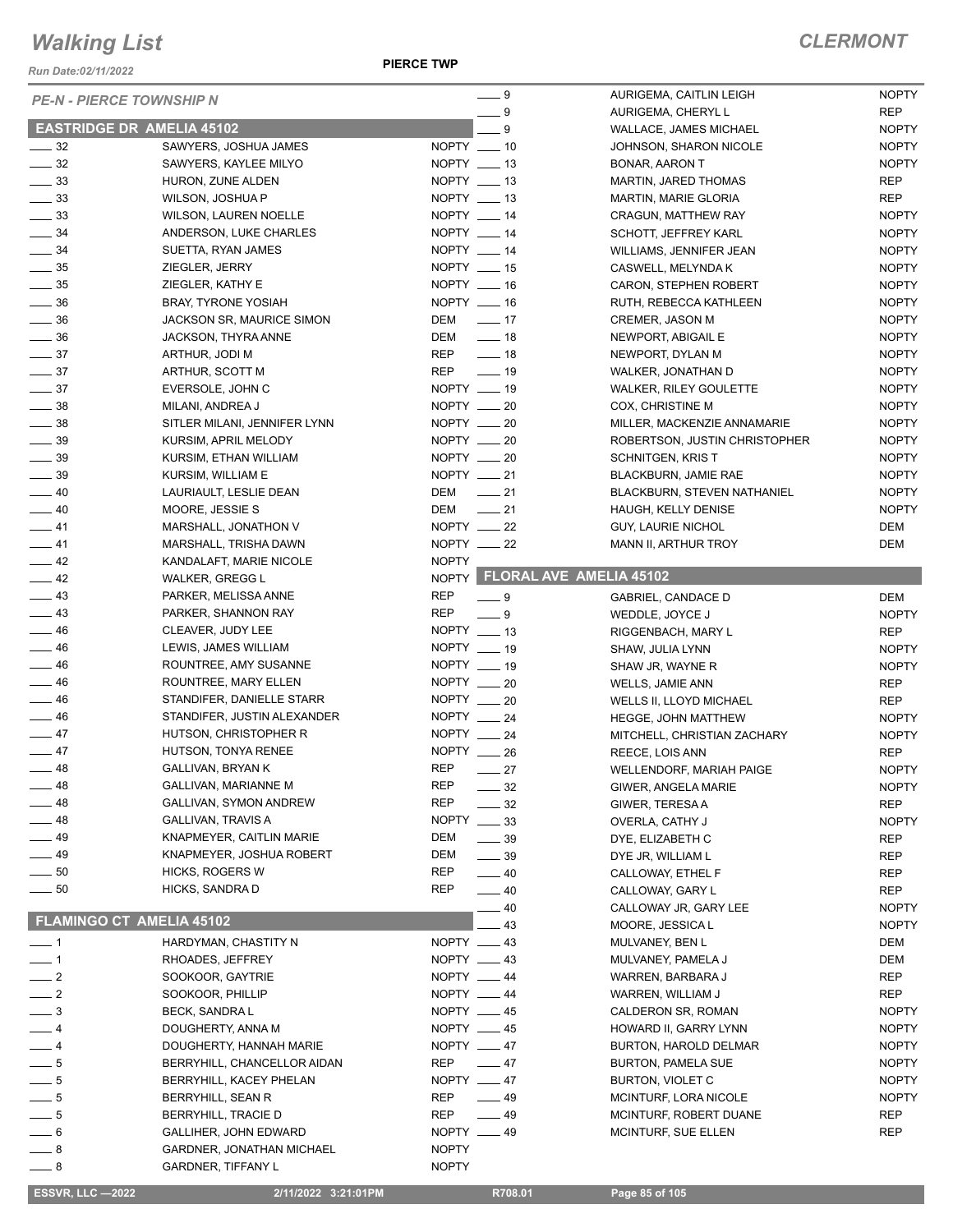# Walking List

**CLERMONT**

Run Date:02/11/2022

**PIERCE TWP**

*PE-N - PIERCE TOWNSHIP N*

## EASTRIDGE DR AMELIA 45102

| No. | Name | Party |
|---|---|---|
| ___ 32 | SAWYERS, JOSHUA JAMES | NOPTY |
| ___ 32 | SAWYERS, KAYLEE MILYO | NOPTY |
| ___ 33 | HURON, ZUNE ALDEN | NOPTY |
| ___ 33 | WILSON, JOSHUA P | NOPTY |
| ___ 33 | WILSON, LAUREN NOELLE | NOPTY |
| ___ 34 | ANDERSON, LUKE CHARLES | NOPTY |
| ___ 34 | SUETTA, RYAN JAMES | NOPTY |
| ___ 35 | ZIEGLER, JERRY | NOPTY |
| ___ 35 | ZIEGLER, KATHY E | NOPTY |
| ___ 36 | BRAY, TYRONE YOSIAH | NOPTY |
| ___ 36 | JACKSON SR, MAURICE SIMON | DEM |
| ___ 36 | JACKSON, THYRA ANNE | DEM |
| ___ 37 | ARTHUR, JODI M | REP |
| ___ 37 | ARTHUR, SCOTT M | REP |
| ___ 37 | EVERSOLE, JOHN C | NOPTY |
| ___ 38 | MILANI, ANDREA J | NOPTY |
| ___ 38 | SITLER MILANI, JENNIFER LYNN | NOPTY |
| ___ 39 | KURSIM, APRIL MELODY | NOPTY |
| ___ 39 | KURSIM, ETHAN WILLIAM | NOPTY |
| ___ 39 | KURSIM, WILLIAM E | NOPTY |
| ___ 40 | LAURIAULT, LESLIE DEAN | DEM |
| ___ 40 | MOORE, JESSIE S | DEM |
| ___ 41 | MARSHALL, JONATHON V | NOPTY |
| ___ 41 | MARSHALL, TRISHA DAWN | NOPTY |
| ___ 42 | KANDALAFT, MARIE NICOLE | NOPTY |
| ___ 42 | WALKER, GREGG L | NOPTY |
| ___ 43 | PARKER, MELISSA ANNE | REP |
| ___ 43 | PARKER, SHANNON RAY | REP |
| ___ 46 | CLEAVER, JUDY LEE | NOPTY |
| ___ 46 | LEWIS, JAMES WILLIAM | NOPTY |
| ___ 46 | ROUNTREE, AMY SUSANNE | NOPTY |
| ___ 46 | ROUNTREE, MARY ELLEN | NOPTY |
| ___ 46 | STANDIFER, DANIELLE STARR | NOPTY |
| ___ 46 | STANDIFER, JUSTIN ALEXANDER | NOPTY |
| ___ 47 | HUTSON, CHRISTOPHER R | NOPTY |
| ___ 47 | HUTSON, TONYA RENEE | NOPTY |
| ___ 48 | GALLIVAN, BRYAN K | REP |
| ___ 48 | GALLIVAN, MARIANNE M | REP |
| ___ 48 | GALLIVAN, SYMON ANDREW | REP |
| ___ 48 | GALLIVAN, TRAVIS A | NOPTY |
| ___ 49 | KNAPMEYER, CAITLIN MARIE | DEM |
| ___ 49 | KNAPMEYER, JOSHUA ROBERT | DEM |
| ___ 50 | HICKS, ROGERS W | REP |
| ___ 50 | HICKS, SANDRA D | REP |

## FLAMINGO CT AMELIA 45102

| No. | Name | Party |
|---|---|---|
| ___ 1 | HARDYMAN, CHASTITY N | NOPTY |
| ___ 1 | RHOADES, JEFFREY | NOPTY |
| ___ 2 | SOOKOOR, GAYTRIE | NOPTY |
| ___ 2 | SOOKOOR, PHILLIP | NOPTY |
| ___ 3 | BECK, SANDRA L | NOPTY |
| ___ 4 | DOUGHERTY, ANNA M | NOPTY |
| ___ 4 | DOUGHERTY, HANNAH MARIE | NOPTY |
| ___ 5 | BERRYHILL, CHANCELLOR AIDAN | REP |
| ___ 5 | BERRYHILL, KACEY PHELAN | NOPTY |
| ___ 5 | BERRYHILL, SEAN R | REP |
| ___ 5 | BERRYHILL, TRACIE D | REP |
| ___ 6 | GALLIHER, JOHN EDWARD | NOPTY |
| ___ 8 | GARDNER, JONATHAN MICHAEL | NOPTY |
| ___ 8 | GARDNER, TIFFANY L | NOPTY |
| ___ 9 | AURIGEMA, CAITLIN LEIGH | NOPTY |
| ___ 9 | AURIGEMA, CHERYL L | REP |
| ___ 9 | WALLACE, JAMES MICHAEL | NOPTY |
| ___ 10 | JOHNSON, SHARON NICOLE | NOPTY |
| ___ 13 | BONAR, AARON T | NOPTY |
| ___ 13 | MARTIN, JARED THOMAS | REP |
| ___ 13 | MARTIN, MARIE GLORIA | REP |
| ___ 14 | CRAGUN, MATTHEW RAY | NOPTY |
| ___ 14 | SCHOTT, JEFFREY KARL | NOPTY |
| ___ 14 | WILLIAMS, JENNIFER JEAN | NOPTY |
| ___ 15 | CASWELL, MELYNDA K | NOPTY |
| ___ 16 | CARON, STEPHEN ROBERT | NOPTY |
| ___ 16 | RUTH, REBECCA KATHLEEN | NOPTY |
| ___ 17 | CREMER, JASON M | NOPTY |
| ___ 18 | NEWPORT, ABIGAIL E | NOPTY |
| ___ 18 | NEWPORT, DYLAN M | NOPTY |
| ___ 19 | WALKER, JONATHAN D | NOPTY |
| ___ 19 | WALKER, RILEY GOULETTE | NOPTY |
| ___ 20 | COX, CHRISTINE M | NOPTY |
| ___ 20 | MILLER, MACKENZIE ANNAMARIE | NOPTY |
| ___ 20 | ROBERTSON, JUSTIN CHRISTOPHER | NOPTY |
| ___ 20 | SCHNITGEN, KRIS T | NOPTY |
| ___ 21 | BLACKBURN, JAMIE RAE | NOPTY |
| ___ 21 | BLACKBURN, STEVEN NATHANIEL | NOPTY |
| ___ 21 | HAUGH, KELLY DENISE | NOPTY |
| ___ 22 | GUY, LAURIE NICHOL | DEM |
| ___ 22 | MANN II, ARTHUR TROY | DEM |

## FLORAL AVE AMELIA 45102

| No. | Name | Party |
|---|---|---|
| ___ 9 | GABRIEL, CANDACE D | DEM |
| ___ 9 | WEDDLE, JOYCE J | NOPTY |
| ___ 13 | RIGGENBACH, MARY L | REP |
| ___ 19 | SHAW, JULIA LYNN | NOPTY |
| ___ 19 | SHAW JR, WAYNE R | NOPTY |
| ___ 20 | WELLS, JAMIE ANN | REP |
| ___ 20 | WELLS II, LLOYD MICHAEL | REP |
| ___ 24 | HEGGE, JOHN MATTHEW | NOPTY |
| ___ 24 | MITCHELL, CHRISTIAN ZACHARY | NOPTY |
| ___ 26 | REECE, LOIS ANN | REP |
| ___ 27 | WELLENDORF, MARIAH PAIGE | NOPTY |
| ___ 32 | GIWER, ANGELA MARIE | NOPTY |
| ___ 32 | GIWER, TERESA A | REP |
| ___ 33 | OVERLA, CATHY J | NOPTY |
| ___ 39 | DYE, ELIZABETH C | REP |
| ___ 39 | DYE JR, WILLIAM L | REP |
| ___ 40 | CALLOWAY, ETHEL F | REP |
| ___ 40 | CALLOWAY, GARY L | REP |
| ___ 40 | CALLOWAY JR, GARY LEE | NOPTY |
| ___ 43 | MOORE, JESSICA L | NOPTY |
| ___ 43 | MULVANEY, BEN L | DEM |
| ___ 43 | MULVANEY, PAMELA J | DEM |
| ___ 44 | WARREN, BARBARA J | REP |
| ___ 44 | WARREN, WILLIAM J | REP |
| ___ 45 | CALDERON SR, ROMAN | NOPTY |
| ___ 45 | HOWARD II, GARRY LYNN | NOPTY |
| ___ 47 | BURTON, HAROLD DELMAR | NOPTY |
| ___ 47 | BURTON, PAMELA SUE | NOPTY |
| ___ 47 | BURTON, VIOLET C | NOPTY |
| ___ 49 | MCINTURF, LORA NICOLE | NOPTY |
| ___ 49 | MCINTURF, ROBERT DUANE | REP |
| ___ 49 | MCINTURF, SUE ELLEN | REP |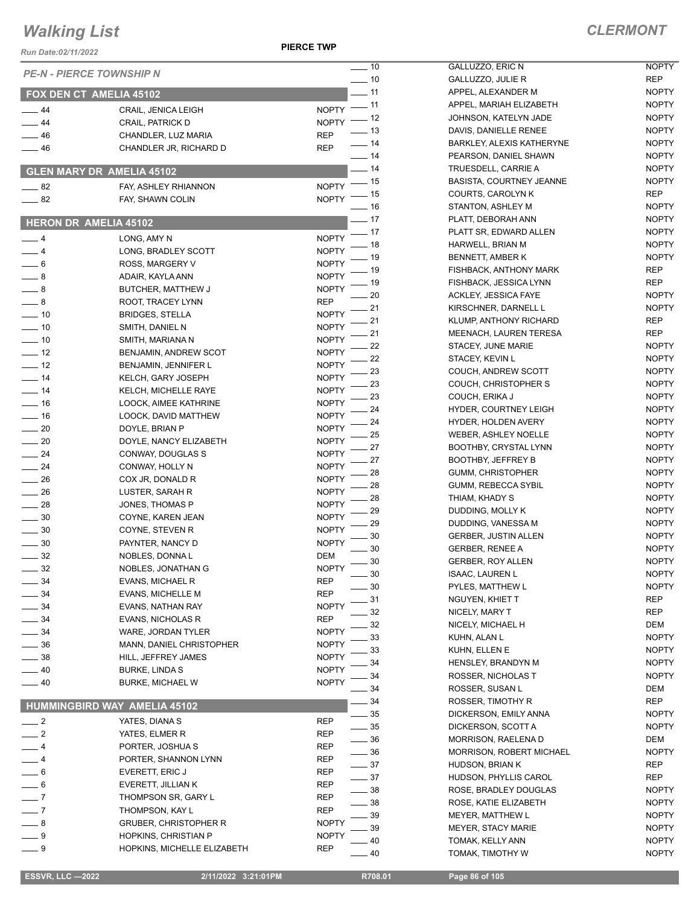# Walking List

## CLERMONT

**PIERCE TWP**

*Run Date:02/11/2022*

*PE-N - PIERCE TOWNSHIP N*

### FOX DEN CT AMELIA 45102

| | | |
|---|---|---|
| ___ 44 | CRAIL, JENICA LEIGH | NOPTY |
| ___ 44 | CRAIL, PATRICK D | NOPTY |
| ___ 46 | CHANDLER, LUZ MARIA | REP |
| ___ 46 | CHANDLER JR, RICHARD D | REP |

### GLEN MARY DR AMELIA 45102

| | | |
|---|---|---|
| ___ 82 | FAY, ASHLEY RHIANNON | NOPTY |
| ___ 82 | FAY, SHAWN COLIN | NOPTY |

### HERON DR AMELIA 45102

| | | |
|---|---|---|
| ___ 4 | LONG, AMY N | NOPTY |
| ___ 4 | LONG, BRADLEY SCOTT | NOPTY |
| ___ 6 | ROSS, MARGERY V | NOPTY |
| ___ 8 | ADAIR, KAYLA ANN | NOPTY |
| ___ 8 | BUTCHER, MATTHEW J | NOPTY |
| ___ 8 | ROOT, TRACEY LYNN | REP |
| ___ 10 | BRIDGES, STELLA | NOPTY |
| ___ 10 | SMITH, DANIEL N | NOPTY |
| ___ 10 | SMITH, MARIANA N | NOPTY |
| ___ 12 | BENJAMIN, ANDREW SCOT | NOPTY |
| ___ 12 | BENJAMIN, JENNIFER L | NOPTY |
| ___ 14 | KELCH, GARY JOSEPH | NOPTY |
| ___ 14 | KELCH, MICHELLE RAYE | NOPTY |
| ___ 16 | LOOCK, AIMEE KATHRINE | NOPTY |
| ___ 16 | LOOCK, DAVID MATTHEW | NOPTY |
| ___ 20 | DOYLE, BRIAN P | NOPTY |
| ___ 20 | DOYLE, NANCY ELIZABETH | NOPTY |
| ___ 24 | CONWAY, DOUGLAS S | NOPTY |
| ___ 24 | CONWAY, HOLLY N | NOPTY |
| ___ 26 | COX JR, DONALD R | NOPTY |
| ___ 26 | LUSTER, SARAH R | NOPTY |
| ___ 28 | JONES, THOMAS P | NOPTY |
| ___ 30 | COYNE, KAREN JEAN | NOPTY |
| ___ 30 | COYNE, STEVEN R | NOPTY |
| ___ 30 | PAYNTER, NANCY D | NOPTY |
| ___ 32 | NOBLES, DONNA L | DEM |
| ___ 32 | NOBLES, JONATHAN G | NOPTY |
| ___ 34 | EVANS, MICHAEL R | REP |
| ___ 34 | EVANS, MICHELLE M | REP |
| ___ 34 | EVANS, NATHAN RAY | NOPTY |
| ___ 34 | EVANS, NICHOLAS R | REP |
| ___ 34 | WARE, JORDAN TYLER | NOPTY |
| ___ 36 | MANN, DANIEL CHRISTOPHER | NOPTY |
| ___ 38 | HILL, JEFFREY JAMES | NOPTY |
| ___ 40 | BURKE, LINDA S | NOPTY |
| ___ 40 | BURKE, MICHAEL W | NOPTY |

### HUMMINGBIRD WAY AMELIA 45102

| | | |
|---|---|---|
| ___ 2 | YATES, DIANA S | REP |
| ___ 2 | YATES, ELMER R | REP |
| ___ 4 | PORTER, JOSHUA S | REP |
| ___ 4 | PORTER, SHANNON LYNN | REP |
| ___ 6 | EVERETT, ERIC J | REP |
| ___ 6 | EVERETT, JILLIAN K | REP |
| ___ 7 | THOMPSON SR, GARY L | REP |
| ___ 7 | THOMPSON, KAY L | REP |
| ___ 8 | GRUBER, CHRISTOPHER R | NOPTY |
| ___ 9 | HOPKINS, CHRISTIAN P | NOPTY |
| ___ 9 | HOPKINS, MICHELLE ELIZABETH | REP |
| ___ 10 | GALLUZZO, ERIC N | NOPTY |
| ___ 10 | GALLUZZO, JULIE R | REP |
| ___ 11 | APPEL, ALEXANDER M | NOPTY |
| ___ 11 | APPEL, MARIAH ELIZABETH | NOPTY |
| ___ 12 | JOHNSON, KATELYN JADE | NOPTY |
| ___ 13 | DAVIS, DANIELLE RENEE | NOPTY |
| ___ 14 | BARKLEY, ALEXIS KATHERYNE | NOPTY |
| ___ 14 | PEARSON, DANIEL SHAWN | NOPTY |
| ___ 14 | TRUESDELL, CARRIE A | NOPTY |
| ___ 15 | BASISTA, COURTNEY JEANNE | NOPTY |
| ___ 15 | COURTS, CAROLYN K | REP |
| ___ 16 | STANTON, ASHLEY M | NOPTY |
| ___ 17 | PLATT, DEBORAH ANN | NOPTY |
| ___ 17 | PLATT SR, EDWARD ALLEN | NOPTY |
| ___ 18 | HARWELL, BRIAN M | NOPTY |
| ___ 19 | BENNETT, AMBER K | NOPTY |
| ___ 19 | FISHBACK, ANTHONY MARK | REP |
| ___ 19 | FISHBACK, JESSICA LYNN | REP |
| ___ 20 | ACKLEY, JESSICA FAYE | NOPTY |
| ___ 21 | KIRSCHNER, DARNELL L | NOPTY |
| ___ 21 | KLUMP, ANTHONY RICHARD | REP |
| ___ 21 | MEENACH, LAUREN TERESA | REP |
| ___ 22 | STACEY, JUNE MARIE | NOPTY |
| ___ 22 | STACEY, KEVIN L | NOPTY |
| ___ 23 | COUCH, ANDREW SCOTT | NOPTY |
| ___ 23 | COUCH, CHRISTOPHER S | NOPTY |
| ___ 23 | COUCH, ERIKA J | NOPTY |
| ___ 24 | HYDER, COURTNEY LEIGH | NOPTY |
| ___ 24 | HYDER, HOLDEN AVERY | NOPTY |
| ___ 25 | WEBER, ASHLEY NOELLE | NOPTY |
| ___ 27 | BOOTHBY, CRYSTAL LYNN | NOPTY |
| ___ 27 | BOOTHBY, JEFFREY B | NOPTY |
| ___ 28 | GUMM, CHRISTOPHER | NOPTY |
| ___ 28 | GUMM, REBECCA SYBIL | NOPTY |
| ___ 28 | THIAM, KHADY S | NOPTY |
| ___ 29 | DUDDING, MOLLY K | NOPTY |
| ___ 29 | DUDDING, VANESSA M | NOPTY |
| ___ 30 | GERBER, JUSTIN ALLEN | NOPTY |
| ___ 30 | GERBER, RENEE A | NOPTY |
| ___ 30 | GERBER, ROY ALLEN | NOPTY |
| ___ 30 | ISAAC, LAUREN L | NOPTY |
| ___ 30 | PYLES, MATTHEW L | NOPTY |
| ___ 31 | NGUYEN, KHIET T | REP |
| ___ 32 | NICELY, MARY T | REP |
| ___ 32 | NICELY, MICHAEL H | DEM |
| ___ 33 | KUHN, ALAN L | NOPTY |
| ___ 33 | KUHN, ELLEN E | NOPTY |
| ___ 34 | HENSLEY, BRANDYN M | NOPTY |
| ___ 34 | ROSSER, NICHOLAS T | NOPTY |
| ___ 34 | ROSSER, SUSAN L | DEM |
| ___ 34 | ROSSER, TIMOTHY R | REP |
| ___ 35 | DICKERSON, EMILY ANNA | NOPTY |
| ___ 35 | DICKERSON, SCOTT A | NOPTY |
| ___ 36 | MORRISON, RAELENA D | DEM |
| ___ 36 | MORRISON, ROBERT MICHAEL | NOPTY |
| ___ 37 | HUDSON, BRIAN K | REP |
| ___ 37 | HUDSON, PHYLLIS CAROL | REP |
| ___ 38 | ROSE, BRADLEY DOUGLAS | NOPTY |
| ___ 38 | ROSE, KATIE ELIZABETH | NOPTY |
| ___ 39 | MEYER, MATTHEW L | NOPTY |
| ___ 39 | MEYER, STACY MARIE | NOPTY |
| ___ 40 | TOMAK, KELLY ANN | NOPTY |
| ___ 40 | TOMAK, TIMOTHY W | NOPTY |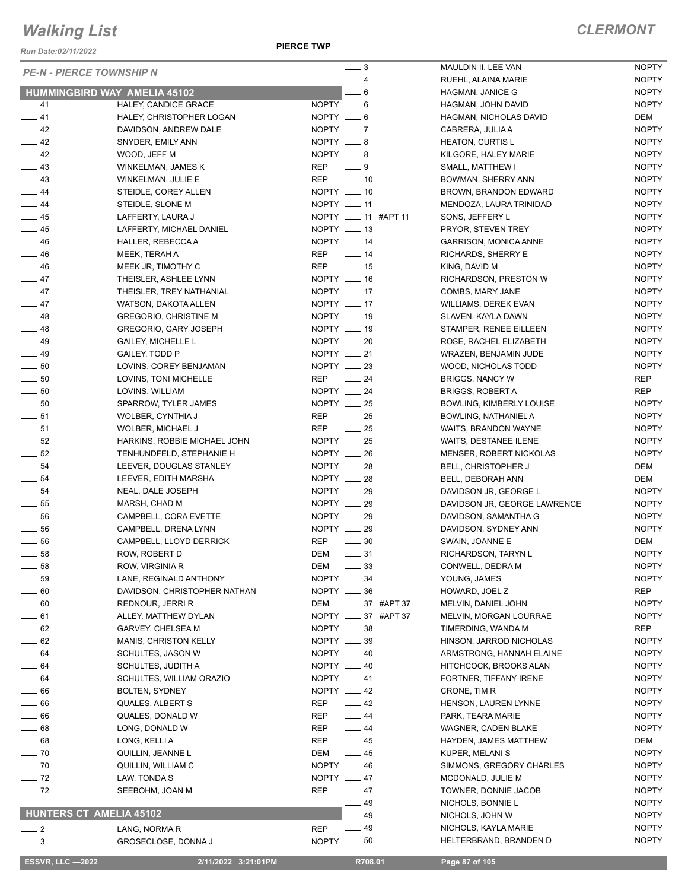# Walking List

**CLERMONT**

Run Date:02/11/2022

**PIERCE TWP**

*PE-N - PIERCE TOWNSHIP N*

## HUMMINGBIRD WAY AMELIA 45102

| No. | Name | Party |
|---|---|---|
| ___ 41 | HALEY, CANDICE GRACE | NOPTY |
| ___ 41 | HALEY, CHRISTOPHER LOGAN | NOPTY |
| ___ 42 | DAVIDSON, ANDREW DALE | NOPTY |
| ___ 42 | SNYDER, EMILY ANN | NOPTY |
| ___ 42 | WOOD, JEFF M | NOPTY |
| ___ 43 | WINKELMAN, JAMES K | REP |
| ___ 43 | WINKELMAN, JULIE E | REP |
| ___ 44 | STEIDLE, COREY ALLEN | NOPTY |
| ___ 44 | STEIDLE, SLONE M | NOPTY |
| ___ 45 | LAFFERTY, LAURA J | NOPTY |
| ___ 45 | LAFFERTY, MICHAEL DANIEL | NOPTY |
| ___ 46 | HALLER, REBECCA A | NOPTY |
| ___ 46 | MEEK, TERAH A | REP |
| ___ 46 | MEEK JR, TIMOTHY C | REP |
| ___ 47 | THEISLER, ASHLEE LYNN | NOPTY |
| ___ 47 | THEISLER, TREY NATHANIAL | NOPTY |
| ___ 47 | WATSON, DAKOTA ALLEN | NOPTY |
| ___ 48 | GREGORIO, CHRISTINE M | NOPTY |
| ___ 48 | GREGORIO, GARY JOSEPH | NOPTY |
| ___ 49 | GAILEY, MICHELLE L | NOPTY |
| ___ 49 | GAILEY, TODD P | NOPTY |
| ___ 50 | LOVINS, COREY BENJAMAN | NOPTY |
| ___ 50 | LOVINS, TONI MICHELLE | REP |
| ___ 50 | LOVINS, WILLIAM | NOPTY |
| ___ 50 | SPARROW, TYLER JAMES | NOPTY |
| ___ 51 | WOLBER, CYNTHIA J | REP |
| ___ 51 | WOLBER, MICHAEL J | REP |
| ___ 52 | HARKINS, ROBBIE MICHAEL JOHN | NOPTY |
| ___ 52 | TENHUNDFELD, STEPHANIE H | NOPTY |
| ___ 54 | LEEVER, DOUGLAS STANLEY | NOPTY |
| ___ 54 | LEEVER, EDITH MARSHA | NOPTY |
| ___ 54 | NEAL, DALE JOSEPH | NOPTY |
| ___ 55 | MARSH, CHAD M | NOPTY |
| ___ 56 | CAMPBELL, CORA EVETTE | NOPTY |
| ___ 56 | CAMPBELL, DRENA LYNN | NOPTY |
| ___ 56 | CAMPBELL, LLOYD DERRICK | REP |
| ___ 58 | ROW, ROBERT D | DEM |
| ___ 58 | ROW, VIRGINIA R | DEM |
| ___ 59 | LANE, REGINALD ANTHONY | NOPTY |
| ___ 60 | DAVIDSON, CHRISTOPHER NATHAN | NOPTY |
| ___ 60 | REDNOUR, JERRI R | DEM |
| ___ 61 | ALLEY, MATTHEW DYLAN | NOPTY |
| ___ 62 | GARVEY, CHELSEA M | NOPTY |
| ___ 62 | MANIS, CHRISTON KELLY | NOPTY |
| ___ 64 | SCHULTES, JASON W | NOPTY |
| ___ 64 | SCHULTES, JUDITH A | NOPTY |
| ___ 64 | SCHULTES, WILLIAM ORAZIO | NOPTY |
| ___ 66 | BOLTEN, SYDNEY | NOPTY |
| ___ 66 | QUALES, ALBERT S | REP |
| ___ 66 | QUALES, DONALD W | REP |
| ___ 68 | LONG, DONALD W | REP |
| ___ 68 | LONG, KELLI A | REP |
| ___ 70 | QUILLIN, JEANNE L | DEM |
| ___ 70 | QUILLIN, WILLIAM C | NOPTY |
| ___ 72 | LAW, TONDA S | NOPTY |
| ___ 72 | SEEBOHM, JOAN M | REP |

## HUNTERS CT AMELIA 45102

| No. | Name | Party |
|---|---|---|
| ___ 2 | LANG, NORMA R | REP |
| ___ 3 | GROSECLOSE, DONNA J | NOPTY |
| ___ 3 | MAULDIN II, LEE VAN | NOPTY |
| ___ 4 | RUEHL, ALAINA MARIE | NOPTY |
| ___ 6 | HAGMAN, JANICE G | NOPTY |
| ___ 6 | HAGMAN, JOHN DAVID | NOPTY |
| ___ 6 | HAGMAN, NICHOLAS DAVID | DEM |
| ___ 7 | CABRERA, JULIA A | NOPTY |
| ___ 8 | HEATON, CURTIS L | NOPTY |
| ___ 8 | KILGORE, HALEY MARIE | NOPTY |
| ___ 9 | SMALL, MATTHEW I | NOPTY |
| ___ 10 | BOWMAN, SHERRY ANN | NOPTY |
| ___ 10 | BROWN, BRANDON EDWARD | NOPTY |
| ___ 11 | MENDOZA, LAURA TRINIDAD | NOPTY |
| ___ 11 #APT 11 | SONS, JEFFERY L | NOPTY |
| ___ 13 | PRYOR, STEVEN TREY | NOPTY |
| ___ 14 | GARRISON, MONICA ANNE | NOPTY |
| ___ 14 | RICHARDS, SHERRY E | NOPTY |
| ___ 15 | KING, DAVID M | NOPTY |
| ___ 16 | RICHARDSON, PRESTON W | NOPTY |
| ___ 17 | COMBS, MARY JANE | NOPTY |
| ___ 17 | WILLIAMS, DEREK EVAN | NOPTY |
| ___ 19 | SLAVEN, KAYLA DAWN | NOPTY |
| ___ 19 | STAMPER, RENEE EILLEEN | NOPTY |
| ___ 20 | ROSE, RACHEL ELIZABETH | NOPTY |
| ___ 21 | WRAZEN, BENJAMIN JUDE | NOPTY |
| ___ 23 | WOOD, NICHOLAS TODD | NOPTY |
| ___ 24 | BRIGGS, NANCY W | REP |
| ___ 24 | BRIGGS, ROBERT A | REP |
| ___ 25 | BOWLING, KIMBERLY LOUISE | NOPTY |
| ___ 25 | BOWLING, NATHANIEL A | NOPTY |
| ___ 25 | WAITS, BRANDON WAYNE | NOPTY |
| ___ 25 | WAITS, DESTANEE ILENE | NOPTY |
| ___ 26 | MENSER, ROBERT NICKOLAS | NOPTY |
| ___ 28 | BELL, CHRISTOPHER J | DEM |
| ___ 28 | BELL, DEBORAH ANN | DEM |
| ___ 29 | DAVIDSON JR, GEORGE L | NOPTY |
| ___ 29 | DAVIDSON JR, GEORGE LAWRENCE | NOPTY |
| ___ 29 | DAVIDSON, SAMANTHA G | NOPTY |
| ___ 29 | DAVIDSON, SYDNEY ANN | NOPTY |
| ___ 30 | SWAIN, JOANNE E | DEM |
| ___ 31 | RICHARDSON, TARYN L | NOPTY |
| ___ 33 | CONWELL, DEDRA M | NOPTY |
| ___ 34 | YOUNG, JAMES | NOPTY |
| ___ 36 | HOWARD, JOEL Z | REP |
| ___ 37 #APT 37 | MELVIN, DANIEL JOHN | NOPTY |
| ___ 37 #APT 37 | MELVIN, MORGAN LOURRAE | NOPTY |
| ___ 38 | TIMERDING, WANDA M | REP |
| ___ 39 | HINSON, JARROD NICHOLAS | NOPTY |
| ___ 40 | ARMSTRONG, HANNAH ELAINE | NOPTY |
| ___ 40 | HITCHCOCK, BROOKS ALAN | NOPTY |
| ___ 41 | FORTNER, TIFFANY IRENE | NOPTY |
| ___ 42 | CRONE, TIM R | NOPTY |
| ___ 42 | HENSON, LAUREN LYNNE | NOPTY |
| ___ 44 | PARK, TEARA MARIE | NOPTY |
| ___ 44 | WAGNER, CADEN BLAKE | NOPTY |
| ___ 45 | HAYDEN, JAMES MATTHEW | DEM |
| ___ 45 | KUPER, MELANI S | NOPTY |
| ___ 46 | SIMMONS, GREGORY CHARLES | NOPTY |
| ___ 47 | MCDONALD, JULIE M | NOPTY |
| ___ 47 | TOWNER, DONNIE JACOB | NOPTY |
| ___ 49 | NICHOLS, BONNIE L | NOPTY |
| ___ 49 | NICHOLS, JOHN W | NOPTY |
| ___ 49 | NICHOLS, KAYLA MARIE | NOPTY |
| ___ 50 | HELTERBRAND, BRANDEN D | NOPTY |

ESSVR, LLC —2022 | 2/11/2022 3:21:01PM | R708.01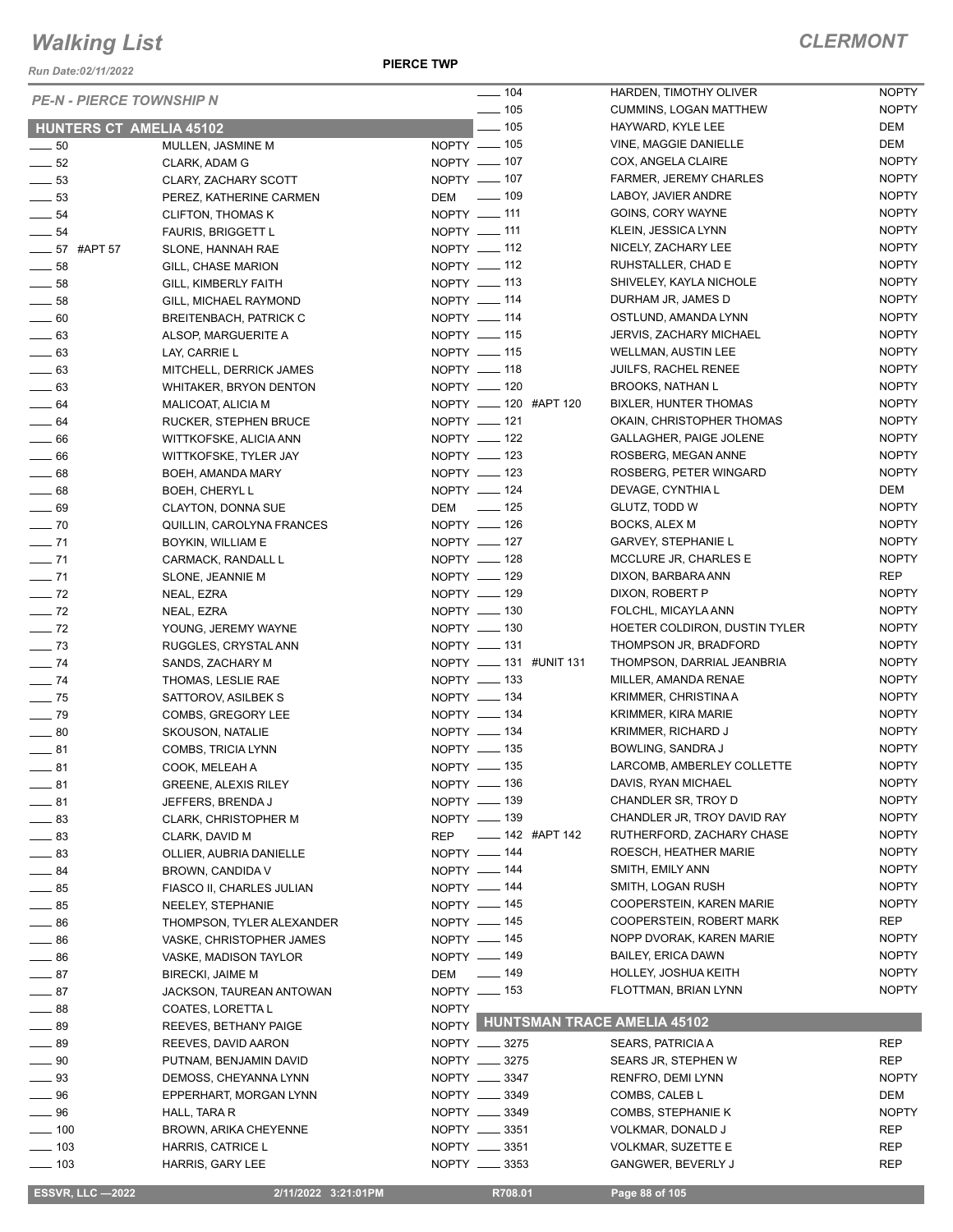# Walking List

**CLERMONT**

Run Date:02/11/2022

**PIERCE TWP**

*PE-N - PIERCE TOWNSHIP N*

## HUNTERS CT AMELIA 45102

| No. | Name | Party |
|---|---|---|
| 50 | MULLEN, JASMINE M | NOPTY |
| 52 | CLARK, ADAM G | NOPTY |
| 53 | CLARY, ZACHARY SCOTT | NOPTY |
| 53 | PEREZ, KATHERINE CARMEN | DEM |
| 54 | CLIFTON, THOMAS K | NOPTY |
| 54 | FAURIS, BRIGGETT L | NOPTY |
| 57 #APT 57 | SLONE, HANNAH RAE | NOPTY |
| 58 | GILL, CHASE MARION | NOPTY |
| 58 | GILL, KIMBERLY FAITH | NOPTY |
| 58 | GILL, MICHAEL RAYMOND | NOPTY |
| 60 | BREITENBACH, PATRICK C | NOPTY |
| 63 | ALSOP, MARGUERITE A | NOPTY |
| 63 | LAY, CARRIE L | NOPTY |
| 63 | MITCHELL, DERRICK JAMES | NOPTY |
| 63 | WHITAKER, BRYON DENTON | NOPTY |
| 64 | MALICOAT, ALICIA M | NOPTY |
| 64 | RUCKER, STEPHEN BRUCE | NOPTY |
| 66 | WITTKOFSKE, ALICIA ANN | NOPTY |
| 66 | WITTKOFSKE, TYLER JAY | NOPTY |
| 68 | BOEH, AMANDA MARY | NOPTY |
| 68 | BOEH, CHERYL L | NOPTY |
| 69 | CLAYTON, DONNA SUE | DEM |
| 70 | QUILLIN, CAROLYNA FRANCES | NOPTY |
| 71 | BOYKIN, WILLIAM E | NOPTY |
| 71 | CARMACK, RANDALL L | NOPTY |
| 71 | SLONE, JEANNIE M | NOPTY |
| 72 | NEAL, EZRA | NOPTY |
| 72 | NEAL, EZRA | NOPTY |
| 72 | YOUNG, JEREMY WAYNE | NOPTY |
| 73 | RUGGLES, CRYSTAL ANN | NOPTY |
| 74 | SANDS, ZACHARY M | NOPTY |
| 74 | THOMAS, LESLIE RAE | NOPTY |
| 75 | SATTOROV, ASILBEK S | NOPTY |
| 79 | COMBS, GREGORY LEE | NOPTY |
| 80 | SKOUSON, NATALIE | NOPTY |
| 81 | COMBS, TRICIA LYNN | NOPTY |
| 81 | COOK, MELEAH A | NOPTY |
| 81 | GREENE, ALEXIS RILEY | NOPTY |
| 81 | JEFFERS, BRENDA J | NOPTY |
| 83 | CLARK, CHRISTOPHER M | NOPTY |
| 83 | CLARK, DAVID M | REP |
| 83 | OLLIER, AUBRIA DANIELLE | NOPTY |
| 84 | BROWN, CANDIDA V | NOPTY |
| 85 | FIASCO II, CHARLES JULIAN | NOPTY |
| 85 | NEELEY, STEPHANIE | NOPTY |
| 86 | THOMPSON, TYLER ALEXANDER | NOPTY |
| 86 | VASKE, CHRISTOPHER JAMES | NOPTY |
| 86 | VASKE, MADISON TAYLOR | NOPTY |
| 87 | BIRECKI, JAIME M | DEM |
| 87 | JACKSON, TAUREAN ANTOWAN | NOPTY |
| 88 | COATES, LORETTA L | NOPTY |
| 89 | REEVES, BETHANY PAIGE | NOPTY |
| 89 | REEVES, DAVID AARON | NOPTY |
| 90 | PUTNAM, BENJAMIN DAVID | NOPTY |
| 93 | DEMOSS, CHEYANNA LYNN | NOPTY |
| 96 | EPPERHART, MORGAN LYNN | NOPTY |
| 96 | HALL, TARA R | NOPTY |
| 100 | BROWN, ARIKA CHEYENNE | NOPTY |
| 103 | HARRIS, CATRICE L | NOPTY |
| 103 | HARRIS, GARY LEE | NOPTY |
| 104 | HARDEN, TIMOTHY OLIVER | NOPTY |
| 105 | CUMMINS, LOGAN MATTHEW | NOPTY |
| 105 | HAYWARD, KYLE LEE | DEM |
| 105 | VINE, MAGGIE DANIELLE | DEM |
| 107 | COX, ANGELA CLAIRE | NOPTY |
| 107 | FARMER, JEREMY CHARLES | NOPTY |
| 109 | LABOY, JAVIER ANDRE | NOPTY |
| 111 | GOINS, CORY WAYNE | NOPTY |
| 111 | KLEIN, JESSICA LYNN | NOPTY |
| 112 | NICELY, ZACHARY LEE | NOPTY |
| 112 | RUHSTALLER, CHAD E | NOPTY |
| 113 | SHIVELEY, KAYLA NICHOLE | NOPTY |
| 114 | DURHAM JR, JAMES D | NOPTY |
| 114 | OSTLUND, AMANDA LYNN | NOPTY |
| 115 | JERVIS, ZACHARY MICHAEL | NOPTY |
| 115 | WELLMAN, AUSTIN LEE | NOPTY |
| 118 | JUILFS, RACHEL RENEE | NOPTY |
| 120 | BROOKS, NATHAN L | NOPTY |
| 120 #APT 120 | BIXLER, HUNTER THOMAS | NOPTY |
| 121 | OKAIN, CHRISTOPHER THOMAS | NOPTY |
| 122 | GALLAGHER, PAIGE JOLENE | NOPTY |
| 123 | ROSBERG, MEGAN ANNE | NOPTY |
| 123 | ROSBERG, PETER WINGARD | NOPTY |
| 124 | DEVAGE, CYNTHIA L | DEM |
| 125 | GLUTZ, TODD W | NOPTY |
| 126 | BOCKS, ALEX M | NOPTY |
| 127 | GARVEY, STEPHANIE L | NOPTY |
| 128 | MCCLURE JR, CHARLES E | NOPTY |
| 129 | DIXON, BARBARA ANN | REP |
| 129 | DIXON, ROBERT P | NOPTY |
| 130 | FOLCHL, MICAYLA ANN | NOPTY |
| 130 | HOETER COLDIRON, DUSTIN TYLER | NOPTY |
| 131 | THOMPSON JR, BRADFORD | NOPTY |
| 131 #UNIT 131 | THOMPSON, DARRIAL JEANBRIA | NOPTY |
| 133 | MILLER, AMANDA RENAE | NOPTY |
| 134 | KRIMMER, CHRISTINA A | NOPTY |
| 134 | KRIMMER, KIRA MARIE | NOPTY |
| 134 | KRIMMER, RICHARD J | NOPTY |
| 135 | BOWLING, SANDRA J | NOPTY |
| 135 | LARCOMB, AMBERLEY COLLETTE | NOPTY |
| 136 | DAVIS, RYAN MICHAEL | NOPTY |
| 139 | CHANDLER SR, TROY D | NOPTY |
| 139 | CHANDLER JR, TROY DAVID RAY | NOPTY |
| 142 #APT 142 | RUTHERFORD, ZACHARY CHASE | NOPTY |
| 144 | ROESCH, HEATHER MARIE | NOPTY |
| 144 | SMITH, EMILY ANN | NOPTY |
| 144 | SMITH, LOGAN RUSH | NOPTY |
| 145 | COOPERSTEIN, KAREN MARIE | NOPTY |
| 145 | COOPERSTEIN, ROBERT MARK | REP |
| 145 | NOPP DVORAK, KAREN MARIE | NOPTY |
| 149 | BAILEY, ERICA DAWN | NOPTY |
| 149 | HOLLEY, JOSHUA KEITH | NOPTY |
| 153 | FLOTTMAN, BRIAN LYNN | NOPTY |

## HUNTSMAN TRACE AMELIA 45102

| No. | Name | Party |
|---|---|---|
| 3275 | SEARS, PATRICIA A | REP |
| 3275 | SEARS JR, STEPHEN W | REP |
| 3347 | RENFRO, DEMI LYNN | NOPTY |
| 3349 | COMBS, CALEB L | DEM |
| 3349 | COMBS, STEPHANIE K | NOPTY |
| 3351 | VOLKMAR, DONALD J | REP |
| 3351 | VOLKMAR, SUZETTE E | REP |
| 3353 | GANGWER, BEVERLY J | REP |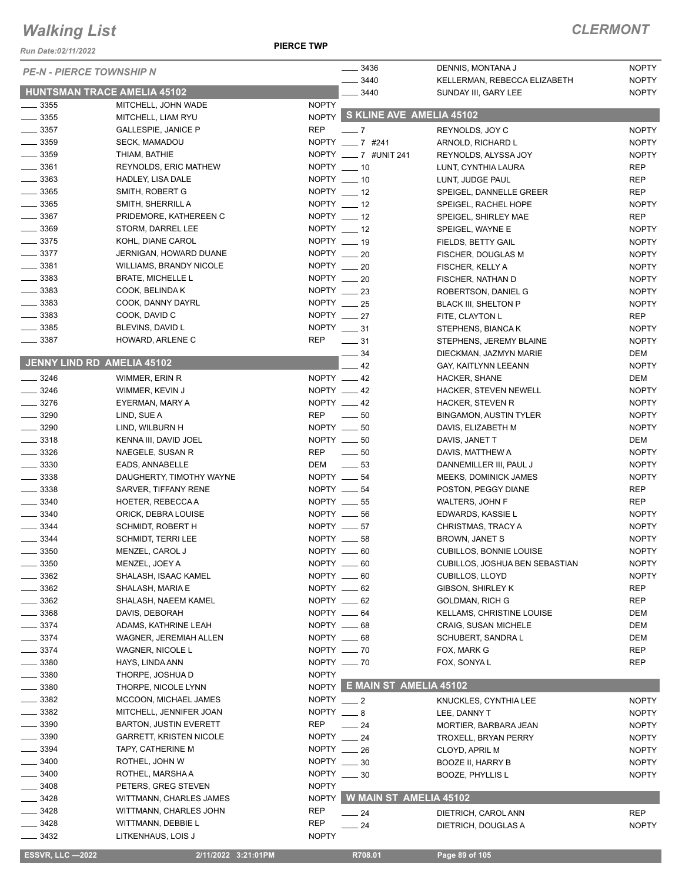# Walking List

**CLERMONT**

Run Date:02/11/2022

**PIERCE TWP**

*PE-N - PIERCE TOWNSHIP N*

## HUNTSMAN TRACE AMELIA 45102

| No. | Name | Party |
|---|---|---|
| 3355 | MITCHELL, JOHN WADE | NOPTY |
| 3355 | MITCHELL, LIAM RYU | NOPTY |
| 3357 | GALLESPIE, JANICE P | REP |
| 3359 | SECK, MAMADOU | NOPTY |
| 3359 | THIAM, BATHIE | NOPTY |
| 3361 | REYNOLDS, ERIC MATHEW | NOPTY |
| 3363 | HADLEY, LISA DALE | NOPTY |
| 3365 | SMITH, ROBERT G | NOPTY |
| 3365 | SMITH, SHERRILL A | NOPTY |
| 3367 | PRIDEMORE, KATHEREEN C | NOPTY |
| 3369 | STORM, DARREL LEE | NOPTY |
| 3375 | KOHL, DIANE CAROL | NOPTY |
| 3377 | JERNIGAN, HOWARD DUANE | NOPTY |
| 3381 | WILLIAMS, BRANDY NICOLE | NOPTY |
| 3383 | BRATE, MICHELLE L | NOPTY |
| 3383 | COOK, BELINDA K | NOPTY |
| 3383 | COOK, DANNY DAYRL | NOPTY |
| 3383 | COOK, DAVID C | NOPTY |
| 3385 | BLEVINS, DAVID L | NOPTY |
| 3387 | HOWARD, ARLENE C | REP |

## JENNY LIND RD AMELIA 45102

| No. | Name | Party |
|---|---|---|
| 3246 | WIMMER, ERIN R | NOPTY |
| 3246 | WIMMER, KEVIN J | NOPTY |
| 3276 | EYERMAN, MARY A | NOPTY |
| 3290 | LIND, SUE A | REP |
| 3290 | LIND, WILBURN H | NOPTY |
| 3318 | KENNA III, DAVID JOEL | NOPTY |
| 3326 | NAEGELE, SUSAN R | REP |
| 3330 | EADS, ANNABELLE | DEM |
| 3338 | DAUGHERTY, TIMOTHY WAYNE | NOPTY |
| 3338 | SARVER, TIFFANY RENE | NOPTY |
| 3340 | HOETER, REBECCA A | NOPTY |
| 3340 | ORICK, DEBRA LOUISE | NOPTY |
| 3344 | SCHMIDT, ROBERT H | NOPTY |
| 3344 | SCHMIDT, TERRI LEE | NOPTY |
| 3350 | MENZEL, CAROL J | NOPTY |
| 3350 | MENZEL, JOEY A | NOPTY |
| 3362 | SHALASH, ISAAC KAMEL | NOPTY |
| 3362 | SHALASH, MARIA E | NOPTY |
| 3362 | SHALASH, NAEEM KAMEL | NOPTY |
| 3368 | DAVIS, DEBORAH | NOPTY |
| 3374 | ADAMS, KATHRINE LEAH | NOPTY |
| 3374 | WAGNER, JEREMIAH ALLEN | NOPTY |
| 3374 | WAGNER, NICOLE L | NOPTY |
| 3380 | HAYS, LINDA ANN | NOPTY |
| 3380 | THORPE, JOSHUA D | NOPTY |
| 3380 | THORPE, NICOLE LYNN | NOPTY |
| 3382 | MCCOON, MICHAEL JAMES | NOPTY |
| 3382 | MITCHELL, JENNIFER JOAN | NOPTY |
| 3390 | BARTON, JUSTIN EVERETT | REP |
| 3390 | GARRETT, KRISTEN NICOLE | NOPTY |
| 3394 | TAPY, CATHERINE M | NOPTY |
| 3400 | ROTHEL, JOHN W | NOPTY |
| 3400 | ROTHEL, MARSHA A | NOPTY |
| 3408 | PETERS, GREG STEVEN | NOPTY |
| 3428 | WITTMANN, CHARLES JAMES | NOPTY |
| 3428 | WITTMANN, CHARLES JOHN | REP |
| 3428 | WITTMANN, DEBBIE L | REP |
| 3432 | LITKENHAUS, LOIS J | NOPTY |
| 3436 | DENNIS, MONTANA J | NOPTY |
| 3440 | KELLERMAN, REBECCA ELIZABETH | NOPTY |
| 3440 | SUNDAY III, GARY LEE | NOPTY |

## S KLINE AVE AMELIA 45102

| No. | Name | Party |
|---|---|---|
| 7 | REYNOLDS, JOY C | NOPTY |
| 7 #241 | ARNOLD, RICHARD L | NOPTY |
| 7 #UNIT 241 | REYNOLDS, ALYSSA JOY | NOPTY |
| 10 | LUNT, CYNTHIA LAURA | REP |
| 10 | LUNT, JUDGE PAUL | REP |
| 12 | SPEIGEL, DANNELLE GREER | REP |
| 12 | SPEIGEL, RACHEL HOPE | NOPTY |
| 12 | SPEIGEL, SHIRLEY MAE | REP |
| 12 | SPEIGEL, WAYNE E | NOPTY |
| 19 | FIELDS, BETTY GAIL | NOPTY |
| 20 | FISCHER, DOUGLAS M | NOPTY |
| 20 | FISCHER, KELLY A | NOPTY |
| 20 | FISCHER, NATHAN D | NOPTY |
| 23 | ROBERTSON, DANIEL G | NOPTY |
| 25 | BLACK III, SHELTON P | NOPTY |
| 27 | FITE, CLAYTON L | REP |
| 31 | STEPHENS, BIANCA K | NOPTY |
| 31 | STEPHENS, JEREMY BLAINE | NOPTY |
| 34 | DIECKMAN, JAZMYN MARIE | DEM |
| 42 | GAY, KAITLYNN LEEANN | NOPTY |
| 42 | HACKER, SHANE | DEM |
| 42 | HACKER, STEVEN NEWELL | NOPTY |
| 42 | HACKER, STEVEN R | NOPTY |
| 50 | BINGAMON, AUSTIN TYLER | NOPTY |
| 50 | DAVIS, ELIZABETH M | NOPTY |
| 50 | DAVIS, JANET T | DEM |
| 50 | DAVIS, MATTHEW A | NOPTY |
| 53 | DANNEMILLER III, PAUL J | NOPTY |
| 54 | MEEKS, DOMINICK JAMES | NOPTY |
| 54 | POSTON, PEGGY DIANE | REP |
| 55 | WALTERS, JOHN F | REP |
| 56 | EDWARDS, KASSIE L | NOPTY |
| 57 | CHRISTMAS, TRACY A | NOPTY |
| 58 | BROWN, JANET S | NOPTY |
| 60 | CUBILLOS, BONNIE LOUISE | NOPTY |
| 60 | CUBILLOS, JOSHUA BEN SEBASTIAN | NOPTY |
| 60 | CUBILLOS, LLOYD | NOPTY |
| 62 | GIBSON, SHIRLEY K | REP |
| 62 | GOLDMAN, RICH G | REP |
| 64 | KELLAMS, CHRISTINE LOUISE | DEM |
| 68 | CRAIG, SUSAN MICHELE | DEM |
| 68 | SCHUBERT, SANDRA L | DEM |
| 70 | FOX, MARK G | REP |
| 70 | FOX, SONYA L | REP |

## E MAIN ST AMELIA 45102

| No. | Name | Party |
|---|---|---|
| 2 | KNUCKLES, CYNTHIA LEE | NOPTY |
| 8 | LEE, DANNY T | NOPTY |
| 24 | MORTIER, BARBARA JEAN | NOPTY |
| 24 | TROXELL, BRYAN PERRY | NOPTY |
| 26 | CLOYD, APRIL M | NOPTY |
| 30 | BOOZE II, HARRY B | NOPTY |
| 30 | BOOZE, PHYLLIS L | NOPTY |

## W MAIN ST AMELIA 45102

| No. | Name | Party |
|---|---|---|
| 24 | DIETRICH, CAROL ANN | REP |
| 24 | DIETRICH, DOUGLAS A | NOPTY |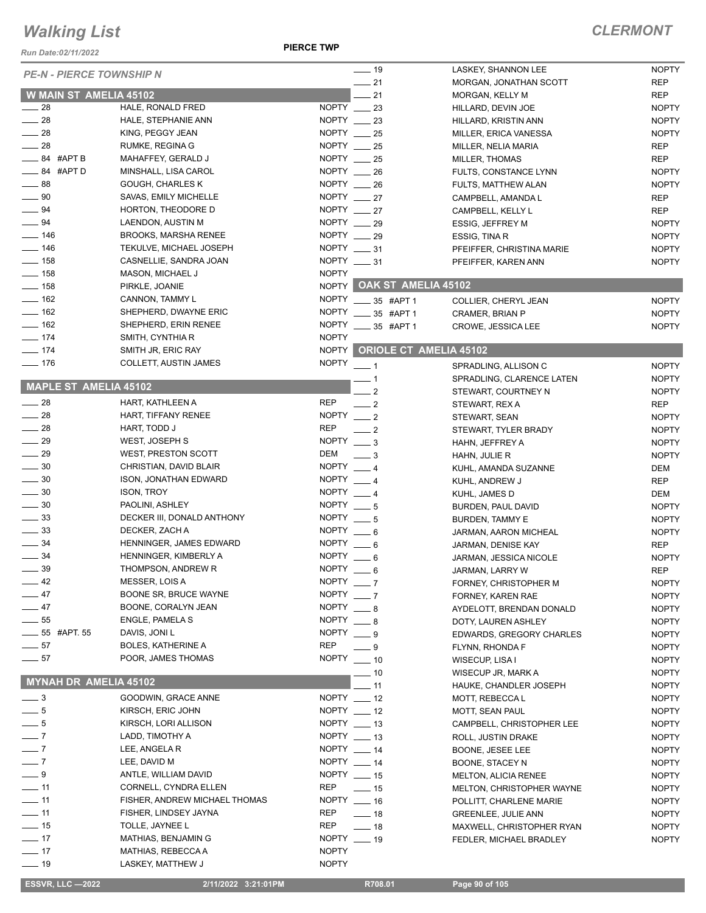# Walking List

**PIERCE TWP**

**CLERMONT**

*Run Date:02/11/2022*

## PE-N - PIERCE TOWNSHIP N

### W MAIN ST AMELIA 45102

| No. | Name | Party |
|---|---|---|
| 28 | HALE, RONALD FRED | NOPTY |
| 28 | HALE, STEPHANIE ANN | NOPTY |
| 28 | KING, PEGGY JEAN | NOPTY |
| 28 | RUMKE, REGINA G | NOPTY |
| 84 #APT B | MAHAFFEY, GERALD J | NOPTY |
| 84 #APT D | MINSHALL, LISA CAROL | NOPTY |
| 88 | GOUGH, CHARLES K | NOPTY |
| 90 | SAVAS, EMILY MICHELLE | NOPTY |
| 94 | HORTON, THEODORE D | NOPTY |
| 94 | LAENDON, AUSTIN M | NOPTY |
| 146 | BROOKS, MARSHA RENEE | NOPTY |
| 146 | TEKULVE, MICHAEL JOSEPH | NOPTY |
| 158 | CASNELLIE, SANDRA JOAN | NOPTY |
| 158 | MASON, MICHAEL J | NOPTY |
| 158 | PIRKLE, JOANIE | NOPTY |
| 162 | CANNON, TAMMY L | NOPTY |
| 162 | SHEPHERD, DWAYNE ERIC | NOPTY |
| 162 | SHEPHERD, ERIN RENEE | NOPTY |
| 174 | SMITH, CYNTHIA R | NOPTY |
| 174 | SMITH JR, ERIC RAY | NOPTY |
| 176 | COLLETT, AUSTIN JAMES | NOPTY |

### MAPLE ST AMELIA 45102

| No. | Name | Party |
|---|---|---|
| 28 | HART, KATHLEEN A | REP |
| 28 | HART, TIFFANY RENEE | NOPTY |
| 28 | HART, TODD J | REP |
| 29 | WEST, JOSEPH S | NOPTY |
| 29 | WEST, PRESTON SCOTT | DEM |
| 30 | CHRISTIAN, DAVID BLAIR | NOPTY |
| 30 | ISON, JONATHAN EDWARD | NOPTY |
| 30 | ISON, TROY | NOPTY |
| 30 | PAOLINI, ASHLEY | NOPTY |
| 33 | DECKER III, DONALD ANTHONY | NOPTY |
| 33 | DECKER, ZACH A | NOPTY |
| 34 | HENNINGER, JAMES EDWARD | NOPTY |
| 34 | HENNINGER, KIMBERLY A | NOPTY |
| 39 | THOMPSON, ANDREW R | NOPTY |
| 42 | MESSER, LOIS A | NOPTY |
| 47 | BOONE SR, BRUCE WAYNE | NOPTY |
| 47 | BOONE, CORALYN JEAN | NOPTY |
| 55 | ENGLE, PAMELA S | NOPTY |
| 55 #APT. 55 | DAVIS, JONI L | NOPTY |
| 57 | BOLES, KATHERINE A | REP |
| 57 | POOR, JAMES THOMAS | NOPTY |

### MYNAH DR AMELIA 45102

| No. | Name | Party |
|---|---|---|
| 3 | GOODWIN, GRACE ANNE | NOPTY |
| 5 | KIRSCH, ERIC JOHN | NOPTY |
| 5 | KIRSCH, LORI ALLISON | NOPTY |
| 7 | LADD, TIMOTHY A | NOPTY |
| 7 | LEE, ANGELA R | NOPTY |
| 7 | LEE, DAVID M | NOPTY |
| 9 | ANTLE, WILLIAM DAVID | NOPTY |
| 11 | CORNELL, CYNDRA ELLEN | REP |
| 11 | FISHER, ANDREW MICHAEL THOMAS | NOPTY |
| 11 | FISHER, LINDSEY JAYNA | REP |
| 15 | TOLLE, JAYNEE L | REP |
| 17 | MATHIAS, BENJAMIN G | NOPTY |
| 17 | MATHIAS, REBECCA A | NOPTY |
| 19 | LASKEY, MATTHEW J | NOPTY |
| 19 | LASKEY, SHANNON LEE | NOPTY |
| 21 | MORGAN, JONATHAN SCOTT | REP |
| 21 | MORGAN, KELLY M | REP |
| 23 | HILLARD, DEVIN JOE | NOPTY |
| 23 | HILLARD, KRISTIN ANN | NOPTY |
| 25 | MILLER, ERICA VANESSA | NOPTY |
| 25 | MILLER, NELIA MARIA | REP |
| 25 | MILLER, THOMAS | REP |
| 26 | FULTS, CONSTANCE LYNN | NOPTY |
| 26 | FULTS, MATTHEW ALAN | NOPTY |
| 27 | CAMPBELL, AMANDA L | REP |
| 27 | CAMPBELL, KELLY L | REP |
| 29 | ESSIG, JEFFREY M | NOPTY |
| 29 | ESSIG, TINA R | NOPTY |
| 31 | PFEIFFER, CHRISTINA MARIE | NOPTY |
| 31 | PFEIFFER, KAREN ANN | NOPTY |

### OAK ST AMELIA 45102

| No. | Name | Party |
|---|---|---|
| 35 #APT 1 | COLLIER, CHERYL JEAN | NOPTY |
| 35 #APT 1 | CRAMER, BRIAN P | NOPTY |
| 35 #APT 1 | CROWE, JESSICA LEE | NOPTY |

### ORIOLE CT AMELIA 45102

| No. | Name | Party |
|---|---|---|
| 1 | SPRADLING, ALLISON C | NOPTY |
| 1 | SPRADLING, CLARENCE LATEN | NOPTY |
| 2 | STEWART, COURTNEY N | NOPTY |
| 2 | STEWART, REX A | REP |
| 2 | STEWART, SEAN | NOPTY |
| 2 | STEWART, TYLER BRADY | NOPTY |
| 3 | HAHN, JEFFREY A | NOPTY |
| 3 | HAHN, JULIE R | NOPTY |
| 4 | KUHL, AMANDA SUZANNE | DEM |
| 4 | KUHL, ANDREW J | REP |
| 4 | KUHL, JAMES D | DEM |
| 5 | BURDEN, PAUL DAVID | NOPTY |
| 5 | BURDEN, TAMMY E | NOPTY |
| 6 | JARMAN, AARON MICHEAL | NOPTY |
| 6 | JARMAN, DENISE KAY | REP |
| 6 | JARMAN, JESSICA NICOLE | NOPTY |
| 6 | JARMAN, LARRY W | REP |
| 7 | FORNEY, CHRISTOPHER M | NOPTY |
| 7 | FORNEY, KAREN RAE | NOPTY |
| 8 | AYDELOTT, BRENDAN DONALD | NOPTY |
| 8 | DOTY, LAUREN ASHLEY | NOPTY |
| 9 | EDWARDS, GREGORY CHARLES | NOPTY |
| 9 | FLYNN, RHONDA F | NOPTY |
| 10 | WISECUP, LISA I | NOPTY |
| 10 | WISECUP JR, MARK A | NOPTY |
| 11 | HAUKE, CHANDLER JOSEPH | NOPTY |
| 12 | MOTT, REBECCA L | NOPTY |
| 12 | MOTT, SEAN PAUL | NOPTY |
| 13 | CAMPBELL, CHRISTOPHER LEE | NOPTY |
| 13 | ROLL, JUSTIN DRAKE | NOPTY |
| 14 | BOONE, JESEE LEE | NOPTY |
| 14 | BOONE, STACEY N | NOPTY |
| 15 | MELTON, ALICIA RENEE | NOPTY |
| 15 | MELTON, CHRISTOPHER WAYNE | NOPTY |
| 16 | POLLITT, CHARLENE MARIE | NOPTY |
| 18 | GREENLEE, JULIE ANN | NOPTY |
| 18 | MAXWELL, CHRISTOPHER RYAN | NOPTY |
| 19 | FEDLER, MICHAEL BRADLEY | NOPTY |

ESSVR, LLC —2022 | 2/11/2022 3:21:01PM | R708.01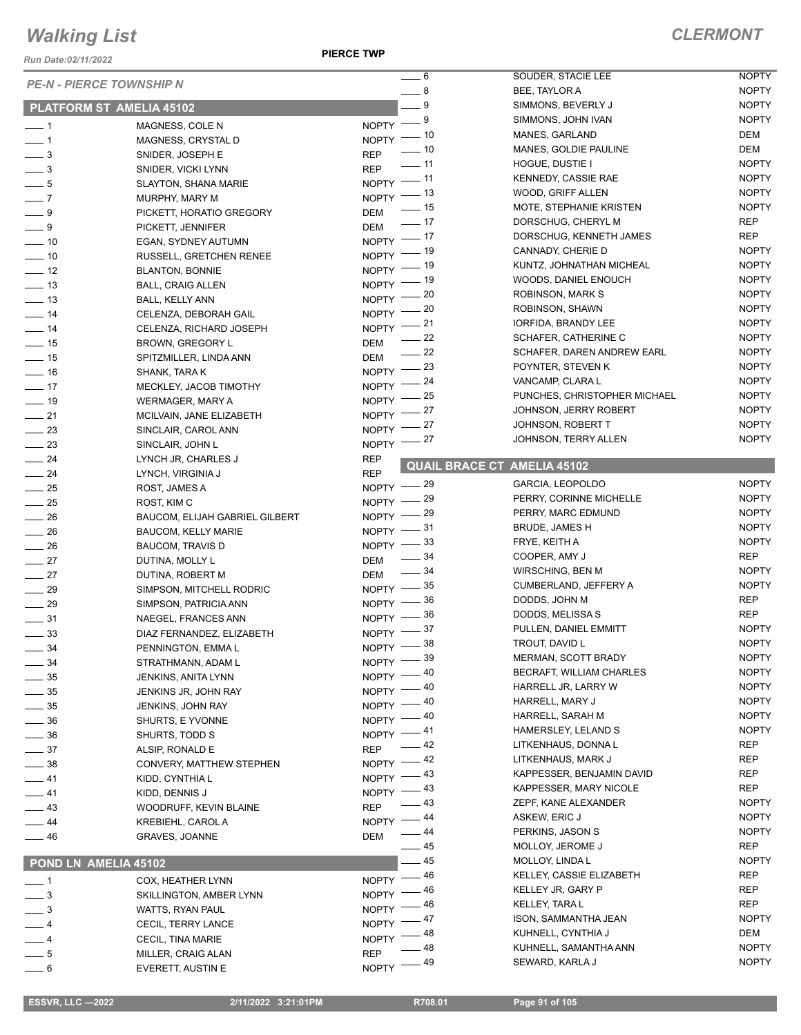# Walking List

**CLERMONT**

Run Date:02/11/2022

**PIERCE TWP**

*PE-N - PIERCE TOWNSHIP N*

## PLATFORM ST AMELIA 45102

| No. | Name | Party |
|---|---|---|
| 1 | MAGNESS, COLE N | NOPTY |
| 1 | MAGNESS, CRYSTAL D | NOPTY |
| 3 | SNIDER, JOSEPH E | REP |
| 3 | SNIDER, VICKI LYNN | REP |
| 5 | SLAYTON, SHANA MARIE | NOPTY |
| 7 | MURPHY, MARY M | NOPTY |
| 9 | PICKETT, HORATIO GREGORY | DEM |
| 9 | PICKETT, JENNIFER | DEM |
| 10 | EGAN, SYDNEY AUTUMN | NOPTY |
| 10 | RUSSELL, GRETCHEN RENEE | NOPTY |
| 12 | BLANTON, BONNIE | NOPTY |
| 13 | BALL, CRAIG ALLEN | NOPTY |
| 13 | BALL, KELLY ANN | NOPTY |
| 14 | CELENZA, DEBORAH GAIL | NOPTY |
| 14 | CELENZA, RICHARD JOSEPH | NOPTY |
| 15 | BROWN, GREGORY L | DEM |
| 15 | SPITZMILLER, LINDA ANN | DEM |
| 16 | SHANK, TARA K | NOPTY |
| 17 | MECKLEY, JACOB TIMOTHY | NOPTY |
| 19 | WERMAGER, MARY A | NOPTY |
| 21 | MCILVAIN, JANE ELIZABETH | NOPTY |
| 23 | SINCLAIR, CAROL ANN | NOPTY |
| 23 | SINCLAIR, JOHN L | NOPTY |
| 24 | LYNCH JR, CHARLES J | REP |
| 24 | LYNCH, VIRGINIA J | REP |
| 25 | ROST, JAMES A | NOPTY |
| 25 | ROST, KIM C | NOPTY |
| 26 | BAUCOM, ELIJAH GABRIEL GILBERT | NOPTY |
| 26 | BAUCOM, KELLY MARIE | NOPTY |
| 26 | BAUCOM, TRAVIS D | NOPTY |
| 27 | DUTINA, MOLLY L | DEM |
| 27 | DUTINA, ROBERT M | DEM |
| 29 | SIMPSON, MITCHELL RODRIC | NOPTY |
| 29 | SIMPSON, PATRICIA ANN | NOPTY |
| 31 | NAEGEL, FRANCES ANN | NOPTY |
| 33 | DIAZ FERNANDEZ, ELIZABETH | NOPTY |
| 34 | PENNINGTON, EMMA L | NOPTY |
| 34 | STRATHMANN, ADAM L | NOPTY |
| 35 | JENKINS, ANITA LYNN | NOPTY |
| 35 | JENKINS JR, JOHN RAY | NOPTY |
| 35 | JENKINS, JOHN RAY | NOPTY |
| 36 | SHURTS, E YVONNE | NOPTY |
| 36 | SHURTS, TODD S | NOPTY |
| 37 | ALSIP, RONALD E | REP |
| 38 | CONVERY, MATTHEW STEPHEN | NOPTY |
| 41 | KIDD, CYNTHIA L | NOPTY |
| 41 | KIDD, DENNIS J | NOPTY |
| 43 | WOODRUFF, KEVIN BLAINE | REP |
| 44 | KREBIEHL, CAROL A | NOPTY |
| 46 | GRAVES, JOANNE | DEM |

## POND LN AMELIA 45102

| No. | Name | Party |
|---|---|---|
| 1 | COX, HEATHER LYNN | NOPTY |
| 3 | SKILLINGTON, AMBER LYNN | NOPTY |
| 3 | WATTS, RYAN PAUL | NOPTY |
| 4 | CECIL, TERRY LANCE | NOPTY |
| 4 | CECIL, TINA MARIE | NOPTY |
| 5 | MILLER, CRAIG ALAN | REP |
| 6 | EVERETT, AUSTIN E | NOPTY |
| 6 | SOUDER, STACIE LEE | NOPTY |
| 8 | BEE, TAYLOR A | NOPTY |
| 9 | SIMMONS, BEVERLY J | NOPTY |
| 9 | SIMMONS, JOHN IVAN | NOPTY |
| 10 | MANES, GARLAND | DEM |
| 10 | MANES, GOLDIE PAULINE | DEM |
| 11 | HOGUE, DUSTIE I | NOPTY |
| 11 | KENNEDY, CASSIE RAE | NOPTY |
| 13 | WOOD, GRIFF ALLEN | NOPTY |
| 15 | MOTE, STEPHANIE KRISTEN | NOPTY |
| 17 | DORSCHUG, CHERYL M | REP |
| 17 | DORSCHUG, KENNETH JAMES | REP |
| 19 | CANNADY, CHERIE D | NOPTY |
| 19 | KUNTZ, JOHNATHAN MICHEAL | NOPTY |
| 19 | WOODS, DANIEL ENOUCH | NOPTY |
| 20 | ROBINSON, MARK S | NOPTY |
| 20 | ROBINSON, SHAWN | NOPTY |
| 21 | IORFIDA, BRANDY LEE | NOPTY |
| 22 | SCHAFER, CATHERINE C | NOPTY |
| 22 | SCHAFER, DAREN ANDREW EARL | NOPTY |
| 23 | POYNTER, STEVEN K | NOPTY |
| 24 | VANCAMP, CLARA L | NOPTY |
| 25 | PUNCHES, CHRISTOPHER MICHAEL | NOPTY |
| 27 | JOHNSON, JERRY ROBERT | NOPTY |
| 27 | JOHNSON, ROBERT T | NOPTY |
| 27 | JOHNSON, TERRY ALLEN | NOPTY |

## QUAIL BRACE CT AMELIA 45102

| No. | Name | Party |
|---|---|---|
| 29 | GARCIA, LEOPOLDO | NOPTY |
| 29 | PERRY, CORINNE MICHELLE | NOPTY |
| 29 | PERRY, MARC EDMUND | NOPTY |
| 31 | BRUDE, JAMES H | NOPTY |
| 33 | FRYE, KEITH A | NOPTY |
| 34 | COOPER, AMY J | REP |
| 34 | WIRSCHING, BEN M | NOPTY |
| 35 | CUMBERLAND, JEFFERY A | NOPTY |
| 36 | DODDS, JOHN M | REP |
| 36 | DODDS, MELISSA S | REP |
| 37 | PULLEN, DANIEL EMMITT | NOPTY |
| 38 | TROUT, DAVID L | NOPTY |
| 39 | MERMAN, SCOTT BRADY | NOPTY |
| 40 | BECRAFT, WILLIAM CHARLES | NOPTY |
| 40 | HARRELL JR, LARRY W | NOPTY |
| 40 | HARRELL, MARY J | NOPTY |
| 40 | HARRELL, SARAH M | NOPTY |
| 41 | HAMERSLEY, LELAND S | NOPTY |
| 42 | LITKENHAUS, DONNA L | REP |
| 42 | LITKENHAUS, MARK J | REP |
| 43 | KAPPESSER, BENJAMIN DAVID | REP |
| 43 | KAPPESSER, MARY NICOLE | REP |
| 43 | ZEPF, KANE ALEXANDER | NOPTY |
| 44 | ASKEW, ERIC J | NOPTY |
| 44 | PERKINS, JASON S | NOPTY |
| 45 | MOLLOY, JEROME J | REP |
| 45 | MOLLOY, LINDA L | NOPTY |
| 46 | KELLEY, CASSIE ELIZABETH | REP |
| 46 | KELLEY JR, GARY P | REP |
| 46 | KELLEY, TARA L | REP |
| 47 | ISON, SAMMANTHA JEAN | NOPTY |
| 48 | KUHNELL, CYNTHIA J | DEM |
| 48 | KUHNELL, SAMANTHA ANN | NOPTY |
| 49 | SEWARD, KARLA J | NOPTY |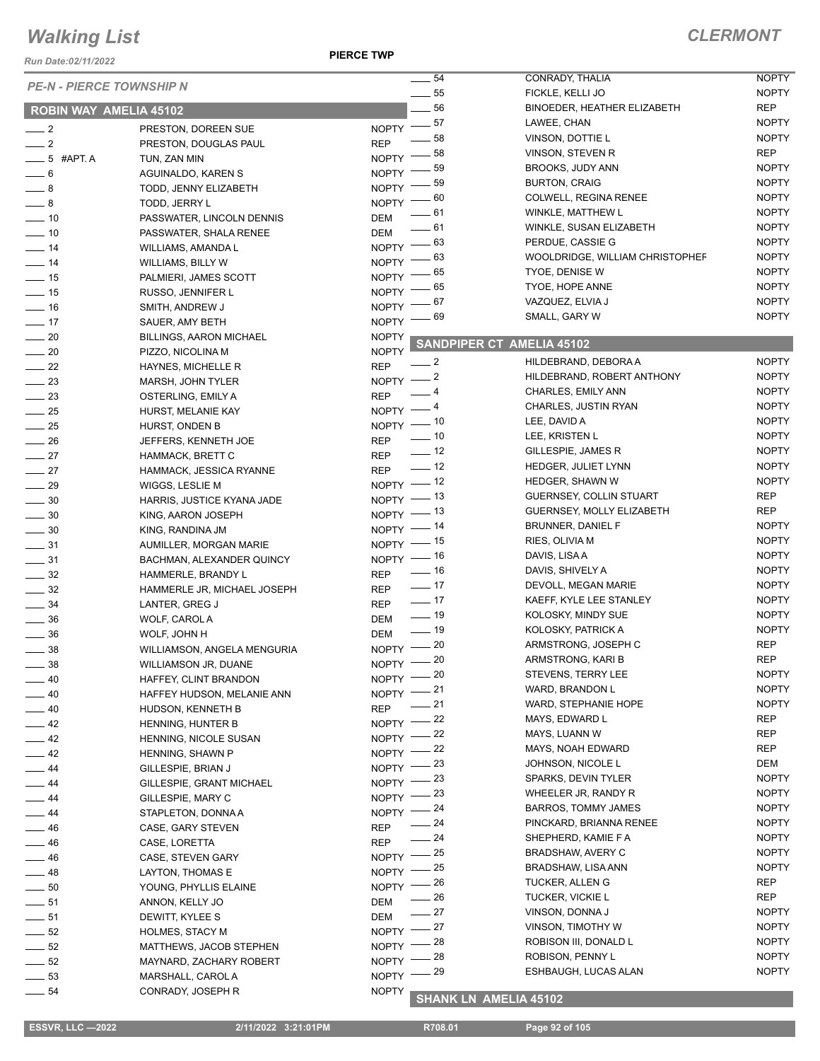# Walking List

## CLERMONT

PIERCE TWP

### PE-N - PIERCE TOWNSHIP N

### ROBIN WAY AMELIA 45102

| No. | Name | Party |
|---|---|---|
| 2 | PRESTON, DOREEN SUE | NOPTY |
| 2 | PRESTON, DOUGLAS PAUL | REP |
| 5 #APT. A | TUN, ZAN MIN | NOPTY |
| 6 | AGUINALDO, KAREN S | NOPTY |
| 8 | TODD, JENNY ELIZABETH | NOPTY |
| 8 | TODD, JERRY L | NOPTY |
| 10 | PASSWATER, LINCOLN DENNIS | DEM |
| 10 | PASSWATER, SHALA RENEE | DEM |
| 14 | WILLIAMS, AMANDA L | NOPTY |
| 14 | WILLIAMS, BILLY W | NOPTY |
| 15 | PALMIERI, JAMES SCOTT | NOPTY |
| 15 | RUSSO, JENNIFER L | NOPTY |
| 16 | SMITH, ANDREW J | NOPTY |
| 17 | SAUER, AMY BETH | NOPTY |
| 20 | BILLINGS, AARON MICHAEL | NOPTY |
| 20 | PIZZO, NICOLINA M | NOPTY |
| 22 | HAYNES, MICHELLE R | REP |
| 23 | MARSH, JOHN TYLER | NOPTY |
| 23 | OSTERLING, EMILY A | REP |
| 25 | HURST, MELANIE KAY | NOPTY |
| 25 | HURST, ONDEN B | NOPTY |
| 26 | JEFFERS, KENNETH JOE | REP |
| 27 | HAMMACK, BRETT C | REP |
| 27 | HAMMACK, JESSICA RYANNE | REP |
| 29 | WIGGS, LESLIE M | NOPTY |
| 30 | HARRIS, JUSTICE KYANA JADE | NOPTY |
| 30 | KING, AARON JOSEPH | NOPTY |
| 30 | KING, RANDINA JM | NOPTY |
| 31 | AUMILLER, MORGAN MARIE | NOPTY |
| 31 | BACHMAN, ALEXANDER QUINCY | NOPTY |
| 32 | HAMMERLE, BRANDY L | REP |
| 32 | HAMMERLE JR, MICHAEL JOSEPH | REP |
| 34 | LANTER, GREG J | REP |
| 36 | WOLF, CAROL A | DEM |
| 36 | WOLF, JOHN H | DEM |
| 38 | WILLIAMSON, ANGELA MENGURIA | NOPTY |
| 38 | WILLIAMSON JR, DUANE | NOPTY |
| 40 | HAFFEY, CLINT BRANDON | NOPTY |
| 40 | HAFFEY HUDSON, MELANIE ANN | NOPTY |
| 40 | HUDSON, KENNETH B | REP |
| 42 | HENNING, HUNTER B | NOPTY |
| 42 | HENNING, NICOLE SUSAN | NOPTY |
| 42 | HENNING, SHAWN P | NOPTY |
| 44 | GILLESPIE, BRIAN J | NOPTY |
| 44 | GILLESPIE, GRANT MICHAEL | NOPTY |
| 44 | GILLESPIE, MARY C | NOPTY |
| 44 | STAPLETON, DONNA A | NOPTY |
| 46 | CASE, GARY STEVEN | REP |
| 46 | CASE, LORETTA | REP |
| 46 | CASE, STEVEN GARY | NOPTY |
| 48 | LAYTON, THOMAS E | NOPTY |
| 50 | YOUNG, PHYLLIS ELAINE | NOPTY |
| 51 | ANNON, KELLY JO | DEM |
| 51 | DEWITT, KYLEE S | DEM |
| 52 | HOLMES, STACY M | NOPTY |
| 52 | MATTHEWS, JACOB STEPHEN | NOPTY |
| 52 | MAYNARD, ZACHARY ROBERT | NOPTY |
| 53 | MARSHALL, CAROL A | NOPTY |
| 54 | CONRADY, JOSEPH R | NOPTY |
| 54 | CONRADY, THALIA | NOPTY |
| 55 | FICKLE, KELLI JO | NOPTY |
| 56 | BINOEDER, HEATHER ELIZABETH | REP |
| 57 | LAWEE, CHAN | NOPTY |
| 58 | VINSON, DOTTIE L | NOPTY |
| 58 | VINSON, STEVEN R | REP |
| 59 | BROOKS, JUDY ANN | NOPTY |
| 59 | BURTON, CRAIG | NOPTY |
| 60 | COLWELL, REGINA RENEE | NOPTY |
| 61 | WINKLE, MATTHEW L | NOPTY |
| 61 | WINKLE, SUSAN ELIZABETH | NOPTY |
| 63 | PERDUE, CASSIE G | NOPTY |
| 63 | WOOLDRIDGE, WILLIAM CHRISTOPHEF | NOPTY |
| 65 | TYOE, DENISE W | NOPTY |
| 65 | TYOE, HOPE ANNE | NOPTY |
| 67 | VAZQUEZ, ELVIA J | NOPTY |
| 69 | SMALL, GARY W | NOPTY |

### SANDPIPER CT AMELIA 45102

| No. | Name | Party |
|---|---|---|
| 2 | HILDEBRAND, DEBORA A | NOPTY |
| 2 | HILDEBRAND, ROBERT ANTHONY | NOPTY |
| 4 | CHARLES, EMILY ANN | NOPTY |
| 4 | CHARLES, JUSTIN RYAN | NOPTY |
| 10 | LEE, DAVID A | NOPTY |
| 10 | LEE, KRISTEN L | NOPTY |
| 12 | GILLESPIE, JAMES R | NOPTY |
| 12 | HEDGER, JULIET LYNN | NOPTY |
| 12 | HEDGER, SHAWN W | NOPTY |
| 13 | GUERNSEY, COLLIN STUART | REP |
| 13 | GUERNSEY, MOLLY ELIZABETH | REP |
| 14 | BRUNNER, DANIEL F | NOPTY |
| 15 | RIES, OLIVIA M | NOPTY |
| 16 | DAVIS, LISA A | NOPTY |
| 16 | DAVIS, SHIVELY A | NOPTY |
| 17 | DEVOLL, MEGAN MARIE | NOPTY |
| 17 | KAEFF, KYLE LEE STANLEY | NOPTY |
| 19 | KOLOSKY, MINDY SUE | NOPTY |
| 19 | KOLOSKY, PATRICK A | NOPTY |
| 20 | ARMSTRONG, JOSEPH C | REP |
| 20 | ARMSTRONG, KARI B | REP |
| 20 | STEVENS, TERRY LEE | NOPTY |
| 21 | WARD, BRANDON L | NOPTY |
| 21 | WARD, STEPHANIE HOPE | NOPTY |
| 22 | MAYS, EDWARD L | REP |
| 22 | MAYS, LUANN W | REP |
| 22 | MAYS, NOAH EDWARD | REP |
| 23 | JOHNSON, NICOLE L | DEM |
| 23 | SPARKS, DEVIN TYLER | NOPTY |
| 23 | WHEELER JR, RANDY R | NOPTY |
| 24 | BARROS, TOMMY JAMES | NOPTY |
| 24 | PINCKARD, BRIANNA RENEE | NOPTY |
| 24 | SHEPHERD, KAMIE F A | NOPTY |
| 25 | BRADSHAW, AVERY C | NOPTY |
| 25 | BRADSHAW, LISA ANN | NOPTY |
| 26 | TUCKER, ALLEN G | REP |
| 26 | TUCKER, VICKIE L | REP |
| 27 | VINSON, DONNA J | NOPTY |
| 27 | VINSON, TIMOTHY W | NOPTY |
| 28 | ROBISON III, DONALD L | NOPTY |
| 28 | ROBISON, PENNY L | NOPTY |
| 29 | ESHBAUGH, LUCAS ALAN | NOPTY |

### SHANK LN AMELIA 45102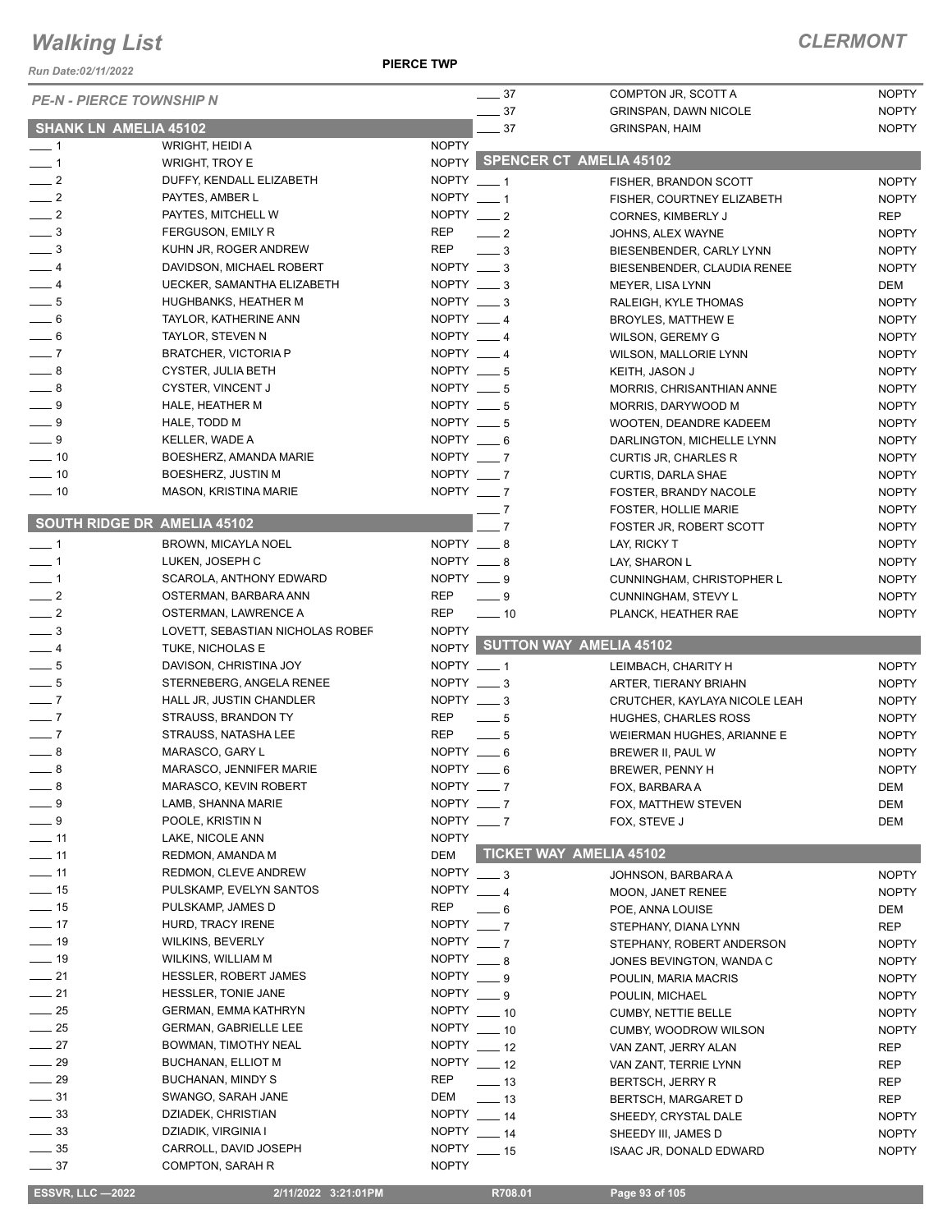# Walking List

**CLERMONT**

Run Date:02/11/2022

**PIERCE TWP**

*PE-N - PIERCE TOWNSHIP N*

## SHANK LN AMELIA 45102

| | Name | Party |
|---|---|---|
| ___ 1 | WRIGHT, HEIDI A | NOPTY |
| ___ 1 | WRIGHT, TROY E | NOPTY |
| ___ 2 | DUFFY, KENDALL ELIZABETH | NOPTY |
| ___ 2 | PAYTES, AMBER L | NOPTY |
| ___ 2 | PAYTES, MITCHELL W | NOPTY |
| ___ 3 | FERGUSON, EMILY R | REP |
| ___ 3 | KUHN JR, ROGER ANDREW | REP |
| ___ 4 | DAVIDSON, MICHAEL ROBERT | NOPTY |
| ___ 4 | UECKER, SAMANTHA ELIZABETH | NOPTY |
| ___ 5 | HUGHBANKS, HEATHER M | NOPTY |
| ___ 6 | TAYLOR, KATHERINE ANN | NOPTY |
| ___ 6 | TAYLOR, STEVEN N | NOPTY |
| ___ 7 | BRATCHER, VICTORIA P | NOPTY |
| ___ 8 | CYSTER, JULIA BETH | NOPTY |
| ___ 8 | CYSTER, VINCENT J | NOPTY |
| ___ 9 | HALE, HEATHER M | NOPTY |
| ___ 9 | HALE, TODD M | NOPTY |
| ___ 9 | KELLER, WADE A | NOPTY |
| ___ 10 | BOESHERZ, AMANDA MARIE | NOPTY |
| ___ 10 | BOESHERZ, JUSTIN M | NOPTY |
| ___ 10 | MASON, KRISTINA MARIE | NOPTY |

## SOUTH RIDGE DR AMELIA 45102

| | Name | Party |
|---|---|---|
| ___ 1 | BROWN, MICAYLA NOEL | NOPTY |
| ___ 1 | LUKEN, JOSEPH C | NOPTY |
| ___ 1 | SCAROLA, ANTHONY EDWARD | NOPTY |
| ___ 2 | OSTERMAN, BARBARA ANN | REP |
| ___ 2 | OSTERMAN, LAWRENCE A | REP |
| ___ 3 | LOVETT, SEBASTIAN NICHOLAS ROBEF | NOPTY |
| ___ 4 | TUKE, NICHOLAS E | NOPTY |
| ___ 5 | DAVISON, CHRISTINA JOY | NOPTY |
| ___ 5 | STERNEBERG, ANGELA RENEE | NOPTY |
| ___ 7 | HALL JR, JUSTIN CHANDLER | NOPTY |
| ___ 7 | STRAUSS, BRANDON TY | REP |
| ___ 7 | STRAUSS, NATASHA LEE | REP |
| ___ 8 | MARASCO, GARY L | NOPTY |
| ___ 8 | MARASCO, JENNIFER MARIE | NOPTY |
| ___ 8 | MARASCO, KEVIN ROBERT | NOPTY |
| ___ 9 | LAMB, SHANNA MARIE | NOPTY |
| ___ 9 | POOLE, KRISTIN N | NOPTY |
| ___ 11 | LAKE, NICOLE ANN | NOPTY |
| ___ 11 | REDMON, AMANDA M | DEM |
| ___ 11 | REDMON, CLEVE ANDREW | NOPTY |
| ___ 15 | PULSKAMP, EVELYN SANTOS | NOPTY |
| ___ 15 | PULSKAMP, JAMES D | REP |
| ___ 17 | HURD, TRACY IRENE | NOPTY |
| ___ 19 | WILKINS, BEVERLY | NOPTY |
| ___ 19 | WILKINS, WILLIAM M | NOPTY |
| ___ 21 | HESSLER, ROBERT JAMES | NOPTY |
| ___ 21 | HESSLER, TONIE JANE | NOPTY |
| ___ 25 | GERMAN, EMMA KATHRYN | NOPTY |
| ___ 25 | GERMAN, GABRIELLE LEE | NOPTY |
| ___ 27 | BOWMAN, TIMOTHY NEAL | NOPTY |
| ___ 29 | BUCHANAN, ELLIOT M | NOPTY |
| ___ 29 | BUCHANAN, MINDY S | REP |
| ___ 31 | SWANGO, SARAH JANE | DEM |
| ___ 33 | DZIADEK, CHRISTIAN | NOPTY |
| ___ 33 | DZIADIK, VIRGINIA I | NOPTY |
| ___ 35 | CARROLL, DAVID JOSEPH | NOPTY |
| ___ 37 | COMPTON, SARAH R | NOPTY |
| ___ 37 | COMPTON JR, SCOTT A | NOPTY |
| ___ 37 | GRINSPAN, DAWN NICOLE | NOPTY |
| ___ 37 | GRINSPAN, HAIM | NOPTY |

## SPENCER CT AMELIA 45102

| | Name | Party |
|---|---|---|
| ___ 1 | FISHER, BRANDON SCOTT | NOPTY |
| ___ 1 | FISHER, COURTNEY ELIZABETH | NOPTY |
| ___ 2 | CORNES, KIMBERLY J | REP |
| ___ 2 | JOHNS, ALEX WAYNE | NOPTY |
| ___ 3 | BIESENBENDER, CARLY LYNN | NOPTY |
| ___ 3 | BIESENBENDER, CLAUDIA RENEE | NOPTY |
| ___ 3 | MEYER, LISA LYNN | DEM |
| ___ 3 | RALEIGH, KYLE THOMAS | NOPTY |
| ___ 4 | BROYLES, MATTHEW E | NOPTY |
| ___ 4 | WILSON, GEREMY G | NOPTY |
| ___ 4 | WILSON, MALLORIE LYNN | NOPTY |
| ___ 5 | KEITH, JASON J | NOPTY |
| ___ 5 | MORRIS, CHRISANTHIAN ANNE | NOPTY |
| ___ 5 | MORRIS, DARYWOOD M | NOPTY |
| ___ 5 | WOOTEN, DEANDRE KADEEM | NOPTY |
| ___ 6 | DARLINGTON, MICHELLE LYNN | NOPTY |
| ___ 7 | CURTIS JR, CHARLES R | NOPTY |
| ___ 7 | CURTIS, DARLA SHAE | NOPTY |
| ___ 7 | FOSTER, BRANDY NACOLE | NOPTY |
| ___ 7 | FOSTER, HOLLIE MARIE | NOPTY |
| ___ 7 | FOSTER JR, ROBERT SCOTT | NOPTY |
| ___ 8 | LAY, RICKY T | NOPTY |
| ___ 8 | LAY, SHARON L | NOPTY |
| ___ 9 | CUNNINGHAM, CHRISTOPHER L | NOPTY |
| ___ 9 | CUNNINGHAM, STEVY L | NOPTY |
| ___ 10 | PLANCK, HEATHER RAE | NOPTY |

## SUTTON WAY AMELIA 45102

| | Name | Party |
|---|---|---|
| ___ 1 | LEIMBACH, CHARITY H | NOPTY |
| ___ 3 | ARTER, TIERANY BRIAHN | NOPTY |
| ___ 3 | CRUTCHER, KAYLAYA NICOLE LEAH | NOPTY |
| ___ 5 | HUGHES, CHARLES ROSS | NOPTY |
| ___ 5 | WEIERMAN HUGHES, ARIANNE E | NOPTY |
| ___ 6 | BREWER II, PAUL W | NOPTY |
| ___ 6 | BREWER, PENNY H | NOPTY |
| ___ 7 | FOX, BARBARA A | DEM |
| ___ 7 | FOX, MATTHEW STEVEN | DEM |
| ___ 7 | FOX, STEVE J | DEM |

## TICKET WAY AMELIA 45102

| | Name | Party |
|---|---|---|
| ___ 3 | JOHNSON, BARBARA A | NOPTY |
| ___ 4 | MOON, JANET RENEE | NOPTY |
| ___ 6 | POE, ANNA LOUISE | DEM |
| ___ 7 | STEPHANY, DIANA LYNN | REP |
| ___ 7 | STEPHANY, ROBERT ANDERSON | NOPTY |
| ___ 8 | JONES BEVINGTON, WANDA C | NOPTY |
| ___ 9 | POULIN, MARIA MACRIS | NOPTY |
| ___ 9 | POULIN, MICHAEL | NOPTY |
| ___ 10 | CUMBY, NETTIE BELLE | NOPTY |
| ___ 10 | CUMBY, WOODROW WILSON | NOPTY |
| ___ 12 | VAN ZANT, JERRY ALAN | REP |
| ___ 12 | VAN ZANT, TERRIE LYNN | REP |
| ___ 13 | BERTSCH, JERRY R | REP |
| ___ 13 | BERTSCH, MARGARET D | REP |
| ___ 14 | SHEEDY, CRYSTAL DALE | NOPTY |
| ___ 14 | SHEEDY III, JAMES D | NOPTY |
| ___ 15 | ISAAC JR, DONALD EDWARD | NOPTY |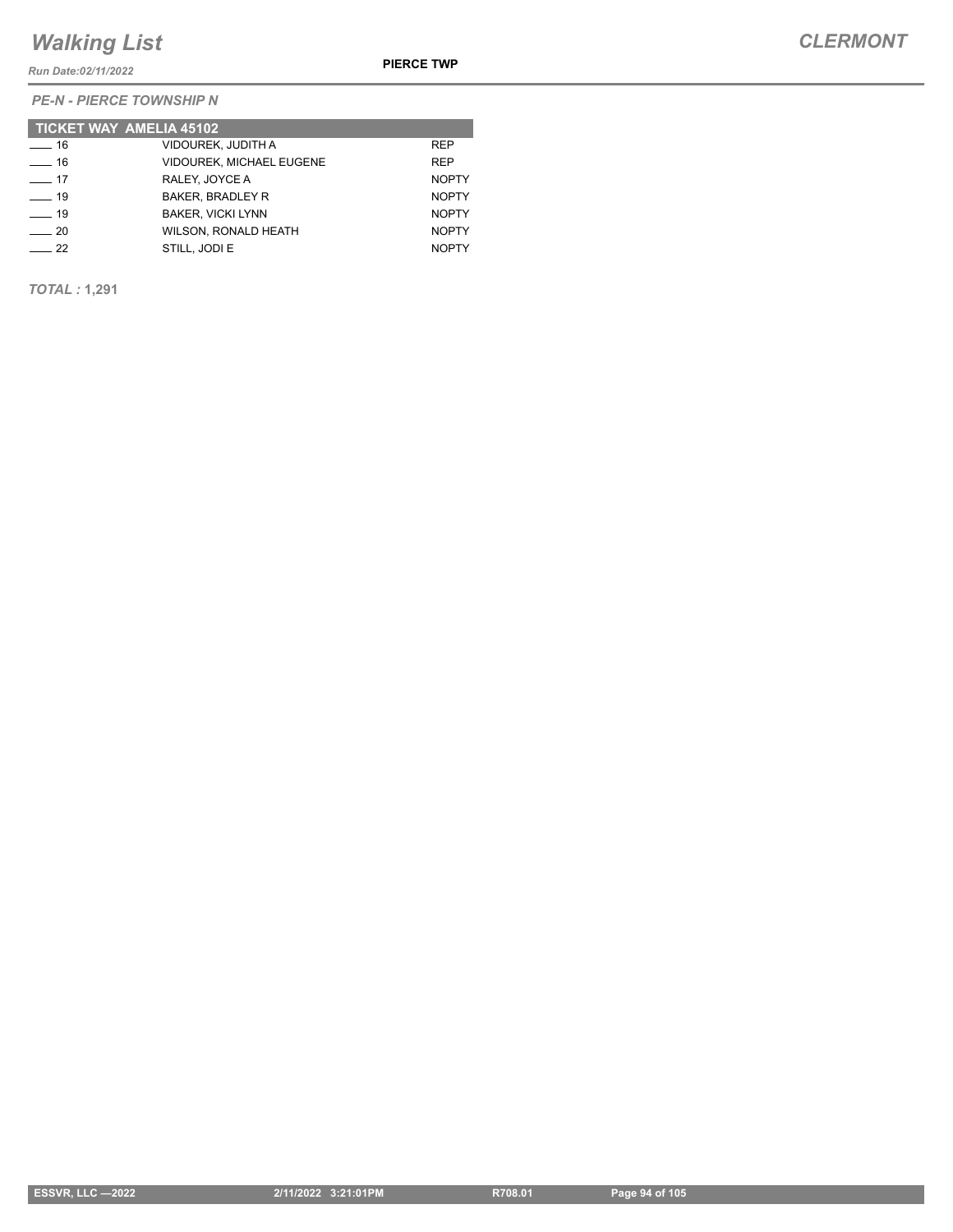## PE-N - PIERCE TOWNSHIP N

| TICKET WAY AMELIA 45102 | | |
|---|---|---|
| ____ 16 | VIDOUREK, JUDITH A | REP |
| ____ 16 | VIDOUREK, MICHAEL EUGENE | REP |
| ____ 17 | RALEY, JOYCE A | NOPTY |
| ____ 19 | BAKER, BRADLEY R | NOPTY |
| ____ 19 | BAKER, VICKI LYNN | NOPTY |
| ____ 20 | WILSON, RONALD HEATH | NOPTY |
| ____ 22 | STILL, JODI E | NOPTY |

***TOTAL :*** **1,291**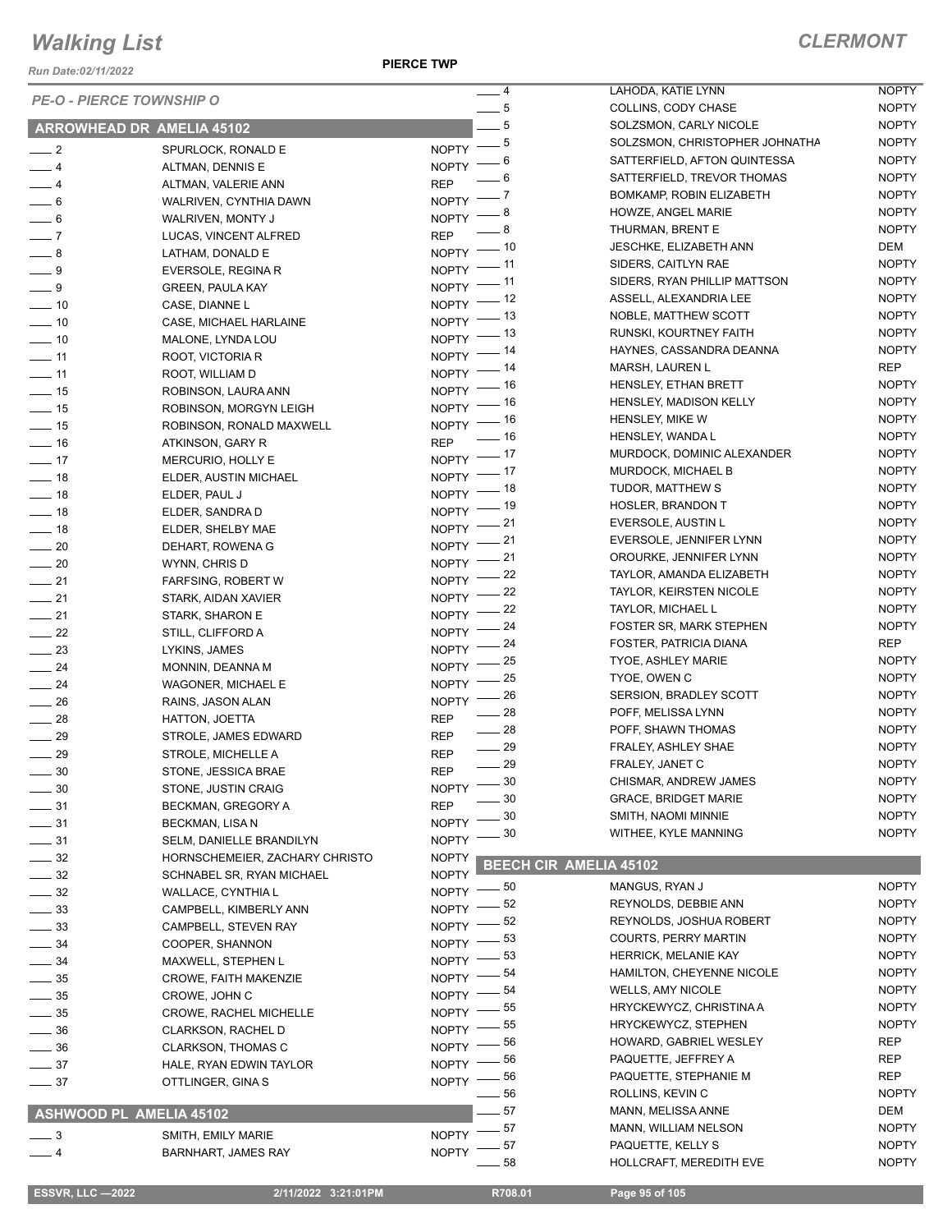# Walking List

**CLERMONT**

Run Date:02/11/2022

**PIERCE TWP**

*PE-O - PIERCE TOWNSHIP O*

## ARROWHEAD DR AMELIA 45102

| No. | Name | Party |
|---|---|---|
| 2 | SPURLOCK, RONALD E | NOPTY |
| 4 | ALTMAN, DENNIS E | NOPTY |
| 4 | ALTMAN, VALERIE ANN | REP |
| 6 | WALRIVEN, CYNTHIA DAWN | NOPTY |
| 6 | WALRIVEN, MONTY J | NOPTY |
| 7 | LUCAS, VINCENT ALFRED | REP |
| 8 | LATHAM, DONALD E | NOPTY |
| 9 | EVERSOLE, REGINA R | NOPTY |
| 9 | GREEN, PAULA KAY | NOPTY |
| 10 | CASE, DIANNE L | NOPTY |
| 10 | CASE, MICHAEL HARLAINE | NOPTY |
| 10 | MALONE, LYNDA LOU | NOPTY |
| 11 | ROOT, VICTORIA R | NOPTY |
| 11 | ROOT, WILLIAM D | NOPTY |
| 15 | ROBINSON, LAURA ANN | NOPTY |
| 15 | ROBINSON, MORGYN LEIGH | NOPTY |
| 15 | ROBINSON, RONALD MAXWELL | NOPTY |
| 16 | ATKINSON, GARY R | REP |
| 17 | MERCURIO, HOLLY E | NOPTY |
| 18 | ELDER, AUSTIN MICHAEL | NOPTY |
| 18 | ELDER, PAUL J | NOPTY |
| 18 | ELDER, SANDRA D | NOPTY |
| 18 | ELDER, SHELBY MAE | NOPTY |
| 20 | DEHART, ROWENA G | NOPTY |
| 20 | WYNN, CHRIS D | NOPTY |
| 21 | FARFSING, ROBERT W | NOPTY |
| 21 | STARK, AIDAN XAVIER | NOPTY |
| 21 | STARK, SHARON E | NOPTY |
| 22 | STILL, CLIFFORD A | NOPTY |
| 23 | LYKINS, JAMES | NOPTY |
| 24 | MONNIN, DEANNA M | NOPTY |
| 24 | WAGONER, MICHAEL E | NOPTY |
| 26 | RAINS, JASON ALAN | NOPTY |
| 28 | HATTON, JOETTA | REP |
| 29 | STROLE, JAMES EDWARD | REP |
| 29 | STROLE, MICHELLE A | REP |
| 30 | STONE, JESSICA BRAE | REP |
| 30 | STONE, JUSTIN CRAIG | NOPTY |
| 31 | BECKMAN, GREGORY A | REP |
| 31 | BECKMAN, LISA N | NOPTY |
| 31 | SELM, DANIELLE BRANDILYN | NOPTY |
| 32 | HORNSCHEMEIER, ZACHARY CHRISTO | NOPTY |
| 32 | SCHNABEL SR, RYAN MICHAEL | NOPTY |
| 32 | WALLACE, CYNTHIA L | NOPTY |
| 33 | CAMPBELL, KIMBERLY ANN | NOPTY |
| 33 | CAMPBELL, STEVEN RAY | NOPTY |
| 34 | COOPER, SHANNON | NOPTY |
| 34 | MAXWELL, STEPHEN L | NOPTY |
| 35 | CROWE, FAITH MAKENZIE | NOPTY |
| 35 | CROWE, JOHN C | NOPTY |
| 35 | CROWE, RACHEL MICHELLE | NOPTY |
| 36 | CLARKSON, RACHEL D | NOPTY |
| 36 | CLARKSON, THOMAS C | NOPTY |
| 37 | HALE, RYAN EDWIN TAYLOR | NOPTY |
| 37 | OTTLINGER, GINA S | NOPTY |

## ASHWOOD PL AMELIA 45102

| No. | Name | Party |
|---|---|---|
| 3 | SMITH, EMILY MARIE | NOPTY |
| 4 | BARNHART, JAMES RAY | NOPTY |
| 4 | LAHODA, KATIE LYNN | NOPTY |
| 5 | COLLINS, CODY CHASE | NOPTY |
| 5 | SOLZSMON, CARLY NICOLE | NOPTY |
| 5 | SOLZSMON, CHRISTOPHER JOHNATHA | NOPTY |
| 6 | SATTERFIELD, AFTON QUINTESSA | NOPTY |
| 6 | SATTERFIELD, TREVOR THOMAS | NOPTY |
| 7 | BOMKAMP, ROBIN ELIZABETH | NOPTY |
| 8 | HOWZE, ANGEL MARIE | NOPTY |
| 8 | THURMAN, BRENT E | NOPTY |
| 10 | JESCHKE, ELIZABETH ANN | DEM |
| 11 | SIDERS, CAITLYN RAE | NOPTY |
| 11 | SIDERS, RYAN PHILLIP MATTSON | NOPTY |
| 12 | ASSELL, ALEXANDRIA LEE | NOPTY |
| 13 | NOBLE, MATTHEW SCOTT | NOPTY |
| 13 | RUNSKI, KOURTNEY FAITH | NOPTY |
| 14 | HAYNES, CASSANDRA DEANNA | NOPTY |
| 14 | MARSH, LAUREN L | REP |
| 16 | HENSLEY, ETHAN BRETT | NOPTY |
| 16 | HENSLEY, MADISON KELLY | NOPTY |
| 16 | HENSLEY, MIKE W | NOPTY |
| 16 | HENSLEY, WANDA L | NOPTY |
| 17 | MURDOCK, DOMINIC ALEXANDER | NOPTY |
| 17 | MURDOCK, MICHAEL B | NOPTY |
| 18 | TUDOR, MATTHEW S | NOPTY |
| 19 | HOSLER, BRANDON T | NOPTY |
| 21 | EVERSOLE, AUSTIN L | NOPTY |
| 21 | EVERSOLE, JENNIFER LYNN | NOPTY |
| 21 | OROURKE, JENNIFER LYNN | NOPTY |
| 22 | TAYLOR, AMANDA ELIZABETH | NOPTY |
| 22 | TAYLOR, KEIRSTEN NICOLE | NOPTY |
| 22 | TAYLOR, MICHAEL L | NOPTY |
| 24 | FOSTER SR, MARK STEPHEN | NOPTY |
| 24 | FOSTER, PATRICIA DIANA | REP |
| 25 | TYOE, ASHLEY MARIE | NOPTY |
| 25 | TYOE, OWEN C | NOPTY |
| 26 | SERSION, BRADLEY SCOTT | NOPTY |
| 28 | POFF, MELISSA LYNN | NOPTY |
| 28 | POFF, SHAWN THOMAS | NOPTY |
| 29 | FRALEY, ASHLEY SHAE | NOPTY |
| 29 | FRALEY, JANET C | NOPTY |
| 30 | CHISMAR, ANDREW JAMES | NOPTY |
| 30 | GRACE, BRIDGET MARIE | NOPTY |
| 30 | SMITH, NAOMI MINNIE | NOPTY |
| 30 | WITHEE, KYLE MANNING | NOPTY |

## BEECH CIR AMELIA 45102

| No. | Name | Party |
|---|---|---|
| 50 | MANGUS, RYAN J | NOPTY |
| 52 | REYNOLDS, DEBBIE ANN | NOPTY |
| 52 | REYNOLDS, JOSHUA ROBERT | NOPTY |
| 53 | COURTS, PERRY MARTIN | NOPTY |
| 53 | HERRICK, MELANIE KAY | NOPTY |
| 54 | HAMILTON, CHEYENNE NICOLE | NOPTY |
| 54 | WELLS, AMY NICOLE | NOPTY |
| 55 | HRYCKEWYCZ, CHRISTINA A | NOPTY |
| 55 | HRYCKEWYCZ, STEPHEN | NOPTY |
| 56 | HOWARD, GABRIEL WESLEY | REP |
| 56 | PAQUETTE, JEFFREY A | REP |
| 56 | PAQUETTE, STEPHANIE M | REP |
| 56 | ROLLINS, KEVIN C | NOPTY |
| 57 | MANN, MELISSA ANNE | DEM |
| 57 | MANN, WILLIAM NELSON | NOPTY |
| 57 | PAQUETTE, KELLY S | NOPTY |
| 58 | HOLLCRAFT, MEREDITH EVE | NOPTY |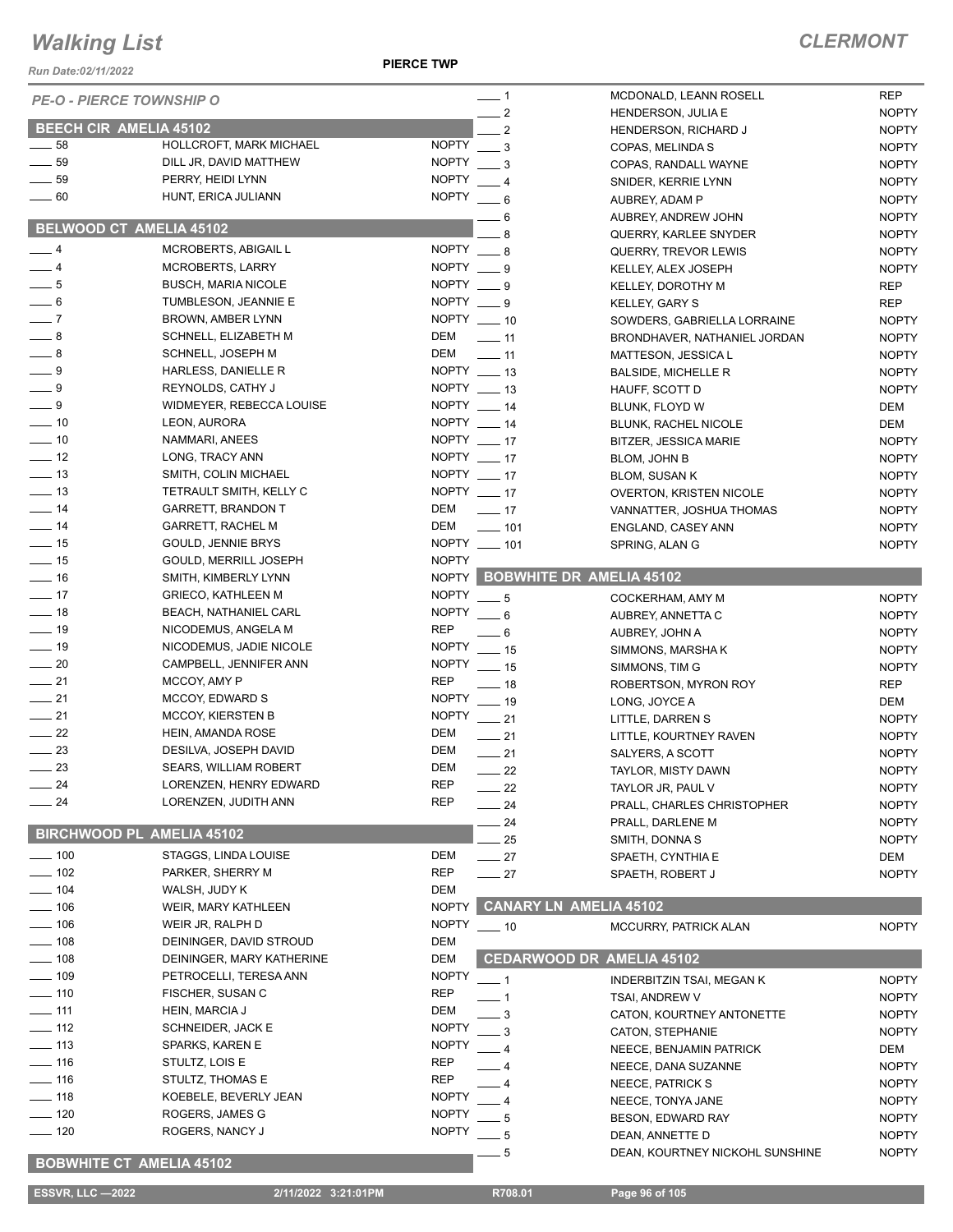# Walking List

## CLERMONT

Run Date:02/11/2022

PIERCE TWP

*PE-O - PIERCE TOWNSHIP O*

### BEECH CIR AMELIA 45102

| No. | Name | Party |
|---|---|---|
| 58 | HOLLCROFT, MARK MICHAEL | NOPTY |
| 59 | DILL JR, DAVID MATTHEW | NOPTY |
| 59 | PERRY, HEIDI LYNN | NOPTY |
| 60 | HUNT, ERICA JULIANN | NOPTY |

### BELWOOD CT AMELIA 45102

| No. | Name | Party |
|---|---|---|
| 4 | MCROBERTS, ABIGAIL L | NOPTY |
| 4 | MCROBERTS, LARRY | NOPTY |
| 5 | BUSCH, MARIA NICOLE | NOPTY |
| 6 | TUMBLESON, JEANNIE E | NOPTY |
| 7 | BROWN, AMBER LYNN | NOPTY |
| 8 | SCHNELL, ELIZABETH M | DEM |
| 8 | SCHNELL, JOSEPH M | DEM |
| 9 | HARLESS, DANIELLE R | NOPTY |
| 9 | REYNOLDS, CATHY J | NOPTY |
| 9 | WIDMEYER, REBECCA LOUISE | NOPTY |
| 10 | LEON, AURORA | NOPTY |
| 10 | NAMMARI, ANEES | NOPTY |
| 12 | LONG, TRACY ANN | NOPTY |
| 13 | SMITH, COLIN MICHAEL | NOPTY |
| 13 | TETRAULT SMITH, KELLY C | NOPTY |
| 14 | GARRETT, BRANDON T | DEM |
| 14 | GARRETT, RACHEL M | DEM |
| 15 | GOULD, JENNIE BRYS | NOPTY |
| 15 | GOULD, MERRILL JOSEPH | NOPTY |
| 16 | SMITH, KIMBERLY LYNN | NOPTY |
| 17 | GRIECO, KATHLEEN M | NOPTY |
| 18 | BEACH, NATHANIEL CARL | NOPTY |
| 19 | NICODEMUS, ANGELA M | REP |
| 19 | NICODEMUS, JADIE NICOLE | NOPTY |
| 20 | CAMPBELL, JENNIFER ANN | NOPTY |
| 21 | MCCOY, AMY P | REP |
| 21 | MCCOY, EDWARD S | NOPTY |
| 21 | MCCOY, KIERSTEN B | NOPTY |
| 22 | HEIN, AMANDA ROSE | DEM |
| 23 | DESILVA, JOSEPH DAVID | DEM |
| 23 | SEARS, WILLIAM ROBERT | DEM |
| 24 | LORENZEN, HENRY EDWARD | REP |
| 24 | LORENZEN, JUDITH ANN | REP |

### BIRCHWOOD PL AMELIA 45102

| No. | Name | Party |
|---|---|---|
| 100 | STAGGS, LINDA LOUISE | DEM |
| 102 | PARKER, SHERRY M | REP |
| 104 | WALSH, JUDY K | DEM |
| 106 | WEIR, MARY KATHLEEN | NOPTY |
| 106 | WEIR JR, RALPH D | NOPTY |
| 108 | DEININGER, DAVID STROUD | DEM |
| 108 | DEININGER, MARY KATHERINE | DEM |
| 109 | PETROCELLI, TERESA ANN | NOPTY |
| 110 | FISCHER, SUSAN C | REP |
| 111 | HEIN, MARCIA J | DEM |
| 112 | SCHNEIDER, JACK E | NOPTY |
| 113 | SPARKS, KAREN E | NOPTY |
| 116 | STULTZ, LOIS E | REP |
| 116 | STULTZ, THOMAS E | REP |
| 118 | KOEBELE, BEVERLY JEAN | NOPTY |
| 120 | ROGERS, JAMES G | NOPTY |
| 120 | ROGERS, NANCY J | NOPTY |

### BOBWHITE CT AMELIA 45102

| No. | Name | Party |
|---|---|---|
| 1 | MCDONALD, LEANN ROSELL | REP |
| 2 | HENDERSON, JULIA E | NOPTY |
| 2 | HENDERSON, RICHARD J | NOPTY |
| 3 | COPAS, MELINDA S | NOPTY |
| 3 | COPAS, RANDALL WAYNE | NOPTY |
| 4 | SNIDER, KERRIE LYNN | NOPTY |
| 6 | AUBREY, ADAM P | NOPTY |
| 6 | AUBREY, ANDREW JOHN | NOPTY |
| 8 | QUERRY, KARLEE SNYDER | NOPTY |
| 8 | QUERRY, TREVOR LEWIS | NOPTY |
| 9 | KELLEY, ALEX JOSEPH | NOPTY |
| 9 | KELLEY, DOROTHY M | REP |
| 9 | KELLEY, GARY S | REP |
| 10 | SOWDERS, GABRIELLA LORRAINE | NOPTY |
| 11 | BRONDHAVER, NATHANIEL JORDAN | NOPTY |
| 11 | MATTESON, JESSICA L | NOPTY |
| 13 | BALSIDE, MICHELLE R | NOPTY |
| 13 | HAUFF, SCOTT D | NOPTY |
| 14 | BLUNK, FLOYD W | DEM |
| 14 | BLUNK, RACHEL NICOLE | DEM |
| 17 | BITZER, JESSICA MARIE | NOPTY |
| 17 | BLOM, JOHN B | NOPTY |
| 17 | BLOM, SUSAN K | NOPTY |
| 17 | OVERTON, KRISTEN NICOLE | NOPTY |
| 17 | VANNATTER, JOSHUA THOMAS | NOPTY |
| 101 | ENGLAND, CASEY ANN | NOPTY |
| 101 | SPRING, ALAN G | NOPTY |

### BOBWHITE DR AMELIA 45102

| No. | Name | Party |
|---|---|---|
| 5 | COCKERHAM, AMY M | NOPTY |
| 6 | AUBREY, ANNETTA C | NOPTY |
| 6 | AUBREY, JOHN A | NOPTY |
| 15 | SIMMONS, MARSHA K | NOPTY |
| 15 | SIMMONS, TIM G | NOPTY |
| 18 | ROBERTSON, MYRON ROY | REP |
| 19 | LONG, JOYCE A | DEM |
| 21 | LITTLE, DARREN S | NOPTY |
| 21 | LITTLE, KOURTNEY RAVEN | NOPTY |
| 21 | SALYERS, A SCOTT | NOPTY |
| 22 | TAYLOR, MISTY DAWN | NOPTY |
| 22 | TAYLOR JR, PAUL V | NOPTY |
| 24 | PRALL, CHARLES CHRISTOPHER | NOPTY |
| 24 | PRALL, DARLENE M | NOPTY |
| 25 | SMITH, DONNA S | NOPTY |
| 27 | SPAETH, CYNTHIA E | DEM |
| 27 | SPAETH, ROBERT J | NOPTY |

### CANARY LN AMELIA 45102

| No. | Name | Party |
|---|---|---|
| 10 | MCCURRY, PATRICK ALAN | NOPTY |

### CEDARWOOD DR AMELIA 45102

| No. | Name | Party |
|---|---|---|
| 1 | INDERBITZIN TSAI, MEGAN K | NOPTY |
| 1 | TSAI, ANDREW V | NOPTY |
| 3 | CATON, KOURTNEY ANTONETTE | NOPTY |
| 3 | CATON, STEPHANIE | NOPTY |
| 4 | NEECE, BENJAMIN PATRICK | DEM |
| 4 | NEECE, DANA SUZANNE | NOPTY |
| 4 | NEECE, PATRICK S | NOPTY |
| 4 | NEECE, TONYA JANE | NOPTY |
| 5 | BESON, EDWARD RAY | NOPTY |
| 5 | DEAN, ANNETTE D | NOPTY |
| 5 | DEAN, KOURTNEY NICKOHL SUNSHINE | NOPTY |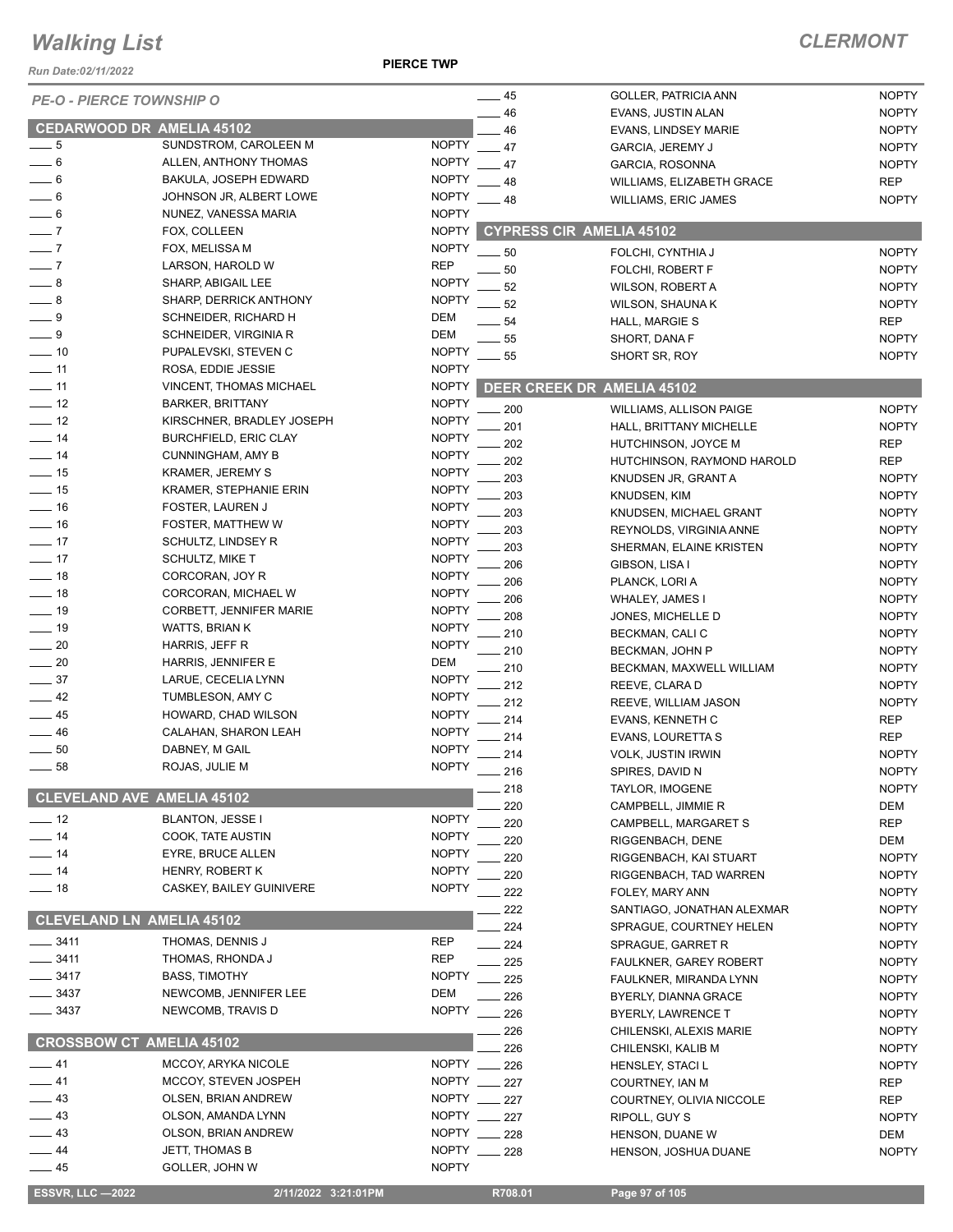# Walking List

**CLERMONT**

Run Date:02/11/2022

**PIERCE TWP**

*PE-O - PIERCE TOWNSHIP O*

## CEDARWOOD DR AMELIA 45102

| No. | Name | Party |
|---|---|---|
| ___ 5 | SUNDSTROM, CAROLEEN M | NOPTY |
| ___ 6 | ALLEN, ANTHONY THOMAS | NOPTY |
| ___ 6 | BAKULA, JOSEPH EDWARD | NOPTY |
| ___ 6 | JOHNSON JR, ALBERT LOWE | NOPTY |
| ___ 6 | NUNEZ, VANESSA MARIA | NOPTY |
| ___ 7 | FOX, COLLEEN | NOPTY |
| ___ 7 | FOX, MELISSA M | NOPTY |
| ___ 7 | LARSON, HAROLD W | REP |
| ___ 8 | SHARP, ABIGAIL LEE | NOPTY |
| ___ 8 | SHARP, DERRICK ANTHONY | NOPTY |
| ___ 9 | SCHNEIDER, RICHARD H | DEM |
| ___ 9 | SCHNEIDER, VIRGINIA R | DEM |
| ___ 10 | PUPALEVSKI, STEVEN C | NOPTY |
| ___ 11 | ROSA, EDDIE JESSIE | NOPTY |
| ___ 11 | VINCENT, THOMAS MICHAEL | NOPTY |
| ___ 12 | BARKER, BRITTANY | NOPTY |
| ___ 12 | KIRSCHNER, BRADLEY JOSEPH | NOPTY |
| ___ 14 | BURCHFIELD, ERIC CLAY | NOPTY |
| ___ 14 | CUNNINGHAM, AMY B | NOPTY |
| ___ 15 | KRAMER, JEREMY S | NOPTY |
| ___ 15 | KRAMER, STEPHANIE ERIN | NOPTY |
| ___ 16 | FOSTER, LAUREN J | NOPTY |
| ___ 16 | FOSTER, MATTHEW W | NOPTY |
| ___ 17 | SCHULTZ, LINDSEY R | NOPTY |
| ___ 17 | SCHULTZ, MIKE T | NOPTY |
| ___ 18 | CORCORAN, JOY R | NOPTY |
| ___ 18 | CORCORAN, MICHAEL W | NOPTY |
| ___ 19 | CORBETT, JENNIFER MARIE | NOPTY |
| ___ 19 | WATTS, BRIAN K | NOPTY |
| ___ 20 | HARRIS, JEFF R | NOPTY |
| ___ 20 | HARRIS, JENNIFER E | DEM |
| ___ 37 | LARUE, CECELIA LYNN | NOPTY |
| ___ 42 | TUMBLESON, AMY C | NOPTY |
| ___ 45 | HOWARD, CHAD WILSON | NOPTY |
| ___ 46 | CALAHAN, SHARON LEAH | NOPTY |
| ___ 50 | DABNEY, M GAIL | NOPTY |
| ___ 58 | ROJAS, JULIE M | NOPTY |

## CLEVELAND AVE AMELIA 45102

| No. | Name | Party |
|---|---|---|
| ___ 12 | BLANTON, JESSE I | NOPTY |
| ___ 14 | COOK, TATE AUSTIN | NOPTY |
| ___ 14 | EYRE, BRUCE ALLEN | NOPTY |
| ___ 14 | HENRY, ROBERT K | NOPTY |
| ___ 18 | CASKEY, BAILEY GUINIVERE | NOPTY |

## CLEVELAND LN AMELIA 45102

| No. | Name | Party |
|---|---|---|
| ___ 3411 | THOMAS, DENNIS J | REP |
| ___ 3411 | THOMAS, RHONDA J | REP |
| ___ 3417 | BASS, TIMOTHY | NOPTY |
| ___ 3437 | NEWCOMB, JENNIFER LEE | DEM |
| ___ 3437 | NEWCOMB, TRAVIS D | NOPTY |

## CROSSBOW CT AMELIA 45102

| No. | Name | Party |
|---|---|---|
| ___ 41 | MCCOY, ARYKA NICOLE | NOPTY |
| ___ 41 | MCCOY, STEVEN JOSPEH | NOPTY |
| ___ 43 | OLSEN, BRIAN ANDREW | NOPTY |
| ___ 43 | OLSON, AMANDA LYNN | NOPTY |
| ___ 43 | OLSON, BRIAN ANDREW | NOPTY |
| ___ 44 | JETT, THOMAS B | NOPTY |
| ___ 45 | GOLLER, JOHN W | NOPTY |
| ___ 45 | GOLLER, PATRICIA ANN | NOPTY |
| ___ 46 | EVANS, JUSTIN ALAN | NOPTY |
| ___ 46 | EVANS, LINDSEY MARIE | NOPTY |
| ___ 47 | GARCIA, JEREMY J | NOPTY |
| ___ 47 | GARCIA, ROSONNA | NOPTY |
| ___ 48 | WILLIAMS, ELIZABETH GRACE | REP |
| ___ 48 | WILLIAMS, ERIC JAMES | NOPTY |

## CYPRESS CIR AMELIA 45102

| No. | Name | Party |
|---|---|---|
| ___ 50 | FOLCHI, CYNTHIA J | NOPTY |
| ___ 50 | FOLCHI, ROBERT F | NOPTY |
| ___ 52 | WILSON, ROBERT A | NOPTY |
| ___ 52 | WILSON, SHAUNA K | NOPTY |
| ___ 54 | HALL, MARGIE S | REP |
| ___ 55 | SHORT, DANA F | NOPTY |
| ___ 55 | SHORT SR, ROY | NOPTY |

## DEER CREEK DR AMELIA 45102

| No. | Name | Party |
|---|---|---|
| ___ 200 | WILLIAMS, ALLISON PAIGE | NOPTY |
| ___ 201 | HALL, BRITTANY MICHELLE | NOPTY |
| ___ 202 | HUTCHINSON, JOYCE M | REP |
| ___ 202 | HUTCHINSON, RAYMOND HAROLD | REP |
| ___ 203 | KNUDSEN JR, GRANT A | NOPTY |
| ___ 203 | KNUDSEN, KIM | NOPTY |
| ___ 203 | KNUDSEN, MICHAEL GRANT | NOPTY |
| ___ 203 | REYNOLDS, VIRGINIA ANNE | NOPTY |
| ___ 203 | SHERMAN, ELAINE KRISTEN | NOPTY |
| ___ 206 | GIBSON, LISA I | NOPTY |
| ___ 206 | PLANCK, LORI A | NOPTY |
| ___ 206 | WHALEY, JAMES I | NOPTY |
| ___ 208 | JONES, MICHELLE D | NOPTY |
| ___ 210 | BECKMAN, CALI C | NOPTY |
| ___ 210 | BECKMAN, JOHN P | NOPTY |
| ___ 210 | BECKMAN, MAXWELL WILLIAM | NOPTY |
| ___ 212 | REEVE, CLARA D | NOPTY |
| ___ 212 | REEVE, WILLIAM JASON | NOPTY |
| ___ 214 | EVANS, KENNETH C | REP |
| ___ 214 | EVANS, LOURETTA S | REP |
| ___ 214 | VOLK, JUSTIN IRWIN | NOPTY |
| ___ 216 | SPIRES, DAVID N | NOPTY |
| ___ 218 | TAYLOR, IMOGENE | NOPTY |
| ___ 220 | CAMPBELL, JIMMIE R | DEM |
| ___ 220 | CAMPBELL, MARGARET S | REP |
| ___ 220 | RIGGENBACH, DENE | DEM |
| ___ 220 | RIGGENBACH, KAI STUART | NOPTY |
| ___ 220 | RIGGENBACH, TAD WARREN | NOPTY |
| ___ 222 | FOLEY, MARY ANN | NOPTY |
| ___ 222 | SANTIAGO, JONATHAN ALEXMAR | NOPTY |
| ___ 224 | SPRAGUE, COURTNEY HELEN | NOPTY |
| ___ 224 | SPRAGUE, GARRET R | NOPTY |
| ___ 225 | FAULKNER, GAREY ROBERT | NOPTY |
| ___ 225 | FAULKNER, MIRANDA LYNN | NOPTY |
| ___ 226 | BYERLY, DIANNA GRACE | NOPTY |
| ___ 226 | BYERLY, LAWRENCE T | NOPTY |
| ___ 226 | CHILENSKI, ALEXIS MARIE | NOPTY |
| ___ 226 | CHILENSKI, KALIB M | NOPTY |
| ___ 226 | HENSLEY, STACI L | NOPTY |
| ___ 227 | COURTNEY, IAN M | REP |
| ___ 227 | COURTNEY, OLIVIA NICCOLE | REP |
| ___ 227 | RIPOLL, GUY S | NOPTY |
| ___ 228 | HENSON, DUANE W | DEM |
| ___ 228 | HENSON, JOSHUA DUANE | NOPTY |

ESSVR, LLC —2022 &nbsp;&nbsp; 2/11/2022 3:21:01PM &nbsp;&nbsp; R708.01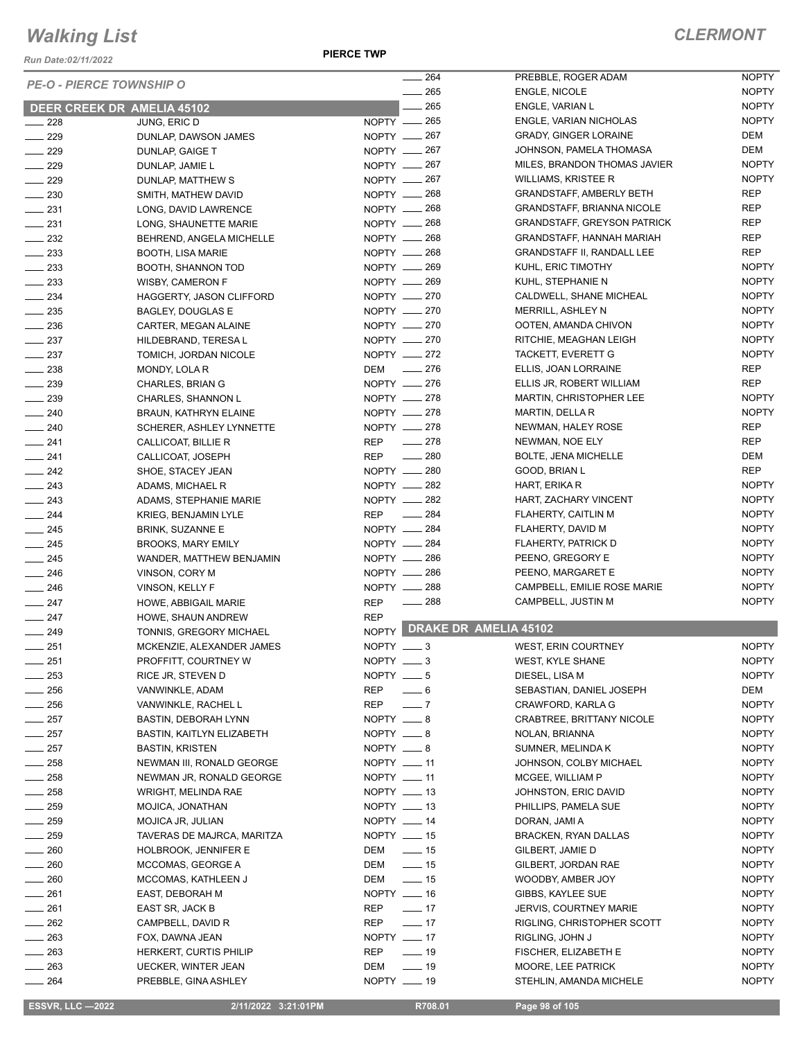# Walking List

**CLERMONT**

Run Date:02/11/2022

**PIERCE TWP**

*PE-O - PIERCE TOWNSHIP O*

## DEER CREEK DR AMELIA 45102

| No. | Name | Party |
|---|---|---|
| 228 | JUNG, ERIC D | NOPTY |
| 229 | DUNLAP, DAWSON JAMES | NOPTY |
| 229 | DUNLAP, GAIGE T | NOPTY |
| 229 | DUNLAP, JAMIE L | NOPTY |
| 229 | DUNLAP, MATTHEW S | NOPTY |
| 230 | SMITH, MATHEW DAVID | NOPTY |
| 231 | LONG, DAVID LAWRENCE | NOPTY |
| 231 | LONG, SHAUNETTE MARIE | NOPTY |
| 232 | BEHREND, ANGELA MICHELLE | NOPTY |
| 233 | BOOTH, LISA MARIE | NOPTY |
| 233 | BOOTH, SHANNON TOD | NOPTY |
| 233 | WISBY, CAMERON F | NOPTY |
| 234 | HAGGERTY, JASON CLIFFORD | NOPTY |
| 235 | BAGLEY, DOUGLAS E | NOPTY |
| 236 | CARTER, MEGAN ALAINE | NOPTY |
| 237 | HILDEBRAND, TERESA L | NOPTY |
| 237 | TOMICH, JORDAN NICOLE | NOPTY |
| 238 | MONDY, LOLA R | DEM |
| 239 | CHARLES, BRIAN G | NOPTY |
| 239 | CHARLES, SHANNON L | NOPTY |
| 240 | BRAUN, KATHRYN ELAINE | NOPTY |
| 240 | SCHERER, ASHLEY LYNNETTE | NOPTY |
| 241 | CALLICOAT, BILLIE R | REP |
| 241 | CALLICOAT, JOSEPH | REP |
| 242 | SHOE, STACEY JEAN | NOPTY |
| 243 | ADAMS, MICHAEL R | NOPTY |
| 243 | ADAMS, STEPHANIE MARIE | NOPTY |
| 244 | KRIEG, BENJAMIN LYLE | REP |
| 245 | BRINK, SUZANNE E | NOPTY |
| 245 | BROOKS, MARY EMILY | NOPTY |
| 245 | WANDER, MATTHEW BENJAMIN | NOPTY |
| 246 | VINSON, CORY M | NOPTY |
| 246 | VINSON, KELLY F | NOPTY |
| 247 | HOWE, ABBIGAIL MARIE | REP |
| 247 | HOWE, SHAUN ANDREW | REP |
| 249 | TONNIS, GREGORY MICHAEL | NOPTY |
| 251 | MCKENZIE, ALEXANDER JAMES | NOPTY |
| 251 | PROFFITT, COURTNEY W | NOPTY |
| 253 | RICE JR, STEVEN D | NOPTY |
| 256 | VANWINKLE, ADAM | REP |
| 256 | VANWINKLE, RACHEL L | REP |
| 257 | BASTIN, DEBORAH LYNN | NOPTY |
| 257 | BASTIN, KAITLYN ELIZABETH | NOPTY |
| 257 | BASTIN, KRISTEN | NOPTY |
| 258 | NEWMAN III, RONALD GEORGE | NOPTY |
| 258 | NEWMAN JR, RONALD GEORGE | NOPTY |
| 258 | WRIGHT, MELINDA RAE | NOPTY |
| 259 | MOJICA, JONATHAN | NOPTY |
| 259 | MOJICA JR, JULIAN | NOPTY |
| 259 | TAVERAS DE MAJRCA, MARITZA | NOPTY |
| 260 | HOLBROOK, JENNIFER E | DEM |
| 260 | MCCOMAS, GEORGE A | DEM |
| 260 | MCCOMAS, KATHLEEN J | DEM |
| 261 | EAST, DEBORAH M | NOPTY |
| 261 | EAST SR, JACK B | REP |
| 262 | CAMPBELL, DAVID R | REP |
| 263 | FOX, DAWNA JEAN | NOPTY |
| 263 | HERKERT, CURTIS PHILIP | REP |
| 263 | UECKER, WINTER JEAN | DEM |
| 264 | PREBBLE, GINA ASHLEY | NOPTY |
| 264 | PREBBLE, ROGER ADAM | NOPTY |
| 265 | ENGLE, NICOLE | NOPTY |
| 265 | ENGLE, VARIAN L | NOPTY |
| 265 | ENGLE, VARIAN NICHOLAS | NOPTY |
| 267 | GRADY, GINGER LORAINE | DEM |
| 267 | JOHNSON, PAMELA THOMASA | DEM |
| 267 | MILES, BRANDON THOMAS JAVIER | NOPTY |
| 267 | WILLIAMS, KRISTEE R | NOPTY |
| 268 | GRANDSTAFF, AMBERLY BETH | REP |
| 268 | GRANDSTAFF, BRIANNA NICOLE | REP |
| 268 | GRANDSTAFF, GREYSON PATRICK | REP |
| 268 | GRANDSTAFF, HANNAH MARIAH | REP |
| 268 | GRANDSTAFF II, RANDALL LEE | REP |
| 269 | KUHL, ERIC TIMOTHY | NOPTY |
| 269 | KUHL, STEPHANIE N | NOPTY |
| 270 | CALDWELL, SHANE MICHEAL | NOPTY |
| 270 | MERRILL, ASHLEY N | NOPTY |
| 270 | OOTEN, AMANDA CHIVON | NOPTY |
| 270 | RITCHIE, MEAGHAN LEIGH | NOPTY |
| 272 | TACKETT, EVERETT G | NOPTY |
| 276 | ELLIS, JOAN LORRAINE | REP |
| 276 | ELLIS JR, ROBERT WILLIAM | REP |
| 278 | MARTIN, CHRISTOPHER LEE | NOPTY |
| 278 | MARTIN, DELLA R | NOPTY |
| 278 | NEWMAN, HALEY ROSE | REP |
| 278 | NEWMAN, NOE ELY | REP |
| 280 | BOLTE, JENA MICHELLE | DEM |
| 280 | GOOD, BRIAN L | REP |
| 282 | HART, ERIKA R | NOPTY |
| 282 | HART, ZACHARY VINCENT | NOPTY |
| 284 | FLAHERTY, CAITLIN M | NOPTY |
| 284 | FLAHERTY, DAVID M | NOPTY |
| 284 | FLAHERTY, PATRICK D | NOPTY |
| 286 | PEENO, GREGORY E | NOPTY |
| 286 | PEENO, MARGARET E | NOPTY |
| 288 | CAMPBELL, EMILIE ROSE MARIE | NOPTY |
| 288 | CAMPBELL, JUSTIN M | NOPTY |

## DRAKE DR AMELIA 45102

| No. | Name | Party |
|---|---|---|
| 3 | WEST, ERIN COURTNEY | NOPTY |
| 3 | WEST, KYLE SHANE | NOPTY |
| 5 | DIESEL, LISA M | NOPTY |
| 6 | SEBASTIAN, DANIEL JOSEPH | DEM |
| 7 | CRAWFORD, KARLA G | NOPTY |
| 8 | CRABTREE, BRITTANY NICOLE | NOPTY |
| 8 | NOLAN, BRIANNA | NOPTY |
| 8 | SUMNER, MELINDA K | NOPTY |
| 11 | JOHNSON, COLBY MICHAEL | NOPTY |
| 11 | MCGEE, WILLIAM P | NOPTY |
| 13 | JOHNSTON, ERIC DAVID | NOPTY |
| 13 | PHILLIPS, PAMELA SUE | NOPTY |
| 14 | DORAN, JAMI A | NOPTY |
| 15 | BRACKEN, RYAN DALLAS | NOPTY |
| 15 | GILBERT, JAMIE D | NOPTY |
| 15 | GILBERT, JORDAN RAE | NOPTY |
| 15 | WOODBY, AMBER JOY | NOPTY |
| 16 | GIBBS, KAYLEE SUE | NOPTY |
| 17 | JERVIS, COURTNEY MARIE | NOPTY |
| 17 | RIGLING, CHRISTOPHER SCOTT | NOPTY |
| 17 | RIGLING, JOHN J | NOPTY |
| 19 | FISCHER, ELIZABETH E | NOPTY |
| 19 | MOORE, LEE PATRICK | NOPTY |
| 19 | STEHLIN, AMANDA MICHELE | NOPTY |

ESSVR, LLC —2022 | 2/11/2022 3:21:01PM | R708.01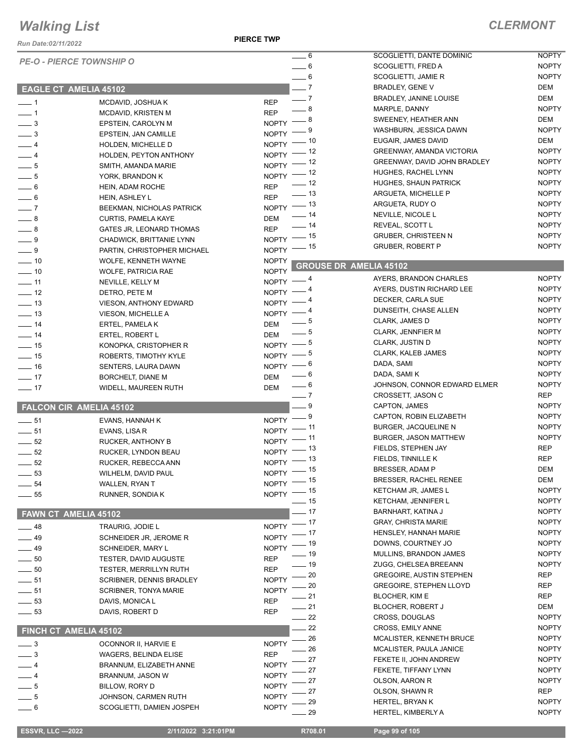# Walking List

**CLERMONT**

Run Date:02/11/2022

**PIERCE TWP**

*PE-O - PIERCE TOWNSHIP O*

## EAGLE CT AMELIA 45102

| No. | Name | Party |
|---|---|---|
| ___ 1 | MCDAVID, JOSHUA K | REP |
| ___ 1 | MCDAVID, KRISTEN M | REP |
| ___ 3 | EPSTEIN, CAROLYN M | NOPTY |
| ___ 3 | EPSTEIN, JAN CAMILLE | NOPTY |
| ___ 4 | HOLDEN, MICHELLE D | NOPTY |
| ___ 4 | HOLDEN, PEYTON ANTHONY | NOPTY |
| ___ 5 | SMITH, AMANDA MARIE | NOPTY |
| ___ 5 | YORK, BRANDON K | NOPTY |
| ___ 6 | HEIN, ADAM ROCHE | REP |
| ___ 6 | HEIN, ASHLEY L | REP |
| ___ 7 | BEEKMAN, NICHOLAS PATRICK | NOPTY |
| ___ 8 | CURTIS, PAMELA KAYE | DEM |
| ___ 8 | GATES JR, LEONARD THOMAS | REP |
| ___ 9 | CHADWICK, BRITTANIE LYNN | NOPTY |
| ___ 9 | PARTIN, CHRISTOPHER MICHAEL | NOPTY |
| ___ 10 | WOLFE, KENNETH WAYNE | NOPTY |
| ___ 10 | WOLFE, PATRICIA RAE | NOPTY |
| ___ 11 | NEVILLE, KELLY M | NOPTY |
| ___ 12 | DETRO, PETE M | NOPTY |
| ___ 13 | VIESON, ANTHONY EDWARD | NOPTY |
| ___ 13 | VIESON, MICHELLE A | NOPTY |
| ___ 14 | ERTEL, PAMELA K | DEM |
| ___ 14 | ERTEL, ROBERT L | DEM |
| ___ 15 | KONOPKA, CRISTOPHER R | NOPTY |
| ___ 15 | ROBERTS, TIMOTHY KYLE | NOPTY |
| ___ 16 | SENTERS, LAURA DAWN | NOPTY |
| ___ 17 | BORCHELT, DIANE M | DEM |
| ___ 17 | WIDELL, MAUREEN RUTH | DEM |

## FALCON CIR AMELIA 45102

| No. | Name | Party |
|---|---|---|
| ___ 51 | EVANS, HANNAH K | NOPTY |
| ___ 51 | EVANS, LISA R | NOPTY |
| ___ 52 | RUCKER, ANTHONY B | NOPTY |
| ___ 52 | RUCKER, LYNDON BEAU | NOPTY |
| ___ 52 | RUCKER, REBECCA ANN | NOPTY |
| ___ 53 | WILHELM, DAVID PAUL | NOPTY |
| ___ 54 | WALLEN, RYAN T | NOPTY |
| ___ 55 | RUNNER, SONDIA K | NOPTY |

## FAWN CT AMELIA 45102

| No. | Name | Party |
|---|---|---|
| ___ 48 | TRAURIG, JODIE L | NOPTY |
| ___ 49 | SCHNEIDER JR, JEROME R | NOPTY |
| ___ 49 | SCHNEIDER, MARY L | NOPTY |
| ___ 50 | TESTER, DAVID AUGUSTE | REP |
| ___ 50 | TESTER, MERRILLYN RUTH | REP |
| ___ 51 | SCRIBNER, DENNIS BRADLEY | NOPTY |
| ___ 51 | SCRIBNER, TONYA MARIE | NOPTY |
| ___ 53 | DAVIS, MONICA L | REP |
| ___ 53 | DAVIS, ROBERT D | REP |

## FINCH CT AMELIA 45102

| No. | Name | Party |
|---|---|---|
| ___ 3 | OCONNOR II, HARVIE E | NOPTY |
| ___ 3 | WAGERS, BELINDA ELISE | REP |
| ___ 4 | BRANNUM, ELIZABETH ANNE | NOPTY |
| ___ 4 | BRANNUM, JASON W | NOPTY |
| ___ 5 | BILLOW, RORY D | NOPTY |
| ___ 5 | JOHNSON, CARMEN RUTH | NOPTY |
| ___ 6 | SCOGLIETTI, DAMIEN JOSPEH | NOPTY |
| ___ 6 | SCOGLIETTI, DANTE DOMINIC | NOPTY |
| ___ 6 | SCOGLIETTI, FRED A | NOPTY |
| ___ 6 | SCOGLIETTI, JAMIE R | NOPTY |
| ___ 7 | BRADLEY, GENE V | DEM |
| ___ 7 | BRADLEY, JANINE LOUISE | DEM |
| ___ 8 | MARPLE, DANNY | NOPTY |
| ___ 8 | SWEENEY, HEATHER ANN | DEM |
| ___ 9 | WASHBURN, JESSICA DAWN | NOPTY |
| ___ 10 | EUGAIR, JAMES DAVID | DEM |
| ___ 12 | GREENWAY, AMANDA VICTORIA | NOPTY |
| ___ 12 | GREENWAY, DAVID JOHN BRADLEY | NOPTY |
| ___ 12 | HUGHES, RACHEL LYNN | NOPTY |
| ___ 12 | HUGHES, SHAUN PATRICK | NOPTY |
| ___ 13 | ARGUETA, MICHELLE P | NOPTY |
| ___ 13 | ARGUETA, RUDY O | NOPTY |
| ___ 14 | NEVILLE, NICOLE L | NOPTY |
| ___ 14 | REVEAL, SCOTT L | NOPTY |
| ___ 15 | GRUBER, CHRISTEEN N | NOPTY |
| ___ 15 | GRUBER, ROBERT P | NOPTY |

## GROUSE DR AMELIA 45102

| No. | Name | Party |
|---|---|---|
| ___ 4 | AYERS, BRANDON CHARLES | NOPTY |
| ___ 4 | AYERS, DUSTIN RICHARD LEE | NOPTY |
| ___ 4 | DECKER, CARLA SUE | NOPTY |
| ___ 4 | DUNSEITH, CHASE ALLEN | NOPTY |
| ___ 5 | CLARK, JAMES D | NOPTY |
| ___ 5 | CLARK, JENNFIER M | NOPTY |
| ___ 5 | CLARK, JUSTIN D | NOPTY |
| ___ 5 | CLARK, KALEB JAMES | NOPTY |
| ___ 6 | DADA, SAMI | NOPTY |
| ___ 6 | DADA, SAMI K | NOPTY |
| ___ 6 | JOHNSON, CONNOR EDWARD ELMER | NOPTY |
| ___ 7 | CROSSETT, JASON C | REP |
| ___ 9 | CAPTON, JAMES | NOPTY |
| ___ 9 | CAPTON, ROBIN ELIZABETH | NOPTY |
| ___ 11 | BURGER, JACQUELINE N | NOPTY |
| ___ 11 | BURGER, JASON MATTHEW | NOPTY |
| ___ 13 | FIELDS, STEPHEN JAY | REP |
| ___ 13 | FIELDS, TINNILLE K | REP |
| ___ 15 | BRESSER, ADAM P | DEM |
| ___ 15 | BRESSER, RACHEL RENEE | DEM |
| ___ 15 | KETCHAM JR, JAMES L | NOPTY |
| ___ 15 | KETCHAM, JENNIFER L | NOPTY |
| ___ 17 | BARNHART, KATINA J | NOPTY |
| ___ 17 | GRAY, CHRISTA MARIE | NOPTY |
| ___ 17 | HENSLEY, HANNAH MARIE | NOPTY |
| ___ 19 | DOWNS, COURTNEY JO | NOPTY |
| ___ 19 | MULLINS, BRANDON JAMES | NOPTY |
| ___ 19 | ZUGG, CHELSEA BREEANN | NOPTY |
| ___ 20 | GREGOIRE, AUSTIN STEPHEN | REP |
| ___ 20 | GREGOIRE, STEPHEN LLOYD | REP |
| ___ 21 | BLOCHER, KIM E | REP |
| ___ 21 | BLOCHER, ROBERT J | DEM |
| ___ 22 | CROSS, DOUGLAS | NOPTY |
| ___ 22 | CROSS, EMILY ANNE | NOPTY |
| ___ 26 | MCALISTER, KENNETH BRUCE | NOPTY |
| ___ 26 | MCALISTER, PAULA JANICE | NOPTY |
| ___ 27 | FEKETE II, JOHN ANDREW | NOPTY |
| ___ 27 | FEKETE, TIFFANY LYNN | NOPTY |
| ___ 27 | OLSON, AARON R | NOPTY |
| ___ 27 | OLSON, SHAWN R | REP |
| ___ 29 | HERTEL, BRYAN K | NOPTY |
| ___ 29 | HERTEL, KIMBERLY A | NOPTY |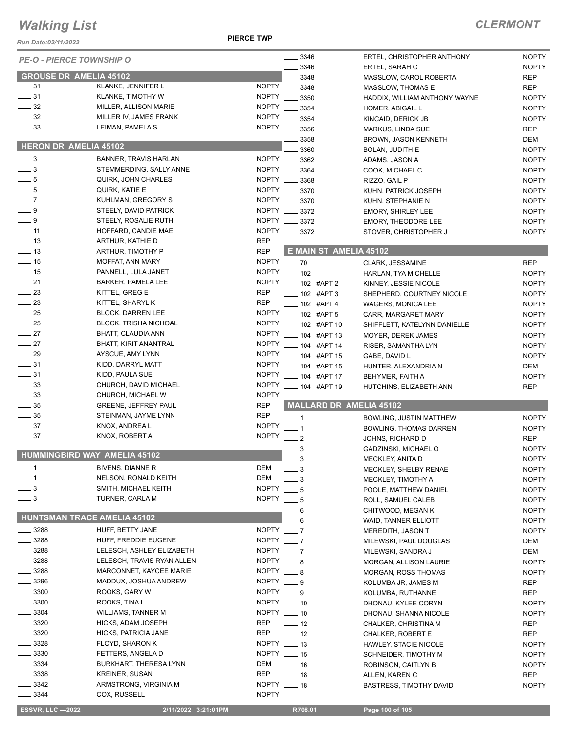# Walking List

**CLERMONT**

Run Date:02/11/2022

**PIERCE TWP**

*PE-O - PIERCE TOWNSHIP O*

## GROUSE DR AMELIA 45102

| No. | Name | Party |
|---|---|---|
| 31 | KLANKE, JENNIFER L | NOPTY |
| 31 | KLANKE, TIMOTHY W | NOPTY |
| 32 | MILLER, ALLISON MARIE | NOPTY |
| 32 | MILLER IV, JAMES FRANK | NOPTY |
| 33 | LEIMAN, PAMELA S | NOPTY |

## HERON DR AMELIA 45102

| No. | Name | Party |
|---|---|---|
| 3 | BANNER, TRAVIS HARLAN | NOPTY |
| 3 | STEMMERDING, SALLY ANNE | NOPTY |
| 5 | QUIRK, JOHN CHARLES | NOPTY |
| 5 | QUIRK, KATIE E | NOPTY |
| 7 | KUHLMAN, GREGORY S | NOPTY |
| 9 | STEELY, DAVID PATRICK | NOPTY |
| 9 | STEELY, ROSALIE RUTH | NOPTY |
| 11 | HOFFARD, CANDIE MAE | NOPTY |
| 13 | ARTHUR, KATHIE D | REP |
| 13 | ARTHUR, TIMOTHY P | REP |
| 15 | MOFFAT, ANN MARY | NOPTY |
| 15 | PANNELL, LULA JANET | NOPTY |
| 21 | BARKER, PAMELA LEE | NOPTY |
| 23 | KITTEL, GREG E | REP |
| 23 | KITTEL, SHARYL K | REP |
| 25 | BLOCK, DARREN LEE | NOPTY |
| 25 | BLOCK, TRISHA NICHOAL | NOPTY |
| 27 | BHATT, CLAUDIA ANN | NOPTY |
| 27 | BHATT, KIRIT ANANTRAL | NOPTY |
| 29 | AYSCUE, AMY LYNN | NOPTY |
| 31 | KIDD, DARRYL MATT | NOPTY |
| 31 | KIDD, PAULA SUE | NOPTY |
| 33 | CHURCH, DAVID MICHAEL | NOPTY |
| 33 | CHURCH, MICHAEL W | NOPTY |
| 35 | GREENE, JEFFREY PAUL | REP |
| 35 | STEINMAN, JAYME LYNN | REP |
| 37 | KNOX, ANDREA L | NOPTY |
| 37 | KNOX, ROBERT A | NOPTY |

## HUMMINGBIRD WAY AMELIA 45102

| No. | Name | Party |
|---|---|---|
| 1 | BIVENS, DIANNE R | DEM |
| 1 | NELSON, RONALD KEITH | DEM |
| 3 | SMITH, MICHAEL KEITH | NOPTY |
| 3 | TURNER, CARLA M | NOPTY |

## HUNTSMAN TRACE AMELIA 45102

| No. | Name | Party |
|---|---|---|
| 3288 | HUFF, BETTY JANE | NOPTY |
| 3288 | HUFF, FREDDIE EUGENE | NOPTY |
| 3288 | LELESCH, ASHLEY ELIZABETH | NOPTY |
| 3288 | LELESCH, TRAVIS RYAN ALLEN | NOPTY |
| 3288 | MARCONNET, KAYCEE MARIE | NOPTY |
| 3296 | MADDUX, JOSHUA ANDREW | NOPTY |
| 3300 | ROOKS, GARY W | NOPTY |
| 3300 | ROOKS, TINA L | NOPTY |
| 3304 | WILLIAMS, TANNER M | NOPTY |
| 3320 | HICKS, ADAM JOSEPH | REP |
| 3320 | HICKS, PATRICIA JANE | REP |
| 3328 | FLOYD, SHARON K | NOPTY |
| 3330 | FETTERS, ANGELA D | NOPTY |
| 3334 | BURKHART, THERESA LYNN | DEM |
| 3338 | KREINER, SUSAN | REP |
| 3342 | ARMSTRONG, VIRGINIA M | NOPTY |
| 3344 | COX, RUSSELL | NOPTY |
| 3346 | ERTEL, CHRISTOPHER ANTHONY | NOPTY |
| 3346 | ERTEL, SARAH C | NOPTY |
| 3348 | MASSLOW, CAROL ROBERTA | REP |
| 3348 | MASSLOW, THOMAS E | REP |
| 3350 | HADDIX, WILLIAM ANTHONY WAYNE | NOPTY |
| 3354 | HOMER, ABIGAIL L | NOPTY |
| 3354 | KINCAID, DERICK JB | NOPTY |
| 3356 | MARKUS, LINDA SUE | REP |
| 3358 | BROWN, JASON KENNETH | DEM |
| 3360 | BOLAN, JUDITH E | NOPTY |
| 3362 | ADAMS, JASON A | NOPTY |
| 3364 | COOK, MICHAEL C | NOPTY |
| 3368 | RIZZO, GAIL P | NOPTY |
| 3370 | KUHN, PATRICK JOSEPH | NOPTY |
| 3370 | KUHN, STEPHANIE N | NOPTY |
| 3372 | EMORY, SHIRLEY LEE | NOPTY |
| 3372 | EMORY, THEODORE LEE | NOPTY |
| 3372 | STOVER, CHRISTOPHER J | NOPTY |

## E MAIN ST AMELIA 45102

| No. | Name | Party |
|---|---|---|
| 70 | CLARK, JESSAMINE | REP |
| 102 | HARLAN, TYA MICHELLE | NOPTY |
| 102 #APT 2 | KINNEY, JESSIE NICOLE | NOPTY |
| 102 #APT 3 | SHEPHERD, COURTNEY NICOLE | NOPTY |
| 102 #APT 4 | WAGERS, MONICA LEE | NOPTY |
| 102 #APT 5 | CARR, MARGARET MARY | NOPTY |
| 102 #APT 10 | SHIFFLETT, KATELYNN DANIELLE | NOPTY |
| 104 #APT 13 | MOYER, DEREK JAMES | NOPTY |
| 104 #APT 14 | RISER, SAMANTHA LYN | NOPTY |
| 104 #APT 15 | GABE, DAVID L | NOPTY |
| 104 #APT 15 | HUNTER, ALEXANDRIA N | DEM |
| 104 #APT 17 | BEHYMER, FAITH A | NOPTY |
| 104 #APT 19 | HUTCHINS, ELIZABETH ANN | REP |

## MALLARD DR AMELIA 45102

| No. | Name | Party |
|---|---|---|
| 1 | BOWLING, JUSTIN MATTHEW | NOPTY |
| 1 | BOWLING, THOMAS DARREN | NOPTY |
| 2 | JOHNS, RICHARD D | REP |
| 3 | GADZINSKI, MICHAEL O | NOPTY |
| 3 | MECKLEY, ANITA D | NOPTY |
| 3 | MECKLEY, SHELBY RENAE | NOPTY |
| 3 | MECKLEY, TIMOTHY A | NOPTY |
| 5 | POOLE, MATTHEW DANIEL | NOPTY |
| 5 | ROLL, SAMUEL CALEB | NOPTY |
| 6 | CHITWOOD, MEGAN K | NOPTY |
| 6 | WAID, TANNER ELLIOTT | NOPTY |
| 7 | MEREDITH, JASON T | NOPTY |
| 7 | MILEWSKI, PAUL DOUGLAS | DEM |
| 7 | MILEWSKI, SANDRA J | DEM |
| 8 | MORGAN, ALLISON LAURIE | NOPTY |
| 8 | MORGAN, ROSS THOMAS | NOPTY |
| 9 | KOLUMBA JR, JAMES M | REP |
| 9 | KOLUMBA, RUTHANNE | REP |
| 10 | DHONAU, KYLEE CORYN | NOPTY |
| 10 | DHONAU, SHANNA NICOLE | NOPTY |
| 12 | CHALKER, CHRISTINA M | REP |
| 12 | CHALKER, ROBERT E | REP |
| 13 | HAWLEY, STACIE NICOLE | NOPTY |
| 15 | SCHNEIDER, TIMOTHY M | NOPTY |
| 16 | ROBINSON, CAITLYN B | NOPTY |
| 18 | ALLEN, KAREN C | REP |
| 18 | BASTRESS, TIMOTHY DAVID | NOPTY |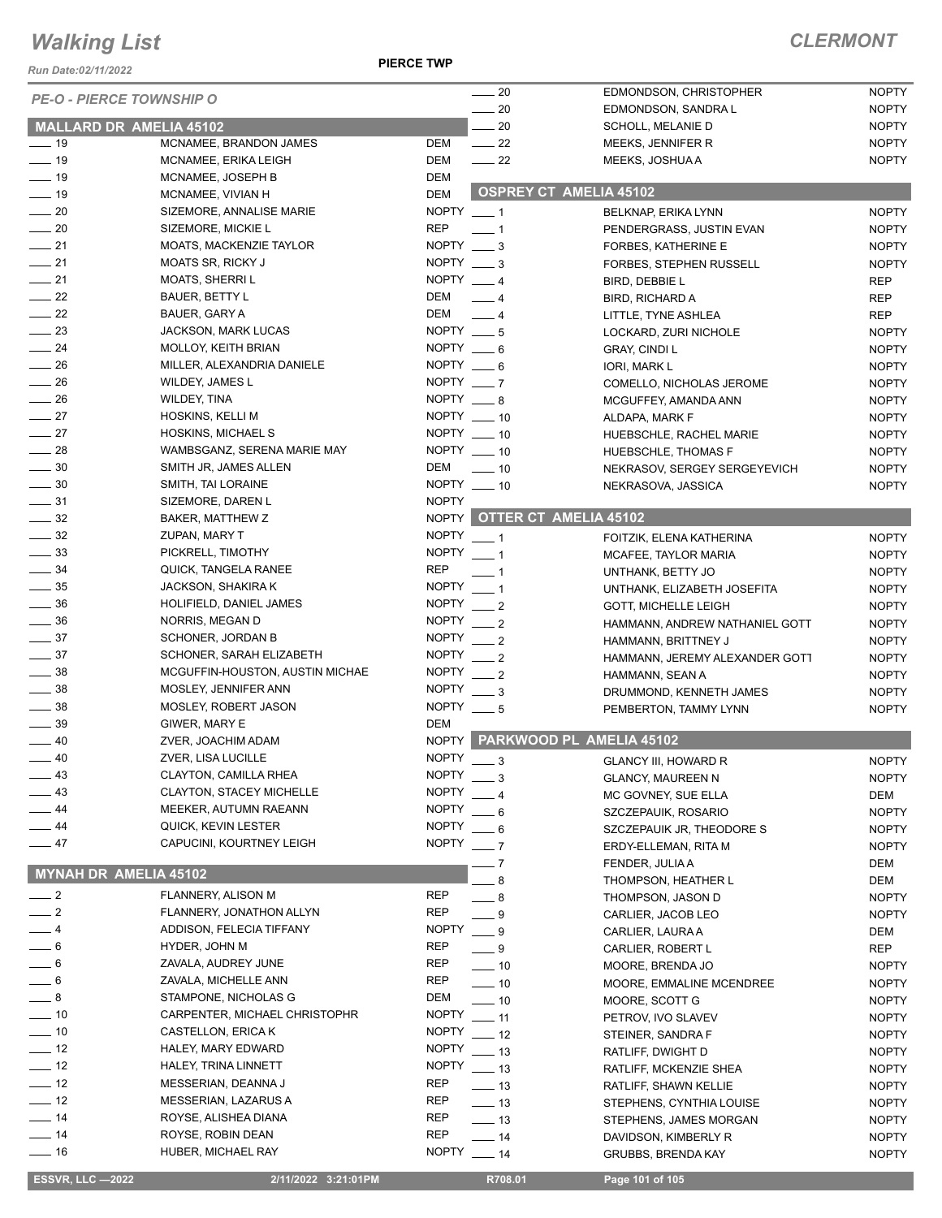# Walking List

**CLERMONT**

**PIERCE TWP**

*Run Date:02/11/2022*

*PE-O - PIERCE TOWNSHIP O*

## MALLARD DR AMELIA 45102

| No. | Name | Party |
|---|---|---|
| ___ 19 | MCNAMEE, BRANDON JAMES | DEM |
| ___ 19 | MCNAMEE, ERIKA LEIGH | DEM |
| ___ 19 | MCNAMEE, JOSEPH B | DEM |
| ___ 19 | MCNAMEE, VIVIAN H | DEM |
| ___ 20 | SIZEMORE, ANNALISE MARIE | NOPTY |
| ___ 20 | SIZEMORE, MICKIE L | REP |
| ___ 21 | MOATS, MACKENZIE TAYLOR | NOPTY |
| ___ 21 | MOATS SR, RICKY J | NOPTY |
| ___ 21 | MOATS, SHERRI L | NOPTY |
| ___ 22 | BAUER, BETTY L | DEM |
| ___ 22 | BAUER, GARY A | DEM |
| ___ 23 | JACKSON, MARK LUCAS | NOPTY |
| ___ 24 | MOLLOY, KEITH BRIAN | NOPTY |
| ___ 26 | MILLER, ALEXANDRIA DANIELE | NOPTY |
| ___ 26 | WILDEY, JAMES L | NOPTY |
| ___ 26 | WILDEY, TINA | NOPTY |
| ___ 27 | HOSKINS, KELLI M | NOPTY |
| ___ 27 | HOSKINS, MICHAEL S | NOPTY |
| ___ 28 | WAMBSGANZ, SERENA MARIE MAY | NOPTY |
| ___ 30 | SMITH JR, JAMES ALLEN | DEM |
| ___ 30 | SMITH, TAI LORAINE | NOPTY |
| ___ 31 | SIZEMORE, DAREN L | NOPTY |
| ___ 32 | BAKER, MATTHEW Z | NOPTY |
| ___ 32 | ZUPAN, MARY T | NOPTY |
| ___ 33 | PICKRELL, TIMOTHY | NOPTY |
| ___ 34 | QUICK, TANGELA RANEE | REP |
| ___ 35 | JACKSON, SHAKIRA K | NOPTY |
| ___ 36 | HOLIFIELD, DANIEL JAMES | NOPTY |
| ___ 36 | NORRIS, MEGAN D | NOPTY |
| ___ 37 | SCHONER, JORDAN B | NOPTY |
| ___ 37 | SCHONER, SARAH ELIZABETH | NOPTY |
| ___ 38 | MCGUFFIN-HOUSTON, AUSTIN MICHAE | NOPTY |
| ___ 38 | MOSLEY, JENNIFER ANN | NOPTY |
| ___ 38 | MOSLEY, ROBERT JASON | NOPTY |
| ___ 39 | GIWER, MARY E | DEM |
| ___ 40 | ZVER, JOACHIM ADAM | NOPTY |
| ___ 40 | ZVER, LISA LUCILLE | NOPTY |
| ___ 43 | CLAYTON, CAMILLA RHEA | NOPTY |
| ___ 43 | CLAYTON, STACEY MICHELLE | NOPTY |
| ___ 44 | MEEKER, AUTUMN RAEANN | NOPTY |
| ___ 44 | QUICK, KEVIN LESTER | NOPTY |
| ___ 47 | CAPUCINI, KOURTNEY LEIGH | NOPTY |

## MYNAH DR AMELIA 45102

| No. | Name | Party |
|---|---|---|
| ___ 2 | FLANNERY, ALISON M | REP |
| ___ 2 | FLANNERY, JONATHON ALLYN | REP |
| ___ 4 | ADDISON, FELECIA TIFFANY | NOPTY |
| ___ 6 | HYDER, JOHN M | REP |
| ___ 6 | ZAVALA, AUDREY JUNE | REP |
| ___ 6 | ZAVALA, MICHELLE ANN | REP |
| ___ 8 | STAMPONE, NICHOLAS G | DEM |
| ___ 10 | CARPENTER, MICHAEL CHRISTOPHR | NOPTY |
| ___ 10 | CASTELLON, ERICA K | NOPTY |
| ___ 12 | HALEY, MARY EDWARD | NOPTY |
| ___ 12 | HALEY, TRINA LINNETT | NOPTY |
| ___ 12 | MESSERIAN, DEANNA J | REP |
| ___ 12 | MESSERIAN, LAZARUS A | REP |
| ___ 14 | ROYSE, ALISHEA DIANA | REP |
| ___ 14 | ROYSE, ROBIN DEAN | REP |
| ___ 16 | HUBER, MICHAEL RAY | NOPTY |
| ___ 20 | EDMONDSON, CHRISTOPHER | NOPTY |
| ___ 20 | EDMONDSON, SANDRA L | NOPTY |
| ___ 20 | SCHOLL, MELANIE D | NOPTY |
| ___ 22 | MEEKS, JENNIFER R | NOPTY |
| ___ 22 | MEEKS, JOSHUA A | NOPTY |

## OSPREY CT AMELIA 45102

| No. | Name | Party |
|---|---|---|
| ___ 1 | BELKNAP, ERIKA LYNN | NOPTY |
| ___ 1 | PENDERGRASS, JUSTIN EVAN | NOPTY |
| ___ 3 | FORBES, KATHERINE E | NOPTY |
| ___ 3 | FORBES, STEPHEN RUSSELL | NOPTY |
| ___ 4 | BIRD, DEBBIE L | REP |
| ___ 4 | BIRD, RICHARD A | REP |
| ___ 4 | LITTLE, TYNE ASHLEA | REP |
| ___ 5 | LOCKARD, ZURI NICHOLE | NOPTY |
| ___ 6 | GRAY, CINDI L | NOPTY |
| ___ 6 | IORI, MARK L | NOPTY |
| ___ 7 | COMELLO, NICHOLAS JEROME | NOPTY |
| ___ 8 | MCGUFFEY, AMANDA ANN | NOPTY |
| ___ 10 | ALDAPA, MARK F | NOPTY |
| ___ 10 | HUEBSCHLE, RACHEL MARIE | NOPTY |
| ___ 10 | HUEBSCHLE, THOMAS F | NOPTY |
| ___ 10 | NEKRASOV, SERGEY SERGEYEVICH | NOPTY |
| ___ 10 | NEKRASOVA, JASSICA | NOPTY |

## OTTER CT AMELIA 45102

| No. | Name | Party |
|---|---|---|
| ___ 1 | FOITZIK, ELENA KATHERINA | NOPTY |
| ___ 1 | MCAFEE, TAYLOR MARIA | NOPTY |
| ___ 1 | UNTHANK, BETTY JO | NOPTY |
| ___ 1 | UNTHANK, ELIZABETH JOSEFITA | NOPTY |
| ___ 2 | GOTT, MICHELLE LEIGH | NOPTY |
| ___ 2 | HAMMANN, ANDREW NATHANIEL GOTT | NOPTY |
| ___ 2 | HAMMANN, BRITTNEY J | NOPTY |
| ___ 2 | HAMMANN, JEREMY ALEXANDER GOTT | NOPTY |
| ___ 2 | HAMMANN, SEAN A | NOPTY |
| ___ 3 | DRUMMOND, KENNETH JAMES | NOPTY |
| ___ 5 | PEMBERTON, TAMMY LYNN | NOPTY |

## PARKWOOD PL AMELIA 45102

| No. | Name | Party |
|---|---|---|
| ___ 3 | GLANCY III, HOWARD R | NOPTY |
| ___ 3 | GLANCY, MAUREEN N | NOPTY |
| ___ 4 | MC GOVNEY, SUE ELLA | DEM |
| ___ 6 | SZCZEPAUIK, ROSARIO | NOPTY |
| ___ 6 | SZCZEPAUIK JR, THEODORE S | NOPTY |
| ___ 7 | ERDY-ELLEMAN, RITA M | NOPTY |
| ___ 7 | FENDER, JULIA A | DEM |
| ___ 8 | THOMPSON, HEATHER L | DEM |
| ___ 8 | THOMPSON, JASON D | NOPTY |
| ___ 9 | CARLIER, JACOB LEO | NOPTY |
| ___ 9 | CARLIER, LAURA A | DEM |
| ___ 9 | CARLIER, ROBERT L | REP |
| ___ 10 | MOORE, BRENDA JO | NOPTY |
| ___ 10 | MOORE, EMMALINE MCENDREE | NOPTY |
| ___ 10 | MOORE, SCOTT G | NOPTY |
| ___ 11 | PETROV, IVO SLAVEV | NOPTY |
| ___ 12 | STEINER, SANDRA F | NOPTY |
| ___ 13 | RATLIFF, DWIGHT D | NOPTY |
| ___ 13 | RATLIFF, MCKENZIE SHEA | NOPTY |
| ___ 13 | RATLIFF, SHAWN KELLIE | NOPTY |
| ___ 13 | STEPHENS, CYNTHIA LOUISE | NOPTY |
| ___ 13 | STEPHENS, JAMES MORGAN | NOPTY |
| ___ 14 | DAVIDSON, KIMBERLY R | NOPTY |
| ___ 14 | GRUBBS, BRENDA KAY | NOPTY |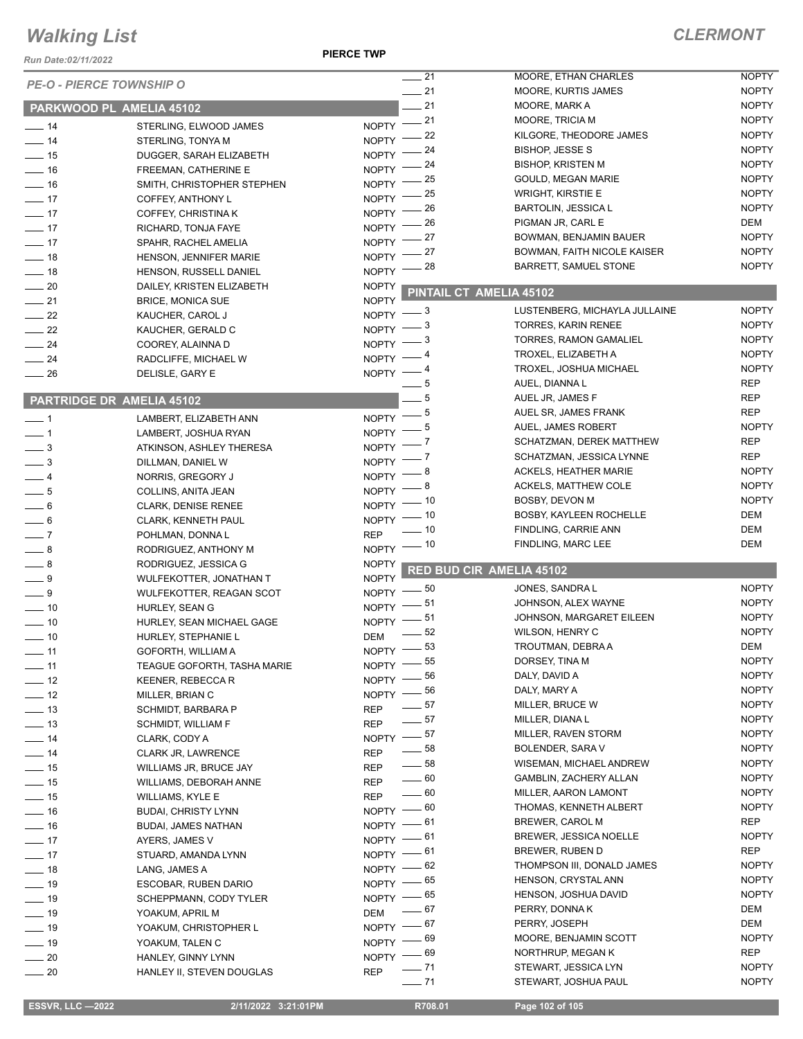# Walking List

## CLERMONT

Run Date:02/11/2022

PIERCE TWP

### PE-O - PIERCE TOWNSHIP O

#### PARKWOOD PL AMELIA 45102

| No. | Name | Party |
|---|---|---|
| 14 | STERLING, ELWOOD JAMES | NOPTY |
| 14 | STERLING, TONYA M | NOPTY |
| 15 | DUGGER, SARAH ELIZABETH | NOPTY |
| 16 | FREEMAN, CATHERINE E | NOPTY |
| 16 | SMITH, CHRISTOPHER STEPHEN | NOPTY |
| 17 | COFFEY, ANTHONY L | NOPTY |
| 17 | COFFEY, CHRISTINA K | NOPTY |
| 17 | RICHARD, TONJA FAYE | NOPTY |
| 17 | SPAHR, RACHEL AMELIA | NOPTY |
| 18 | HENSON, JENNIFER MARIE | NOPTY |
| 18 | HENSON, RUSSELL DANIEL | NOPTY |
| 20 | DAILEY, KRISTEN ELIZABETH | NOPTY |
| 21 | BRICE, MONICA SUE | NOPTY |
| 22 | KAUCHER, CAROL J | NOPTY |
| 22 | KAUCHER, GERALD C | NOPTY |
| 24 | COOREY, ALAINNA D | NOPTY |
| 24 | RADCLIFFE, MICHAEL W | NOPTY |
| 26 | DELISLE, GARY E | NOPTY |

#### PARTRIDGE DR AMELIA 45102

| No. | Name | Party |
|---|---|---|
| 1 | LAMBERT, ELIZABETH ANN | NOPTY |
| 1 | LAMBERT, JOSHUA RYAN | NOPTY |
| 3 | ATKINSON, ASHLEY THERESA | NOPTY |
| 3 | DILLMAN, DANIEL W | NOPTY |
| 4 | NORRIS, GREGORY J | NOPTY |
| 5 | COLLINS, ANITA JEAN | NOPTY |
| 6 | CLARK, DENISE RENEE | NOPTY |
| 6 | CLARK, KENNETH PAUL | NOPTY |
| 7 | POHLMAN, DONNA L | REP |
| 8 | RODRIGUEZ, ANTHONY M | NOPTY |
| 8 | RODRIGUEZ, JESSICA G | NOPTY |
| 9 | WULFEKOTTER, JONATHAN T | NOPTY |
| 9 | WULFEKOTTER, REAGAN SCOT | NOPTY |
| 10 | HURLEY, SEAN G | NOPTY |
| 10 | HURLEY, SEAN MICHAEL GAGE | NOPTY |
| 10 | HURLEY, STEPHANIE L | DEM |
| 11 | GOFORTH, WILLIAM A | NOPTY |
| 11 | TEAGUE GOFORTH, TASHA MARIE | NOPTY |
| 12 | KEENER, REBECCA R | NOPTY |
| 12 | MILLER, BRIAN C | NOPTY |
| 13 | SCHMIDT, BARBARA P | REP |
| 13 | SCHMIDT, WILLIAM F | REP |
| 14 | CLARK, CODY A | NOPTY |
| 14 | CLARK JR, LAWRENCE | REP |
| 15 | WILLIAMS JR, BRUCE JAY | REP |
| 15 | WILLIAMS, DEBORAH ANNE | REP |
| 15 | WILLIAMS, KYLE E | REP |
| 16 | BUDAI, CHRISTY LYNN | NOPTY |
| 16 | BUDAI, JAMES NATHAN | NOPTY |
| 17 | AYERS, JAMES V | NOPTY |
| 17 | STUARD, AMANDA LYNN | NOPTY |
| 18 | LANG, JAMES A | NOPTY |
| 19 | ESCOBAR, RUBEN DARIO | NOPTY |
| 19 | SCHEPPMANN, CODY TYLER | NOPTY |
| 19 | YOAKUM, APRIL M | DEM |
| 19 | YOAKUM, CHRISTOPHER L | NOPTY |
| 19 | YOAKUM, TALEN C | NOPTY |
| 20 | HANLEY, GINNY LYNN | NOPTY |
| 20 | HANLEY II, STEVEN DOUGLAS | REP |
| 21 | MOORE, ETHAN CHARLES | NOPTY |
| 21 | MOORE, KURTIS JAMES | NOPTY |
| 21 | MOORE, MARK A | NOPTY |
| 21 | MOORE, TRICIA M | NOPTY |
| 22 | KILGORE, THEODORE JAMES | NOPTY |
| 24 | BISHOP, JESSE S | NOPTY |
| 24 | BISHOP, KRISTEN M | NOPTY |
| 25 | GOULD, MEGAN MARIE | NOPTY |
| 25 | WRIGHT, KIRSTIE E | NOPTY |
| 26 | BARTOLIN, JESSICA L | NOPTY |
| 26 | PIGMAN JR, CARL E | DEM |
| 27 | BOWMAN, BENJAMIN BAUER | NOPTY |
| 27 | BOWMAN, FAITH NICOLE KAISER | NOPTY |
| 28 | BARRETT, SAMUEL STONE | NOPTY |

#### PINTAIL CT AMELIA 45102

| No. | Name | Party |
|---|---|---|
| 3 | LUSTENBERG, MICHAYLA JULLAINE | NOPTY |
| 3 | TORRES, KARIN RENEE | NOPTY |
| 3 | TORRES, RAMON GAMALIEL | NOPTY |
| 4 | TROXEL, ELIZABETH A | NOPTY |
| 4 | TROXEL, JOSHUA MICHAEL | NOPTY |
| 5 | AUEL, DIANNA L | REP |
| 5 | AUEL JR, JAMES F | REP |
| 5 | AUEL SR, JAMES FRANK | REP |
| 5 | AUEL, JAMES ROBERT | NOPTY |
| 7 | SCHATZMAN, DEREK MATTHEW | REP |
| 7 | SCHATZMAN, JESSICA LYNNE | REP |
| 8 | ACKELS, HEATHER MARIE | NOPTY |
| 8 | ACKELS, MATTHEW COLE | NOPTY |
| 10 | BOSBY, DEVON M | NOPTY |
| 10 | BOSBY, KAYLEEN ROCHELLE | DEM |
| 10 | FINDLING, CARRIE ANN | DEM |
| 10 | FINDLING, MARC LEE | DEM |

#### RED BUD CIR AMELIA 45102

| No. | Name | Party |
|---|---|---|
| 50 | JONES, SANDRA L | NOPTY |
| 51 | JOHNSON, ALEX WAYNE | NOPTY |
| 51 | JOHNSON, MARGARET EILEEN | NOPTY |
| 52 | WILSON, HENRY C | NOPTY |
| 53 | TROUTMAN, DEBRA A | DEM |
| 55 | DORSEY, TINA M | NOPTY |
| 56 | DALY, DAVID A | NOPTY |
| 56 | DALY, MARY A | NOPTY |
| 57 | MILLER, BRUCE W | NOPTY |
| 57 | MILLER, DIANA L | NOPTY |
| 57 | MILLER, RAVEN STORM | NOPTY |
| 58 | BOLENDER, SARA V | NOPTY |
| 58 | WISEMAN, MICHAEL ANDREW | NOPTY |
| 60 | GAMBLIN, ZACHERY ALLAN | NOPTY |
| 60 | MILLER, AARON LAMONT | NOPTY |
| 60 | THOMAS, KENNETH ALBERT | NOPTY |
| 61 | BREWER, CAROL M | REP |
| 61 | BREWER, JESSICA NOELLE | NOPTY |
| 61 | BREWER, RUBEN D | REP |
| 62 | THOMPSON III, DONALD JAMES | NOPTY |
| 65 | HENSON, CRYSTAL ANN | NOPTY |
| 65 | HENSON, JOSHUA DAVID | NOPTY |
| 67 | PERRY, DONNA K | DEM |
| 67 | PERRY, JOSEPH | DEM |
| 69 | MOORE, BENJAMIN SCOTT | NOPTY |
| 69 | NORTHRUP, MEGAN K | REP |
| 71 | STEWART, JESSICA LYN | NOPTY |
| 71 | STEWART, JOSHUA PAUL | NOPTY |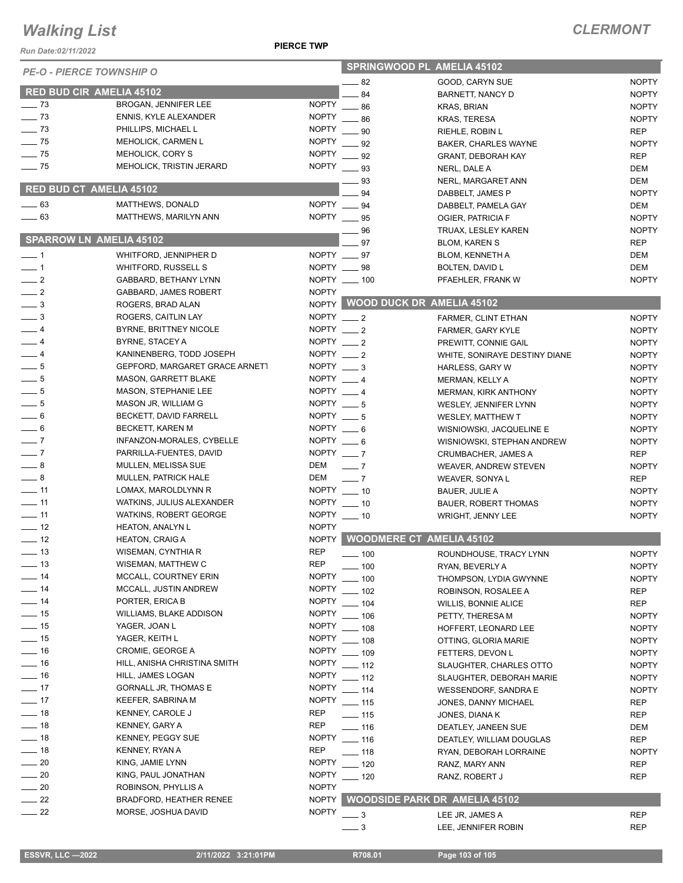# Walking List

**CLERMONT**

Run Date:02/11/2022

**PIERCE TWP**

*PE-O - PIERCE TOWNSHIP O*

## RED BUD CIR AMELIA 45102

| No. | Name | Party |
|---|---|---|
| 73 | BROGAN, JENNIFER LEE | NOPTY |
| 73 | ENNIS, KYLE ALEXANDER | NOPTY |
| 73 | PHILLIPS, MICHAEL L | NOPTY |
| 75 | MEHOLICK, CARMEN L | NOPTY |
| 75 | MEHOLICK, CORY S | NOPTY |
| 75 | MEHOLICK, TRISTIN JERARD | NOPTY |

## RED BUD CT AMELIA 45102

| No. | Name | Party |
|---|---|---|
| 63 | MATTHEWS, DONALD | NOPTY |
| 63 | MATTHEWS, MARILYN ANN | NOPTY |

## SPARROW LN AMELIA 45102

| No. | Name | Party |
|---|---|---|
| 1 | WHITFORD, JENNIPHER D | NOPTY |
| 1 | WHITFORD, RUSSELL S | NOPTY |
| 2 | GABBARD, BETHANY LYNN | NOPTY |
| 2 | GABBARD, JAMES ROBERT | NOPTY |
| 3 | ROGERS, BRAD ALAN | NOPTY |
| 3 | ROGERS, CAITLIN LAY | NOPTY |
| 4 | BYRNE, BRITTNEY NICOLE | NOPTY |
| 4 | BYRNE, STACEY A | NOPTY |
| 4 | KANINENBERG, TODD JOSEPH | NOPTY |
| 5 | GEPFORD, MARGARET GRACE ARNETT | NOPTY |
| 5 | MASON, GARRETT BLAKE | NOPTY |
| 5 | MASON, STEPHANIE LEE | NOPTY |
| 5 | MASON JR, WILLIAM G | NOPTY |
| 6 | BECKETT, DAVID FARRELL | NOPTY |
| 6 | BECKETT, KAREN M | NOPTY |
| 7 | INFANZON-MORALES, CYBELLE | NOPTY |
| 7 | PARRILLA-FUENTES, DAVID | NOPTY |
| 8 | MULLEN, MELISSA SUE | DEM |
| 8 | MULLEN, PATRICK HALE | DEM |
| 11 | LOMAX, MAROLDLYNN R | NOPTY |
| 11 | WATKINS, JULIUS ALEXANDER | NOPTY |
| 11 | WATKINS, ROBERT GEORGE | NOPTY |
| 12 | HEATON, ANALYN L | NOPTY |
| 12 | HEATON, CRAIG A | NOPTY |
| 13 | WISEMAN, CYNTHIA R | REP |
| 13 | WISEMAN, MATTHEW C | REP |
| 14 | MCCALL, COURTNEY ERIN | NOPTY |
| 14 | MCCALL, JUSTIN ANDREW | NOPTY |
| 14 | PORTER, ERICA B | NOPTY |
| 15 | WILLIAMS, BLAKE ADDISON | NOPTY |
| 15 | YAGER, JOAN L | NOPTY |
| 15 | YAGER, KEITH L | NOPTY |
| 16 | CROMIE, GEORGE A | NOPTY |
| 16 | HILL, ANISHA CHRISTINA SMITH | NOPTY |
| 16 | HILL, JAMES LOGAN | NOPTY |
| 17 | GORNALL JR, THOMAS E | NOPTY |
| 17 | KEEFER, SABRINA M | NOPTY |
| 18 | KENNEY, CAROLE J | REP |
| 18 | KENNEY, GARY A | REP |
| 18 | KENNEY, PEGGY SUE | NOPTY |
| 18 | KENNEY, RYAN A | REP |
| 20 | KING, JAMIE LYNN | NOPTY |
| 20 | KING, PAUL JONATHAN | NOPTY |
| 20 | ROBINSON, PHYLLIS A | NOPTY |
| 22 | BRADFORD, HEATHER RENEE | NOPTY |
| 22 | MORSE, JOSHUA DAVID | NOPTY |

## SPRINGWOOD PL AMELIA 45102

| No. | Name | Party |
|---|---|---|
| 82 | GOOD, CARYN SUE | NOPTY |
| 84 | BARNETT, NANCY D | NOPTY |
| 86 | KRAS, BRIAN | NOPTY |
| 86 | KRAS, TERESA | NOPTY |
| 90 | RIEHLE, ROBIN L | REP |
| 92 | BAKER, CHARLES WAYNE | NOPTY |
| 92 | GRANT, DEBORAH KAY | REP |
| 93 | NERL, DALE A | DEM |
| 93 | NERL, MARGARET ANN | DEM |
| 94 | DABBELT, JAMES P | NOPTY |
| 94 | DABBELT, PAMELA GAY | DEM |
| 95 | OGIER, PATRICIA F | NOPTY |
| 96 | TRUAX, LESLEY KAREN | NOPTY |
| 97 | BLOM, KAREN S | REP |
| 97 | BLOM, KENNETH A | DEM |
| 98 | BOLTEN, DAVID L | DEM |
| 100 | PFAEHLER, FRANK W | NOPTY |

## WOOD DUCK DR AMELIA 45102

| No. | Name | Party |
|---|---|---|
| 2 | FARMER, CLINT ETHAN | NOPTY |
| 2 | FARMER, GARY KYLE | NOPTY |
| 2 | PREWITT, CONNIE GAIL | NOPTY |
| 2 | WHITE, SONIRAYE DESTINY DIANE | NOPTY |
| 3 | HARLESS, GARY W | NOPTY |
| 4 | MERMAN, KELLY A | NOPTY |
| 4 | MERMAN, KIRK ANTHONY | NOPTY |
| 5 | WESLEY, JENNIFER LYNN | NOPTY |
| 5 | WESLEY, MATTHEW T | NOPTY |
| 6 | WISNIOWSKI, JACQUELINE E | NOPTY |
| 6 | WISNIOWSKI, STEPHAN ANDREW | NOPTY |
| 7 | CRUMBACHER, JAMES A | REP |
| 7 | WEAVER, ANDREW STEVEN | NOPTY |
| 7 | WEAVER, SONYA L | REP |
| 10 | BAUER, JULIE A | NOPTY |
| 10 | BAUER, ROBERT THOMAS | NOPTY |
| 10 | WRIGHT, JENNY LEE | NOPTY |

## WOODMERE CT AMELIA 45102

| No. | Name | Party |
|---|---|---|
| 100 | ROUNDHOUSE, TRACY LYNN | NOPTY |
| 100 | RYAN, BEVERLY A | NOPTY |
| 100 | THOMPSON, LYDIA GWYNNE | NOPTY |
| 102 | ROBINSON, ROSALEE A | REP |
| 104 | WILLIS, BONNIE ALICE | REP |
| 106 | PETTY, THERESA M | NOPTY |
| 108 | HOFFERT, LEONARD LEE | NOPTY |
| 108 | OTTING, GLORIA MARIE | NOPTY |
| 109 | FETTERS, DEVON L | NOPTY |
| 112 | SLAUGHTER, CHARLES OTTO | NOPTY |
| 112 | SLAUGHTER, DEBORAH MARIE | NOPTY |
| 114 | WESSENDORF, SANDRA E | NOPTY |
| 115 | JONES, DANNY MICHAEL | REP |
| 115 | JONES, DIANA K | REP |
| 116 | DEATLEY, JANEEN SUE | DEM |
| 116 | DEATLEY, WILLIAM DOUGLAS | REP |
| 118 | RYAN, DEBORAH LORRAINE | NOPTY |
| 120 | RANZ, MARY ANN | REP |
| 120 | RANZ, ROBERT J | REP |

## WOODSIDE PARK DR AMELIA 45102

| No. | Name | Party |
|---|---|---|
| 3 | LEE JR, JAMES A | REP |
| 3 | LEE, JENNIFER ROBIN | REP |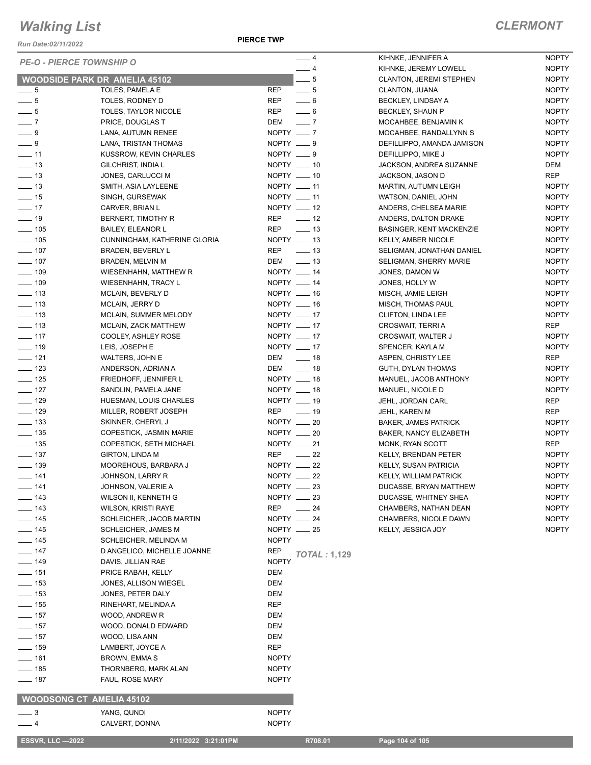# Walking List

Run Date:02/11/2022

**PIERCE TWP**

## CLERMONT

*PE-O - PIERCE TOWNSHIP O*

### WOODSIDE PARK DR AMELIA 45102

| No. | Name | Party |
|---|---|---|
| ___ 5 | TOLES, PAMELA E | REP |
| ___ 5 | TOLES, RODNEY D | REP |
| ___ 5 | TOLES, TAYLOR NICOLE | REP |
| ___ 7 | PRICE, DOUGLAS T | DEM |
| ___ 9 | LANA, AUTUMN RENEE | NOPTY |
| ___ 9 | LANA, TRISTAN THOMAS | NOPTY |
| ___ 11 | KUSSROW, KEVIN CHARLES | NOPTY |
| ___ 13 | GILCHRIST, INDIA L | NOPTY |
| ___ 13 | JONES, CARLUCCI M | NOPTY |
| ___ 13 | SMITH, ASIA LAYLEENE | NOPTY |
| ___ 15 | SINGH, GURSEWAK | NOPTY |
| ___ 17 | CARVER, BRIAN L | NOPTY |
| ___ 19 | BERNERT, TIMOTHY R | REP |
| ___ 105 | BAILEY, ELEANOR L | REP |
| ___ 105 | CUNNINGHAM, KATHERINE GLORIA | NOPTY |
| ___ 107 | BRADEN, BEVERLY L | REP |
| ___ 107 | BRADEN, MELVIN M | DEM |
| ___ 109 | WIESENHAHN, MATTHEW R | NOPTY |
| ___ 109 | WIESENHAHN, TRACY L | NOPTY |
| ___ 113 | MCLAIN, BEVERLY D | NOPTY |
| ___ 113 | MCLAIN, JERRY D | NOPTY |
| ___ 113 | MCLAIN, SUMMER MELODY | NOPTY |
| ___ 113 | MCLAIN, ZACK MATTHEW | NOPTY |
| ___ 117 | COOLEY, ASHLEY ROSE | NOPTY |
| ___ 119 | LEIS, JOSEPH E | NOPTY |
| ___ 121 | WALTERS, JOHN E | DEM |
| ___ 123 | ANDERSON, ADRIAN A | DEM |
| ___ 125 | FRIEDHOFF, JENNIFER L | NOPTY |
| ___ 127 | SANDLIN, PAMELA JANE | NOPTY |
| ___ 129 | HUESMAN, LOUIS CHARLES | NOPTY |
| ___ 129 | MILLER, ROBERT JOSEPH | REP |
| ___ 133 | SKINNER, CHERYL J | NOPTY |
| ___ 135 | COPESTICK, JASMIN MARIE | NOPTY |
| ___ 135 | COPESTICK, SETH MICHAEL | NOPTY |
| ___ 137 | GIRTON, LINDA M | REP |
| ___ 139 | MOOREHOUS, BARBARA J | NOPTY |
| ___ 141 | JOHNSON, LARRY R | NOPTY |
| ___ 141 | JOHNSON, VALERIE A | NOPTY |
| ___ 143 | WILSON II, KENNETH G | NOPTY |
| ___ 143 | WILSON, KRISTI RAYE | REP |
| ___ 145 | SCHLEICHER, JACOB MARTIN | NOPTY |
| ___ 145 | SCHLEICHER, JAMES M | NOPTY |
| ___ 145 | SCHLEICHER, MELINDA M | NOPTY |
| ___ 147 | D ANGELICO, MICHELLE JOANNE | REP |
| ___ 149 | DAVIS, JILLIAN RAE | NOPTY |
| ___ 151 | PRICE RABAH, KELLY | DEM |
| ___ 153 | JONES, ALLISON WIEGEL | DEM |
| ___ 153 | JONES, PETER DALY | DEM |
| ___ 155 | RINEHART, MELINDA A | REP |
| ___ 157 | WOOD, ANDREW R | DEM |
| ___ 157 | WOOD, DONALD EDWARD | DEM |
| ___ 157 | WOOD, LISA ANN | DEM |
| ___ 159 | LAMBERT, JOYCE A | REP |
| ___ 161 | BROWN, EMMA S | NOPTY |
| ___ 185 | THORNBERG, MARK ALAN | NOPTY |
| ___ 187 | FAUL, ROSE MARY | NOPTY |

### WOODSONG CT AMELIA 45102

| No. | Name | Party |
|---|---|---|
| ___ 3 | YANG, QUNDI | NOPTY |
| ___ 4 | CALVERT, DONNA | NOPTY |
| ___ 4 | KIHNKE, JENNIFER A | NOPTY |
| ___ 4 | KIHNKE, JEREMY LOWELL | NOPTY |
| ___ 5 | CLANTON, JEREMI STEPHEN | NOPTY |
| ___ 5 | CLANTON, JUANA | NOPTY |
| ___ 6 | BECKLEY, LINDSAY A | NOPTY |
| ___ 6 | BECKLEY, SHAUN P | NOPTY |
| ___ 7 | MOCAHBEE, BENJAMIN K | NOPTY |
| ___ 7 | MOCAHBEE, RANDALLYNN S | NOPTY |
| ___ 9 | DEFILLIPPO, AMANDA JAMISON | NOPTY |
| ___ 9 | DEFILLIPPO, MIKE J | NOPTY |
| ___ 10 | JACKSON, ANDREA SUZANNE | DEM |
| ___ 10 | JACKSON, JASON D | REP |
| ___ 11 | MARTIN, AUTUMN LEIGH | NOPTY |
| ___ 11 | WATSON, DANIEL JOHN | NOPTY |
| ___ 12 | ANDERS, CHELSEA MARIE | NOPTY |
| ___ 12 | ANDERS, DALTON DRAKE | NOPTY |
| ___ 13 | BASINGER, KENT MACKENZIE | NOPTY |
| ___ 13 | KELLY, AMBER NICOLE | NOPTY |
| ___ 13 | SELIGMAN, JONATHAN DANIEL | NOPTY |
| ___ 13 | SELIGMAN, SHERRY MARIE | NOPTY |
| ___ 14 | JONES, DAMON W | NOPTY |
| ___ 14 | JONES, HOLLY W | NOPTY |
| ___ 16 | MISCH, JAMIE LEIGH | NOPTY |
| ___ 16 | MISCH, THOMAS PAUL | NOPTY |
| ___ 17 | CLIFTON, LINDA LEE | NOPTY |
| ___ 17 | CROSWAIT, TERRI A | REP |
| ___ 17 | CROSWAIT, WALTER J | NOPTY |
| ___ 17 | SPENCER, KAYLA M | NOPTY |
| ___ 18 | ASPEN, CHRISTY LEE | REP |
| ___ 18 | GUTH, DYLAN THOMAS | NOPTY |
| ___ 18 | MANUEL, JACOB ANTHONY | NOPTY |
| ___ 18 | MANUEL, NICOLE D | NOPTY |
| ___ 19 | JEHL, JORDAN CARL | REP |
| ___ 19 | JEHL, KAREN M | REP |
| ___ 20 | BAKER, JAMES PATRICK | NOPTY |
| ___ 20 | BAKER, NANCY ELIZABETH | NOPTY |
| ___ 21 | MONK, RYAN SCOTT | REP |
| ___ 22 | KELLY, BRENDAN PETER | NOPTY |
| ___ 22 | KELLY, SUSAN PATRICIA | NOPTY |
| ___ 22 | KELLY, WILLIAM PATRICK | NOPTY |
| ___ 23 | DUCASSE, BRYAN MATTHEW | NOPTY |
| ___ 23 | DUCASSE, WHITNEY SHEA | NOPTY |
| ___ 24 | CHAMBERS, NATHAN DEAN | NOPTY |
| ___ 24 | CHAMBERS, NICOLE DAWN | NOPTY |
| ___ 25 | KELLY, JESSICA JOY | NOPTY |

*TOTAL :* **1,129**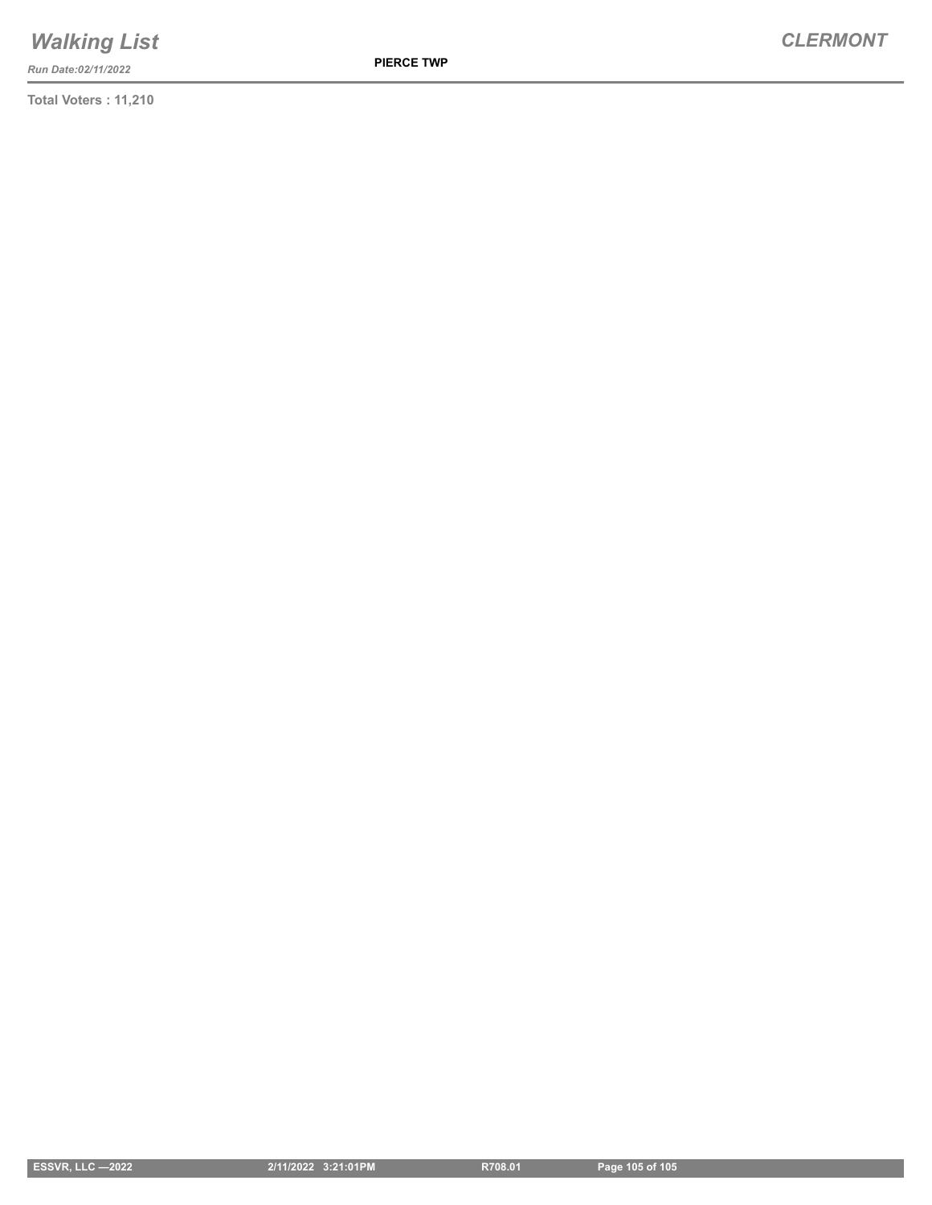Total Voters : 11,210